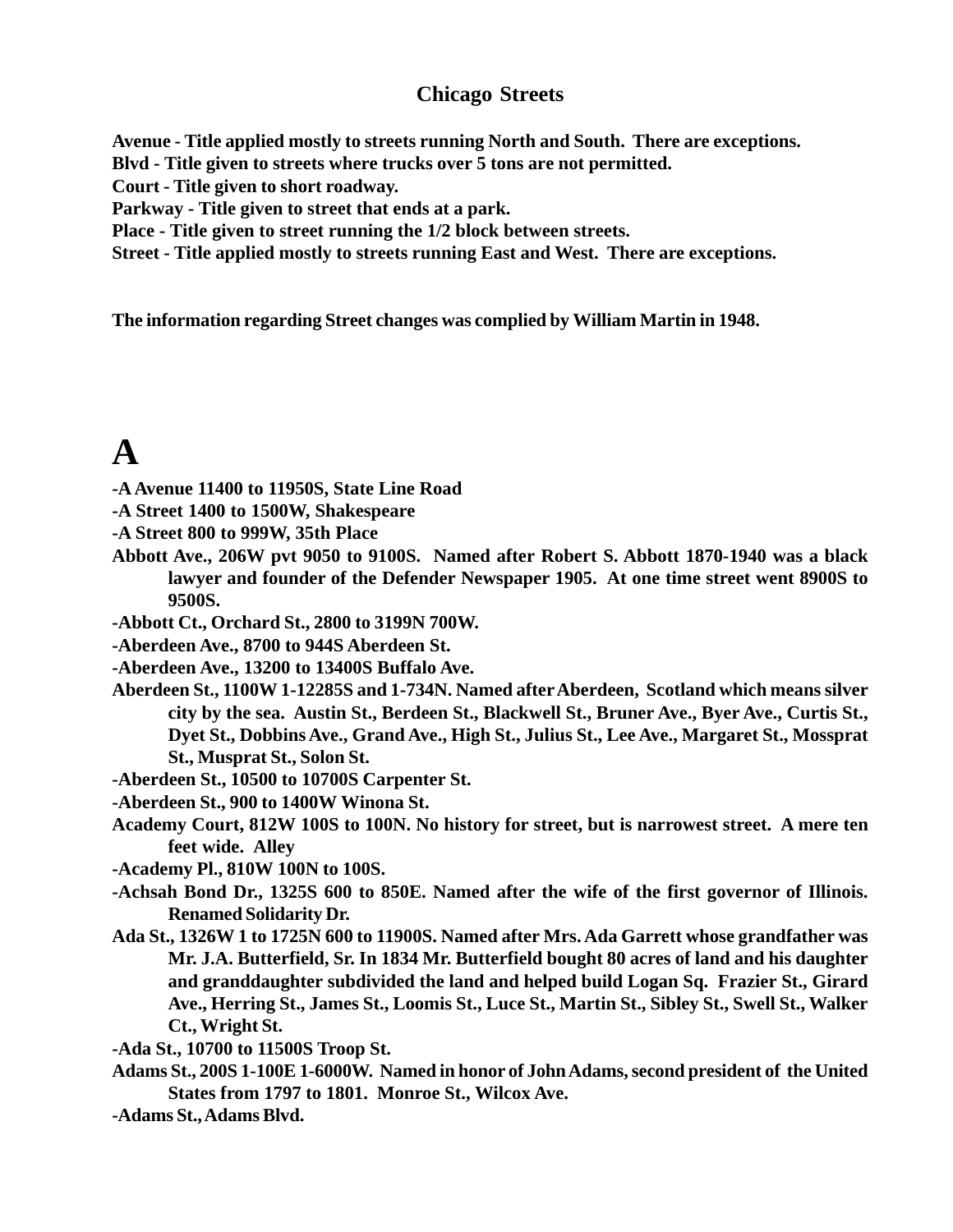## Chicago Streets

**Avenue - Title applied mostly to streets running North and South. There are exceptions.**
**Blvd - Title given to streets where trucks over 5 tons are not permitted.**
**Court - Title given to short roadway.**
**Parkway - Title given to street that ends at a park.**
**Place - Title given to street running the 1/2 block between streets.**
**Street - Title applied mostly to streets running East and West. There are exceptions.**

**The information regarding Street changes was complied by William Martin in 1948.**

# A

**-A Avenue 11400 to 11950S, State Line Road**

**-A Street 1400 to 1500W, Shakespeare**

**-A Street 800 to 999W, 35th Place**

**Abbott Ave., 206W pvt 9050 to 9100S. Named after Robert S. Abbott 1870-1940 was a black lawyer and founder of the Defender Newspaper 1905. At one time street went 8900S to 9500S.**

**-Abbott Ct., Orchard St., 2800 to 3199N 700W.**

**-Aberdeen Ave., 8700 to 944S Aberdeen St.**

**-Aberdeen Ave., 13200 to 13400S Buffalo Ave.**

**Aberdeen St., 1100W 1-12285S and 1-734N. Named after Aberdeen, Scotland which means silver city by the sea. Austin St., Berdeen St., Blackwell St., Bruner Ave., Byer Ave., Curtis St., Dyet St., Dobbins Ave., Grand Ave., High St., Julius St., Lee Ave., Margaret St., Mossprat St., Musprat St., Solon St.**

**-Aberdeen St., 10500 to 10700S Carpenter St.**

**-Aberdeen St., 900 to 1400W Winona St.**

**Academy Court, 812W 100S to 100N. No history for street, but is narrowest street. A mere ten feet wide. Alley**

**-Academy Pl., 810W 100N to 100S.**

**-Achsah Bond Dr., 1325S 600 to 850E. Named after the wife of the first governor of Illinois. Renamed Solidarity Dr.**

**Ada St., 1326W 1 to 1725N 600 to 11900S. Named after Mrs. Ada Garrett whose grandfather was Mr. J.A. Butterfield, Sr. In 1834 Mr. Butterfield bought 80 acres of land and his daughter and granddaughter subdivided the land and helped build Logan Sq. Frazier St., Girard Ave., Herring St., James St., Loomis St., Luce St., Martin St., Sibley St., Swell St., Walker Ct., Wright St.**

**-Ada St., 10700 to 11500S Troop St.**

**Adams St., 200S 1-100E 1-6000W. Named in honor of John Adams, second president of the United States from 1797 to 1801. Monroe St., Wilcox Ave.**

**-Adams St., Adams Blvd.**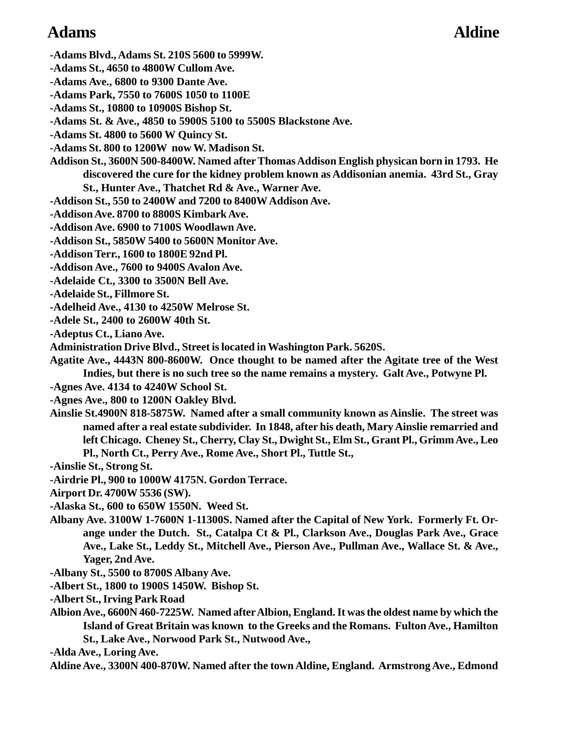-Adams Blvd., Adams St. 210S 5600 to 5999W.

-Adams St., 4650 to 4800W Cullom Ave.

-Adams Ave., 6800 to 9300 Dante Ave.

-Adams Park, 7550 to 7600S 1050 to 1100E

-Adams St., 10800 to 10900S Bishop St.

-Adams St. & Ave., 4850 to 5900S 5100 to 5500S Blackstone Ave.

-Adams St. 4800 to 5600 W Quincy St.

-Adams St. 800 to 1200W now W. Madison St.

Addison St., 3600N 500-8400W. Named after Thomas Addison English physican born in 1793. He discovered the cure for the kidney problem known as Addisonian anemia. 43rd St., Gray St., Hunter Ave., Thatchet Rd & Ave., Warner Ave.

-Addison St., 550 to 2400W and 7200 to 8400W Addison Ave.

-Addison Ave. 8700 to 8800S Kimbark Ave.

-Addison Ave. 6900 to 7100S Woodlawn Ave.

-Addison St., 5850W 5400 to 5600N Monitor Ave.

-Addison Terr., 1600 to 1800E 92nd Pl.

-Addison Ave., 7600 to 9400S Avalon Ave.

-Adelaide Ct., 3300 to 3500N Bell Ave.

-Adelaide St., Fillmore St.

-Adelheid Ave., 4130 to 4250W Melrose St.

-Adele St., 2400 to 2600W 40th St.

-Adeptus Ct., Liano Ave.

Administration Drive Blvd., Street is located in Washington Park. 5620S.

Agatite Ave., 4443N 800-8600W. Once thought to be named after the Agitate tree of the West Indies, but there is no such tree so the name remains a mystery. Galt Ave., Potwyne Pl.

-Agnes Ave. 4134 to 4240W School St.

-Agnes Ave., 800 to 1200N Oakley Blvd.

Ainslie St.4900N 818-5875W. Named after a small community known as Ainslie. The street was named after a real estate subdivider. In 1848, after his death, Mary Ainslie remarried and left Chicago. Cheney St., Cherry, Clay St., Dwight St., Elm St., Grant Pl., Grimm Ave., Leo Pl., North Ct., Perry Ave., Rome Ave., Short Pl., Tuttle St.,

-Ainslie St., Strong St.

-Airdrie Pl., 900 to 1000W 4175N. Gordon Terrace.

Airport Dr. 4700W 5536 (SW).

-Alaska St., 600 to 650W 1550N. Weed St.

Albany Ave. 3100W 1-7600N 1-11300S. Named after the Capital of New York. Formerly Ft. Orange under the Dutch. St., Catalpa Ct & Pl., Clarkson Ave., Douglas Park Ave., Grace Ave., Lake St., Leddy St., Mitchell Ave., Pierson Ave., Pullman Ave., Wallace St. & Ave., Yager, 2nd Ave.

-Albany St., 5500 to 8700S Albany Ave.

-Albert St., 1800 to 1900S 1450W. Bishop St.

-Albert St., Irving Park Road

Albion Ave., 6600N 460-7225W. Named after Albion, England. It was the oldest name by which the Island of Great Britain was known to the Greeks and the Romans. Fulton Ave., Hamilton St., Lake Ave., Norwood Park St., Nutwood Ave.,

-Alda Ave., Loring Ave.

Aldine Ave., 3300N 400-870W. Named after the town Aldine, England. Armstrong Ave., Edmond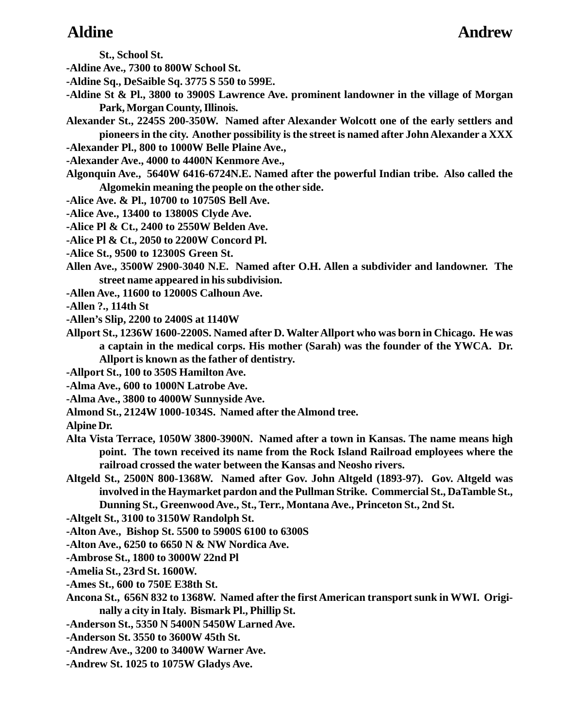**St., School St.**

**-Aldine Ave., 7300 to 800W School St.**

**-Aldine Sq., DeSaible Sq. 3775 S 550 to 599E.**

**-Aldine St & Pl., 3800 to 3900S Lawrence Ave. prominent landowner in the village of Morgan Park, Morgan County, Illinois.**

**Alexander St., 2245S 200-350W. Named after Alexander Wolcott one of the early settlers and pioneers in the city. Another possibility is the street is named after John Alexander a XXX**

**-Alexander Pl., 800 to 1000W Belle Plaine Ave.,**

**-Alexander Ave., 4000 to 4400N Kenmore Ave.,**

**Algonquin Ave., 5640W 6416-6724N.E. Named after the powerful Indian tribe. Also called the Algomekin meaning the people on the other side.**

**-Alice Ave. & Pl., 10700 to 10750S Bell Ave.**

**-Alice Ave., 13400 to 13800S Clyde Ave.**

**-Alice Pl & Ct., 2400 to 2550W Belden Ave.**

**-Alice Pl & Ct., 2050 to 2200W Concord Pl.**

**-Alice St., 9500 to 12300S Green St.**

**Allen Ave., 3500W 2900-3040 N.E. Named after O.H. Allen a subdivider and landowner. The street name appeared in his subdivision.**

**-Allen Ave., 11600 to 12000S Calhoun Ave.**

**-Allen ?., 114th St**

**-Allen's Slip, 2200 to 2400S at 1140W**

**Allport St., 1236W 1600-2200S. Named after D. Walter Allport who was born in Chicago. He was a captain in the medical corps. His mother (Sarah) was the founder of the YWCA. Dr. Allport is known as the father of dentistry.**

**-Allport St., 100 to 350S Hamilton Ave.**

**-Alma Ave., 600 to 1000N Latrobe Ave.**

**-Alma Ave., 3800 to 4000W Sunnyside Ave.**

**Almond St., 2124W 1000-1034S. Named after the Almond tree.**

**Alpine Dr.**

**Alta Vista Terrace, 1050W 3800-3900N. Named after a town in Kansas. The name means high point. The town received its name from the Rock Island Railroad employees where the railroad crossed the water between the Kansas and Neosho rivers.**

**Altgeld St., 2500N 800-1368W. Named after Gov. John Altgeld (1893-97). Gov. Altgeld was involved in the Haymarket pardon and the Pullman Strike. Commercial St., DaTamble St., Dunning St., Greenwood Ave., St., Terr., Montana Ave., Princeton St., 2nd St.**

**-Altgelt St., 3100 to 3150W Randolph St.**

**-Alton Ave., Bishop St. 5500 to 5900S 6100 to 6300S**

**-Alton Ave., 6250 to 6650 N & NW Nordica Ave.**

**-Ambrose St., 1800 to 3000W 22nd Pl**

**-Amelia St., 23rd St. 1600W.**

**-Ames St., 600 to 750E E38th St.**

**Ancona St., 656N 832 to 1368W. Named after the first American transport sunk in WWI. Originally a city in Italy. Bismark Pl., Phillip St.**

**-Anderson St., 5350 N 5400N 5450W Larned Ave.**

**-Anderson St. 3550 to 3600W 45th St.**

**-Andrew Ave., 3200 to 3400W Warner Ave.**

**-Andrew St. 1025 to 1075W Gladys Ave.**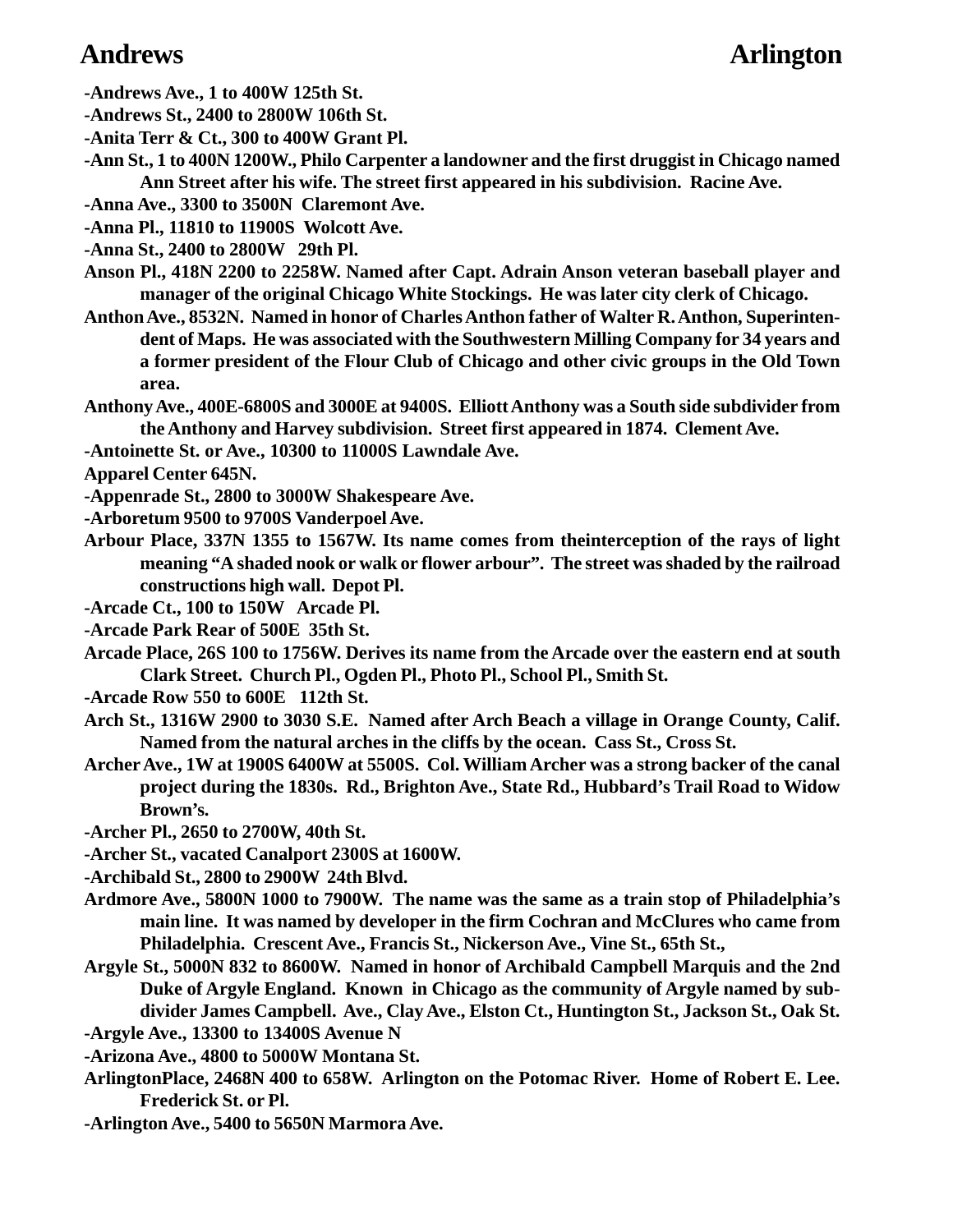**-Andrews Ave., 1 to 400W 125th St.**

**-Andrews St., 2400 to 2800W 106th St.**

**-Anita Terr & Ct., 300 to 400W Grant Pl.**

**-Ann St., 1 to 400N 1200W., Philo Carpenter a landowner and the first druggist in Chicago named Ann Street after his wife. The street first appeared in his subdivision. Racine Ave.**

**-Anna Ave., 3300 to 3500N Claremont Ave.**

**-Anna Pl., 11810 to 11900S Wolcott Ave.**

**-Anna St., 2400 to 2800W 29th Pl.**

**Anson Pl., 418N 2200 to 2258W. Named after Capt. Adrain Anson veteran baseball player and manager of the original Chicago White Stockings. He was later city clerk of Chicago.**

**Anthon Ave., 8532N. Named in honor of Charles Anthon father of Walter R. Anthon, Superintendent of Maps. He was associated with the Southwestern Milling Company for 34 years and a former president of the Flour Club of Chicago and other civic groups in the Old Town area.**

**Anthony Ave., 400E-6800S and 3000E at 9400S. Elliott Anthony was a South side subdivider from the Anthony and Harvey subdivision. Street first appeared in 1874. Clement Ave.**

**-Antoinette St. or Ave., 10300 to 11000S Lawndale Ave.**

**Apparel Center 645N.**

**-Appenrade St., 2800 to 3000W Shakespeare Ave.**

**-Arboretum 9500 to 9700S Vanderpoel Ave.**

**Arbour Place, 337N 1355 to 1567W. Its name comes from theinterception of the rays of light meaning "A shaded nook or walk or flower arbour". The street was shaded by the railroad constructions high wall. Depot Pl.**

**-Arcade Ct., 100 to 150W Arcade Pl.**

**-Arcade Park Rear of 500E 35th St.**

**Arcade Place, 26S 100 to 1756W. Derives its name from the Arcade over the eastern end at south Clark Street. Church Pl., Ogden Pl., Photo Pl., School Pl., Smith St.**

**-Arcade Row 550 to 600E 112th St.**

**Arch St., 1316W 2900 to 3030 S.E. Named after Arch Beach a village in Orange County, Calif. Named from the natural arches in the cliffs by the ocean. Cass St., Cross St.**

**Archer Ave., 1W at 1900S 6400W at 5500S. Col. William Archer was a strong backer of the canal project during the 1830s. Rd., Brighton Ave., State Rd., Hubbard's Trail Road to Widow Brown's.**

**-Archer Pl., 2650 to 2700W, 40th St.**

**-Archer St., vacated Canalport 2300S at 1600W.**

**-Archibald St., 2800 to 2900W 24th Blvd.**

**Ardmore Ave., 5800N 1000 to 7900W. The name was the same as a train stop of Philadelphia's main line. It was named by developer in the firm Cochran and McClures who came from Philadelphia. Crescent Ave., Francis St., Nickerson Ave., Vine St., 65th St.,**

**Argyle St., 5000N 832 to 8600W. Named in honor of Archibald Campbell Marquis and the 2nd Duke of Argyle England. Known in Chicago as the community of Argyle named by subdivider James Campbell. Ave., Clay Ave., Elston Ct., Huntington St., Jackson St., Oak St.**

**-Argyle Ave., 13300 to 13400S Avenue N**

**-Arizona Ave., 4800 to 5000W Montana St.**

**ArlingtonPlace, 2468N 400 to 658W. Arlington on the Potomac River. Home of Robert E. Lee. Frederick St. or Pl.**

**-Arlington Ave., 5400 to 5650N Marmora Ave.**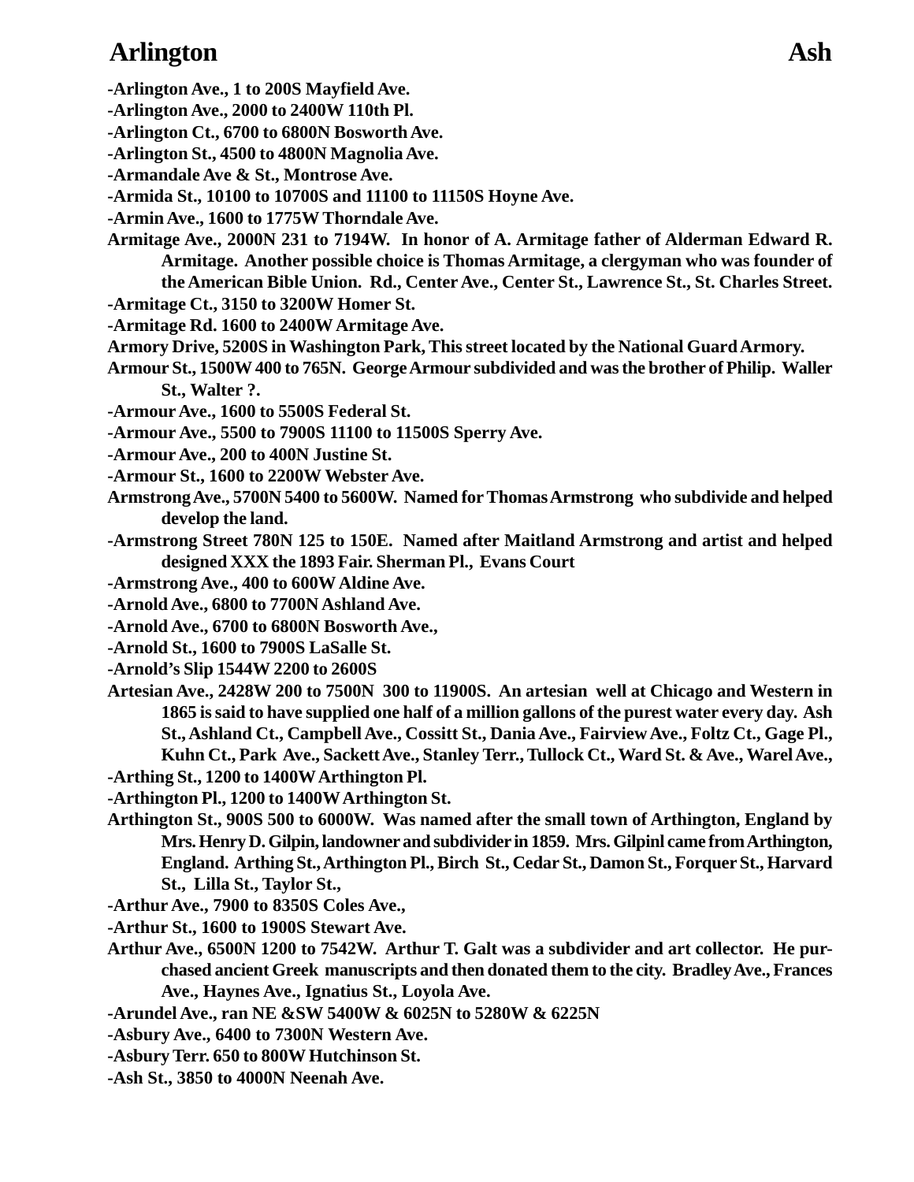**-Arlington Ave., 1 to 200S Mayfield Ave.**

**-Arlington Ave., 2000 to 2400W 110th Pl.**

**-Arlington Ct., 6700 to 6800N Bosworth Ave.**

**-Arlington St., 4500 to 4800N Magnolia Ave.**

**-Armandale Ave & St., Montrose Ave.**

**-Armida St., 10100 to 10700S and 11100 to 11150S Hoyne Ave.**

**-Armin Ave., 1600 to 1775W Thorndale Ave.**

**Armitage Ave., 2000N 231 to 7194W. In honor of A. Armitage father of Alderman Edward R. Armitage. Another possible choice is Thomas Armitage, a clergyman who was founder of the American Bible Union. Rd., Center Ave., Center St., Lawrence St., St. Charles Street.**

**-Armitage Ct., 3150 to 3200W Homer St.**

**-Armitage Rd. 1600 to 2400W Armitage Ave.**

**Armory Drive, 5200S in Washington Park, This street located by the National Guard Armory.**

**Armour St., 1500W 400 to 765N. George Armour subdivided and was the brother of Philip. Waller St., Walter ?.**

**-Armour Ave., 1600 to 5500S Federal St.**

**-Armour Ave., 5500 to 7900S 11100 to 11500S Sperry Ave.**

**-Armour Ave., 200 to 400N Justine St.**

**-Armour St., 1600 to 2200W Webster Ave.**

**Armstrong Ave., 5700N 5400 to 5600W. Named for Thomas Armstrong who subdivide and helped develop the land.**

**-Armstrong Street 780N 125 to 150E. Named after Maitland Armstrong and artist and helped designed XXX the 1893 Fair. Sherman Pl., Evans Court**

**-Armstrong Ave., 400 to 600W Aldine Ave.**

**-Arnold Ave., 6800 to 7700N Ashland Ave.**

**-Arnold Ave., 6700 to 6800N Bosworth Ave.,**

**-Arnold St., 1600 to 7900S LaSalle St.**

**-Arnold's Slip 1544W 2200 to 2600S**

**Artesian Ave., 2428W 200 to 7500N 300 to 11900S. An artesian well at Chicago and Western in 1865 is said to have supplied one half of a million gallons of the purest water every day. Ash St., Ashland Ct., Campbell Ave., Cossitt St., Dania Ave., Fairview Ave., Foltz Ct., Gage Pl., Kuhn Ct., Park Ave., Sackett Ave., Stanley Terr., Tullock Ct., Ward St. & Ave., Warel Ave.,**

**-Arthing St., 1200 to 1400W Arthington Pl.**

**-Arthington Pl., 1200 to 1400W Arthington St.**

**Arthington St., 900S 500 to 6000W. Was named after the small town of Arthington, England by Mrs. Henry D. Gilpin, landowner and subdivider in 1859. Mrs. Gilpinl came from Arthington, England. Arthing St., Arthington Pl., Birch St., Cedar St., Damon St., Forquer St., Harvard St., Lilla St., Taylor St.,**

**-Arthur Ave., 7900 to 8350S Coles Ave.,**

**-Arthur St., 1600 to 1900S Stewart Ave.**

**Arthur Ave., 6500N 1200 to 7542W. Arthur T. Galt was a subdivider and art collector. He purchased ancient Greek manuscripts and then donated them to the city. Bradley Ave., Frances Ave., Haynes Ave., Ignatius St., Loyola Ave.**

**-Arundel Ave., ran NE &SW 5400W & 6025N to 5280W & 6225N**

**-Asbury Ave., 6400 to 7300N Western Ave.**

**-Asbury Terr. 650 to 800W Hutchinson St.**

**-Ash St., 3850 to 4000N Neenah Ave.**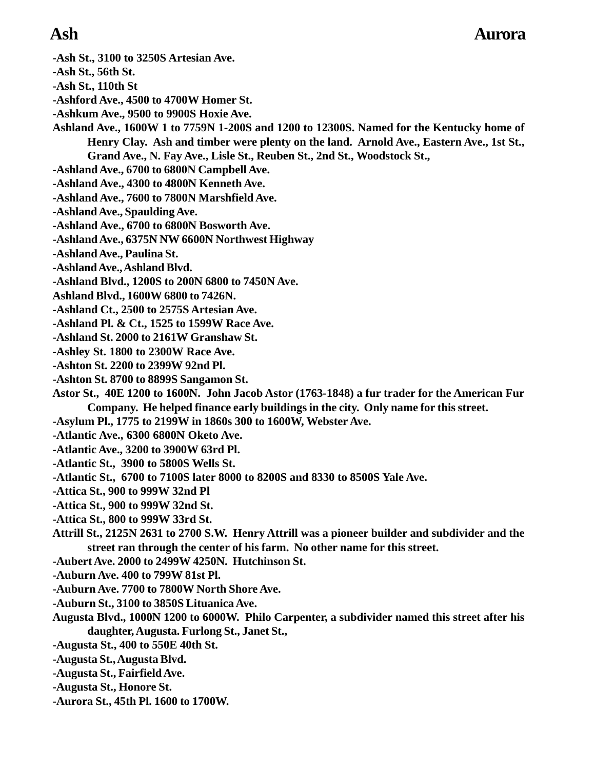-Ash St., 3100 to 3250S Artesian Ave.

-Ash St., 56th St.

-Ash St., 110th St

-Ashford Ave., 4500 to 4700W Homer St.

-Ashkum Ave., 9500 to 9900S Hoxie Ave.

Ashland Ave., 1600W 1 to 7759N 1-200S and 1200 to 12300S. Named for the Kentucky home of Henry Clay. Ash and timber were plenty on the land. Arnold Ave., Eastern Ave., 1st St., Grand Ave., N. Fay Ave., Lisle St., Reuben St., 2nd St., Woodstock St.,

-Ashland Ave., 6700 to 6800N Campbell Ave.

-Ashland Ave., 4300 to 4800N Kenneth Ave.

-Ashland Ave., 7600 to 7800N Marshfield Ave.

-Ashland Ave., Spaulding Ave.

-Ashland Ave., 6700 to 6800N Bosworth Ave.

-Ashland Ave., 6375N NW 6600N Northwest Highway

-Ashland Ave., Paulina St.

-Ashland Ave., Ashland Blvd.

-Ashland Blvd., 1200S to 200N 6800 to 7450N Ave.

Ashland Blvd., 1600W 6800 to 7426N.

-Ashland Ct., 2500 to 2575S Artesian Ave.

-Ashland Pl. & Ct., 1525 to 1599W Race Ave.

-Ashland St. 2000 to 2161W Granshaw St.

-Ashley St. 1800 to 2300W Race Ave.

-Ashton St. 2200 to 2399W 92nd Pl.

-Ashton St. 8700 to 8899S Sangamon St.

Astor St., 40E 1200 to 1600N. John Jacob Astor (1763-1848) a fur trader for the American Fur Company. He helped finance early buildings in the city. Only name for this street.

-Asylum Pl., 1775 to 2199W in 1860s 300 to 1600W, Webster Ave.

-Atlantic Ave., 6300 6800N Oketo Ave.

-Atlantic Ave., 3200 to 3900W 63rd Pl.

-Atlantic St., 3900 to 5800S Wells St.

-Atlantic St., 6700 to 7100S later 8000 to 8200S and 8330 to 8500S Yale Ave.

-Attica St., 900 to 999W 32nd Pl

-Attica St., 900 to 999W 32nd St.

-Attica St., 800 to 999W 33rd St.

Attrill St., 2125N 2631 to 2700 S.W. Henry Attrill was a pioneer builder and subdivider and the street ran through the center of his farm. No other name for this street.

-Aubert Ave. 2000 to 2499W 4250N. Hutchinson St.

-Auburn Ave. 400 to 799W 81st Pl.

-Auburn Ave. 7700 to 7800W North Shore Ave.

-Auburn St., 3100 to 3850S Lituanica Ave.

Augusta Blvd., 1000N 1200 to 6000W. Philo Carpenter, a subdivider named this street after his daughter, Augusta. Furlong St., Janet St.,

-Augusta St., 400 to 550E 40th St.

-Augusta St., Augusta Blvd.

-Augusta St., Fairfield Ave.

-Augusta St., Honore St.

-Aurora St., 45th Pl. 1600 to 1700W.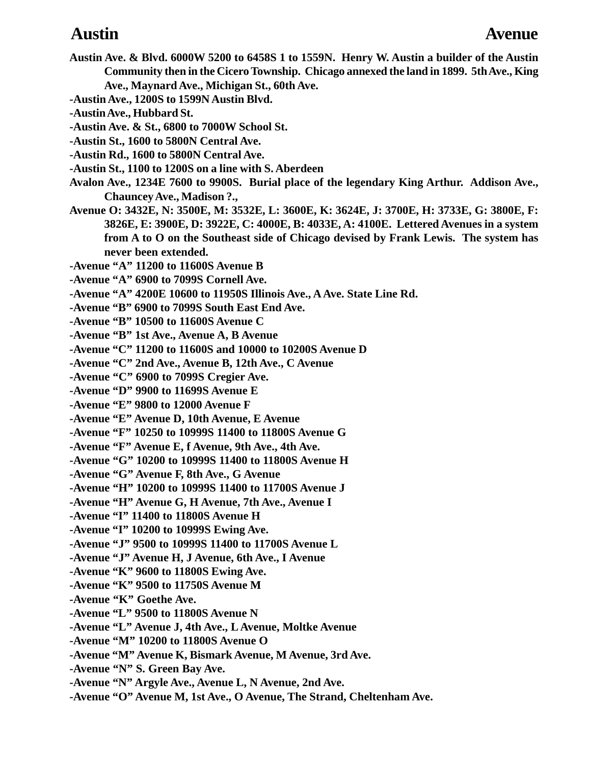**Austin Ave. & Blvd. 6000W 5200 to 6458S 1 to 1559N. Henry W. Austin a builder of the Austin Community then in the Cicero Township. Chicago annexed the land in 1899. 5th Ave., King Ave., Maynard Ave., Michigan St., 60th Ave.**

**-Austin Ave., 1200S to 1599N Austin Blvd.**

**-Austin Ave., Hubbard St.**

**-Austin Ave. & St., 6800 to 7000W School St.**

**-Austin St., 1600 to 5800N Central Ave.**

**-Austin Rd., 1600 to 5800N Central Ave.**

**-Austin St., 1100 to 1200S on a line with S. Aberdeen**

**Avalon Ave., 1234E 7600 to 9900S. Burial place of the legendary King Arthur. Addison Ave., Chauncey Ave., Madison ?.,**

**Avenue O: 3432E, N: 3500E, M: 3532E, L: 3600E, K: 3624E, J: 3700E, H: 3733E, G: 3800E, F: 3826E, E: 3900E, D: 3922E, C: 4000E, B: 4033E, A: 4100E. Lettered Avenues in a system from A to O on the Southeast side of Chicago devised by Frank Lewis. The system has never been extended.**

**-Avenue "A" 11200 to 11600S Avenue B**

**-Avenue "A" 6900 to 7099S Cornell Ave.**

**-Avenue "A" 4200E 10600 to 11950S Illinois Ave., A Ave. State Line Rd.**

**-Avenue "B" 6900 to 7099S South East End Ave.**

**-Avenue "B" 10500 to 11600S Avenue C**

**-Avenue "B" 1st Ave., Avenue A, B Avenue**

**-Avenue "C" 11200 to 11600S and 10000 to 10200S Avenue D**

**-Avenue "C" 2nd Ave., Avenue B, 12th Ave., C Avenue**

**-Avenue "C" 6900 to 7099S Cregier Ave.**

**-Avenue "D" 9900 to 11699S Avenue E**

**-Avenue "E" 9800 to 12000 Avenue F**

**-Avenue "E" Avenue D, 10th Avenue, E Avenue**

**-Avenue "F" 10250 to 10999S 11400 to 11800S Avenue G**

**-Avenue "F" Avenue E, f Avenue, 9th Ave., 4th Ave.**

**-Avenue "G" 10200 to 10999S 11400 to 11800S Avenue H**

**-Avenue "G" Avenue F, 8th Ave., G Avenue**

**-Avenue "H" 10200 to 10999S 11400 to 11700S Avenue J**

**-Avenue "H" Avenue G, H Avenue, 7th Ave., Avenue I**

**-Avenue "I" 11400 to 11800S Avenue H**

**-Avenue "I" 10200 to 10999S Ewing Ave.**

**-Avenue "J" 9500 to 10999S 11400 to 11700S Avenue L**

**-Avenue "J" Avenue H, J Avenue, 6th Ave., I Avenue**

**-Avenue "K" 9600 to 11800S Ewing Ave.**

**-Avenue "K" 9500 to 11750S Avenue M**

**-Avenue "K" Goethe Ave.**

**-Avenue "L" 9500 to 11800S Avenue N**

**-Avenue "L" Avenue J, 4th Ave., L Avenue, Moltke Avenue**

**-Avenue "M" 10200 to 11800S Avenue O**

**-Avenue "M" Avenue K, Bismark Avenue, M Avenue, 3rd Ave.**

**-Avenue "N" S. Green Bay Ave.**

**-Avenue "N" Argyle Ave., Avenue L, N Avenue, 2nd Ave.**

**-Avenue "O" Avenue M, 1st Ave., O Avenue, The Strand, Cheltenham Ave.**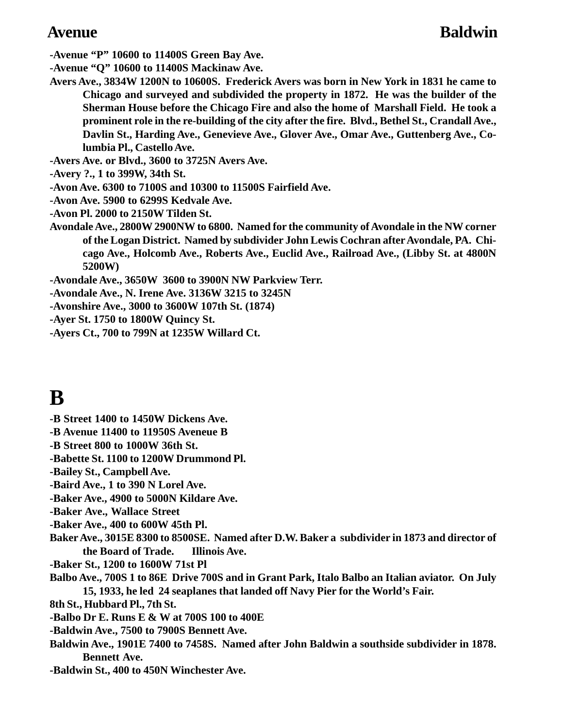**-Avenue "P" 10600 to 11400S Green Bay Ave.**

**-Avenue "Q" 10600 to 11400S Mackinaw Ave.**

**Avers Ave., 3834W 1200N to 10600S. Frederick Avers was born in New York in 1831 he came to Chicago and surveyed and subdivided the property in 1872. He was the builder of the Sherman House before the Chicago Fire and also the home of Marshall Field. He took a prominent role in the re-building of the city after the fire. Blvd., Bethel St., Crandall Ave., Davlin St., Harding Ave., Genevieve Ave., Glover Ave., Omar Ave., Guttenberg Ave., Columbia Pl., Castello Ave.**

**-Avers Ave. or Blvd., 3600 to 3725N Avers Ave.**

**-Avery ?., 1 to 399W, 34th St.**

**-Avon Ave. 6300 to 7100S and 10300 to 11500S Fairfield Ave.**

**-Avon Ave. 5900 to 6299S Kedvale Ave.**

**-Avon Pl. 2000 to 2150W Tilden St.**

**Avondale Ave., 2800W 2900NW to 6800. Named for the community of Avondale in the NW corner of the Logan District. Named by subdivider John Lewis Cochran after Avondale, PA. Chicago Ave., Holcomb Ave., Roberts Ave., Euclid Ave., Railroad Ave., (Libby St. at 4800N 5200W)**

**-Avondale Ave., 3650W 3600 to 3900N NW Parkview Terr.**

**-Avondale Ave., N. Irene Ave. 3136W 3215 to 3245N**

**-Avonshire Ave., 3000 to 3600W 107th St. (1874)**

**-Ayer St. 1750 to 1800W Quincy St.**

**-Ayers Ct., 700 to 799N at 1235W Willard Ct.**

# B

**-B Street 1400 to 1450W Dickens Ave.**

**-B Avenue 11400 to 11950S Aveneue B**

**-B Street 800 to 1000W 36th St.**

**-Babette St. 1100 to 1200W Drummond Pl.**

**-Bailey St., Campbell Ave.**

**-Baird Ave., 1 to 390 N Lorel Ave.**

**-Baker Ave., 4900 to 5000N Kildare Ave.**

**-Baker Ave., Wallace Street**

**-Baker Ave., 400 to 600W 45th Pl.**

**Baker Ave., 3015E 8300 to 8500SE. Named after D.W. Baker a subdivider in 1873 and director of the Board of Trade. Illinois Ave.**

**-Baker St., 1200 to 1600W 71st Pl**

**Balbo Ave., 700S 1 to 86E Drive 700S and in Grant Park, Italo Balbo an Italian aviator. On July 15, 1933, he led 24 seaplanes that landed off Navy Pier for the World's Fair.**

**8th St., Hubbard Pl., 7th St.**

**-Balbo Dr E. Runs E & W at 700S 100 to 400E**

**-Baldwin Ave., 7500 to 7900S Bennett Ave.**

**Baldwin Ave., 1901E 7400 to 7458S. Named after John Baldwin a southside subdivider in 1878. Bennett Ave.**

**-Baldwin St., 400 to 450N Winchester Ave.**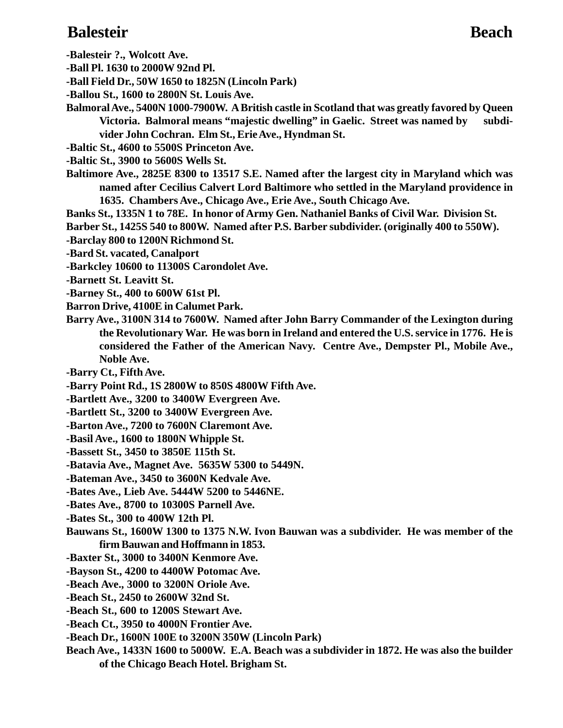**-Balesteir ?., Wolcott Ave.**

**-Ball Pl. 1630 to 2000W 92nd Pl.**

**-Ball Field Dr., 50W 1650 to 1825N (Lincoln Park)**

**-Ballou St., 1600 to 2800N St. Louis Ave.**

**Balmoral Ave., 5400N 1000-7900W. A British castle in Scotland that was greatly favored by Queen Victoria. Balmoral means "majestic dwelling" in Gaelic. Street was named by subdivider John Cochran. Elm St., Erie Ave., Hyndman St.**

**-Baltic St., 4600 to 5500S Princeton Ave.**

**-Baltic St., 3900 to 5600S Wells St.**

**Baltimore Ave., 2825E 8300 to 13517 S.E. Named after the largest city in Maryland which was named after Cecilius Calvert Lord Baltimore who settled in the Maryland providence in 1635. Chambers Ave., Chicago Ave., Erie Ave., South Chicago Ave.**

**Banks St., 1335N 1 to 78E. In honor of Army Gen. Nathaniel Banks of Civil War. Division St.**

**Barber St., 1425S 540 to 800W. Named after P.S. Barber subdivider. (originally 400 to 550W).**

**-Barclay 800 to 1200N Richmond St.**

**-Bard St. vacated, Canalport**

**-Barkcley 10600 to 11300S Carondolet Ave.**

**-Barnett St. Leavitt St.**

**-Barney St., 400 to 600W 61st Pl.**

**Barron Drive, 4100E in Calumet Park.**

**Barry Ave., 3100N 314 to 7600W. Named after John Barry Commander of the Lexington during the Revolutionary War. He was born in Ireland and entered the U.S. service in 1776. He is considered the Father of the American Navy. Centre Ave., Dempster Pl., Mobile Ave., Noble Ave.**

**-Barry Ct., Fifth Ave.**

**-Barry Point Rd., 1S 2800W to 850S 4800W Fifth Ave.**

**-Bartlett Ave., 3200 to 3400W Evergreen Ave.**

**-Bartlett St., 3200 to 3400W Evergreen Ave.**

**-Barton Ave., 7200 to 7600N Claremont Ave.**

**-Basil Ave., 1600 to 1800N Whipple St.**

**-Bassett St., 3450 to 3850E 115th St.**

**-Batavia Ave., Magnet Ave. 5635W 5300 to 5449N.**

**-Bateman Ave., 3450 to 3600N Kedvale Ave.**

**-Bates Ave., Lieb Ave. 5444W 5200 to 5446NE.**

**-Bates Ave., 8700 to 10300S Parnell Ave.**

**-Bates St., 300 to 400W 12th Pl.**

**Bauwans St., 1600W 1300 to 1375 N.W. Ivon Bauwan was a subdivider. He was member of the firm Bauwan and Hoffmann in 1853.**

**-Baxter St., 3000 to 3400N Kenmore Ave.**

**-Bayson St., 4200 to 4400W Potomac Ave.**

**-Beach Ave., 3000 to 3200N Oriole Ave.**

**-Beach St., 2450 to 2600W 32nd St.**

**-Beach St., 600 to 1200S Stewart Ave.**

**-Beach Ct., 3950 to 4000N Frontier Ave.**

**-Beach Dr., 1600N 100E to 3200N 350W (Lincoln Park)**

**Beach Ave., 1433N 1600 to 5000W. E.A. Beach was a subdivider in 1872. He was also the builder of the Chicago Beach Hotel. Brigham St.**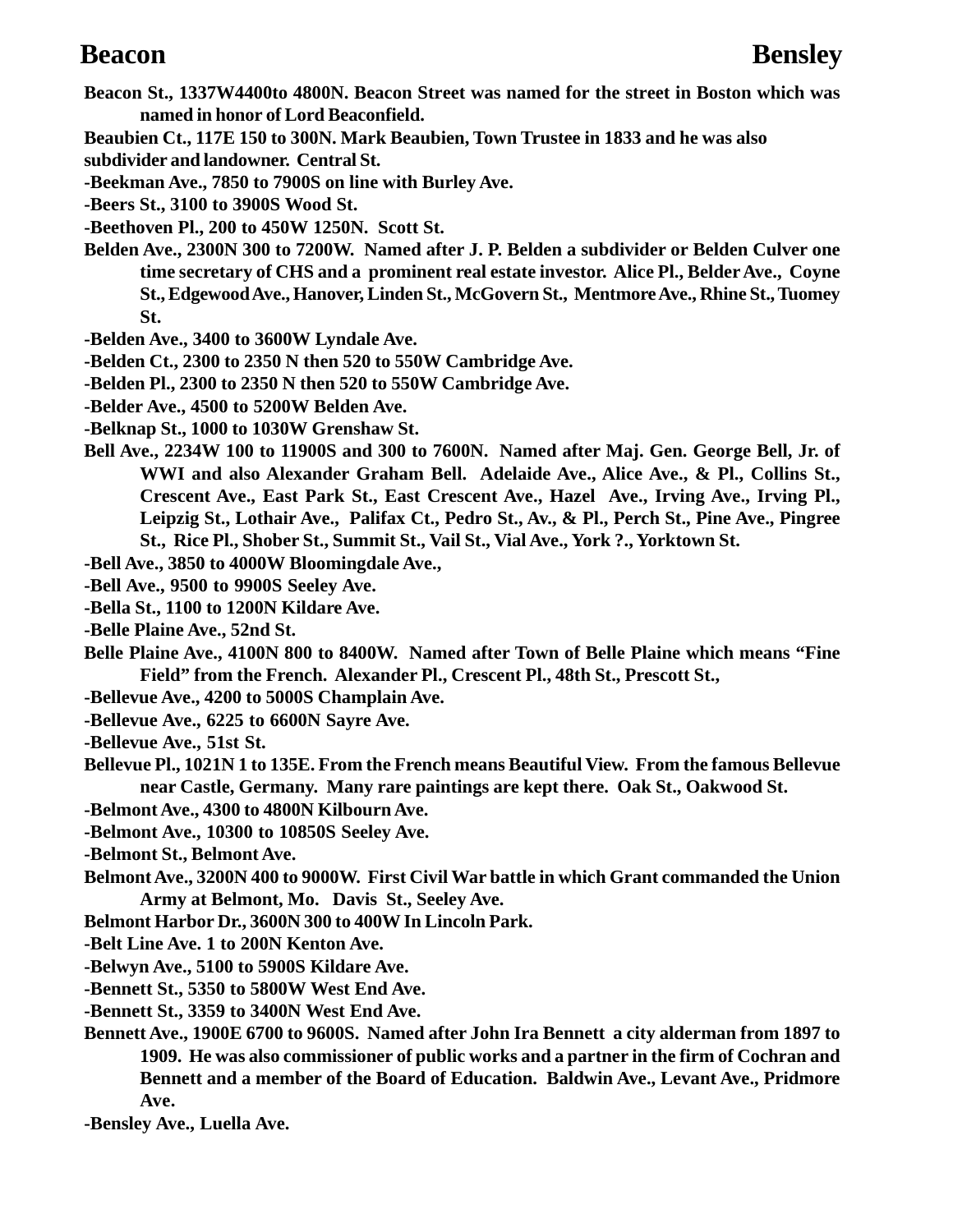**Beacon St., 1337W4400to 4800N. Beacon Street was named for the street in Boston which was named in honor of Lord Beaconfield.**

**Beaubien Ct., 117E 150 to 300N. Mark Beaubien, Town Trustee in 1833 and he was also subdivider and landowner. Central St.**

**-Beekman Ave., 7850 to 7900S on line with Burley Ave.**

**-Beers St., 3100 to 3900S Wood St.**

**-Beethoven Pl., 200 to 450W 1250N. Scott St.**

**Belden Ave., 2300N 300 to 7200W. Named after J. P. Belden a subdivider or Belden Culver one time secretary of CHS and a prominent real estate investor. Alice Pl., Belder Ave., Coyne St., Edgewood Ave., Hanover, Linden St., McGovern St., Mentmore Ave., Rhine St., Tuomey St.**

**-Belden Ave., 3400 to 3600W Lyndale Ave.**

**-Belden Ct., 2300 to 2350 N then 520 to 550W Cambridge Ave.**

**-Belden Pl., 2300 to 2350 N then 520 to 550W Cambridge Ave.**

**-Belder Ave., 4500 to 5200W Belden Ave.**

**-Belknap St., 1000 to 1030W Grenshaw St.**

**Bell Ave., 2234W 100 to 11900S and 300 to 7600N. Named after Maj. Gen. George Bell, Jr. of WWI and also Alexander Graham Bell. Adelaide Ave., Alice Ave., & Pl., Collins St., Crescent Ave., East Park St., East Crescent Ave., Hazel Ave., Irving Ave., Irving Pl., Leipzig St., Lothair Ave., Palifax Ct., Pedro St., Av., & Pl., Perch St., Pine Ave., Pingree St., Rice Pl., Shober St., Summit St., Vail St., Vial Ave., York ?., Yorktown St.**

**-Bell Ave., 3850 to 4000W Bloomingdale Ave.,**

**-Bell Ave., 9500 to 9900S Seeley Ave.**

**-Bella St., 1100 to 1200N Kildare Ave.**

**-Belle Plaine Ave., 52nd St.**

**Belle Plaine Ave., 4100N 800 to 8400W. Named after Town of Belle Plaine which means "Fine Field" from the French. Alexander Pl., Crescent Pl., 48th St., Prescott St.,**

**-Bellevue Ave., 4200 to 5000S Champlain Ave.**

**-Bellevue Ave., 6225 to 6600N Sayre Ave.**

**-Bellevue Ave., 51st St.**

**Bellevue Pl., 1021N 1 to 135E. From the French means Beautiful View. From the famous Bellevue near Castle, Germany. Many rare paintings are kept there. Oak St., Oakwood St.**

**-Belmont Ave., 4300 to 4800N Kilbourn Ave.**

**-Belmont Ave., 10300 to 10850S Seeley Ave.**

**-Belmont St., Belmont Ave.**

**Belmont Ave., 3200N 400 to 9000W. First Civil War battle in which Grant commanded the Union Army at Belmont, Mo. Davis St., Seeley Ave.**

**Belmont Harbor Dr., 3600N 300 to 400W In Lincoln Park.**

**-Belt Line Ave. 1 to 200N Kenton Ave.**

**-Belwyn Ave., 5100 to 5900S Kildare Ave.**

**-Bennett St., 5350 to 5800W West End Ave.**

**-Bennett St., 3359 to 3400N West End Ave.**

**Bennett Ave., 1900E 6700 to 9600S. Named after John Ira Bennett a city alderman from 1897 to 1909. He was also commissioner of public works and a partner in the firm of Cochran and Bennett and a member of the Board of Education. Baldwin Ave., Levant Ave., Pridmore Ave.**

**-Bensley Ave., Luella Ave.**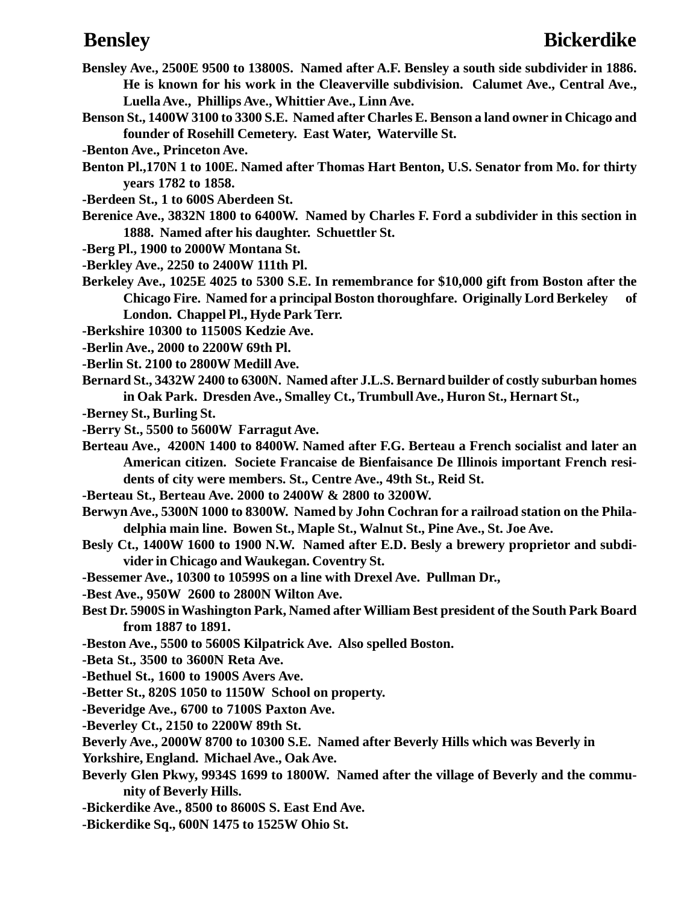**Bensley Ave., 2500E 9500 to 13800S. Named after A.F. Bensley a south side subdivider in 1886. He is known for his work in the Cleaverville subdivision. Calumet Ave., Central Ave., Luella Ave., Phillips Ave., Whittier Ave., Linn Ave.**

**Benson St., 1400W 3100 to 3300 S.E. Named after Charles E. Benson a land owner in Chicago and founder of Rosehill Cemetery. East Water, Waterville St.**

**-Benton Ave., Princeton Ave.**

**Benton Pl.,170N 1 to 100E. Named after Thomas Hart Benton, U.S. Senator from Mo. for thirty years 1782 to 1858.**

**-Berdeen St., 1 to 600S Aberdeen St.**

**Berenice Ave., 3832N 1800 to 6400W. Named by Charles F. Ford a subdivider in this section in 1888. Named after his daughter. Schuettler St.**

**-Berg Pl., 1900 to 2000W Montana St.**

**-Berkley Ave., 2250 to 2400W 111th Pl.**

**Berkeley Ave., 1025E 4025 to 5300 S.E. In remembrance for $10,000 gift from Boston after the Chicago Fire. Named for a principal Boston thoroughfare. Originally Lord Berkeley of London. Chappel Pl., Hyde Park Terr.**

**-Berkshire 10300 to 11500S Kedzie Ave.**

**-Berlin Ave., 2000 to 2200W 69th Pl.**

**-Berlin St. 2100 to 2800W Medill Ave.**

**Bernard St., 3432W 2400 to 6300N. Named after J.L.S. Bernard builder of costly suburban homes in Oak Park. Dresden Ave., Smalley Ct., Trumbull Ave., Huron St., Hernart St.,**

**-Berney St., Burling St.**

**-Berry St., 5500 to 5600W Farragut Ave.**

**Berteau Ave., 4200N 1400 to 8400W. Named after F.G. Berteau a French socialist and later an American citizen. Societe Francaise de Bienfaisance De Illinois important French residents of city were members. St., Centre Ave., 49th St., Reid St.**

**-Berteau St., Berteau Ave. 2000 to 2400W & 2800 to 3200W.**

**Berwyn Ave., 5300N 1000 to 8300W. Named by John Cochran for a railroad station on the Philadelphia main line. Bowen St., Maple St., Walnut St., Pine Ave., St. Joe Ave.**

**Besly Ct., 1400W 1600 to 1900 N.W. Named after E.D. Besly a brewery proprietor and subdivider in Chicago and Waukegan. Coventry St.**

**-Bessemer Ave., 10300 to 10599S on a line with Drexel Ave. Pullman Dr.,**

**-Best Ave., 950W 2600 to 2800N Wilton Ave.**

**Best Dr. 5900S in Washington Park, Named after William Best president of the South Park Board from 1887 to 1891.**

**-Beston Ave., 5500 to 5600S Kilpatrick Ave. Also spelled Boston.**

**-Beta St., 3500 to 3600N Reta Ave.**

**-Bethuel St., 1600 to 1900S Avers Ave.**

**-Better St., 820S 1050 to 1150W School on property.**

**-Beveridge Ave., 6700 to 7100S Paxton Ave.**

**-Beverley Ct., 2150 to 2200W 89th St.**

**Beverly Ave., 2000W 8700 to 10300 S.E. Named after Beverly Hills which was Beverly in Yorkshire, England. Michael Ave., Oak Ave.**

**Beverly Glen Pkwy, 9934S 1699 to 1800W. Named after the village of Beverly and the community of Beverly Hills.**

**-Bickerdike Ave., 8500 to 8600S S. East End Ave.**

**-Bickerdike Sq., 600N 1475 to 1525W Ohio St.**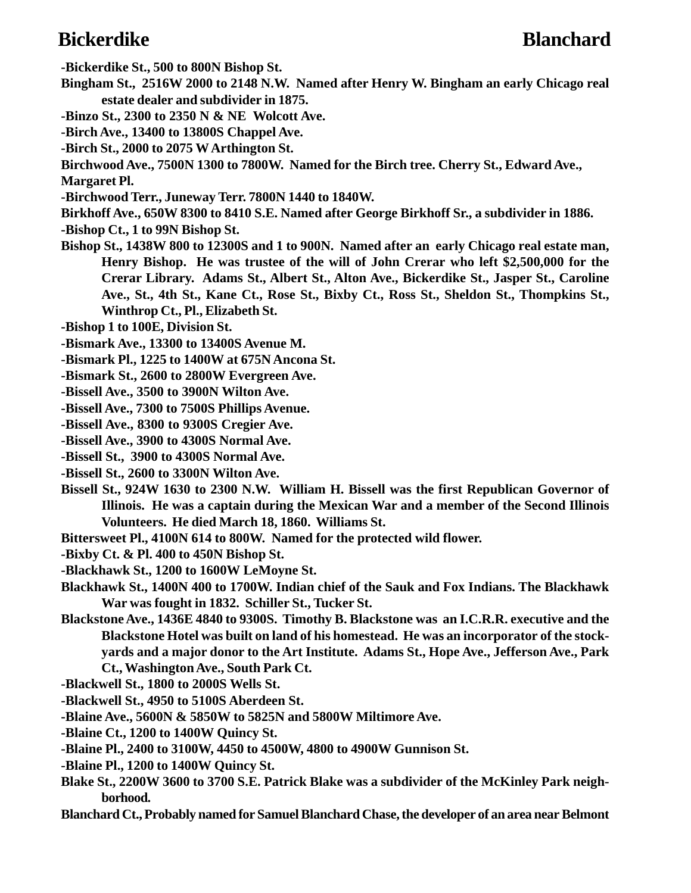**-Bickerdike St., 500 to 800N Bishop St.**

**Bingham St., 2516W 2000 to 2148 N.W. Named after Henry W. Bingham an early Chicago real estate dealer and subdivider in 1875.**

**-Binzo St., 2300 to 2350 N & NE Wolcott Ave.**

**-Birch Ave., 13400 to 13800S Chappel Ave.**

**-Birch St., 2000 to 2075 W Arthington St.**

**Birchwood Ave., 7500N 1300 to 7800W. Named for the Birch tree. Cherry St., Edward Ave., Margaret Pl.**

**-Birchwood Terr., Juneway Terr. 7800N 1440 to 1840W.**

**Birkhoff Ave., 650W 8300 to 8410 S.E. Named after George Birkhoff Sr., a subdivider in 1886.**

**-Bishop Ct., 1 to 99N Bishop St.**

**Bishop St., 1438W 800 to 12300S and 1 to 900N. Named after an early Chicago real estate man, Henry Bishop. He was trustee of the will of John Crerar who left $2,500,000 for the Crerar Library. Adams St., Albert St., Alton Ave., Bickerdike St., Jasper St., Caroline Ave., St., 4th St., Kane Ct., Rose St., Bixby Ct., Ross St., Sheldon St., Thompkins St., Winthrop Ct., Pl., Elizabeth St.**

**-Bishop 1 to 100E, Division St.**

**-Bismark Ave., 13300 to 13400S Avenue M.**

**-Bismark Pl., 1225 to 1400W at 675N Ancona St.**

**-Bismark St., 2600 to 2800W Evergreen Ave.**

**-Bissell Ave., 3500 to 3900N Wilton Ave.**

**-Bissell Ave., 7300 to 7500S Phillips Avenue.**

**-Bissell Ave., 8300 to 9300S Cregier Ave.**

**-Bissell Ave., 3900 to 4300S Normal Ave.**

**-Bissell St., 3900 to 4300S Normal Ave.**

**-Bissell St., 2600 to 3300N Wilton Ave.**

**Bissell St., 924W 1630 to 2300 N.W. William H. Bissell was the first Republican Governor of Illinois. He was a captain during the Mexican War and a member of the Second Illinois Volunteers. He died March 18, 1860. Williams St.**

**Bittersweet Pl., 4100N 614 to 800W. Named for the protected wild flower.**

**-Bixby Ct. & Pl. 400 to 450N Bishop St.**

**-Blackhawk St., 1200 to 1600W LeMoyne St.**

**Blackhawk St., 1400N 400 to 1700W. Indian chief of the Sauk and Fox Indians. The Blackhawk War was fought in 1832. Schiller St., Tucker St.**

**Blackstone Ave., 1436E 4840 to 9300S. Timothy B. Blackstone was an I.C.R.R. executive and the Blackstone Hotel was built on land of his homestead. He was an incorporator of the stock-yards and a major donor to the Art Institute. Adams St., Hope Ave., Jefferson Ave., Park Ct., Washington Ave., South Park Ct.**

**-Blackwell St., 1800 to 2000S Wells St.**

**-Blackwell St., 4950 to 5100S Aberdeen St.**

**-Blaine Ave., 5600N & 5850W to 5825N and 5800W Miltimore Ave.**

**-Blaine Ct., 1200 to 1400W Quincy St.**

**-Blaine Pl., 2400 to 3100W, 4450 to 4500W, 4800 to 4900W Gunnison St.**

**-Blaine Pl., 1200 to 1400W Quincy St.**

**Blake St., 2200W 3600 to 3700 S.E. Patrick Blake was a subdivider of the McKinley Park neighborhood.**

**Blanchard Ct., Probably named for Samuel Blanchard Chase, the developer of an area near Belmont**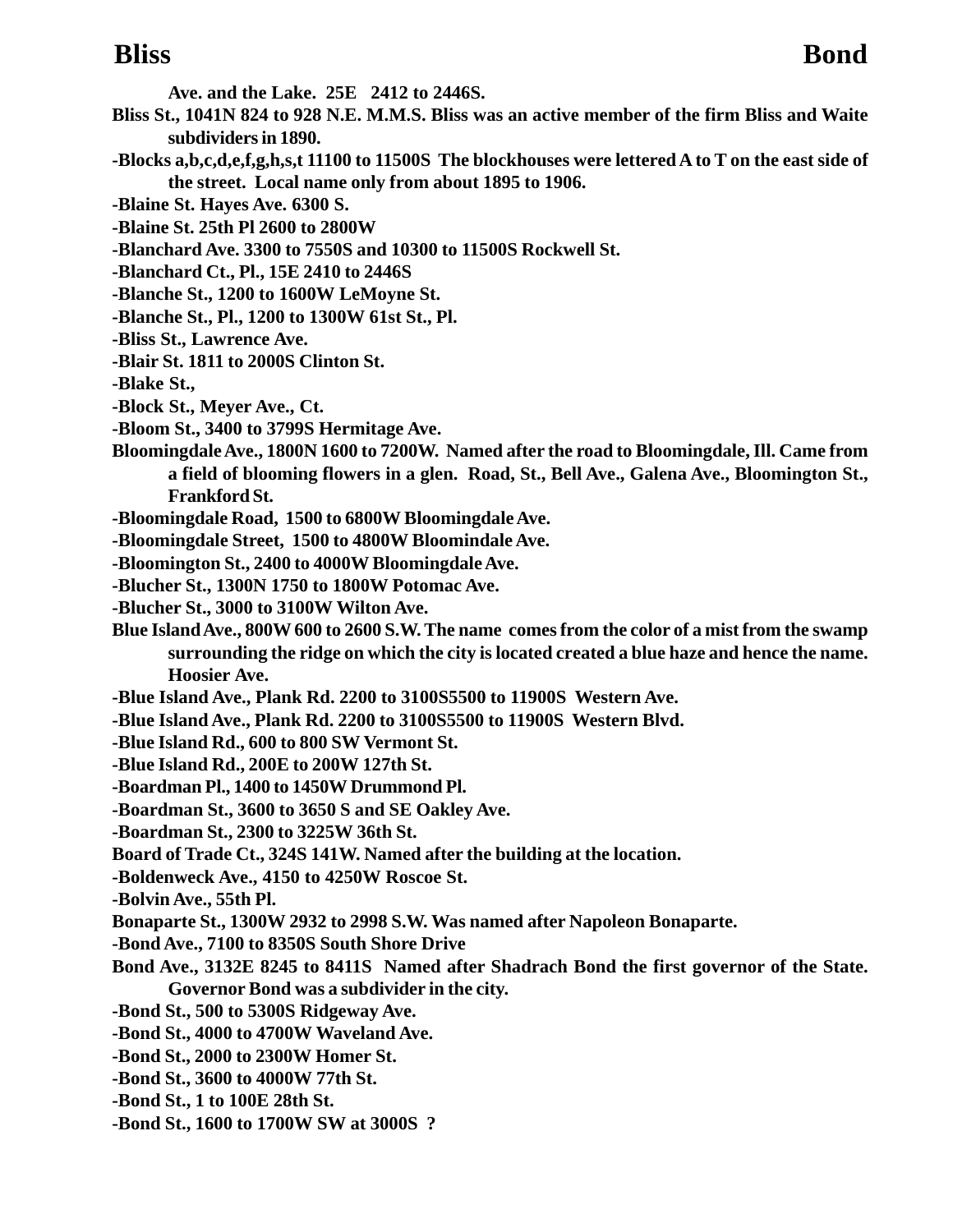Ave. and the Lake. 25E 2412 to 2446S.

**Bliss St., 1041N 824 to 928 N.E. M.M.S. Bliss was an active member of the firm Bliss and Waite subdividers in 1890.**

**-Blocks a,b,c,d,e,f,g,h,s,t 11100 to 11500S The blockhouses were lettered A to T on the east side of the street. Local name only from about 1895 to 1906.**

**-Blaine St. Hayes Ave. 6300 S.**

**-Blaine St. 25th Pl 2600 to 2800W**

**-Blanchard Ave. 3300 to 7550S and 10300 to 11500S Rockwell St.**

**-Blanchard Ct., Pl., 15E 2410 to 2446S**

**-Blanche St., 1200 to 1600W LeMoyne St.**

**-Blanche St., Pl., 1200 to 1300W 61st St., Pl.**

**-Bliss St., Lawrence Ave.**

**-Blair St. 1811 to 2000S Clinton St.**

**-Blake St.,**

**-Block St., Meyer Ave., Ct.**

**-Bloom St., 3400 to 3799S Hermitage Ave.**

**Bloomingdale Ave., 1800N 1600 to 7200W. Named after the road to Bloomingdale, Ill. Came from a field of blooming flowers in a glen. Road, St., Bell Ave., Galena Ave., Bloomington St., Frankford St.**

**-Bloomingdale Road, 1500 to 6800W Bloomingdale Ave.**

**-Bloomingdale Street, 1500 to 4800W Bloomindale Ave.**

**-Bloomington St., 2400 to 4000W Bloomingdale Ave.**

**-Blucher St., 1300N 1750 to 1800W Potomac Ave.**

**-Blucher St., 3000 to 3100W Wilton Ave.**

**Blue Island Ave., 800W 600 to 2600 S.W. The name comes from the color of a mist from the swamp surrounding the ridge on which the city is located created a blue haze and hence the name. Hoosier Ave.**

**-Blue Island Ave., Plank Rd. 2200 to 3100S5500 to 11900S Western Ave.**

**-Blue Island Ave., Plank Rd. 2200 to 3100S5500 to 11900S Western Blvd.**

**-Blue Island Rd., 600 to 800 SW Vermont St.**

**-Blue Island Rd., 200E to 200W 127th St.**

**-Boardman Pl., 1400 to 1450W Drummond Pl.**

**-Boardman St., 3600 to 3650 S and SE Oakley Ave.**

**-Boardman St., 2300 to 3225W 36th St.**

**Board of Trade Ct., 324S 141W. Named after the building at the location.**

**-Boldenweck Ave., 4150 to 4250W Roscoe St.**

**-Bolvin Ave., 55th Pl.**

**Bonaparte St., 1300W 2932 to 2998 S.W. Was named after Napoleon Bonaparte.**

**-Bond Ave., 7100 to 8350S South Shore Drive**

**Bond Ave., 3132E 8245 to 8411S Named after Shadrach Bond the first governor of the State. Governor Bond was a subdivider in the city.**

**-Bond St., 500 to 5300S Ridgeway Ave.**

**-Bond St., 4000 to 4700W Waveland Ave.**

**-Bond St., 2000 to 2300W Homer St.**

**-Bond St., 3600 to 4000W 77th St.**

**-Bond St., 1 to 100E 28th St.**

**-Bond St., 1600 to 1700W SW at 3000S ?**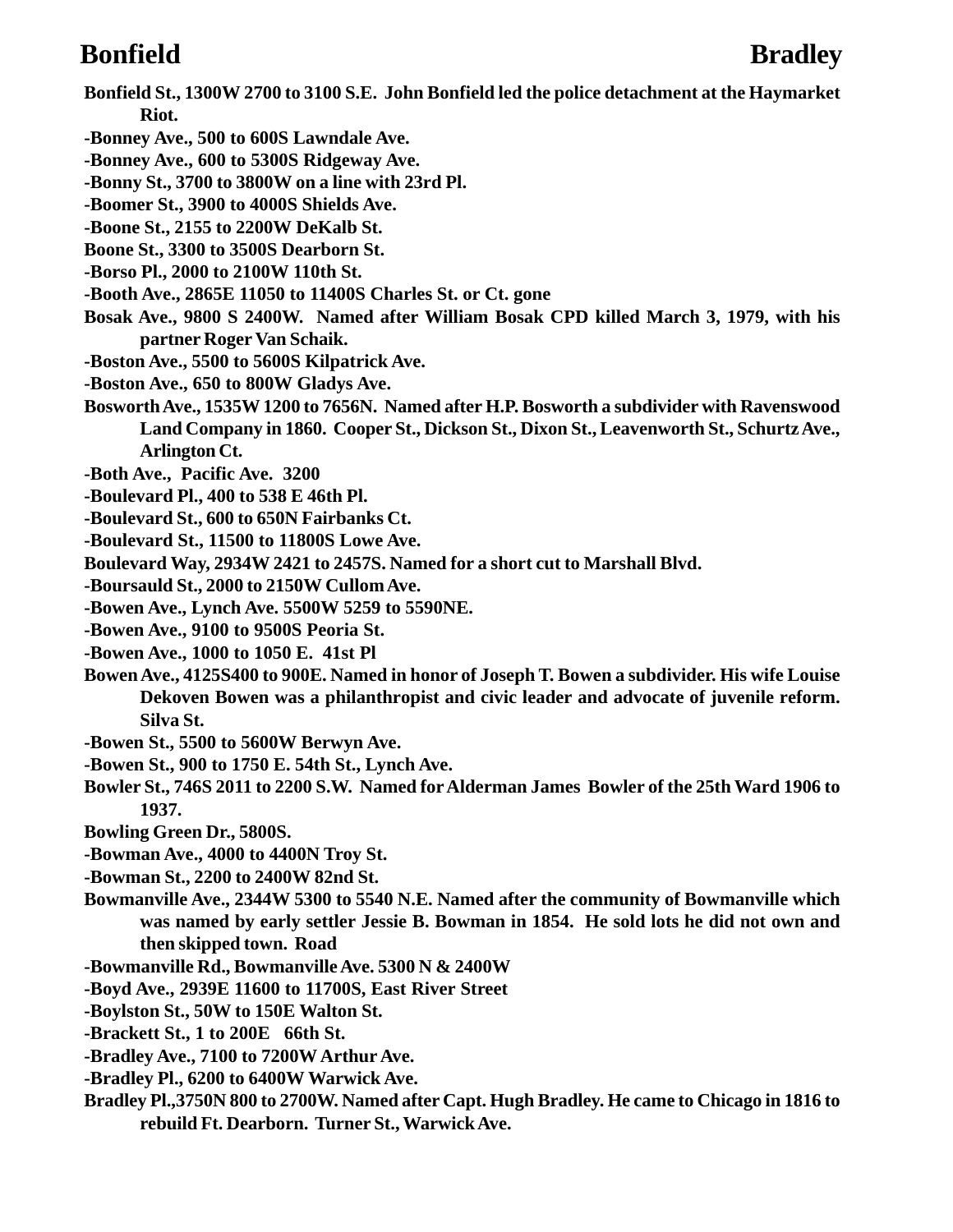**Bonfield St., 1300W 2700 to 3100 S.E. John Bonfield led the police detachment at the Haymarket Riot.**

**-Bonney Ave., 500 to 600S Lawndale Ave.**

**-Bonney Ave., 600 to 5300S Ridgeway Ave.**

**-Bonny St., 3700 to 3800W on a line with 23rd Pl.**

**-Boomer St., 3900 to 4000S Shields Ave.**

**-Boone St., 2155 to 2200W DeKalb St.**

**Boone St., 3300 to 3500S Dearborn St.**

**-Borso Pl., 2000 to 2100W 110th St.**

**-Booth Ave., 2865E 11050 to 11400S Charles St. or Ct. gone**

**Bosak Ave., 9800 S 2400W. Named after William Bosak CPD killed March 3, 1979, with his partner Roger Van Schaik.**

**-Boston Ave., 5500 to 5600S Kilpatrick Ave.**

**-Boston Ave., 650 to 800W Gladys Ave.**

**Bosworth Ave., 1535W 1200 to 7656N. Named after H.P. Bosworth a subdivider with Ravenswood Land Company in 1860. Cooper St., Dickson St., Dixon St., Leavenworth St., Schurtz Ave., Arlington Ct.**

**-Both Ave., Pacific Ave. 3200**

**-Boulevard Pl., 400 to 538 E 46th Pl.**

**-Boulevard St., 600 to 650N Fairbanks Ct.**

**-Boulevard St., 11500 to 11800S Lowe Ave.**

**Boulevard Way, 2934W 2421 to 2457S. Named for a short cut to Marshall Blvd.**

**-Boursauld St., 2000 to 2150W Cullom Ave.**

**-Bowen Ave., Lynch Ave. 5500W 5259 to 5590NE.**

**-Bowen Ave., 9100 to 9500S Peoria St.**

**-Bowen Ave., 1000 to 1050 E. 41st Pl**

**Bowen Ave., 4125S400 to 900E. Named in honor of Joseph T. Bowen a subdivider. His wife Louise Dekoven Bowen was a philanthropist and civic leader and advocate of juvenile reform. Silva St.**

**-Bowen St., 5500 to 5600W Berwyn Ave.**

**-Bowen St., 900 to 1750 E. 54th St., Lynch Ave.**

**Bowler St., 746S 2011 to 2200 S.W. Named for Alderman James Bowler of the 25th Ward 1906 to 1937.**

**Bowling Green Dr., 5800S.**

**-Bowman Ave., 4000 to 4400N Troy St.**

**-Bowman St., 2200 to 2400W 82nd St.**

**Bowmanville Ave., 2344W 5300 to 5540 N.E. Named after the community of Bowmanville which was named by early settler Jessie B. Bowman in 1854. He sold lots he did not own and then skipped town. Road**

**-Bowmanville Rd., Bowmanville Ave. 5300 N & 2400W**

**-Boyd Ave., 2939E 11600 to 11700S, East River Street**

**-Boylston St., 50W to 150E Walton St.**

**-Brackett St., 1 to 200E 66th St.**

**-Bradley Ave., 7100 to 7200W Arthur Ave.**

**-Bradley Pl., 6200 to 6400W Warwick Ave.**

**Bradley Pl.,3750N 800 to 2700W. Named after Capt. Hugh Bradley. He came to Chicago in 1816 to rebuild Ft. Dearborn. Turner St., Warwick Ave.**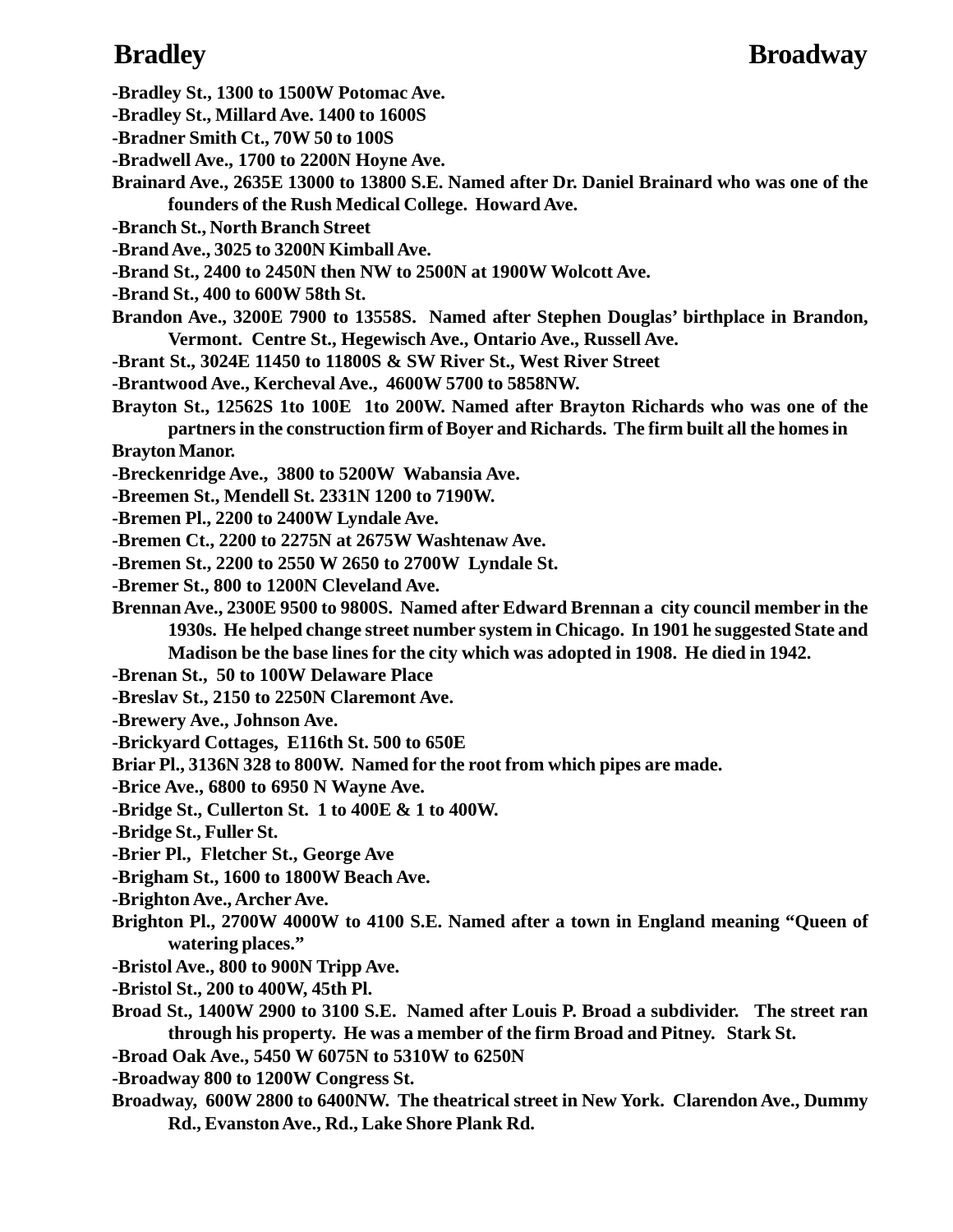-Bradley St., 1300 to 1500W Potomac Ave.

-Bradley St., Millard Ave. 1400 to 1600S

-Bradner Smith Ct., 70W 50 to 100S

-Bradwell Ave., 1700 to 2200N Hoyne Ave.

Brainard Ave., 2635E 13000 to 13800 S.E. Named after Dr. Daniel Brainard who was one of the founders of the Rush Medical College. Howard Ave.

-Branch St., North Branch Street

-Brand Ave., 3025 to 3200N Kimball Ave.

-Brand St., 2400 to 2450N then NW to 2500N at 1900W Wolcott Ave.

-Brand St., 400 to 600W 58th St.

Brandon Ave., 3200E 7900 to 13558S. Named after Stephen Douglas' birthplace in Brandon, Vermont. Centre St., Hegewisch Ave., Ontario Ave., Russell Ave.

-Brant St., 3024E 11450 to 11800S & SW River St., West River Street

-Brantwood Ave., Kercheval Ave., 4600W 5700 to 5858NW.

Brayton St., 12562S 1to 100E 1to 200W. Named after Brayton Richards who was one of the partners in the construction firm of Boyer and Richards. The firm built all the homes in Brayton Manor.

-Breckenridge Ave., 3800 to 5200W Wabansia Ave.

-Breemen St., Mendell St. 2331N 1200 to 7190W.

-Bremen Pl., 2200 to 2400W Lyndale Ave.

-Bremen Ct., 2200 to 2275N at 2675W Washtenaw Ave.

-Bremen St., 2200 to 2550 W 2650 to 2700W Lyndale St.

-Bremer St., 800 to 1200N Cleveland Ave.

Brennan Ave., 2300E 9500 to 9800S. Named after Edward Brennan a city council member in the 1930s. He helped change street number system in Chicago. In 1901 he suggested State and Madison be the base lines for the city which was adopted in 1908. He died in 1942.

-Brenan St., 50 to 100W Delaware Place

-Breslav St., 2150 to 2250N Claremont Ave.

-Brewery Ave., Johnson Ave.

-Brickyard Cottages, E116th St. 500 to 650E

Briar Pl., 3136N 328 to 800W. Named for the root from which pipes are made.

-Brice Ave., 6800 to 6950 N Wayne Ave.

-Bridge St., Cullerton St. 1 to 400E & 1 to 400W.

-Bridge St., Fuller St.

-Brier Pl., Fletcher St., George Ave

-Brigham St., 1600 to 1800W Beach Ave.

-Brighton Ave., Archer Ave.

Brighton Pl., 2700W 4000W to 4100 S.E. Named after a town in England meaning "Queen of watering places."

-Bristol Ave., 800 to 900N Tripp Ave.

-Bristol St., 200 to 400W, 45th Pl.

Broad St., 1400W 2900 to 3100 S.E. Named after Louis P. Broad a subdivider. The street ran through his property. He was a member of the firm Broad and Pitney. Stark St.

-Broad Oak Ave., 5450 W 6075N to 5310W to 6250N

-Broadway 800 to 1200W Congress St.

Broadway, 600W 2800 to 6400NW. The theatrical street in New York. Clarendon Ave., Dummy Rd., Evanston Ave., Rd., Lake Shore Plank Rd.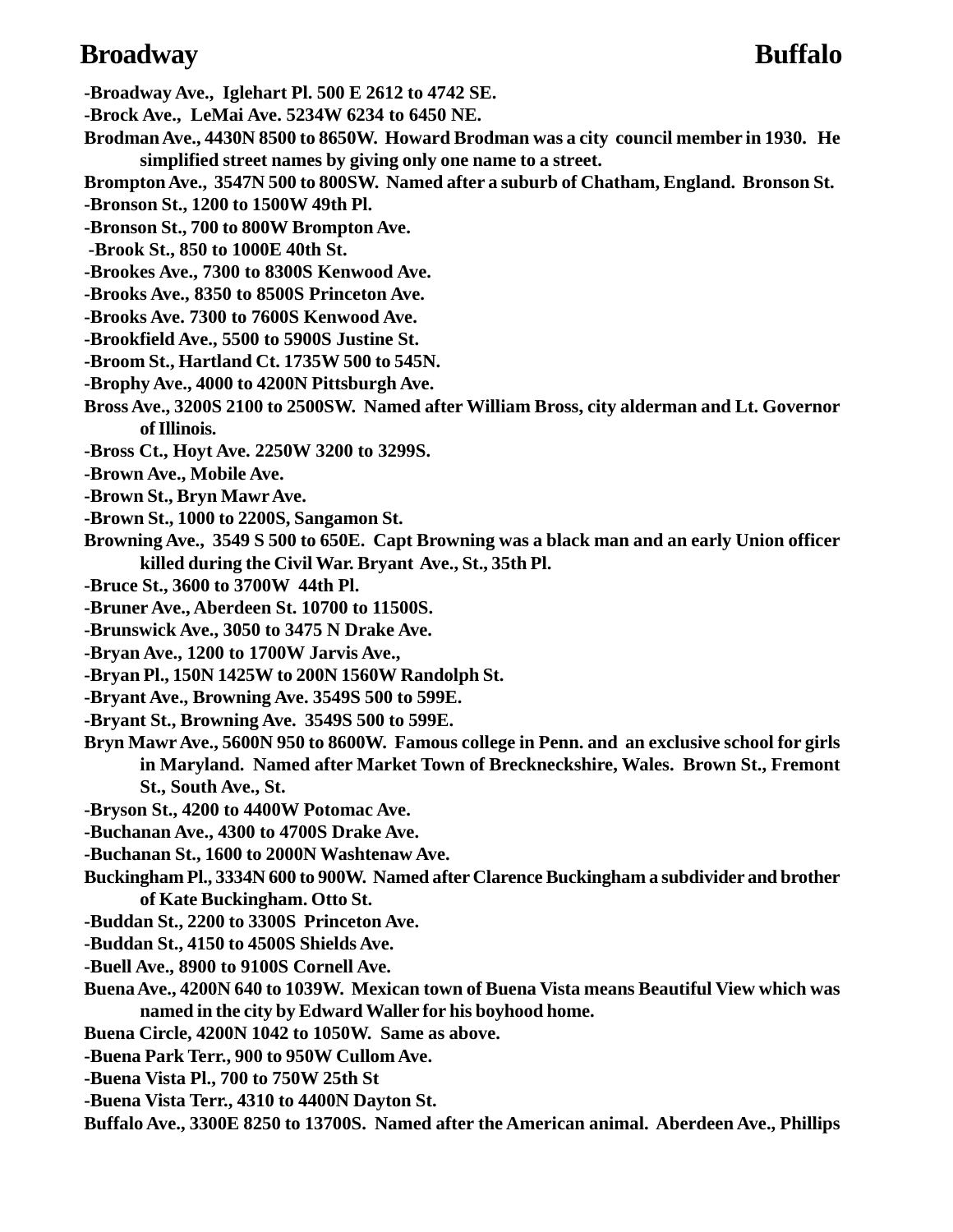**-Broadway Ave., Iglehart Pl. 500 E 2612 to 4742 SE.**

**-Brock Ave., LeMai Ave. 5234W 6234 to 6450 NE.**

**Brodman Ave., 4430N 8500 to 8650W. Howard Brodman was a city council member in 1930. He simplified street names by giving only one name to a street.**

**Brompton Ave., 3547N 500 to 800SW. Named after a suburb of Chatham, England. Bronson St.**

**-Bronson St., 1200 to 1500W 49th Pl.**

**-Bronson St., 700 to 800W Brompton Ave.**

**-Brook St., 850 to 1000E 40th St.**

**-Brookes Ave., 7300 to 8300S Kenwood Ave.**

**-Brooks Ave., 8350 to 8500S Princeton Ave.**

**-Brooks Ave. 7300 to 7600S Kenwood Ave.**

**-Brookfield Ave., 5500 to 5900S Justine St.**

**-Broom St., Hartland Ct. 1735W 500 to 545N.**

**-Brophy Ave., 4000 to 4200N Pittsburgh Ave.**

**Bross Ave., 3200S 2100 to 2500SW. Named after William Bross, city alderman and Lt. Governor of Illinois.**

**-Bross Ct., Hoyt Ave. 2250W 3200 to 3299S.**

**-Brown Ave., Mobile Ave.**

**-Brown St., Bryn Mawr Ave.**

**-Brown St., 1000 to 2200S, Sangamon St.**

**Browning Ave., 3549 S 500 to 650E. Capt Browning was a black man and an early Union officer killed during the Civil War. Bryant Ave., St., 35th Pl.**

**-Bruce St., 3600 to 3700W 44th Pl.**

**-Bruner Ave., Aberdeen St. 10700 to 11500S.**

**-Brunswick Ave., 3050 to 3475 N Drake Ave.**

**-Bryan Ave., 1200 to 1700W Jarvis Ave.,**

**-Bryan Pl., 150N 1425W to 200N 1560W Randolph St.**

**-Bryant Ave., Browning Ave. 3549S 500 to 599E.**

**-Bryant St., Browning Ave. 3549S 500 to 599E.**

**Bryn Mawr Ave., 5600N 950 to 8600W. Famous college in Penn. and an exclusive school for girls in Maryland. Named after Market Town of Brecneckshire, Wales. Brown St., Fremont St., South Ave., St.**

**-Bryson St., 4200 to 4400W Potomac Ave.**

**-Buchanan Ave., 4300 to 4700S Drake Ave.**

**-Buchanan St., 1600 to 2000N Washtenaw Ave.**

**Buckingham Pl., 3334N 600 to 900W. Named after Clarence Buckingham a subdivider and brother of Kate Buckingham. Otto St.**

**-Buddan St., 2200 to 3300S Princeton Ave.**

**-Buddan St., 4150 to 4500S Shields Ave.**

**-Buell Ave., 8900 to 9100S Cornell Ave.**

**Buena Ave., 4200N 640 to 1039W. Mexican town of Buena Vista means Beautiful View which was named in the city by Edward Waller for his boyhood home.**

**Buena Circle, 4200N 1042 to 1050W. Same as above.**

**-Buena Park Terr., 900 to 950W Cullom Ave.**

**-Buena Vista Pl., 700 to 750W 25th St**

**-Buena Vista Terr., 4310 to 4400N Dayton St.**

**Buffalo Ave., 3300E 8250 to 13700S. Named after the American animal. Aberdeen Ave., Phillips**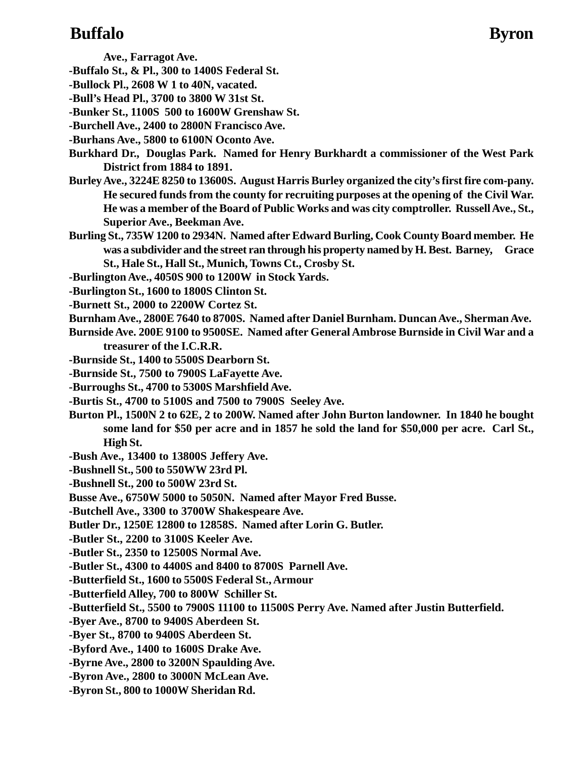Ave., Farragot Ave.

-Buffalo St., & Pl., 300 to 1400S Federal St.

-Bullock Pl., 2608 W 1 to 40N, vacated.

-Bull's Head Pl., 3700 to 3800 W 31st St.

-Bunker St., 1100S 500 to 1600W Grenshaw St.

-Burchell Ave., 2400 to 2800N Francisco Ave.

-Burhans Ave., 5800 to 6100N Oconto Ave.

Burkhard Dr., Douglas Park. Named for Henry Burkhardt a commissioner of the West Park District from 1884 to 1891.

Burley Ave., 3224E 8250 to 13600S. August Harris Burley organized the city's first fire com-pany. He secured funds from the county for recruiting purposes at the opening of the Civil War. He was a member of the Board of Public Works and was city comptroller. Russell Ave., St., Superior Ave., Beekman Ave.

Burling St., 735W 1200 to 2934N. Named after Edward Burling, Cook County Board member. He was a subdivider and the street ran through his property named by H. Best. Barney, Grace St., Hale St., Hall St., Munich, Towns Ct., Crosby St.

-Burlington Ave., 4050S 900 to 1200W in Stock Yards.

-Burlington St., 1600 to 1800S Clinton St.

-Burnett St., 2000 to 2200W Cortez St.

Burnham Ave., 2800E 7640 to 8700S. Named after Daniel Burnham. Duncan Ave., Sherman Ave.

Burnside Ave. 200E 9100 to 9500SE. Named after General Ambrose Burnside in Civil War and a treasurer of the I.C.R.R.

-Burnside St., 1400 to 5500S Dearborn St.

-Burnside St., 7500 to 7900S LaFayette Ave.

-Burroughs St., 4700 to 5300S Marshfield Ave.

-Burtis St., 4700 to 5100S and 7500 to 7900S Seeley Ave.

Burton Pl., 1500N 2 to 62E, 2 to 200W. Named after John Burton landowner. In 1840 he bought some land for $50 per acre and in 1857 he sold the land for $50,000 per acre. Carl St., High St.

-Bush Ave., 13400 to 13800S Jeffery Ave.

-Bushnell St., 500 to 550WW 23rd Pl.

-Bushnell St., 200 to 500W 23rd St.

Busse Ave., 6750W 5000 to 5050N. Named after Mayor Fred Busse.

-Butchell Ave., 3300 to 3700W Shakespeare Ave.

Butler Dr., 1250E 12800 to 12858S. Named after Lorin G. Butler.

-Butler St., 2200 to 3100S Keeler Ave.

-Butler St., 2350 to 12500S Normal Ave.

-Butler St., 4300 to 4400S and 8400 to 8700S Parnell Ave.

-Butterfield St., 1600 to 5500S Federal St., Armour

-Butterfield Alley, 700 to 800W Schiller St.

-Butterfield St., 5500 to 7900S 11100 to 11500S Perry Ave. Named after Justin Butterfield.

-Byer Ave., 8700 to 9400S Aberdeen St.

-Byer St., 8700 to 9400S Aberdeen St.

-Byford Ave., 1400 to 1600S Drake Ave.

-Byrne Ave., 2800 to 3200N Spaulding Ave.

-Byron Ave., 2800 to 3000N McLean Ave.

-Byron St., 800 to 1000W Sheridan Rd.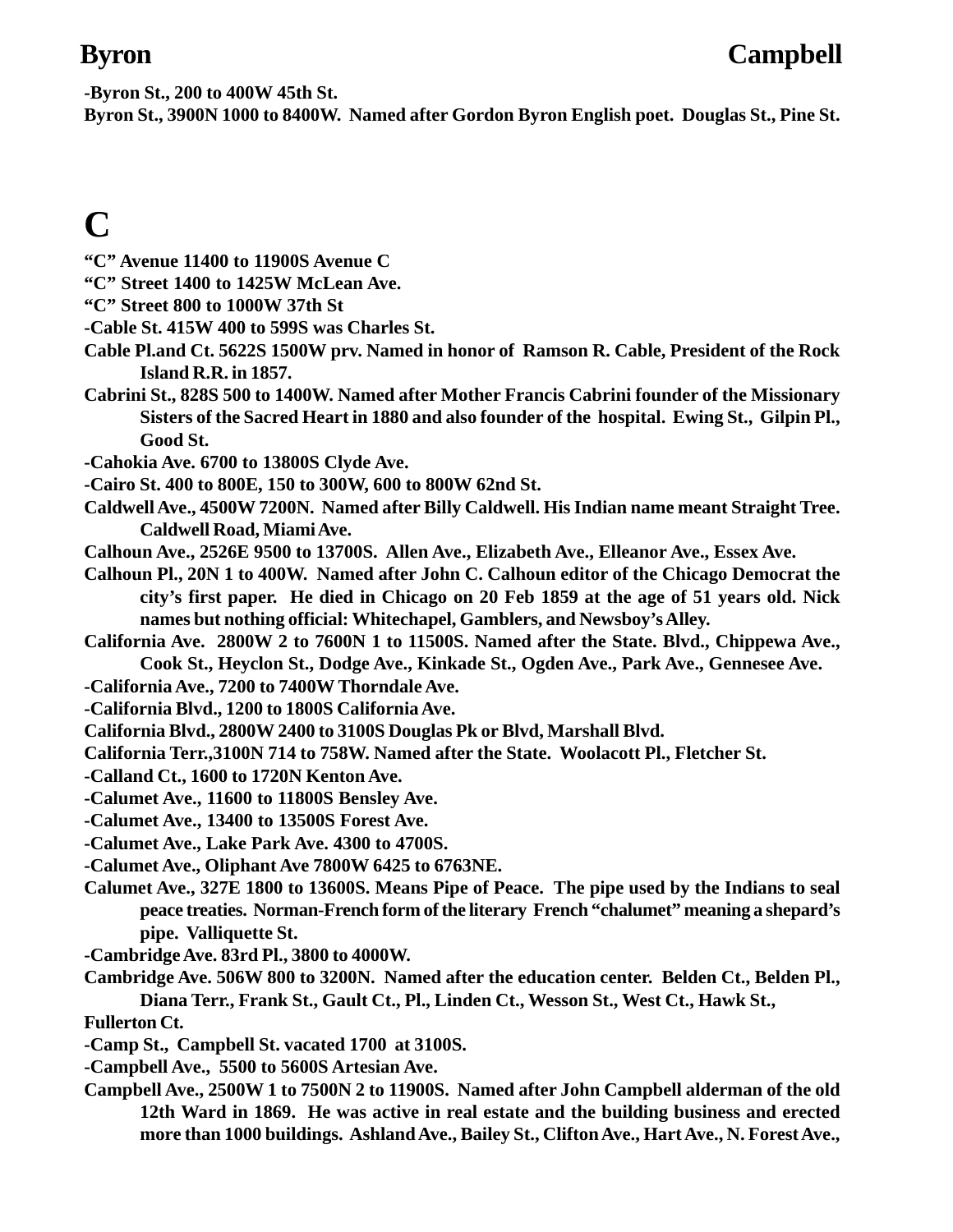**-Byron St., 200 to 400W 45th St.**

**Byron St., 3900N 1000 to 8400W. Named after Gordon Byron English poet. Douglas St., Pine St.**

# C

**"C" Avenue 11400 to 11900S Avenue C**

**"C" Street 1400 to 1425W McLean Ave.**

**"C" Street 800 to 1000W 37th St**

**-Cable St. 415W 400 to 599S was Charles St.**

**Cable Pl.and Ct. 5622S 1500W prv. Named in honor of Ramson R. Cable, President of the Rock Island R.R. in 1857.**

**Cabrini St., 828S 500 to 1400W. Named after Mother Francis Cabrini founder of the Missionary Sisters of the Sacred Heart in 1880 and also founder of the hospital. Ewing St., Gilpin Pl., Good St.**

**-Cahokia Ave. 6700 to 13800S Clyde Ave.**

**-Cairo St. 400 to 800E, 150 to 300W, 600 to 800W 62nd St.**

**Caldwell Ave., 4500W 7200N. Named after Billy Caldwell. His Indian name meant Straight Tree. Caldwell Road, Miami Ave.**

**Calhoun Ave., 2526E 9500 to 13700S. Allen Ave., Elizabeth Ave., Elleanor Ave., Essex Ave.**

**Calhoun Pl., 20N 1 to 400W. Named after John C. Calhoun editor of the Chicago Democrat the city's first paper. He died in Chicago on 20 Feb 1859 at the age of 51 years old. Nick names but nothing official: Whitechapel, Gamblers, and Newsboy's Alley.**

**California Ave. 2800W 2 to 7600N 1 to 11500S. Named after the State. Blvd., Chippewa Ave., Cook St., Heyclon St., Dodge Ave., Kinkade St., Ogden Ave., Park Ave., Gennesee Ave.**

**-California Ave., 7200 to 7400W Thorndale Ave.**

**-California Blvd., 1200 to 1800S California Ave.**

**California Blvd., 2800W 2400 to 3100S Douglas Pk or Blvd, Marshall Blvd.**

**California Terr.,3100N 714 to 758W. Named after the State. Woolacott Pl., Fletcher St.**

**-Calland Ct., 1600 to 1720N Kenton Ave.**

**-Calumet Ave., 11600 to 11800S Bensley Ave.**

**-Calumet Ave., 13400 to 13500S Forest Ave.**

**-Calumet Ave., Lake Park Ave. 4300 to 4700S.**

**-Calumet Ave., Oliphant Ave 7800W 6425 to 6763NE.**

**Calumet Ave., 327E 1800 to 13600S. Means Pipe of Peace. The pipe used by the Indians to seal peace treaties. Norman-French form of the literary French "chalumet" meaning a shepard's pipe. Valliquette St.**

**-Cambridge Ave. 83rd Pl., 3800 to 4000W.**

**Cambridge Ave. 506W 800 to 3200N. Named after the education center. Belden Ct., Belden Pl., Diana Terr., Frank St., Gault Ct., Pl., Linden Ct., Wesson St., West Ct., Hawk St., Fullerton Ct.**

**-Camp St., Campbell St. vacated 1700 at 3100S.**

**-Campbell Ave., 5500 to 5600S Artesian Ave.**

**Campbell Ave., 2500W 1 to 7500N 2 to 11900S. Named after John Campbell alderman of the old 12th Ward in 1869. He was active in real estate and the building business and erected more than 1000 buildings. Ashland Ave., Bailey St., Clifton Ave., Hart Ave., N. Forest Ave.,**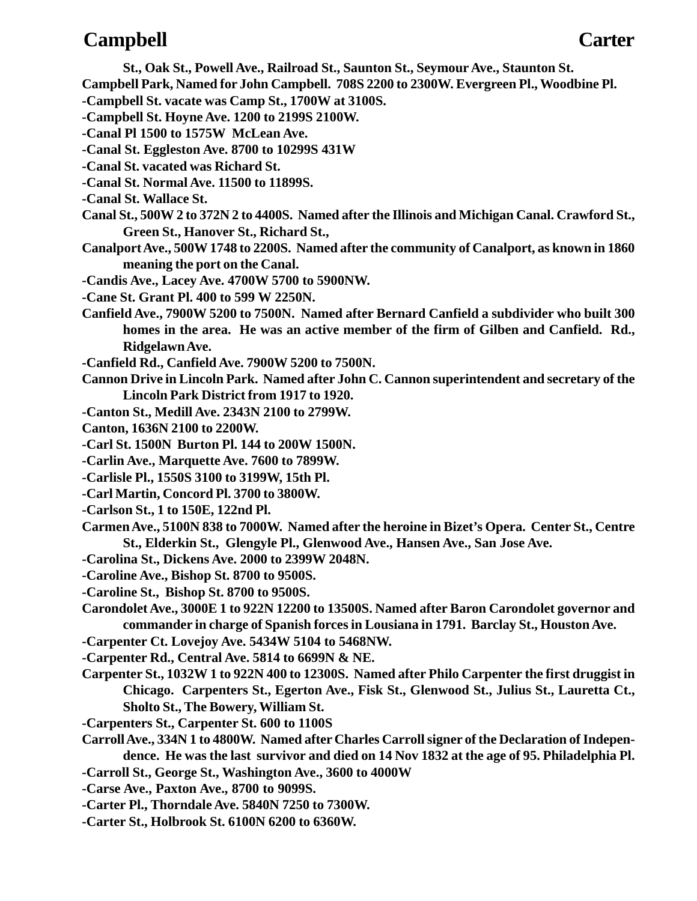St., Oak St., Powell Ave., Railroad St., Saunton St., Seymour Ave., Staunton St.

Campbell Park, Named for John Campbell. 708S 2200 to 2300W. Evergreen Pl., Woodbine Pl.

-Campbell St. vacate was Camp St., 1700W at 3100S.

-Campbell St. Hoyne Ave. 1200 to 2199S 2100W.

-Canal Pl 1500 to 1575W McLean Ave.

-Canal St. Eggleston Ave. 8700 to 10299S 431W

-Canal St. vacated was Richard St.

-Canal St. Normal Ave. 11500 to 11899S.

-Canal St. Wallace St.

Canal St., 500W 2 to 372N 2 to 4400S. Named after the Illinois and Michigan Canal. Crawford St., Green St., Hanover St., Richard St.,

Canalport Ave., 500W 1748 to 2200S. Named after the community of Canalport, as known in 1860 meaning the port on the Canal.

-Candis Ave., Lacey Ave. 4700W 5700 to 5900NW.

-Cane St. Grant Pl. 400 to 599 W 2250N.

Canfield Ave., 7900W 5200 to 7500N. Named after Bernard Canfield a subdivider who built 300 homes in the area. He was an active member of the firm of Gilben and Canfield. Rd., Ridgelawn Ave.

-Canfield Rd., Canfield Ave. 7900W 5200 to 7500N.

Cannon Drive in Lincoln Park. Named after John C. Cannon superintendent and secretary of the Lincoln Park District from 1917 to 1920.

-Canton St., Medill Ave. 2343N 2100 to 2799W.

Canton, 1636N 2100 to 2200W.

-Carl St. 1500N Burton Pl. 144 to 200W 1500N.

-Carlin Ave., Marquette Ave. 7600 to 7899W.

-Carlisle Pl., 1550S 3100 to 3199W, 15th Pl.

-Carl Martin, Concord Pl. 3700 to 3800W.

-Carlson St., 1 to 150E, 122nd Pl.

Carmen Ave., 5100N 838 to 7000W. Named after the heroine in Bizet's Opera. Center St., Centre St., Elderkin St., Glengyle Pl., Glenwood Ave., Hansen Ave., San Jose Ave.

-Carolina St., Dickens Ave. 2000 to 2399W 2048N.

-Caroline Ave., Bishop St. 8700 to 9500S.

-Caroline St., Bishop St. 8700 to 9500S.

Carondolet Ave., 3000E 1 to 922N 12200 to 13500S. Named after Baron Carondolet governor and commander in charge of Spanish forces in Lousiana in 1791. Barclay St., Houston Ave.

-Carpenter Ct. Lovejoy Ave. 5434W 5104 to 5468NW.

-Carpenter Rd., Central Ave. 5814 to 6699N & NE.

Carpenter St., 1032W 1 to 922N 400 to 12300S. Named after Philo Carpenter the first druggist in Chicago. Carpenters St., Egerton Ave., Fisk St., Glenwood St., Julius St., Lauretta Ct., Sholto St., The Bowery, William St.

-Carpenters St., Carpenter St. 600 to 1100S

Carroll Ave., 334N 1 to 4800W. Named after Charles Carroll signer of the Declaration of Independence. He was the last survivor and died on 14 Nov 1832 at the age of 95. Philadelphia Pl.

-Carroll St., George St., Washington Ave., 3600 to 4000W

-Carse Ave., Paxton Ave., 8700 to 9099S.

-Carter Pl., Thorndale Ave. 5840N 7250 to 7300W.

-Carter St., Holbrook St. 6100N 6200 to 6360W.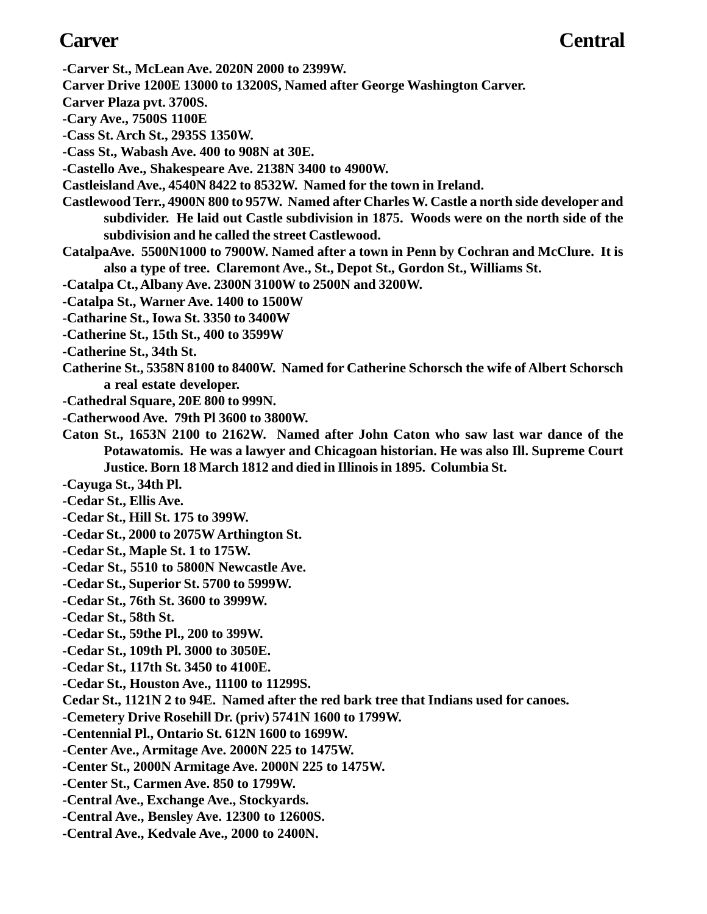**-Carver St., McLean Ave. 2020N 2000 to 2399W.**

**Carver Drive 1200E 13000 to 13200S, Named after George Washington Carver.**

**Carver Plaza pvt. 3700S.**

**-Cary Ave., 7500S 1100E**

**-Cass St. Arch St., 2935S 1350W.**

**-Cass St., Wabash Ave. 400 to 908N at 30E.**

**-Castello Ave., Shakespeare Ave. 2138N 3400 to 4900W.**

**Castleisland Ave., 4540N 8422 to 8532W. Named for the town in Ireland.**

**Castlewood Terr., 4900N 800 to 957W. Named after Charles W. Castle a north side developer and subdivider. He laid out Castle subdivision in 1875. Woods were on the north side of the subdivision and he called the street Castlewood.**

**CatalpaAve. 5500N1000 to 7900W. Named after a town in Penn by Cochran and McClure. It is also a type of tree. Claremont Ave., St., Depot St., Gordon St., Williams St.**

**-Catalpa Ct., Albany Ave. 2300N 3100W to 2500N and 3200W.**

**-Catalpa St., Warner Ave. 1400 to 1500W**

**-Catharine St., Iowa St. 3350 to 3400W**

**-Catherine St., 15th St., 400 to 3599W**

**-Catherine St., 34th St.**

**Catherine St., 5358N 8100 to 8400W. Named for Catherine Schorsch the wife of Albert Schorsch a real estate developer.**

**-Cathedral Square, 20E 800 to 999N.**

**-Catherwood Ave. 79th Pl 3600 to 3800W.**

**Caton St., 1653N 2100 to 2162W. Named after John Caton who saw last war dance of the Potawatomis. He was a lawyer and Chicagoan historian. He was also Ill. Supreme Court Justice. Born 18 March 1812 and died in Illinois in 1895. Columbia St.**

**-Cayuga St., 34th Pl.**

**-Cedar St., Ellis Ave.**

**-Cedar St., Hill St. 175 to 399W.**

**-Cedar St., 2000 to 2075W Arthington St.**

**-Cedar St., Maple St. 1 to 175W.**

**-Cedar St., 5510 to 5800N Newcastle Ave.**

**-Cedar St., Superior St. 5700 to 5999W.**

**-Cedar St., 76th St. 3600 to 3999W.**

**-Cedar St., 58th St.**

**-Cedar St., 59the Pl., 200 to 399W.**

**-Cedar St., 109th Pl. 3000 to 3050E.**

**-Cedar St., 117th St. 3450 to 4100E.**

**-Cedar St., Houston Ave., 11100 to 11299S.**

**Cedar St., 1121N 2 to 94E. Named after the red bark tree that Indians used for canoes.**

**-Cemetery Drive Rosehill Dr. (priv) 5741N 1600 to 1799W.**

**-Centennial Pl., Ontario St. 612N 1600 to 1699W.**

**-Center Ave., Armitage Ave. 2000N 225 to 1475W.**

**-Center St., 2000N Armitage Ave. 2000N 225 to 1475W.**

**-Center St., Carmen Ave. 850 to 1799W.**

**-Central Ave., Exchange Ave., Stockyards.**

**-Central Ave., Bensley Ave. 12300 to 12600S.**

**-Central Ave., Kedvale Ave., 2000 to 2400N.**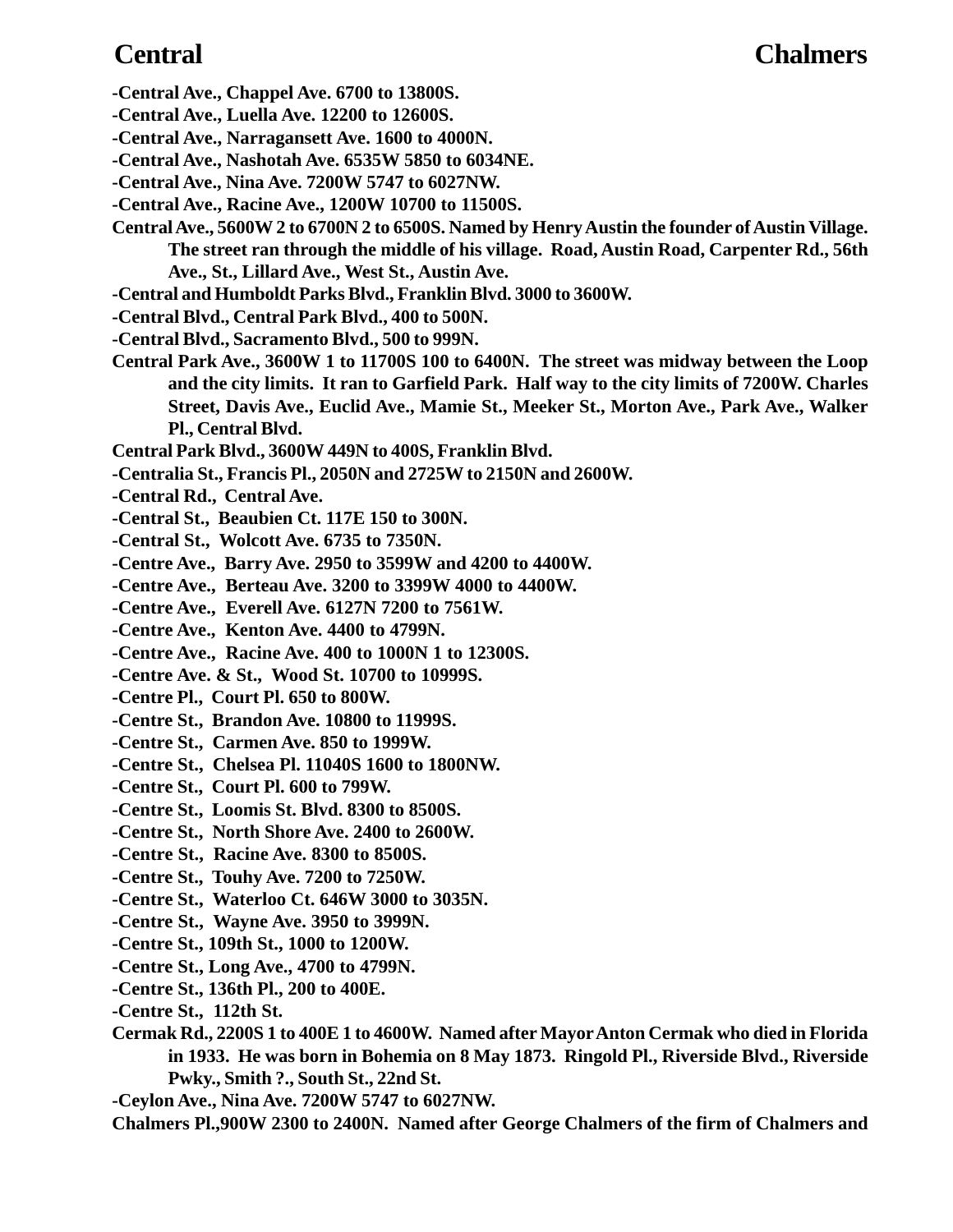**-Central Ave., Chappel Ave. 6700 to 13800S.**

**-Central Ave., Luella Ave. 12200 to 12600S.**

**-Central Ave., Narragansett Ave. 1600 to 4000N.**

**-Central Ave., Nashotah Ave. 6535W 5850 to 6034NE.**

**-Central Ave., Nina Ave. 7200W 5747 to 6027NW.**

**-Central Ave., Racine Ave., 1200W 10700 to 11500S.**

**Central Ave., 5600W 2 to 6700N 2 to 6500S. Named by Henry Austin the founder of Austin Village. The street ran through the middle of his village. Road, Austin Road, Carpenter Rd., 56th Ave., St., Lillard Ave., West St., Austin Ave.**

**-Central and Humboldt Parks Blvd., Franklin Blvd. 3000 to 3600W.**

**-Central Blvd., Central Park Blvd., 400 to 500N.**

**-Central Blvd., Sacramento Blvd., 500 to 999N.**

**Central Park Ave., 3600W 1 to 11700S 100 to 6400N. The street was midway between the Loop and the city limits. It ran to Garfield Park. Half way to the city limits of 7200W. Charles Street, Davis Ave., Euclid Ave., Mamie St., Meeker St., Morton Ave., Park Ave., Walker Pl., Central Blvd.**

**Central Park Blvd., 3600W 449N to 400S, Franklin Blvd.**

**-Centralia St., Francis Pl., 2050N and 2725W to 2150N and 2600W.**

**-Central Rd., Central Ave.**

**-Central St., Beaubien Ct. 117E 150 to 300N.**

**-Central St., Wolcott Ave. 6735 to 7350N.**

**-Centre Ave., Barry Ave. 2950 to 3599W and 4200 to 4400W.**

**-Centre Ave., Berteau Ave. 3200 to 3399W 4000 to 4400W.**

**-Centre Ave., Everell Ave. 6127N 7200 to 7561W.**

**-Centre Ave., Kenton Ave. 4400 to 4799N.**

**-Centre Ave., Racine Ave. 400 to 1000N 1 to 12300S.**

**-Centre Ave. & St., Wood St. 10700 to 10999S.**

**-Centre Pl., Court Pl. 650 to 800W.**

**-Centre St., Brandon Ave. 10800 to 11999S.**

**-Centre St., Carmen Ave. 850 to 1999W.**

**-Centre St., Chelsea Pl. 11040S 1600 to 1800NW.**

**-Centre St., Court Pl. 600 to 799W.**

**-Centre St., Loomis St. Blvd. 8300 to 8500S.**

**-Centre St., North Shore Ave. 2400 to 2600W.**

**-Centre St., Racine Ave. 8300 to 8500S.**

**-Centre St., Touhy Ave. 7200 to 7250W.**

**-Centre St., Waterloo Ct. 646W 3000 to 3035N.**

**-Centre St., Wayne Ave. 3950 to 3999N.**

**-Centre St., 109th St., 1000 to 1200W.**

**-Centre St., Long Ave., 4700 to 4799N.**

**-Centre St., 136th Pl., 200 to 400E.**

**-Centre St., 112th St.**

**Cermak Rd., 2200S 1 to 400E 1 to 4600W. Named after Mayor Anton Cermak who died in Florida in 1933. He was born in Bohemia on 8 May 1873. Ringold Pl., Riverside Blvd., Riverside Pwky., Smith ?., South St., 22nd St.**

**-Ceylon Ave., Nina Ave. 7200W 5747 to 6027NW.**

**Chalmers Pl.,900W 2300 to 2400N. Named after George Chalmers of the firm of Chalmers and**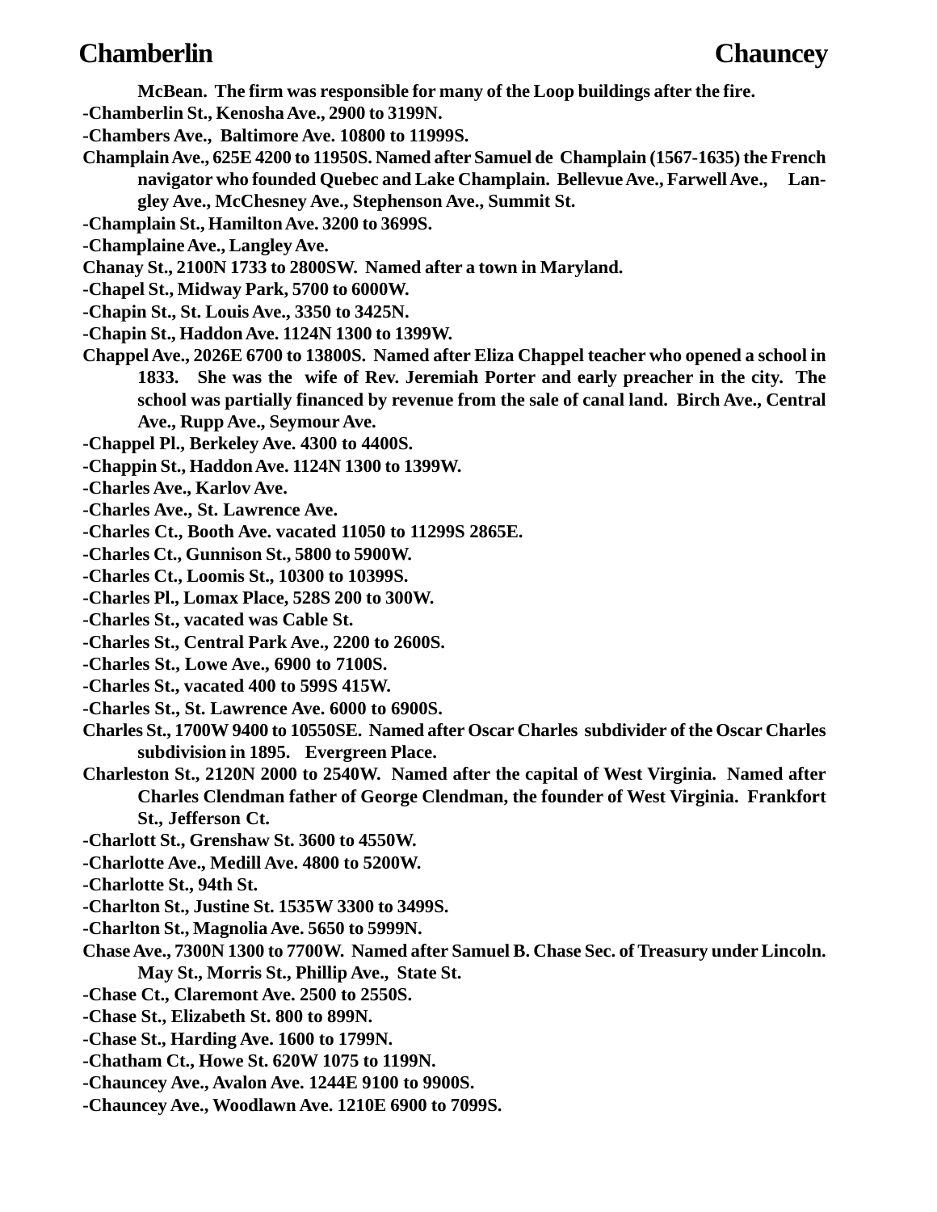McBean.  The firm was responsible for many of the Loop buildings after the fire.

-Chamberlin St., Kenosha Ave., 2900 to 3199N.

-Chambers Ave.,  Baltimore Ave. 10800 to 11999S.

Champlain Ave., 625E 4200 to 11950S. Named after Samuel de  Champlain (1567-1635) the French navigator who founded Quebec and Lake Champlain.  Bellevue Ave., Farwell Ave.,    Langley Ave., McChesney Ave., Stephenson Ave., Summit St.

-Champlain St., Hamilton Ave. 3200 to 3699S.

-Champlaine Ave., Langley Ave.

Chanay St., 2100N 1733 to 2800SW.  Named after a town in Maryland.

-Chapel St., Midway Park, 5700 to 6000W.

-Chapin St., St. Louis Ave., 3350 to 3425N.

-Chapin St., Haddon Ave. 1124N 1300 to 1399W.

Chappel Ave., 2026E 6700 to 13800S.  Named after Eliza Chappel teacher who opened a school in 1833.   She was the  wife of Rev. Jeremiah Porter and early preacher in the city.  The school was partially financed by revenue from the sale of canal land.  Birch Ave., Central Ave., Rupp Ave., Seymour Ave.

-Chappel Pl., Berkeley Ave. 4300 to 4400S.

-Chappin St., Haddon Ave. 1124N 1300 to 1399W.

-Charles Ave., Karlov Ave.

-Charles Ave., St. Lawrence Ave.

-Charles Ct., Booth Ave. vacated 11050 to 11299S 2865E.

-Charles Ct., Gunnison St., 5800 to 5900W.

-Charles Ct., Loomis St., 10300 to 10399S.

-Charles Pl., Lomax Place, 528S 200 to 300W.

-Charles St., vacated was Cable St.

-Charles St., Central Park Ave., 2200 to 2600S.

-Charles St., Lowe Ave., 6900 to 7100S.

-Charles St., vacated 400 to 599S 415W.

-Charles St., St. Lawrence Ave. 6000 to 6900S.

Charles St., 1700W 9400 to 10550SE.  Named after Oscar Charles  subdivider of the Oscar Charles subdivision in 1895.   Evergreen Place.

Charleston St., 2120N 2000 to 2540W.  Named after the capital of West Virginia.  Named after Charles Clendman father of George Clendman, the founder of West Virginia.  Frankfort St., Jefferson Ct.

-Charlott St., Grenshaw St. 3600 to 4550W.

-Charlotte Ave., Medill Ave. 4800 to 5200W.

-Charlotte St., 94th St.

-Charlton St., Justine St. 1535W 3300 to 3499S.

-Charlton St., Magnolia Ave. 5650 to 5999N.

Chase Ave., 7300N 1300 to 7700W.  Named after Samuel B. Chase Sec. of Treasury under Lincoln.  May St., Morris St., Phillip Ave.,  State St.

-Chase Ct., Claremont Ave. 2500 to 2550S.

-Chase St., Elizabeth St. 800 to 899N.

-Chase St., Harding Ave. 1600 to 1799N.

-Chatham Ct., Howe St. 620W 1075 to 1199N.

-Chauncey Ave., Avalon Ave. 1244E 9100 to 9900S.

-Chauncey Ave., Woodlawn Ave. 1210E 6900 to 7099S.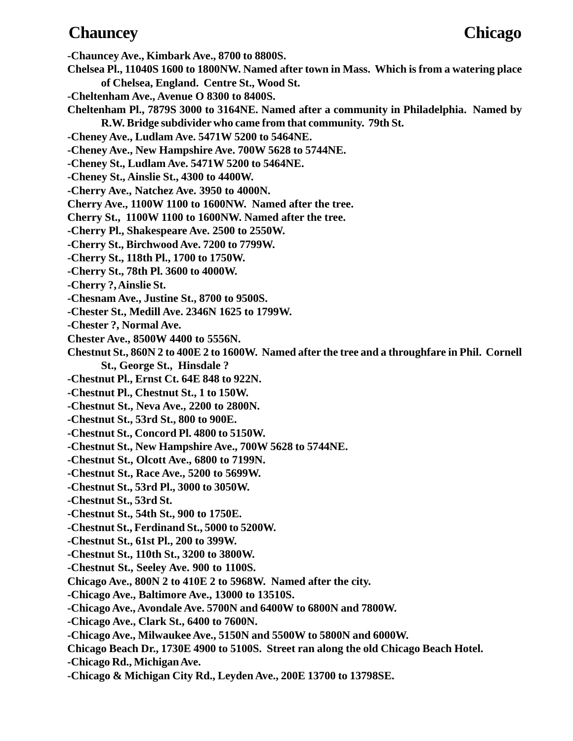**-Chauncey Ave., Kimbark Ave., 8700 to 8800S.**

**Chelsea Pl., 11040S 1600 to 1800NW. Named after town in Mass. Which is from a watering place of Chelsea, England. Centre St., Wood St.**

**-Cheltenham Ave., Avenue O 8300 to 8400S.**

**Cheltenham Pl., 7879S 3000 to 3164NE. Named after a community in Philadelphia. Named by R.W. Bridge subdivider who came from that community. 79th St.**

**-Cheney Ave., Ludlam Ave. 5471W 5200 to 5464NE.**

**-Cheney Ave., New Hampshire Ave. 700W 5628 to 5744NE.**

**-Cheney St., Ludlam Ave. 5471W 5200 to 5464NE.**

**-Cheney St., Ainslie St., 4300 to 4400W.**

**-Cherry Ave., Natchez Ave. 3950 to 4000N.**

**Cherry Ave., 1100W 1100 to 1600NW. Named after the tree.**

**Cherry St., 1100W 1100 to 1600NW. Named after the tree.**

**-Cherry Pl., Shakespeare Ave. 2500 to 2550W.**

**-Cherry St., Birchwood Ave. 7200 to 7799W.**

**-Cherry St., 118th Pl., 1700 to 1750W.**

**-Cherry St., 78th Pl. 3600 to 4000W.**

**-Cherry ?, Ainslie St.**

**-Chesnam Ave., Justine St., 8700 to 9500S.**

**-Chester St., Medill Ave. 2346N 1625 to 1799W.**

**-Chester ?, Normal Ave.**

**Chester Ave., 8500W 4400 to 5556N.**

**Chestnut St., 860N 2 to 400E 2 to 1600W. Named after the tree and a throughfare in Phil. Cornell St., George St., Hinsdale ?**

**-Chestnut Pl., Ernst Ct. 64E 848 to 922N.**

**-Chestnut Pl., Chestnut St., 1 to 150W.**

**-Chestnut St., Neva Ave., 2200 to 2800N.**

**-Chestnut St., 53rd St., 800 to 900E.**

**-Chestnut St., Concord Pl. 4800 to 5150W.**

**-Chestnut St., New Hampshire Ave., 700W 5628 to 5744NE.**

**-Chestnut St., Olcott Ave., 6800 to 7199N.**

**-Chestnut St., Race Ave., 5200 to 5699W.**

**-Chestnut St., 53rd Pl., 3000 to 3050W.**

**-Chestnut St., 53rd St.**

**-Chestnut St., 54th St., 900 to 1750E.**

**-Chestnut St., Ferdinand St., 5000 to 5200W.**

**-Chestnut St., 61st Pl., 200 to 399W.**

**-Chestnut St., 110th St., 3200 to 3800W.**

**-Chestnut St., Seeley Ave. 900 to 1100S.**

**Chicago Ave., 800N 2 to 410E 2 to 5968W. Named after the city.**

**-Chicago Ave., Baltimore Ave., 13000 to 13510S.**

**-Chicago Ave., Avondale Ave. 5700N and 6400W to 6800N and 7800W.**

**-Chicago Ave., Clark St., 6400 to 7600N.**

**-Chicago Ave., Milwaukee Ave., 5150N and 5500W to 5800N and 6000W.**

**Chicago Beach Dr., 1730E 4900 to 5100S. Street ran along the old Chicago Beach Hotel.**

**-Chicago Rd., Michigan Ave.**

**-Chicago & Michigan City Rd., Leyden Ave., 200E 13700 to 13798SE.**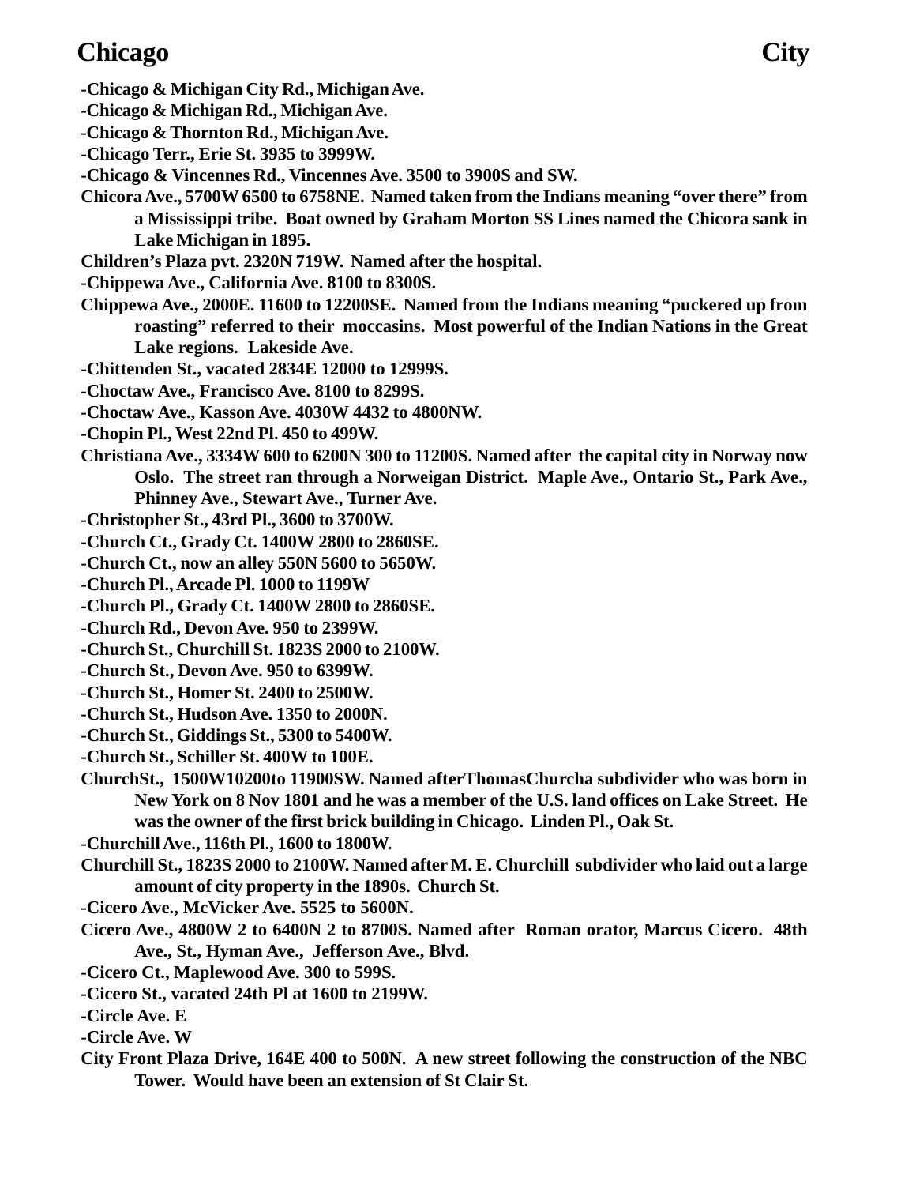**-Chicago & Michigan City Rd., Michigan Ave.**

**-Chicago & Michigan Rd., Michigan Ave.**

**-Chicago & Thornton Rd., Michigan Ave.**

**-Chicago Terr., Erie St. 3935 to 3999W.**

**-Chicago & Vincennes Rd., Vincennes Ave. 3500 to 3900S and SW.**

**Chicora Ave., 5700W 6500 to 6758NE. Named taken from the Indians meaning "over there" from a Mississippi tribe. Boat owned by Graham Morton SS Lines named the Chicora sank in Lake Michigan in 1895.**

**Children's Plaza pvt. 2320N 719W. Named after the hospital.**

**-Chippewa Ave., California Ave. 8100 to 8300S.**

**Chippewa Ave., 2000E. 11600 to 12200SE. Named from the Indians meaning "puckered up from roasting" referred to their moccasins. Most powerful of the Indian Nations in the Great Lake regions. Lakeside Ave.**

**-Chittenden St., vacated 2834E 12000 to 12999S.**

**-Choctaw Ave., Francisco Ave. 8100 to 8299S.**

**-Choctaw Ave., Kasson Ave. 4030W 4432 to 4800NW.**

**-Chopin Pl., West 22nd Pl. 450 to 499W.**

**Christiana Ave., 3334W 600 to 6200N 300 to 11200S. Named after the capital city in Norway now Oslo. The street ran through a Norweigan District. Maple Ave., Ontario St., Park Ave., Phinney Ave., Stewart Ave., Turner Ave.**

**-Christopher St., 43rd Pl., 3600 to 3700W.**

**-Church Ct., Grady Ct. 1400W 2800 to 2860SE.**

**-Church Ct., now an alley 550N 5600 to 5650W.**

**-Church Pl., Arcade Pl. 1000 to 1199W**

**-Church Pl., Grady Ct. 1400W 2800 to 2860SE.**

**-Church Rd., Devon Ave. 950 to 2399W.**

**-Church St., Churchill St. 1823S 2000 to 2100W.**

**-Church St., Devon Ave. 950 to 6399W.**

**-Church St., Homer St. 2400 to 2500W.**

**-Church St., Hudson Ave. 1350 to 2000N.**

**-Church St., Giddings St., 5300 to 5400W.**

**-Church St., Schiller St. 400W to 100E.**

**ChurchSt., 1500W10200to 11900SW. Named afterThomasChurcha subdivider who was born in New York on 8 Nov 1801 and he was a member of the U.S. land offices on Lake Street. He was the owner of the first brick building in Chicago. Linden Pl., Oak St.**

**-Churchill Ave., 116th Pl., 1600 to 1800W.**

**Churchill St., 1823S 2000 to 2100W. Named after M. E. Churchill subdivider who laid out a large amount of city property in the 1890s. Church St.**

**-Cicero Ave., McVicker Ave. 5525 to 5600N.**

**Cicero Ave., 4800W 2 to 6400N 2 to 8700S. Named after Roman orator, Marcus Cicero. 48th Ave., St., Hyman Ave., Jefferson Ave., Blvd.**

**-Cicero Ct., Maplewood Ave. 300 to 599S.**

**-Cicero St., vacated 24th Pl at 1600 to 2199W.**

**-Circle Ave. E**

**-Circle Ave. W**

**City Front Plaza Drive, 164E 400 to 500N. A new street following the construction of the NBC Tower. Would have been an extension of St Clair St.**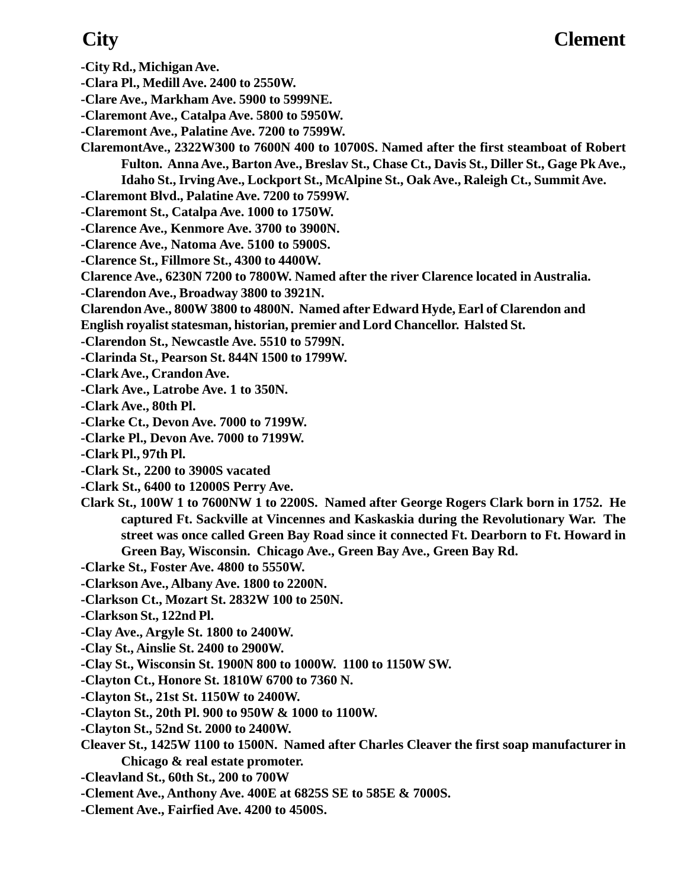**-City Rd., Michigan Ave.**
**-Clara Pl., Medill Ave. 2400 to 2550W.**
**-Clare Ave., Markham Ave. 5900 to 5999NE.**
**-Claremont Ave., Catalpa Ave. 5800 to 5950W.**
**-Claremont Ave., Palatine Ave. 7200 to 7599W.**
**ClaremontAve., 2322W300 to 7600N 400 to 10700S. Named after the first steamboat of Robert Fulton. Anna Ave., Barton Ave., Breslav St., Chase Ct., Davis St., Diller St., Gage Pk Ave., Idaho St., Irving Ave., Lockport St., McAlpine St., Oak Ave., Raleigh Ct., Summit Ave.**
**-Claremont Blvd., Palatine Ave. 7200 to 7599W.**
**-Claremont St., Catalpa Ave. 1000 to 1750W.**
**-Clarence Ave., Kenmore Ave. 3700 to 3900N.**
**-Clarence Ave., Natoma Ave. 5100 to 5900S.**
**-Clarence St., Fillmore St., 4300 to 4400W.**
**Clarence Ave., 6230N 7200 to 7800W. Named after the river Clarence located in Australia.**
**-Clarendon Ave., Broadway 3800 to 3921N.**
**Clarendon Ave., 800W 3800 to 4800N. Named after Edward Hyde, Earl of Clarendon and English royalist statesman, historian, premier and Lord Chancellor. Halsted St.**
**-Clarendon St., Newcastle Ave. 5510 to 5799N.**
**-Clarinda St., Pearson St. 844N 1500 to 1799W.**
**-Clark Ave., Crandon Ave.**
**-Clark Ave., Latrobe Ave. 1 to 350N.**
**-Clark Ave., 80th Pl.**
**-Clarke Ct., Devon Ave. 7000 to 7199W.**
**-Clarke Pl., Devon Ave. 7000 to 7199W.**
**-Clark Pl., 97th Pl.**
**-Clark St., 2200 to 3900S vacated**
**-Clark St., 6400 to 12000S Perry Ave.**
**Clark St., 100W 1 to 7600NW 1 to 2200S. Named after George Rogers Clark born in 1752. He captured Ft. Sackville at Vincennes and Kaskaskia during the Revolutionary War. The street was once called Green Bay Road since it connected Ft. Dearborn to Ft. Howard in Green Bay, Wisconsin. Chicago Ave., Green Bay Ave., Green Bay Rd.**
**-Clarke St., Foster Ave. 4800 to 5550W.**
**-Clarkson Ave., Albany Ave. 1800 to 2200N.**
**-Clarkson Ct., Mozart St. 2832W 100 to 250N.**
**-Clarkson St., 122nd Pl.**
**-Clay Ave., Argyle St. 1800 to 2400W.**
**-Clay St., Ainslie St. 2400 to 2900W.**
**-Clay St., Wisconsin St. 1900N 800 to 1000W. 1100 to 1150W SW.**
**-Clayton Ct., Honore St. 1810W 6700 to 7360 N.**
**-Clayton St., 21st St. 1150W to 2400W.**
**-Clayton St., 20th Pl. 900 to 950W & 1000 to 1100W.**
**-Clayton St., 52nd St. 2000 to 2400W.**
**Cleaver St., 1425W 1100 to 1500N. Named after Charles Cleaver the first soap manufacturer in Chicago & real estate promoter.**
**-Cleavland St., 60th St., 200 to 700W**
**-Clement Ave., Anthony Ave. 400E at 6825S SE to 585E & 7000S.**
**-Clement Ave., Fairfied Ave. 4200 to 4500S.**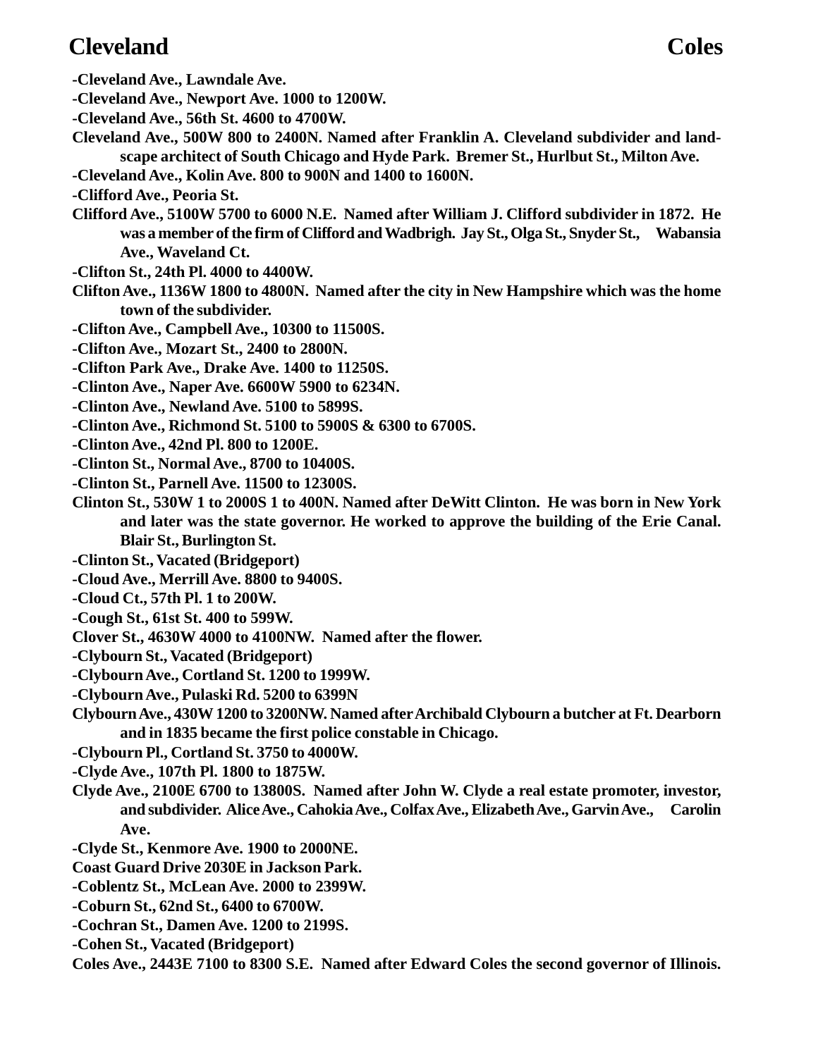-Cleveland Ave., Lawndale Ave.

-Cleveland Ave., Newport Ave. 1000 to 1200W.

-Cleveland Ave., 56th St. 4600 to 4700W.

Cleveland Ave., 500W 800 to 2400N. Named after Franklin A. Cleveland subdivider and landscape architect of South Chicago and Hyde Park. Bremer St., Hurlbut St., Milton Ave.

-Cleveland Ave., Kolin Ave. 800 to 900N and 1400 to 1600N.

-Clifford Ave., Peoria St.

Clifford Ave., 5100W 5700 to 6000 N.E. Named after William J. Clifford subdivider in 1872. He was a member of the firm of Clifford and Wadbrigh. Jay St., Olga St., Snyder St., Wabansia Ave., Waveland Ct.

-Clifton St., 24th Pl. 4000 to 4400W.

Clifton Ave., 1136W 1800 to 4800N. Named after the city in New Hampshire which was the home town of the subdivider.

-Clifton Ave., Campbell Ave., 10300 to 11500S.

-Clifton Ave., Mozart St., 2400 to 2800N.

-Clifton Park Ave., Drake Ave. 1400 to 11250S.

-Clinton Ave., Naper Ave. 6600W 5900 to 6234N.

-Clinton Ave., Newland Ave. 5100 to 5899S.

-Clinton Ave., Richmond St. 5100 to 5900S & 6300 to 6700S.

-Clinton Ave., 42nd Pl. 800 to 1200E.

-Clinton St., Normal Ave., 8700 to 10400S.

-Clinton St., Parnell Ave. 11500 to 12300S.

Clinton St., 530W 1 to 2000S 1 to 400N. Named after DeWitt Clinton. He was born in New York and later was the state governor. He worked to approve the building of the Erie Canal. Blair St., Burlington St.

-Clinton St., Vacated (Bridgeport)

-Cloud Ave., Merrill Ave. 8800 to 9400S.

-Cloud Ct., 57th Pl. 1 to 200W.

-Cough St., 61st St. 400 to 599W.

Clover St., 4630W 4000 to 4100NW. Named after the flower.

-Clybourn St., Vacated (Bridgeport)

-Clybourn Ave., Cortland St. 1200 to 1999W.

-Clybourn Ave., Pulaski Rd. 5200 to 6399N

Clybourn Ave., 430W 1200 to 3200NW. Named after Archibald Clybourn a butcher at Ft. Dearborn and in 1835 became the first police constable in Chicago.

-Clybourn Pl., Cortland St. 3750 to 4000W.

-Clyde Ave., 107th Pl. 1800 to 1875W.

Clyde Ave., 2100E 6700 to 13800S. Named after John W. Clyde a real estate promoter, investor, and subdivider. Alice Ave., Cahokia Ave., Colfax Ave., Elizabeth Ave., Garvin Ave., Carolin Ave.

-Clyde St., Kenmore Ave. 1900 to 2000NE.

Coast Guard Drive 2030E in Jackson Park.

-Coblentz St., McLean Ave. 2000 to 2399W.

-Coburn St., 62nd St., 6400 to 6700W.

-Cochran St., Damen Ave. 1200 to 2199S.

-Cohen St., Vacated (Bridgeport)

Coles Ave., 2443E 7100 to 8300 S.E. Named after Edward Coles the second governor of Illinois.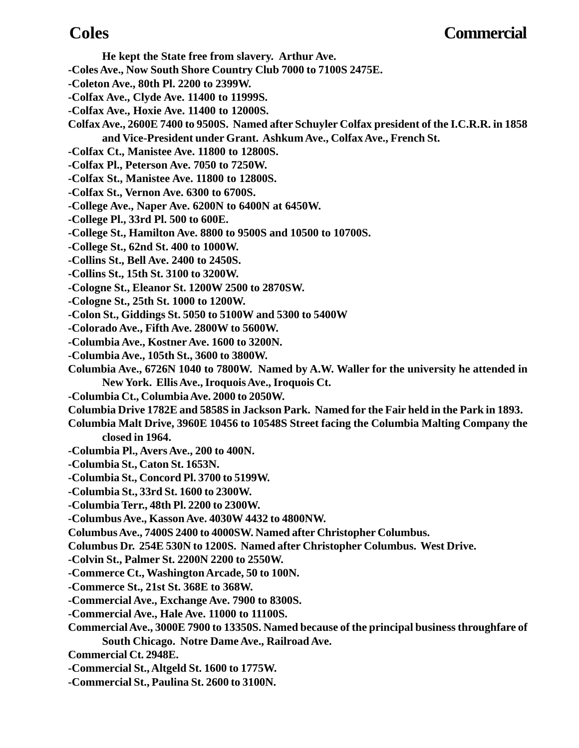He kept the State free from slavery. Arthur Ave.

-Coles Ave., Now South Shore Country Club 7000 to 7100S 2475E.

-Coleton Ave., 80th Pl. 2200 to 2399W.

-Colfax Ave., Clyde Ave. 11400 to 11999S.

-Colfax Ave., Hoxie Ave. 11400 to 12000S.

Colfax Ave., 2600E 7400 to 9500S. Named after Schuyler Colfax president of the I.C.R.R. in 1858 and Vice-President under Grant. Ashkum Ave., Colfax Ave., French St.

-Colfax Ct., Manistee Ave. 11800 to 12800S.

-Colfax Pl., Peterson Ave. 7050 to 7250W.

-Colfax St., Manistee Ave. 11800 to 12800S.

-Colfax St., Vernon Ave. 6300 to 6700S.

-College Ave., Naper Ave. 6200N to 6400N at 6450W.

-College Pl., 33rd Pl. 500 to 600E.

-College St., Hamilton Ave. 8800 to 9500S and 10500 to 10700S.

-College St., 62nd St. 400 to 1000W.

-Collins St., Bell Ave. 2400 to 2450S.

-Collins St., 15th St. 3100 to 3200W.

-Cologne St., Eleanor St. 1200W 2500 to 2870SW.

-Cologne St., 25th St. 1000 to 1200W.

-Colon St., Giddings St. 5050 to 5100W and 5300 to 5400W

-Colorado Ave., Fifth Ave. 2800W to 5600W.

-Columbia Ave., Kostner Ave. 1600 to 3200N.

-Columbia Ave., 105th St., 3600 to 3800W.

Columbia Ave., 6726N 1040 to 7800W. Named by A.W. Waller for the university he attended in New York. Ellis Ave., Iroquois Ave., Iroquois Ct.

-Columbia Ct., Columbia Ave. 2000 to 2050W.

Columbia Drive 1782E and 5858S in Jackson Park. Named for the Fair held in the Park in 1893.

Columbia Malt Drive, 3960E 10456 to 10548S Street facing the Columbia Malting Company the closed in 1964.

-Columbia Pl., Avers Ave., 200 to 400N.

-Columbia St., Caton St. 1653N.

-Columbia St., Concord Pl. 3700 to 5199W.

-Columbia St., 33rd St. 1600 to 2300W.

-Columbia Terr., 48th Pl. 2200 to 2300W.

-Columbus Ave., Kasson Ave. 4030W 4432 to 4800NW.

Columbus Ave., 7400S 2400 to 4000SW. Named after Christopher Columbus.

Columbus Dr. 254E 530N to 1200S. Named after Christopher Columbus. West Drive.

-Colvin St., Palmer St. 2200N 2200 to 2550W.

-Commerce Ct., Washington Arcade, 50 to 100N.

-Commerce St., 21st St. 368E to 368W.

-Commercial Ave., Exchange Ave. 7900 to 8300S.

-Commercial Ave., Hale Ave. 11000 to 11100S.

Commercial Ave., 3000E 7900 to 13350S. Named because of the principal business throughfare of South Chicago. Notre Dame Ave., Railroad Ave.

Commercial Ct. 2948E.

-Commercial St., Altgeld St. 1600 to 1775W.

-Commercial St., Paulina St. 2600 to 3100N.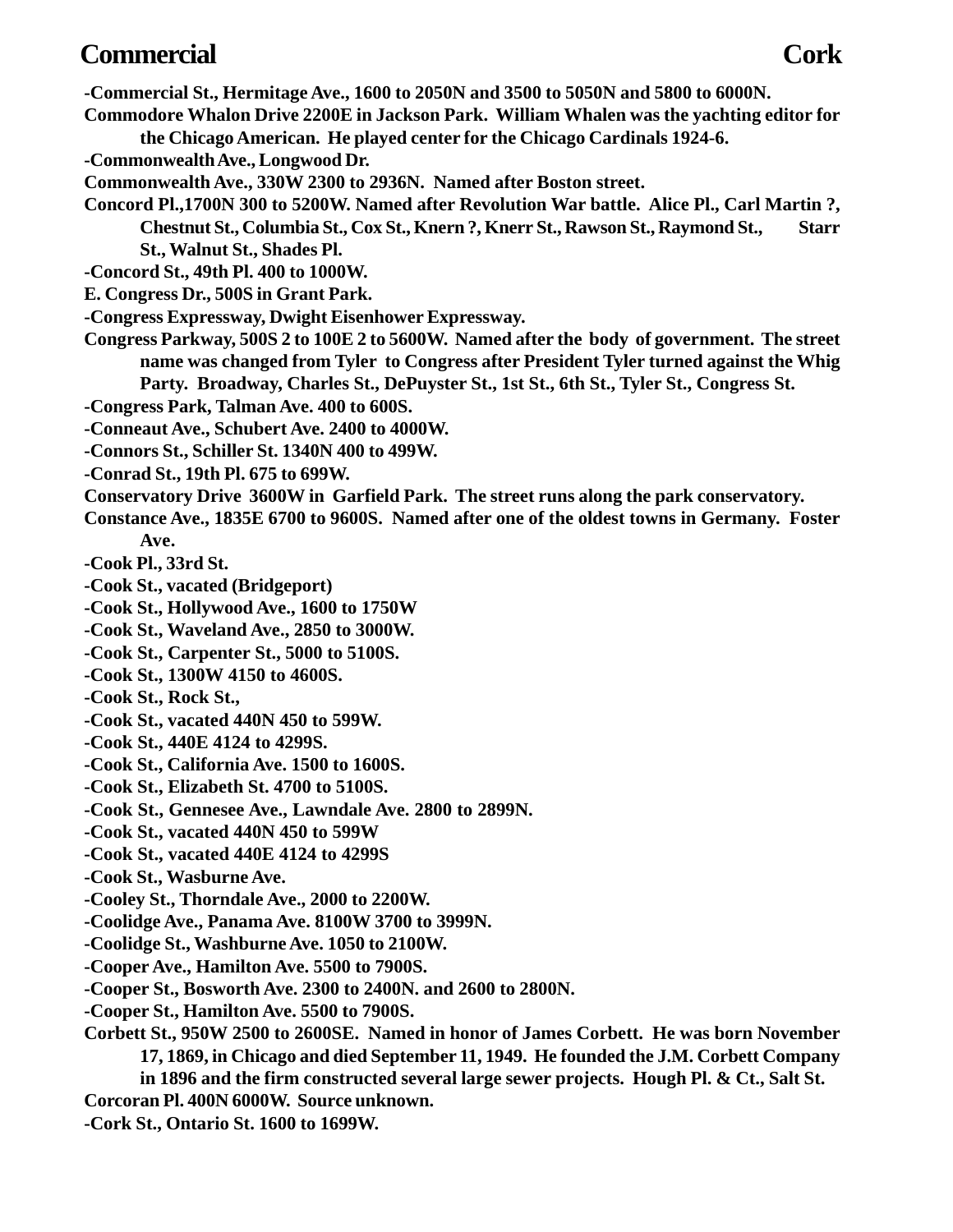**-Commercial St., Hermitage Ave., 1600 to 2050N and 3500 to 5050N and 5800 to 6000N.**

**Commodore Whalon Drive 2200E in Jackson Park. William Whalen was the yachting editor for the Chicago American. He played center for the Chicago Cardinals 1924-6.**

**-Commonwealth Ave., Longwood Dr.**

**Commonwealth Ave., 330W 2300 to 2936N. Named after Boston street.**

**Concord Pl.,1700N 300 to 5200W. Named after Revolution War battle. Alice Pl., Carl Martin ?, Chestnut St., Columbia St., Cox St., Knern ?, Knerr St., Rawson St., Raymond St., Starr St., Walnut St., Shades Pl.**

**-Concord St., 49th Pl. 400 to 1000W.**

**E. Congress Dr., 500S in Grant Park.**

**-Congress Expressway, Dwight Eisenhower Expressway.**

**Congress Parkway, 500S 2 to 100E 2 to 5600W. Named after the body of government. The street name was changed from Tyler to Congress after President Tyler turned against the Whig Party. Broadway, Charles St., DePuyster St., 1st St., 6th St., Tyler St., Congress St.**

**-Congress Park, Talman Ave. 400 to 600S.**

**-Conneaut Ave., Schubert Ave. 2400 to 4000W.**

**-Connors St., Schiller St. 1340N 400 to 499W.**

**-Conrad St., 19th Pl. 675 to 699W.**

**Conservatory Drive 3600W in Garfield Park. The street runs along the park conservatory.**

**Constance Ave., 1835E 6700 to 9600S. Named after one of the oldest towns in Germany. Foster Ave.**

**-Cook Pl., 33rd St.**

**-Cook St., vacated (Bridgeport)**

**-Cook St., Hollywood Ave., 1600 to 1750W**

**-Cook St., Waveland Ave., 2850 to 3000W.**

**-Cook St., Carpenter St., 5000 to 5100S.**

**-Cook St., 1300W 4150 to 4600S.**

**-Cook St., Rock St.,**

**-Cook St., vacated 440N 450 to 599W.**

**-Cook St., 440E 4124 to 4299S.**

**-Cook St., California Ave. 1500 to 1600S.**

**-Cook St., Elizabeth St. 4700 to 5100S.**

**-Cook St., Gennesee Ave., Lawndale Ave. 2800 to 2899N.**

**-Cook St., vacated 440N 450 to 599W**

**-Cook St., vacated 440E 4124 to 4299S**

**-Cook St., Wasburne Ave.**

**-Cooley St., Thorndale Ave., 2000 to 2200W.**

**-Coolidge Ave., Panama Ave. 8100W 3700 to 3999N.**

**-Coolidge St., Washburne Ave. 1050 to 2100W.**

**-Cooper Ave., Hamilton Ave. 5500 to 7900S.**

**-Cooper St., Bosworth Ave. 2300 to 2400N. and 2600 to 2800N.**

**-Cooper St., Hamilton Ave. 5500 to 7900S.**

**Corbett St., 950W 2500 to 2600SE. Named in honor of James Corbett. He was born November 17, 1869, in Chicago and died September 11, 1949. He founded the J.M. Corbett Company in 1896 and the firm constructed several large sewer projects. Hough Pl. & Ct., Salt St.**

**Corcoran Pl. 400N 6000W. Source unknown.**

**-Cork St., Ontario St. 1600 to 1699W.**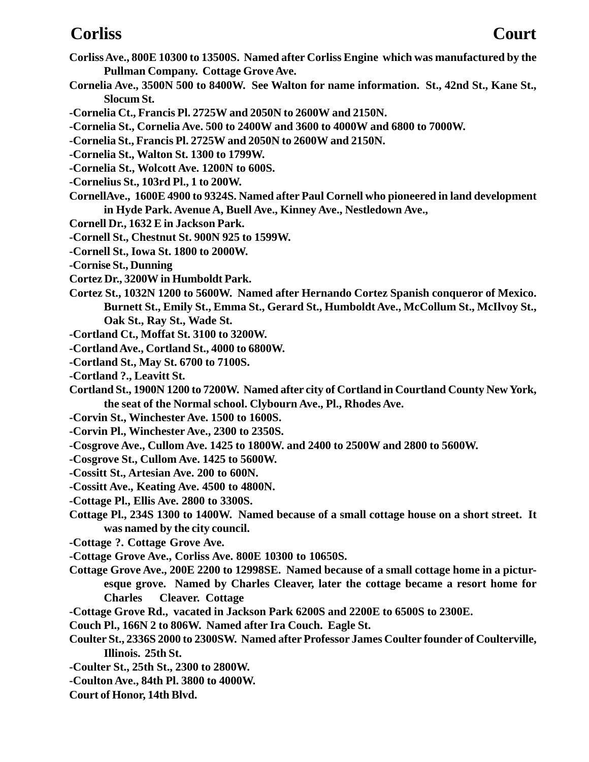**Corliss Ave., 800E 10300 to 13500S. Named after Corliss Engine which was manufactured by the Pullman Company. Cottage Grove Ave.**

**Cornelia Ave., 3500N 500 to 8400W. See Walton for name information. St., 42nd St., Kane St., Slocum St.**

**-Cornelia Ct., Francis Pl. 2725W and 2050N to 2600W and 2150N.**

**-Cornelia St., Cornelia Ave. 500 to 2400W and 3600 to 4000W and 6800 to 7000W.**

**-Cornelia St., Francis Pl. 2725W and 2050N to 2600W and 2150N.**

**-Cornelia St., Walton St. 1300 to 1799W.**

**-Cornelia St., Wolcott Ave. 1200N to 600S.**

**-Cornelius St., 103rd Pl., 1 to 200W.**

**CornellAve., 1600E 4900 to 9324S. Named after Paul Cornell who pioneered in land development in Hyde Park. Avenue A, Buell Ave., Kinney Ave., Nestledown Ave.,**

**Cornell Dr., 1632 E in Jackson Park.**

**-Cornell St., Chestnut St. 900N 925 to 1599W.**

**-Cornell St., Iowa St. 1800 to 2000W.**

**-Cornise St., Dunning**

**Cortez Dr., 3200W in Humboldt Park.**

**Cortez St., 1032N 1200 to 5600W. Named after Hernando Cortez Spanish conqueror of Mexico. Burnett St., Emily St., Emma St., Gerard St., Humboldt Ave., McCollum St., McIlvoy St., Oak St., Ray St., Wade St.**

**-Cortland Ct., Moffat St. 3100 to 3200W.**

**-Cortland Ave., Cortland St., 4000 to 6800W.**

**-Cortland St., May St. 6700 to 7100S.**

**-Cortland ?., Leavitt St.**

**Cortland St., 1900N 1200 to 7200W. Named after city of Cortland in Courtland County New York, the seat of the Normal school. Clybourn Ave., Pl., Rhodes Ave.**

**-Corvin St., Winchester Ave. 1500 to 1600S.**

**-Corvin Pl., Winchester Ave., 2300 to 2350S.**

**-Cosgrove Ave., Cullom Ave. 1425 to 1800W. and 2400 to 2500W and 2800 to 5600W.**

**-Cosgrove St., Cullom Ave. 1425 to 5600W.**

**-Cossitt St., Artesian Ave. 200 to 600N.**

**-Cossitt Ave., Keating Ave. 4500 to 4800N.**

**-Cottage Pl., Ellis Ave. 2800 to 3300S.**

**Cottage Pl., 234S 1300 to 1400W. Named because of a small cottage house on a short street. It was named by the city council.**

**-Cottage ?. Cottage Grove Ave.**

**-Cottage Grove Ave., Corliss Ave. 800E 10300 to 10650S.**

**Cottage Grove Ave., 200E 2200 to 12998SE. Named because of a small cottage home in a picturesque grove. Named by Charles Cleaver, later the cottage became a resort home for Charles Cleaver. Cottage**

**-Cottage Grove Rd., vacated in Jackson Park 6200S and 2200E to 6500S to 2300E.**

**Couch Pl., 166N 2 to 806W. Named after Ira Couch. Eagle St.**

**Coulter St., 2336S 2000 to 2300SW. Named after Professor James Coulter founder of Coulterville, Illinois. 25th St.**

**-Coulter St., 25th St., 2300 to 2800W.**

**-Coulton Ave., 84th Pl. 3800 to 4000W.**

**Court of Honor, 14th Blvd.**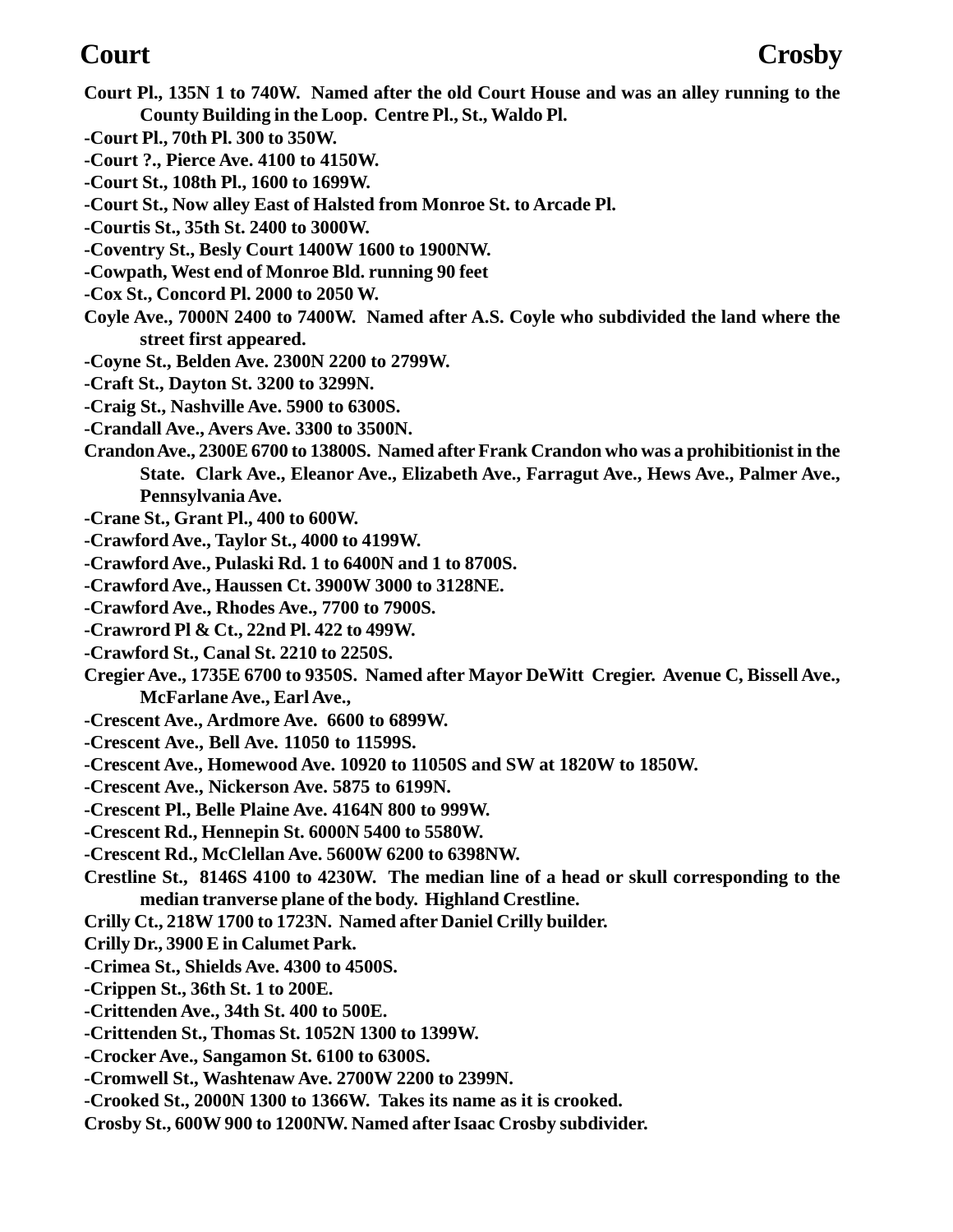**Court Pl., 135N 1 to 740W. Named after the old Court House and was an alley running to the County Building in the Loop. Centre Pl., St., Waldo Pl.**

**-Court Pl., 70th Pl. 300 to 350W.**

**-Court ?., Pierce Ave. 4100 to 4150W.**

**-Court St., 108th Pl., 1600 to 1699W.**

**-Court St., Now alley East of Halsted from Monroe St. to Arcade Pl.**

**-Courtis St., 35th St. 2400 to 3000W.**

**-Coventry St., Besly Court 1400W 1600 to 1900NW.**

**-Cowpath, West end of Monroe Bld. running 90 feet**

**-Cox St., Concord Pl. 2000 to 2050 W.**

**Coyle Ave., 7000N 2400 to 7400W. Named after A.S. Coyle who subdivided the land where the street first appeared.**

**-Coyne St., Belden Ave. 2300N 2200 to 2799W.**

**-Craft St., Dayton St. 3200 to 3299N.**

**-Craig St., Nashville Ave. 5900 to 6300S.**

**-Crandall Ave., Avers Ave. 3300 to 3500N.**

**Crandon Ave., 2300E 6700 to 13800S. Named after Frank Crandon who was a prohibitionist in the State. Clark Ave., Eleanor Ave., Elizabeth Ave., Farragut Ave., Hews Ave., Palmer Ave., Pennsylvania Ave.**

**-Crane St., Grant Pl., 400 to 600W.**

**-Crawford Ave., Taylor St., 4000 to 4199W.**

**-Crawford Ave., Pulaski Rd. 1 to 6400N and 1 to 8700S.**

**-Crawford Ave., Haussen Ct. 3900W 3000 to 3128NE.**

**-Crawford Ave., Rhodes Ave., 7700 to 7900S.**

**-Crawrord Pl & Ct., 22nd Pl. 422 to 499W.**

**-Crawford St., Canal St. 2210 to 2250S.**

**Cregier Ave., 1735E 6700 to 9350S. Named after Mayor DeWitt Cregier. Avenue C, Bissell Ave., McFarlane Ave., Earl Ave.,**

**-Crescent Ave., Ardmore Ave. 6600 to 6899W.**

**-Crescent Ave., Bell Ave. 11050 to 11599S.**

**-Crescent Ave., Homewood Ave. 10920 to 11050S and SW at 1820W to 1850W.**

**-Crescent Ave., Nickerson Ave. 5875 to 6199N.**

**-Crescent Pl., Belle Plaine Ave. 4164N 800 to 999W.**

**-Crescent Rd., Hennepin St. 6000N 5400 to 5580W.**

**-Crescent Rd., McClellan Ave. 5600W 6200 to 6398NW.**

**Crestline St., 8146S 4100 to 4230W. The median line of a head or skull corresponding to the median tranverse plane of the body. Highland Crestline.**

**Crilly Ct., 218W 1700 to 1723N. Named after Daniel Crilly builder.**

**Crilly Dr., 3900 E in Calumet Park.**

**-Crimea St., Shields Ave. 4300 to 4500S.**

**-Crippen St., 36th St. 1 to 200E.**

**-Crittenden Ave., 34th St. 400 to 500E.**

**-Crittenden St., Thomas St. 1052N 1300 to 1399W.**

**-Crocker Ave., Sangamon St. 6100 to 6300S.**

**-Cromwell St., Washtenaw Ave. 2700W 2200 to 2399N.**

**-Crooked St., 2000N 1300 to 1366W. Takes its name as it is crooked.**

**Crosby St., 600W 900 to 1200NW. Named after Isaac Crosby subdivider.**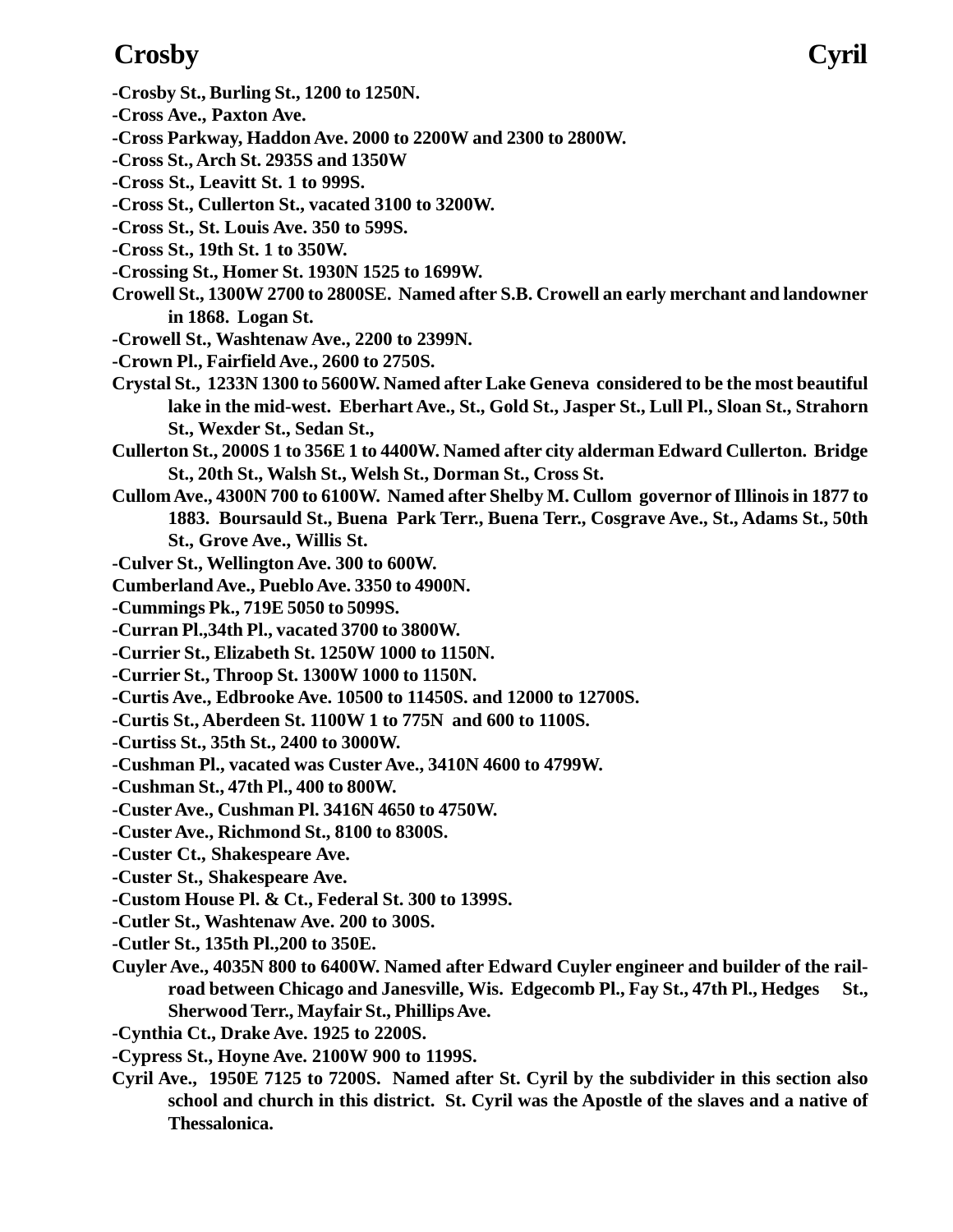-Crosby St., Burling St., 1200 to 1250N.

-Cross Ave., Paxton Ave.

-Cross Parkway, Haddon Ave. 2000 to 2200W and 2300 to 2800W.

-Cross St., Arch St. 2935S and 1350W

-Cross St., Leavitt St. 1 to 999S.

-Cross St., Cullerton St., vacated 3100 to 3200W.

-Cross St., St. Louis Ave. 350 to 599S.

-Cross St., 19th St. 1 to 350W.

-Crossing St., Homer St. 1930N 1525 to 1699W.

Crowell St., 1300W 2700 to 2800SE. Named after S.B. Crowell an early merchant and landowner in 1868. Logan St.

-Crowell St., Washtenaw Ave., 2200 to 2399N.

-Crown Pl., Fairfield Ave., 2600 to 2750S.

Crystal St., 1233N 1300 to 5600W. Named after Lake Geneva considered to be the most beautiful lake in the mid-west. Eberhart Ave., St., Gold St., Jasper St., Lull Pl., Sloan St., Strahorn St., Wexder St., Sedan St.,

Cullerton St., 2000S 1 to 356E 1 to 4400W. Named after city alderman Edward Cullerton. Bridge St., 20th St., Walsh St., Welsh St., Dorman St., Cross St.

Cullom Ave., 4300N 700 to 6100W. Named after Shelby M. Cullom governor of Illinois in 1877 to 1883. Boursauld St., Buena Park Terr., Buena Terr., Cosgrave Ave., St., Adams St., 50th St., Grove Ave., Willis St.

-Culver St., Wellington Ave. 300 to 600W.

Cumberland Ave., Pueblo Ave. 3350 to 4900N.

-Cummings Pk., 719E 5050 to 5099S.

-Curran Pl.,34th Pl., vacated 3700 to 3800W.

-Currier St., Elizabeth St. 1250W 1000 to 1150N.

-Currier St., Throop St. 1300W 1000 to 1150N.

-Curtis Ave., Edbrooke Ave. 10500 to 11450S. and 12000 to 12700S.

-Curtis St., Aberdeen St. 1100W 1 to 775N and 600 to 1100S.

-Curtiss St., 35th St., 2400 to 3000W.

-Cushman Pl., vacated was Custer Ave., 3410N 4600 to 4799W.

-Cushman St., 47th Pl., 400 to 800W.

-Custer Ave., Cushman Pl. 3416N 4650 to 4750W.

-Custer Ave., Richmond St., 8100 to 8300S.

-Custer Ct., Shakespeare Ave.

-Custer St., Shakespeare Ave.

-Custom House Pl. & Ct., Federal St. 300 to 1399S.

-Cutler St., Washtenaw Ave. 200 to 300S.

-Cutler St., 135th Pl.,200 to 350E.

Cuyler Ave., 4035N 800 to 6400W. Named after Edward Cuyler engineer and builder of the railroad between Chicago and Janesville, Wis. Edgecomb Pl., Fay St., 47th Pl., Hedges St., Sherwood Terr., Mayfair St., Phillips Ave.

-Cynthia Ct., Drake Ave. 1925 to 2200S.

-Cypress St., Hoyne Ave. 2100W 900 to 1199S.

Cyril Ave., 1950E 7125 to 7200S. Named after St. Cyril by the subdivider in this section also school and church in this district. St. Cyril was the Apostle of the slaves and a native of Thessalonica.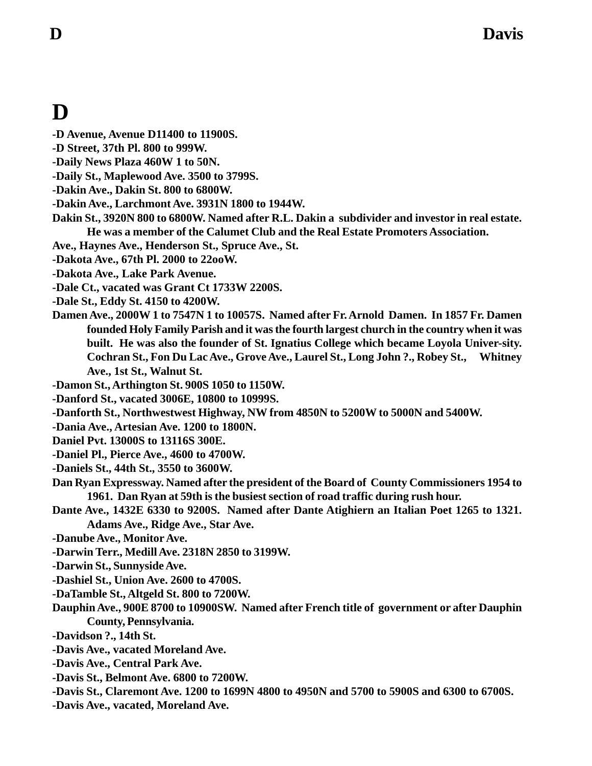# D

**-D Avenue, Avenue D11400 to 11900S.**

**-D Street, 37th Pl. 800 to 999W.**

**-Daily News Plaza 460W 1 to 50N.**

**-Daily St., Maplewood Ave. 3500 to 3799S.**

**-Dakin Ave., Dakin St. 800 to 6800W.**

**-Dakin Ave., Larchmont Ave. 3931N 1800 to 1944W.**

**Dakin St., 3920N 800 to 6800W. Named after R.L. Dakin a subdivider and investor in real estate. He was a member of the Calumet Club and the Real Estate Promoters Association.**

**Ave., Haynes Ave., Henderson St., Spruce Ave., St.**

**-Dakota Ave., 67th Pl. 2000 to 22ooW.**

**-Dakota Ave., Lake Park Avenue.**

**-Dale Ct., vacated was Grant Ct 1733W 2200S.**

**-Dale St., Eddy St. 4150 to 4200W.**

**Damen Ave., 2000W 1 to 7547N 1 to 10057S. Named after Fr. Arnold Damen. In 1857 Fr. Damen founded Holy Family Parish and it was the fourth largest church in the country when it was built. He was also the founder of St. Ignatius College which became Loyola Univer-sity. Cochran St., Fon Du Lac Ave., Grove Ave., Laurel St., Long John ?., Robey St., Whitney Ave., 1st St., Walnut St.**

**-Damon St., Arthington St. 900S 1050 to 1150W.**

**-Danford St., vacated 3006E, 10800 to 10999S.**

**-Danforth St., Northwestwest Highway, NW from 4850N to 5200W to 5000N and 5400W.**

**-Dania Ave., Artesian Ave. 1200 to 1800N.**

**Daniel Pvt. 13000S to 13116S 300E.**

**-Daniel Pl., Pierce Ave., 4600 to 4700W.**

**-Daniels St., 44th St., 3550 to 3600W.**

**Dan Ryan Expressway. Named after the president of the Board of County Commissioners 1954 to 1961. Dan Ryan at 59th is the busiest section of road traffic during rush hour.**

**Dante Ave., 1432E 6330 to 9200S. Named after Dante Atighiern an Italian Poet 1265 to 1321. Adams Ave., Ridge Ave., Star Ave.**

**-Danube Ave., Monitor Ave.**

**-Darwin Terr., Medill Ave. 2318N 2850 to 3199W.**

**-Darwin St., Sunnyside Ave.**

**-Dashiel St., Union Ave. 2600 to 4700S.**

**-DaTamble St., Altgeld St. 800 to 7200W.**

**Dauphin Ave., 900E 8700 to 10900SW. Named after French title of government or after Dauphin County, Pennsylvania.**

**-Davidson ?., 14th St.**

**-Davis Ave., vacated Moreland Ave.**

**-Davis Ave., Central Park Ave.**

**-Davis St., Belmont Ave. 6800 to 7200W.**

**-Davis St., Claremont Ave. 1200 to 1699N 4800 to 4950N and 5700 to 5900S and 6300 to 6700S.**

**-Davis Ave., vacated, Moreland Ave.**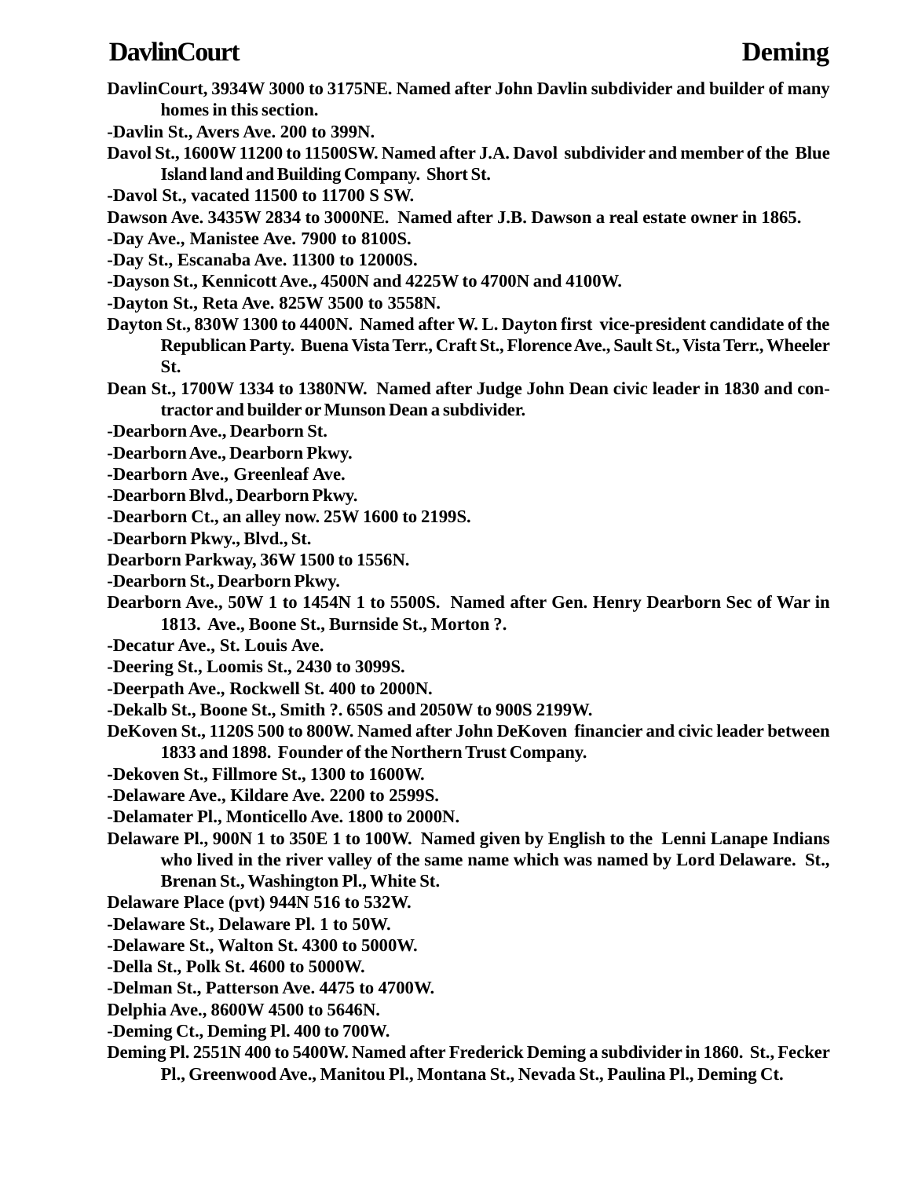**DavlinCourt, 3934W 3000 to 3175NE. Named after John Davlin subdivider and builder of many homes in this section.**

**-Davlin St., Avers Ave. 200 to 399N.**

**Davol St., 1600W 11200 to 11500SW. Named after J.A. Davol subdivider and member of the Blue Island land and Building Company. Short St.**

**-Davol St., vacated 11500 to 11700 S SW.**

**Dawson Ave. 3435W 2834 to 3000NE. Named after J.B. Dawson a real estate owner in 1865.**

**-Day Ave., Manistee Ave. 7900 to 8100S.**

**-Day St., Escanaba Ave. 11300 to 12000S.**

**-Dayson St., Kennicott Ave., 4500N and 4225W to 4700N and 4100W.**

**-Dayton St., Reta Ave. 825W 3500 to 3558N.**

**Dayton St., 830W 1300 to 4400N. Named after W. L. Dayton first vice-president candidate of the Republican Party. Buena Vista Terr., Craft St., Florence Ave., Sault St., Vista Terr., Wheeler St.**

**Dean St., 1700W 1334 to 1380NW. Named after Judge John Dean civic leader in 1830 and contractor and builder or Munson Dean a subdivider.**

**-Dearborn Ave., Dearborn St.**

**-Dearborn Ave., Dearborn Pkwy.**

**-Dearborn Ave., Greenleaf Ave.**

**-Dearborn Blvd., Dearborn Pkwy.**

**-Dearborn Ct., an alley now. 25W 1600 to 2199S.**

**-Dearborn Pkwy., Blvd., St.**

**Dearborn Parkway, 36W 1500 to 1556N.**

**-Dearborn St., Dearborn Pkwy.**

**Dearborn Ave., 50W 1 to 1454N 1 to 5500S. Named after Gen. Henry Dearborn Sec of War in 1813. Ave., Boone St., Burnside St., Morton ?.**

**-Decatur Ave., St. Louis Ave.**

**-Deering St., Loomis St., 2430 to 3099S.**

**-Deerpath Ave., Rockwell St. 400 to 2000N.**

**-Dekalb St., Boone St., Smith ?. 650S and 2050W to 900S 2199W.**

**DeKoven St., 1120S 500 to 800W. Named after John DeKoven financier and civic leader between 1833 and 1898. Founder of the Northern Trust Company.**

**-Dekoven St., Fillmore St., 1300 to 1600W.**

**-Delaware Ave., Kildare Ave. 2200 to 2599S.**

**-Delamater Pl., Monticello Ave. 1800 to 2000N.**

**Delaware Pl., 900N 1 to 350E 1 to 100W. Named given by English to the Lenni Lanape Indians who lived in the river valley of the same name which was named by Lord Delaware. St., Brenan St., Washington Pl., White St.**

**Delaware Place (pvt) 944N 516 to 532W.**

**-Delaware St., Delaware Pl. 1 to 50W.**

**-Delaware St., Walton St. 4300 to 5000W.**

**-Della St., Polk St. 4600 to 5000W.**

**-Delman St., Patterson Ave. 4475 to 4700W.**

**Delphia Ave., 8600W 4500 to 5646N.**

**-Deming Ct., Deming Pl. 400 to 700W.**

**Deming Pl. 2551N 400 to 5400W. Named after Frederick Deming a subdivider in 1860. St., Fecker Pl., Greenwood Ave., Manitou Pl., Montana St., Nevada St., Paulina Pl., Deming Ct.**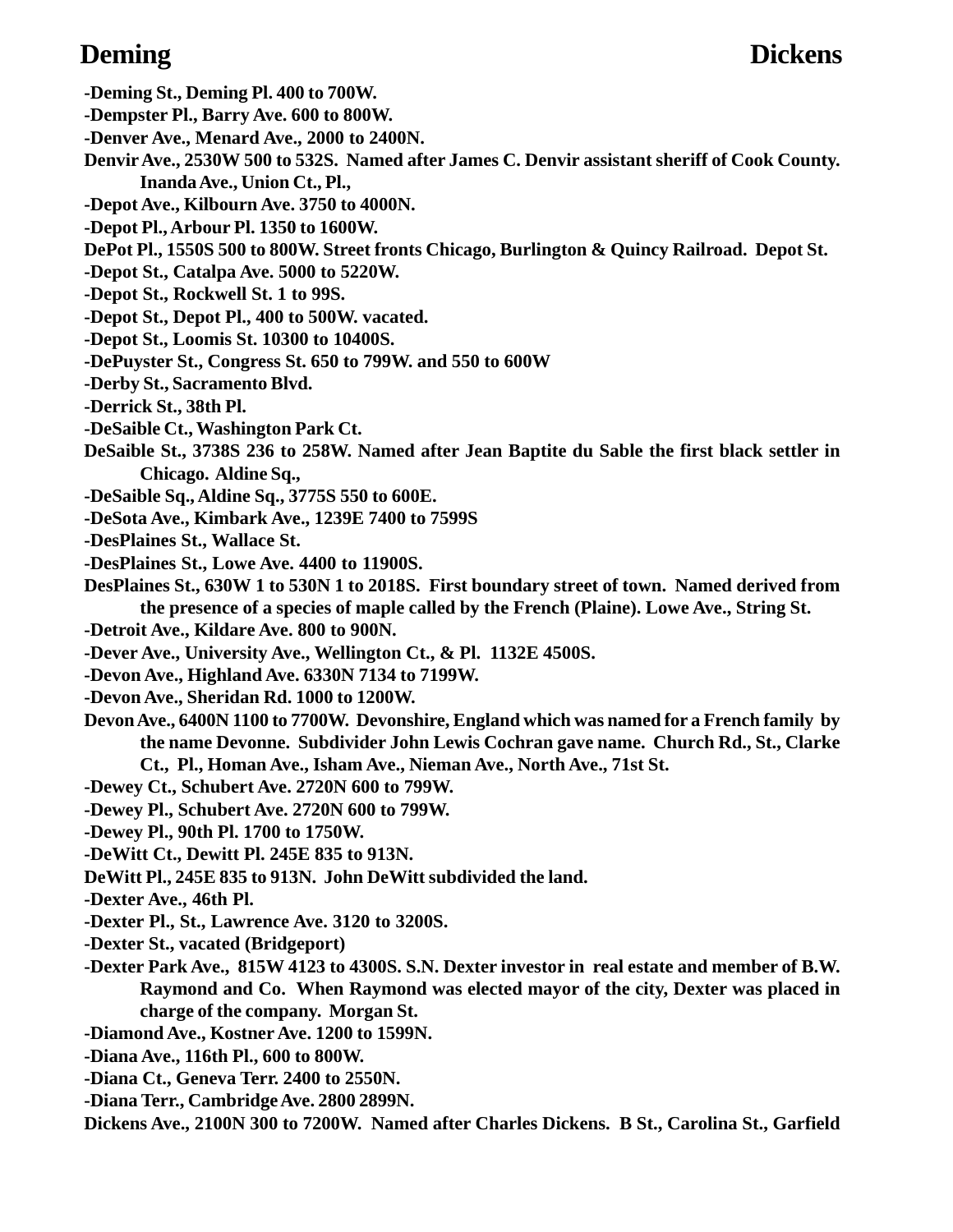-Deming St., Deming Pl. 400 to 700W.

-Dempster Pl., Barry Ave. 600 to 800W.

-Denver Ave., Menard Ave., 2000 to 2400N.

Denvir Ave., 2530W 500 to 532S. Named after James C. Denvir assistant sheriff of Cook County. Inanda Ave., Union Ct., Pl.,

-Depot Ave., Kilbourn Ave. 3750 to 4000N.

-Depot Pl., Arbour Pl. 1350 to 1600W.

DePot Pl., 1550S 500 to 800W. Street fronts Chicago, Burlington & Quincy Railroad. Depot St.

-Depot St., Catalpa Ave. 5000 to 5220W.

-Depot St., Rockwell St. 1 to 99S.

-Depot St., Depot Pl., 400 to 500W. vacated.

-Depot St., Loomis St. 10300 to 10400S.

-DePuyster St., Congress St. 650 to 799W. and 550 to 600W

-Derby St., Sacramento Blvd.

-Derrick St., 38th Pl.

-DeSaible Ct., Washington Park Ct.

DeSaible St., 3738S 236 to 258W. Named after Jean Baptite du Sable the first black settler in Chicago. Aldine Sq.,

-DeSaible Sq., Aldine Sq., 3775S 550 to 600E.

-DeSota Ave., Kimbark Ave., 1239E 7400 to 7599S

-DesPlaines St., Wallace St.

-DesPlaines St., Lowe Ave. 4400 to 11900S.

DesPlaines St., 630W 1 to 530N 1 to 2018S. First boundary street of town. Named derived from the presence of a species of maple called by the French (Plaine). Lowe Ave., String St.

-Detroit Ave., Kildare Ave. 800 to 900N.

-Dever Ave., University Ave., Wellington Ct., & Pl. 1132E 4500S.

-Devon Ave., Highland Ave. 6330N 7134 to 7199W.

-Devon Ave., Sheridan Rd. 1000 to 1200W.

Devon Ave., 6400N 1100 to 7700W. Devonshire, England which was named for a French family by the name Devonne. Subdivider John Lewis Cochran gave name. Church Rd., St., Clarke Ct., Pl., Homan Ave., Isham Ave., Nieman Ave., North Ave., 71st St.

-Dewey Ct., Schubert Ave. 2720N 600 to 799W.

-Dewey Pl., Schubert Ave. 2720N 600 to 799W.

-Dewey Pl., 90th Pl. 1700 to 1750W.

-DeWitt Ct., Dewitt Pl. 245E 835 to 913N.

DeWitt Pl., 245E 835 to 913N. John DeWitt subdivided the land.

-Dexter Ave., 46th Pl.

-Dexter Pl., St., Lawrence Ave. 3120 to 3200S.

-Dexter St., vacated (Bridgeport)

-Dexter Park Ave., 815W 4123 to 4300S. S.N. Dexter investor in real estate and member of B.W. Raymond and Co. When Raymond was elected mayor of the city, Dexter was placed in charge of the company. Morgan St.

-Diamond Ave., Kostner Ave. 1200 to 1599N.

-Diana Ave., 116th Pl., 600 to 800W.

-Diana Ct., Geneva Terr. 2400 to 2550N.

-Diana Terr., Cambridge Ave. 2800 2899N.

Dickens Ave., 2100N 300 to 7200W. Named after Charles Dickens. B St., Carolina St., Garfield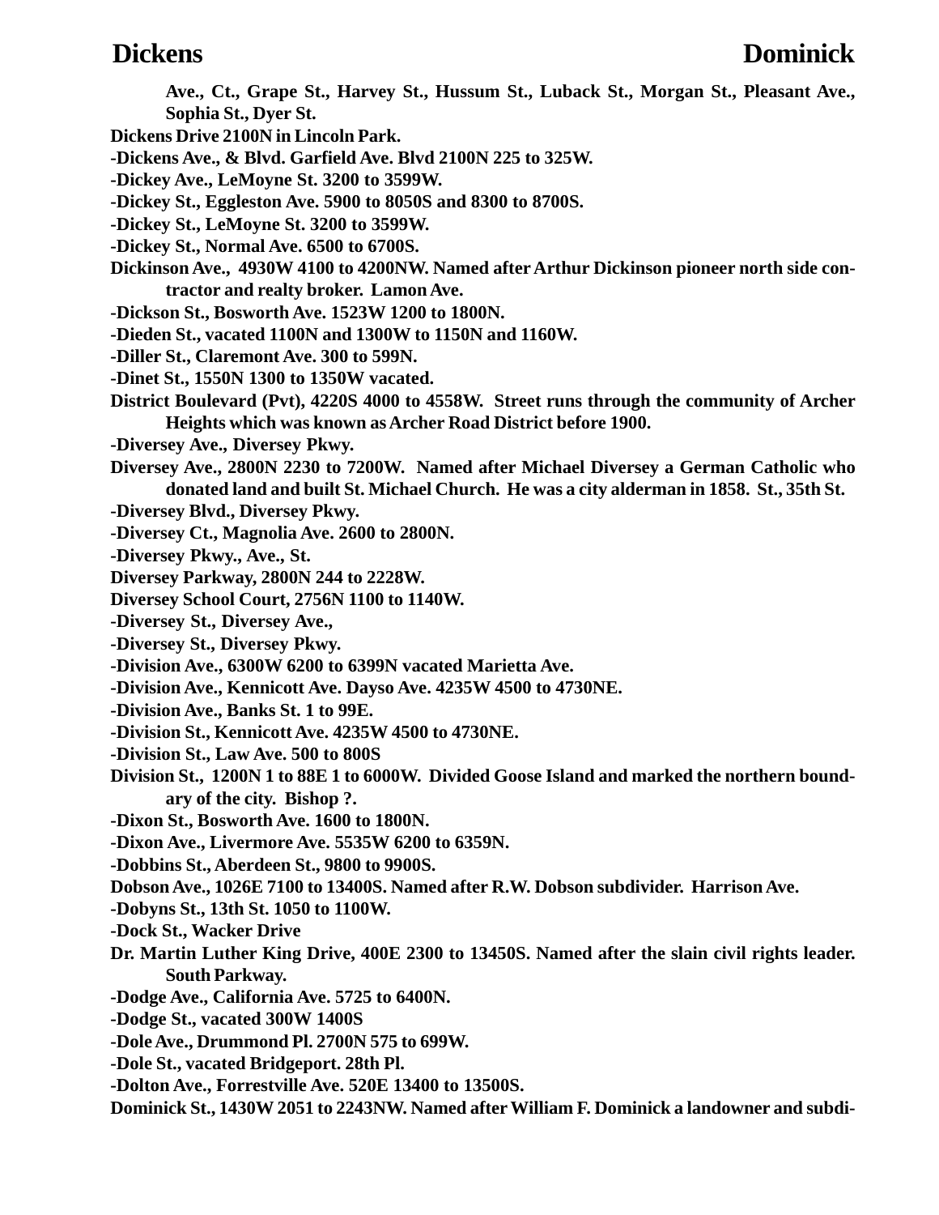Ave., Ct., Grape St., Harvey St., Hussum St., Luback St., Morgan St., Pleasant Ave., Sophia St., Dyer St.

Dickens Drive 2100N in Lincoln Park.

-Dickens Ave., & Blvd. Garfield Ave. Blvd 2100N 225 to 325W.

-Dickey Ave., LeMoyne St. 3200 to 3599W.

-Dickey St., Eggleston Ave. 5900 to 8050S and 8300 to 8700S.

-Dickey St., LeMoyne St. 3200 to 3599W.

-Dickey St., Normal Ave. 6500 to 6700S.

Dickinson Ave., 4930W 4100 to 4200NW. Named after Arthur Dickinson pioneer north side contractor and realty broker. Lamon Ave.

-Dickson St., Bosworth Ave. 1523W 1200 to 1800N.

-Dieden St., vacated 1100N and 1300W to 1150N and 1160W.

-Diller St., Claremont Ave. 300 to 599N.

-Dinet St., 1550N 1300 to 1350W vacated.

District Boulevard (Pvt), 4220S 4000 to 4558W. Street runs through the community of Archer Heights which was known as Archer Road District before 1900.

-Diversey Ave., Diversey Pkwy.

Diversey Ave., 2800N 2230 to 7200W. Named after Michael Diversey a German Catholic who donated land and built St. Michael Church. He was a city alderman in 1858. St., 35th St.

-Diversey Blvd., Diversey Pkwy.

-Diversey Ct., Magnolia Ave. 2600 to 2800N.

-Diversey Pkwy., Ave., St.

Diversey Parkway, 2800N 244 to 2228W.

Diversey School Court, 2756N 1100 to 1140W.

-Diversey St., Diversey Ave.,

-Diversey St., Diversey Pkwy.

-Division Ave., 6300W 6200 to 6399N vacated Marietta Ave.

-Division Ave., Kennicott Ave. Dayso Ave. 4235W 4500 to 4730NE.

-Division Ave., Banks St. 1 to 99E.

-Division St., Kennicott Ave. 4235W 4500 to 4730NE.

-Division St., Law Ave. 500 to 800S

Division St., 1200N 1 to 88E 1 to 6000W. Divided Goose Island and marked the northern boundary of the city. Bishop ?.

-Dixon St., Bosworth Ave. 1600 to 1800N.

-Dixon Ave., Livermore Ave. 5535W 6200 to 6359N.

-Dobbins St., Aberdeen St., 9800 to 9900S.

Dobson Ave., 1026E 7100 to 13400S. Named after R.W. Dobson subdivider. Harrison Ave.

-Dobyns St., 13th St. 1050 to 1100W.

-Dock St., Wacker Drive

Dr. Martin Luther King Drive, 400E 2300 to 13450S. Named after the slain civil rights leader. South Parkway.

-Dodge Ave., California Ave. 5725 to 6400N.

-Dodge St., vacated 300W 1400S

-Dole Ave., Drummond Pl. 2700N 575 to 699W.

-Dole St., vacated Bridgeport. 28th Pl.

-Dolton Ave., Forrestville Ave. 520E 13400 to 13500S.

Dominick St., 1430W 2051 to 2243NW. Named after William F. Dominick a landowner and subdi-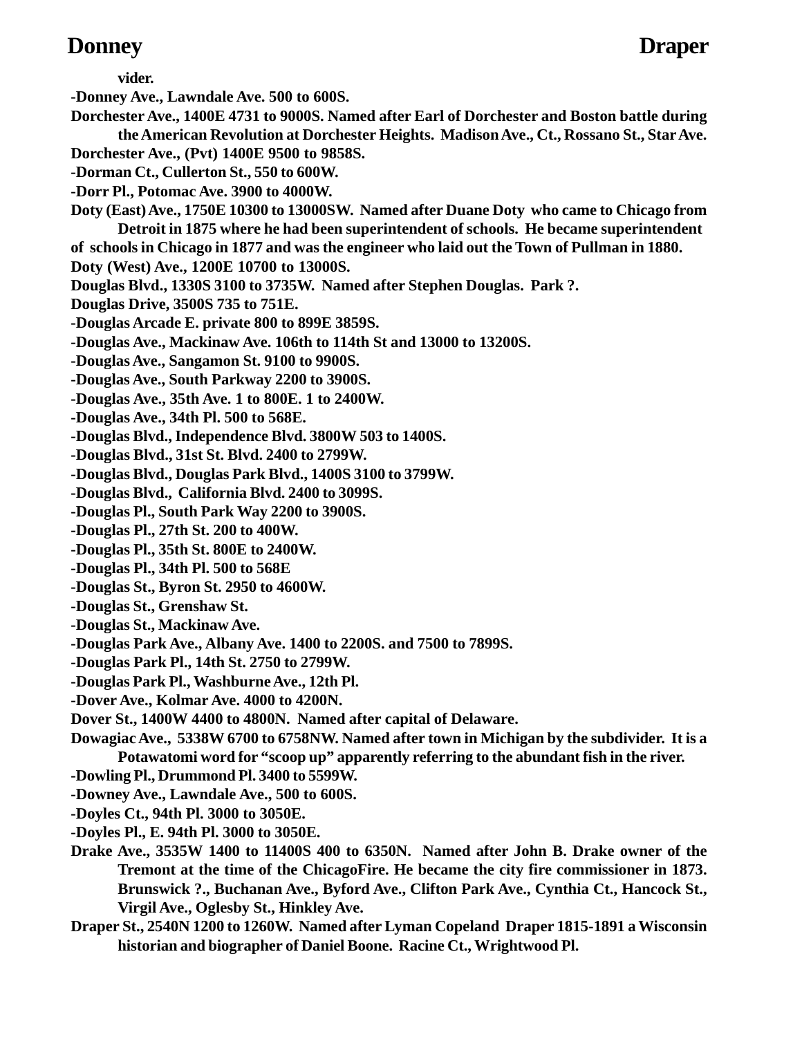vider.

-Donney Ave., Lawndale Ave. 500 to 600S.

Dorchester Ave., 1400E 4731 to 9000S. Named after Earl of Dorchester and Boston battle during the American Revolution at Dorchester Heights. Madison Ave., Ct., Rossano St., Star Ave.

Dorchester Ave., (Pvt) 1400E 9500 to 9858S.

-Dorman Ct., Cullerton St., 550 to 600W.

-Dorr Pl., Potomac Ave. 3900 to 4000W.

Doty (East) Ave., 1750E 10300 to 13000SW. Named after Duane Doty who came to Chicago from Detroit in 1875 where he had been superintendent of schools. He became superintendent of schools in Chicago in 1877 and was the engineer who laid out the Town of Pullman in 1880.

Doty (West) Ave., 1200E 10700 to 13000S.

Douglas Blvd., 1330S 3100 to 3735W. Named after Stephen Douglas. Park ?.

Douglas Drive, 3500S 735 to 751E.

-Douglas Arcade E. private 800 to 899E 3859S.

-Douglas Ave., Mackinaw Ave. 106th to 114th St and 13000 to 13200S.

-Douglas Ave., Sangamon St. 9100 to 9900S.

-Douglas Ave., South Parkway 2200 to 3900S.

-Douglas Ave., 35th Ave. 1 to 800E. 1 to 2400W.

-Douglas Ave., 34th Pl. 500 to 568E.

-Douglas Blvd., Independence Blvd. 3800W 503 to 1400S.

-Douglas Blvd., 31st St. Blvd. 2400 to 2799W.

-Douglas Blvd., Douglas Park Blvd., 1400S 3100 to 3799W.

-Douglas Blvd., California Blvd. 2400 to 3099S.

-Douglas Pl., South Park Way 2200 to 3900S.

-Douglas Pl., 27th St. 200 to 400W.

-Douglas Pl., 35th St. 800E to 2400W.

-Douglas Pl., 34th Pl. 500 to 568E

-Douglas St., Byron St. 2950 to 4600W.

-Douglas St., Grenshaw St.

-Douglas St., Mackinaw Ave.

-Douglas Park Ave., Albany Ave. 1400 to 2200S. and 7500 to 7899S.

-Douglas Park Pl., 14th St. 2750 to 2799W.

-Douglas Park Pl., Washburne Ave., 12th Pl.

-Dover Ave., Kolmar Ave. 4000 to 4200N.

Dover St., 1400W 4400 to 4800N. Named after capital of Delaware.

Dowagiac Ave., 5338W 6700 to 6758NW. Named after town in Michigan by the subdivider. It is a Potawatomi word for "scoop up" apparently referring to the abundant fish in the river.

-Dowling Pl., Drummond Pl. 3400 to 5599W.

-Downey Ave., Lawndale Ave., 500 to 600S.

-Doyles Ct., 94th Pl. 3000 to 3050E.

-Doyles Pl., E. 94th Pl. 3000 to 3050E.

Drake Ave., 3535W 1400 to 11400S 400 to 6350N. Named after John B. Drake owner of the Tremont at the time of the ChicagoFire. He became the city fire commissioner in 1873. Brunswick ?., Buchanan Ave., Byford Ave., Clifton Park Ave., Cynthia Ct., Hancock St., Virgil Ave., Oglesby St., Hinkley Ave.

Draper St., 2540N 1200 to 1260W. Named after Lyman Copeland Draper 1815-1891 a Wisconsin historian and biographer of Daniel Boone. Racine Ct., Wrightwood Pl.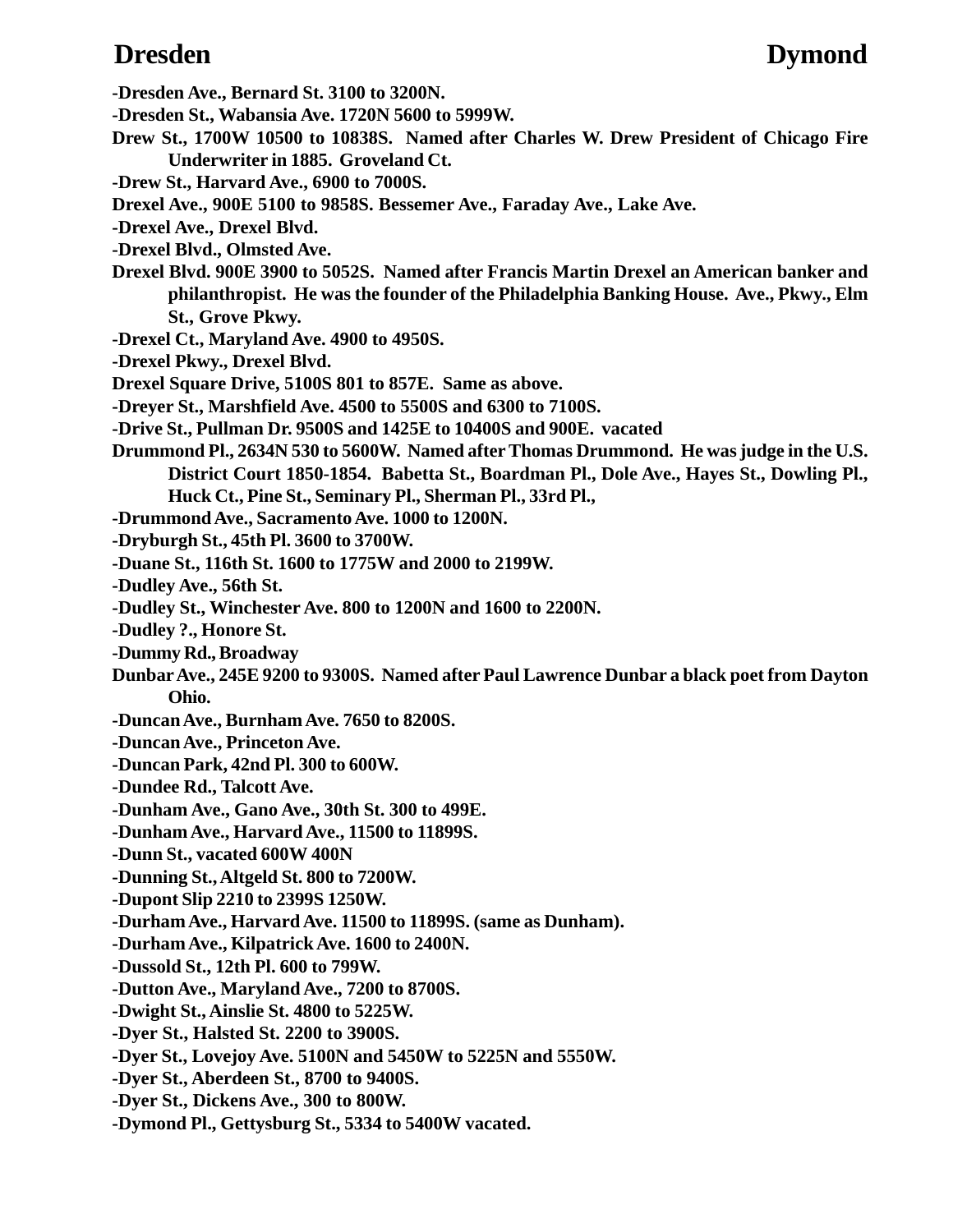**-Dresden Ave., Bernard St. 3100 to 3200N.**

**-Dresden St., Wabansia Ave. 1720N 5600 to 5999W.**

**Drew St., 1700W 10500 to 10838S. Named after Charles W. Drew President of Chicago Fire Underwriter in 1885. Groveland Ct.**

**-Drew St., Harvard Ave., 6900 to 7000S.**

**Drexel Ave., 900E 5100 to 9858S. Bessemer Ave., Faraday Ave., Lake Ave.**

**-Drexel Ave., Drexel Blvd.**

**-Drexel Blvd., Olmsted Ave.**

**Drexel Blvd. 900E 3900 to 5052S. Named after Francis Martin Drexel an American banker and philanthropist. He was the founder of the Philadelphia Banking House. Ave., Pkwy., Elm St., Grove Pkwy.**

**-Drexel Ct., Maryland Ave. 4900 to 4950S.**

**-Drexel Pkwy., Drexel Blvd.**

**Drexel Square Drive, 5100S 801 to 857E. Same as above.**

**-Dreyer St., Marshfield Ave. 4500 to 5500S and 6300 to 7100S.**

**-Drive St., Pullman Dr. 9500S and 1425E to 10400S and 900E. vacated**

**Drummond Pl., 2634N 530 to 5600W. Named after Thomas Drummond. He was judge in the U.S. District Court 1850-1854. Babetta St., Boardman Pl., Dole Ave., Hayes St., Dowling Pl., Huck Ct., Pine St., Seminary Pl., Sherman Pl., 33rd Pl.,**

**-Drummond Ave., Sacramento Ave. 1000 to 1200N.**

**-Dryburgh St., 45th Pl. 3600 to 3700W.**

**-Duane St., 116th St. 1600 to 1775W and 2000 to 2199W.**

**-Dudley Ave., 56th St.**

**-Dudley St., Winchester Ave. 800 to 1200N and 1600 to 2200N.**

**-Dudley ?., Honore St.**

**-Dummy Rd., Broadway**

**Dunbar Ave., 245E 9200 to 9300S. Named after Paul Lawrence Dunbar a black poet from Dayton Ohio.**

**-Duncan Ave., Burnham Ave. 7650 to 8200S.**

**-Duncan Ave., Princeton Ave.**

**-Duncan Park, 42nd Pl. 300 to 600W.**

**-Dundee Rd., Talcott Ave.**

**-Dunham Ave., Gano Ave., 30th St. 300 to 499E.**

**-Dunham Ave., Harvard Ave., 11500 to 11899S.**

**-Dunn St., vacated 600W 400N**

**-Dunning St., Altgeld St. 800 to 7200W.**

**-Dupont Slip 2210 to 2399S 1250W.**

**-Durham Ave., Harvard Ave. 11500 to 11899S. (same as Dunham).**

**-Durham Ave., Kilpatrick Ave. 1600 to 2400N.**

**-Dussold St., 12th Pl. 600 to 799W.**

**-Dutton Ave., Maryland Ave., 7200 to 8700S.**

**-Dwight St., Ainslie St. 4800 to 5225W.**

**-Dyer St., Halsted St. 2200 to 3900S.**

**-Dyer St., Lovejoy Ave. 5100N and 5450W to 5225N and 5550W.**

**-Dyer St., Aberdeen St., 8700 to 9400S.**

**-Dyer St., Dickens Ave., 300 to 800W.**

**-Dymond Pl., Gettysburg St., 5334 to 5400W vacated.**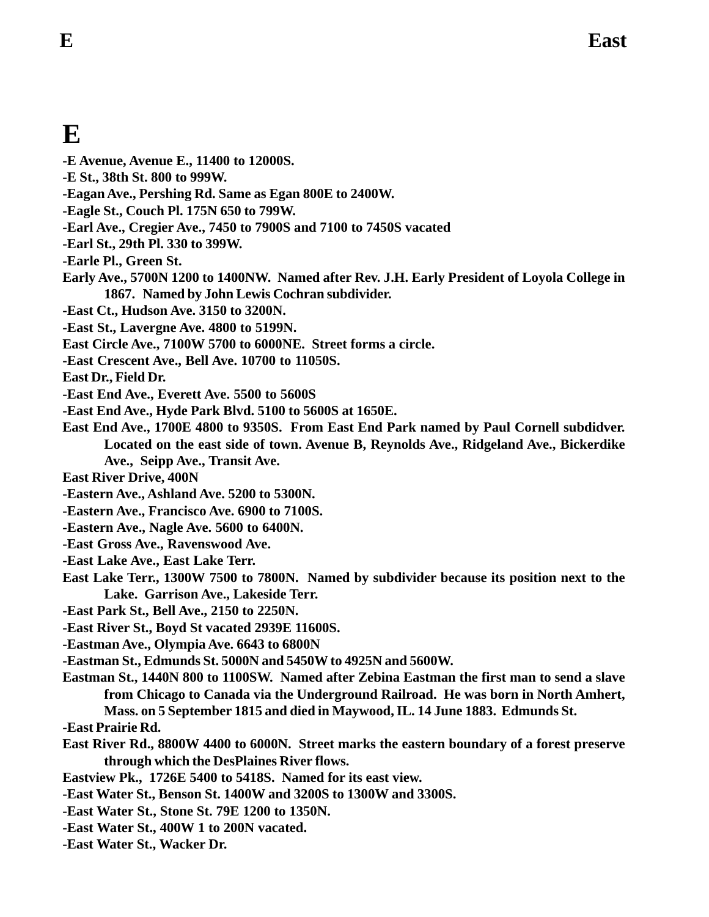# E

-E Avenue, Avenue E., 11400 to 12000S.

-E St., 38th St. 800 to 999W.

-Eagan Ave., Pershing Rd. Same as Egan 800E to 2400W.

-Eagle St., Couch Pl. 175N 650 to 799W.

-Earl Ave., Cregier Ave., 7450 to 7900S and 7100 to 7450S vacated

-Earl St., 29th Pl. 330 to 399W.

-Earle Pl., Green St.

Early Ave., 5700N 1200 to 1400NW. Named after Rev. J.H. Early President of Loyola College in 1867. Named by John Lewis Cochran subdivider.

-East Ct., Hudson Ave. 3150 to 3200N.

-East St., Lavergne Ave. 4800 to 5199N.

East Circle Ave., 7100W 5700 to 6000NE. Street forms a circle.

-East Crescent Ave., Bell Ave. 10700 to 11050S.

East Dr., Field Dr.

-East End Ave., Everett Ave. 5500 to 5600S

-East End Ave., Hyde Park Blvd. 5100 to 5600S at 1650E.

East End Ave., 1700E 4800 to 9350S. From East End Park named by Paul Cornell subdidver. Located on the east side of town. Avenue B, Reynolds Ave., Ridgeland Ave., Bickerdike Ave., Seipp Ave., Transit Ave.

East River Drive, 400N

-Eastern Ave., Ashland Ave. 5200 to 5300N.

-Eastern Ave., Francisco Ave. 6900 to 7100S.

-Eastern Ave., Nagle Ave. 5600 to 6400N.

-East Gross Ave., Ravenswood Ave.

-East Lake Ave., East Lake Terr.

East Lake Terr., 1300W 7500 to 7800N. Named by subdivider because its position next to the Lake. Garrison Ave., Lakeside Terr.

-East Park St., Bell Ave., 2150 to 2250N.

-East River St., Boyd St vacated 2939E 11600S.

-Eastman Ave., Olympia Ave. 6643 to 6800N

-Eastman St., Edmunds St. 5000N and 5450W to 4925N and 5600W.

Eastman St., 1440N 800 to 1100SW. Named after Zebina Eastman the first man to send a slave from Chicago to Canada via the Underground Railroad. He was born in North Amhert, Mass. on 5 September 1815 and died in Maywood, IL. 14 June 1883. Edmunds St.

-East Prairie Rd.

East River Rd., 8800W 4400 to 6000N. Street marks the eastern boundary of a forest preserve through which the DesPlaines River flows.

Eastview Pk., 1726E 5400 to 5418S. Named for its east view.

-East Water St., Benson St. 1400W and 3200S to 1300W and 3300S.

-East Water St., Stone St. 79E 1200 to 1350N.

-East Water St., 400W 1 to 200N vacated.

-East Water St., Wacker Dr.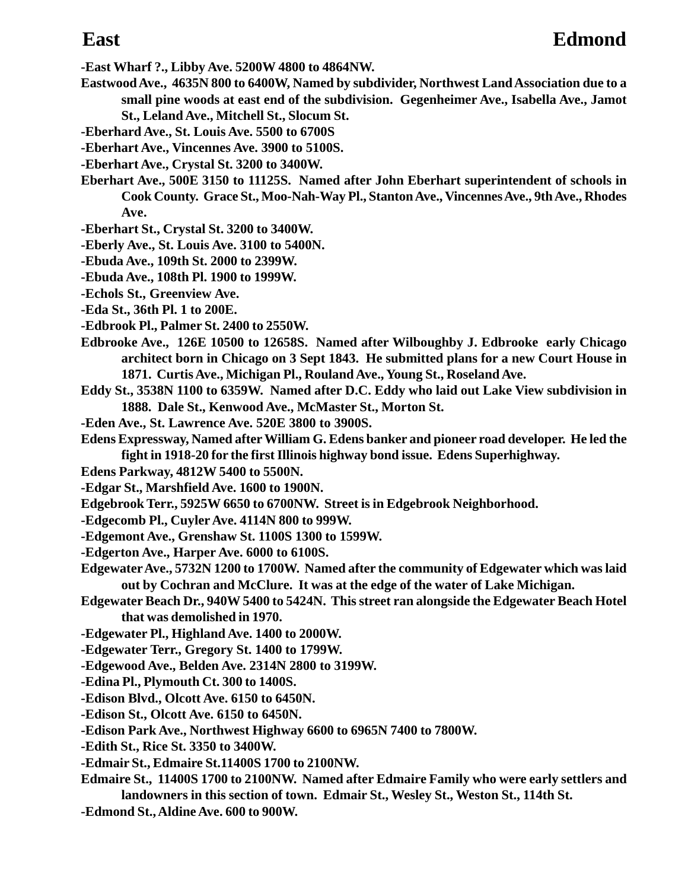-East Wharf ?., Libby Ave. 5200W 4800 to 4864NW.

Eastwood Ave., 4635N 800 to 6400W, Named by subdivider, Northwest Land Association due to a small pine woods at east end of the subdivision. Gegenheimer Ave., Isabella Ave., Jamot St., Leland Ave., Mitchell St., Slocum St.

-Eberhard Ave., St. Louis Ave. 5500 to 6700S

-Eberhart Ave., Vincennes Ave. 3900 to 5100S.

-Eberhart Ave., Crystal St. 3200 to 3400W.

Eberhart Ave., 500E 3150 to 11125S. Named after John Eberhart superintendent of schools in Cook County. Grace St., Moo-Nah-Way Pl., Stanton Ave., Vincennes Ave., 9th Ave., Rhodes Ave.

-Eberhart St., Crystal St. 3200 to 3400W.

-Eberly Ave., St. Louis Ave. 3100 to 5400N.

-Ebuda Ave., 109th St. 2000 to 2399W.

-Ebuda Ave., 108th Pl. 1900 to 1999W.

-Echols St., Greenview Ave.

-Eda St., 36th Pl. 1 to 200E.

-Edbrook Pl., Palmer St. 2400 to 2550W.

Edbrooke Ave., 126E 10500 to 12658S. Named after Wilboughby J. Edbrooke early Chicago architect born in Chicago on 3 Sept 1843. He submitted plans for a new Court House in 1871. Curtis Ave., Michigan Pl., Rouland Ave., Young St., Roseland Ave.

Eddy St., 3538N 1100 to 6359W. Named after D.C. Eddy who laid out Lake View subdivision in 1888. Dale St., Kenwood Ave., McMaster St., Morton St.

-Eden Ave., St. Lawrence Ave. 520E 3800 to 3900S.

Edens Expressway, Named after William G. Edens banker and pioneer road developer. He led the fight in 1918-20 for the first Illinois highway bond issue. Edens Superhighway.

Edens Parkway, 4812W 5400 to 5500N.

-Edgar St., Marshfield Ave. 1600 to 1900N.

Edgebrook Terr., 5925W 6650 to 6700NW. Street is in Edgebrook Neighborhood.

-Edgecomb Pl., Cuyler Ave. 4114N 800 to 999W.

-Edgemont Ave., Grenshaw St. 1100S 1300 to 1599W.

-Edgerton Ave., Harper Ave. 6000 to 6100S.

Edgewater Ave., 5732N 1200 to 1700W. Named after the community of Edgewater which was laid out by Cochran and McClure. It was at the edge of the water of Lake Michigan.

Edgewater Beach Dr., 940W 5400 to 5424N. This street ran alongside the Edgewater Beach Hotel that was demolished in 1970.

-Edgewater Pl., Highland Ave. 1400 to 2000W.

-Edgewater Terr., Gregory St. 1400 to 1799W.

-Edgewood Ave., Belden Ave. 2314N 2800 to 3199W.

-Edina Pl., Plymouth Ct. 300 to 1400S.

-Edison Blvd., Olcott Ave. 6150 to 6450N.

-Edison St., Olcott Ave. 6150 to 6450N.

-Edison Park Ave., Northwest Highway 6600 to 6965N 7400 to 7800W.

-Edith St., Rice St. 3350 to 3400W.

-Edmair St., Edmaire St.11400S 1700 to 2100NW.

Edmaire St., 11400S 1700 to 2100NW. Named after Edmaire Family who were early settlers and landowners in this section of town. Edmair St., Wesley St., Weston St., 114th St.

-Edmond St., Aldine Ave. 600 to 900W.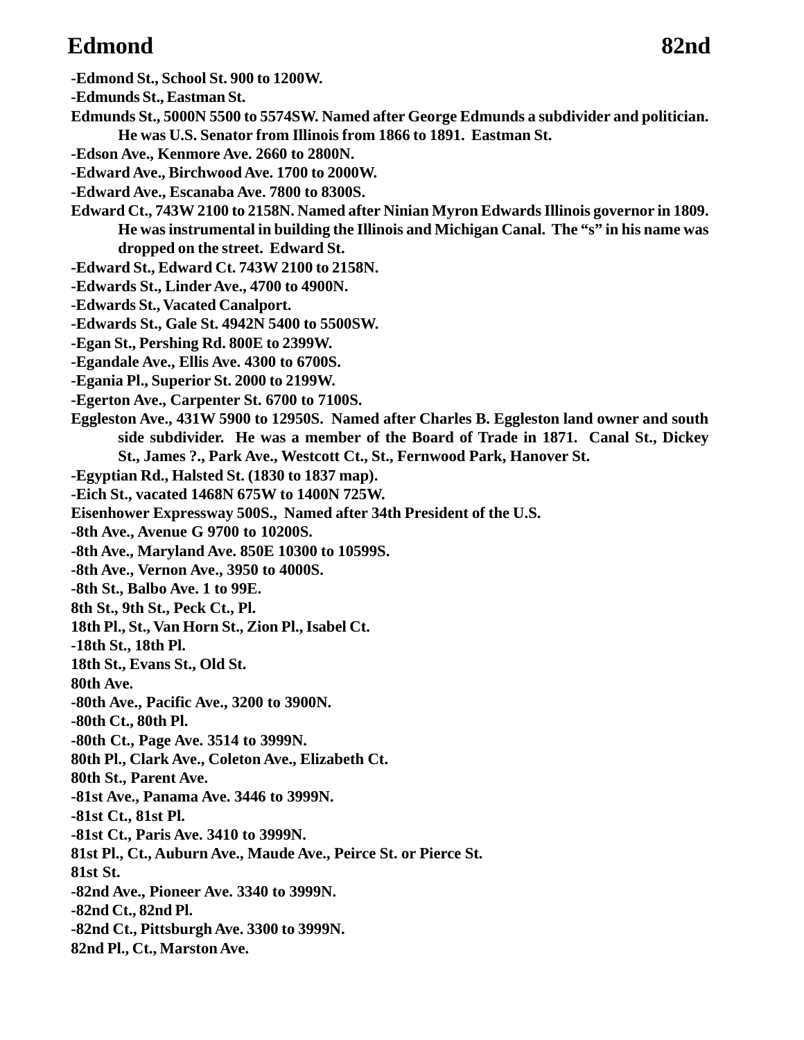-Edmond St., School St. 900 to 1200W.

-Edmunds St., Eastman St.

Edmunds St., 5000N 5500 to 5574SW. Named after George Edmunds a subdivider and politician. He was U.S. Senator from Illinois from 1866 to 1891. Eastman St.

-Edson Ave., Kenmore Ave. 2660 to 2800N.

-Edward Ave., Birchwood Ave. 1700 to 2000W.

-Edward Ave., Escanaba Ave. 7800 to 8300S.

Edward Ct., 743W 2100 to 2158N. Named after Ninian Myron Edwards Illinois governor in 1809. He was instrumental in building the Illinois and Michigan Canal. The "s" in his name was dropped on the street. Edward St.

-Edward St., Edward Ct. 743W 2100 to 2158N.

-Edwards St., Linder Ave., 4700 to 4900N.

-Edwards St., Vacated Canalport.

-Edwards St., Gale St. 4942N 5400 to 5500SW.

-Egan St., Pershing Rd. 800E to 2399W.

-Egandale Ave., Ellis Ave. 4300 to 6700S.

-Egania Pl., Superior St. 2000 to 2199W.

-Egerton Ave., Carpenter St. 6700 to 7100S.

Eggleston Ave., 431W 5900 to 12950S. Named after Charles B. Eggleston land owner and south side subdivider. He was a member of the Board of Trade in 1871. Canal St., Dickey St., James ?., Park Ave., Westcott Ct., St., Fernwood Park, Hanover St.

-Egyptian Rd., Halsted St. (1830 to 1837 map).

-Eich St., vacated 1468N 675W to 1400N 725W.

Eisenhower Expressway 500S., Named after 34th President of the U.S.

-8th Ave., Avenue G 9700 to 10200S.

-8th Ave., Maryland Ave. 850E 10300 to 10599S.

-8th Ave., Vernon Ave., 3950 to 4000S.

-8th St., Balbo Ave. 1 to 99E.

8th St., 9th St., Peck Ct., Pl.

18th Pl., St., Van Horn St., Zion Pl., Isabel Ct.

-18th St., 18th Pl.

18th St., Evans St., Old St.

80th Ave.

-80th Ave., Pacific Ave., 3200 to 3900N.

-80th Ct., 80th Pl.

-80th Ct., Page Ave. 3514 to 3999N.

80th Pl., Clark Ave., Coleton Ave., Elizabeth Ct.

80th St., Parent Ave.

-81st Ave., Panama Ave. 3446 to 3999N.

-81st Ct., 81st Pl.

-81st Ct., Paris Ave. 3410 to 3999N.

81st Pl., Ct., Auburn Ave., Maude Ave., Peirce St. or Pierce St.

81st St.

-82nd Ave., Pioneer Ave. 3340 to 3999N.

-82nd Ct., 82nd Pl.

-82nd Ct., Pittsburgh Ave. 3300 to 3999N.

82nd Pl., Ct., Marston Ave.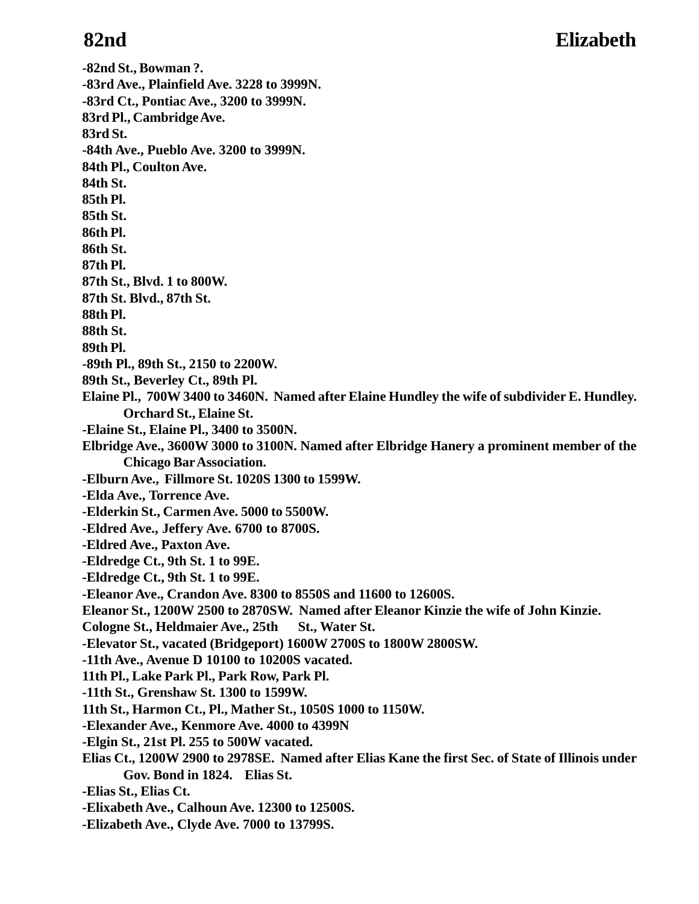**-82nd St., Bowman ?.**
**-83rd Ave., Plainfield Ave. 3228 to 3999N.**
**-83rd Ct., Pontiac Ave., 3200 to 3999N.**
**83rd Pl., Cambridge Ave.**
**83rd St.**
**-84th Ave., Pueblo Ave. 3200 to 3999N.**
**84th Pl., Coulton Ave.**
**84th St.**
**85th Pl.**
**85th St.**
**86th Pl.**
**86th St.**
**87th Pl.**
**87th St., Blvd. 1 to 800W.**
**87th St. Blvd., 87th St.**
**88th Pl.**
**88th St.**
**89th Pl.**
**-89th Pl., 89th St., 2150 to 2200W.**
**89th St., Beverley Ct., 89th Pl.**
**Elaine Pl., 700W 3400 to 3460N. Named after Elaine Hundley the wife of subdivider E. Hundley. Orchard St., Elaine St.**
**-Elaine St., Elaine Pl., 3400 to 3500N.**
**Elbridge Ave., 3600W 3000 to 3100N. Named after Elbridge Hanery a prominent member of the Chicago Bar Association.**
**-Elburn Ave., Fillmore St. 1020S 1300 to 1599W.**
**-Elda Ave., Torrence Ave.**
**-Elderkin St., Carmen Ave. 5000 to 5500W.**
**-Eldred Ave., Jeffery Ave. 6700 to 8700S.**
**-Eldred Ave., Paxton Ave.**
**-Eldredge Ct., 9th St. 1 to 99E.**
**-Eldredge Ct., 9th St. 1 to 99E.**
**-Eleanor Ave., Crandon Ave. 8300 to 8550S and 11600 to 12600S.**
**Eleanor St., 1200W 2500 to 2870SW. Named after Eleanor Kinzie the wife of John Kinzie.**
**Cologne St., Heldmaier Ave., 25th St., Water St.**
**-Elevator St., vacated (Bridgeport) 1600W 2700S to 1800W 2800SW.**
**-11th Ave., Avenue D 10100 to 10200S vacated.**
**11th Pl., Lake Park Pl., Park Row, Park Pl.**
**-11th St., Grenshaw St. 1300 to 1599W.**
**11th St., Harmon Ct., Pl., Mather St., 1050S 1000 to 1150W.**
**-Elexander Ave., Kenmore Ave. 4000 to 4399N**
**-Elgin St., 21st Pl. 255 to 500W vacated.**
**Elias Ct., 1200W 2900 to 2978SE. Named after Elias Kane the first Sec. of State of Illinois under Gov. Bond in 1824. Elias St.**
**-Elias St., Elias Ct.**
**-Elixabeth Ave., Calhoun Ave. 12300 to 12500S.**
**-Elizabeth Ave., Clyde Ave. 7000 to 13799S.**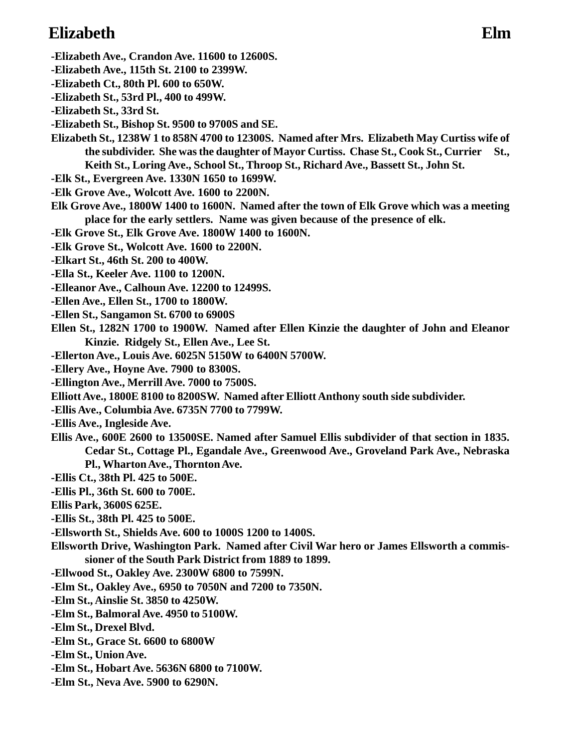**-Elizabeth Ave., Crandon Ave. 11600 to 12600S.**

**-Elizabeth Ave., 115th St. 2100 to 2399W.**

**-Elizabeth Ct., 80th Pl. 600 to 650W.**

**-Elizabeth St., 53rd Pl., 400 to 499W.**

**-Elizabeth St., 33rd St.**

**-Elizabeth St., Bishop St. 9500 to 9700S and SE.**

**Elizabeth St., 1238W 1 to 858N 4700 to 12300S. Named after Mrs. Elizabeth May Curtiss wife of the subdivider. She was the daughter of Mayor Curtiss. Chase St., Cook St., Currier St., Keith St., Loring Ave., School St., Throop St., Richard Ave., Bassett St., John St.**

**-Elk St., Evergreen Ave. 1330N 1650 to 1699W.**

**-Elk Grove Ave., Wolcott Ave. 1600 to 2200N.**

**Elk Grove Ave., 1800W 1400 to 1600N. Named after the town of Elk Grove which was a meeting place for the early settlers. Name was given because of the presence of elk.**

**-Elk Grove St., Elk Grove Ave. 1800W 1400 to 1600N.**

**-Elk Grove St., Wolcott Ave. 1600 to 2200N.**

**-Elkart St., 46th St. 200 to 400W.**

**-Ella St., Keeler Ave. 1100 to 1200N.**

**-Elleanor Ave., Calhoun Ave. 12200 to 12499S.**

**-Ellen Ave., Ellen St., 1700 to 1800W.**

**-Ellen St., Sangamon St. 6700 to 6900S**

**Ellen St., 1282N 1700 to 1900W. Named after Ellen Kinzie the daughter of John and Eleanor Kinzie. Ridgely St., Ellen Ave., Lee St.**

**-Ellerton Ave., Louis Ave. 6025N 5150W to 6400N 5700W.**

**-Ellery Ave., Hoyne Ave. 7900 to 8300S.**

**-Ellington Ave., Merrill Ave. 7000 to 7500S.**

**Elliott Ave., 1800E 8100 to 8200SW. Named after Elliott Anthony south side subdivider.**

**-Ellis Ave., Columbia Ave. 6735N 7700 to 7799W.**

**-Ellis Ave., Ingleside Ave.**

**Ellis Ave., 600E 2600 to 13500SE. Named after Samuel Ellis subdivider of that section in 1835. Cedar St., Cottage Pl., Egandale Ave., Greenwood Ave., Groveland Park Ave., Nebraska Pl., Wharton Ave., Thornton Ave.**

**-Ellis Ct., 38th Pl. 425 to 500E.**

**-Ellis Pl., 36th St. 600 to 700E.**

**Ellis Park, 3600S 625E.**

**-Ellis St., 38th Pl. 425 to 500E.**

**-Ellsworth St., Shields Ave. 600 to 1000S 1200 to 1400S.**

**Ellsworth Drive, Washington Park. Named after Civil War hero or James Ellsworth a commissioner of the South Park District from 1889 to 1899.**

**-Ellwood St., Oakley Ave. 2300W 6800 to 7599N.**

**-Elm St., Oakley Ave., 6950 to 7050N and 7200 to 7350N.**

**-Elm St., Ainslie St. 3850 to 4250W.**

**-Elm St., Balmoral Ave. 4950 to 5100W.**

**-Elm St., Drexel Blvd.**

**-Elm St., Grace St. 6600 to 6800W**

**-Elm St., Union Ave.**

**-Elm St., Hobart Ave. 5636N 6800 to 7100W.**

**-Elm St., Neva Ave. 5900 to 6290N.**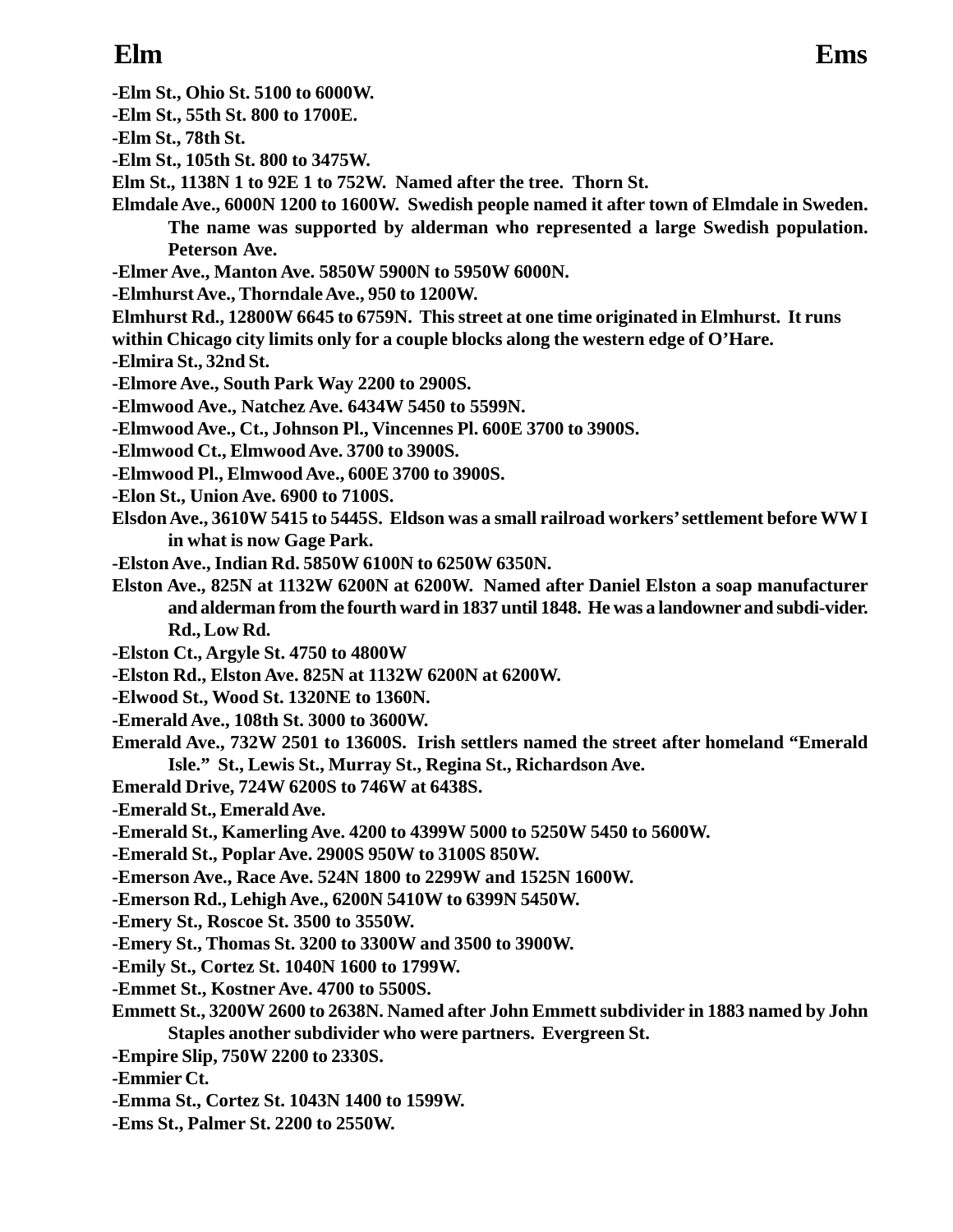**-Elm St., Ohio St. 5100 to 6000W.**

**-Elm St., 55th St. 800 to 1700E.**

**-Elm St., 78th St.**

**-Elm St., 105th St. 800 to 3475W.**

**Elm St., 1138N 1 to 92E 1 to 752W. Named after the tree. Thorn St.**

**Elmdale Ave., 6000N 1200 to 1600W. Swedish people named it after town of Elmdale in Sweden. The name was supported by alderman who represented a large Swedish population. Peterson Ave.**

**-Elmer Ave., Manton Ave. 5850W 5900N to 5950W 6000N.**

**-Elmhurst Ave., Thorndale Ave., 950 to 1200W.**

**Elmhurst Rd., 12800W 6645 to 6759N. This street at one time originated in Elmhurst. It runs within Chicago city limits only for a couple blocks along the western edge of O'Hare.**

**-Elmira St., 32nd St.**

**-Elmore Ave., South Park Way 2200 to 2900S.**

**-Elmwood Ave., Natchez Ave. 6434W 5450 to 5599N.**

**-Elmwood Ave., Ct., Johnson Pl., Vincennes Pl. 600E 3700 to 3900S.**

**-Elmwood Ct., Elmwood Ave. 3700 to 3900S.**

**-Elmwood Pl., Elmwood Ave., 600E 3700 to 3900S.**

**-Elon St., Union Ave. 6900 to 7100S.**

**Elsdon Ave., 3610W 5415 to 5445S. Eldson was a small railroad workers' settlement before WW I in what is now Gage Park.**

**-Elston Ave., Indian Rd. 5850W 6100N to 6250W 6350N.**

**Elston Ave., 825N at 1132W 6200N at 6200W. Named after Daniel Elston a soap manufacturer and alderman from the fourth ward in 1837 until 1848. He was a landowner and subdi-vider. Rd., Low Rd.**

**-Elston Ct., Argyle St. 4750 to 4800W**

**-Elston Rd., Elston Ave. 825N at 1132W 6200N at 6200W.**

**-Elwood St., Wood St. 1320NE to 1360N.**

**-Emerald Ave., 108th St. 3000 to 3600W.**

**Emerald Ave., 732W 2501 to 13600S. Irish settlers named the street after homeland "Emerald Isle." St., Lewis St., Murray St., Regina St., Richardson Ave.**

**Emerald Drive, 724W 6200S to 746W at 6438S.**

**-Emerald St., Emerald Ave.**

**-Emerald St., Kamerling Ave. 4200 to 4399W 5000 to 5250W 5450 to 5600W.**

**-Emerald St., Poplar Ave. 2900S 950W to 3100S 850W.**

**-Emerson Ave., Race Ave. 524N 1800 to 2299W and 1525N 1600W.**

**-Emerson Rd., Lehigh Ave., 6200N 5410W to 6399N 5450W.**

**-Emery St., Roscoe St. 3500 to 3550W.**

**-Emery St., Thomas St. 3200 to 3300W and 3500 to 3900W.**

**-Emily St., Cortez St. 1040N 1600 to 1799W.**

**-Emmet St., Kostner Ave. 4700 to 5500S.**

**Emmett St., 3200W 2600 to 2638N. Named after John Emmett subdivider in 1883 named by John Staples another subdivider who were partners. Evergreen St.**

**-Empire Slip, 750W 2200 to 2330S.**

**-Emmier Ct.**

**-Emma St., Cortez St. 1043N 1400 to 1599W.**

**-Ems St., Palmer St. 2200 to 2550W.**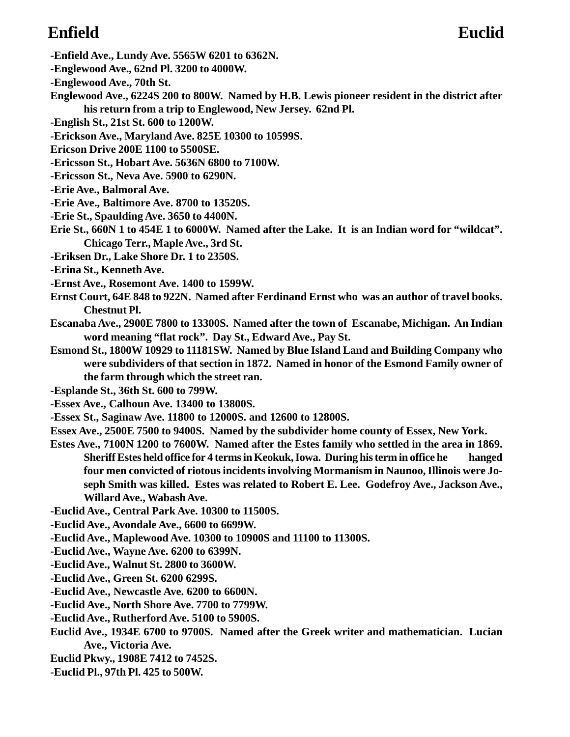-Enfield Ave., Lundy Ave. 5565W 6201 to 6362N.

-Englewood Ave., 62nd Pl. 3200 to 4000W.

-Englewood Ave., 70th St.

Englewood Ave., 6224S 200 to 800W. Named by H.B. Lewis pioneer resident in the district after his return from a trip to Englewood, New Jersey. 62nd Pl.

-English St., 21st St. 600 to 1200W.

-Erickson Ave., Maryland Ave. 825E 10300 to 10599S.

Ericson Drive 200E 1100 to 5500SE.

-Ericsson St., Hobart Ave. 5636N 6800 to 7100W.

-Ericsson St., Neva Ave. 5900 to 6290N.

-Erie Ave., Balmoral Ave.

-Erie Ave., Baltimore Ave. 8700 to 13520S.

-Erie St., Spaulding Ave. 3650 to 4400N.

Erie St., 660N 1 to 454E 1 to 6000W. Named after the Lake. It is an Indian word for "wildcat". Chicago Terr., Maple Ave., 3rd St.

-Eriksen Dr., Lake Shore Dr. 1 to 2350S.

-Erina St., Kenneth Ave.

-Ernst Ave., Rosemont Ave. 1400 to 1599W.

Ernst Court, 64E 848 to 922N. Named after Ferdinand Ernst who was an author of travel books. Chestnut Pl.

Escanaba Ave., 2900E 7800 to 13300S. Named after the town of Escanabe, Michigan. An Indian word meaning "flat rock". Day St., Edward Ave., Pay St.

Esmond St., 1800W 10929 to 11181SW. Named by Blue Island Land and Building Company who were subdividers of that section in 1872. Named in honor of the Esmond Family owner of the farm through which the street ran.

-Esplande St., 36th St. 600 to 799W.

-Essex Ave., Calhoun Ave. 13400 to 13800S.

-Essex St., Saginaw Ave. 11800 to 12000S. and 12600 to 12800S.

Essex Ave., 2500E 7500 to 9400S. Named by the subdivider home county of Essex, New York.

Estes Ave., 7100N 1200 to 7600W. Named after the Estes family who settled in the area in 1869. Sheriff Estes held office for 4 terms in Keokuk, Iowa. During his term in office he hanged four men convicted of riotous incidents involving Mormanism in Naunoo, Illinois were Joseph Smith was killed. Estes was related to Robert E. Lee. Godefroy Ave., Jackson Ave., Willard Ave., Wabash Ave.

-Euclid Ave., Central Park Ave. 10300 to 11500S.

-Euclid Ave., Avondale Ave., 6600 to 6699W.

-Euclid Ave., Maplewood Ave. 10300 to 10900S and 11100 to 11300S.

-Euclid Ave., Wayne Ave. 6200 to 6399N.

-Euclid Ave., Walnut St. 2800 to 3600W.

-Euclid Ave., Green St. 6200 6299S.

-Euclid Ave., Newcastle Ave. 6200 to 6600N.

-Euclid Ave., North Shore Ave. 7700 to 7799W.

-Euclid Ave., Rutherford Ave. 5100 to 5900S.

Euclid Ave., 1934E 6700 to 9700S. Named after the Greek writer and mathematician. Lucian Ave., Victoria Ave.

Euclid Pkwy., 1908E 7412 to 7452S.

-Euclid Pl., 97th Pl. 425 to 500W.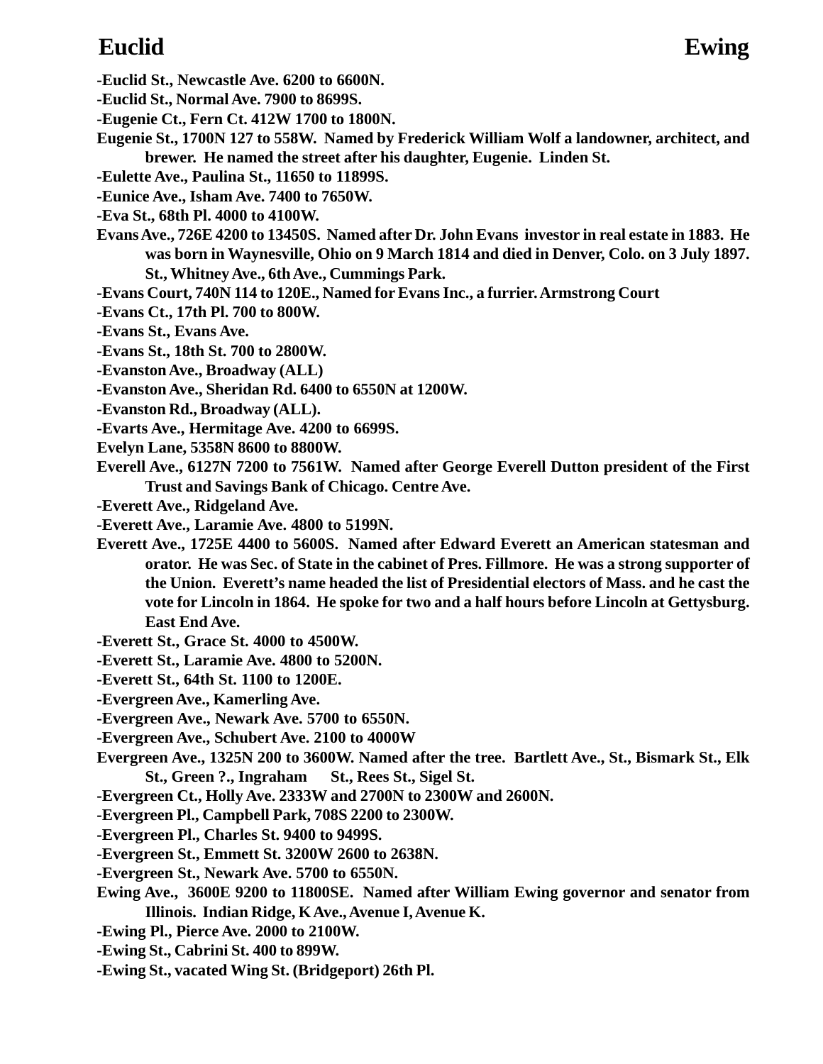-Euclid St., Newcastle Ave. 6200 to 6600N.

-Euclid St., Normal Ave. 7900 to 8699S.

-Eugenie Ct., Fern Ct. 412W 1700 to 1800N.

Eugenie St., 1700N 127 to 558W. Named by Frederick William Wolf a landowner, architect, and brewer. He named the street after his daughter, Eugenie. Linden St.

-Eulette Ave., Paulina St., 11650 to 11899S.

-Eunice Ave., Isham Ave. 7400 to 7650W.

-Eva St., 68th Pl. 4000 to 4100W.

Evans Ave., 726E 4200 to 13450S. Named after Dr. John Evans investor in real estate in 1883. He was born in Waynesville, Ohio on 9 March 1814 and died in Denver, Colo. on 3 July 1897. St., Whitney Ave., 6th Ave., Cummings Park.

-Evans Court, 740N 114 to 120E., Named for Evans Inc., a furrier. Armstrong Court

-Evans Ct., 17th Pl. 700 to 800W.

-Evans St., Evans Ave.

-Evans St., 18th St. 700 to 2800W.

-Evanston Ave., Broadway (ALL)

-Evanston Ave., Sheridan Rd. 6400 to 6550N at 1200W.

-Evanston Rd., Broadway (ALL).

-Evarts Ave., Hermitage Ave. 4200 to 6699S.

Evelyn Lane, 5358N 8600 to 8800W.

Everell Ave., 6127N 7200 to 7561W. Named after George Everell Dutton president of the First Trust and Savings Bank of Chicago. Centre Ave.

-Everett Ave., Ridgeland Ave.

-Everett Ave., Laramie Ave. 4800 to 5199N.

Everett Ave., 1725E 4400 to 5600S. Named after Edward Everett an American statesman and orator. He was Sec. of State in the cabinet of Pres. Fillmore. He was a strong supporter of the Union. Everett's name headed the list of Presidential electors of Mass. and he cast the vote for Lincoln in 1864. He spoke for two and a half hours before Lincoln at Gettysburg. East End Ave.

-Everett St., Grace St. 4000 to 4500W.

-Everett St., Laramie Ave. 4800 to 5200N.

-Everett St., 64th St. 1100 to 1200E.

-Evergreen Ave., Kamerling Ave.

-Evergreen Ave., Newark Ave. 5700 to 6550N.

-Evergreen Ave., Schubert Ave. 2100 to 4000W

Evergreen Ave., 1325N 200 to 3600W. Named after the tree. Bartlett Ave., St., Bismark St., Elk St., Green ?., Ingraham St., Rees St., Sigel St.

-Evergreen Ct., Holly Ave. 2333W and 2700N to 2300W and 2600N.

-Evergreen Pl., Campbell Park, 708S 2200 to 2300W.

-Evergreen Pl., Charles St. 9400 to 9499S.

-Evergreen St., Emmett St. 3200W 2600 to 2638N.

-Evergreen St., Newark Ave. 5700 to 6550N.

Ewing Ave., 3600E 9200 to 11800SE. Named after William Ewing governor and senator from Illinois. Indian Ridge, K Ave., Avenue I, Avenue K.

-Ewing Pl., Pierce Ave. 2000 to 2100W.

-Ewing St., Cabrini St. 400 to 899W.

-Ewing St., vacated Wing St. (Bridgeport) 26th Pl.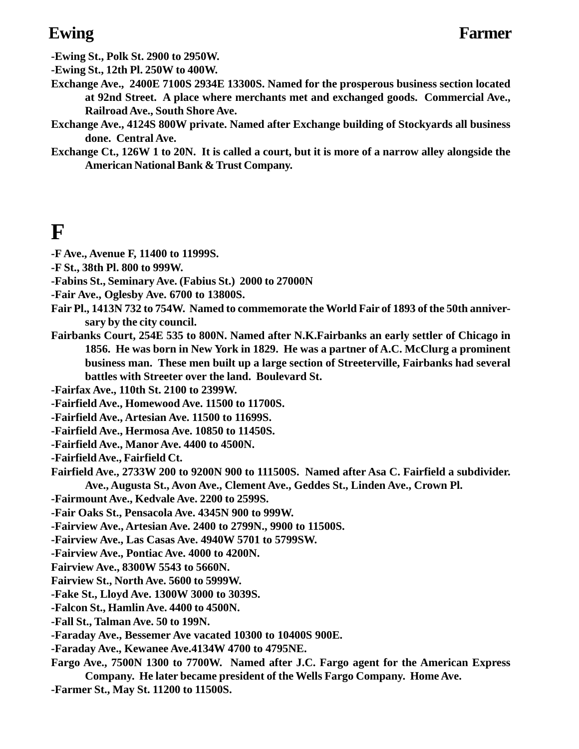**-Ewing St., Polk St. 2900 to 2950W.**

**-Ewing St., 12th Pl. 250W to 400W.**

**Exchange Ave., 2400E 7100S 2934E 13300S. Named for the prosperous business section located at 92nd Street. A place where merchants met and exchanged goods. Commercial Ave., Railroad Ave., South Shore Ave.**

**Exchange Ave., 4124S 800W private. Named after Exchange building of Stockyards all business done. Central Ave.**

**Exchange Ct., 126W 1 to 20N. It is called a court, but it is more of a narrow alley alongside the American National Bank & Trust Company.**

# F

**-F Ave., Avenue F, 11400 to 11999S.**

**-F St., 38th Pl. 800 to 999W.**

**-Fabins St., Seminary Ave. (Fabius St.) 2000 to 27000N**

**-Fair Ave., Oglesby Ave. 6700 to 13800S.**

**Fair Pl., 1413N 732 to 754W. Named to commemorate the World Fair of 1893 of the 50th anniversary by the city council.**

**Fairbanks Court, 254E 535 to 800N. Named after N.K.Fairbanks an early settler of Chicago in 1856. He was born in New York in 1829. He was a partner of A.C. McClurg a prominent business man. These men built up a large section of Streeterville, Fairbanks had several battles with Streeter over the land. Boulevard St.**

**-Fairfax Ave., 110th St. 2100 to 2399W.**

**-Fairfield Ave., Homewood Ave. 11500 to 11700S.**

**-Fairfield Ave., Artesian Ave. 11500 to 11699S.**

**-Fairfield Ave., Hermosa Ave. 10850 to 11450S.**

**-Fairfield Ave., Manor Ave. 4400 to 4500N.**

**-Fairfield Ave., Fairfield Ct.**

**Fairfield Ave., 2733W 200 to 9200N 900 to 111500S. Named after Asa C. Fairfield a subdivider. Ave., Augusta St., Avon Ave., Clement Ave., Geddes St., Linden Ave., Crown Pl.**

**-Fairmount Ave., Kedvale Ave. 2200 to 2599S.**

**-Fair Oaks St., Pensacola Ave. 4345N 900 to 999W.**

**-Fairview Ave., Artesian Ave. 2400 to 2799N., 9900 to 11500S.**

**-Fairview Ave., Las Casas Ave. 4940W 5701 to 5799SW.**

**-Fairview Ave., Pontiac Ave. 4000 to 4200N.**

**Fairview Ave., 8300W 5543 to 5660N.**

**Fairview St., North Ave. 5600 to 5999W.**

**-Fake St., Lloyd Ave. 1300W 3000 to 3039S.**

**-Falcon St., Hamlin Ave. 4400 to 4500N.**

**-Fall St., Talman Ave. 50 to 199N.**

**-Faraday Ave., Bessemer Ave vacated 10300 to 10400S 900E.**

**-Faraday Ave., Kewanee Ave.4134W 4700 to 4795NE.**

**Fargo Ave., 7500N 1300 to 7700W. Named after J.C. Fargo agent for the American Express Company. He later became president of the Wells Fargo Company. Home Ave.**

**-Farmer St., May St. 11200 to 11500S.**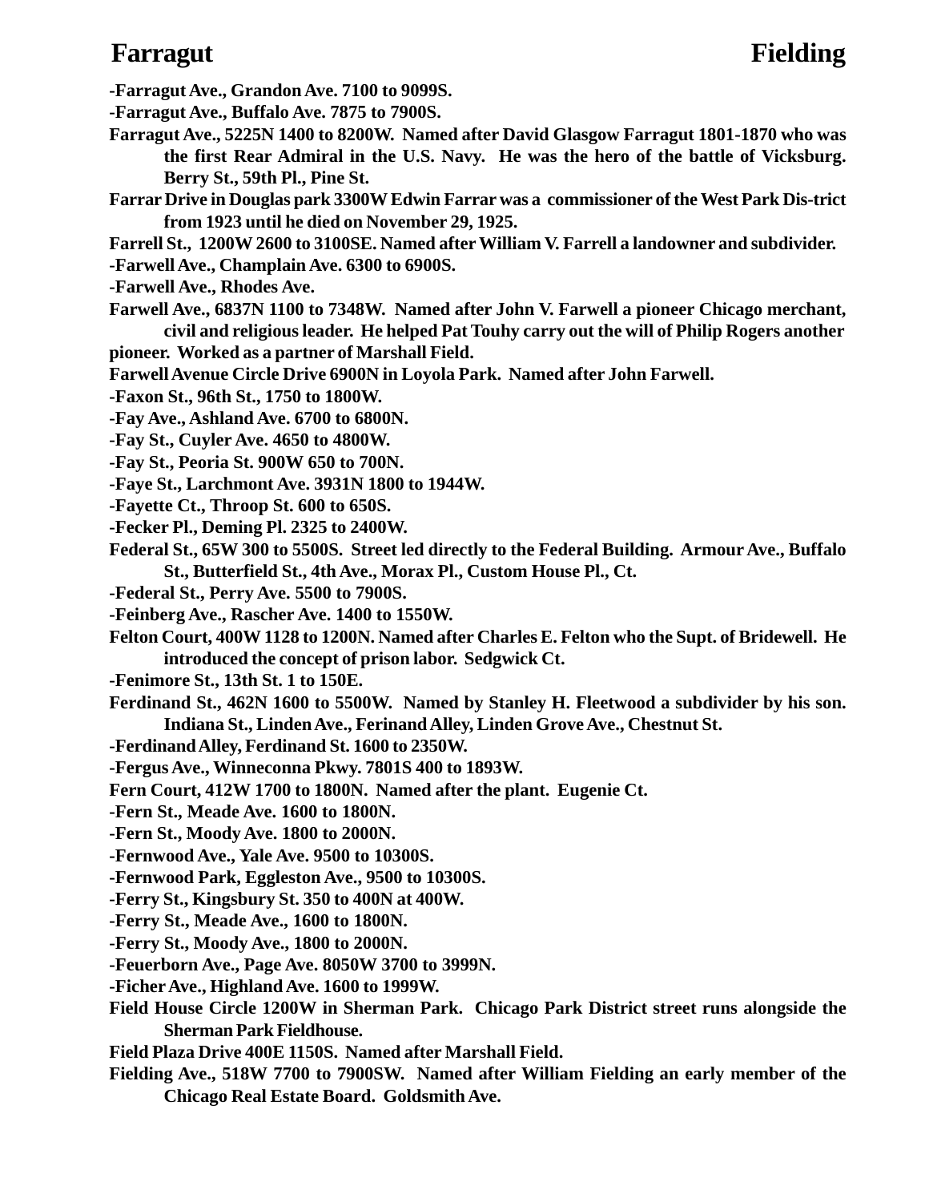**-Farragut Ave., Grandon Ave. 7100 to 9099S.**

**-Farragut Ave., Buffalo Ave. 7875 to 7900S.**

**Farragut Ave., 5225N 1400 to 8200W. Named after David Glasgow Farragut 1801-1870 who was the first Rear Admiral in the U.S. Navy. He was the hero of the battle of Vicksburg. Berry St., 59th Pl., Pine St.**

**Farrar Drive in Douglas park 3300W Edwin Farrar was a commissioner of the West Park Dis-trict from 1923 until he died on November 29, 1925.**

**Farrell St., 1200W 2600 to 3100SE. Named after William V. Farrell a landowner and subdivider.**

**-Farwell Ave., Champlain Ave. 6300 to 6900S.**

**-Farwell Ave., Rhodes Ave.**

**Farwell Ave., 6837N 1100 to 7348W. Named after John V. Farwell a pioneer Chicago merchant, civil and religious leader. He helped Pat Touhy carry out the will of Philip Rogers another pioneer. Worked as a partner of Marshall Field.**

**Farwell Avenue Circle Drive 6900N in Loyola Park. Named after John Farwell.**

**-Faxon St., 96th St., 1750 to 1800W.**

**-Fay Ave., Ashland Ave. 6700 to 6800N.**

**-Fay St., Cuyler Ave. 4650 to 4800W.**

**-Fay St., Peoria St. 900W 650 to 700N.**

**-Faye St., Larchmont Ave. 3931N 1800 to 1944W.**

**-Fayette Ct., Throop St. 600 to 650S.**

**-Fecker Pl., Deming Pl. 2325 to 2400W.**

**Federal St., 65W 300 to 5500S. Street led directly to the Federal Building. Armour Ave., Buffalo St., Butterfield St., 4th Ave., Morax Pl., Custom House Pl., Ct.**

**-Federal St., Perry Ave. 5500 to 7900S.**

**-Feinberg Ave., Rascher Ave. 1400 to 1550W.**

**Felton Court, 400W 1128 to 1200N. Named after Charles E. Felton who the Supt. of Bridewell. He introduced the concept of prison labor. Sedgwick Ct.**

**-Fenimore St., 13th St. 1 to 150E.**

**Ferdinand St., 462N 1600 to 5500W. Named by Stanley H. Fleetwood a subdivider by his son. Indiana St., Linden Ave., Ferinand Alley, Linden Grove Ave., Chestnut St.**

**-Ferdinand Alley, Ferdinand St. 1600 to 2350W.**

**-Fergus Ave., Winneconna Pkwy. 7801S 400 to 1893W.**

**Fern Court, 412W 1700 to 1800N. Named after the plant. Eugenie Ct.**

**-Fern St., Meade Ave. 1600 to 1800N.**

**-Fern St., Moody Ave. 1800 to 2000N.**

**-Fernwood Ave., Yale Ave. 9500 to 10300S.**

**-Fernwood Park, Eggleston Ave., 9500 to 10300S.**

**-Ferry St., Kingsbury St. 350 to 400N at 400W.**

**-Ferry St., Meade Ave., 1600 to 1800N.**

**-Ferry St., Moody Ave., 1800 to 2000N.**

**-Feuerborn Ave., Page Ave. 8050W 3700 to 3999N.**

**-Ficher Ave., Highland Ave. 1600 to 1999W.**

**Field House Circle 1200W in Sherman Park. Chicago Park District street runs alongside the Sherman Park Fieldhouse.**

**Field Plaza Drive 400E 1150S. Named after Marshall Field.**

**Fielding Ave., 518W 7700 to 7900SW. Named after William Fielding an early member of the Chicago Real Estate Board. Goldsmith Ave.**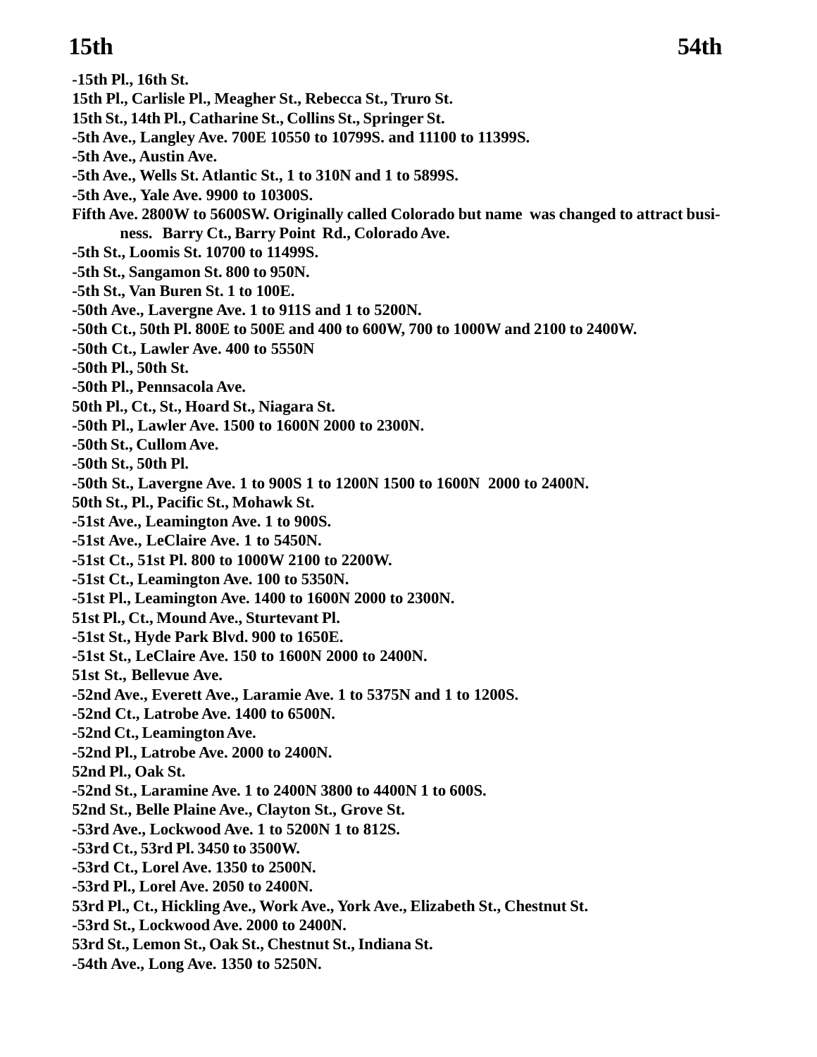-15th Pl., 16th St.
15th Pl., Carlisle Pl., Meagher St., Rebecca St., Truro St.
15th St., 14th Pl., Catharine St., Collins St., Springer St.
-5th Ave., Langley Ave. 700E 10550 to 10799S. and 11100 to 11399S.
-5th Ave., Austin Ave.
-5th Ave., Wells St. Atlantic St., 1 to 310N and 1 to 5899S.
-5th Ave., Yale Ave. 9900 to 10300S.
Fifth Ave. 2800W to 5600SW. Originally called Colorado but name was changed to attract business. Barry Ct., Barry Point Rd., Colorado Ave.
-5th St., Loomis St. 10700 to 11499S.
-5th St., Sangamon St. 800 to 950N.
-5th St., Van Buren St. 1 to 100E.
-50th Ave., Lavergne Ave. 1 to 911S and 1 to 5200N.
-50th Ct., 50th Pl. 800E to 500E and 400 to 600W, 700 to 1000W and 2100 to 2400W.
-50th Ct., Lawler Ave. 400 to 5550N
-50th Pl., 50th St.
-50th Pl., Pennsacola Ave.
50th Pl., Ct., St., Hoard St., Niagara St.
-50th Pl., Lawler Ave. 1500 to 1600N 2000 to 2300N.
-50th St., Cullom Ave.
-50th St., 50th Pl.
-50th St., Lavergne Ave. 1 to 900S 1 to 1200N 1500 to 1600N 2000 to 2400N.
50th St., Pl., Pacific St., Mohawk St.
-51st Ave., Leamington Ave. 1 to 900S.
-51st Ave., LeClaire Ave. 1 to 5450N.
-51st Ct., 51st Pl. 800 to 1000W 2100 to 2200W.
-51st Ct., Leamington Ave. 100 to 5350N.
-51st Pl., Leamington Ave. 1400 to 1600N 2000 to 2300N.
51st Pl., Ct., Mound Ave., Sturtevant Pl.
-51st St., Hyde Park Blvd. 900 to 1650E.
-51st St., LeClaire Ave. 150 to 1600N 2000 to 2400N.
51st St., Bellevue Ave.
-52nd Ave., Everett Ave., Laramie Ave. 1 to 5375N and 1 to 1200S.
-52nd Ct., Latrobe Ave. 1400 to 6500N.
-52nd Ct., Leamington Ave.
-52nd Pl., Latrobe Ave. 2000 to 2400N.
52nd Pl., Oak St.
-52nd St., Laramine Ave. 1 to 2400N 3800 to 4400N 1 to 600S.
52nd St., Belle Plaine Ave., Clayton St., Grove St.
-53rd Ave., Lockwood Ave. 1 to 5200N 1 to 812S.
-53rd Ct., 53rd Pl. 3450 to 3500W.
-53rd Ct., Lorel Ave. 1350 to 2500N.
-53rd Pl., Lorel Ave. 2050 to 2400N.
53rd Pl., Ct., Hickling Ave., Work Ave., York Ave., Elizabeth St., Chestnut St.
-53rd St., Lockwood Ave. 2000 to 2400N.
53rd St., Lemon St., Oak St., Chestnut St., Indiana St.
-54th Ave., Long Ave. 1350 to 5250N.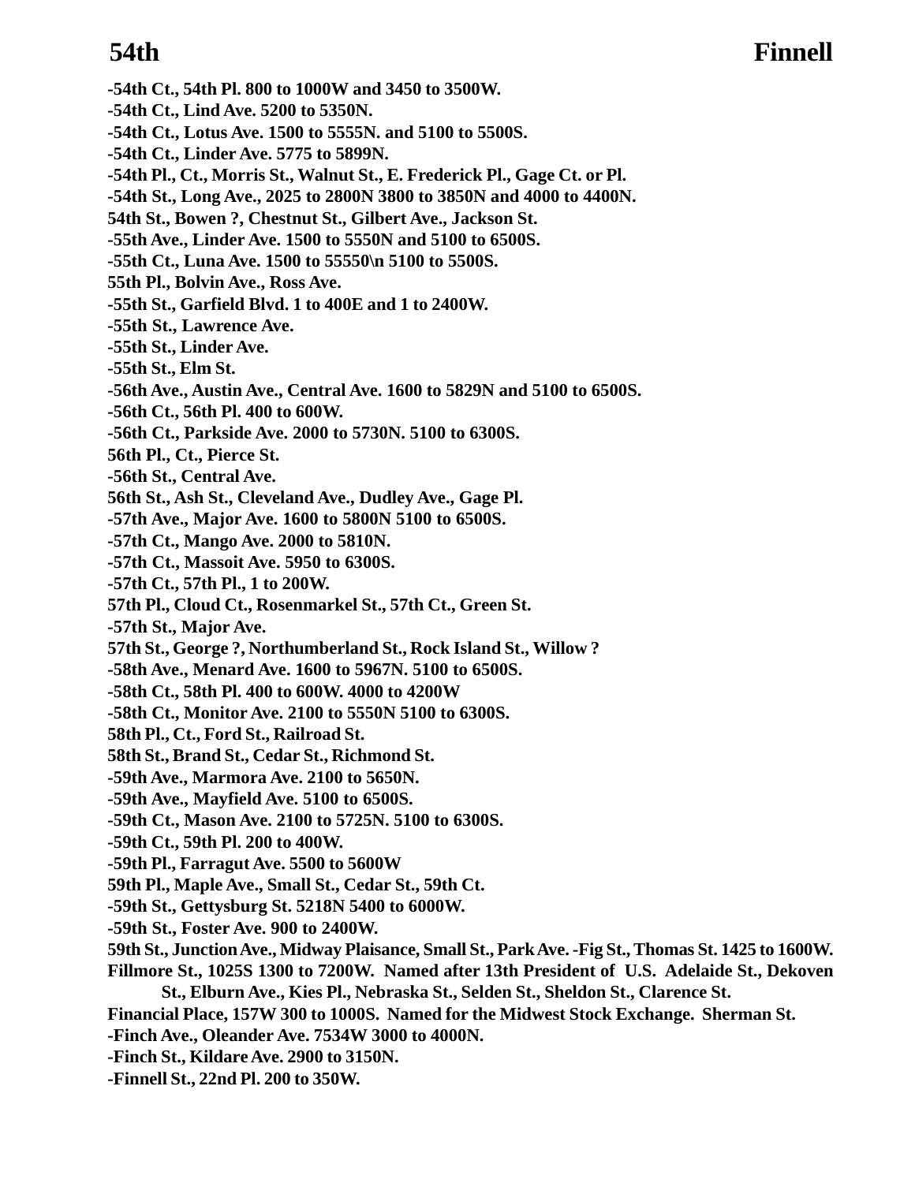-54th Ct., 54th Pl. 800 to 1000W and 3450 to 3500W.
-54th Ct., Lind Ave. 5200 to 5350N.
-54th Ct., Lotus Ave. 1500 to 5555N. and 5100 to 5500S.
-54th Ct., Linder Ave. 5775 to 5899N.
-54th Pl., Ct., Morris St., Walnut St., E. Frederick Pl., Gage Ct. or Pl.
-54th St., Long Ave., 2025 to 2800N 3800 to 3850N and 4000 to 4400N.
54th St., Bowen ?, Chestnut St., Gilbert Ave., Jackson St.
-55th Ave., Linder Ave. 1500 to 5550N and 5100 to 6500S.
-55th Ct., Luna Ave. 1500 to 55550\n 5100 to 5500S.
55th Pl., Bolvin Ave., Ross Ave.
-55th St., Garfield Blvd. 1 to 400E and 1 to 2400W.
-55th St., Lawrence Ave.
-55th St., Linder Ave.
-55th St., Elm St.
-56th Ave., Austin Ave., Central Ave. 1600 to 5829N and 5100 to 6500S.
-56th Ct., 56th Pl. 400 to 600W.
-56th Ct., Parkside Ave. 2000 to 5730N. 5100 to 6300S.
56th Pl., Ct., Pierce St.
-56th St., Central Ave.
56th St., Ash St., Cleveland Ave., Dudley Ave., Gage Pl.
-57th Ave., Major Ave. 1600 to 5800N 5100 to 6500S.
-57th Ct., Mango Ave. 2000 to 5810N.
-57th Ct., Massoit Ave. 5950 to 6300S.
-57th Ct., 57th Pl., 1 to 200W.
57th Pl., Cloud Ct., Rosenmarkel St., 57th Ct., Green St.
-57th St., Major Ave.
57th St., George ?, Northumberland St., Rock Island St., Willow ?
-58th Ave., Menard Ave. 1600 to 5967N. 5100 to 6500S.
-58th Ct., 58th Pl. 400 to 600W. 4000 to 4200W
-58th Ct., Monitor Ave. 2100 to 5550N 5100 to 6300S.
58th Pl., Ct., Ford St., Railroad St.
58th St., Brand St., Cedar St., Richmond St.
-59th Ave., Marmora Ave. 2100 to 5650N.
-59th Ave., Mayfield Ave. 5100 to 6500S.
-59th Ct., Mason Ave. 2100 to 5725N. 5100 to 6300S.
-59th Ct., 59th Pl. 200 to 400W.
-59th Pl., Farragut Ave. 5500 to 5600W
59th Pl., Maple Ave., Small St., Cedar St., 59th Ct.
-59th St., Gettysburg St. 5218N 5400 to 6000W.
-59th St., Foster Ave. 900 to 2400W.
59th St., Junction Ave., Midway Plaisance, Small St., Park Ave. -Fig St., Thomas St. 1425 to 1600W.
Fillmore St., 1025S 1300 to 7200W. Named after 13th President of U.S. Adelaide St., Dekoven St., Elburn Ave., Kies Pl., Nebraska St., Selden St., Sheldon St., Clarence St.
Financial Place, 157W 300 to 1000S. Named for the Midwest Stock Exchange. Sherman St.
-Finch Ave., Oleander Ave. 7534W 3000 to 4000N.
-Finch St., Kildare Ave. 2900 to 3150N.
-Finnell St., 22nd Pl. 200 to 350W.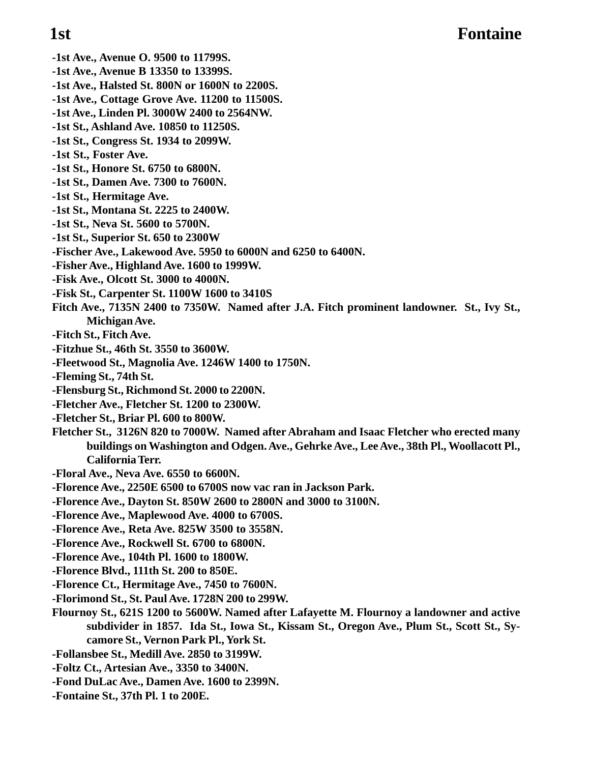**-1st Ave., Avenue O. 9500 to 11799S.**

**-1st Ave., Avenue B 13350 to 13399S.**

**-1st Ave., Halsted St. 800N or 1600N to 2200S.**

**-1st Ave., Cottage Grove Ave. 11200 to 11500S.**

**-1st Ave., Linden Pl. 3000W 2400 to 2564NW.**

**-1st St., Ashland Ave. 10850 to 11250S.**

**-1st St., Congress St. 1934 to 2099W.**

**-1st St., Foster Ave.**

**-1st St., Honore St. 6750 to 6800N.**

**-1st St., Damen Ave. 7300 to 7600N.**

**-1st St., Hermitage Ave.**

**-1st St., Montana St. 2225 to 2400W.**

**-1st St., Neva St. 5600 to 5700N.**

**-1st St., Superior St. 650 to 2300W**

**-Fischer Ave., Lakewood Ave. 5950 to 6000N and 6250 to 6400N.**

**-Fisher Ave., Highland Ave. 1600 to 1999W.**

**-Fisk Ave., Olcott St. 3000 to 4000N.**

**-Fisk St., Carpenter St. 1100W 1600 to 3410S**

**Fitch Ave., 7135N 2400 to 7350W. Named after J.A. Fitch prominent landowner. St., Ivy St., Michigan Ave.**

**-Fitch St., Fitch Ave.**

**-Fitzhue St., 46th St. 3550 to 3600W.**

**-Fleetwood St., Magnolia Ave. 1246W 1400 to 1750N.**

**-Fleming St., 74th St.**

**-Flensburg St., Richmond St. 2000 to 2200N.**

**-Fletcher Ave., Fletcher St. 1200 to 2300W.**

**-Fletcher St., Briar Pl. 600 to 800W.**

**Fletcher St., 3126N 820 to 7000W. Named after Abraham and Isaac Fletcher who erected many buildings on Washington and Odgen. Ave., Gehrke Ave., Lee Ave., 38th Pl., Woollacott Pl., California Terr.**

**-Floral Ave., Neva Ave. 6550 to 6600N.**

**-Florence Ave., 2250E 6500 to 6700S now vac ran in Jackson Park.**

**-Florence Ave., Dayton St. 850W 2600 to 2800N and 3000 to 3100N.**

**-Florence Ave., Maplewood Ave. 4000 to 6700S.**

**-Florence Ave., Reta Ave. 825W 3500 to 3558N.**

**-Florence Ave., Rockwell St. 6700 to 6800N.**

**-Florence Ave., 104th Pl. 1600 to 1800W.**

**-Florence Blvd., 111th St. 200 to 850E.**

**-Florence Ct., Hermitage Ave., 7450 to 7600N.**

**-Florimond St., St. Paul Ave. 1728N 200 to 299W.**

**Flournoy St., 621S 1200 to 5600W. Named after Lafayette M. Flournoy a landowner and active subdivider in 1857. Ida St., Iowa St., Kissam St., Oregon Ave., Plum St., Scott St., Sycamore St., Vernon Park Pl., York St.**

**-Follansbee St., Medill Ave. 2850 to 3199W.**

**-Foltz Ct., Artesian Ave., 3350 to 3400N.**

**-Fond DuLac Ave., Damen Ave. 1600 to 2399N.**

**-Fontaine St., 37th Pl. 1 to 200E.**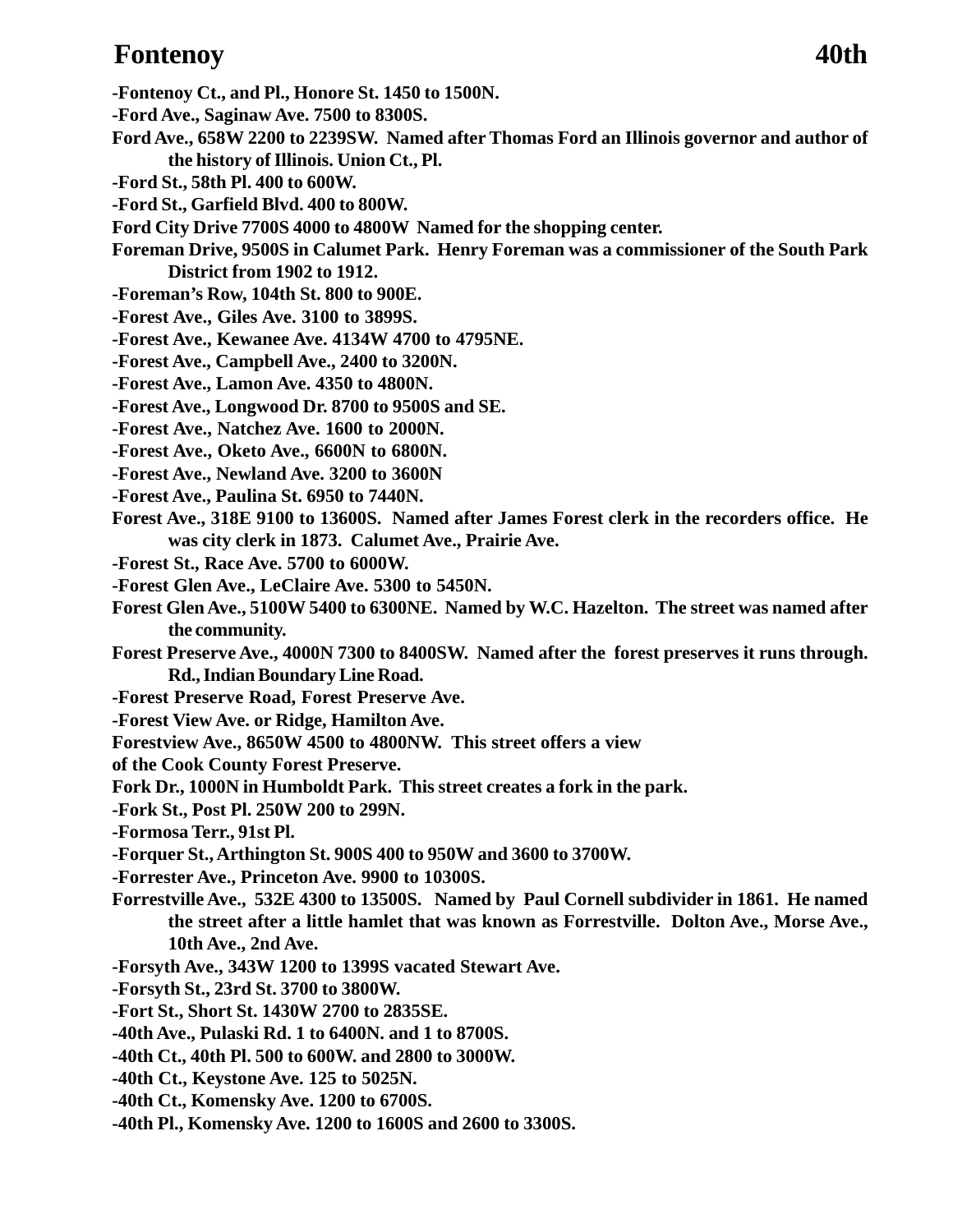**-Fontenoy Ct., and Pl., Honore St. 1450 to 1500N.**

**-Ford Ave., Saginaw Ave. 7500 to 8300S.**

**Ford Ave., 658W 2200 to 2239SW. Named after Thomas Ford an Illinois governor and author of the history of Illinois. Union Ct., Pl.**

**-Ford St., 58th Pl. 400 to 600W.**

**-Ford St., Garfield Blvd. 400 to 800W.**

**Ford City Drive 7700S 4000 to 4800W Named for the shopping center.**

**Foreman Drive, 9500S in Calumet Park. Henry Foreman was a commissioner of the South Park District from 1902 to 1912.**

**-Foreman's Row, 104th St. 800 to 900E.**

**-Forest Ave., Giles Ave. 3100 to 3899S.**

**-Forest Ave., Kewanee Ave. 4134W 4700 to 4795NE.**

**-Forest Ave., Campbell Ave., 2400 to 3200N.**

**-Forest Ave., Lamon Ave. 4350 to 4800N.**

**-Forest Ave., Longwood Dr. 8700 to 9500S and SE.**

**-Forest Ave., Natchez Ave. 1600 to 2000N.**

**-Forest Ave., Oketo Ave., 6600N to 6800N.**

**-Forest Ave., Newland Ave. 3200 to 3600N**

**-Forest Ave., Paulina St. 6950 to 7440N.**

**Forest Ave., 318E 9100 to 13600S. Named after James Forest clerk in the recorders office. He was city clerk in 1873. Calumet Ave., Prairie Ave.**

**-Forest St., Race Ave. 5700 to 6000W.**

**-Forest Glen Ave., LeClaire Ave. 5300 to 5450N.**

**Forest Glen Ave., 5100W 5400 to 6300NE. Named by W.C. Hazelton. The street was named after the community.**

**Forest Preserve Ave., 4000N 7300 to 8400SW. Named after the forest preserves it runs through. Rd., Indian Boundary Line Road.**

**-Forest Preserve Road, Forest Preserve Ave.**

**-Forest View Ave. or Ridge, Hamilton Ave.**

**Forestview Ave., 8650W 4500 to 4800NW. This street offers a view of the Cook County Forest Preserve.**

**Fork Dr., 1000N in Humboldt Park. This street creates a fork in the park.**

**-Fork St., Post Pl. 250W 200 to 299N.**

**-Formosa Terr., 91st Pl.**

**-Forquer St., Arthington St. 900S 400 to 950W and 3600 to 3700W.**

**-Forrester Ave., Princeton Ave. 9900 to 10300S.**

**Forrestville Ave., 532E 4300 to 13500S. Named by Paul Cornell subdivider in 1861. He named the street after a little hamlet that was known as Forrestville. Dolton Ave., Morse Ave., 10th Ave., 2nd Ave.**

**-Forsyth Ave., 343W 1200 to 1399S vacated Stewart Ave.**

**-Forsyth St., 23rd St. 3700 to 3800W.**

**-Fort St., Short St. 1430W 2700 to 2835SE.**

**-40th Ave., Pulaski Rd. 1 to 6400N. and 1 to 8700S.**

**-40th Ct., 40th Pl. 500 to 600W. and 2800 to 3000W.**

**-40th Ct., Keystone Ave. 125 to 5025N.**

**-40th Ct., Komensky Ave. 1200 to 6700S.**

**-40th Pl., Komensky Ave. 1200 to 1600S and 2600 to 3300S.**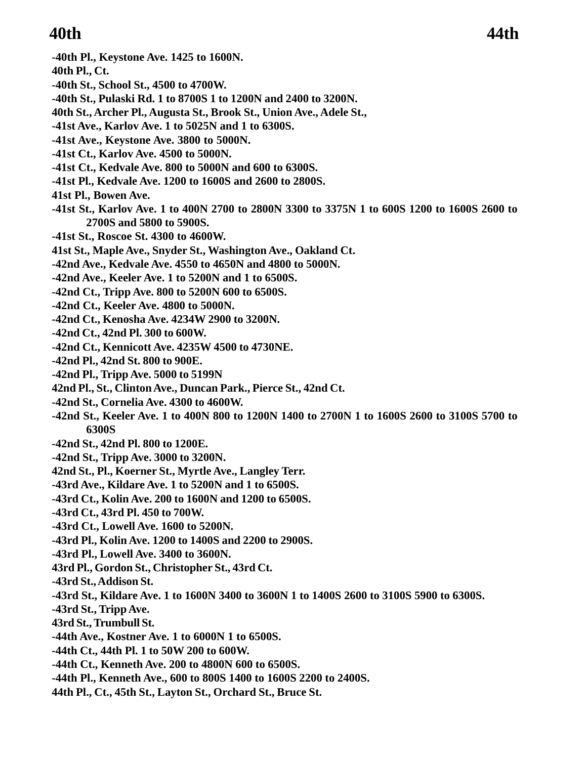-40th Pl., Keystone Ave. 1425 to 1600N.
40th Pl., Ct.
-40th St., School St., 4500 to 4700W.
-40th St., Pulaski Rd. 1 to 8700S 1 to 1200N and 2400 to 3200N.
40th St., Archer Pl., Augusta St., Brook St., Union Ave., Adele St.,
-41st Ave., Karlov Ave. 1 to 5025N and 1 to 6300S.
-41st Ave., Keystone Ave. 3800 to 5000N.
-41st Ct., Karlov Ave. 4500 to 5000N.
-41st Ct., Kedvale Ave. 800 to 5000N and 600 to 6300S.
-41st Pl., Kedvale Ave. 1200 to 1600S and 2600 to 2800S.
41st Pl., Bowen Ave.
-41st St., Karlov Ave. 1 to 400N 2700 to 2800N 3300 to 3375N 1 to 600S 1200 to 1600S 2600 to 2700S and 5800 to 5900S.
-41st St., Roscoe St. 4300 to 4600W.
41st St., Maple Ave., Snyder St., Washington Ave., Oakland Ct.
-42nd Ave., Kedvale Ave. 4550 to 4650N and 4800 to 5000N.
-42nd Ave., Keeler Ave. 1 to 5200N and 1 to 6500S.
-42nd Ct., Tripp Ave. 800 to 5200N 600 to 6500S.
-42nd Ct., Keeler Ave. 4800 to 5000N.
-42nd Ct., Kenosha Ave. 4234W 2900 to 3200N.
-42nd Ct., 42nd Pl. 300 to 600W.
-42nd Ct., Kennicott Ave. 4235W 4500 to 4730NE.
-42nd Pl., 42nd St. 800 to 900E.
-42nd Pl., Tripp Ave. 5000 to 5199N
42nd Pl., St., Clinton Ave., Duncan Park., Pierce St., 42nd Ct.
-42nd St., Cornelia Ave. 4300 to 4600W.
-42nd St., Keeler Ave. 1 to 400N 800 to 1200N 1400 to 2700N 1 to 1600S 2600 to 3100S 5700 to 6300S
-42nd St., 42nd Pl. 800 to 1200E.
-42nd St., Tripp Ave. 3000 to 3200N.
42nd St., Pl., Koerner St., Myrtle Ave., Langley Terr.
-43rd Ave., Kildare Ave. 1 to 5200N and 1 to 6500S.
-43rd Ct., Kolin Ave. 200 to 1600N and 1200 to 6500S.
-43rd Ct., 43rd Pl. 450 to 700W.
-43rd Ct., Lowell Ave. 1600 to 5200N.
-43rd Pl., Kolin Ave. 1200 to 1400S and 2200 to 2900S.
-43rd Pl., Lowell Ave. 3400 to 3600N.
43rd Pl., Gordon St., Christopher St., 43rd Ct.
-43rd St., Addison St.
-43rd St., Kildare Ave. 1 to 1600N 3400 to 3600N 1 to 1400S 2600 to 3100S 5900 to 6300S.
-43rd St., Tripp Ave.
43rd St., Trumbull St.
-44th Ave., Kostner Ave. 1 to 6000N 1 to 6500S.
-44th Ct., 44th Pl. 1 to 50W 200 to 600W.
-44th Ct., Kenneth Ave. 200 to 4800N 600 to 6500S.
-44th Pl., Kenneth Ave., 600 to 800S 1400 to 1600S 2200 to 2400S.
44th Pl., Ct., 45th St., Layton St., Orchard St., Bruce St.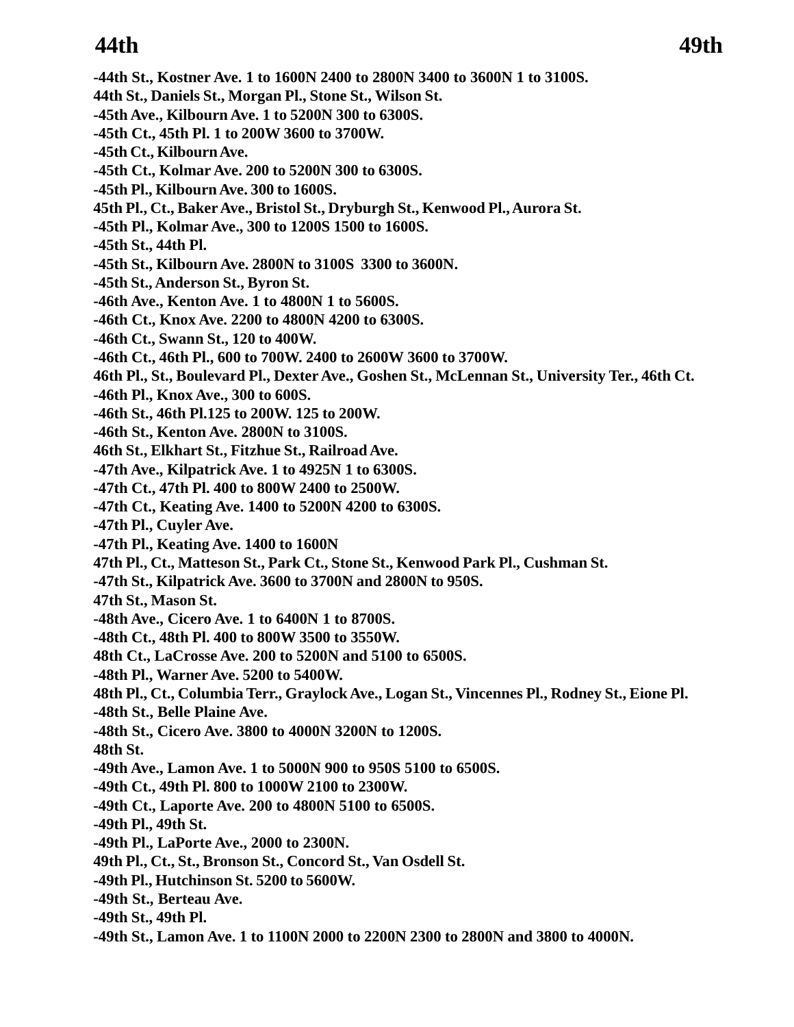-44th St., Kostner Ave. 1 to 1600N 2400 to 2800N 3400 to 3600N 1 to 3100S.
44th St., Daniels St., Morgan Pl., Stone St., Wilson St.
-45th Ave., Kilbourn Ave. 1 to 5200N 300 to 6300S.
-45th Ct., 45th Pl. 1 to 200W 3600 to 3700W.
-45th Ct., Kilbourn Ave.
-45th Ct., Kolmar Ave. 200 to 5200N 300 to 6300S.
-45th Pl., Kilbourn Ave. 300 to 1600S.
45th Pl., Ct., Baker Ave., Bristol St., Dryburgh St., Kenwood Pl., Aurora St.
-45th Pl., Kolmar Ave., 300 to 1200S 1500 to 1600S.
-45th St., 44th Pl.
-45th St., Kilbourn Ave. 2800N to 3100S 3300 to 3600N.
-45th St., Anderson St., Byron St.
-46th Ave., Kenton Ave. 1 to 4800N 1 to 5600S.
-46th Ct., Knox Ave. 2200 to 4800N 4200 to 6300S.
-46th Ct., Swann St., 120 to 400W.
-46th Ct., 46th Pl., 600 to 700W. 2400 to 2600W 3600 to 3700W.
46th Pl., St., Boulevard Pl., Dexter Ave., Goshen St., McLennan St., University Ter., 46th Ct.
-46th Pl., Knox Ave., 300 to 600S.
-46th St., 46th Pl.125 to 200W. 125 to 200W.
-46th St., Kenton Ave. 2800N to 3100S.
46th St., Elkhart St., Fitzhue St., Railroad Ave.
-47th Ave., Kilpatrick Ave. 1 to 4925N 1 to 6300S.
-47th Ct., 47th Pl. 400 to 800W 2400 to 2500W.
-47th Ct., Keating Ave. 1400 to 5200N 4200 to 6300S.
-47th Pl., Cuyler Ave.
-47th Pl., Keating Ave. 1400 to 1600N
47th Pl., Ct., Matteson St., Park Ct., Stone St., Kenwood Park Pl., Cushman St.
-47th St., Kilpatrick Ave. 3600 to 3700N and 2800N to 950S.
47th St., Mason St.
-48th Ave., Cicero Ave. 1 to 6400N 1 to 8700S.
-48th Ct., 48th Pl. 400 to 800W 3500 to 3550W.
48th Ct., LaCrosse Ave. 200 to 5200N and 5100 to 6500S.
-48th Pl., Warner Ave. 5200 to 5400W.
48th Pl., Ct., Columbia Terr., Graylock Ave., Logan St., Vincennes Pl., Rodney St., Eione Pl.
-48th St., Belle Plaine Ave.
-48th St., Cicero Ave. 3800 to 4000N 3200N to 1200S.
48th St.
-49th Ave., Lamon Ave. 1 to 5000N 900 to 950S 5100 to 6500S.
-49th Ct., 49th Pl. 800 to 1000W 2100 to 2300W.
-49th Ct., Laporte Ave. 200 to 4800N 5100 to 6500S.
-49th Pl., 49th St.
-49th Pl., LaPorte Ave., 2000 to 2300N.
49th Pl., Ct., St., Bronson St., Concord St., Van Osdell St.
-49th Pl., Hutchinson St. 5200 to 5600W.
-49th St., Berteau Ave.
-49th St., 49th Pl.
-49th St., Lamon Ave. 1 to 1100N 2000 to 2200N 2300 to 2800N and 3800 to 4000N.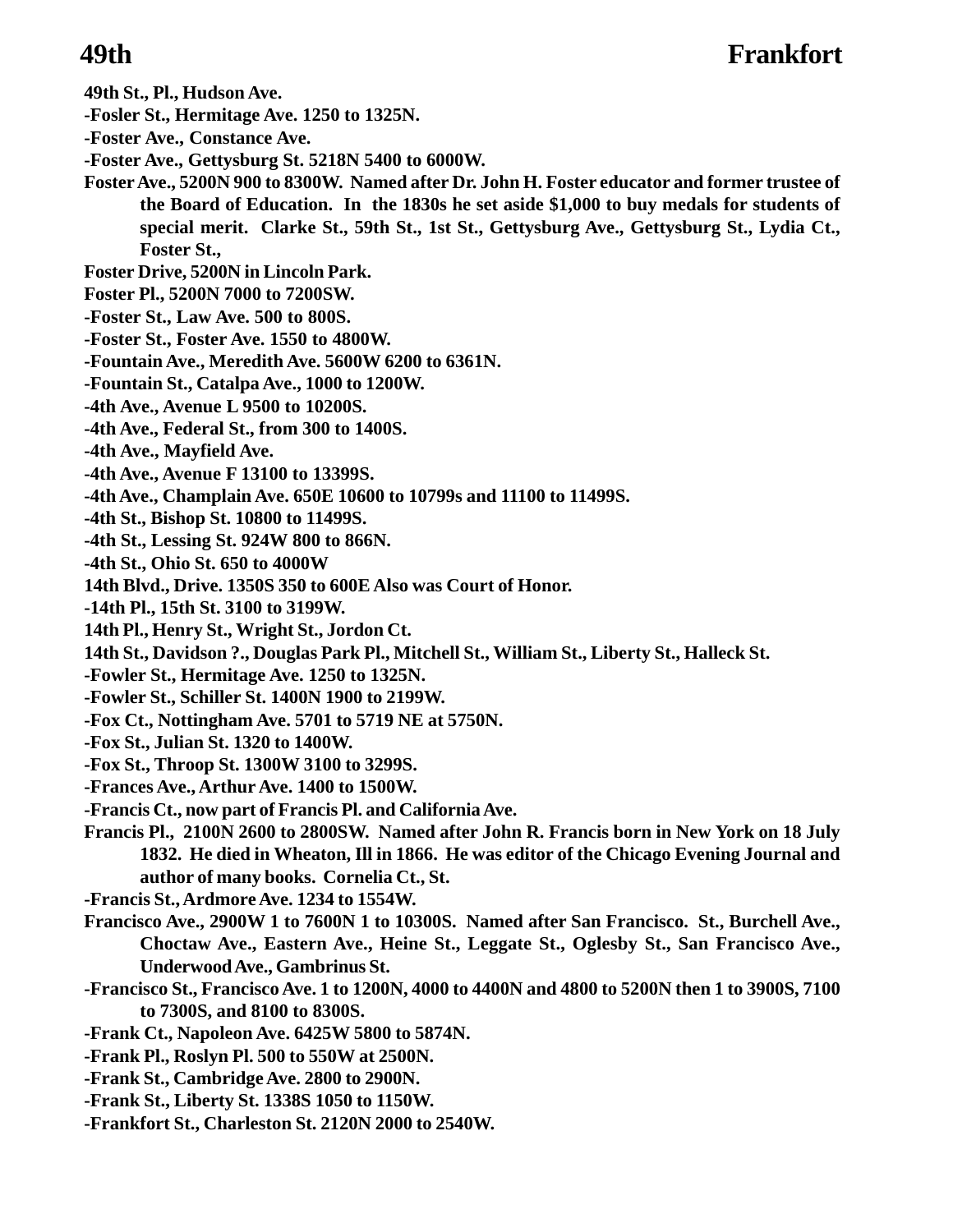**49th St., Pl., Hudson Ave.**

**-Fosler St., Hermitage Ave. 1250 to 1325N.**

**-Foster Ave., Constance Ave.**

**-Foster Ave., Gettysburg St. 5218N 5400 to 6000W.**

**Foster Ave., 5200N 900 to 8300W. Named after Dr. John H. Foster educator and former trustee of the Board of Education. In the 1830s he set aside $1,000 to buy medals for students of special merit. Clarke St., 59th St., 1st St., Gettysburg Ave., Gettysburg St., Lydia Ct., Foster St.,**

**Foster Drive, 5200N in Lincoln Park.**

**Foster Pl., 5200N 7000 to 7200SW.**

**-Foster St., Law Ave. 500 to 800S.**

**-Foster St., Foster Ave. 1550 to 4800W.**

**-Fountain Ave., Meredith Ave. 5600W 6200 to 6361N.**

**-Fountain St., Catalpa Ave., 1000 to 1200W.**

**-4th Ave., Avenue L 9500 to 10200S.**

**-4th Ave., Federal St., from 300 to 1400S.**

**-4th Ave., Mayfield Ave.**

**-4th Ave., Avenue F 13100 to 13399S.**

**-4th Ave., Champlain Ave. 650E 10600 to 10799s and 11100 to 11499S.**

**-4th St., Bishop St. 10800 to 11499S.**

**-4th St., Lessing St. 924W 800 to 866N.**

**-4th St., Ohio St. 650 to 4000W**

**14th Blvd., Drive. 1350S 350 to 600E Also was Court of Honor.**

**-14th Pl., 15th St. 3100 to 3199W.**

**14th Pl., Henry St., Wright St., Jordon Ct.**

**14th St., Davidson ?., Douglas Park Pl., Mitchell St., William St., Liberty St., Halleck St.**

**-Fowler St., Hermitage Ave. 1250 to 1325N.**

**-Fowler St., Schiller St. 1400N 1900 to 2199W.**

**-Fox Ct., Nottingham Ave. 5701 to 5719 NE at 5750N.**

**-Fox St., Julian St. 1320 to 1400W.**

**-Fox St., Throop St. 1300W 3100 to 3299S.**

**-Frances Ave., Arthur Ave. 1400 to 1500W.**

**-Francis Ct., now part of Francis Pl. and California Ave.**

**Francis Pl., 2100N 2600 to 2800SW. Named after John R. Francis born in New York on 18 July 1832. He died in Wheaton, Ill in 1866. He was editor of the Chicago Evening Journal and author of many books. Cornelia Ct., St.**

**-Francis St., Ardmore Ave. 1234 to 1554W.**

**Francisco Ave., 2900W 1 to 7600N 1 to 10300S. Named after San Francisco. St., Burchell Ave., Choctaw Ave., Eastern Ave., Heine St., Leggate St., Oglesby St., San Francisco Ave., Underwood Ave., Gambrinus St.**

**-Francisco St., Francisco Ave. 1 to 1200N, 4000 to 4400N and 4800 to 5200N then 1 to 3900S, 7100 to 7300S, and 8100 to 8300S.**

**-Frank Ct., Napoleon Ave. 6425W 5800 to 5874N.**

**-Frank Pl., Roslyn Pl. 500 to 550W at 2500N.**

**-Frank St., Cambridge Ave. 2800 to 2900N.**

**-Frank St., Liberty St. 1338S 1050 to 1150W.**

**-Frankfort St., Charleston St. 2120N 2000 to 2540W.**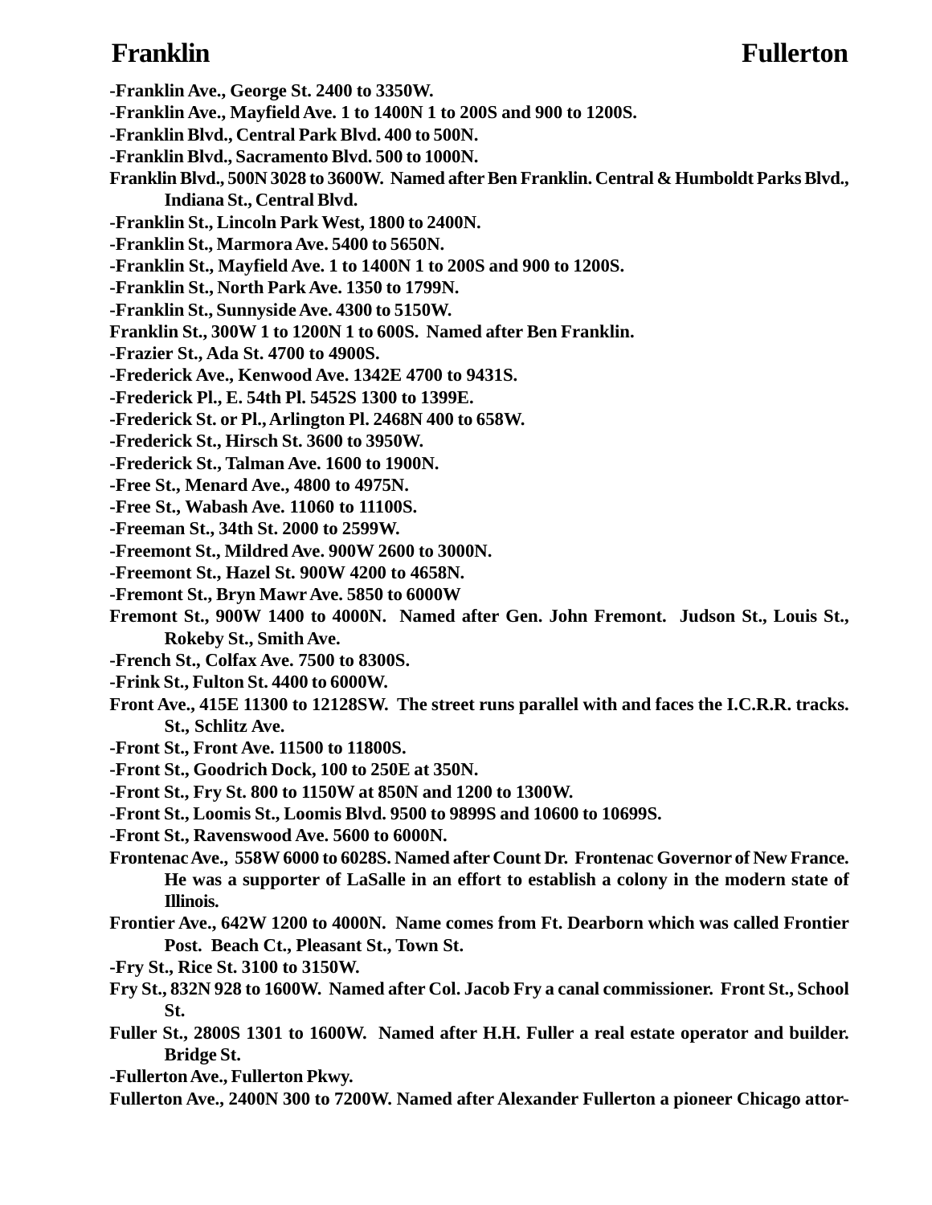-Franklin Ave., George St. 2400 to 3350W.

-Franklin Ave., Mayfield Ave. 1 to 1400N 1 to 200S and 900 to 1200S.

-Franklin Blvd., Central Park Blvd. 400 to 500N.

-Franklin Blvd., Sacramento Blvd. 500 to 1000N.

Franklin Blvd., 500N 3028 to 3600W. Named after Ben Franklin. Central & Humboldt Parks Blvd., Indiana St., Central Blvd.

-Franklin St., Lincoln Park West, 1800 to 2400N.

-Franklin St., Marmora Ave. 5400 to 5650N.

-Franklin St., Mayfield Ave. 1 to 1400N 1 to 200S and 900 to 1200S.

-Franklin St., North Park Ave. 1350 to 1799N.

-Franklin St., Sunnyside Ave. 4300 to 5150W.

Franklin St., 300W 1 to 1200N 1 to 600S. Named after Ben Franklin.

-Frazier St., Ada St. 4700 to 4900S.

-Frederick Ave., Kenwood Ave. 1342E 4700 to 9431S.

-Frederick Pl., E. 54th Pl. 5452S 1300 to 1399E.

-Frederick St. or Pl., Arlington Pl. 2468N 400 to 658W.

-Frederick St., Hirsch St. 3600 to 3950W.

-Frederick St., Talman Ave. 1600 to 1900N.

-Free St., Menard Ave., 4800 to 4975N.

-Free St., Wabash Ave. 11060 to 11100S.

-Freeman St., 34th St. 2000 to 2599W.

-Freemont St., Mildred Ave. 900W 2600 to 3000N.

-Freemont St., Hazel St. 900W 4200 to 4658N.

-Fremont St., Bryn Mawr Ave. 5850 to 6000W

Fremont St., 900W 1400 to 4000N. Named after Gen. John Fremont. Judson St., Louis St., Rokeby St., Smith Ave.

-French St., Colfax Ave. 7500 to 8300S.

-Frink St., Fulton St. 4400 to 6000W.

Front Ave., 415E 11300 to 12128SW. The street runs parallel with and faces the I.C.R.R. tracks. St., Schlitz Ave.

-Front St., Front Ave. 11500 to 11800S.

-Front St., Goodrich Dock, 100 to 250E at 350N.

-Front St., Fry St. 800 to 1150W at 850N and 1200 to 1300W.

-Front St., Loomis St., Loomis Blvd. 9500 to 9899S and 10600 to 10699S.

-Front St., Ravenswood Ave. 5600 to 6000N.

Frontenac Ave., 558W 6000 to 6028S. Named after Count Dr. Frontenac Governor of New France. He was a supporter of LaSalle in an effort to establish a colony in the modern state of Illinois.

Frontier Ave., 642W 1200 to 4000N. Name comes from Ft. Dearborn which was called Frontier Post. Beach Ct., Pleasant St., Town St.

-Fry St., Rice St. 3100 to 3150W.

Fry St., 832N 928 to 1600W. Named after Col. Jacob Fry a canal commissioner. Front St., School St.

Fuller St., 2800S 1301 to 1600W. Named after H.H. Fuller a real estate operator and builder. Bridge St.

-Fullerton Ave., Fullerton Pkwy.

Fullerton Ave., 2400N 300 to 7200W. Named after Alexander Fullerton a pioneer Chicago attor-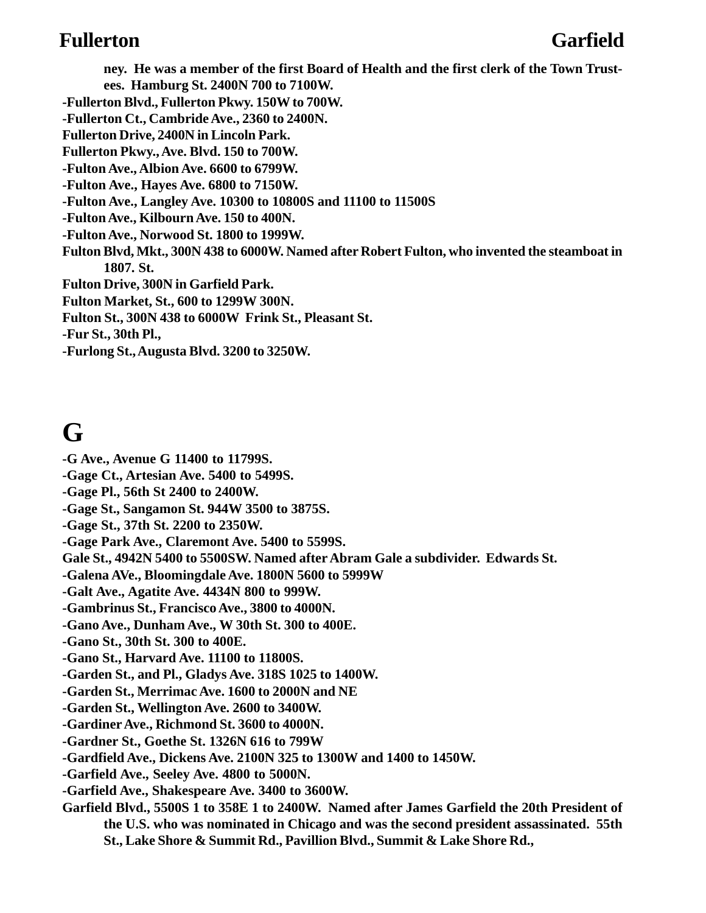ney. He was a member of the first Board of Health and the first clerk of the Town Trustees. Hamburg St. 2400N 700 to 7100W.

**-Fullerton Blvd., Fullerton Pkwy. 150W to 700W.**

**-Fullerton Ct., Cambride Ave., 2360 to 2400N.**

**Fullerton Drive, 2400N in Lincoln Park.**

**Fullerton Pkwy., Ave. Blvd. 150 to 700W.**

**-Fulton Ave., Albion Ave. 6600 to 6799W.**

**-Fulton Ave., Hayes Ave. 6800 to 7150W.**

**-Fulton Ave., Langley Ave. 10300 to 10800S and 11100 to 11500S**

**-Fulton Ave., Kilbourn Ave. 150 to 400N.**

**-Fulton Ave., Norwood St. 1800 to 1999W.**

**Fulton Blvd, Mkt., 300N 438 to 6000W. Named after Robert Fulton, who invented the steamboat in 1807. St.**

**Fulton Drive, 300N in Garfield Park.**

**Fulton Market, St., 600 to 1299W 300N.**

**Fulton St., 300N 438 to 6000W Frink St., Pleasant St.**

**-Fur St., 30th Pl.,**

**-Furlong St., Augusta Blvd. 3200 to 3250W.**

# G

**-G Ave., Avenue G 11400 to 11799S.**

**-Gage Ct., Artesian Ave. 5400 to 5499S.**

**-Gage Pl., 56th St 2400 to 2400W.**

**-Gage St., Sangamon St. 944W 3500 to 3875S.**

**-Gage St., 37th St. 2200 to 2350W.**

**-Gage Park Ave., Claremont Ave. 5400 to 5599S.**

**Gale St., 4942N 5400 to 5500SW. Named after Abram Gale a subdivider. Edwards St.**

**-Galena AVe., Bloomingdale Ave. 1800N 5600 to 5999W**

**-Galt Ave., Agatite Ave. 4434N 800 to 999W.**

**-Gambrinus St., Francisco Ave., 3800 to 4000N.**

**-Gano Ave., Dunham Ave., W 30th St. 300 to 400E.**

**-Gano St., 30th St. 300 to 400E.**

**-Gano St., Harvard Ave. 11100 to 11800S.**

**-Garden St., and Pl., Gladys Ave. 318S 1025 to 1400W.**

**-Garden St., Merrimac Ave. 1600 to 2000N and NE**

**-Garden St., Wellington Ave. 2600 to 3400W.**

**-Gardiner Ave., Richmond St. 3600 to 4000N.**

**-Gardner St., Goethe St. 1326N 616 to 799W**

**-Gardfield Ave., Dickens Ave. 2100N 325 to 1300W and 1400 to 1450W.**

**-Garfield Ave., Seeley Ave. 4800 to 5000N.**

**-Garfield Ave., Shakespeare Ave. 3400 to 3600W.**

**Garfield Blvd., 5500S 1 to 358E 1 to 2400W. Named after James Garfield the 20th President of the U.S. who was nominated in Chicago and was the second president assassinated. 55th St., Lake Shore & Summit Rd., Pavillion Blvd., Summit & Lake Shore Rd.,**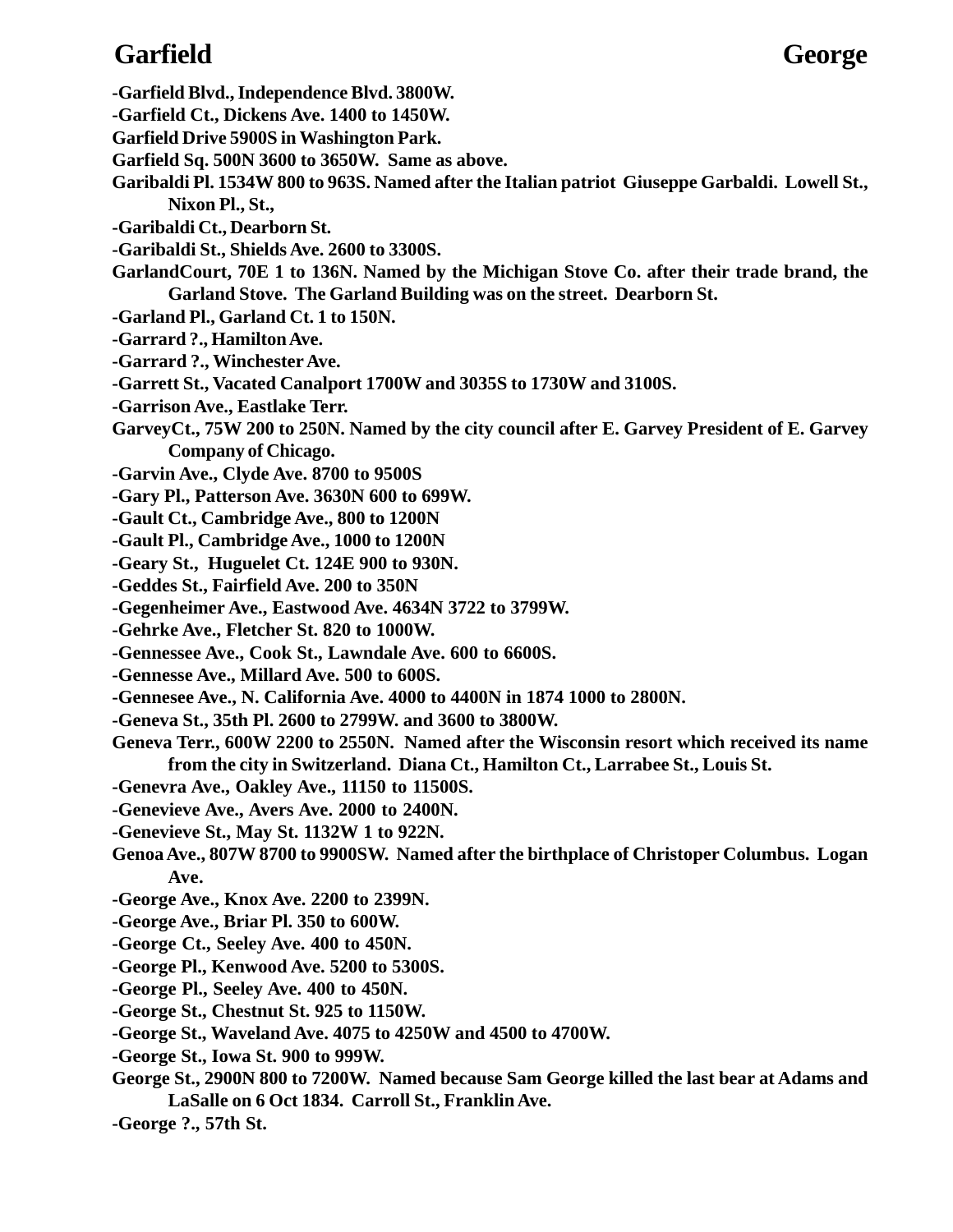**-Garfield Blvd., Independence Blvd. 3800W.**

**-Garfield Ct., Dickens Ave. 1400 to 1450W.**

**Garfield Drive 5900S in Washington Park.**

**Garfield Sq. 500N 3600 to 3650W. Same as above.**

**Garibaldi Pl. 1534W 800 to 963S. Named after the Italian patriot Giuseppe Garbaldi. Lowell St., Nixon Pl., St.,**

**-Garibaldi Ct., Dearborn St.**

**-Garibaldi St., Shields Ave. 2600 to 3300S.**

**GarlandCourt, 70E 1 to 136N. Named by the Michigan Stove Co. after their trade brand, the Garland Stove. The Garland Building was on the street. Dearborn St.**

**-Garland Pl., Garland Ct. 1 to 150N.**

**-Garrard ?., Hamilton Ave.**

**-Garrard ?., Winchester Ave.**

**-Garrett St., Vacated Canalport 1700W and 3035S to 1730W and 3100S.**

**-Garrison Ave., Eastlake Terr.**

**GarveyCt., 75W 200 to 250N. Named by the city council after E. Garvey President of E. Garvey Company of Chicago.**

**-Garvin Ave., Clyde Ave. 8700 to 9500S**

**-Gary Pl., Patterson Ave. 3630N 600 to 699W.**

**-Gault Ct., Cambridge Ave., 800 to 1200N**

**-Gault Pl., Cambridge Ave., 1000 to 1200N**

**-Geary St., Huguelet Ct. 124E 900 to 930N.**

**-Geddes St., Fairfield Ave. 200 to 350N**

**-Gegenheimer Ave., Eastwood Ave. 4634N 3722 to 3799W.**

**-Gehrke Ave., Fletcher St. 820 to 1000W.**

**-Gennessee Ave., Cook St., Lawndale Ave. 600 to 6600S.**

**-Gennesse Ave., Millard Ave. 500 to 600S.**

**-Gennesee Ave., N. California Ave. 4000 to 4400N in 1874 1000 to 2800N.**

**-Geneva St., 35th Pl. 2600 to 2799W. and 3600 to 3800W.**

**Geneva Terr., 600W 2200 to 2550N. Named after the Wisconsin resort which received its name from the city in Switzerland. Diana Ct., Hamilton Ct., Larrabee St., Louis St.**

**-Genevra Ave., Oakley Ave., 11150 to 11500S.**

**-Genevieve Ave., Avers Ave. 2000 to 2400N.**

**-Genevieve St., May St. 1132W 1 to 922N.**

**Genoa Ave., 807W 8700 to 9900SW. Named after the birthplace of Christoper Columbus. Logan Ave.**

**-George Ave., Knox Ave. 2200 to 2399N.**

**-George Ave., Briar Pl. 350 to 600W.**

**-George Ct., Seeley Ave. 400 to 450N.**

**-George Pl., Kenwood Ave. 5200 to 5300S.**

**-George Pl., Seeley Ave. 400 to 450N.**

**-George St., Chestnut St. 925 to 1150W.**

**-George St., Waveland Ave. 4075 to 4250W and 4500 to 4700W.**

**-George St., Iowa St. 900 to 999W.**

**George St., 2900N 800 to 7200W. Named because Sam George killed the last bear at Adams and LaSalle on 6 Oct 1834. Carroll St., Franklin Ave.**

**-George ?., 57th St.**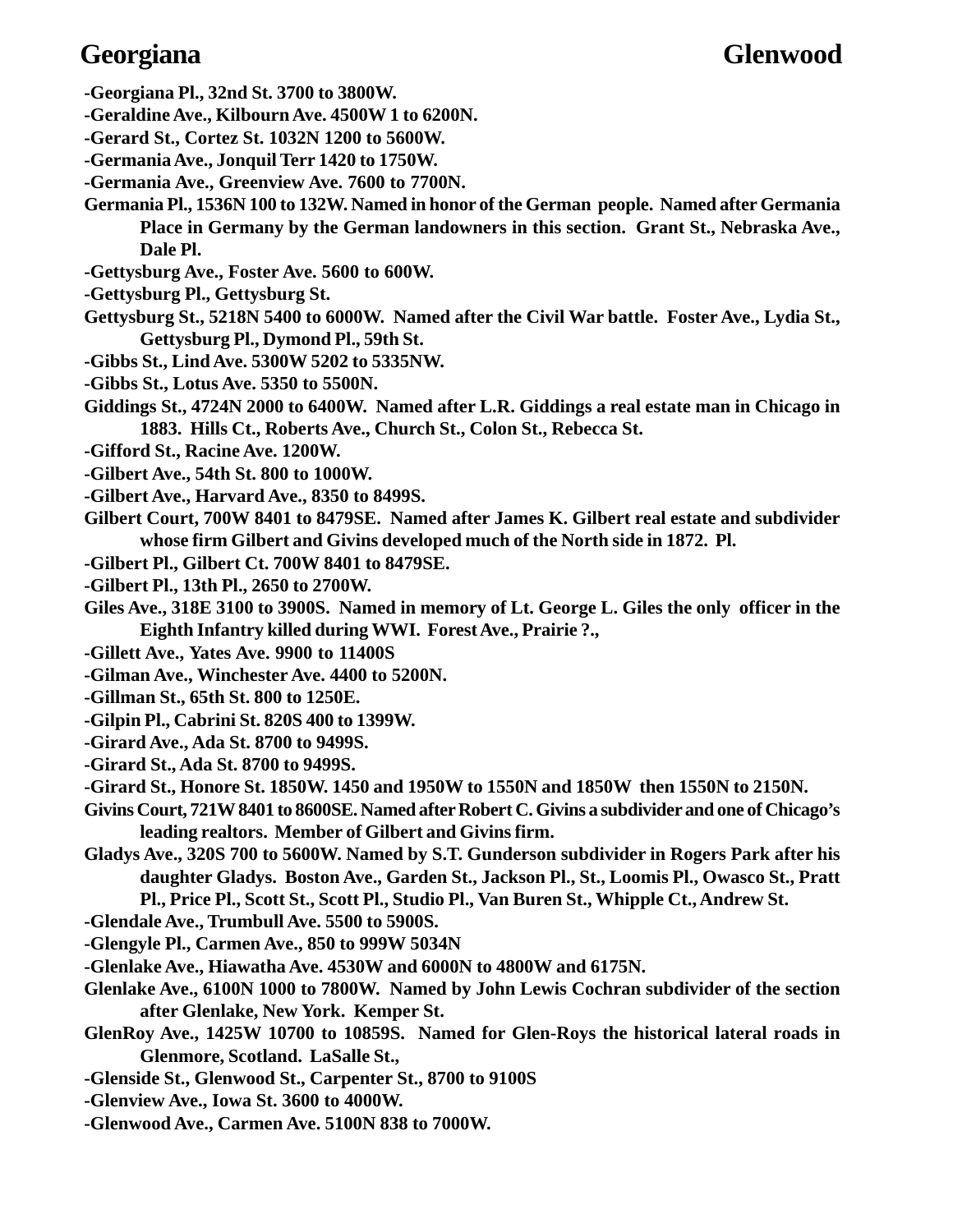-Georgiana Pl., 32nd St. 3700 to 3800W.

-Geraldine Ave., Kilbourn Ave. 4500W 1 to 6200N.

-Gerard St., Cortez St. 1032N 1200 to 5600W.

-Germania Ave., Jonquil Terr 1420 to 1750W.

-Germania Ave., Greenview Ave. 7600 to 7700N.

Germania Pl., 1536N 100 to 132W. Named in honor of the German people. Named after Germania Place in Germany by the German landowners in this section. Grant St., Nebraska Ave., Dale Pl.

-Gettysburg Ave., Foster Ave. 5600 to 600W.

-Gettysburg Pl., Gettysburg St.

Gettysburg St., 5218N 5400 to 6000W. Named after the Civil War battle. Foster Ave., Lydia St., Gettysburg Pl., Dymond Pl., 59th St.

-Gibbs St., Lind Ave. 5300W 5202 to 5335NW.

-Gibbs St., Lotus Ave. 5350 to 5500N.

Giddings St., 4724N 2000 to 6400W. Named after L.R. Giddings a real estate man in Chicago in 1883. Hills Ct., Roberts Ave., Church St., Colon St., Rebecca St.

-Gifford St., Racine Ave. 1200W.

-Gilbert Ave., 54th St. 800 to 1000W.

-Gilbert Ave., Harvard Ave., 8350 to 8499S.

Gilbert Court, 700W 8401 to 8479SE. Named after James K. Gilbert real estate and subdivider whose firm Gilbert and Givins developed much of the North side in 1872. Pl.

-Gilbert Pl., Gilbert Ct. 700W 8401 to 8479SE.

-Gilbert Pl., 13th Pl., 2650 to 2700W.

Giles Ave., 318E 3100 to 3900S. Named in memory of Lt. George L. Giles the only officer in the Eighth Infantry killed during WWI. Forest Ave., Prairie ?.,

-Gillett Ave., Yates Ave. 9900 to 11400S

-Gilman Ave., Winchester Ave. 4400 to 5200N.

-Gillman St., 65th St. 800 to 1250E.

-Gilpin Pl., Cabrini St. 820S 400 to 1399W.

-Girard Ave., Ada St. 8700 to 9499S.

-Girard St., Ada St. 8700 to 9499S.

-Girard St., Honore St. 1850W. 1450 and 1950W to 1550N and 1850W then 1550N to 2150N.

Givins Court, 721W 8401 to 8600SE. Named after Robert C. Givins a subdivider and one of Chicago's leading realtors. Member of Gilbert and Givins firm.

Gladys Ave., 320S 700 to 5600W. Named by S.T. Gunderson subdivider in Rogers Park after his daughter Gladys. Boston Ave., Garden St., Jackson Pl., St., Loomis Pl., Owasco St., Pratt Pl., Price Pl., Scott St., Scott Pl., Studio Pl., Van Buren St., Whipple Ct., Andrew St.

-Glendale Ave., Trumbull Ave. 5500 to 5900S.

-Glengyle Pl., Carmen Ave., 850 to 999W 5034N

-Glenlake Ave., Hiawatha Ave. 4530W and 6000N to 4800W and 6175N.

Glenlake Ave., 6100N 1000 to 7800W. Named by John Lewis Cochran subdivider of the section after Glenlake, New York. Kemper St.

GlenRoy Ave., 1425W 10700 to 10859S. Named for Glen-Roys the historical lateral roads in Glenmore, Scotland. LaSalle St.,

-Glenside St., Glenwood St., Carpenter St., 8700 to 9100S

-Glenview Ave., Iowa St. 3600 to 4000W.

-Glenwood Ave., Carmen Ave. 5100N 838 to 7000W.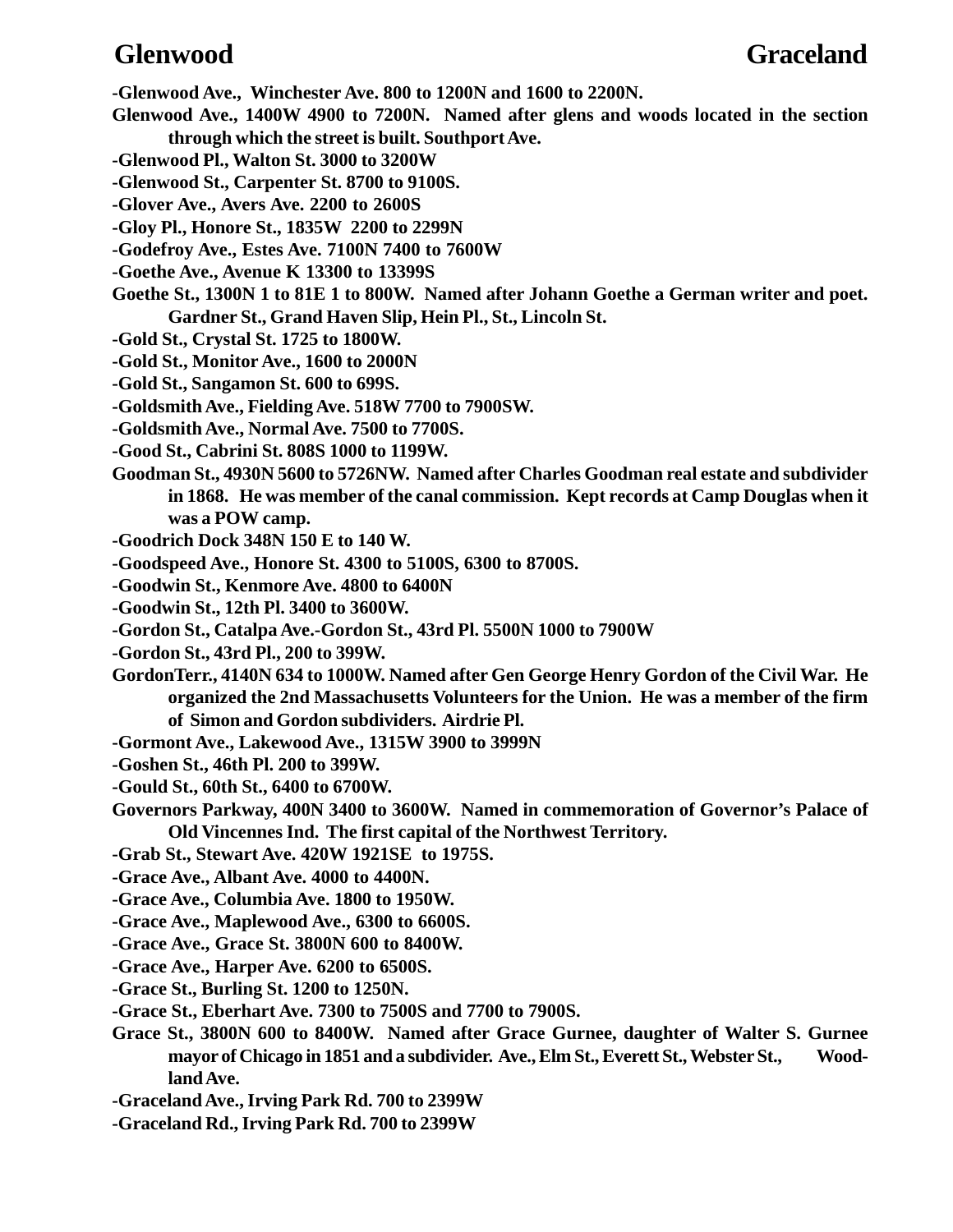**-Glenwood Ave., Winchester Ave. 800 to 1200N and 1600 to 2200N.**

**Glenwood Ave., 1400W 4900 to 7200N. Named after glens and woods located in the section through which the street is built. Southport Ave.**

**-Glenwood Pl., Walton St. 3000 to 3200W**

**-Glenwood St., Carpenter St. 8700 to 9100S.**

**-Glover Ave., Avers Ave. 2200 to 2600S**

**-Gloy Pl., Honore St., 1835W 2200 to 2299N**

**-Godefroy Ave., Estes Ave. 7100N 7400 to 7600W**

**-Goethe Ave., Avenue K 13300 to 13399S**

**Goethe St., 1300N 1 to 81E 1 to 800W. Named after Johann Goethe a German writer and poet. Gardner St., Grand Haven Slip, Hein Pl., St., Lincoln St.**

**-Gold St., Crystal St. 1725 to 1800W.**

**-Gold St., Monitor Ave., 1600 to 2000N**

**-Gold St., Sangamon St. 600 to 699S.**

**-Goldsmith Ave., Fielding Ave. 518W 7700 to 7900SW.**

**-Goldsmith Ave., Normal Ave. 7500 to 7700S.**

**-Good St., Cabrini St. 808S 1000 to 1199W.**

**Goodman St., 4930N 5600 to 5726NW. Named after Charles Goodman real estate and subdivider in 1868. He was member of the canal commission. Kept records at Camp Douglas when it was a POW camp.**

**-Goodrich Dock 348N 150 E to 140 W.**

**-Goodspeed Ave., Honore St. 4300 to 5100S, 6300 to 8700S.**

**-Goodwin St., Kenmore Ave. 4800 to 6400N**

**-Goodwin St., 12th Pl. 3400 to 3600W.**

**-Gordon St., Catalpa Ave.-Gordon St., 43rd Pl. 5500N 1000 to 7900W**

**-Gordon St., 43rd Pl., 200 to 399W.**

**GordonTerr., 4140N 634 to 1000W. Named after Gen George Henry Gordon of the Civil War. He organized the 2nd Massachusetts Volunteers for the Union. He was a member of the firm of Simon and Gordon subdividers. Airdrie Pl.**

**-Gormont Ave., Lakewood Ave., 1315W 3900 to 3999N**

**-Goshen St., 46th Pl. 200 to 399W.**

**-Gould St., 60th St., 6400 to 6700W.**

**Governors Parkway, 400N 3400 to 3600W. Named in commemoration of Governor's Palace of Old Vincennes Ind. The first capital of the Northwest Territory.**

**-Grab St., Stewart Ave. 420W 1921SE to 1975S.**

**-Grace Ave., Albant Ave. 4000 to 4400N.**

**-Grace Ave., Columbia Ave. 1800 to 1950W.**

**-Grace Ave., Maplewood Ave., 6300 to 6600S.**

**-Grace Ave., Grace St. 3800N 600 to 8400W.**

**-Grace Ave., Harper Ave. 6200 to 6500S.**

**-Grace St., Burling St. 1200 to 1250N.**

**-Grace St., Eberhart Ave. 7300 to 7500S and 7700 to 7900S.**

**Grace St., 3800N 600 to 8400W. Named after Grace Gurnee, daughter of Walter S. Gurnee mayor of Chicago in 1851 and a subdivider. Ave., Elm St., Everett St., Webster St., Woodland Ave.**

**-Graceland Ave., Irving Park Rd. 700 to 2399W**

**-Graceland Rd., Irving Park Rd. 700 to 2399W**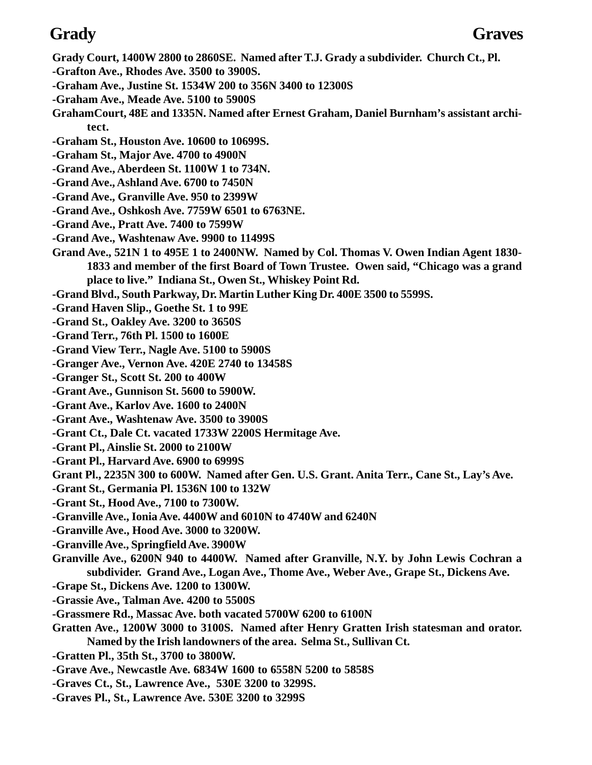**Grady Court, 1400W 2800 to 2860SE. Named after T.J. Grady a subdivider. Church Ct., Pl.**

**-Grafton Ave., Rhodes Ave. 3500 to 3900S.**

**-Graham Ave., Justine St. 1534W 200 to 356N 3400 to 12300S**

**-Graham Ave., Meade Ave. 5100 to 5900S**

**GrahamCourt, 48E and 1335N. Named after Ernest Graham, Daniel Burnham's assistant architect.**

**-Graham St., Houston Ave. 10600 to 10699S.**

**-Graham St., Major Ave. 4700 to 4900N**

**-Grand Ave., Aberdeen St. 1100W 1 to 734N.**

**-Grand Ave., Ashland Ave. 6700 to 7450N**

**-Grand Ave., Granville Ave. 950 to 2399W**

**-Grand Ave., Oshkosh Ave. 7759W 6501 to 6763NE.**

**-Grand Ave., Pratt Ave. 7400 to 7599W**

**-Grand Ave., Washtenaw Ave. 9900 to 11499S**

**Grand Ave., 521N 1 to 495E 1 to 2400NW. Named by Col. Thomas V. Owen Indian Agent 1830-1833 and member of the first Board of Town Trustee. Owen said, "Chicago was a grand place to live." Indiana St., Owen St., Whiskey Point Rd.**

**-Grand Blvd., South Parkway, Dr. Martin Luther King Dr. 400E 3500 to 5599S.**

**-Grand Haven Slip., Goethe St. 1 to 99E**

**-Grand St., Oakley Ave. 3200 to 3650S**

**-Grand Terr., 76th Pl. 1500 to 1600E**

**-Grand View Terr., Nagle Ave. 5100 to 5900S**

**-Granger Ave., Vernon Ave. 420E 2740 to 13458S**

**-Granger St., Scott St. 200 to 400W**

**-Grant Ave., Gunnison St. 5600 to 5900W.**

**-Grant Ave., Karlov Ave. 1600 to 2400N**

**-Grant Ave., Washtenaw Ave. 3500 to 3900S**

**-Grant Ct., Dale Ct. vacated 1733W 2200S Hermitage Ave.**

**-Grant Pl., Ainslie St. 2000 to 2100W**

**-Grant Pl., Harvard Ave. 6900 to 6999S**

**Grant Pl., 2235N 300 to 600W. Named after Gen. U.S. Grant. Anita Terr., Cane St., Lay's Ave.**

**-Grant St., Germania Pl. 1536N 100 to 132W**

**-Grant St., Hood Ave., 7100 to 7300W.**

**-Granville Ave., Ionia Ave. 4400W and 6010N to 4740W and 6240N**

**-Granville Ave., Hood Ave. 3000 to 3200W.**

**-Granville Ave., Springfield Ave. 3900W**

**Granville Ave., 6200N 940 to 4400W. Named after Granville, N.Y. by John Lewis Cochran a subdivider. Grand Ave., Logan Ave., Thome Ave., Weber Ave., Grape St., Dickens Ave.**

**-Grape St., Dickens Ave. 1200 to 1300W.**

**-Grassie Ave., Talman Ave. 4200 to 5500S**

**-Grassmere Rd., Massac Ave. both vacated 5700W 6200 to 6100N**

**Gratten Ave., 1200W 3000 to 3100S. Named after Henry Gratten Irish statesman and orator. Named by the Irish landowners of the area. Selma St., Sullivan Ct.**

**-Gratten Pl., 35th St., 3700 to 3800W.**

**-Grave Ave., Newcastle Ave. 6834W 1600 to 6558N 5200 to 5858S**

**-Graves Ct., St., Lawrence Ave., 530E 3200 to 3299S.**

**-Graves Pl., St., Lawrence Ave. 530E 3200 to 3299S**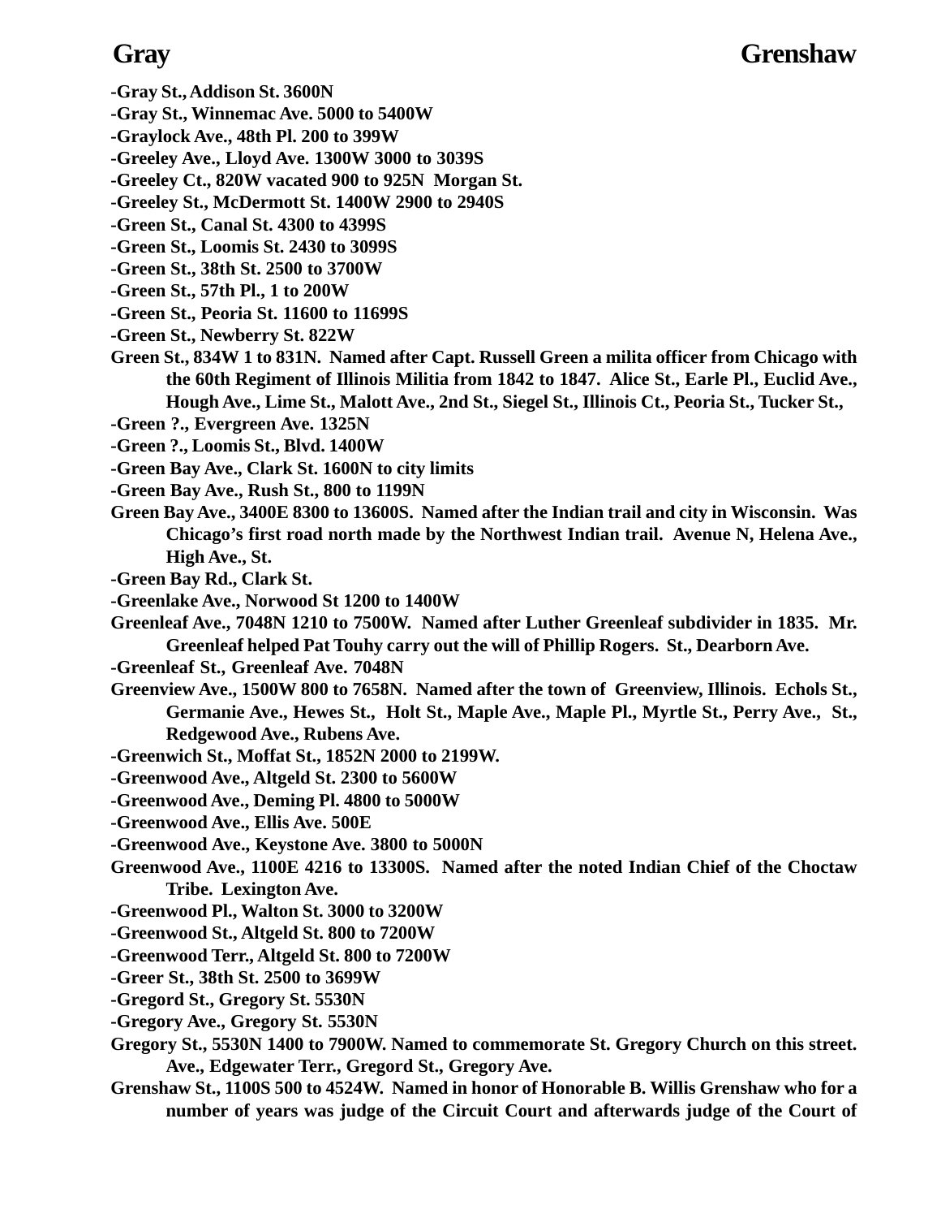**-Gray St., Addison St. 3600N**
**-Gray St., Winnemac Ave. 5000 to 5400W**
**-Graylock Ave., 48th Pl. 200 to 399W**
**-Greeley Ave., Lloyd Ave. 1300W 3000 to 3039S**
**-Greeley Ct., 820W vacated 900 to 925N Morgan St.**
**-Greeley St., McDermott St. 1400W 2900 to 2940S**
**-Green St., Canal St. 4300 to 4399S**
**-Green St., Loomis St. 2430 to 3099S**
**-Green St., 38th St. 2500 to 3700W**
**-Green St., 57th Pl., 1 to 200W**
**-Green St., Peoria St. 11600 to 11699S**
**-Green St., Newberry St. 822W**

**Green St., 834W 1 to 831N. Named after Capt. Russell Green a milita officer from Chicago with the 60th Regiment of Illinois Militia from 1842 to 1847. Alice St., Earle Pl., Euclid Ave., Hough Ave., Lime St., Malott Ave., 2nd St., Siegel St., Illinois Ct., Peoria St., Tucker St.,**

**-Green ?., Evergreen Ave. 1325N**
**-Green ?., Loomis St., Blvd. 1400W**
**-Green Bay Ave., Clark St. 1600N to city limits**
**-Green Bay Ave., Rush St., 800 to 1199N**

**Green Bay Ave., 3400E 8300 to 13600S. Named after the Indian trail and city in Wisconsin. Was Chicago's first road north made by the Northwest Indian trail. Avenue N, Helena Ave., High Ave., St.**

**-Green Bay Rd., Clark St.**
**-Greenlake Ave., Norwood St 1200 to 1400W**

**Greenleaf Ave., 7048N 1210 to 7500W. Named after Luther Greenleaf subdivider in 1835. Mr. Greenleaf helped Pat Touhy carry out the will of Phillip Rogers. St., Dearborn Ave.**

**-Greenleaf St., Greenleaf Ave. 7048N**

**Greenview Ave., 1500W 800 to 7658N. Named after the town of Greenview, Illinois. Echols St., Germanie Ave., Hewes St., Holt St., Maple Ave., Maple Pl., Myrtle St., Perry Ave., St., Redgewood Ave., Rubens Ave.**

**-Greenwich St., Moffat St., 1852N 2000 to 2199W.**
**-Greenwood Ave., Altgeld St. 2300 to 5600W**
**-Greenwood Ave., Deming Pl. 4800 to 5000W**
**-Greenwood Ave., Ellis Ave. 500E**
**-Greenwood Ave., Keystone Ave. 3800 to 5000N**

**Greenwood Ave., 1100E 4216 to 13300S. Named after the noted Indian Chief of the Choctaw Tribe. Lexington Ave.**

**-Greenwood Pl., Walton St. 3000 to 3200W**
**-Greenwood St., Altgeld St. 800 to 7200W**
**-Greenwood Terr., Altgeld St. 800 to 7200W**
**-Greer St., 38th St. 2500 to 3699W**
**-Gregord St., Gregory St. 5530N**
**-Gregory Ave., Gregory St. 5530N**

**Gregory St., 5530N 1400 to 7900W. Named to commemorate St. Gregory Church on this street. Ave., Edgewater Terr., Gregord St., Gregory Ave.**

**Grenshaw St., 1100S 500 to 4524W. Named in honor of Honorable B. Willis Grenshaw who for a number of years was judge of the Circuit Court and afterwards judge of the Court of**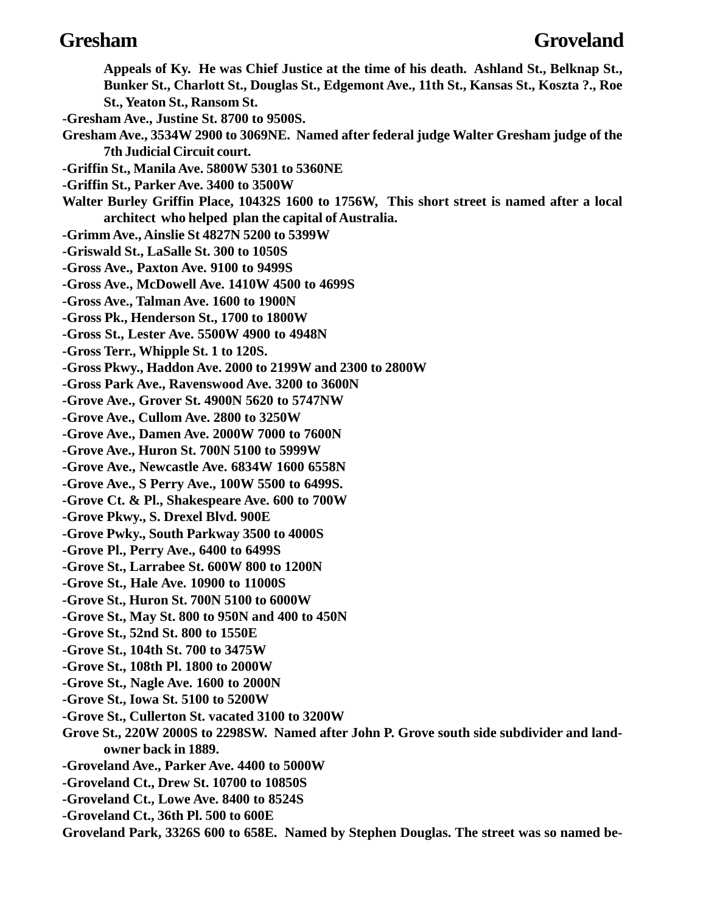Appeals of Ky. He was Chief Justice at the time of his death. Ashland St., Belknap St., Bunker St., Charlott St., Douglas St., Edgemont Ave., 11th St., Kansas St., Koszta ?., Roe St., Yeaton St., Ransom St.

-Gresham Ave., Justine St. 8700 to 9500S.

Gresham Ave., 3534W 2900 to 3069NE. Named after federal judge Walter Gresham judge of the 7th Judicial Circuit court.

-Griffin St., Manila Ave. 5800W 5301 to 5360NE

-Griffin St., Parker Ave. 3400 to 3500W

Walter Burley Griffin Place, 10432S 1600 to 1756W, This short street is named after a local architect who helped plan the capital of Australia.

-Grimm Ave., Ainslie St 4827N 5200 to 5399W

-Griswald St., LaSalle St. 300 to 1050S

-Gross Ave., Paxton Ave. 9100 to 9499S

-Gross Ave., McDowell Ave. 1410W 4500 to 4699S

-Gross Ave., Talman Ave. 1600 to 1900N

-Gross Pk., Henderson St., 1700 to 1800W

-Gross St., Lester Ave. 5500W 4900 to 4948N

-Gross Terr., Whipple St. 1 to 120S.

-Gross Pkwy., Haddon Ave. 2000 to 2199W and 2300 to 2800W

-Gross Park Ave., Ravenswood Ave. 3200 to 3600N

-Grove Ave., Grover St. 4900N 5620 to 5747NW

-Grove Ave., Cullom Ave. 2800 to 3250W

-Grove Ave., Damen Ave. 2000W 7000 to 7600N

-Grove Ave., Huron St. 700N 5100 to 5999W

-Grove Ave., Newcastle Ave. 6834W 1600 6558N

-Grove Ave., S Perry Ave., 100W 5500 to 6499S.

-Grove Ct. & Pl., Shakespeare Ave. 600 to 700W

-Grove Pkwy., S. Drexel Blvd. 900E

-Grove Pwky., South Parkway 3500 to 4000S

-Grove Pl., Perry Ave., 6400 to 6499S

-Grove St., Larrabee St. 600W 800 to 1200N

-Grove St., Hale Ave. 10900 to 11000S

-Grove St., Huron St. 700N 5100 to 6000W

-Grove St., May St. 800 to 950N and 400 to 450N

-Grove St., 52nd St. 800 to 1550E

-Grove St., 104th St. 700 to 3475W

-Grove St., 108th Pl. 1800 to 2000W

-Grove St., Nagle Ave. 1600 to 2000N

-Grove St., Iowa St. 5100 to 5200W

-Grove St., Cullerton St. vacated 3100 to 3200W

Grove St., 220W 2000S to 2298SW. Named after John P. Grove south side subdivider and land-owner back in 1889.

-Groveland Ave., Parker Ave. 4400 to 5000W

-Groveland Ct., Drew St. 10700 to 10850S

-Groveland Ct., Lowe Ave. 8400 to 8524S

-Groveland Ct., 36th Pl. 500 to 600E

Groveland Park, 3326S 600 to 658E. Named by Stephen Douglas. The street was so named be-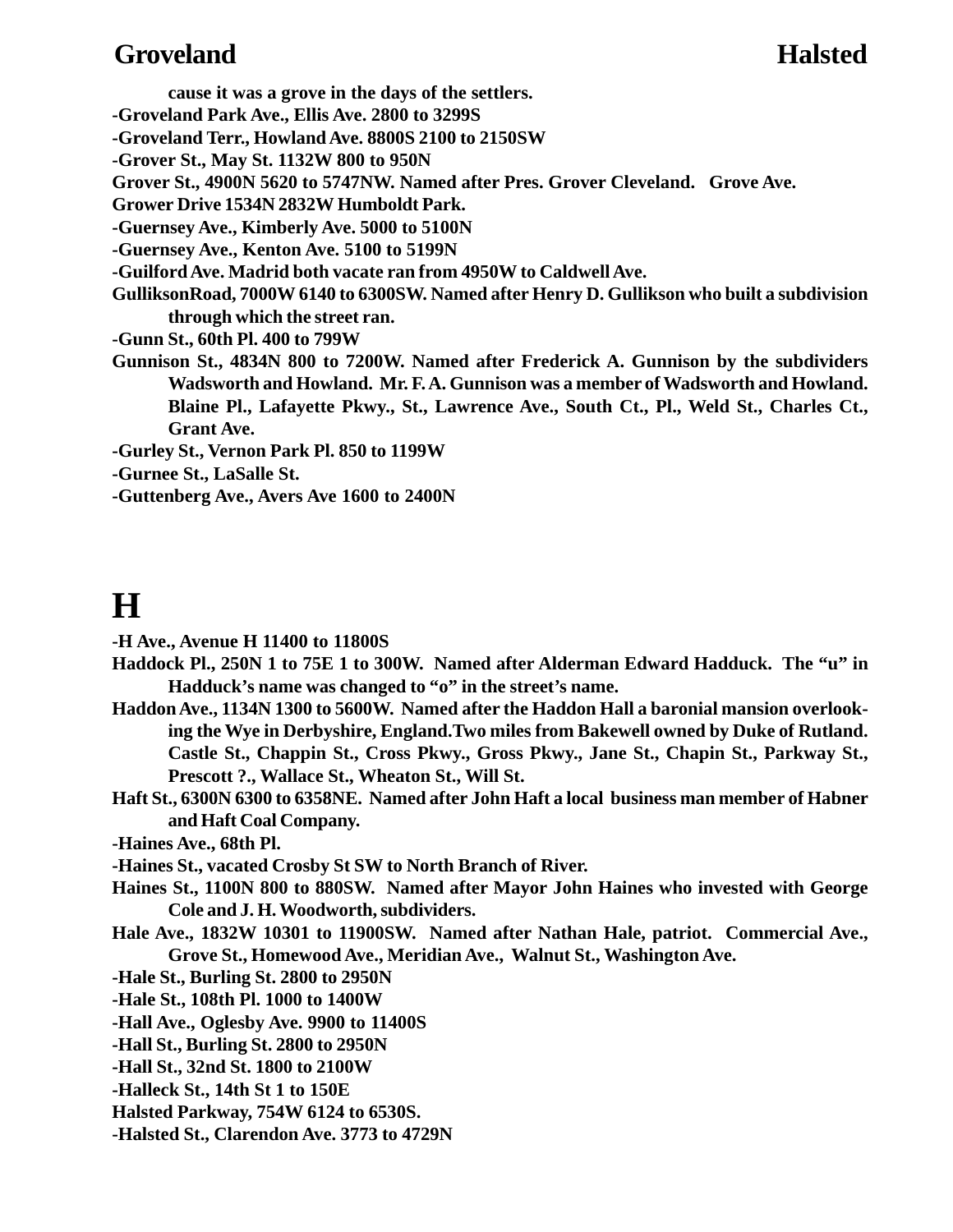cause it was a grove in the days of the settlers.

-Groveland Park Ave., Ellis Ave. 2800 to 3299S

-Groveland Terr., Howland Ave. 8800S 2100 to 2150SW

-Grover St., May St. 1132W 800 to 950N

Grover St., 4900N 5620 to 5747NW. Named after Pres. Grover Cleveland. Grove Ave.

Grower Drive 1534N 2832W Humboldt Park.

-Guernsey Ave., Kimberly Ave. 5000 to 5100N

-Guernsey Ave., Kenton Ave. 5100 to 5199N

-Guilford Ave. Madrid both vacate ran from 4950W to Caldwell Ave.

GulliksonRoad, 7000W 6140 to 6300SW. Named after Henry D. Gullikson who built a subdivision through which the street ran.

-Gunn St., 60th Pl. 400 to 799W

Gunnison St., 4834N 800 to 7200W. Named after Frederick A. Gunnison by the subdividers Wadsworth and Howland. Mr. F. A. Gunnison was a member of Wadsworth and Howland. Blaine Pl., Lafayette Pkwy., St., Lawrence Ave., South Ct., Pl., Weld St., Charles Ct., Grant Ave.

-Gurley St., Vernon Park Pl. 850 to 1199W

-Gurnee St., LaSalle St.

-Guttenberg Ave., Avers Ave 1600 to 2400N

# H

-H Ave., Avenue H 11400 to 11800S

Haddock Pl., 250N 1 to 75E 1 to 300W. Named after Alderman Edward Hadduck. The "u" in Hadduck's name was changed to "o" in the street's name.

Haddon Ave., 1134N 1300 to 5600W. Named after the Haddon Hall a baronial mansion overlooking the Wye in Derbyshire, England.Two miles from Bakewell owned by Duke of Rutland. Castle St., Chappin St., Cross Pkwy., Gross Pkwy., Jane St., Chapin St., Parkway St., Prescott ?., Wallace St., Wheaton St., Will St.

Haft St., 6300N 6300 to 6358NE. Named after John Haft a local business man member of Habner and Haft Coal Company.

-Haines Ave., 68th Pl.

-Haines St., vacated Crosby St SW to North Branch of River.

Haines St., 1100N 800 to 880SW. Named after Mayor John Haines who invested with George Cole and J. H. Woodworth, subdividers.

Hale Ave., 1832W 10301 to 11900SW. Named after Nathan Hale, patriot. Commercial Ave., Grove St., Homewood Ave., Meridian Ave., Walnut St., Washington Ave.

-Hale St., Burling St. 2800 to 2950N

-Hale St., 108th Pl. 1000 to 1400W

-Hall Ave., Oglesby Ave. 9900 to 11400S

-Hall St., Burling St. 2800 to 2950N

-Hall St., 32nd St. 1800 to 2100W

-Halleck St., 14th St 1 to 150E

Halsted Parkway, 754W 6124 to 6530S.

-Halsted St., Clarendon Ave. 3773 to 4729N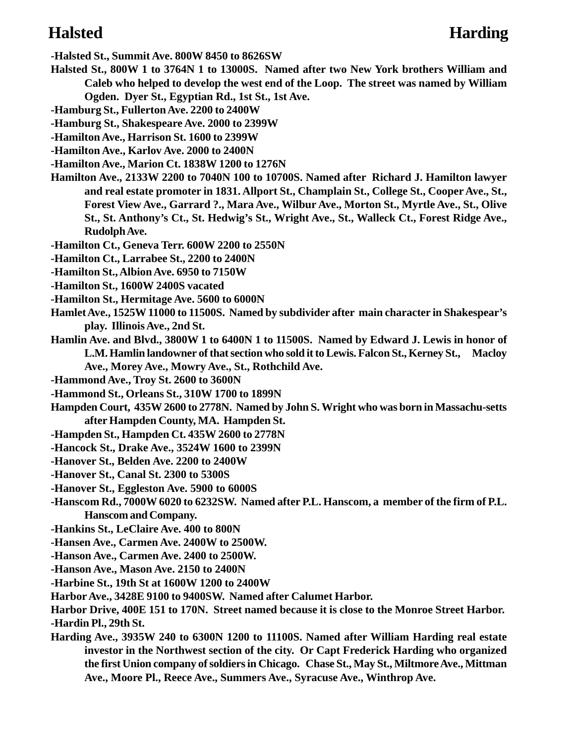**-Halsted St., Summit Ave. 800W 8450 to 8626SW**

**Halsted St., 800W 1 to 3764N 1 to 13000S. Named after two New York brothers William and Caleb who helped to develop the west end of the Loop. The street was named by William Ogden. Dyer St., Egyptian Rd., 1st St., 1st Ave.**

**-Hamburg St., Fullerton Ave. 2200 to 2400W**

**-Hamburg St., Shakespeare Ave. 2000 to 2399W**

**-Hamilton Ave., Harrison St. 1600 to 2399W**

**-Hamilton Ave., Karlov Ave. 2000 to 2400N**

**-Hamilton Ave., Marion Ct. 1838W 1200 to 1276N**

**Hamilton Ave., 2133W 2200 to 7040N 100 to 10700S. Named after Richard J. Hamilton lawyer and real estate promoter in 1831. Allport St., Champlain St., College St., Cooper Ave., St., Forest View Ave., Garrard ?., Mara Ave., Wilbur Ave., Morton St., Myrtle Ave., St., Olive St., St. Anthony's Ct., St. Hedwig's St., Wright Ave., St., Walleck Ct., Forest Ridge Ave., Rudolph Ave.**

**-Hamilton Ct., Geneva Terr. 600W 2200 to 2550N**

**-Hamilton Ct., Larrabee St., 2200 to 2400N**

**-Hamilton St., Albion Ave. 6950 to 7150W**

**-Hamilton St., 1600W 2400S vacated**

**-Hamilton St., Hermitage Ave. 5600 to 6000N**

**Hamlet Ave., 1525W 11000 to 11500S. Named by subdivider after main character in Shakespear's play. Illinois Ave., 2nd St.**

**Hamlin Ave. and Blvd., 3800W 1 to 6400N 1 to 11500S. Named by Edward J. Lewis in honor of L.M. Hamlin landowner of that section who sold it to Lewis. Falcon St., Kerney St., Macloy Ave., Morey Ave., Mowry Ave., St., Rothchild Ave.**

**-Hammond Ave., Troy St. 2600 to 3600N**

**-Hammond St., Orleans St., 310W 1700 to 1899N**

**Hampden Court, 435W 2600 to 2778N. Named by John S. Wright who was born in Massachu-setts after Hampden County, MA. Hampden St.**

**-Hampden St., Hampden Ct. 435W 2600 to 2778N**

**-Hancock St., Drake Ave., 3524W 1600 to 2399N**

**-Hanover St., Belden Ave. 2200 to 2400W**

**-Hanover St., Canal St. 2300 to 5300S**

**-Hanover St., Eggleston Ave. 5900 to 6000S**

**-Hanscom Rd., 7000W 6020 to 6232SW. Named after P.L. Hanscom, a member of the firm of P.L. Hanscom and Company.**

**-Hankins St., LeClaire Ave. 400 to 800N**

**-Hansen Ave., Carmen Ave. 2400W to 2500W.**

**-Hanson Ave., Carmen Ave. 2400 to 2500W.**

**-Hanson Ave., Mason Ave. 2150 to 2400N**

**-Harbine St., 19th St at 1600W 1200 to 2400W**

**Harbor Ave., 3428E 9100 to 9400SW. Named after Calumet Harbor.**

**Harbor Drive, 400E 151 to 170N. Street named because it is close to the Monroe Street Harbor.**

**-Hardin Pl., 29th St.**

**Harding Ave., 3935W 240 to 6300N 1200 to 11100S. Named after William Harding real estate investor in the Northwest section of the city. Or Capt Frederick Harding who organized the first Union company of soldiers in Chicago. Chase St., May St., Miltmore Ave., Mittman Ave., Moore Pl., Reece Ave., Summers Ave., Syracuse Ave., Winthrop Ave.**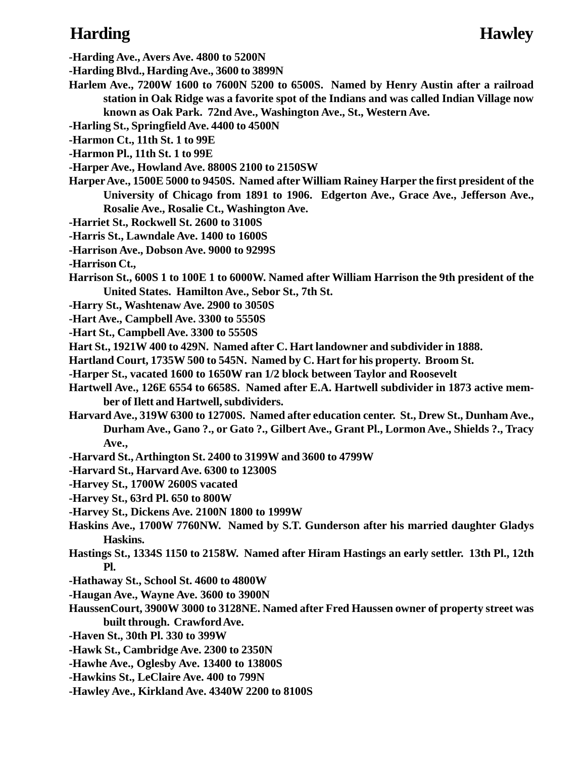**-Harding Ave., Avers Ave. 4800 to 5200N**

**-Harding Blvd., Harding Ave., 3600 to 3899N**

**Harlem Ave., 7200W 1600 to 7600N 5200 to 6500S. Named by Henry Austin after a railroad station in Oak Ridge was a favorite spot of the Indians and was called Indian Village now known as Oak Park. 72nd Ave., Washington Ave., St., Western Ave.**

**-Harling St., Springfield Ave. 4400 to 4500N**

**-Harmon Ct., 11th St. 1 to 99E**

**-Harmon Pl., 11th St. 1 to 99E**

**-Harper Ave., Howland Ave. 8800S 2100 to 2150SW**

**Harper Ave., 1500E 5000 to 9450S. Named after William Rainey Harper the first president of the University of Chicago from 1891 to 1906. Edgerton Ave., Grace Ave., Jefferson Ave., Rosalie Ave., Rosalie Ct., Washington Ave.**

**-Harriet St., Rockwell St. 2600 to 3100S**

**-Harris St., Lawndale Ave. 1400 to 1600S**

**-Harrison Ave., Dobson Ave. 9000 to 9299S**

**-Harrison Ct.,**

**Harrison St., 600S 1 to 100E 1 to 6000W. Named after William Harrison the 9th president of the United States. Hamilton Ave., Sebor St., 7th St.**

**-Harry St., Washtenaw Ave. 2900 to 3050S**

**-Hart Ave., Campbell Ave. 3300 to 5550S**

**-Hart St., Campbell Ave. 3300 to 5550S**

**Hart St., 1921W 400 to 429N. Named after C. Hart landowner and subdivider in 1888.**

**Hartland Court, 1735W 500 to 545N. Named by C. Hart for his property. Broom St.**

**-Harper St., vacated 1600 to 1650W ran 1/2 block between Taylor and Roosevelt**

**Hartwell Ave., 126E 6554 to 6658S. Named after E.A. Hartwell subdivider in 1873 active member of Ilett and Hartwell, subdividers.**

**Harvard Ave., 319W 6300 to 12700S. Named after education center. St., Drew St., Dunham Ave., Durham Ave., Gano ?., or Gato ?., Gilbert Ave., Grant Pl., Lormon Ave., Shields ?., Tracy Ave.,**

**-Harvard St., Arthington St. 2400 to 3199W and 3600 to 4799W**

**-Harvard St., Harvard Ave. 6300 to 12300S**

**-Harvey St., 1700W 2600S vacated**

**-Harvey St., 63rd Pl. 650 to 800W**

**-Harvey St., Dickens Ave. 2100N 1800 to 1999W**

**Haskins Ave., 1700W 7760NW. Named by S.T. Gunderson after his married daughter Gladys Haskins.**

**Hastings St., 1334S 1150 to 2158W. Named after Hiram Hastings an early settler. 13th Pl., 12th Pl.**

**-Hathaway St., School St. 4600 to 4800W**

**-Haugan Ave., Wayne Ave. 3600 to 3900N**

**HaussenCourt, 3900W 3000 to 3128NE. Named after Fred Haussen owner of property street was built through. Crawford Ave.**

**-Haven St., 30th Pl. 330 to 399W**

**-Hawk St., Cambridge Ave. 2300 to 2350N**

**-Hawhe Ave., Oglesby Ave. 13400 to 13800S**

**-Hawkins St., LeClaire Ave. 400 to 799N**

**-Hawley Ave., Kirkland Ave. 4340W 2200 to 8100S**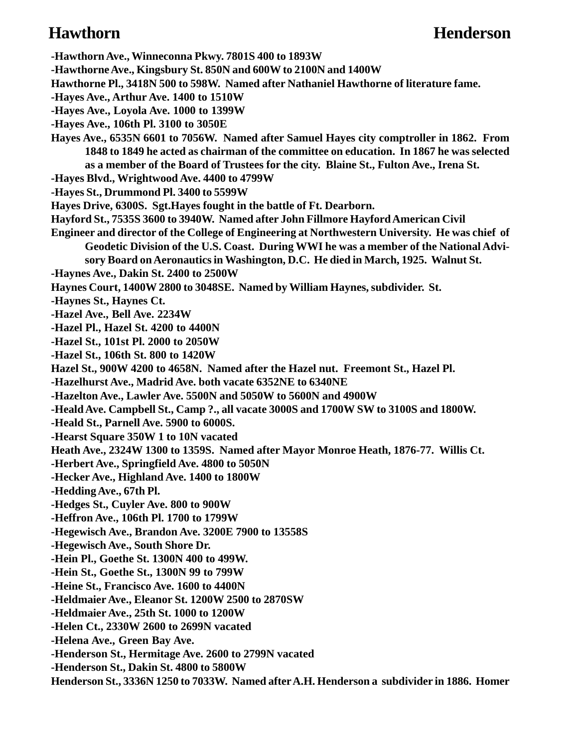-Hawthorn Ave., Winneconna Pkwy. 7801S 400 to 1893W

-Hawthorne Ave., Kingsbury St. 850N and 600W to 2100N and 1400W

Hawthorne Pl., 3418N 500 to 598W. Named after Nathaniel Hawthorne of literature fame.

-Hayes Ave., Arthur Ave. 1400 to 1510W

-Hayes Ave., Loyola Ave. 1000 to 1399W

-Hayes Ave., 106th Pl. 3100 to 3050E

Hayes Ave., 6535N 6601 to 7056W. Named after Samuel Hayes city comptroller in 1862. From 1848 to 1849 he acted as chairman of the committee on education. In 1867 he was selected as a member of the Board of Trustees for the city. Blaine St., Fulton Ave., Irena St.

-Hayes Blvd., Wrightwood Ave. 4400 to 4799W

-Hayes St., Drummond Pl. 3400 to 5599W

Hayes Drive, 6300S. Sgt.Hayes fought in the battle of Ft. Dearborn.

Hayford St., 7535S 3600 to 3940W. Named after John Fillmore Hayford American Civil Engineer and director of the College of Engineering at Northwestern University. He was chief of Geodetic Division of the U.S. Coast. During WWI he was a member of the National Advisory Board on Aeronautics in Washington, D.C. He died in March, 1925. Walnut St.

-Haynes Ave., Dakin St. 2400 to 2500W

Haynes Court, 1400W 2800 to 3048SE. Named by William Haynes, subdivider. St.

-Haynes St., Haynes Ct.

-Hazel Ave., Bell Ave. 2234W

-Hazel Pl., Hazel St. 4200 to 4400N

-Hazel St., 101st Pl. 2000 to 2050W

-Hazel St., 106th St. 800 to 1420W

Hazel St., 900W 4200 to 4658N. Named after the Hazel nut. Freemont St., Hazel Pl.

-Hazelhurst Ave., Madrid Ave. both vacate 6352NE to 6340NE

-Hazelton Ave., Lawler Ave. 5500N and 5050W to 5600N and 4900W

-Heald Ave. Campbell St., Camp ?., all vacate 3000S and 1700W SW to 3100S and 1800W.

-Heald St., Parnell Ave. 5900 to 6000S.

-Hearst Square 350W 1 to 10N vacated

Heath Ave., 2324W 1300 to 1359S. Named after Mayor Monroe Heath, 1876-77. Willis Ct.

-Herbert Ave., Springfield Ave. 4800 to 5050N

-Hecker Ave., Highland Ave. 1400 to 1800W

-Hedding Ave., 67th Pl.

-Hedges St., Cuyler Ave. 800 to 900W

-Heffron Ave., 106th Pl. 1700 to 1799W

-Hegewisch Ave., Brandon Ave. 3200E 7900 to 13558S

-Hegewisch Ave., South Shore Dr.

-Hein Pl., Goethe St. 1300N 400 to 499W.

-Hein St., Goethe St., 1300N 99 to 799W

-Heine St., Francisco Ave. 1600 to 4400N

-Heldmaier Ave., Eleanor St. 1200W 2500 to 2870SW

-Heldmaier Ave., 25th St. 1000 to 1200W

-Helen Ct., 2330W 2600 to 2699N vacated

-Helena Ave., Green Bay Ave.

-Henderson St., Hermitage Ave. 2600 to 2799N vacated

-Henderson St., Dakin St. 4800 to 5800W

Henderson St., 3336N 1250 to 7033W. Named after A.H. Henderson a subdivider in 1886. Homer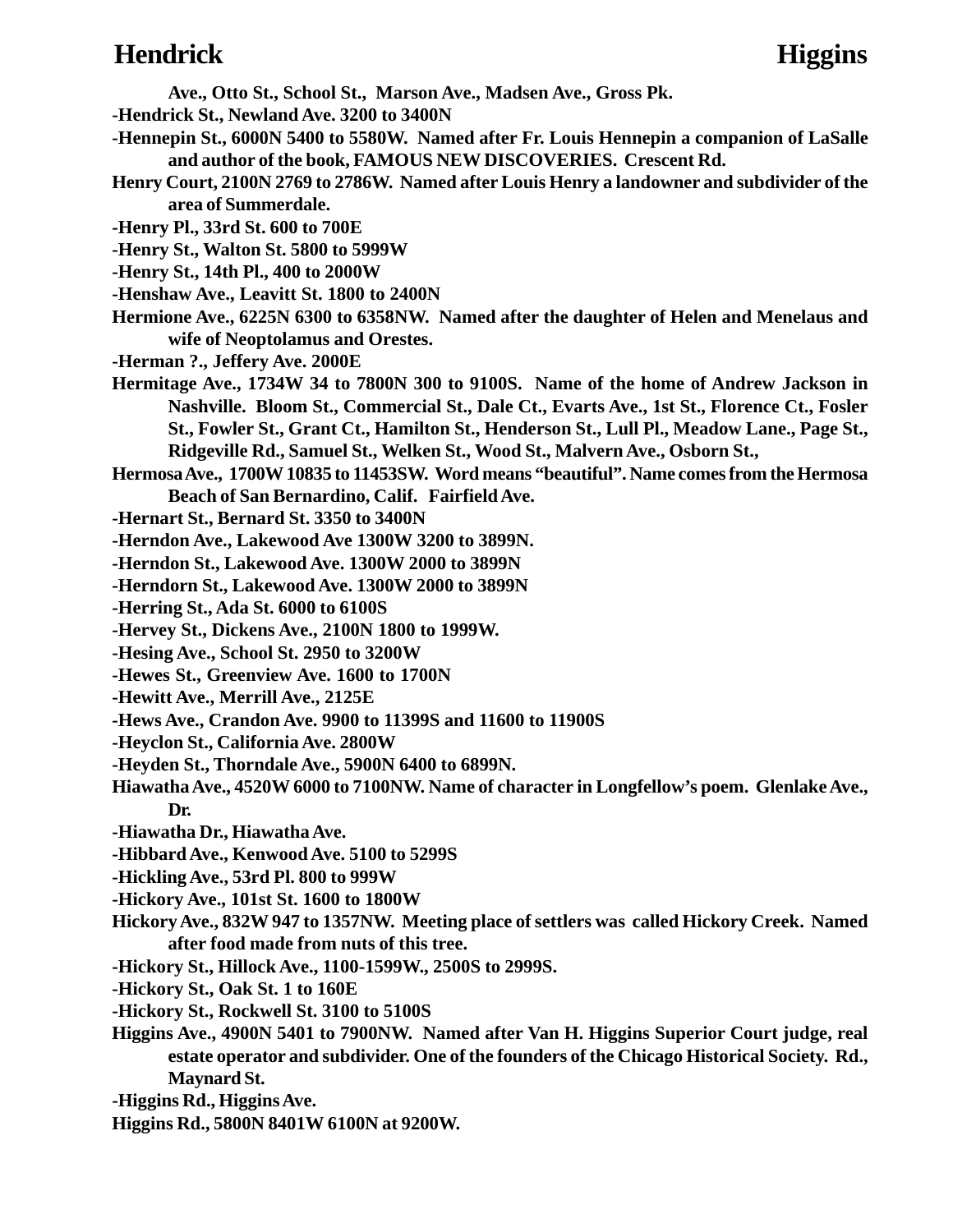Ave., Otto St., School St., Marson Ave., Madsen Ave., Gross Pk.

-Hendrick St., Newland Ave. 3200 to 3400N

-Hennepin St., 6000N 5400 to 5580W. Named after Fr. Louis Hennepin a companion of LaSalle and author of the book, FAMOUS NEW DISCOVERIES. Crescent Rd.

Henry Court, 2100N 2769 to 2786W. Named after Louis Henry a landowner and subdivider of the area of Summerdale.

-Henry Pl., 33rd St. 600 to 700E

-Henry St., Walton St. 5800 to 5999W

-Henry St., 14th Pl., 400 to 2000W

-Henshaw Ave., Leavitt St. 1800 to 2400N

Hermione Ave., 6225N 6300 to 6358NW. Named after the daughter of Helen and Menelaus and wife of Neoptolamus and Orestes.

-Herman ?., Jeffery Ave. 2000E

Hermitage Ave., 1734W 34 to 7800N 300 to 9100S. Name of the home of Andrew Jackson in Nashville. Bloom St., Commercial St., Dale Ct., Evarts Ave., 1st St., Florence Ct., Fosler St., Fowler St., Grant Ct., Hamilton St., Henderson St., Lull Pl., Meadow Lane., Page St., Ridgeville Rd., Samuel St., Welken St., Wood St., Malvern Ave., Osborn St.,

Hermosa Ave., 1700W 10835 to 11453SW. Word means "beautiful". Name comes from the Hermosa Beach of San Bernardino, Calif. Fairfield Ave.

-Hernart St., Bernard St. 3350 to 3400N

-Herndon Ave., Lakewood Ave 1300W 3200 to 3899N.

-Herndon St., Lakewood Ave. 1300W 2000 to 3899N

-Herndorn St., Lakewood Ave. 1300W 2000 to 3899N

-Herring St., Ada St. 6000 to 6100S

-Hervey St., Dickens Ave., 2100N 1800 to 1999W.

-Hesing Ave., School St. 2950 to 3200W

-Hewes St., Greenview Ave. 1600 to 1700N

-Hewitt Ave., Merrill Ave., 2125E

-Hews Ave., Crandon Ave. 9900 to 11399S and 11600 to 11900S

-Heyclon St., California Ave. 2800W

-Heyden St., Thorndale Ave., 5900N 6400 to 6899N.

Hiawatha Ave., 4520W 6000 to 7100NW. Name of character in Longfellow's poem. Glenlake Ave., Dr.

-Hiawatha Dr., Hiawatha Ave.

-Hibbard Ave., Kenwood Ave. 5100 to 5299S

-Hickling Ave., 53rd Pl. 800 to 999W

-Hickory Ave., 101st St. 1600 to 1800W

Hickory Ave., 832W 947 to 1357NW. Meeting place of settlers was called Hickory Creek. Named after food made from nuts of this tree.

-Hickory St., Hillock Ave., 1100-1599W., 2500S to 2999S.

-Hickory St., Oak St. 1 to 160E

-Hickory St., Rockwell St. 3100 to 5100S

Higgins Ave., 4900N 5401 to 7900NW. Named after Van H. Higgins Superior Court judge, real estate operator and subdivider. One of the founders of the Chicago Historical Society. Rd., Maynard St.

-Higgins Rd., Higgins Ave.

Higgins Rd., 5800N 8401W 6100N at 9200W.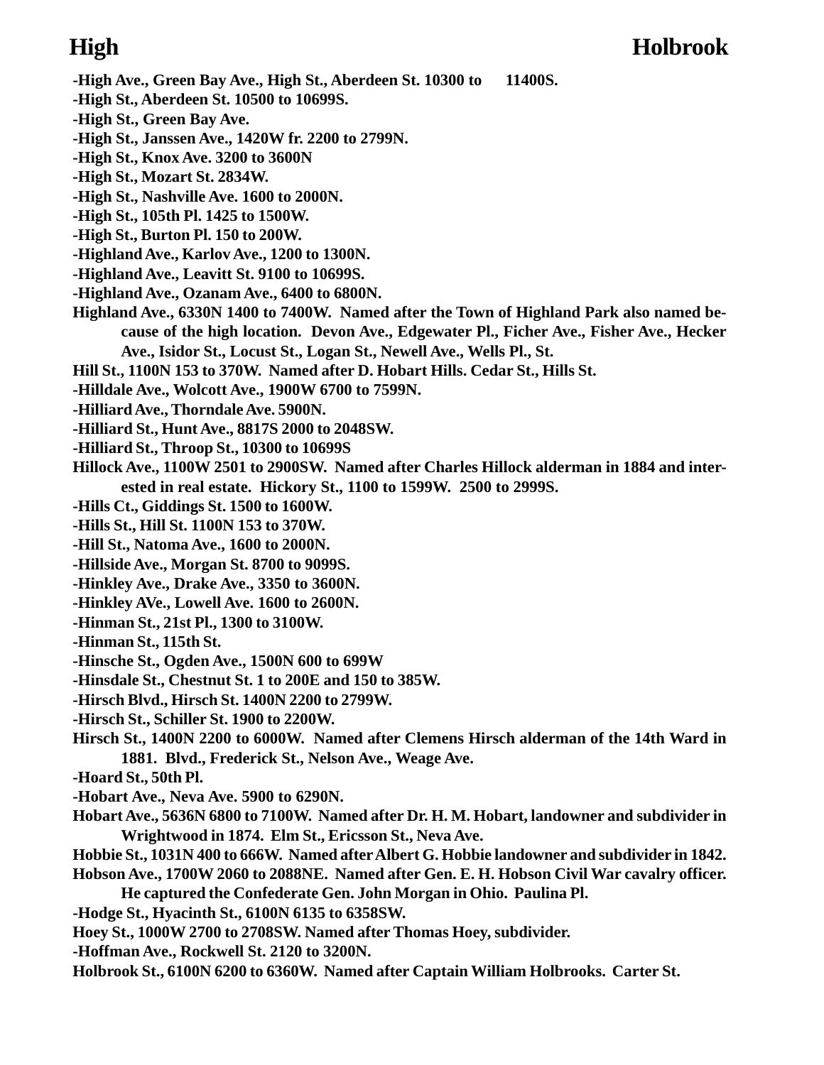-High Ave., Green Bay Ave., High St., Aberdeen St. 10300 to 11400S.

-High St., Aberdeen St. 10500 to 10699S.

-High St., Green Bay Ave.

-High St., Janssen Ave., 1420W fr. 2200 to 2799N.

-High St., Knox Ave. 3200 to 3600N

-High St., Mozart St. 2834W.

-High St., Nashville Ave. 1600 to 2000N.

-High St., 105th Pl. 1425 to 1500W.

-High St., Burton Pl. 150 to 200W.

-Highland Ave., Karlov Ave., 1200 to 1300N.

-Highland Ave., Leavitt St. 9100 to 10699S.

-Highland Ave., Ozanam Ave., 6400 to 6800N.

Highland Ave., 6330N 1400 to 7400W. Named after the Town of Highland Park also named because of the high location. Devon Ave., Edgewater Pl., Ficher Ave., Fisher Ave., Hecker Ave., Isidor St., Locust St., Logan St., Newell Ave., Wells Pl., St.

Hill St., 1100N 153 to 370W. Named after D. Hobart Hills. Cedar St., Hills St.

-Hilldale Ave., Wolcott Ave., 1900W 6700 to 7599N.

-Hilliard Ave., Thorndale Ave. 5900N.

-Hilliard St., Hunt Ave., 8817S 2000 to 2048SW.

-Hilliard St., Throop St., 10300 to 10699S

Hillock Ave., 1100W 2501 to 2900SW. Named after Charles Hillock alderman in 1884 and interested in real estate. Hickory St., 1100 to 1599W. 2500 to 2999S.

-Hills Ct., Giddings St. 1500 to 1600W.

-Hills St., Hill St. 1100N 153 to 370W.

-Hill St., Natoma Ave., 1600 to 2000N.

-Hillside Ave., Morgan St. 8700 to 9099S.

-Hinkley Ave., Drake Ave., 3350 to 3600N.

-Hinkley AVe., Lowell Ave. 1600 to 2600N.

-Hinman St., 21st Pl., 1300 to 3100W.

-Hinman St., 115th St.

-Hinsche St., Ogden Ave., 1500N 600 to 699W

-Hinsdale St., Chestnut St. 1 to 200E and 150 to 385W.

-Hirsch Blvd., Hirsch St. 1400N 2200 to 2799W.

-Hirsch St., Schiller St. 1900 to 2200W.

Hirsch St., 1400N 2200 to 6000W. Named after Clemens Hirsch alderman of the 14th Ward in 1881. Blvd., Frederick St., Nelson Ave., Weage Ave.

-Hoard St., 50th Pl.

-Hobart Ave., Neva Ave. 5900 to 6290N.

Hobart Ave., 5636N 6800 to 7100W. Named after Dr. H. M. Hobart, landowner and subdivider in Wrightwood in 1874. Elm St., Ericsson St., Neva Ave.

Hobbie St., 1031N 400 to 666W. Named after Albert G. Hobbie landowner and subdivider in 1842.

Hobson Ave., 1700W 2060 to 2088NE. Named after Gen. E. H. Hobson Civil War cavalry officer. He captured the Confederate Gen. John Morgan in Ohio. Paulina Pl.

-Hodge St., Hyacinth St., 6100N 6135 to 6358SW.

Hoey St., 1000W 2700 to 2708SW. Named after Thomas Hoey, subdivider.

-Hoffman Ave., Rockwell St. 2120 to 3200N.

Holbrook St., 6100N 6200 to 6360W. Named after Captain William Holbrooks. Carter St.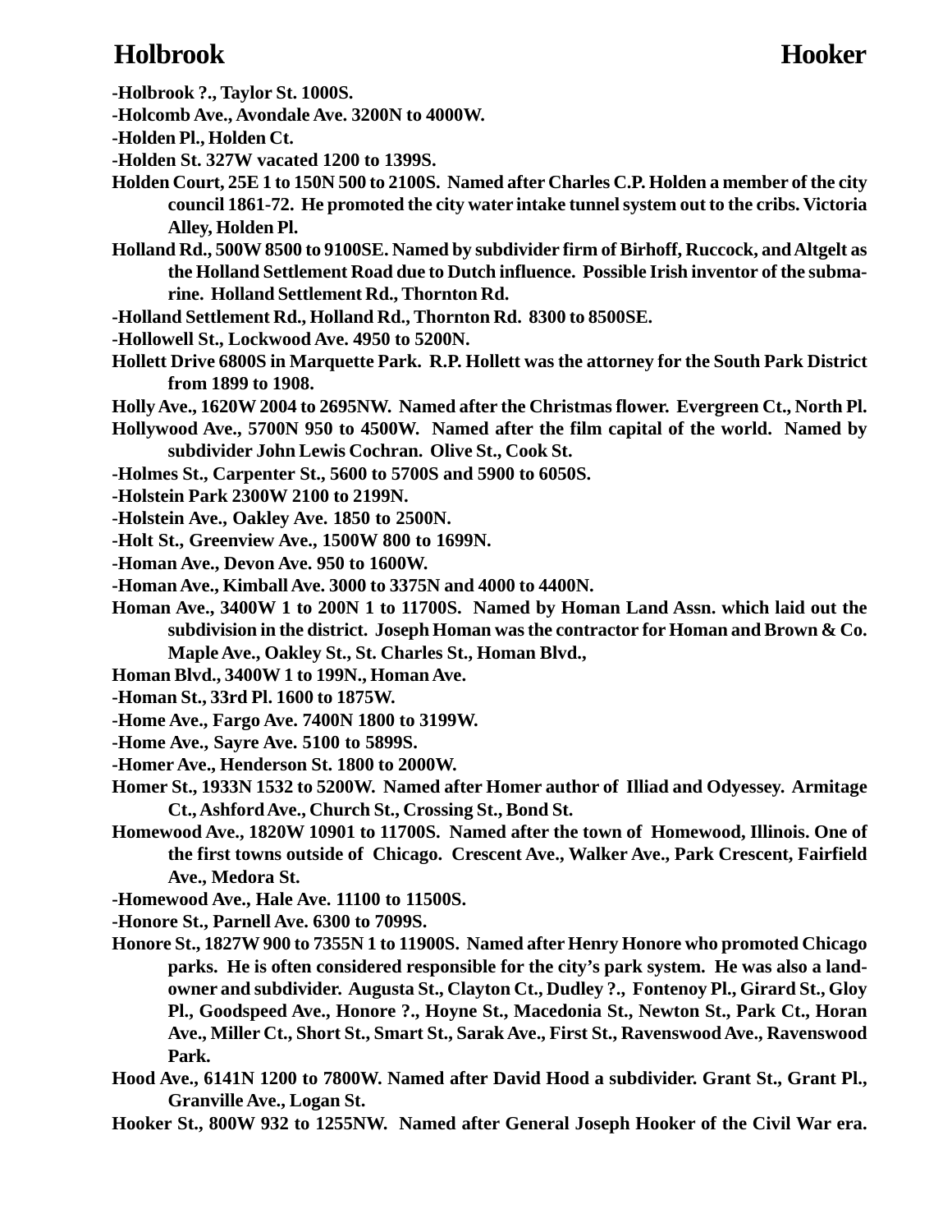**-Holbrook ?., Taylor St. 1000S.**

**-Holcomb Ave., Avondale Ave. 3200N to 4000W.**

**-Holden Pl., Holden Ct.**

**-Holden St. 327W vacated 1200 to 1399S.**

**Holden Court, 25E 1 to 150N 500 to 2100S. Named after Charles C.P. Holden a member of the city council 1861-72. He promoted the city water intake tunnel system out to the cribs. Victoria Alley, Holden Pl.**

**Holland Rd., 500W 8500 to 9100SE. Named by subdivider firm of Birhoff, Ruccock, and Altgelt as the Holland Settlement Road due to Dutch influence. Possible Irish inventor of the submarine. Holland Settlement Rd., Thornton Rd.**

**-Holland Settlement Rd., Holland Rd., Thornton Rd. 8300 to 8500SE.**

**-Hollowell St., Lockwood Ave. 4950 to 5200N.**

**Hollett Drive 6800S in Marquette Park. R.P. Hollett was the attorney for the South Park District from 1899 to 1908.**

**Holly Ave., 1620W 2004 to 2695NW. Named after the Christmas flower. Evergreen Ct., North Pl.**

**Hollywood Ave., 5700N 950 to 4500W. Named after the film capital of the world. Named by subdivider John Lewis Cochran. Olive St., Cook St.**

**-Holmes St., Carpenter St., 5600 to 5700S and 5900 to 6050S.**

**-Holstein Park 2300W 2100 to 2199N.**

**-Holstein Ave., Oakley Ave. 1850 to 2500N.**

**-Holt St., Greenview Ave., 1500W 800 to 1699N.**

**-Homan Ave., Devon Ave. 950 to 1600W.**

**-Homan Ave., Kimball Ave. 3000 to 3375N and 4000 to 4400N.**

**Homan Ave., 3400W 1 to 200N 1 to 11700S. Named by Homan Land Assn. which laid out the subdivision in the district. Joseph Homan was the contractor for Homan and Brown & Co. Maple Ave., Oakley St., St. Charles St., Homan Blvd.,**

**Homan Blvd., 3400W 1 to 199N., Homan Ave.**

**-Homan St., 33rd Pl. 1600 to 1875W.**

**-Home Ave., Fargo Ave. 7400N 1800 to 3199W.**

**-Home Ave., Sayre Ave. 5100 to 5899S.**

**-Homer Ave., Henderson St. 1800 to 2000W.**

**Homer St., 1933N 1532 to 5200W. Named after Homer author of Illiad and Odyessey. Armitage Ct., Ashford Ave., Church St., Crossing St., Bond St.**

**Homewood Ave., 1820W 10901 to 11700S. Named after the town of Homewood, Illinois. One of the first towns outside of Chicago. Crescent Ave., Walker Ave., Park Crescent, Fairfield Ave., Medora St.**

**-Homewood Ave., Hale Ave. 11100 to 11500S.**

**-Honore St., Parnell Ave. 6300 to 7099S.**

**Honore St., 1827W 900 to 7355N 1 to 11900S. Named after Henry Honore who promoted Chicago parks. He is often considered responsible for the city's park system. He was also a landowner and subdivider. Augusta St., Clayton Ct., Dudley ?., Fontenoy Pl., Girard St., Gloy Pl., Goodspeed Ave., Honore ?., Hoyne St., Macedonia St., Newton St., Park Ct., Horan Ave., Miller Ct., Short St., Smart St., Sarak Ave., First St., Ravenswood Ave., Ravenswood Park.**

**Hood Ave., 6141N 1200 to 7800W. Named after David Hood a subdivider. Grant St., Grant Pl., Granville Ave., Logan St.**

**Hooker St., 800W 932 to 1255NW. Named after General Joseph Hooker of the Civil War era.**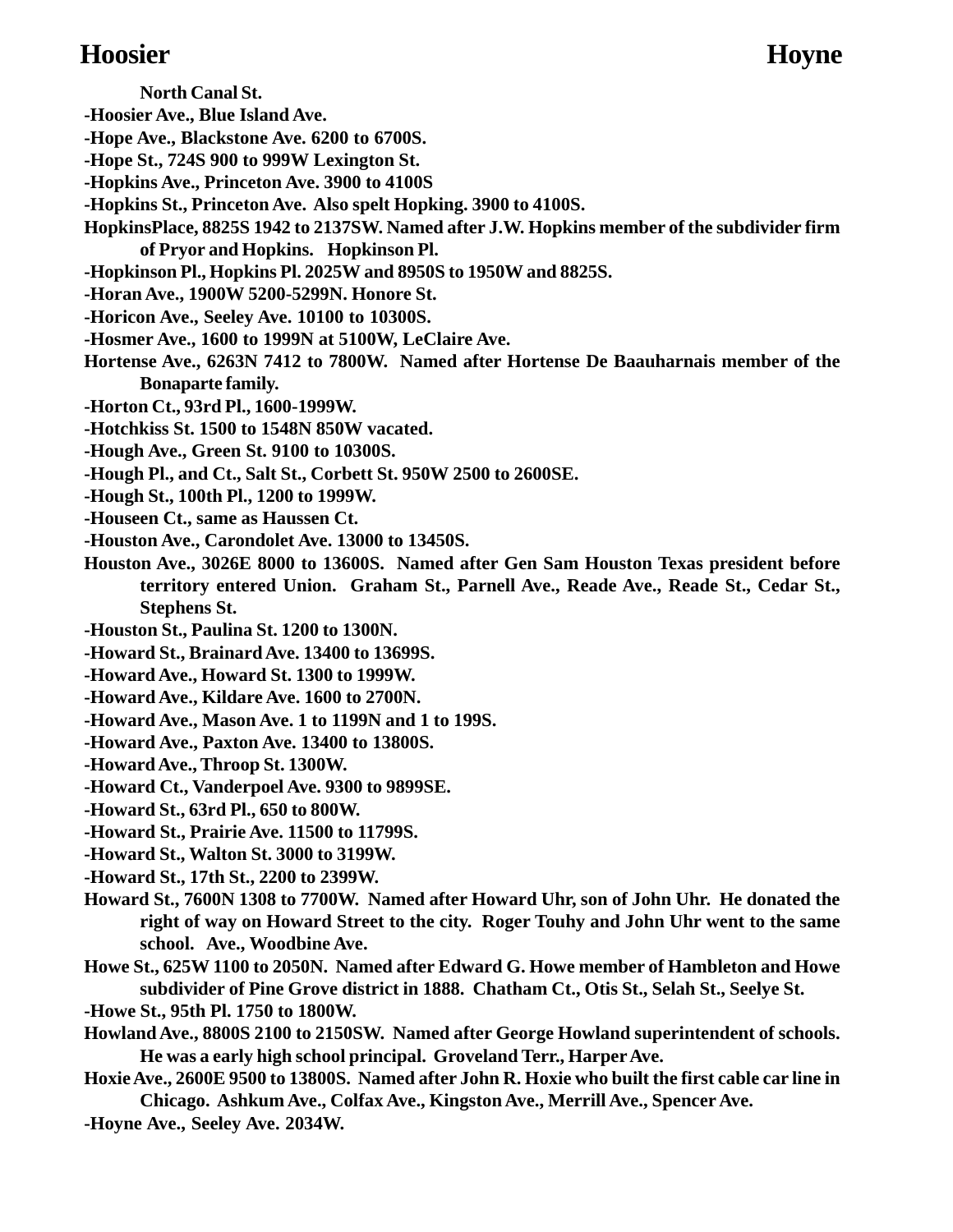North Canal St.

-Hoosier Ave., Blue Island Ave.

-Hope Ave., Blackstone Ave. 6200 to 6700S.

-Hope St., 724S 900 to 999W Lexington St.

-Hopkins Ave., Princeton Ave. 3900 to 4100S

-Hopkins St., Princeton Ave. Also spelt Hopking. 3900 to 4100S.

HopkinsPlace, 8825S 1942 to 2137SW. Named after J.W. Hopkins member of the subdivider firm of Pryor and Hopkins. Hopkinson Pl.

-Hopkinson Pl., Hopkins Pl. 2025W and 8950S to 1950W and 8825S.

-Horan Ave., 1900W 5200-5299N. Honore St.

-Horicon Ave., Seeley Ave. 10100 to 10300S.

-Hosmer Ave., 1600 to 1999N at 5100W, LeClaire Ave.

Hortense Ave., 6263N 7412 to 7800W. Named after Hortense De Baauharnais member of the Bonaparte family.

-Horton Ct., 93rd Pl., 1600-1999W.

-Hotchkiss St. 1500 to 1548N 850W vacated.

-Hough Ave., Green St. 9100 to 10300S.

-Hough Pl., and Ct., Salt St., Corbett St. 950W 2500 to 2600SE.

-Hough St., 100th Pl., 1200 to 1999W.

-Houseen Ct., same as Haussen Ct.

-Houston Ave., Carondolet Ave. 13000 to 13450S.

Houston Ave., 3026E 8000 to 13600S. Named after Gen Sam Houston Texas president before territory entered Union. Graham St., Parnell Ave., Reade Ave., Reade St., Cedar St., Stephens St.

-Houston St., Paulina St. 1200 to 1300N.

-Howard St., Brainard Ave. 13400 to 13699S.

-Howard Ave., Howard St. 1300 to 1999W.

-Howard Ave., Kildare Ave. 1600 to 2700N.

-Howard Ave., Mason Ave. 1 to 1199N and 1 to 199S.

-Howard Ave., Paxton Ave. 13400 to 13800S.

-Howard Ave., Throop St. 1300W.

-Howard Ct., Vanderpoel Ave. 9300 to 9899SE.

-Howard St., 63rd Pl., 650 to 800W.

-Howard St., Prairie Ave. 11500 to 11799S.

-Howard St., Walton St. 3000 to 3199W.

-Howard St., 17th St., 2200 to 2399W.

Howard St., 7600N 1308 to 7700W. Named after Howard Uhr, son of John Uhr. He donated the right of way on Howard Street to the city. Roger Touhy and John Uhr went to the same school. Ave., Woodbine Ave.

Howe St., 625W 1100 to 2050N. Named after Edward G. Howe member of Hambleton and Howe subdivider of Pine Grove district in 1888. Chatham Ct., Otis St., Selah St., Seelye St.

-Howe St., 95th Pl. 1750 to 1800W.

Howland Ave., 8800S 2100 to 2150SW. Named after George Howland superintendent of schools. He was a early high school principal. Groveland Terr., Harper Ave.

Hoxie Ave., 2600E 9500 to 13800S. Named after John R. Hoxie who built the first cable car line in Chicago. Ashkum Ave., Colfax Ave., Kingston Ave., Merrill Ave., Spencer Ave.

-Hoyne Ave., Seeley Ave. 2034W.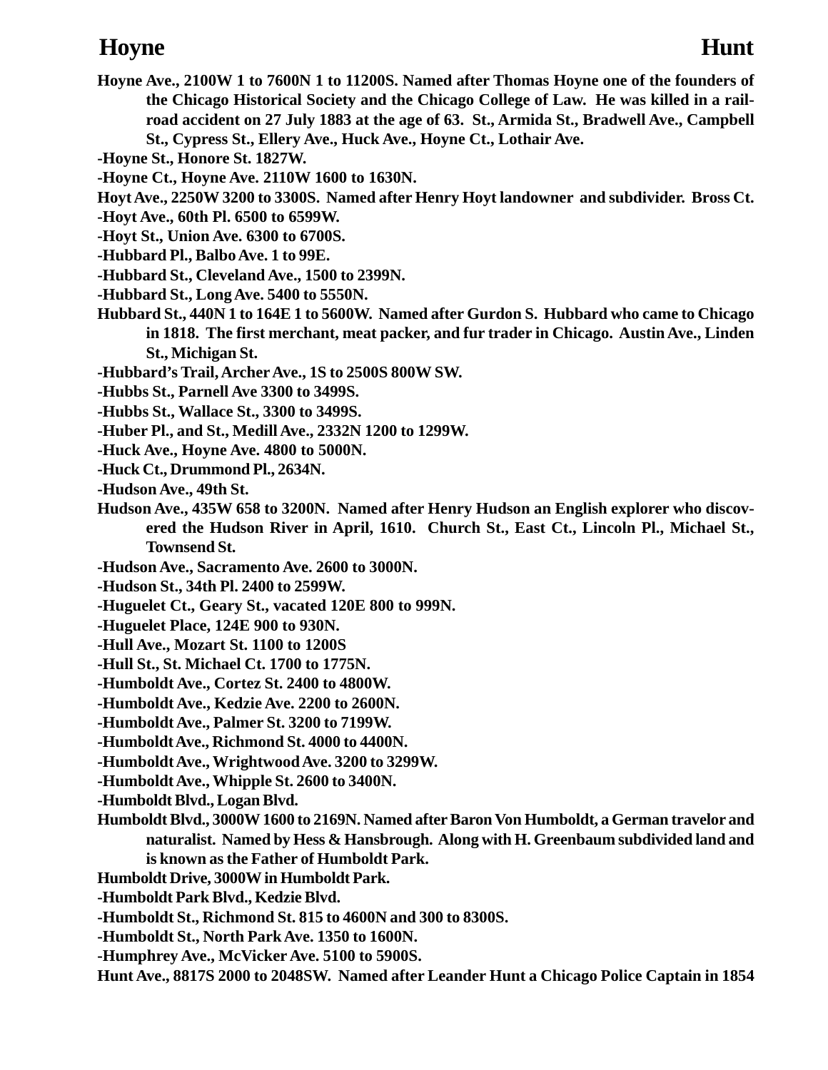**Hoyne Ave., 2100W 1 to 7600N 1 to 11200S. Named after Thomas Hoyne one of the founders of the Chicago Historical Society and the Chicago College of Law. He was killed in a railroad accident on 27 July 1883 at the age of 63. St., Armida St., Bradwell Ave., Campbell St., Cypress St., Ellery Ave., Huck Ave., Hoyne Ct., Lothair Ave.**

**-Hoyne St., Honore St. 1827W.**

**-Hoyne Ct., Hoyne Ave. 2110W 1600 to 1630N.**

**Hoyt Ave., 2250W 3200 to 3300S. Named after Henry Hoyt landowner and subdivider. Bross Ct.**

**-Hoyt Ave., 60th Pl. 6500 to 6599W.**

**-Hoyt St., Union Ave. 6300 to 6700S.**

**-Hubbard Pl., Balbo Ave. 1 to 99E.**

**-Hubbard St., Cleveland Ave., 1500 to 2399N.**

**-Hubbard St., Long Ave. 5400 to 5550N.**

**Hubbard St., 440N 1 to 164E 1 to 5600W. Named after Gurdon S. Hubbard who came to Chicago in 1818. The first merchant, meat packer, and fur trader in Chicago. Austin Ave., Linden St., Michigan St.**

**-Hubbard's Trail, Archer Ave., 1S to 2500S 800W SW.**

**-Hubbs St., Parnell Ave 3300 to 3499S.**

**-Hubbs St., Wallace St., 3300 to 3499S.**

**-Huber Pl., and St., Medill Ave., 2332N 1200 to 1299W.**

**-Huck Ave., Hoyne Ave. 4800 to 5000N.**

**-Huck Ct., Drummond Pl., 2634N.**

**-Hudson Ave., 49th St.**

**Hudson Ave., 435W 658 to 3200N. Named after Henry Hudson an English explorer who discovered the Hudson River in April, 1610. Church St., East Ct., Lincoln Pl., Michael St., Townsend St.**

**-Hudson Ave., Sacramento Ave. 2600 to 3000N.**

**-Hudson St., 34th Pl. 2400 to 2599W.**

**-Huguelet Ct., Geary St., vacated 120E 800 to 999N.**

**-Huguelet Place, 124E 900 to 930N.**

**-Hull Ave., Mozart St. 1100 to 1200S**

**-Hull St., St. Michael Ct. 1700 to 1775N.**

**-Humboldt Ave., Cortez St. 2400 to 4800W.**

**-Humboldt Ave., Kedzie Ave. 2200 to 2600N.**

**-Humboldt Ave., Palmer St. 3200 to 7199W.**

**-Humboldt Ave., Richmond St. 4000 to 4400N.**

**-Humboldt Ave., Wrightwood Ave. 3200 to 3299W.**

**-Humboldt Ave., Whipple St. 2600 to 3400N.**

**-Humboldt Blvd., Logan Blvd.**

**Humboldt Blvd., 3000W 1600 to 2169N. Named after Baron Von Humboldt, a German travelor and naturalist. Named by Hess & Hansbrough. Along with H. Greenbaum subdivided land and is known as the Father of Humboldt Park.**

**Humboldt Drive, 3000W in Humboldt Park.**

**-Humboldt Park Blvd., Kedzie Blvd.**

**-Humboldt St., Richmond St. 815 to 4600N and 300 to 8300S.**

**-Humboldt St., North Park Ave. 1350 to 1600N.**

**-Humphrey Ave., McVicker Ave. 5100 to 5900S.**

**Hunt Ave., 8817S 2000 to 2048SW. Named after Leander Hunt a Chicago Police Captain in 1854**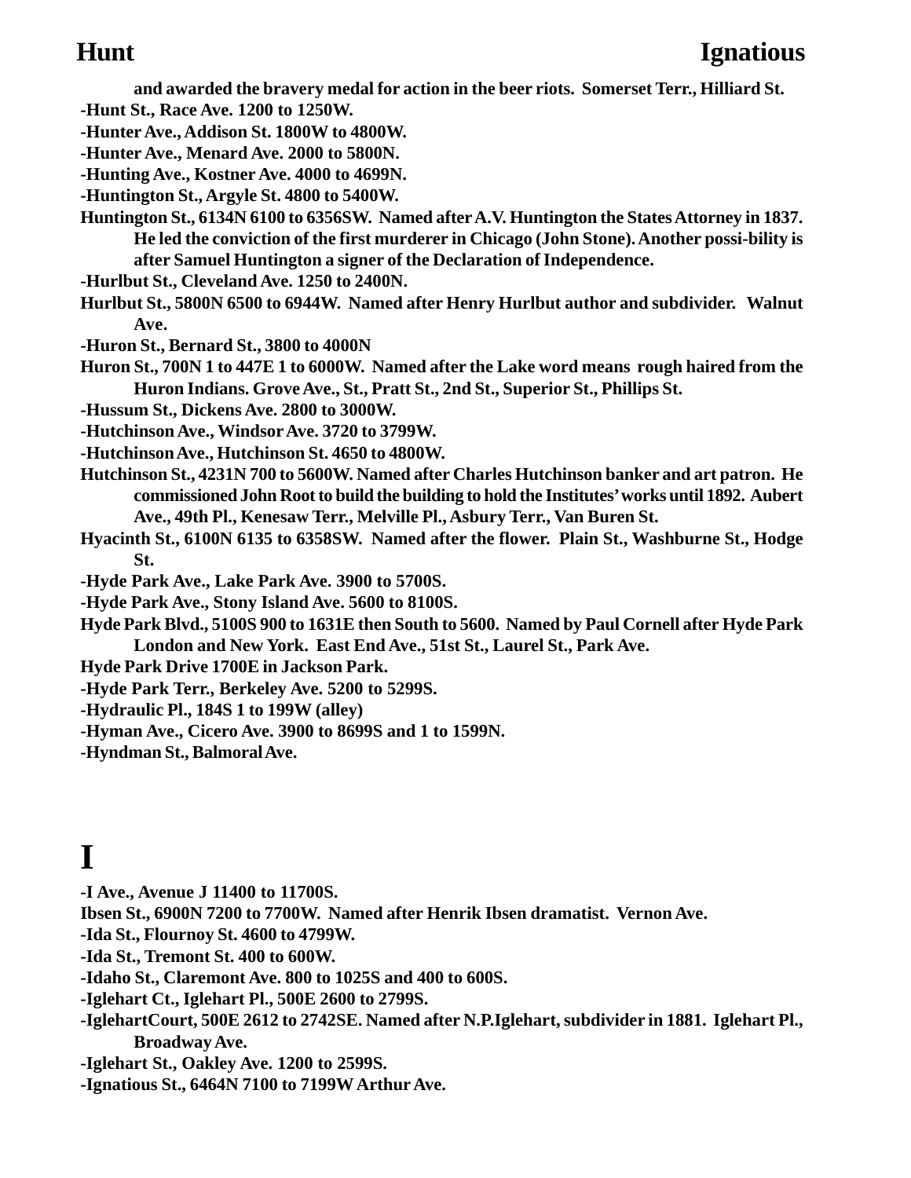and awarded the bravery medal for action in the beer riots. Somerset Terr., Hilliard St.

-Hunt St., Race Ave. 1200 to 1250W.

-Hunter Ave., Addison St. 1800W to 4800W.

-Hunter Ave., Menard Ave. 2000 to 5800N.

-Hunting Ave., Kostner Ave. 4000 to 4699N.

-Huntington St., Argyle St. 4800 to 5400W.

Huntington St., 6134N 6100 to 6356SW. Named after A.V. Huntington the States Attorney in 1837. He led the conviction of the first murderer in Chicago (John Stone). Another possi-bility is after Samuel Huntington a signer of the Declaration of Independence.

-Hurlbut St., Cleveland Ave. 1250 to 2400N.

Hurlbut St., 5800N 6500 to 6944W. Named after Henry Hurlbut author and subdivider. Walnut Ave.

-Huron St., Bernard St., 3800 to 4000N

Huron St., 700N 1 to 447E 1 to 6000W. Named after the Lake word means rough haired from the Huron Indians. Grove Ave., St., Pratt St., 2nd St., Superior St., Phillips St.

-Hussum St., Dickens Ave. 2800 to 3000W.

-Hutchinson Ave., Windsor Ave. 3720 to 3799W.

-Hutchinson Ave., Hutchinson St. 4650 to 4800W.

Hutchinson St., 4231N 700 to 5600W. Named after Charles Hutchinson banker and art patron. He commissioned John Root to build the building to hold the Institutes' works until 1892. Aubert Ave., 49th Pl., Kenesaw Terr., Melville Pl., Asbury Terr., Van Buren St.

Hyacinth St., 6100N 6135 to 6358SW. Named after the flower. Plain St., Washburne St., Hodge St.

-Hyde Park Ave., Lake Park Ave. 3900 to 5700S.

-Hyde Park Ave., Stony Island Ave. 5600 to 8100S.

Hyde Park Blvd., 5100S 900 to 1631E then South to 5600. Named by Paul Cornell after Hyde Park London and New York. East End Ave., 51st St., Laurel St., Park Ave.

Hyde Park Drive 1700E in Jackson Park.

-Hyde Park Terr., Berkeley Ave. 5200 to 5299S.

-Hydraulic Pl., 184S 1 to 199W (alley)

-Hyman Ave., Cicero Ave. 3900 to 8699S and 1 to 1599N.

-Hyndman St., Balmoral Ave.

# I

-I Ave., Avenue J 11400 to 11700S.

Ibsen St., 6900N 7200 to 7700W. Named after Henrik Ibsen dramatist. Vernon Ave.

-Ida St., Flournoy St. 4600 to 4799W.

-Ida St., Tremont St. 400 to 600W.

-Idaho St., Claremont Ave. 800 to 1025S and 400 to 600S.

-Iglehart Ct., Iglehart Pl., 500E 2600 to 2799S.

-IglehartCourt, 500E 2612 to 2742SE. Named after N.P.Iglehart, subdivider in 1881. Iglehart Pl., Broadway Ave.

-Iglehart St., Oakley Ave. 1200 to 2599S.

-Ignatious St., 6464N 7100 to 7199W Arthur Ave.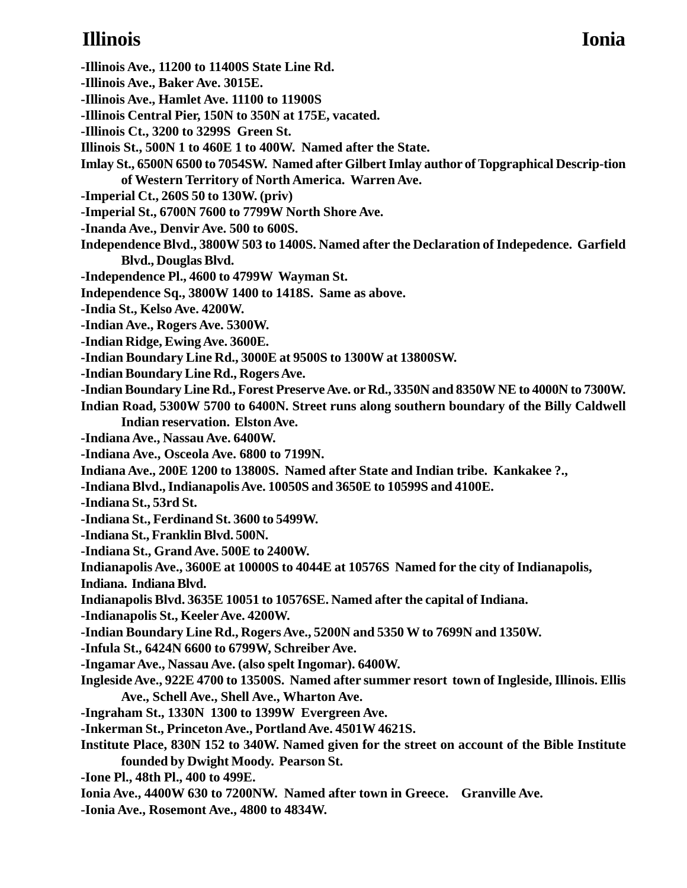**-Illinois Ave., 11200 to 11400S State Line Rd.**

**-Illinois Ave., Baker Ave. 3015E.**

**-Illinois Ave., Hamlet Ave. 11100 to 11900S**

**-Illinois Central Pier, 150N to 350N at 175E, vacated.**

**-Illinois Ct., 3200 to 3299S Green St.**

**Illinois St., 500N 1 to 460E 1 to 400W. Named after the State.**

**Imlay St., 6500N 6500 to 7054SW. Named after Gilbert Imlay author of Topgraphical Descrip-tion of Western Territory of North America. Warren Ave.**

**-Imperial Ct., 260S 50 to 130W. (priv)**

**-Imperial St., 6700N 7600 to 7799W North Shore Ave.**

**-Inanda Ave., Denvir Ave. 500 to 600S.**

**Independence Blvd., 3800W 503 to 1400S. Named after the Declaration of Indepedence. Garfield Blvd., Douglas Blvd.**

**-Independence Pl., 4600 to 4799W Wayman St.**

**Independence Sq., 3800W 1400 to 1418S. Same as above.**

**-India St., Kelso Ave. 4200W.**

**-Indian Ave., Rogers Ave. 5300W.**

**-Indian Ridge, Ewing Ave. 3600E.**

**-Indian Boundary Line Rd., 3000E at 9500S to 1300W at 13800SW.**

**-Indian Boundary Line Rd., Rogers Ave.**

**-Indian Boundary Line Rd., Forest Preserve Ave. or Rd., 3350N and 8350W NE to 4000N to 7300W.**

**Indian Road, 5300W 5700 to 6400N. Street runs along southern boundary of the Billy Caldwell Indian reservation. Elston Ave.**

**-Indiana Ave., Nassau Ave. 6400W.**

**-Indiana Ave., Osceola Ave. 6800 to 7199N.**

**Indiana Ave., 200E 1200 to 13800S. Named after State and Indian tribe. Kankakee ?.,**

**-Indiana Blvd., Indianapolis Ave. 10050S and 3650E to 10599S and 4100E.**

**-Indiana St., 53rd St.**

**-Indiana St., Ferdinand St. 3600 to 5499W.**

**-Indiana St., Franklin Blvd. 500N.**

**-Indiana St., Grand Ave. 500E to 2400W.**

**Indianapolis Ave., 3600E at 10000S to 4044E at 10576S Named for the city of Indianapolis, Indiana. Indiana Blvd.**

**Indianapolis Blvd. 3635E 10051 to 10576SE. Named after the capital of Indiana.**

**-Indianapolis St., Keeler Ave. 4200W.**

**-Indian Boundary Line Rd., Rogers Ave., 5200N and 5350 W to 7699N and 1350W.**

**-Infula St., 6424N 6600 to 6799W, Schreiber Ave.**

**-Ingamar Ave., Nassau Ave. (also spelt Ingomar). 6400W.**

**Ingleside Ave., 922E 4700 to 13500S. Named after summer resort town of Ingleside, Illinois. Ellis Ave., Schell Ave., Shell Ave., Wharton Ave.**

**-Ingraham St., 1330N 1300 to 1399W Evergreen Ave.**

**-Inkerman St., Princeton Ave., Portland Ave. 4501W 4621S.**

**Institute Place, 830N 152 to 340W. Named given for the street on account of the Bible Institute founded by Dwight Moody. Pearson St.**

**-Ione Pl., 48th Pl., 400 to 499E.**

**Ionia Ave., 4400W 630 to 7200NW. Named after town in Greece. Granville Ave.**

**-Ionia Ave., Rosemont Ave., 4800 to 4834W.**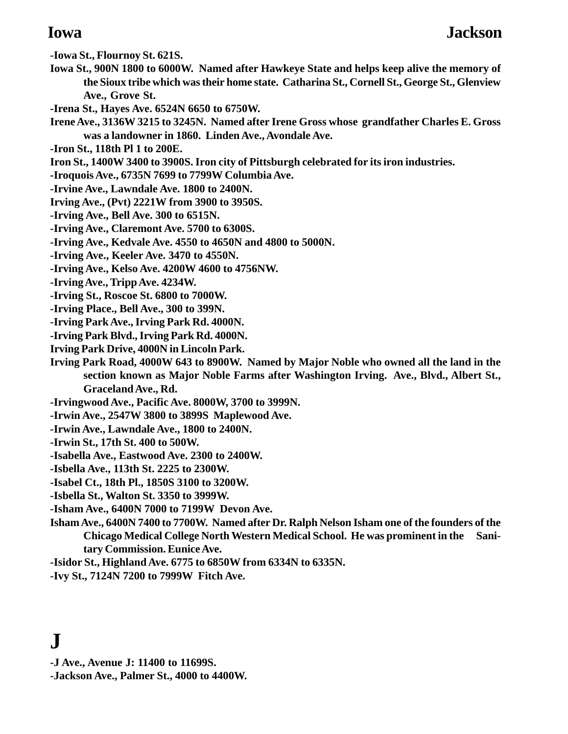-Iowa St., Flournoy St. 621S.

Iowa St., 900N 1800 to 6000W. Named after Hawkeye State and helps keep alive the memory of the Sioux tribe which was their home state. Catharina St., Cornell St., George St., Glenview Ave., Grove St.

-Irena St., Hayes Ave. 6524N 6650 to 6750W.

Irene Ave., 3136W 3215 to 3245N. Named after Irene Gross whose grandfather Charles E. Gross was a landowner in 1860. Linden Ave., Avondale Ave.

-Iron St., 118th Pl 1 to 200E.

Iron St., 1400W 3400 to 3900S. Iron city of Pittsburgh celebrated for its iron industries.

-Iroquois Ave., 6735N 7699 to 7799W Columbia Ave.

-Irvine Ave., Lawndale Ave. 1800 to 2400N.

Irving Ave., (Pvt) 2221W from 3900 to 3950S.

-Irving Ave., Bell Ave. 300 to 6515N.

-Irving Ave., Claremont Ave. 5700 to 6300S.

-Irving Ave., Kedvale Ave. 4550 to 4650N and 4800 to 5000N.

-Irving Ave., Keeler Ave. 3470 to 4550N.

-Irving Ave., Kelso Ave. 4200W 4600 to 4756NW.

-Irving Ave., Tripp Ave. 4234W.

-Irving St., Roscoe St. 6800 to 7000W.

-Irving Place., Bell Ave., 300 to 399N.

-Irving Park Ave., Irving Park Rd. 4000N.

-Irving Park Blvd., Irving Park Rd. 4000N.

Irving Park Drive, 4000N in Lincoln Park.

Irving Park Road, 4000W 643 to 8900W. Named by Major Noble who owned all the land in the section known as Major Noble Farms after Washington Irving. Ave., Blvd., Albert St., Graceland Ave., Rd.

-Irvingwood Ave., Pacific Ave. 8000W, 3700 to 3999N.

-Irwin Ave., 2547W 3800 to 3899S Maplewood Ave.

-Irwin Ave., Lawndale Ave., 1800 to 2400N.

-Irwin St., 17th St. 400 to 500W.

-Isabella Ave., Eastwood Ave. 2300 to 2400W.

-Isbella Ave., 113th St. 2225 to 2300W.

-Isabel Ct., 18th Pl., 1850S 3100 to 3200W.

-Isbella St., Walton St. 3350 to 3999W.

-Isham Ave., 6400N 7000 to 7199W Devon Ave.

Isham Ave., 6400N 7400 to 7700W. Named after Dr. Ralph Nelson Isham one of the founders of the Chicago Medical College North Western Medical School. He was prominent in the Sanitary Commission. Eunice Ave.

-Isidor St., Highland Ave. 6775 to 6850W from 6334N to 6335N.

-Ivy St., 7124N 7200 to 7999W Fitch Ave.

# J

-J Ave., Avenue J: 11400 to 11699S.

-Jackson Ave., Palmer St., 4000 to 4400W.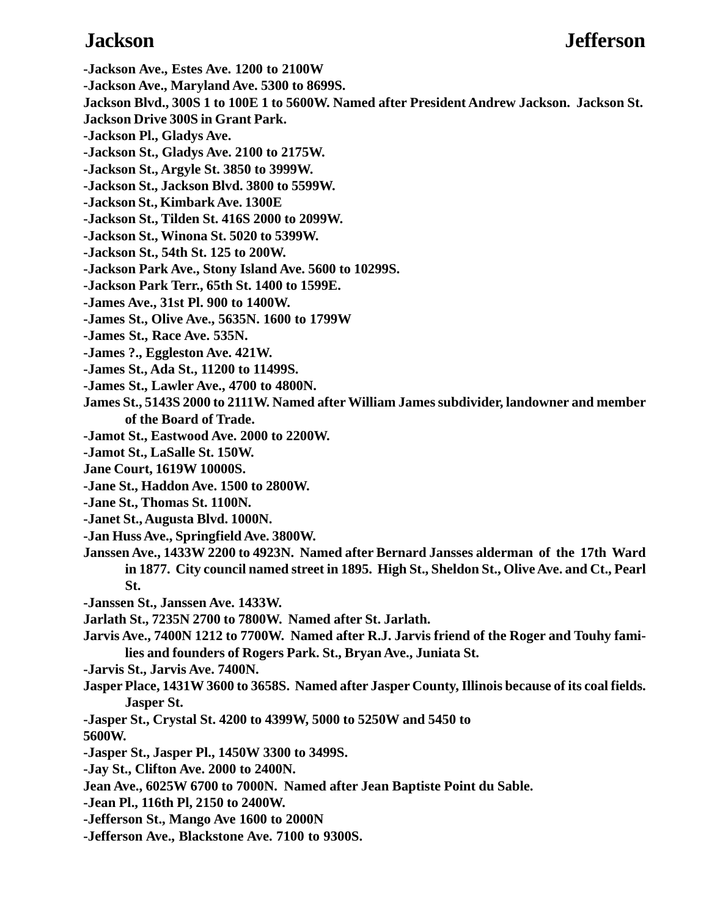**-Jackson Ave., Estes Ave. 1200 to 2100W**

**-Jackson Ave., Maryland Ave. 5300 to 8699S.**

**Jackson Blvd., 300S 1 to 100E 1 to 5600W. Named after President Andrew Jackson. Jackson St. Jackson Drive 300S in Grant Park.**

**-Jackson Pl., Gladys Ave.**

**-Jackson St., Gladys Ave. 2100 to 2175W.**

**-Jackson St., Argyle St. 3850 to 3999W.**

**-Jackson St., Jackson Blvd. 3800 to 5599W.**

**-Jackson St., Kimbark Ave. 1300E**

**-Jackson St., Tilden St. 416S 2000 to 2099W.**

**-Jackson St., Winona St. 5020 to 5399W.**

**-Jackson St., 54th St. 125 to 200W.**

**-Jackson Park Ave., Stony Island Ave. 5600 to 10299S.**

**-Jackson Park Terr., 65th St. 1400 to 1599E.**

**-James Ave., 31st Pl. 900 to 1400W.**

**-James St., Olive Ave., 5635N. 1600 to 1799W**

**-James St., Race Ave. 535N.**

**-James ?., Eggleston Ave. 421W.**

**-James St., Ada St., 11200 to 11499S.**

**-James St., Lawler Ave., 4700 to 4800N.**

**James St., 5143S 2000 to 2111W. Named after William James subdivider, landowner and member of the Board of Trade.**

**-Jamot St., Eastwood Ave. 2000 to 2200W.**

**-Jamot St., LaSalle St. 150W.**

**Jane Court, 1619W 10000S.**

**-Jane St., Haddon Ave. 1500 to 2800W.**

**-Jane St., Thomas St. 1100N.**

**-Janet St., Augusta Blvd. 1000N.**

**-Jan Huss Ave., Springfield Ave. 3800W.**

**Janssen Ave., 1433W 2200 to 4923N. Named after Bernard Jansses alderman of the 17th Ward in 1877. City council named street in 1895. High St., Sheldon St., Olive Ave. and Ct., Pearl St.**

**-Janssen St., Janssen Ave. 1433W.**

**Jarlath St., 7235N 2700 to 7800W. Named after St. Jarlath.**

**Jarvis Ave., 7400N 1212 to 7700W. Named after R.J. Jarvis friend of the Roger and Touhy families and founders of Rogers Park. St., Bryan Ave., Juniata St.**

**-Jarvis St., Jarvis Ave. 7400N.**

**Jasper Place, 1431W 3600 to 3658S. Named after Jasper County, Illinois because of its coal fields. Jasper St.**

**-Jasper St., Crystal St. 4200 to 4399W, 5000 to 5250W and 5450 to 5600W.**

**-Jasper St., Jasper Pl., 1450W 3300 to 3499S.**

**-Jay St., Clifton Ave. 2000 to 2400N.**

**Jean Ave., 6025W 6700 to 7000N. Named after Jean Baptiste Point du Sable.**

**-Jean Pl., 116th Pl, 2150 to 2400W.**

**-Jefferson St., Mango Ave 1600 to 2000N**

**-Jefferson Ave., Blackstone Ave. 7100 to 9300S.**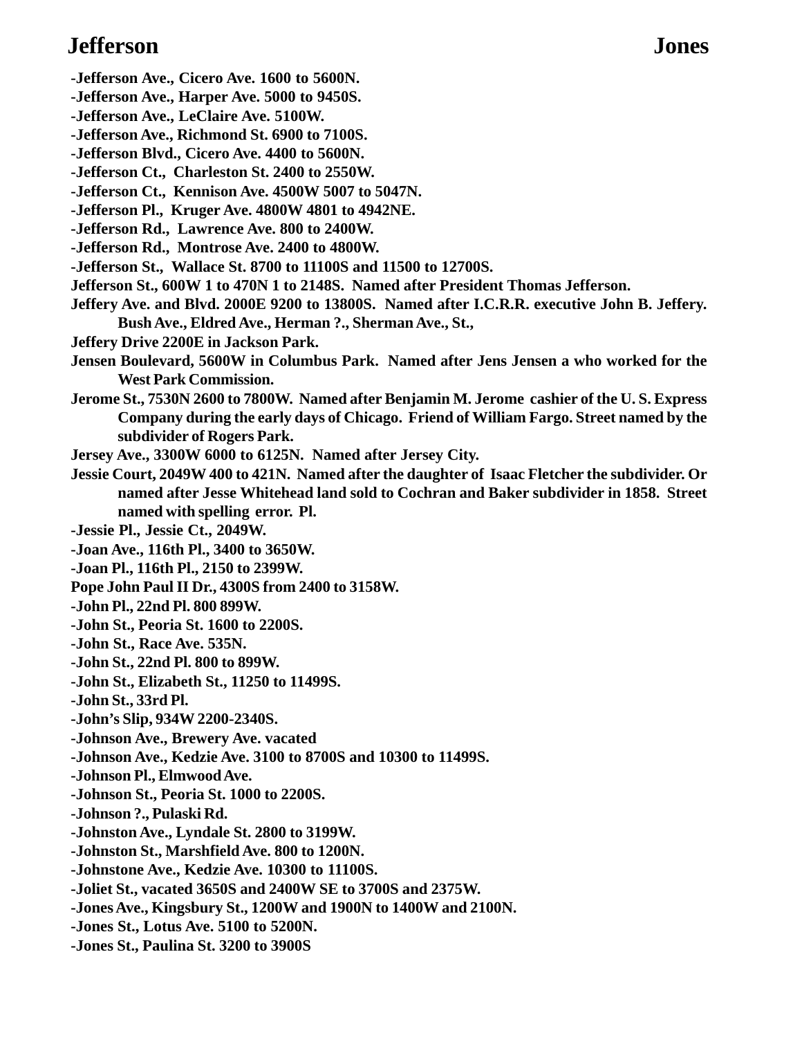-Jefferson Ave., Cicero Ave. 1600 to 5600N.
-Jefferson Ave., Harper Ave. 5000 to 9450S.
-Jefferson Ave., LeClaire Ave. 5100W.
-Jefferson Ave., Richmond St. 6900 to 7100S.
-Jefferson Blvd., Cicero Ave. 4400 to 5600N.
-Jefferson Ct., Charleston St. 2400 to 2550W.
-Jefferson Ct., Kennison Ave. 4500W 5007 to 5047N.
-Jefferson Pl., Kruger Ave. 4800W 4801 to 4942NE.
-Jefferson Rd., Lawrence Ave. 800 to 2400W.
-Jefferson Rd., Montrose Ave. 2400 to 4800W.
-Jefferson St., Wallace St. 8700 to 11100S and 11500 to 12700S.

**Jefferson St., 600W 1 to 470N 1 to 2148S. Named after President Thomas Jefferson.**

**Jeffery Ave. and Blvd. 2000E 9200 to 13800S. Named after I.C.R.R. executive John B. Jeffery. Bush Ave., Eldred Ave., Herman ?., Sherman Ave., St.,**

**Jeffery Drive 2200E in Jackson Park.**

**Jensen Boulevard, 5600W in Columbus Park. Named after Jens Jensen a who worked for the West Park Commission.**

**Jerome St., 7530N 2600 to 7800W. Named after Benjamin M. Jerome cashier of the U. S. Express Company during the early days of Chicago. Friend of William Fargo. Street named by the subdivider of Rogers Park.**

**Jersey Ave., 3300W 6000 to 6125N. Named after Jersey City.**

**Jessie Court, 2049W 400 to 421N. Named after the daughter of Isaac Fletcher the subdivider. Or named after Jesse Whitehead land sold to Cochran and Baker subdivider in 1858. Street named with spelling error. Pl.**

-Jessie Pl., Jessie Ct., 2049W.
-Joan Ave., 116th Pl., 3400 to 3650W.
-Joan Pl., 116th Pl., 2150 to 2399W.

**Pope John Paul II Dr., 4300S from 2400 to 3158W.**

-John Pl., 22nd Pl. 800 899W.
-John St., Peoria St. 1600 to 2200S.
-John St., Race Ave. 535N.
-John St., 22nd Pl. 800 to 899W.
-John St., Elizabeth St., 11250 to 11499S.
-John St., 33rd Pl.
-John's Slip, 934W 2200-2340S.
-Johnson Ave., Brewery Ave. vacated
-Johnson Ave., Kedzie Ave. 3100 to 8700S and 10300 to 11499S.
-Johnson Pl., Elmwood Ave.
-Johnson St., Peoria St. 1000 to 2200S.
-Johnson ?., Pulaski Rd.
-Johnston Ave., Lyndale St. 2800 to 3199W.
-Johnston St., Marshfield Ave. 800 to 1200N.
-Johnstone Ave., Kedzie Ave. 10300 to 11100S.
-Joliet St., vacated 3650S and 2400W SE to 3700S and 2375W.
-Jones Ave., Kingsbury St., 1200W and 1900N to 1400W and 2100N.
-Jones St., Lotus Ave. 5100 to 5200N.
-Jones St., Paulina St. 3200 to 3900S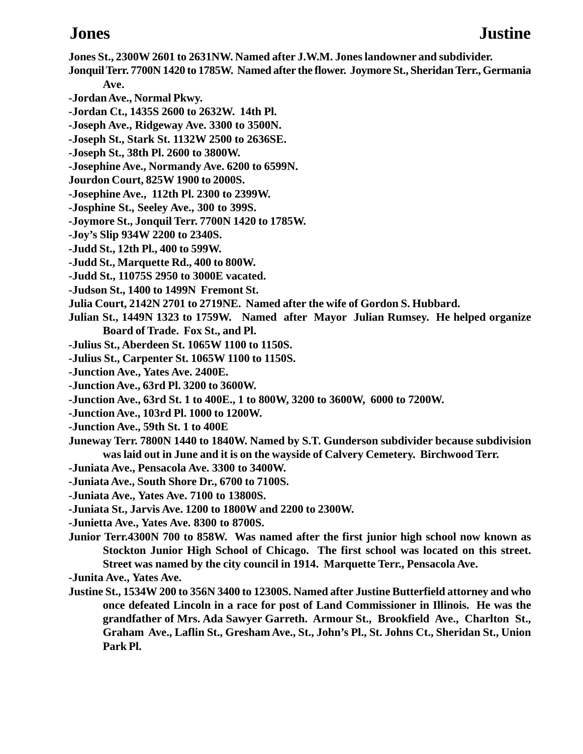**Jones St., 2300W 2601 to 2631NW. Named after J.W.M. Jones landowner and subdivider.**

**Jonquil Terr. 7700N 1420 to 1785W. Named after the flower. Joymore St., Sheridan Terr., Germania Ave.**

**-Jordan Ave., Normal Pkwy.**

**-Jordan Ct., 1435S 2600 to 2632W. 14th Pl.**

**-Joseph Ave., Ridgeway Ave. 3300 to 3500N.**

**-Joseph St., Stark St. 1132W 2500 to 2636SE.**

**-Joseph St., 38th Pl. 2600 to 3800W.**

**-Josephine Ave., Normandy Ave. 6200 to 6599N.**

**Jourdon Court, 825W 1900 to 2000S.**

**-Josephine Ave., 112th Pl. 2300 to 2399W.**

**-Josphine St., Seeley Ave., 300 to 399S.**

**-Joymore St., Jonquil Terr. 7700N 1420 to 1785W.**

**-Joy's Slip 934W 2200 to 2340S.**

**-Judd St., 12th Pl., 400 to 599W.**

**-Judd St., Marquette Rd., 400 to 800W.**

**-Judd St., 11075S 2950 to 3000E vacated.**

**-Judson St., 1400 to 1499N Fremont St.**

**Julia Court, 2142N 2701 to 2719NE. Named after the wife of Gordon S. Hubbard.**

**Julian St., 1449N 1323 to 1759W. Named after Mayor Julian Rumsey. He helped organize Board of Trade. Fox St., and Pl.**

**-Julius St., Aberdeen St. 1065W 1100 to 1150S.**

**-Julius St., Carpenter St. 1065W 1100 to 1150S.**

**-Junction Ave., Yates Ave. 2400E.**

**-Junction Ave., 63rd Pl. 3200 to 3600W.**

**-Junction Ave., 63rd St. 1 to 400E., 1 to 800W, 3200 to 3600W, 6000 to 7200W.**

**-Junction Ave., 103rd Pl. 1000 to 1200W.**

**-Junction Ave., 59th St. 1 to 400E**

**Juneway Terr. 7800N 1440 to 1840W. Named by S.T. Gunderson subdivider because subdivision was laid out in June and it is on the wayside of Calvery Cemetery. Birchwood Terr.**

**-Juniata Ave., Pensacola Ave. 3300 to 3400W.**

**-Juniata Ave., South Shore Dr., 6700 to 7100S.**

**-Juniata Ave., Yates Ave. 7100 to 13800S.**

**-Juniata St., Jarvis Ave. 1200 to 1800W and 2200 to 2300W.**

**-Junietta Ave., Yates Ave. 8300 to 8700S.**

**Junior Terr.4300N 700 to 858W. Was named after the first junior high school now known as Stockton Junior High School of Chicago. The first school was located on this street. Street was named by the city council in 1914. Marquette Terr., Pensacola Ave.**

**-Junita Ave., Yates Ave.**

**Justine St., 1534W 200 to 356N 3400 to 12300S. Named after Justine Butterfield attorney and who once defeated Lincoln in a race for post of Land Commissioner in Illinois. He was the grandfather of Mrs. Ada Sawyer Garreth. Armour St., Brookfield Ave., Charlton St., Graham Ave., Laflin St., Gresham Ave., St., John's Pl., St. Johns Ct., Sheridan St., Union Park Pl.**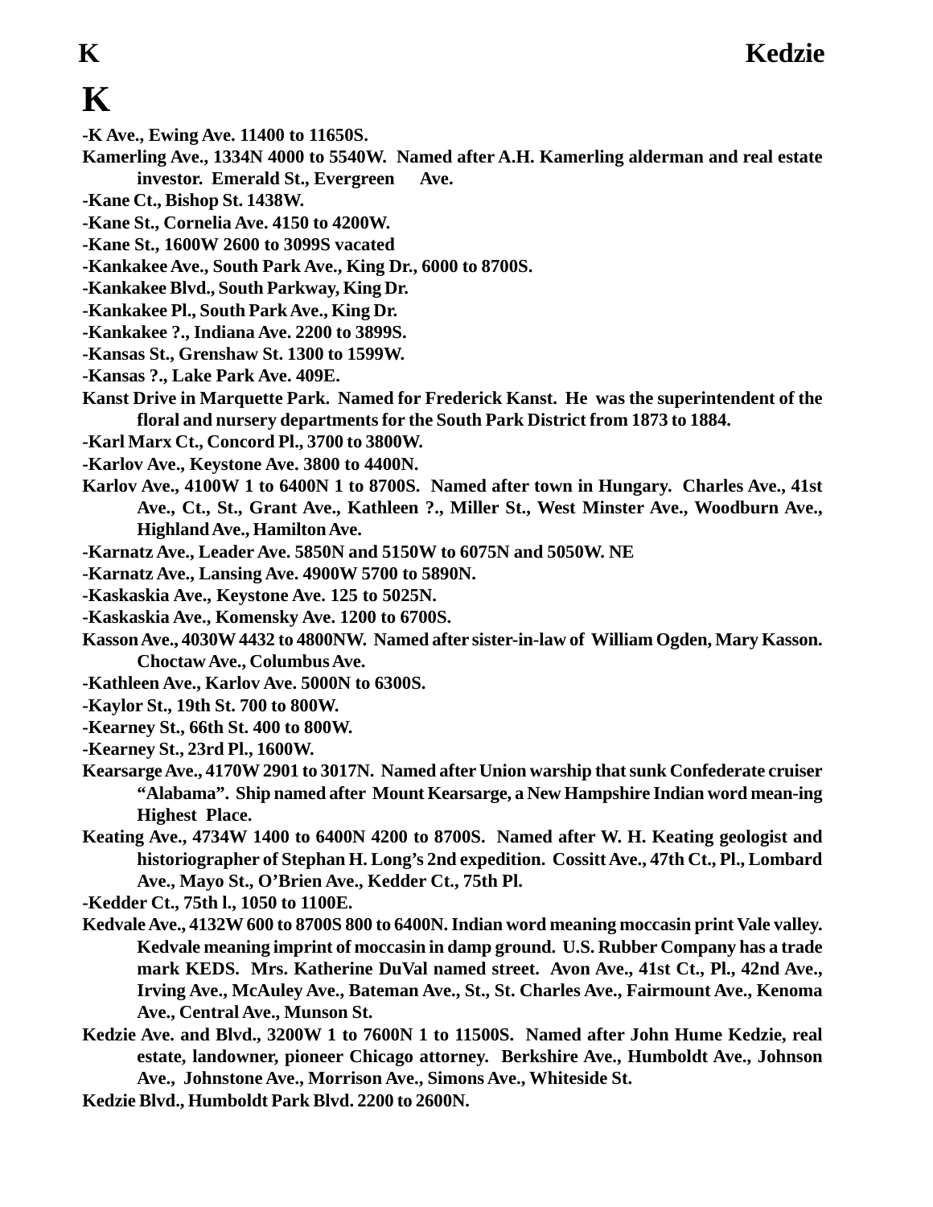# K

**-K Ave., Ewing Ave. 11400 to 11650S.**

**Kamerling Ave., 1334N 4000 to 5540W. Named after A.H. Kamerling alderman and real estate investor. Emerald St., Evergreen Ave.**

**-Kane Ct., Bishop St. 1438W.**

**-Kane St., Cornelia Ave. 4150 to 4200W.**

**-Kane St., 1600W 2600 to 3099S vacated**

**-Kankakee Ave., South Park Ave., King Dr., 6000 to 8700S.**

**-Kankakee Blvd., South Parkway, King Dr.**

**-Kankakee Pl., South Park Ave., King Dr.**

**-Kankakee ?., Indiana Ave. 2200 to 3899S.**

**-Kansas St., Grenshaw St. 1300 to 1599W.**

**-Kansas ?., Lake Park Ave. 409E.**

**Kanst Drive in Marquette Park. Named for Frederick Kanst. He was the superintendent of the floral and nursery departments for the South Park District from 1873 to 1884.**

**-Karl Marx Ct., Concord Pl., 3700 to 3800W.**

**-Karlov Ave., Keystone Ave. 3800 to 4400N.**

**Karlov Ave., 4100W 1 to 6400N 1 to 8700S. Named after town in Hungary. Charles Ave., 41st Ave., Ct., St., Grant Ave., Kathleen ?., Miller St., West Minster Ave., Woodburn Ave., Highland Ave., Hamilton Ave.**

**-Karnatz Ave., Leader Ave. 5850N and 5150W to 6075N and 5050W. NE**

**-Karnatz Ave., Lansing Ave. 4900W 5700 to 5890N.**

**-Kaskaskia Ave., Keystone Ave. 125 to 5025N.**

**-Kaskaskia Ave., Komensky Ave. 1200 to 6700S.**

**Kasson Ave., 4030W 4432 to 4800NW. Named after sister-in-law of William Ogden, Mary Kasson. Choctaw Ave., Columbus Ave.**

**-Kathleen Ave., Karlov Ave. 5000N to 6300S.**

**-Kaylor St., 19th St. 700 to 800W.**

**-Kearney St., 66th St. 400 to 800W.**

**-Kearney St., 23rd Pl., 1600W.**

**Kearsarge Ave., 4170W 2901 to 3017N. Named after Union warship that sunk Confederate cruiser "Alabama". Ship named after Mount Kearsarge, a New Hampshire Indian word mean-ing Highest Place.**

**Keating Ave., 4734W 1400 to 6400N 4200 to 8700S. Named after W. H. Keating geologist and historiographer of Stephan H. Long's 2nd expedition. Cossitt Ave., 47th Ct., Pl., Lombard Ave., Mayo St., O'Brien Ave., Kedder Ct., 75th Pl.**

**-Kedder Ct., 75th l., 1050 to 1100E.**

**Kedvale Ave., 4132W 600 to 8700S 800 to 6400N. Indian word meaning moccasin print Vale valley. Kedvale meaning imprint of moccasin in damp ground. U.S. Rubber Company has a trade mark KEDS. Mrs. Katherine DuVal named street. Avon Ave., 41st Ct., Pl., 42nd Ave., Irving Ave., McAuley Ave., Bateman Ave., St., St. Charles Ave., Fairmount Ave., Kenoma Ave., Central Ave., Munson St.**

**Kedzie Ave. and Blvd., 3200W 1 to 7600N 1 to 11500S. Named after John Hume Kedzie, real estate, landowner, pioneer Chicago attorney. Berkshire Ave., Humboldt Ave., Johnson Ave., Johnstone Ave., Morrison Ave., Simons Ave., Whiteside St.**

**Kedzie Blvd., Humboldt Park Blvd. 2200 to 2600N.**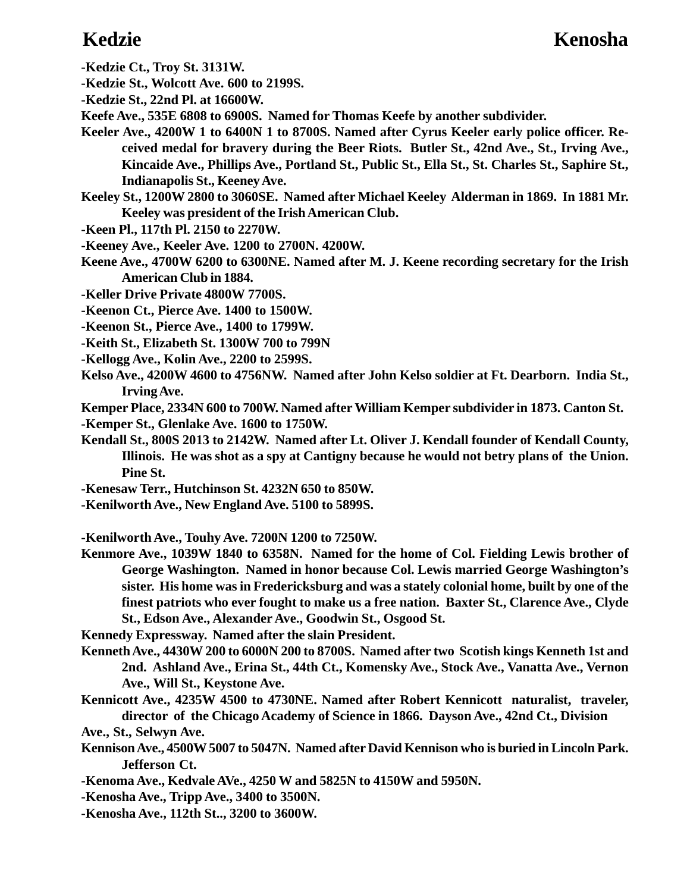-Kedzie Ct., Troy St. 3131W.

-Kedzie St., Wolcott Ave. 600 to 2199S.

-Kedzie St., 22nd Pl. at 16600W.

Keefe Ave., 535E 6808 to 6900S. Named for Thomas Keefe by another subdivider.

Keeler Ave., 4200W 1 to 6400N 1 to 8700S. Named after Cyrus Keeler early police officer. Received medal for bravery during the Beer Riots. Butler St., 42nd Ave., St., Irving Ave., Kincaide Ave., Phillips Ave., Portland St., Public St., Ella St., St. Charles St., Saphire St., Indianapolis St., Keeney Ave.

Keeley St., 1200W 2800 to 3060SE. Named after Michael Keeley Alderman in 1869. In 1881 Mr. Keeley was president of the Irish American Club.

-Keen Pl., 117th Pl. 2150 to 2270W.

-Keeney Ave., Keeler Ave. 1200 to 2700N. 4200W.

Keene Ave., 4700W 6200 to 6300NE. Named after M. J. Keene recording secretary for the Irish American Club in 1884.

-Keller Drive Private 4800W 7700S.

-Keenon Ct., Pierce Ave. 1400 to 1500W.

-Keenon St., Pierce Ave., 1400 to 1799W.

-Keith St., Elizabeth St. 1300W 700 to 799N

-Kellogg Ave., Kolin Ave., 2200 to 2599S.

Kelso Ave., 4200W 4600 to 4756NW. Named after John Kelso soldier at Ft. Dearborn. India St., Irving Ave.

Kemper Place, 2334N 600 to 700W. Named after William Kemper subdivider in 1873. Canton St.

-Kemper St., Glenlake Ave. 1600 to 1750W.

Kendall St., 800S 2013 to 2142W. Named after Lt. Oliver J. Kendall founder of Kendall County, Illinois. He was shot as a spy at Cantigny because he would not betry plans of the Union. Pine St.

-Kenesaw Terr., Hutchinson St. 4232N 650 to 850W.

-Kenilworth Ave., New England Ave. 5100 to 5899S.

-Kenilworth Ave., Touhy Ave. 7200N 1200 to 7250W.

Kenmore Ave., 1039W 1840 to 6358N. Named for the home of Col. Fielding Lewis brother of George Washington. Named in honor because Col. Lewis married George Washington's sister. His home was in Fredericksburg and was a stately colonial home, built by one of the finest patriots who ever fought to make us a free nation. Baxter St., Clarence Ave., Clyde St., Edson Ave., Alexander Ave., Goodwin St., Osgood St.

Kennedy Expressway. Named after the slain President.

Kenneth Ave., 4430W 200 to 6000N 200 to 8700S. Named after two Scotish kings Kenneth 1st and 2nd. Ashland Ave., Erina St., 44th Ct., Komensky Ave., Stock Ave., Vanatta Ave., Vernon Ave., Will St., Keystone Ave.

Kennicott Ave., 4235W 4500 to 4730NE. Named after Robert Kennicott naturalist, traveler, director of the Chicago Academy of Science in 1866. Dayson Ave., 42nd Ct., Division Ave., St., Selwyn Ave.

Kennison Ave., 4500W 5007 to 5047N. Named after David Kennison who is buried in Lincoln Park. Jefferson Ct.

-Kenoma Ave., Kedvale AVe., 4250 W and 5825N to 4150W and 5950N.

-Kenosha Ave., Tripp Ave., 3400 to 3500N.

-Kenosha Ave., 112th St.., 3200 to 3600W.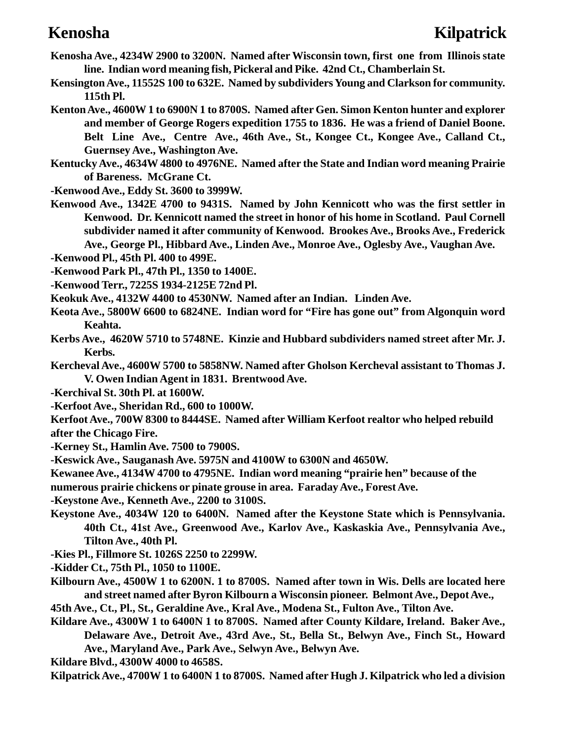**Kenosha Ave., 4234W 2900 to 3200N. Named after Wisconsin town, first one from Illinois state line. Indian word meaning fish, Pickeral and Pike. 42nd Ct., Chamberlain St.**

**Kensington Ave., 11552S 100 to 632E. Named by subdividers Young and Clarkson for community. 115th Pl.**

**Kenton Ave., 4600W 1 to 6900N 1 to 8700S. Named after Gen. Simon Kenton hunter and explorer and member of George Rogers expedition 1755 to 1836. He was a friend of Daniel Boone. Belt Line Ave., Centre Ave., 46th Ave., St., Kongee Ct., Kongee Ave., Calland Ct., Guernsey Ave., Washington Ave.**

**Kentucky Ave., 4634W 4800 to 4976NE. Named after the State and Indian word meaning Prairie of Bareness. McGrane Ct.**

**-Kenwood Ave., Eddy St. 3600 to 3999W.**

**Kenwood Ave., 1342E 4700 to 9431S. Named by John Kennicott who was the first settler in Kenwood. Dr. Kennicott named the street in honor of his home in Scotland. Paul Cornell subdivider named it after community of Kenwood. Brookes Ave., Brooks Ave., Frederick Ave., George Pl., Hibbard Ave., Linden Ave., Monroe Ave., Oglesby Ave., Vaughan Ave.**

**-Kenwood Pl., 45th Pl. 400 to 499E.**

**-Kenwood Park Pl., 47th Pl., 1350 to 1400E.**

**-Kenwood Terr., 7225S 1934-2125E 72nd Pl.**

**Keokuk Ave., 4132W 4400 to 4530NW. Named after an Indian. Linden Ave.**

**Keota Ave., 5800W 6600 to 6824NE. Indian word for "Fire has gone out" from Algonquin word Keahta.**

**Kerbs Ave., 4620W 5710 to 5748NE. Kinzie and Hubbard subdividers named street after Mr. J. Kerbs.**

**Kercheval Ave., 4600W 5700 to 5858NW. Named after Gholson Kercheval assistant to Thomas J. V. Owen Indian Agent in 1831. Brentwood Ave.**

**-Kerchival St. 30th Pl. at 1600W.**

**-Kerfoot Ave., Sheridan Rd., 600 to 1000W.**

**Kerfoot Ave., 700W 8300 to 8444SE. Named after William Kerfoot realtor who helped rebuild after the Chicago Fire.**

**-Kerney St., Hamlin Ave. 7500 to 7900S.**

**-Keswick Ave., Sauganash Ave. 5975N and 4100W to 6300N and 4650W.**

**Kewanee Ave., 4134W 4700 to 4795NE. Indian word meaning "prairie hen" because of the numerous prairie chickens or pinate grouse in area. Faraday Ave., Forest Ave.**

**-Keystone Ave., Kenneth Ave., 2200 to 3100S.**

**Keystone Ave., 4034W 120 to 6400N. Named after the Keystone State which is Pennsylvania. 40th Ct., 41st Ave., Greenwood Ave., Karlov Ave., Kaskaskia Ave., Pennsylvania Ave., Tilton Ave., 40th Pl.**

**-Kies Pl., Fillmore St. 1026S 2250 to 2299W.**

**-Kidder Ct., 75th Pl., 1050 to 1100E.**

**Kilbourn Ave., 4500W 1 to 6200N. 1 to 8700S. Named after town in Wis. Dells are located here and street named after Byron Kilbourn a Wisconsin pioneer. Belmont Ave., Depot Ave., 45th Ave., Ct., Pl., St., Geraldine Ave., Kral Ave., Modena St., Fulton Ave., Tilton Ave.**

**Kildare Ave., 4300W 1 to 6400N 1 to 8700S. Named after County Kildare, Ireland. Baker Ave., Delaware Ave., Detroit Ave., 43rd Ave., St., Bella St., Belwyn Ave., Finch St., Howard Ave., Maryland Ave., Park Ave., Selwyn Ave., Belwyn Ave.**

**Kildare Blvd., 4300W 4000 to 4658S.**

**Kilpatrick Ave., 4700W 1 to 6400N 1 to 8700S. Named after Hugh J. Kilpatrick who led a division**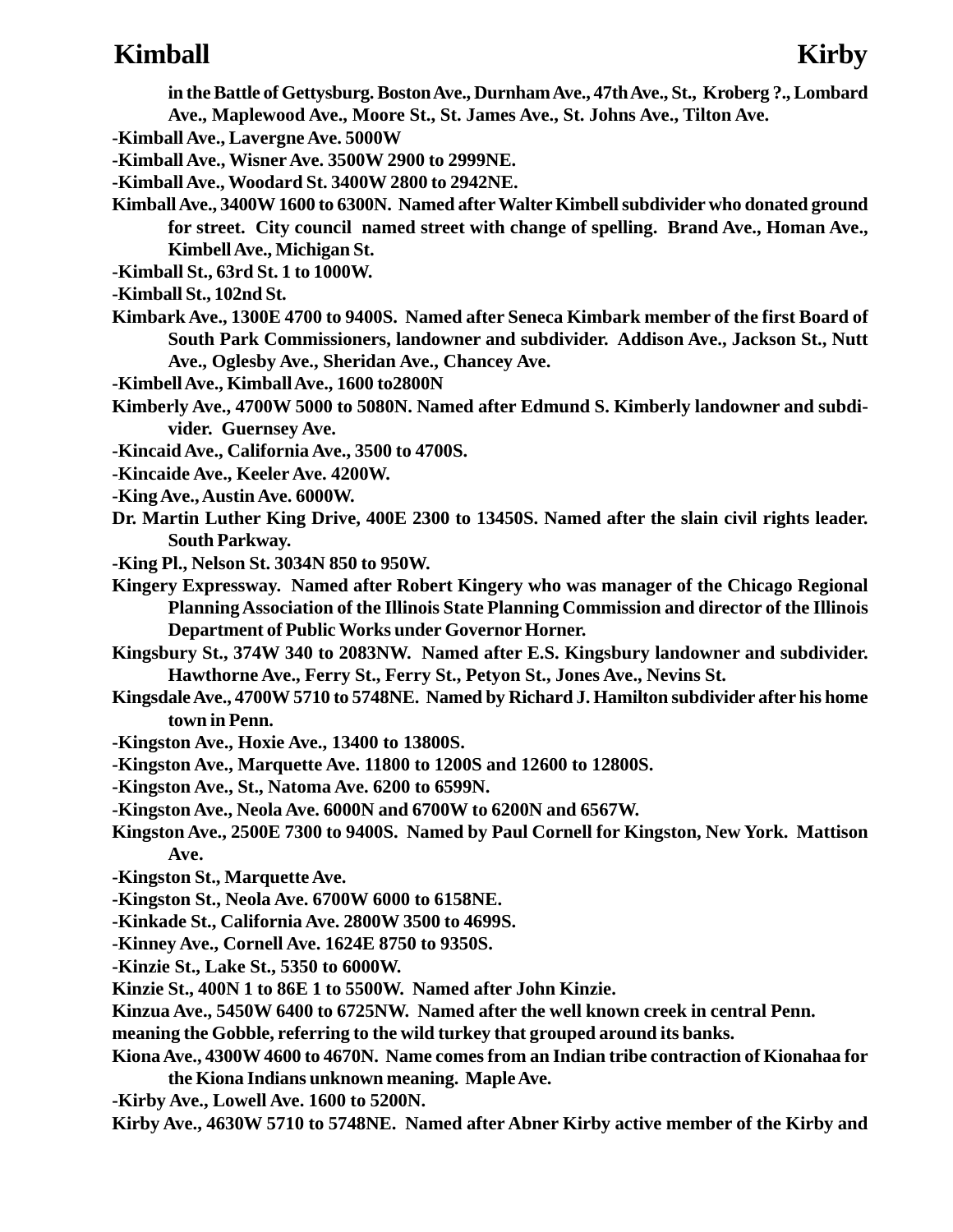in the Battle of Gettysburg. Boston Ave., Durnham Ave., 47th Ave., St., Kroberg ?., Lombard Ave., Maplewood Ave., Moore St., St. James Ave., St. Johns Ave., Tilton Ave.

**-Kimball Ave., Lavergne Ave. 5000W**

**-Kimball Ave., Wisner Ave. 3500W 2900 to 2999NE.**

**-Kimball Ave., Woodard St. 3400W 2800 to 2942NE.**

**Kimball Ave., 3400W 1600 to 6300N. Named after Walter Kimbell subdivider who donated ground for street. City council named street with change of spelling. Brand Ave., Homan Ave., Kimbell Ave., Michigan St.**

**-Kimball St., 63rd St. 1 to 1000W.**

**-Kimball St., 102nd St.**

**Kimbark Ave., 1300E 4700 to 9400S. Named after Seneca Kimbark member of the first Board of South Park Commissioners, landowner and subdivider. Addison Ave., Jackson St., Nutt Ave., Oglesby Ave., Sheridan Ave., Chancey Ave.**

**-Kimbell Ave., Kimball Ave., 1600 to2800N**

**Kimberly Ave., 4700W 5000 to 5080N. Named after Edmund S. Kimberly landowner and subdivider. Guernsey Ave.**

**-Kincaid Ave., California Ave., 3500 to 4700S.**

**-Kincaide Ave., Keeler Ave. 4200W.**

**-King Ave., Austin Ave. 6000W.**

**Dr. Martin Luther King Drive, 400E 2300 to 13450S. Named after the slain civil rights leader. South Parkway.**

**-King Pl., Nelson St. 3034N 850 to 950W.**

**Kingery Expressway. Named after Robert Kingery who was manager of the Chicago Regional Planning Association of the Illinois State Planning Commission and director of the Illinois Department of Public Works under Governor Horner.**

**Kingsbury St., 374W 340 to 2083NW. Named after E.S. Kingsbury landowner and subdivider. Hawthorne Ave., Ferry St., Ferry St., Petyon St., Jones Ave., Nevins St.**

**Kingsdale Ave., 4700W 5710 to 5748NE. Named by Richard J. Hamilton subdivider after his home town in Penn.**

**-Kingston Ave., Hoxie Ave., 13400 to 13800S.**

**-Kingston Ave., Marquette Ave. 11800 to 1200S and 12600 to 12800S.**

**-Kingston Ave., St., Natoma Ave. 6200 to 6599N.**

**-Kingston Ave., Neola Ave. 6000N and 6700W to 6200N and 6567W.**

**Kingston Ave., 2500E 7300 to 9400S. Named by Paul Cornell for Kingston, New York. Mattison Ave.**

**-Kingston St., Marquette Ave.**

**-Kingston St., Neola Ave. 6700W 6000 to 6158NE.**

**-Kinkade St., California Ave. 2800W 3500 to 4699S.**

**-Kinney Ave., Cornell Ave. 1624E 8750 to 9350S.**

**-Kinzie St., Lake St., 5350 to 6000W.**

**Kinzie St., 400N 1 to 86E 1 to 5500W. Named after John Kinzie.**

**Kinzua Ave., 5450W 6400 to 6725NW. Named after the well known creek in central Penn. meaning the Gobble, referring to the wild turkey that grouped around its banks.**

**Kiona Ave., 4300W 4600 to 4670N. Name comes from an Indian tribe contraction of Kionahaa for the Kiona Indians unknown meaning. Maple Ave.**

**-Kirby Ave., Lowell Ave. 1600 to 5200N.**

**Kirby Ave., 4630W 5710 to 5748NE. Named after Abner Kirby active member of the Kirby and**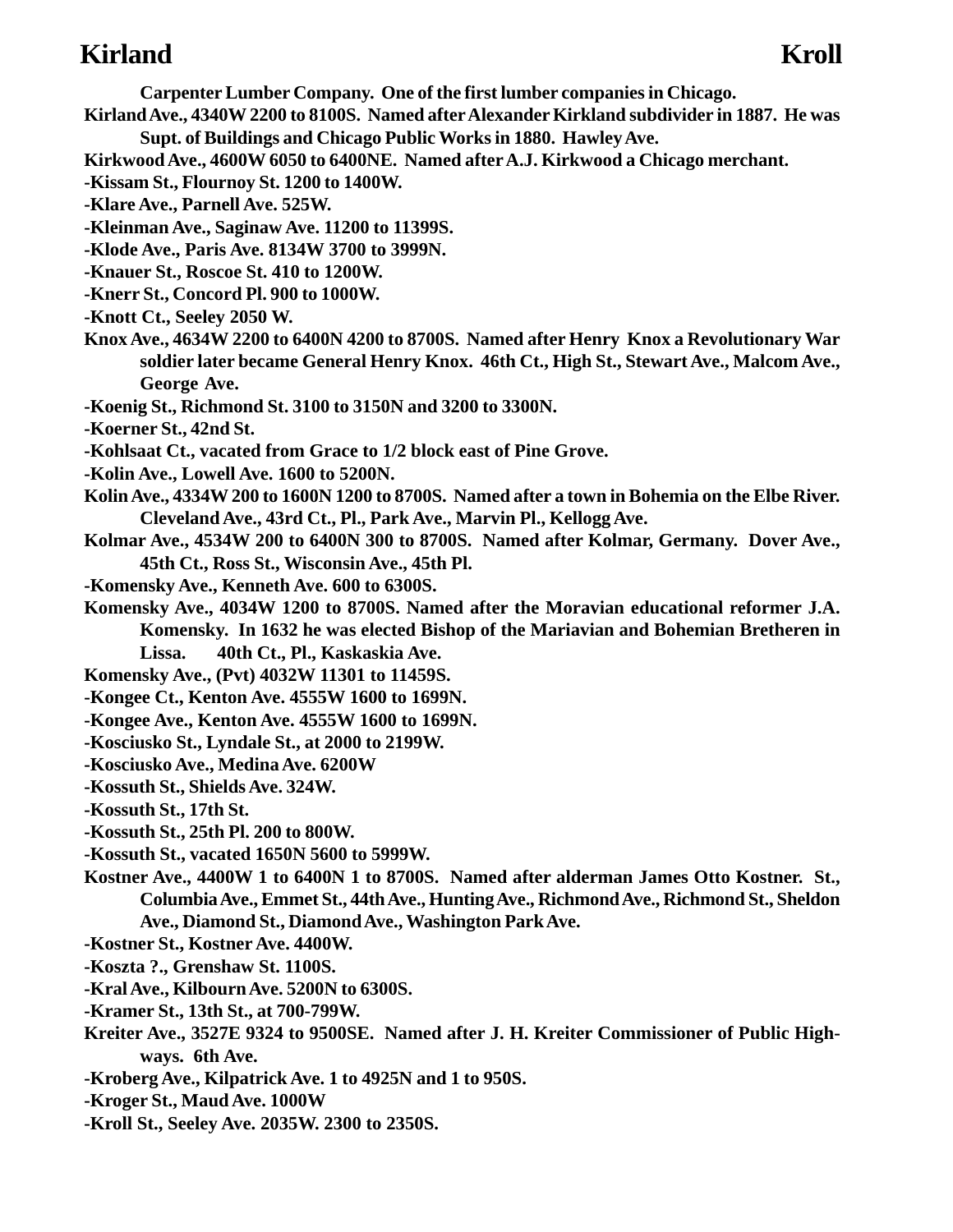Carpenter Lumber Company. One of the first lumber companies in Chicago.

**Kirland Ave., 4340W 2200 to 8100S. Named after Alexander Kirkland subdivider in 1887. He was Supt. of Buildings and Chicago Public Works in 1880. Hawley Ave.**

**Kirkwood Ave., 4600W 6050 to 6400NE. Named after A.J. Kirkwood a Chicago merchant.**

**-Kissam St., Flournoy St. 1200 to 1400W.**

**-Klare Ave., Parnell Ave. 525W.**

**-Kleinman Ave., Saginaw Ave. 11200 to 11399S.**

**-Klode Ave., Paris Ave. 8134W 3700 to 3999N.**

**-Knauer St., Roscoe St. 410 to 1200W.**

**-Knerr St., Concord Pl. 900 to 1000W.**

**-Knott Ct., Seeley 2050 W.**

**Knox Ave., 4634W 2200 to 6400N 4200 to 8700S. Named after Henry Knox a Revolutionary War soldier later became General Henry Knox. 46th Ct., High St., Stewart Ave., Malcom Ave., George Ave.**

**-Koenig St., Richmond St. 3100 to 3150N and 3200 to 3300N.**

**-Koerner St., 42nd St.**

**-Kohlsaat Ct., vacated from Grace to 1/2 block east of Pine Grove.**

**-Kolin Ave., Lowell Ave. 1600 to 5200N.**

**Kolin Ave., 4334W 200 to 1600N 1200 to 8700S. Named after a town in Bohemia on the Elbe River. Cleveland Ave., 43rd Ct., Pl., Park Ave., Marvin Pl., Kellogg Ave.**

**Kolmar Ave., 4534W 200 to 6400N 300 to 8700S. Named after Kolmar, Germany. Dover Ave., 45th Ct., Ross St., Wisconsin Ave., 45th Pl.**

**-Komensky Ave., Kenneth Ave. 600 to 6300S.**

**Komensky Ave., 4034W 1200 to 8700S. Named after the Moravian educational reformer J.A. Komensky. In 1632 he was elected Bishop of the Mariavian and Bohemian Bretheren in Lissa. 40th Ct., Pl., Kaskaskia Ave.**

**Komensky Ave., (Pvt) 4032W 11301 to 11459S.**

**-Kongee Ct., Kenton Ave. 4555W 1600 to 1699N.**

**-Kongee Ave., Kenton Ave. 4555W 1600 to 1699N.**

**-Kosciusko St., Lyndale St., at 2000 to 2199W.**

**-Kosciusko Ave., Medina Ave. 6200W**

**-Kossuth St., Shields Ave. 324W.**

**-Kossuth St., 17th St.**

**-Kossuth St., 25th Pl. 200 to 800W.**

**-Kossuth St., vacated 1650N 5600 to 5999W.**

**Kostner Ave., 4400W 1 to 6400N 1 to 8700S. Named after alderman James Otto Kostner. St., Columbia Ave., Emmet St., 44th Ave., Hunting Ave., Richmond Ave., Richmond St., Sheldon Ave., Diamond St., Diamond Ave., Washington Park Ave.**

**-Kostner St., Kostner Ave. 4400W.**

**-Koszta ?., Grenshaw St. 1100S.**

**-Kral Ave., Kilbourn Ave. 5200N to 6300S.**

**-Kramer St., 13th St., at 700-799W.**

**Kreiter Ave., 3527E 9324 to 9500SE. Named after J. H. Kreiter Commissioner of Public Highways. 6th Ave.**

**-Kroberg Ave., Kilpatrick Ave. 1 to 4925N and 1 to 950S.**

**-Kroger St., Maud Ave. 1000W**

**-Kroll St., Seeley Ave. 2035W. 2300 to 2350S.**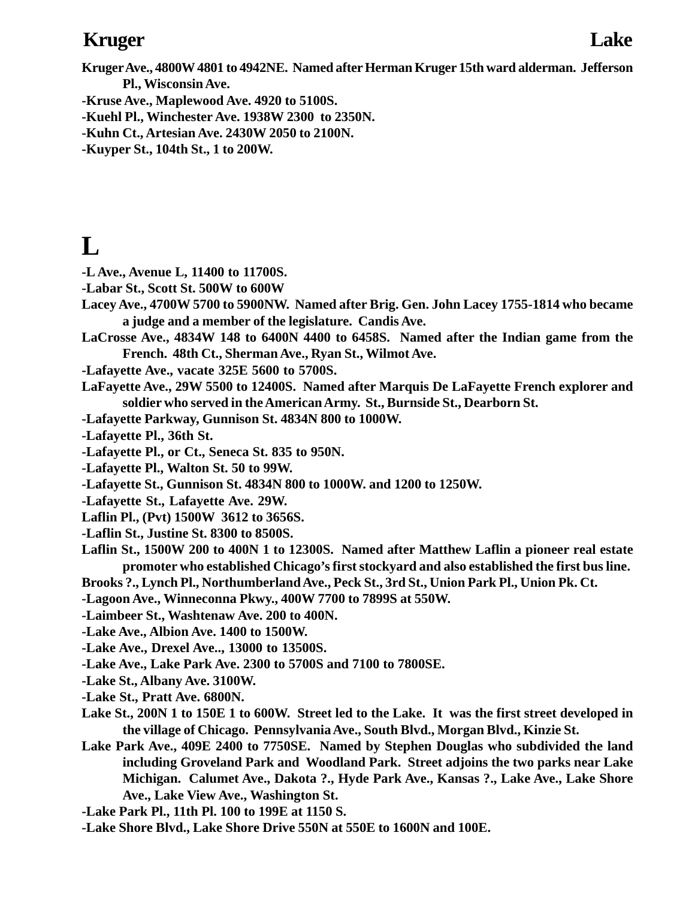**Kruger Ave., 4800W 4801 to 4942NE. Named after Herman Kruger 15th ward alderman. Jefferson Pl., Wisconsin Ave.**

**-Kruse Ave., Maplewood Ave. 4920 to 5100S.**

**-Kuehl Pl., Winchester Ave. 1938W 2300 to 2350N.**

**-Kuhn Ct., Artesian Ave. 2430W 2050 to 2100N.**

**-Kuyper St., 104th St., 1 to 200W.**

# L

**-L Ave., Avenue L, 11400 to 11700S.**

**-Labar St., Scott St. 500W to 600W**

**Lacey Ave., 4700W 5700 to 5900NW. Named after Brig. Gen. John Lacey 1755-1814 who became a judge and a member of the legislature. Candis Ave.**

**LaCrosse Ave., 4834W 148 to 6400N 4400 to 6458S. Named after the Indian game from the French. 48th Ct., Sherman Ave., Ryan St., Wilmot Ave.**

**-Lafayette Ave., vacate 325E 5600 to 5700S.**

**LaFayette Ave., 29W 5500 to 12400S. Named after Marquis De LaFayette French explorer and soldier who served in the American Army. St., Burnside St., Dearborn St.**

**-Lafayette Parkway, Gunnison St. 4834N 800 to 1000W.**

**-Lafayette Pl., 36th St.**

**-Lafayette Pl., or Ct., Seneca St. 835 to 950N.**

**-Lafayette Pl., Walton St. 50 to 99W.**

**-Lafayette St., Gunnison St. 4834N 800 to 1000W. and 1200 to 1250W.**

**-Lafayette St., Lafayette Ave. 29W.**

**Laflin Pl., (Pvt) 1500W 3612 to 3656S.**

**-Laflin St., Justine St. 8300 to 8500S.**

**Laflin St., 1500W 200 to 400N 1 to 12300S. Named after Matthew Laflin a pioneer real estate promoter who established Chicago's first stockyard and also established the first bus line.**

**Brooks ?., Lynch Pl., Northumberland Ave., Peck St., 3rd St., Union Park Pl., Union Pk. Ct.**

**-Lagoon Ave., Winneconna Pkwy., 400W 7700 to 7899S at 550W.**

**-Laimbeer St., Washtenaw Ave. 200 to 400N.**

**-Lake Ave., Albion Ave. 1400 to 1500W.**

**-Lake Ave., Drexel Ave.., 13000 to 13500S.**

**-Lake Ave., Lake Park Ave. 2300 to 5700S and 7100 to 7800SE.**

**-Lake St., Albany Ave. 3100W.**

**-Lake St., Pratt Ave. 6800N.**

**Lake St., 200N 1 to 150E 1 to 600W. Street led to the Lake. It was the first street developed in the village of Chicago. Pennsylvania Ave., South Blvd., Morgan Blvd., Kinzie St.**

**Lake Park Ave., 409E 2400 to 7750SE. Named by Stephen Douglas who subdivided the land including Groveland Park and Woodland Park. Street adjoins the two parks near Lake Michigan. Calumet Ave., Dakota ?., Hyde Park Ave., Kansas ?., Lake Ave., Lake Shore Ave., Lake View Ave., Washington St.**

**-Lake Park Pl., 11th Pl. 100 to 199E at 1150 S.**

**-Lake Shore Blvd., Lake Shore Drive 550N at 550E to 1600N and 100E.**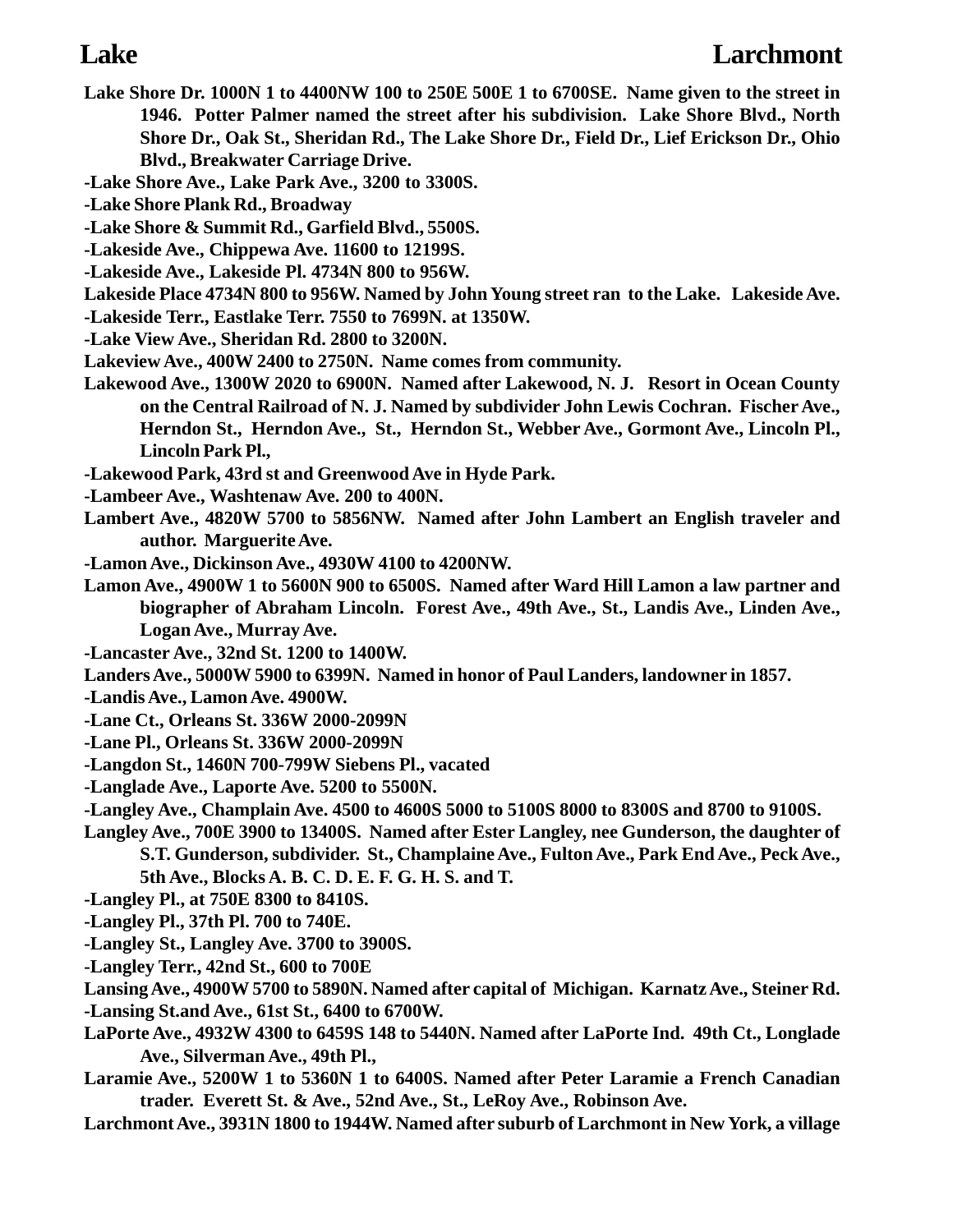**Lake Shore Dr. 1000N 1 to 4400NW 100 to 250E 500E 1 to 6700SE. Name given to the street in 1946. Potter Palmer named the street after his subdivision. Lake Shore Blvd., North Shore Dr., Oak St., Sheridan Rd., The Lake Shore Dr., Field Dr., Lief Erickson Dr., Ohio Blvd., Breakwater Carriage Drive.**

**-Lake Shore Ave., Lake Park Ave., 3200 to 3300S.**

**-Lake Shore Plank Rd., Broadway**

**-Lake Shore & Summit Rd., Garfield Blvd., 5500S.**

**-Lakeside Ave., Chippewa Ave. 11600 to 12199S.**

**-Lakeside Ave., Lakeside Pl. 4734N 800 to 956W.**

**Lakeside Place 4734N 800 to 956W. Named by John Young street ran to the Lake. Lakeside Ave.**

**-Lakeside Terr., Eastlake Terr. 7550 to 7699N. at 1350W.**

**-Lake View Ave., Sheridan Rd. 2800 to 3200N.**

**Lakeview Ave., 400W 2400 to 2750N. Name comes from community.**

**Lakewood Ave., 1300W 2020 to 6900N. Named after Lakewood, N. J. Resort in Ocean County on the Central Railroad of N. J. Named by subdivider John Lewis Cochran. Fischer Ave., Herndon St., Herndon Ave., St., Herndon St., Webber Ave., Gormont Ave., Lincoln Pl., Lincoln Park Pl.,**

**-Lakewood Park, 43rd st and Greenwood Ave in Hyde Park.**

**-Lambeer Ave., Washtenaw Ave. 200 to 400N.**

**Lambert Ave., 4820W 5700 to 5856NW. Named after John Lambert an English traveler and author. Marguerite Ave.**

**-Lamon Ave., Dickinson Ave., 4930W 4100 to 4200NW.**

**Lamon Ave., 4900W 1 to 5600N 900 to 6500S. Named after Ward Hill Lamon a law partner and biographer of Abraham Lincoln. Forest Ave., 49th Ave., St., Landis Ave., Linden Ave., Logan Ave., Murray Ave.**

**-Lancaster Ave., 32nd St. 1200 to 1400W.**

**Landers Ave., 5000W 5900 to 6399N. Named in honor of Paul Landers, landowner in 1857.**

**-Landis Ave., Lamon Ave. 4900W.**

**-Lane Ct., Orleans St. 336W 2000-2099N**

**-Lane Pl., Orleans St. 336W 2000-2099N**

**-Langdon St., 1460N 700-799W Siebens Pl., vacated**

**-Langlade Ave., Laporte Ave. 5200 to 5500N.**

**-Langley Ave., Champlain Ave. 4500 to 4600S 5000 to 5100S 8000 to 8300S and 8700 to 9100S.**

**Langley Ave., 700E 3900 to 13400S. Named after Ester Langley, nee Gunderson, the daughter of S.T. Gunderson, subdivider. St., Champlaine Ave., Fulton Ave., Park End Ave., Peck Ave., 5th Ave., Blocks A. B. C. D. E. F. G. H. S. and T.**

**-Langley Pl., at 750E 8300 to 8410S.**

**-Langley Pl., 37th Pl. 700 to 740E.**

**-Langley St., Langley Ave. 3700 to 3900S.**

**-Langley Terr., 42nd St., 600 to 700E**

**Lansing Ave., 4900W 5700 to 5890N. Named after capital of Michigan. Karnatz Ave., Steiner Rd.**

**-Lansing St.and Ave., 61st St., 6400 to 6700W.**

**LaPorte Ave., 4932W 4300 to 6459S 148 to 5440N. Named after LaPorte Ind. 49th Ct., Longlade Ave., Silverman Ave., 49th Pl.,**

**Laramie Ave., 5200W 1 to 5360N 1 to 6400S. Named after Peter Laramie a French Canadian trader. Everett St. & Ave., 52nd Ave., St., LeRoy Ave., Robinson Ave.**

**Larchmont Ave., 3931N 1800 to 1944W. Named after suburb of Larchmont in New York, a village**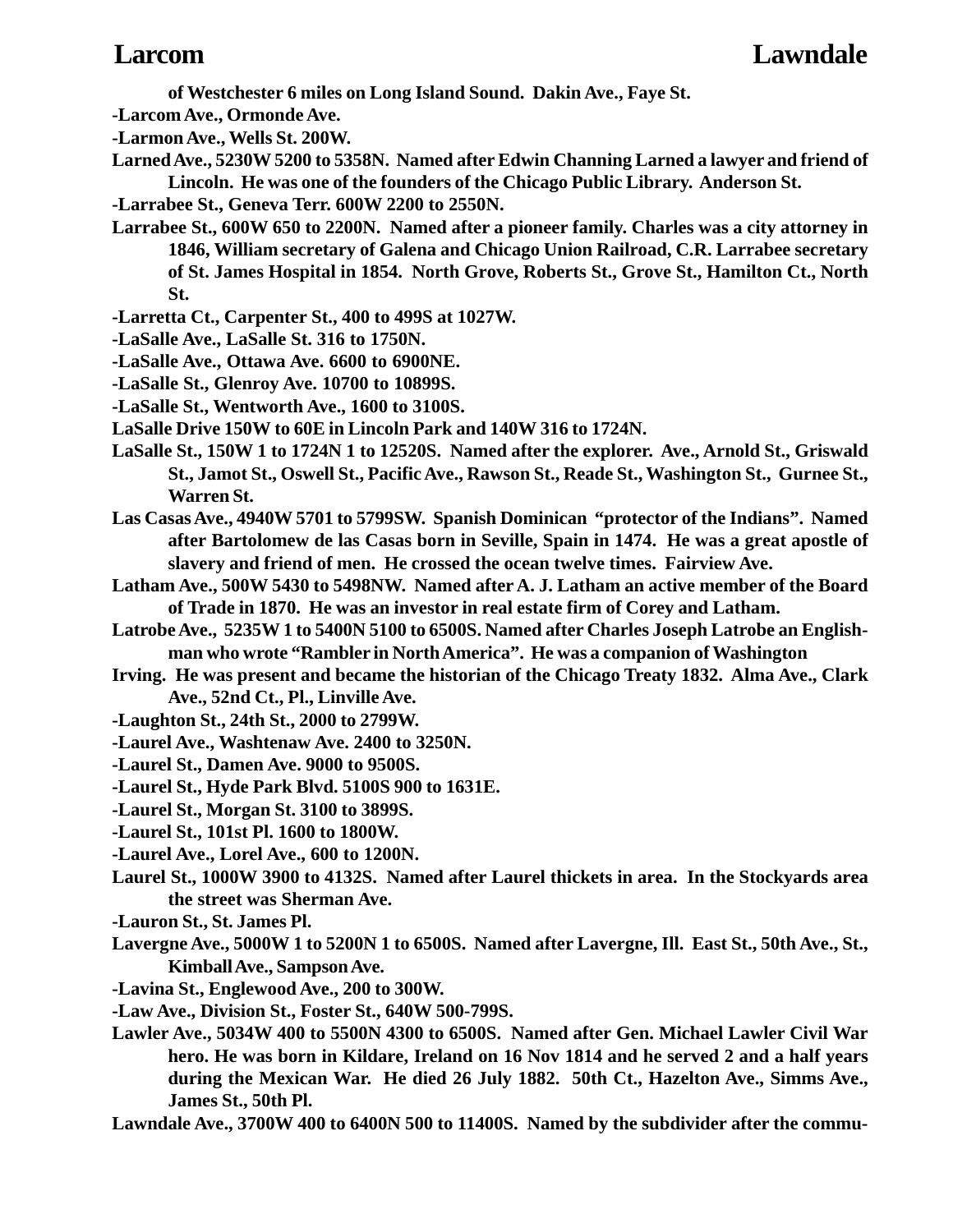of Westchester 6 miles on Long Island Sound. Dakin Ave., Faye St.

-Larcom Ave., Ormonde Ave.

-Larmon Ave., Wells St. 200W.

Larned Ave., 5230W 5200 to 5358N. Named after Edwin Channing Larned a lawyer and friend of Lincoln. He was one of the founders of the Chicago Public Library. Anderson St.

-Larrabee St., Geneva Terr. 600W 2200 to 2550N.

Larrabee St., 600W 650 to 2200N. Named after a pioneer family. Charles was a city attorney in 1846, William secretary of Galena and Chicago Union Railroad, C.R. Larrabee secretary of St. James Hospital in 1854. North Grove, Roberts St., Grove St., Hamilton Ct., North St.

-Larretta Ct., Carpenter St., 400 to 499S at 1027W.

-LaSalle Ave., LaSalle St. 316 to 1750N.

-LaSalle Ave., Ottawa Ave. 6600 to 6900NE.

-LaSalle St., Glenroy Ave. 10700 to 10899S.

-LaSalle St., Wentworth Ave., 1600 to 3100S.

LaSalle Drive 150W to 60E in Lincoln Park and 140W 316 to 1724N.

LaSalle St., 150W 1 to 1724N 1 to 12520S. Named after the explorer. Ave., Arnold St., Griswald St., Jamot St., Oswell St., Pacific Ave., Rawson St., Reade St., Washington St., Gurnee St., Warren St.

Las Casas Ave., 4940W 5701 to 5799SW. Spanish Dominican "protector of the Indians". Named after Bartolomew de las Casas born in Seville, Spain in 1474. He was a great apostle of slavery and friend of men. He crossed the ocean twelve times. Fairview Ave.

Latham Ave., 500W 5430 to 5498NW. Named after A. J. Latham an active member of the Board of Trade in 1870. He was an investor in real estate firm of Corey and Latham.

Latrobe Ave., 5235W 1 to 5400N 5100 to 6500S. Named after Charles Joseph Latrobe an Englishman who wrote "Rambler in North America". He was a companion of Washington Irving. He was present and became the historian of the Chicago Treaty 1832. Alma Ave., Clark Ave., 52nd Ct., Pl., Linville Ave.

-Laughton St., 24th St., 2000 to 2799W.

-Laurel Ave., Washtenaw Ave. 2400 to 3250N.

-Laurel St., Damen Ave. 9000 to 9500S.

-Laurel St., Hyde Park Blvd. 5100S 900 to 1631E.

-Laurel St., Morgan St. 3100 to 3899S.

-Laurel St., 101st Pl. 1600 to 1800W.

-Laurel Ave., Lorel Ave., 600 to 1200N.

Laurel St., 1000W 3900 to 4132S. Named after Laurel thickets in area. In the Stockyards area the street was Sherman Ave.

-Lauron St., St. James Pl.

Lavergne Ave., 5000W 1 to 5200N 1 to 6500S. Named after Lavergne, Ill. East St., 50th Ave., St., Kimball Ave., Sampson Ave.

-Lavina St., Englewood Ave., 200 to 300W.

-Law Ave., Division St., Foster St., 640W 500-799S.

Lawler Ave., 5034W 400 to 5500N 4300 to 6500S. Named after Gen. Michael Lawler Civil War hero. He was born in Kildare, Ireland on 16 Nov 1814 and he served 2 and a half years during the Mexican War. He died 26 July 1882. 50th Ct., Hazelton Ave., Simms Ave., James St., 50th Pl.

Lawndale Ave., 3700W 400 to 6400N 500 to 11400S. Named by the subdivider after the commu-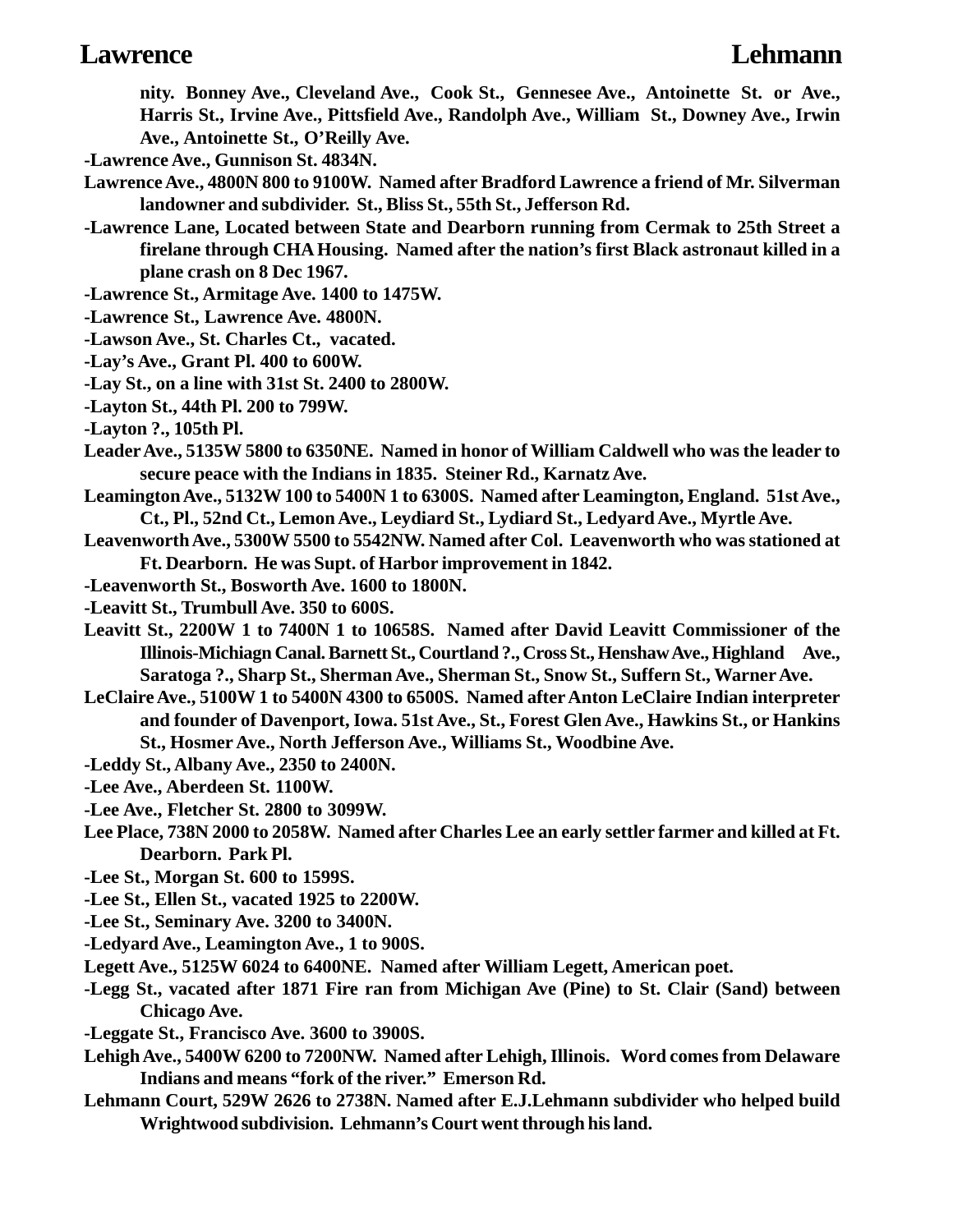nity. Bonney Ave., Cleveland Ave., Cook St., Gennesee Ave., Antoinette St. or Ave., Harris St., Irvine Ave., Pittsfield Ave., Randolph Ave., William St., Downey Ave., Irwin Ave., Antoinette St., O'Reilly Ave.

**-Lawrence Ave., Gunnison St. 4834N.**

**Lawrence Ave., 4800N 800 to 9100W. Named after Bradford Lawrence a friend of Mr. Silverman landowner and subdivider. St., Bliss St., 55th St., Jefferson Rd.**

**-Lawrence Lane, Located between State and Dearborn running from Cermak to 25th Street a firelane through CHA Housing. Named after the nation's first Black astronaut killed in a plane crash on 8 Dec 1967.**

**-Lawrence St., Armitage Ave. 1400 to 1475W.**

**-Lawrence St., Lawrence Ave. 4800N.**

**-Lawson Ave., St. Charles Ct., vacated.**

**-Lay's Ave., Grant Pl. 400 to 600W.**

**-Lay St., on a line with 31st St. 2400 to 2800W.**

**-Layton St., 44th Pl. 200 to 799W.**

**-Layton ?., 105th Pl.**

**Leader Ave., 5135W 5800 to 6350NE. Named in honor of William Caldwell who was the leader to secure peace with the Indians in 1835. Steiner Rd., Karnatz Ave.**

**Leamington Ave., 5132W 100 to 5400N 1 to 6300S. Named after Leamington, England. 51st Ave., Ct., Pl., 52nd Ct., Lemon Ave., Leydiard St., Lydiard St., Ledyard Ave., Myrtle Ave.**

**Leavenworth Ave., 5300W 5500 to 5542NW. Named after Col. Leavenworth who was stationed at Ft. Dearborn. He was Supt. of Harbor improvement in 1842.**

**-Leavenworth St., Bosworth Ave. 1600 to 1800N.**

**-Leavitt St., Trumbull Ave. 350 to 600S.**

**Leavitt St., 2200W 1 to 7400N 1 to 10658S. Named after David Leavitt Commissioner of the Illinois-Michiagn Canal. Barnett St., Courtland ?., Cross St., Henshaw Ave., Highland Ave., Saratoga ?., Sharp St., Sherman Ave., Sherman St., Snow St., Suffern St., Warner Ave.**

**LeClaire Ave., 5100W 1 to 5400N 4300 to 6500S. Named after Anton LeClaire Indian interpreter and founder of Davenport, Iowa. 51st Ave., St., Forest Glen Ave., Hawkins St., or Hankins St., Hosmer Ave., North Jefferson Ave., Williams St., Woodbine Ave.**

**-Leddy St., Albany Ave., 2350 to 2400N.**

**-Lee Ave., Aberdeen St. 1100W.**

**-Lee Ave., Fletcher St. 2800 to 3099W.**

**Lee Place, 738N 2000 to 2058W. Named after Charles Lee an early settler farmer and killed at Ft. Dearborn. Park Pl.**

**-Lee St., Morgan St. 600 to 1599S.**

**-Lee St., Ellen St., vacated 1925 to 2200W.**

**-Lee St., Seminary Ave. 3200 to 3400N.**

**-Ledyard Ave., Leamington Ave., 1 to 900S.**

**Legett Ave., 5125W 6024 to 6400NE. Named after William Legett, American poet.**

**-Legg St., vacated after 1871 Fire ran from Michigan Ave (Pine) to St. Clair (Sand) between Chicago Ave.**

**-Leggate St., Francisco Ave. 3600 to 3900S.**

**Lehigh Ave., 5400W 6200 to 7200NW. Named after Lehigh, Illinois. Word comes from Delaware Indians and means "fork of the river." Emerson Rd.**

**Lehmann Court, 529W 2626 to 2738N. Named after E.J.Lehmann subdivider who helped build Wrightwood subdivision. Lehmann's Court went through his land.**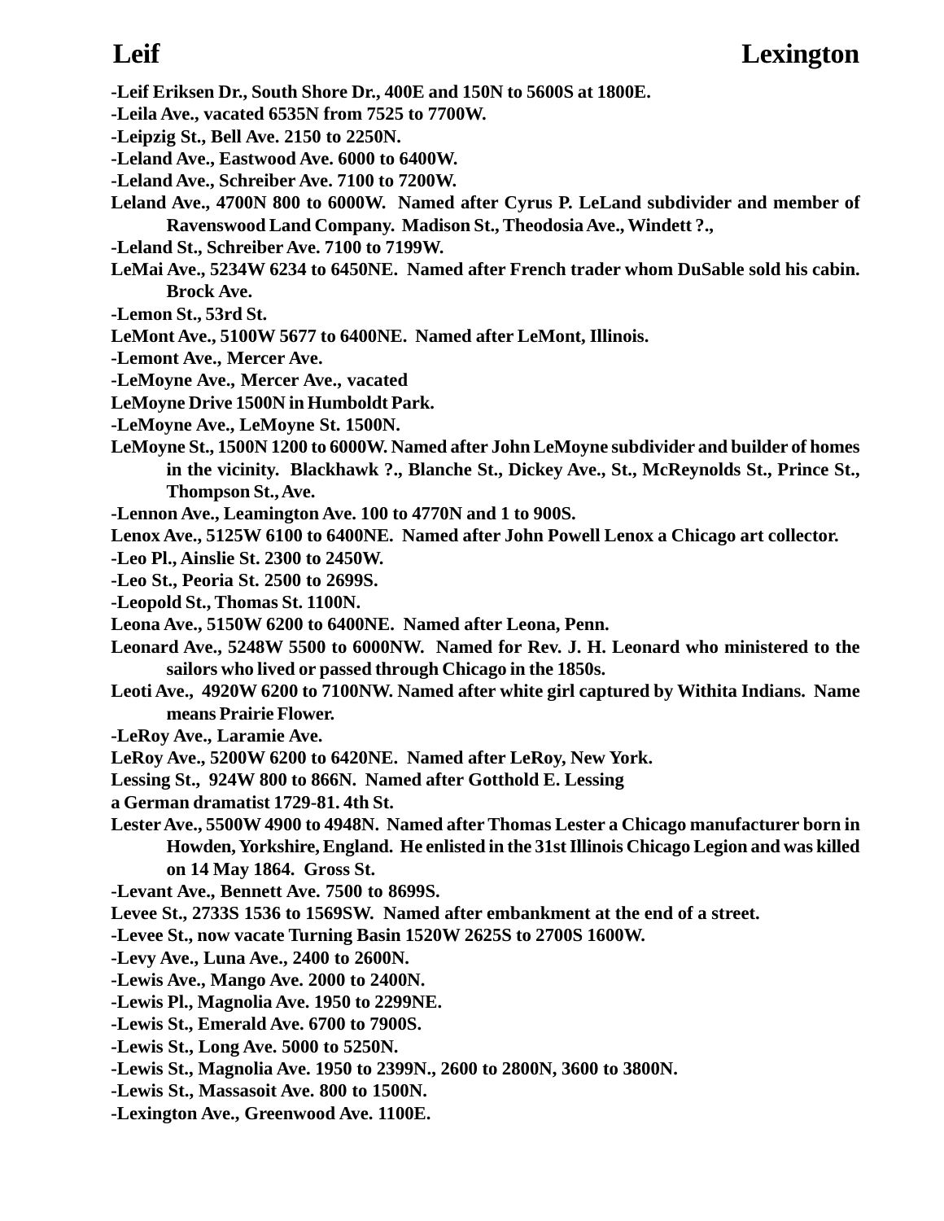-Leif Eriksen Dr., South Shore Dr., 400E and 150N to 5600S at 1800E.

-Leila Ave., vacated 6535N from 7525 to 7700W.

-Leipzig St., Bell Ave. 2150 to 2250N.

-Leland Ave., Eastwood Ave. 6000 to 6400W.

-Leland Ave., Schreiber Ave. 7100 to 7200W.

Leland Ave., 4700N 800 to 6000W. Named after Cyrus P. LeLand subdivider and member of Ravenswood Land Company. Madison St., Theodosia Ave., Windett ?.,

-Leland St., Schreiber Ave. 7100 to 7199W.

LeMai Ave., 5234W 6234 to 6450NE. Named after French trader whom DuSable sold his cabin. Brock Ave.

-Lemon St., 53rd St.

LeMont Ave., 5100W 5677 to 6400NE. Named after LeMont, Illinois.

-Lemont Ave., Mercer Ave.

-LeMoyne Ave., Mercer Ave., vacated

LeMoyne Drive 1500N in Humboldt Park.

-LeMoyne Ave., LeMoyne St. 1500N.

LeMoyne St., 1500N 1200 to 6000W. Named after John LeMoyne subdivider and builder of homes in the vicinity. Blackhawk ?., Blanche St., Dickey Ave., St., McReynolds St., Prince St., Thompson St., Ave.

-Lennon Ave., Leamington Ave. 100 to 4770N and 1 to 900S.

Lenox Ave., 5125W 6100 to 6400NE. Named after John Powell Lenox a Chicago art collector.

-Leo Pl., Ainslie St. 2300 to 2450W.

-Leo St., Peoria St. 2500 to 2699S.

-Leopold St., Thomas St. 1100N.

Leona Ave., 5150W 6200 to 6400NE. Named after Leona, Penn.

Leonard Ave., 5248W 5500 to 6000NW. Named for Rev. J. H. Leonard who ministered to the sailors who lived or passed through Chicago in the 1850s.

Leoti Ave., 4920W 6200 to 7100NW. Named after white girl captured by Withita Indians. Name means Prairie Flower.

-LeRoy Ave., Laramie Ave.

LeRoy Ave., 5200W 6200 to 6420NE. Named after LeRoy, New York.

Lessing St., 924W 800 to 866N. Named after Gotthold E. Lessing
a German dramatist 1729-81. 4th St.

Lester Ave., 5500W 4900 to 4948N. Named after Thomas Lester a Chicago manufacturer born in Howden, Yorkshire, England. He enlisted in the 31st Illinois Chicago Legion and was killed on 14 May 1864. Gross St.

-Levant Ave., Bennett Ave. 7500 to 8699S.

Levee St., 2733S 1536 to 1569SW. Named after embankment at the end of a street.

-Levee St., now vacate Turning Basin 1520W 2625S to 2700S 1600W.

-Levy Ave., Luna Ave., 2400 to 2600N.

-Lewis Ave., Mango Ave. 2000 to 2400N.

-Lewis Pl., Magnolia Ave. 1950 to 2299NE.

-Lewis St., Emerald Ave. 6700 to 7900S.

-Lewis St., Long Ave. 5000 to 5250N.

-Lewis St., Magnolia Ave. 1950 to 2399N., 2600 to 2800N, 3600 to 3800N.

-Lewis St., Massasoit Ave. 800 to 1500N.

-Lexington Ave., Greenwood Ave. 1100E.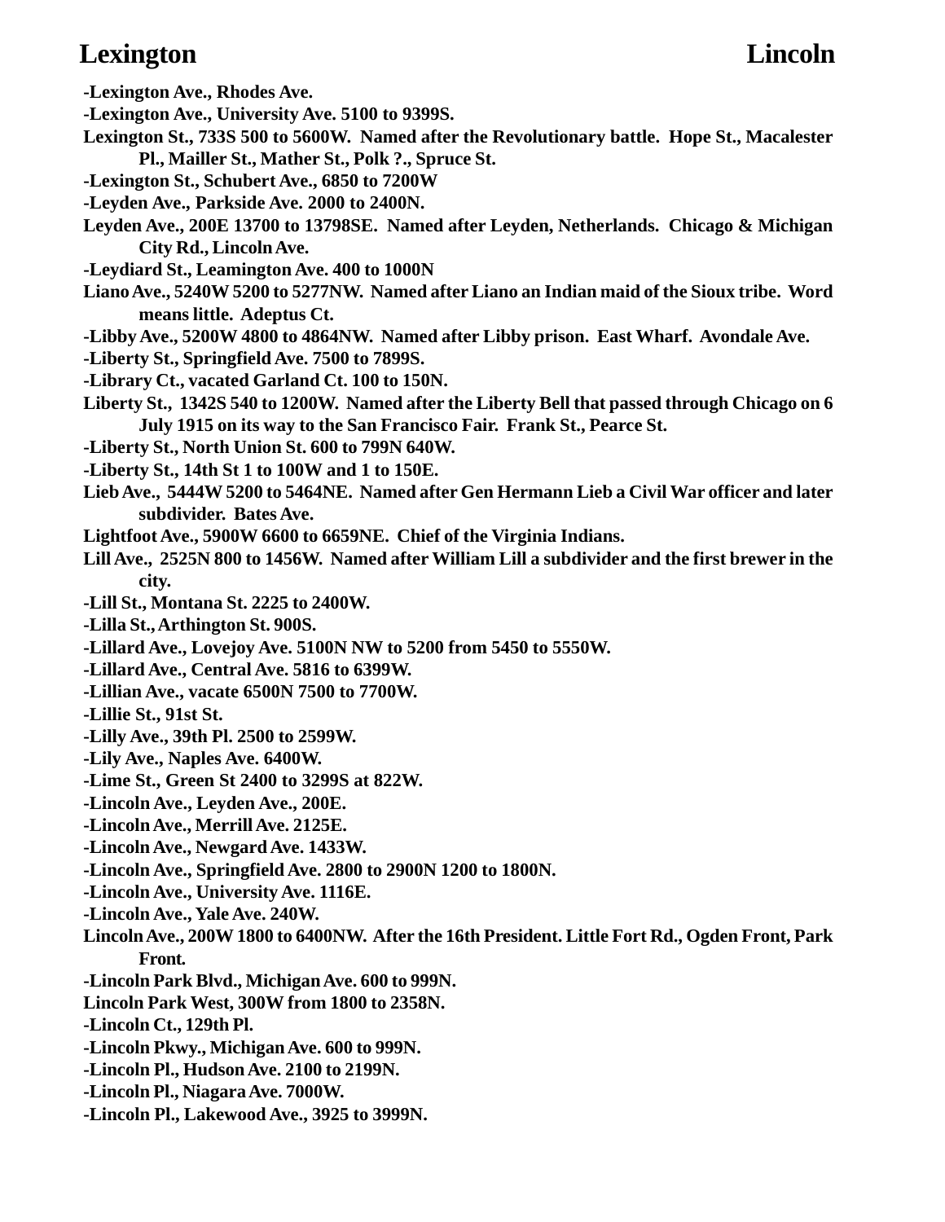-Lexington Ave., Rhodes Ave.

-Lexington Ave., University Ave. 5100 to 9399S.

Lexington St., 733S 500 to 5600W. Named after the Revolutionary battle. Hope St., Macalester Pl., Mailler St., Mather St., Polk ?., Spruce St.

-Lexington St., Schubert Ave., 6850 to 7200W

-Leyden Ave., Parkside Ave. 2000 to 2400N.

Leyden Ave., 200E 13700 to 13798SE. Named after Leyden, Netherlands. Chicago & Michigan City Rd., Lincoln Ave.

-Leydiard St., Leamington Ave. 400 to 1000N

Liano Ave., 5240W 5200 to 5277NW. Named after Liano an Indian maid of the Sioux tribe. Word means little. Adeptus Ct.

-Libby Ave., 5200W 4800 to 4864NW. Named after Libby prison. East Wharf. Avondale Ave.

-Liberty St., Springfield Ave. 7500 to 7899S.

-Library Ct., vacated Garland Ct. 100 to 150N.

Liberty St., 1342S 540 to 1200W. Named after the Liberty Bell that passed through Chicago on 6 July 1915 on its way to the San Francisco Fair. Frank St., Pearce St.

-Liberty St., North Union St. 600 to 799N 640W.

-Liberty St., 14th St 1 to 100W and 1 to 150E.

Lieb Ave., 5444W 5200 to 5464NE. Named after Gen Hermann Lieb a Civil War officer and later subdivider. Bates Ave.

Lightfoot Ave., 5900W 6600 to 6659NE. Chief of the Virginia Indians.

Lill Ave., 2525N 800 to 1456W. Named after William Lill a subdivider and the first brewer in the city.

-Lill St., Montana St. 2225 to 2400W.

-Lilla St., Arthington St. 900S.

-Lillard Ave., Lovejoy Ave. 5100N NW to 5200 from 5450 to 5550W.

-Lillard Ave., Central Ave. 5816 to 6399W.

-Lillian Ave., vacate 6500N 7500 to 7700W.

-Lillie St., 91st St.

-Lilly Ave., 39th Pl. 2500 to 2599W.

-Lily Ave., Naples Ave. 6400W.

-Lime St., Green St 2400 to 3299S at 822W.

-Lincoln Ave., Leyden Ave., 200E.

-Lincoln Ave., Merrill Ave. 2125E.

-Lincoln Ave., Newgard Ave. 1433W.

-Lincoln Ave., Springfield Ave. 2800 to 2900N 1200 to 1800N.

-Lincoln Ave., University Ave. 1116E.

-Lincoln Ave., Yale Ave. 240W.

Lincoln Ave., 200W 1800 to 6400NW. After the 16th President. Little Fort Rd., Ogden Front, Park Front.

-Lincoln Park Blvd., Michigan Ave. 600 to 999N.

Lincoln Park West, 300W from 1800 to 2358N.

-Lincoln Ct., 129th Pl.

-Lincoln Pkwy., Michigan Ave. 600 to 999N.

-Lincoln Pl., Hudson Ave. 2100 to 2199N.

-Lincoln Pl., Niagara Ave. 7000W.

-Lincoln Pl., Lakewood Ave., 3925 to 3999N.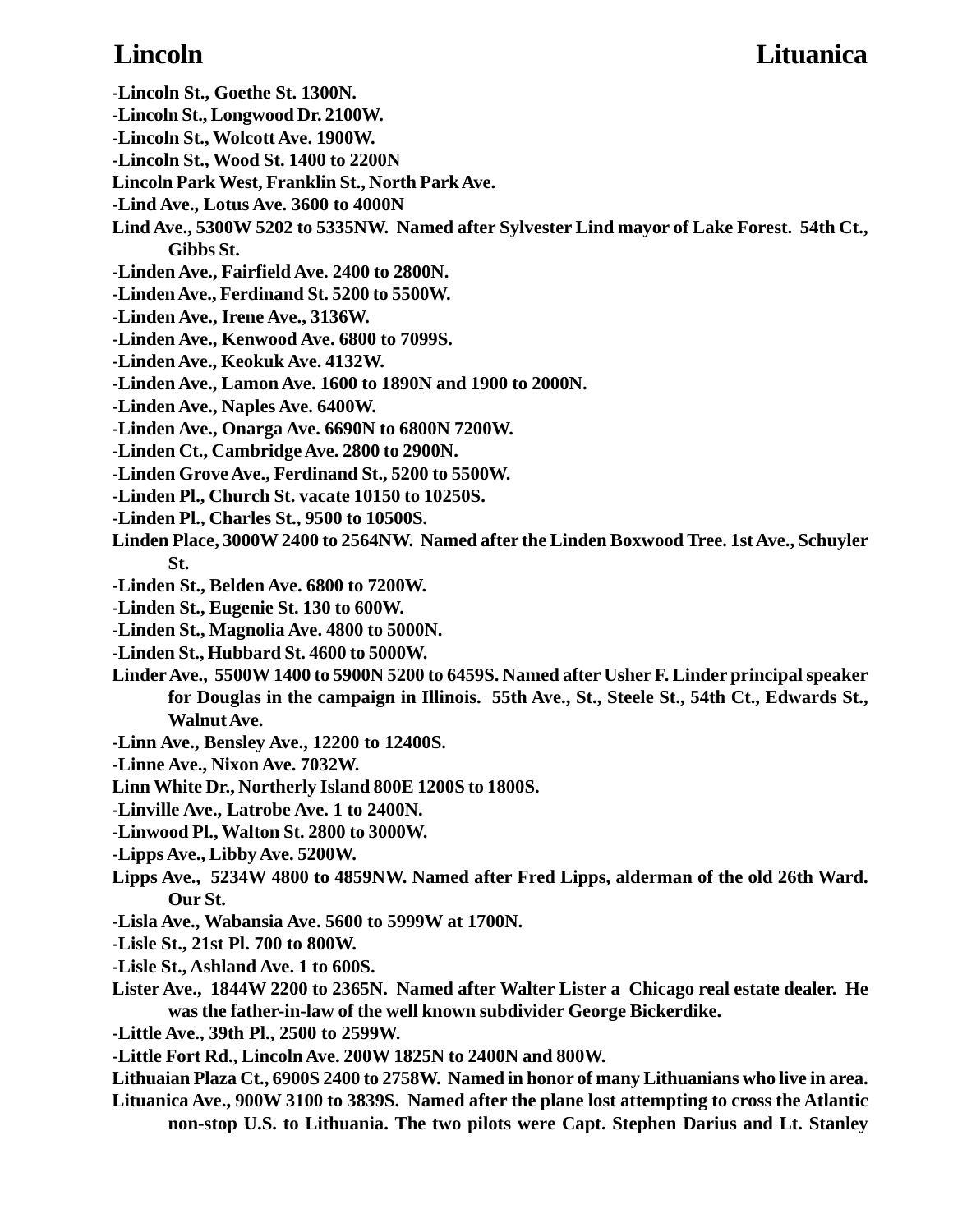**-Lincoln St., Goethe St. 1300N.**

**-Lincoln St., Longwood Dr. 2100W.**

**-Lincoln St., Wolcott Ave. 1900W.**

**-Lincoln St., Wood St. 1400 to 2200N**

**Lincoln Park West, Franklin St., North Park Ave.**

**-Lind Ave., Lotus Ave. 3600 to 4000N**

**Lind Ave., 5300W 5202 to 5335NW. Named after Sylvester Lind mayor of Lake Forest. 54th Ct., Gibbs St.**

**-Linden Ave., Fairfield Ave. 2400 to 2800N.**

**-Linden Ave., Ferdinand St. 5200 to 5500W.**

**-Linden Ave., Irene Ave., 3136W.**

**-Linden Ave., Kenwood Ave. 6800 to 7099S.**

**-Linden Ave., Keokuk Ave. 4132W.**

**-Linden Ave., Lamon Ave. 1600 to 1890N and 1900 to 2000N.**

**-Linden Ave., Naples Ave. 6400W.**

**-Linden Ave., Onarga Ave. 6690N to 6800N 7200W.**

**-Linden Ct., Cambridge Ave. 2800 to 2900N.**

**-Linden Grove Ave., Ferdinand St., 5200 to 5500W.**

**-Linden Pl., Church St. vacate 10150 to 10250S.**

**-Linden Pl., Charles St., 9500 to 10500S.**

**Linden Place, 3000W 2400 to 2564NW. Named after the Linden Boxwood Tree. 1st Ave., Schuyler St.**

**-Linden St., Belden Ave. 6800 to 7200W.**

**-Linden St., Eugenie St. 130 to 600W.**

**-Linden St., Magnolia Ave. 4800 to 5000N.**

**-Linden St., Hubbard St. 4600 to 5000W.**

**Linder Ave., 5500W 1400 to 5900N 5200 to 6459S. Named after Usher F. Linder principal speaker for Douglas in the campaign in Illinois. 55th Ave., St., Steele St., 54th Ct., Edwards St., Walnut Ave.**

**-Linn Ave., Bensley Ave., 12200 to 12400S.**

**-Linne Ave., Nixon Ave. 7032W.**

**Linn White Dr., Northerly Island 800E 1200S to 1800S.**

**-Linville Ave., Latrobe Ave. 1 to 2400N.**

**-Linwood Pl., Walton St. 2800 to 3000W.**

**-Lipps Ave., Libby Ave. 5200W.**

**Lipps Ave., 5234W 4800 to 4859NW. Named after Fred Lipps, alderman of the old 26th Ward. Our St.**

**-Lisla Ave., Wabansia Ave. 5600 to 5999W at 1700N.**

**-Lisle St., 21st Pl. 700 to 800W.**

**-Lisle St., Ashland Ave. 1 to 600S.**

**Lister Ave., 1844W 2200 to 2365N. Named after Walter Lister a Chicago real estate dealer. He was the father-in-law of the well known subdivider George Bickerdike.**

**-Little Ave., 39th Pl., 2500 to 2599W.**

**-Little Fort Rd., Lincoln Ave. 200W 1825N to 2400N and 800W.**

**Lithuaian Plaza Ct., 6900S 2400 to 2758W. Named in honor of many Lithuanians who live in area.**

**Lituanica Ave., 900W 3100 to 3839S. Named after the plane lost attempting to cross the Atlantic non-stop U.S. to Lithuania. The two pilots were Capt. Stephen Darius and Lt. Stanley**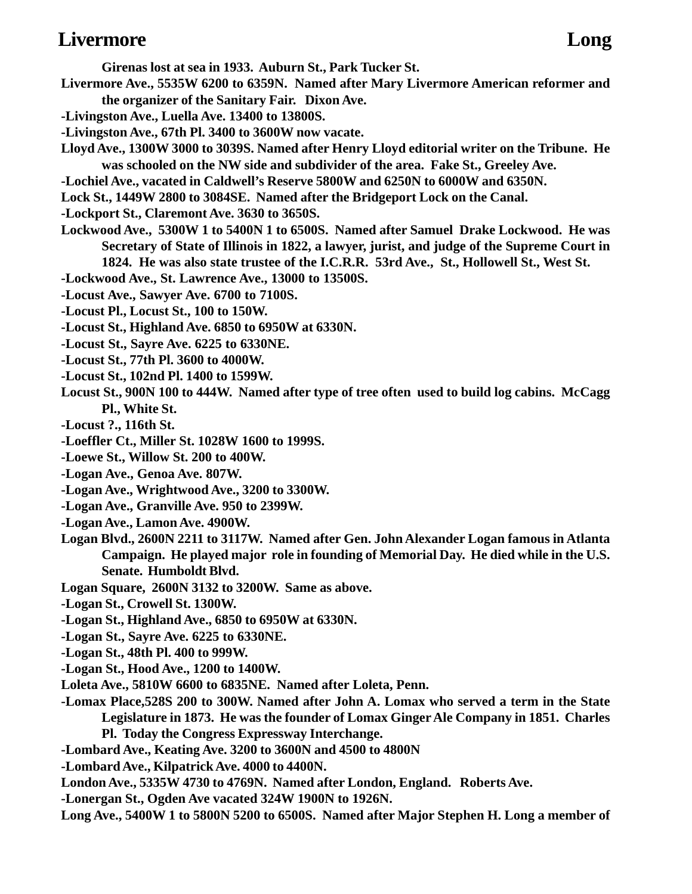Girenas lost at sea in 1933. Auburn St., Park Tucker St.

Livermore Ave., 5535W 6200 to 6359N. Named after Mary Livermore American reformer and the organizer of the Sanitary Fair. Dixon Ave.

-Livingston Ave., Luella Ave. 13400 to 13800S.

-Livingston Ave., 67th Pl. 3400 to 3600W now vacate.

Lloyd Ave., 1300W 3000 to 3039S. Named after Henry Lloyd editorial writer on the Tribune. He was schooled on the NW side and subdivider of the area. Fake St., Greeley Ave.

-Lochiel Ave., vacated in Caldwell's Reserve 5800W and 6250N to 6000W and 6350N.

Lock St., 1449W 2800 to 3084SE. Named after the Bridgeport Lock on the Canal.

-Lockport St., Claremont Ave. 3630 to 3650S.

Lockwood Ave., 5300W 1 to 5400N 1 to 6500S. Named after Samuel Drake Lockwood. He was Secretary of State of Illinois in 1822, a lawyer, jurist, and judge of the Supreme Court in 1824. He was also state trustee of the I.C.R.R. 53rd Ave., St., Hollowell St., West St.

-Lockwood Ave., St. Lawrence Ave., 13000 to 13500S.

-Locust Ave., Sawyer Ave. 6700 to 7100S.

-Locust Pl., Locust St., 100 to 150W.

-Locust St., Highland Ave. 6850 to 6950W at 6330N.

-Locust St., Sayre Ave. 6225 to 6330NE.

-Locust St., 77th Pl. 3600 to 4000W.

-Locust St., 102nd Pl. 1400 to 1599W.

Locust St., 900N 100 to 444W. Named after type of tree often used to build log cabins. McCagg Pl., White St.

-Locust ?., 116th St.

-Loeffler Ct., Miller St. 1028W 1600 to 1999S.

-Loewe St., Willow St. 200 to 400W.

-Logan Ave., Genoa Ave. 807W.

-Logan Ave., Wrightwood Ave., 3200 to 3300W.

-Logan Ave., Granville Ave. 950 to 2399W.

-Logan Ave., Lamon Ave. 4900W.

Logan Blvd., 2600N 2211 to 3117W. Named after Gen. John Alexander Logan famous in Atlanta Campaign. He played major role in founding of Memorial Day. He died while in the U.S. Senate. Humboldt Blvd.

Logan Square, 2600N 3132 to 3200W. Same as above.

-Logan St., Crowell St. 1300W.

-Logan St., Highland Ave., 6850 to 6950W at 6330N.

-Logan St., Sayre Ave. 6225 to 6330NE.

-Logan St., 48th Pl. 400 to 999W.

-Logan St., Hood Ave., 1200 to 1400W.

Loleta Ave., 5810W 6600 to 6835NE. Named after Loleta, Penn.

-Lomax Place,528S 200 to 300W. Named after John A. Lomax who served a term in the State Legislature in 1873. He was the founder of Lomax Ginger Ale Company in 1851. Charles Pl. Today the Congress Expressway Interchange.

-Lombard Ave., Keating Ave. 3200 to 3600N and 4500 to 4800N

-Lombard Ave., Kilpatrick Ave. 4000 to 4400N.

London Ave., 5335W 4730 to 4769N. Named after London, England. Roberts Ave.

-Lonergan St., Ogden Ave vacated 324W 1900N to 1926N.

Long Ave., 5400W 1 to 5800N 5200 to 6500S. Named after Major Stephen H. Long a member of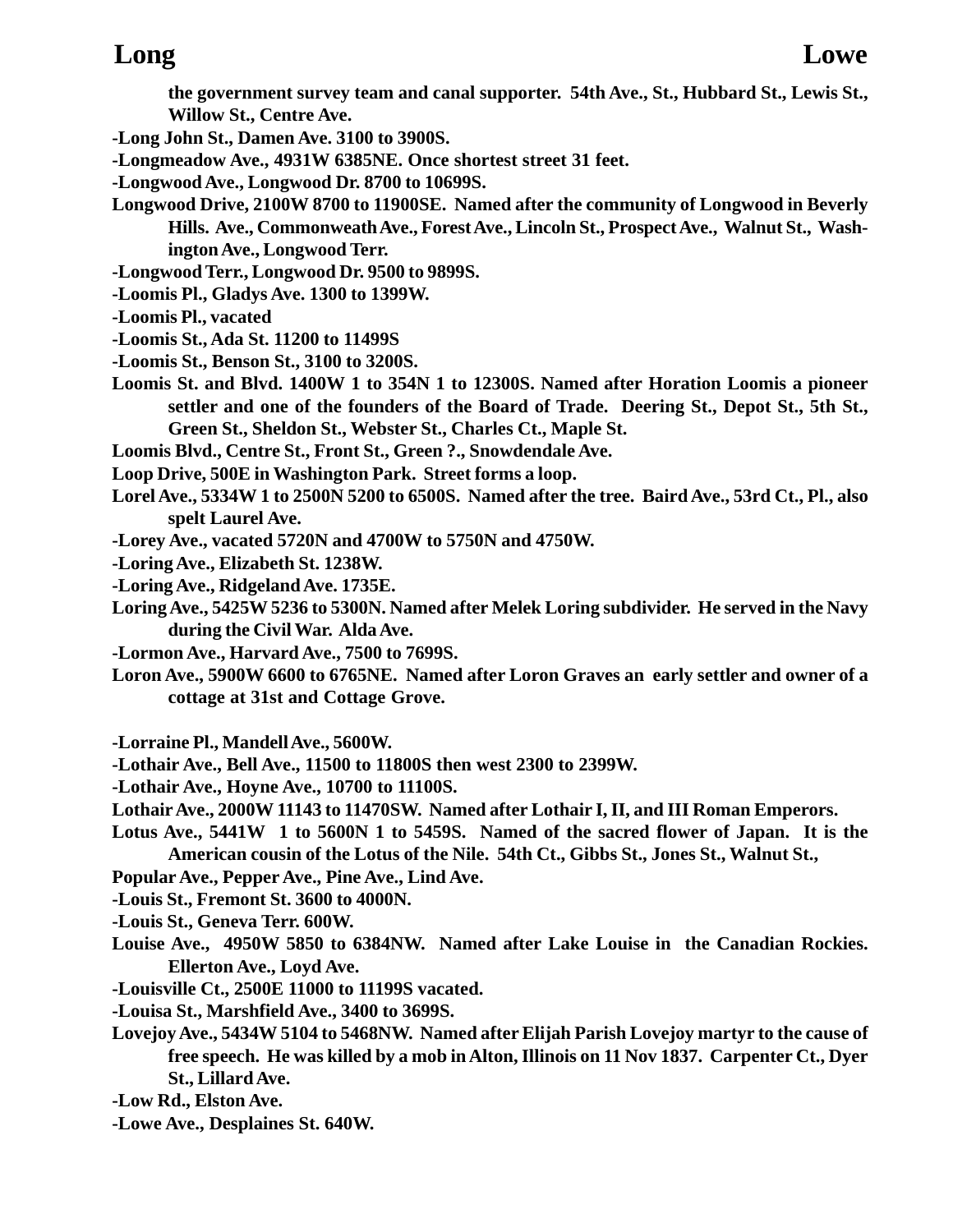the government survey team and canal supporter. 54th Ave., St., Hubbard St., Lewis St., Willow St., Centre Ave.

-Long John St., Damen Ave. 3100 to 3900S.

-Longmeadow Ave., 4931W 6385NE. Once shortest street 31 feet.

-Longwood Ave., Longwood Dr. 8700 to 10699S.

Longwood Drive, 2100W 8700 to 11900SE. Named after the community of Longwood in Beverly Hills. Ave., Commonweath Ave., Forest Ave., Lincoln St., Prospect Ave., Walnut St., Washington Ave., Longwood Terr.

-Longwood Terr., Longwood Dr. 9500 to 9899S.

-Loomis Pl., Gladys Ave. 1300 to 1399W.

-Loomis Pl., vacated

-Loomis St., Ada St. 11200 to 11499S

-Loomis St., Benson St., 3100 to 3200S.

Loomis St. and Blvd. 1400W 1 to 354N 1 to 12300S. Named after Horation Loomis a pioneer settler and one of the founders of the Board of Trade. Deering St., Depot St., 5th St., Green St., Sheldon St., Webster St., Charles Ct., Maple St.

Loomis Blvd., Centre St., Front St., Green ?., Snowdendale Ave.

Loop Drive, 500E in Washington Park. Street forms a loop.

Lorel Ave., 5334W 1 to 2500N 5200 to 6500S. Named after the tree. Baird Ave., 53rd Ct., Pl., also spelt Laurel Ave.

-Lorey Ave., vacated 5720N and 4700W to 5750N and 4750W.

-Loring Ave., Elizabeth St. 1238W.

-Loring Ave., Ridgeland Ave. 1735E.

Loring Ave., 5425W 5236 to 5300N. Named after Melek Loring subdivider. He served in the Navy during the Civil War. Alda Ave.

-Lormon Ave., Harvard Ave., 7500 to 7699S.

Loron Ave., 5900W 6600 to 6765NE. Named after Loron Graves an early settler and owner of a cottage at 31st and Cottage Grove.

-Lorraine Pl., Mandell Ave., 5600W.

-Lothair Ave., Bell Ave., 11500 to 11800S then west 2300 to 2399W.

-Lothair Ave., Hoyne Ave., 10700 to 11100S.

Lothair Ave., 2000W 11143 to 11470SW. Named after Lothair I, II, and III Roman Emperors.

Lotus Ave., 5441W 1 to 5600N 1 to 5459S. Named of the sacred flower of Japan. It is the American cousin of the Lotus of the Nile. 54th Ct., Gibbs St., Jones St., Walnut St.,

Popular Ave., Pepper Ave., Pine Ave., Lind Ave.

-Louis St., Fremont St. 3600 to 4000N.

-Louis St., Geneva Terr. 600W.

Louise Ave., 4950W 5850 to 6384NW. Named after Lake Louise in the Canadian Rockies. Ellerton Ave., Loyd Ave.

-Louisville Ct., 2500E 11000 to 11199S vacated.

-Louisa St., Marshfield Ave., 3400 to 3699S.

Lovejoy Ave., 5434W 5104 to 5468NW. Named after Elijah Parish Lovejoy martyr to the cause of free speech. He was killed by a mob in Alton, Illinois on 11 Nov 1837. Carpenter Ct., Dyer St., Lillard Ave.

-Low Rd., Elston Ave.

-Lowe Ave., Desplaines St. 640W.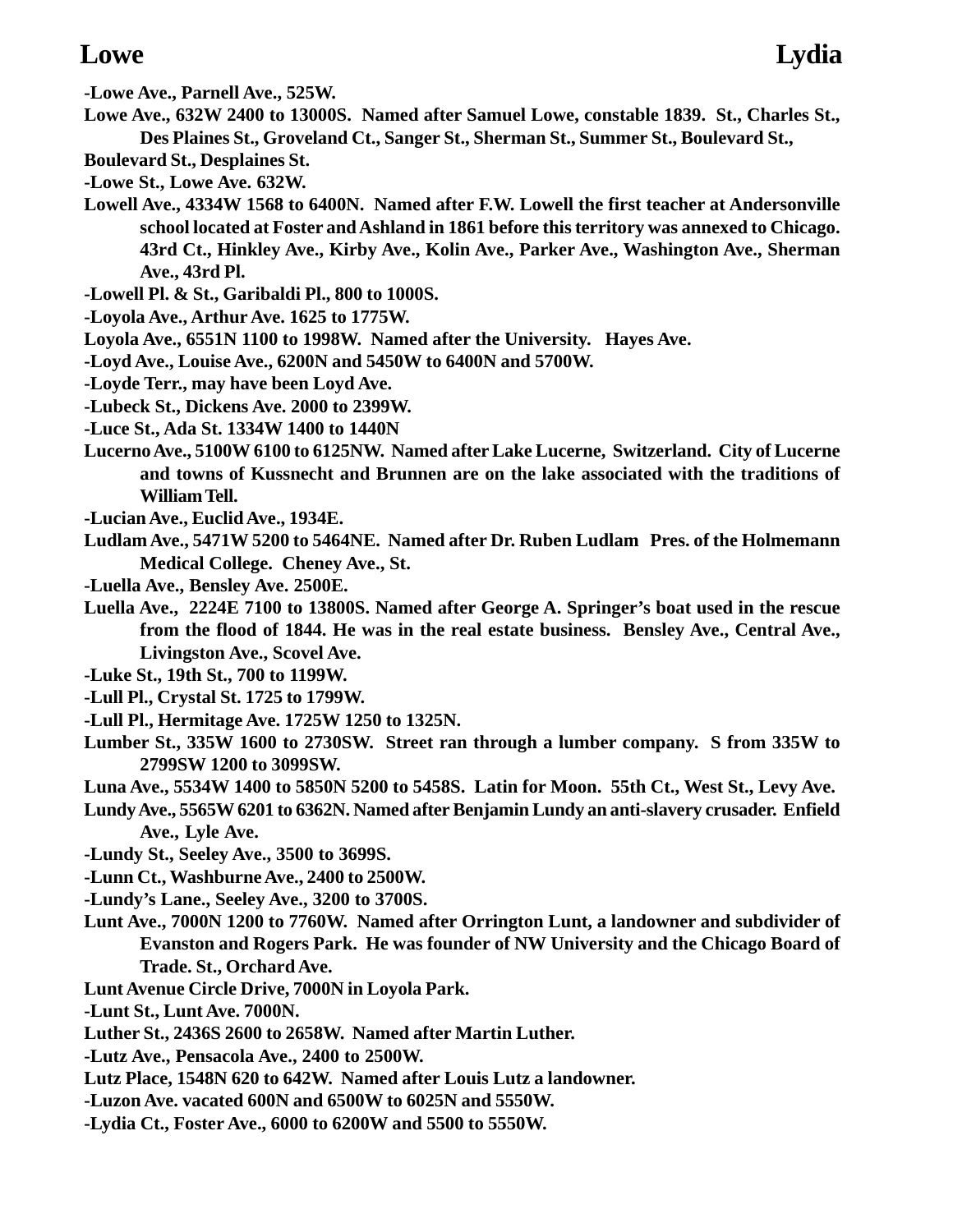**-Lowe Ave., Parnell Ave., 525W.**

**Lowe Ave., 632W 2400 to 13000S. Named after Samuel Lowe, constable 1839. St., Charles St., Des Plaines St., Groveland Ct., Sanger St., Sherman St., Summer St., Boulevard St., Boulevard St., Desplaines St.**

**-Lowe St., Lowe Ave. 632W.**

**Lowell Ave., 4334W 1568 to 6400N. Named after F.W. Lowell the first teacher at Andersonville school located at Foster and Ashland in 1861 before this territory was annexed to Chicago. 43rd Ct., Hinkley Ave., Kirby Ave., Kolin Ave., Parker Ave., Washington Ave., Sherman Ave., 43rd Pl.**

**-Lowell Pl. & St., Garibaldi Pl., 800 to 1000S.**

**-Loyola Ave., Arthur Ave. 1625 to 1775W.**

**Loyola Ave., 6551N 1100 to 1998W. Named after the University. Hayes Ave.**

**-Loyd Ave., Louise Ave., 6200N and 5450W to 6400N and 5700W.**

**-Loyde Terr., may have been Loyd Ave.**

**-Lubeck St., Dickens Ave. 2000 to 2399W.**

**-Luce St., Ada St. 1334W 1400 to 1440N**

**Lucerno Ave., 5100W 6100 to 6125NW. Named after Lake Lucerne, Switzerland. City of Lucerne and towns of Kussnecht and Brunnen are on the lake associated with the traditions of William Tell.**

**-Lucian Ave., Euclid Ave., 1934E.**

**Ludlam Ave., 5471W 5200 to 5464NE. Named after Dr. Ruben Ludlam Pres. of the Holmemann Medical College. Cheney Ave., St.**

**-Luella Ave., Bensley Ave. 2500E.**

**Luella Ave., 2224E 7100 to 13800S. Named after George A. Springer's boat used in the rescue from the flood of 1844. He was in the real estate business. Bensley Ave., Central Ave., Livingston Ave., Scovel Ave.**

**-Luke St., 19th St., 700 to 1199W.**

**-Lull Pl., Crystal St. 1725 to 1799W.**

**-Lull Pl., Hermitage Ave. 1725W 1250 to 1325N.**

**Lumber St., 335W 1600 to 2730SW. Street ran through a lumber company. S from 335W to 2799SW 1200 to 3099SW.**

**Luna Ave., 5534W 1400 to 5850N 5200 to 5458S. Latin for Moon. 55th Ct., West St., Levy Ave.**

**Lundy Ave., 5565W 6201 to 6362N. Named after Benjamin Lundy an anti-slavery crusader. Enfield Ave., Lyle Ave.**

**-Lundy St., Seeley Ave., 3500 to 3699S.**

**-Lunn Ct., Washburne Ave., 2400 to 2500W.**

**-Lundy's Lane., Seeley Ave., 3200 to 3700S.**

**Lunt Ave., 7000N 1200 to 7760W. Named after Orrington Lunt, a landowner and subdivider of Evanston and Rogers Park. He was founder of NW University and the Chicago Board of Trade. St., Orchard Ave.**

**Lunt Avenue Circle Drive, 7000N in Loyola Park.**

**-Lunt St., Lunt Ave. 7000N.**

**Luther St., 2436S 2600 to 2658W. Named after Martin Luther.**

**-Lutz Ave., Pensacola Ave., 2400 to 2500W.**

**Lutz Place, 1548N 620 to 642W. Named after Louis Lutz a landowner.**

**-Luzon Ave. vacated 600N and 6500W to 6025N and 5550W.**

**-Lydia Ct., Foster Ave., 6000 to 6200W and 5500 to 5550W.**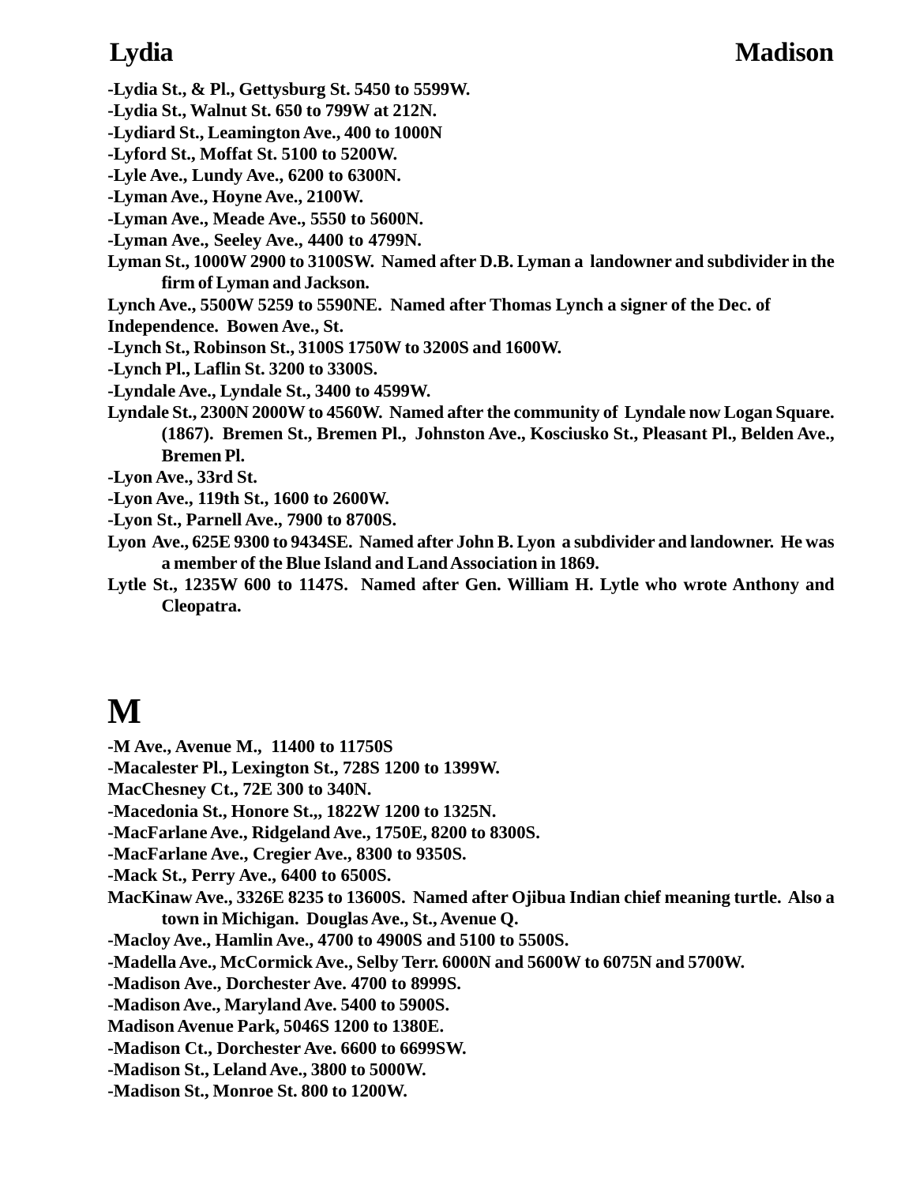**-Lydia St., & Pl., Gettysburg St. 5450 to 5599W.**

**-Lydia St., Walnut St. 650 to 799W at 212N.**

**-Lydiard St., Leamington Ave., 400 to 1000N**

**-Lyford St., Moffat St. 5100 to 5200W.**

**-Lyle Ave., Lundy Ave., 6200 to 6300N.**

**-Lyman Ave., Hoyne Ave., 2100W.**

**-Lyman Ave., Meade Ave., 5550 to 5600N.**

**-Lyman Ave., Seeley Ave., 4400 to 4799N.**

**Lyman St., 1000W 2900 to 3100SW. Named after D.B. Lyman a landowner and subdivider in the firm of Lyman and Jackson.**

**Lynch Ave., 5500W 5259 to 5590NE. Named after Thomas Lynch a signer of the Dec. of Independence. Bowen Ave., St.**

**-Lynch St., Robinson St., 3100S 1750W to 3200S and 1600W.**

**-Lynch Pl., Laflin St. 3200 to 3300S.**

**-Lyndale Ave., Lyndale St., 3400 to 4599W.**

**Lyndale St., 2300N 2000W to 4560W. Named after the community of Lyndale now Logan Square. (1867). Bremen St., Bremen Pl., Johnston Ave., Kosciusko St., Pleasant Pl., Belden Ave., Bremen Pl.**

**-Lyon Ave., 33rd St.**

**-Lyon Ave., 119th St., 1600 to 2600W.**

**-Lyon St., Parnell Ave., 7900 to 8700S.**

**Lyon Ave., 625E 9300 to 9434SE. Named after John B. Lyon a subdivider and landowner. He was a member of the Blue Island and Land Association in 1869.**

**Lytle St., 1235W 600 to 1147S. Named after Gen. William H. Lytle who wrote Anthony and Cleopatra.**

# M

**-M Ave., Avenue M., 11400 to 11750S**

**-Macalester Pl., Lexington St., 728S 1200 to 1399W.**

**MacChesney Ct., 72E 300 to 340N.**

**-Macedonia St., Honore St.,, 1822W 1200 to 1325N.**

**-MacFarlane Ave., Ridgeland Ave., 1750E, 8200 to 8300S.**

**-MacFarlane Ave., Cregier Ave., 8300 to 9350S.**

**-Mack St., Perry Ave., 6400 to 6500S.**

**MacKinaw Ave., 3326E 8235 to 13600S. Named after Ojibua Indian chief meaning turtle. Also a town in Michigan. Douglas Ave., St., Avenue Q.**

**-Macloy Ave., Hamlin Ave., 4700 to 4900S and 5100 to 5500S.**

**-Madella Ave., McCormick Ave., Selby Terr. 6000N and 5600W to 6075N and 5700W.**

**-Madison Ave., Dorchester Ave. 4700 to 8999S.**

**-Madison Ave., Maryland Ave. 5400 to 5900S.**

**Madison Avenue Park, 5046S 1200 to 1380E.**

**-Madison Ct., Dorchester Ave. 6600 to 6699SW.**

**-Madison St., Leland Ave., 3800 to 5000W.**

**-Madison St., Monroe St. 800 to 1200W.**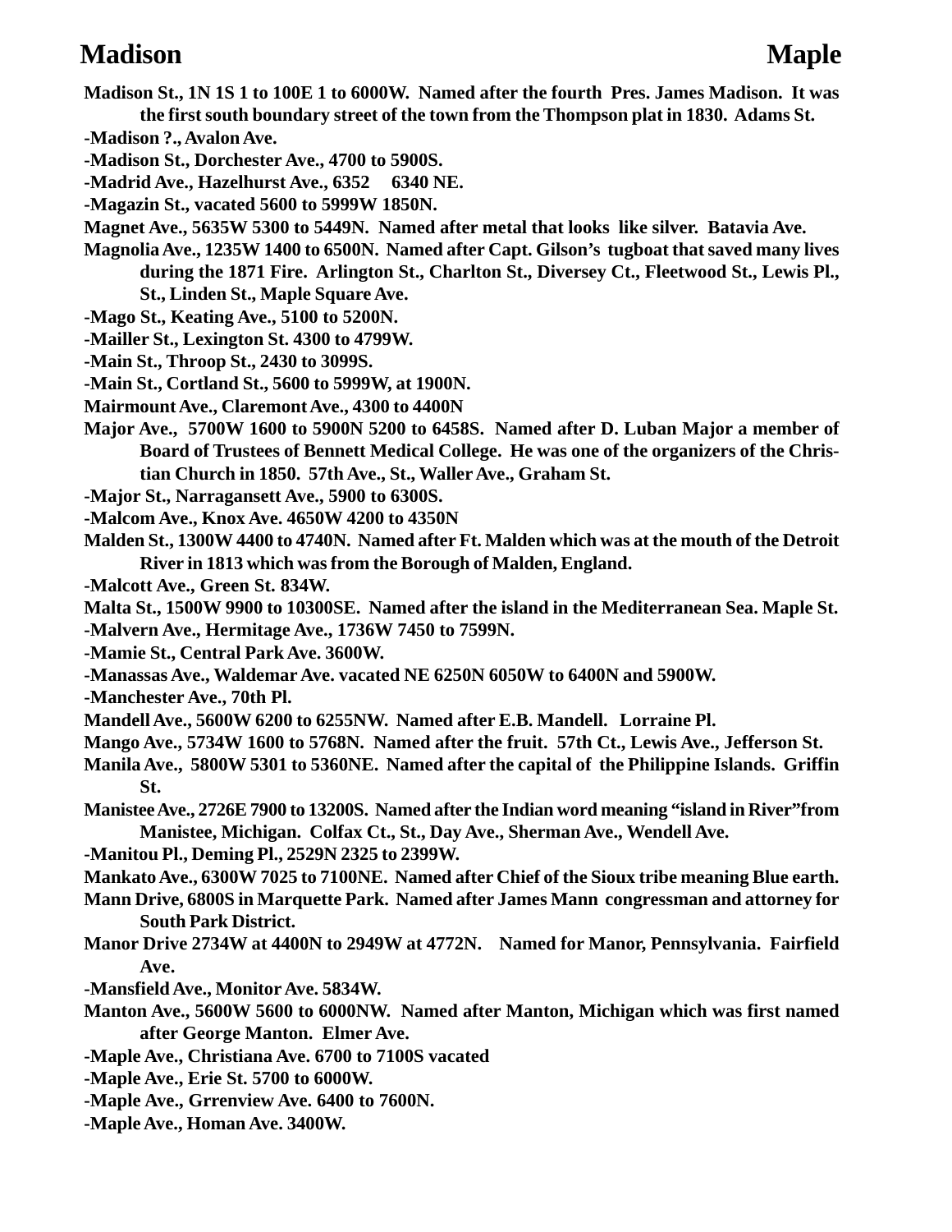**Madison St., 1N 1S 1 to 100E 1 to 6000W. Named after the fourth Pres. James Madison. It was the first south boundary street of the town from the Thompson plat in 1830. Adams St.**

**-Madison ?., Avalon Ave.**

**-Madison St., Dorchester Ave., 4700 to 5900S.**

**-Madrid Ave., Hazelhurst Ave., 6352 6340 NE.**

**-Magazin St., vacated 5600 to 5999W 1850N.**

**Magnet Ave., 5635W 5300 to 5449N. Named after metal that looks like silver. Batavia Ave.**

**Magnolia Ave., 1235W 1400 to 6500N. Named after Capt. Gilson's tugboat that saved many lives during the 1871 Fire. Arlington St., Charlton St., Diversey Ct., Fleetwood St., Lewis Pl., St., Linden St., Maple Square Ave.**

**-Mago St., Keating Ave., 5100 to 5200N.**

**-Mailler St., Lexington St. 4300 to 4799W.**

**-Main St., Throop St., 2430 to 3099S.**

**-Main St., Cortland St., 5600 to 5999W, at 1900N.**

**Mairmount Ave., Claremont Ave., 4300 to 4400N**

**Major Ave., 5700W 1600 to 5900N 5200 to 6458S. Named after D. Luban Major a member of Board of Trustees of Bennett Medical College. He was one of the organizers of the Christian Church in 1850. 57th Ave., St., Waller Ave., Graham St.**

**-Major St., Narragansett Ave., 5900 to 6300S.**

**-Malcom Ave., Knox Ave. 4650W 4200 to 4350N**

**Malden St., 1300W 4400 to 4740N. Named after Ft. Malden which was at the mouth of the Detroit River in 1813 which was from the Borough of Malden, England.**

**-Malcott Ave., Green St. 834W.**

**Malta St., 1500W 9900 to 10300SE. Named after the island in the Mediterranean Sea. Maple St.**

**-Malvern Ave., Hermitage Ave., 1736W 7450 to 7599N.**

**-Mamie St., Central Park Ave. 3600W.**

**-Manassas Ave., Waldemar Ave. vacated NE 6250N 6050W to 6400N and 5900W.**

**-Manchester Ave., 70th Pl.**

**Mandell Ave., 5600W 6200 to 6255NW. Named after E.B. Mandell. Lorraine Pl.**

**Mango Ave., 5734W 1600 to 5768N. Named after the fruit. 57th Ct., Lewis Ave., Jefferson St.**

**Manila Ave., 5800W 5301 to 5360NE. Named after the capital of the Philippine Islands. Griffin St.**

**Manistee Ave., 2726E 7900 to 13200S. Named after the Indian word meaning "island in River" from Manistee, Michigan. Colfax Ct., St., Day Ave., Sherman Ave., Wendell Ave.**

**-Manitou Pl., Deming Pl., 2529N 2325 to 2399W.**

**Mankato Ave., 6300W 7025 to 7100NE. Named after Chief of the Sioux tribe meaning Blue earth.**

**Mann Drive, 6800S in Marquette Park. Named after James Mann congressman and attorney for South Park District.**

**Manor Drive 2734W at 4400N to 2949W at 4772N. Named for Manor, Pennsylvania. Fairfield Ave.**

**-Mansfield Ave., Monitor Ave. 5834W.**

**Manton Ave., 5600W 5600 to 6000NW. Named after Manton, Michigan which was first named after George Manton. Elmer Ave.**

**-Maple Ave., Christiana Ave. 6700 to 7100S vacated**

**-Maple Ave., Erie St. 5700 to 6000W.**

**-Maple Ave., Grrenview Ave. 6400 to 7600N.**

**-Maple Ave., Homan Ave. 3400W.**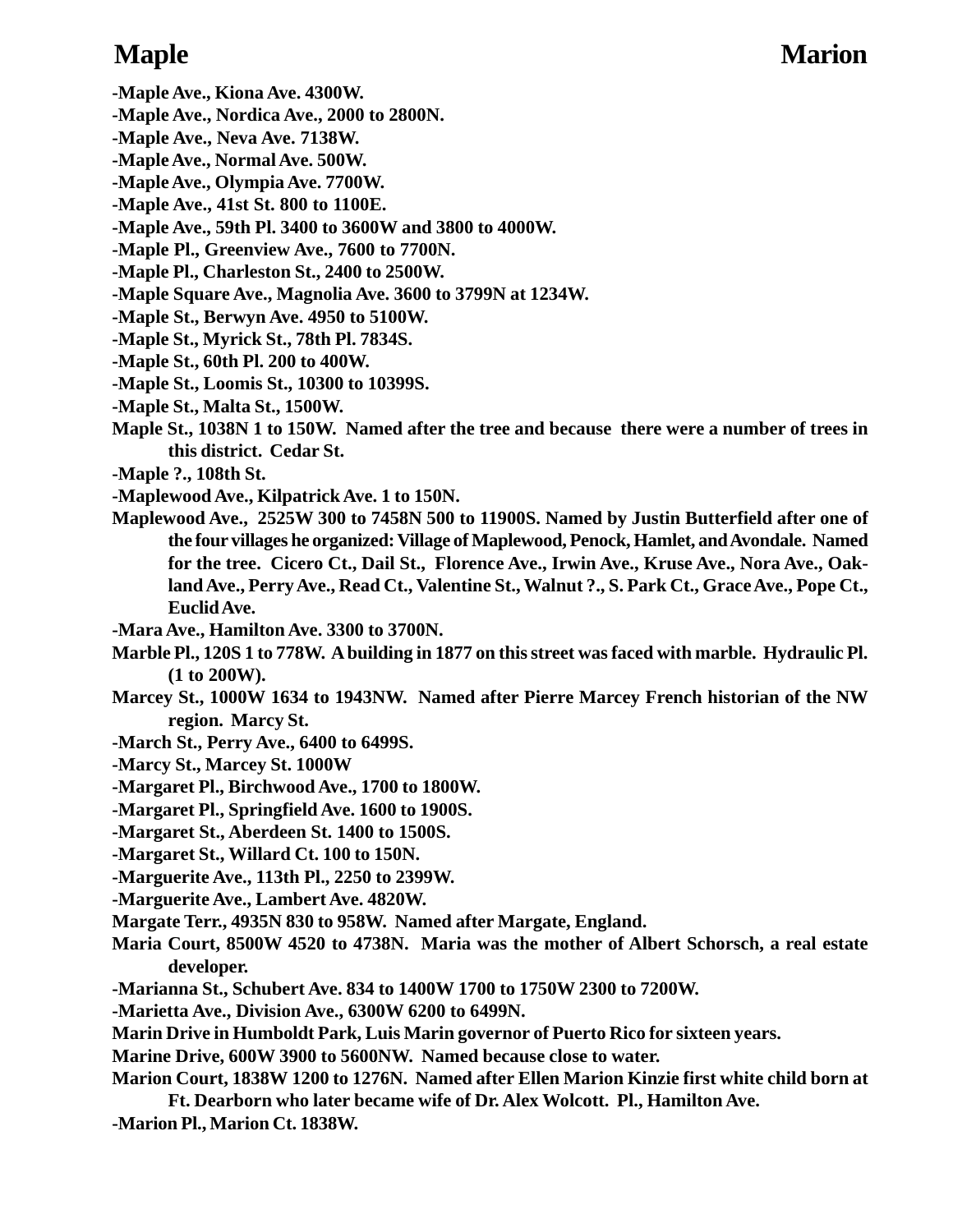-Maple Ave., Kiona Ave. 4300W.

-Maple Ave., Nordica Ave., 2000 to 2800N.

-Maple Ave., Neva Ave. 7138W.

-Maple Ave., Normal Ave. 500W.

-Maple Ave., Olympia Ave. 7700W.

-Maple Ave., 41st St. 800 to 1100E.

-Maple Ave., 59th Pl. 3400 to 3600W and 3800 to 4000W.

-Maple Pl., Greenview Ave., 7600 to 7700N.

-Maple Pl., Charleston St., 2400 to 2500W.

-Maple Square Ave., Magnolia Ave. 3600 to 3799N at 1234W.

-Maple St., Berwyn Ave. 4950 to 5100W.

-Maple St., Myrick St., 78th Pl. 7834S.

-Maple St., 60th Pl. 200 to 400W.

-Maple St., Loomis St., 10300 to 10399S.

-Maple St., Malta St., 1500W.

**Maple St., 1038N 1 to 150W. Named after the tree and because there were a number of trees in this district. Cedar St.**

-Maple ?., 108th St.

-Maplewood Ave., Kilpatrick Ave. 1 to 150N.

**Maplewood Ave., 2525W 300 to 7458N 500 to 11900S. Named by Justin Butterfield after one of the four villages he organized: Village of Maplewood, Penock, Hamlet, and Avondale. Named for the tree. Cicero Ct., Dail St., Florence Ave., Irwin Ave., Kruse Ave., Nora Ave., Oakland Ave., Perry Ave., Read Ct., Valentine St., Walnut ?., S. Park Ct., Grace Ave., Pope Ct., Euclid Ave.**

-Mara Ave., Hamilton Ave. 3300 to 3700N.

**Marble Pl., 120S 1 to 778W. A building in 1877 on this street was faced with marble. Hydraulic Pl. (1 to 200W).**

**Marcey St., 1000W 1634 to 1943NW. Named after Pierre Marcey French historian of the NW region. Marcy St.**

-March St., Perry Ave., 6400 to 6499S.

-Marcy St., Marcey St. 1000W

-Margaret Pl., Birchwood Ave., 1700 to 1800W.

-Margaret Pl., Springfield Ave. 1600 to 1900S.

-Margaret St., Aberdeen St. 1400 to 1500S.

-Margaret St., Willard Ct. 100 to 150N.

-Marguerite Ave., 113th Pl., 2250 to 2399W.

-Marguerite Ave., Lambert Ave. 4820W.

**Margate Terr., 4935N 830 to 958W. Named after Margate, England.**

**Maria Court, 8500W 4520 to 4738N. Maria was the mother of Albert Schorsch, a real estate developer.**

-Marianna St., Schubert Ave. 834 to 1400W 1700 to 1750W 2300 to 7200W.

-Marietta Ave., Division Ave., 6300W 6200 to 6499N.

**Marin Drive in Humboldt Park, Luis Marin governor of Puerto Rico for sixteen years.**

**Marine Drive, 600W 3900 to 5600NW. Named because close to water.**

**Marion Court, 1838W 1200 to 1276N. Named after Ellen Marion Kinzie first white child born at Ft. Dearborn who later became wife of Dr. Alex Wolcott. Pl., Hamilton Ave.**

-Marion Pl., Marion Ct. 1838W.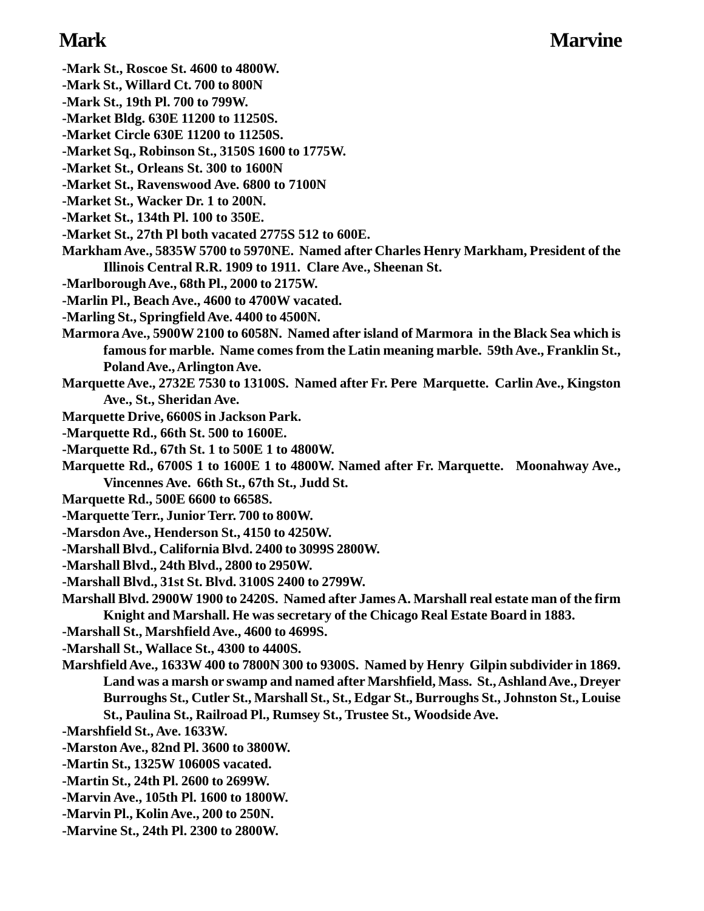**-Mark St., Roscoe St. 4600 to 4800W.**

**-Mark St., Willard Ct. 700 to 800N**

**-Mark St., 19th Pl. 700 to 799W.**

**-Market Bldg. 630E 11200 to 11250S.**

**-Market Circle 630E 11200 to 11250S.**

**-Market Sq., Robinson St., 3150S 1600 to 1775W.**

**-Market St., Orleans St. 300 to 1600N**

**-Market St., Ravenswood Ave. 6800 to 7100N**

**-Market St., Wacker Dr. 1 to 200N.**

**-Market St., 134th Pl. 100 to 350E.**

**-Market St., 27th Pl both vacated 2775S 512 to 600E.**

**Markham Ave., 5835W 5700 to 5970NE. Named after Charles Henry Markham, President of the Illinois Central R.R. 1909 to 1911. Clare Ave., Sheenan St.**

**-Marlborough Ave., 68th Pl., 2000 to 2175W.**

**-Marlin Pl., Beach Ave., 4600 to 4700W vacated.**

**-Marling St., Springfield Ave. 4400 to 4500N.**

**Marmora Ave., 5900W 2100 to 6058N. Named after island of Marmora in the Black Sea which is famous for marble. Name comes from the Latin meaning marble. 59th Ave., Franklin St., Poland Ave., Arlington Ave.**

**Marquette Ave., 2732E 7530 to 13100S. Named after Fr. Pere Marquette. Carlin Ave., Kingston Ave., St., Sheridan Ave.**

**Marquette Drive, 6600S in Jackson Park.**

**-Marquette Rd., 66th St. 500 to 1600E.**

**-Marquette Rd., 67th St. 1 to 500E 1 to 4800W.**

**Marquette Rd., 6700S 1 to 1600E 1 to 4800W. Named after Fr. Marquette. Moonahway Ave., Vincennes Ave. 66th St., 67th St., Judd St.**

**Marquette Rd., 500E 6600 to 6658S.**

**-Marquette Terr., Junior Terr. 700 to 800W.**

**-Marsdon Ave., Henderson St., 4150 to 4250W.**

**-Marshall Blvd., California Blvd. 2400 to 3099S 2800W.**

**-Marshall Blvd., 24th Blvd., 2800 to 2950W.**

**-Marshall Blvd., 31st St. Blvd. 3100S 2400 to 2799W.**

**Marshall Blvd. 2900W 1900 to 2420S. Named after James A. Marshall real estate man of the firm Knight and Marshall. He was secretary of the Chicago Real Estate Board in 1883.**

**-Marshall St., Marshfield Ave., 4600 to 4699S.**

**-Marshall St., Wallace St., 4300 to 4400S.**

**Marshfield Ave., 1633W 400 to 7800N 300 to 9300S. Named by Henry Gilpin subdivider in 1869. Land was a marsh or swamp and named after Marshfield, Mass. St., Ashland Ave., Dreyer Burroughs St., Cutler St., Marshall St., St., Edgar St., Burroughs St., Johnston St., Louise St., Paulina St., Railroad Pl., Rumsey St., Trustee St., Woodside Ave.**

**-Marshfield St., Ave. 1633W.**

**-Marston Ave., 82nd Pl. 3600 to 3800W.**

**-Martin St., 1325W 10600S vacated.**

**-Martin St., 24th Pl. 2600 to 2699W.**

**-Marvin Ave., 105th Pl. 1600 to 1800W.**

**-Marvin Pl., Kolin Ave., 200 to 250N.**

**-Marvine St., 24th Pl. 2300 to 2800W.**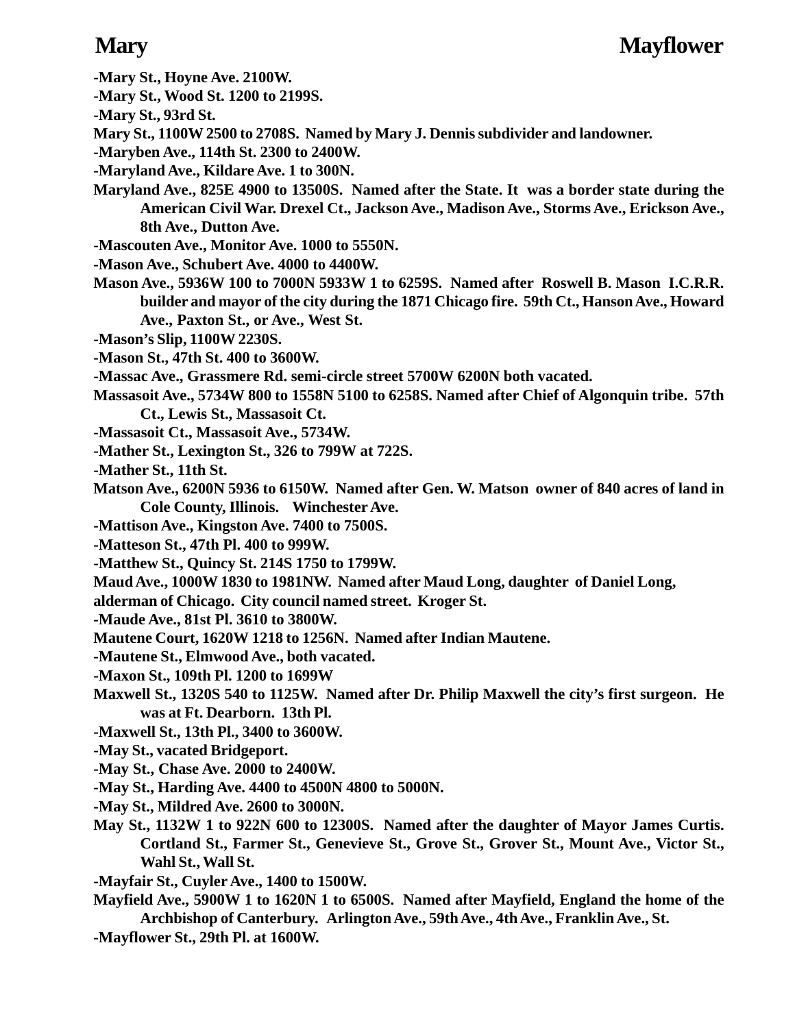-Mary St., Hoyne Ave. 2100W.

-Mary St., Wood St. 1200 to 2199S.

-Mary St., 93rd St.

Mary St., 1100W 2500 to 2708S. Named by Mary J. Dennis subdivider and landowner.

-Maryben Ave., 114th St. 2300 to 2400W.

-Maryland Ave., Kildare Ave. 1 to 300N.

Maryland Ave., 825E 4900 to 13500S. Named after the State. It was a border state during the American Civil War. Drexel Ct., Jackson Ave., Madison Ave., Storms Ave., Erickson Ave., 8th Ave., Dutton Ave.

-Mascouten Ave., Monitor Ave. 1000 to 5550N.

-Mason Ave., Schubert Ave. 4000 to 4400W.

Mason Ave., 5936W 100 to 7000N 5933W 1 to 6259S. Named after Roswell B. Mason I.C.R.R. builder and mayor of the city during the 1871 Chicago fire. 59th Ct., Hanson Ave., Howard Ave., Paxton St., or Ave., West St.

-Mason's Slip, 1100W 2230S.

-Mason St., 47th St. 400 to 3600W.

-Massac Ave., Grassmere Rd. semi-circle street 5700W 6200N both vacated.

Massasoit Ave., 5734W 800 to 1558N 5100 to 6258S. Named after Chief of Algonquin tribe. 57th Ct., Lewis St., Massasoit Ct.

-Massasoit Ct., Massasoit Ave., 5734W.

-Mather St., Lexington St., 326 to 799W at 722S.

-Mather St., 11th St.

Matson Ave., 6200N 5936 to 6150W. Named after Gen. W. Matson owner of 840 acres of land in Cole County, Illinois. Winchester Ave.

-Mattison Ave., Kingston Ave. 7400 to 7500S.

-Matteson St., 47th Pl. 400 to 999W.

-Matthew St., Quincy St. 214S 1750 to 1799W.

Maud Ave., 1000W 1830 to 1981NW. Named after Maud Long, daughter of Daniel Long, alderman of Chicago. City council named street. Kroger St.

-Maude Ave., 81st Pl. 3610 to 3800W.

Mautene Court, 1620W 1218 to 1256N. Named after Indian Mautene.

-Mautene St., Elmwood Ave., both vacated.

-Maxon St., 109th Pl. 1200 to 1699W

Maxwell St., 1320S 540 to 1125W. Named after Dr. Philip Maxwell the city's first surgeon. He was at Ft. Dearborn. 13th Pl.

-Maxwell St., 13th Pl., 3400 to 3600W.

-May St., vacated Bridgeport.

-May St., Chase Ave. 2000 to 2400W.

-May St., Harding Ave. 4400 to 4500N 4800 to 5000N.

-May St., Mildred Ave. 2600 to 3000N.

May St., 1132W 1 to 922N 600 to 12300S. Named after the daughter of Mayor James Curtis. Cortland St., Farmer St., Genevieve St., Grove St., Grover St., Mount Ave., Victor St., Wahl St., Wall St.

-Mayfair St., Cuyler Ave., 1400 to 1500W.

Mayfield Ave., 5900W 1 to 1620N 1 to 6500S. Named after Mayfield, England the home of the Archbishop of Canterbury. Arlington Ave., 59th Ave., 4th Ave., Franklin Ave., St.

-Mayflower St., 29th Pl. at 1600W.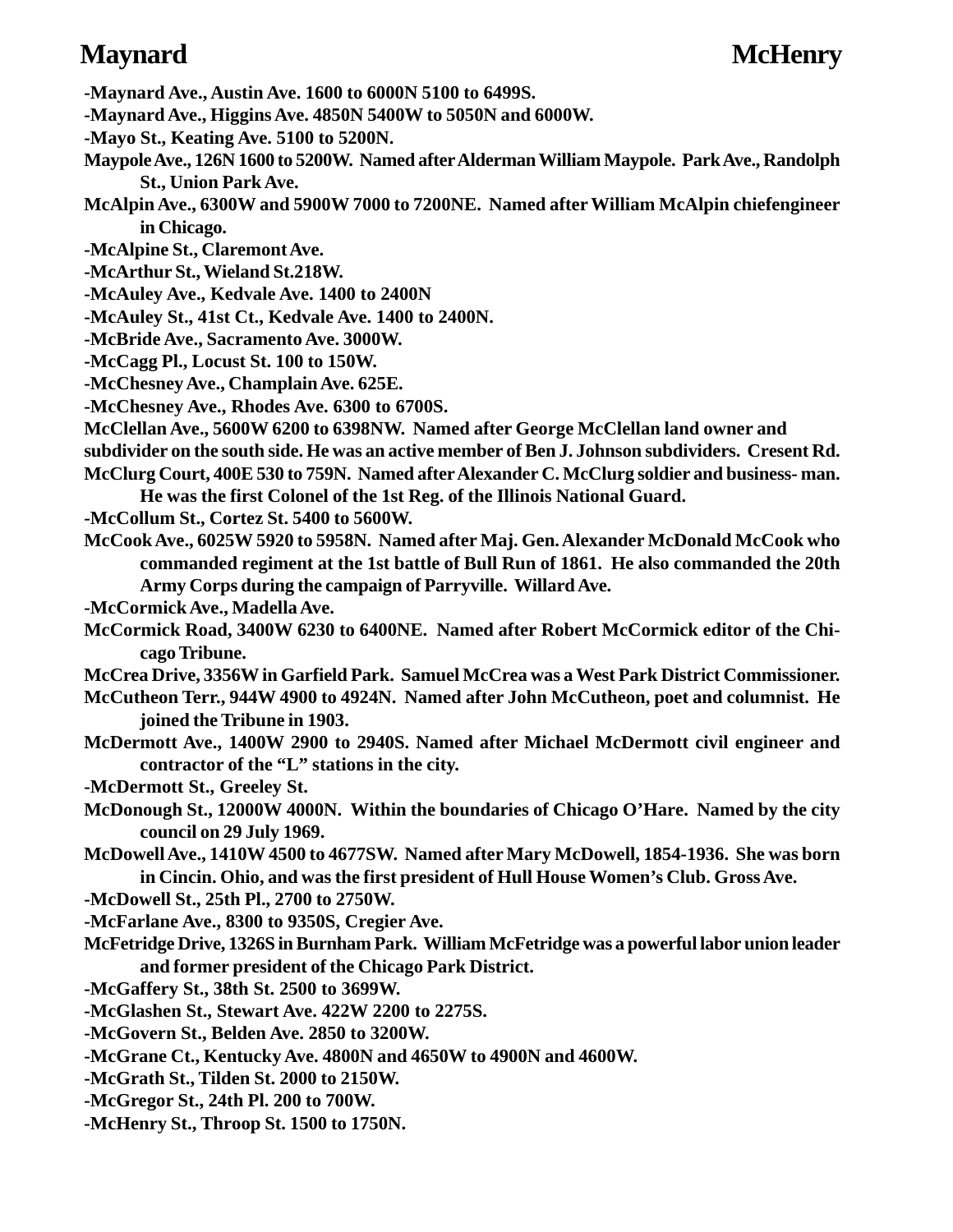**-Maynard Ave., Austin Ave. 1600 to 6000N 5100 to 6499S.**

**-Maynard Ave., Higgins Ave. 4850N 5400W to 5050N and 6000W.**

**-Mayo St., Keating Ave. 5100 to 5200N.**

**Maypole Ave., 126N 1600 to 5200W. Named after Alderman William Maypole. Park Ave., Randolph St., Union Park Ave.**

**McAlpin Ave., 6300W and 5900W 7000 to 7200NE. Named after William McAlpin chiefengineer in Chicago.**

**-McAlpine St., Claremont Ave.**

**-McArthur St., Wieland St.218W.**

**-McAuley Ave., Kedvale Ave. 1400 to 2400N**

**-McAuley St., 41st Ct., Kedvale Ave. 1400 to 2400N.**

**-McBride Ave., Sacramento Ave. 3000W.**

**-McCagg Pl., Locust St. 100 to 150W.**

**-McChesney Ave., Champlain Ave. 625E.**

**-McChesney Ave., Rhodes Ave. 6300 to 6700S.**

**McClellan Ave., 5600W 6200 to 6398NW. Named after George McClellan land owner and subdivider on the south side. He was an active member of Ben J. Johnson subdividers. Cresent Rd.**

**McClurg Court, 400E 530 to 759N. Named after Alexander C. McClurg soldier and business- man. He was the first Colonel of the 1st Reg. of the Illinois National Guard.**

**-McCollum St., Cortez St. 5400 to 5600W.**

**McCook Ave., 6025W 5920 to 5958N. Named after Maj. Gen. Alexander McDonald McCook who commanded regiment at the 1st battle of Bull Run of 1861. He also commanded the 20th Army Corps during the campaign of Parryville. Willard Ave.**

**-McCormick Ave., Madella Ave.**

**McCormick Road, 3400W 6230 to 6400NE. Named after Robert McCormick editor of the Chicago Tribune.**

**McCrea Drive, 3356W in Garfield Park. Samuel McCrea was a West Park District Commissioner.**

**McCutheon Terr., 944W 4900 to 4924N. Named after John McCutheon, poet and columnist. He joined the Tribune in 1903.**

**McDermott Ave., 1400W 2900 to 2940S. Named after Michael McDermott civil engineer and contractor of the "L" stations in the city.**

**-McDermott St., Greeley St.**

**McDonough St., 12000W 4000N. Within the boundaries of Chicago O'Hare. Named by the city council on 29 July 1969.**

**McDowell Ave., 1410W 4500 to 4677SW. Named after Mary McDowell, 1854-1936. She was born in Cincin. Ohio, and was the first president of Hull House Women's Club. Gross Ave.**

**-McDowell St., 25th Pl., 2700 to 2750W.**

**-McFarlane Ave., 8300 to 9350S, Cregier Ave.**

**McFetridge Drive, 1326S in Burnham Park. William McFetridge was a powerful labor union leader and former president of the Chicago Park District.**

**-McGaffery St., 38th St. 2500 to 3699W.**

**-McGlashen St., Stewart Ave. 422W 2200 to 2275S.**

**-McGovern St., Belden Ave. 2850 to 3200W.**

**-McGrane Ct., Kentucky Ave. 4800N and 4650W to 4900N and 4600W.**

**-McGrath St., Tilden St. 2000 to 2150W.**

**-McGregor St., 24th Pl. 200 to 700W.**

**-McHenry St., Throop St. 1500 to 1750N.**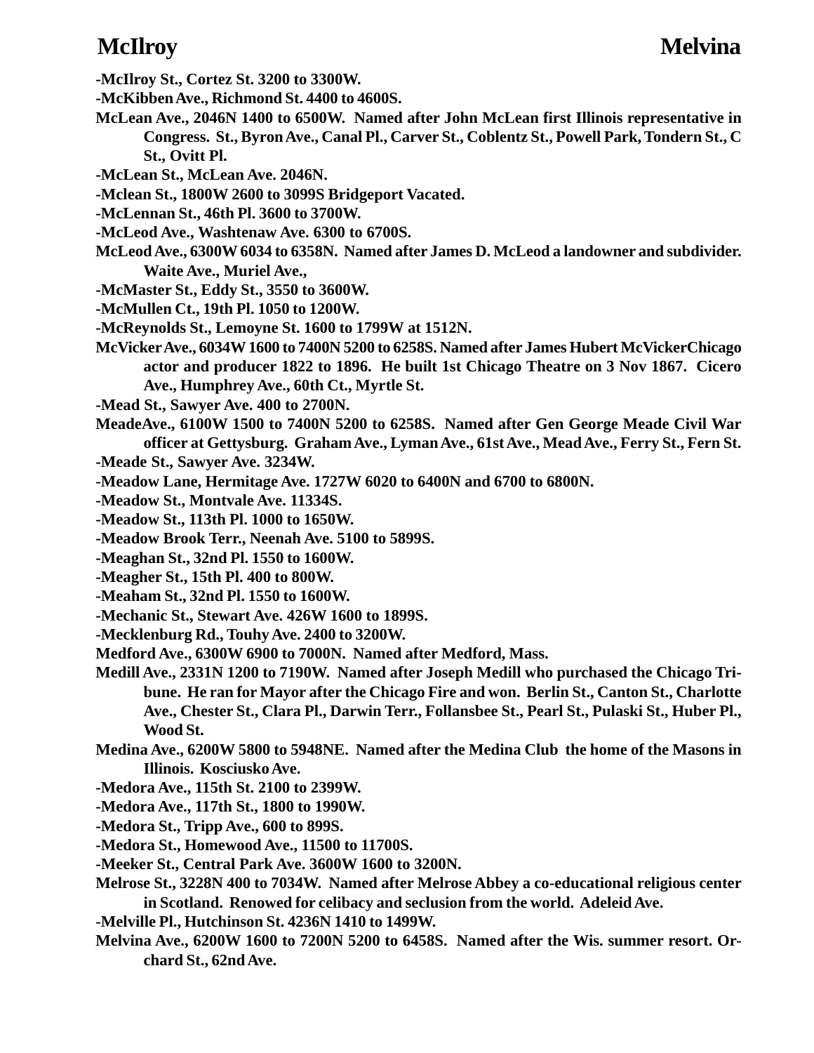-McIlroy St., Cortez St. 3200 to 3300W.

-McKibben Ave., Richmond St. 4400 to 4600S.

McLean Ave., 2046N 1400 to 6500W. Named after John McLean first Illinois representative in Congress. St., Byron Ave., Canal Pl., Carver St., Coblentz St., Powell Park, Tondern St., C St., Ovitt Pl.

-McLean St., McLean Ave. 2046N.

-Mclean St., 1800W 2600 to 3099S Bridgeport Vacated.

-McLennan St., 46th Pl. 3600 to 3700W.

-McLeod Ave., Washtenaw Ave. 6300 to 6700S.

McLeod Ave., 6300W 6034 to 6358N. Named after James D. McLeod a landowner and subdivider. Waite Ave., Muriel Ave.,

-McMaster St., Eddy St., 3550 to 3600W.

-McMullen Ct., 19th Pl. 1050 to 1200W.

-McReynolds St., Lemoyne St. 1600 to 1799W at 1512N.

McVicker Ave., 6034W 1600 to 7400N 5200 to 6258S. Named after James Hubert McVickerChicago actor and producer 1822 to 1896. He built 1st Chicago Theatre on 3 Nov 1867. Cicero Ave., Humphrey Ave., 60th Ct., Myrtle St.

-Mead St., Sawyer Ave. 400 to 2700N.

MeadeAve., 6100W 1500 to 7400N 5200 to 6258S. Named after Gen George Meade Civil War officer at Gettysburg. Graham Ave., Lyman Ave., 61st Ave., Mead Ave., Ferry St., Fern St.

-Meade St., Sawyer Ave. 3234W.

-Meadow Lane, Hermitage Ave. 1727W 6020 to 6400N and 6700 to 6800N.

-Meadow St., Montvale Ave. 11334S.

-Meadow St., 113th Pl. 1000 to 1650W.

-Meadow Brook Terr., Neenah Ave. 5100 to 5899S.

-Meaghan St., 32nd Pl. 1550 to 1600W.

-Meagher St., 15th Pl. 400 to 800W.

-Meaham St., 32nd Pl. 1550 to 1600W.

-Mechanic St., Stewart Ave. 426W 1600 to 1899S.

-Mecklenburg Rd., Touhy Ave. 2400 to 3200W.

Medford Ave., 6300W 6900 to 7000N. Named after Medford, Mass.

Medill Ave., 2331N 1200 to 7190W. Named after Joseph Medill who purchased the Chicago Tribune. He ran for Mayor after the Chicago Fire and won. Berlin St., Canton St., Charlotte Ave., Chester St., Clara Pl., Darwin Terr., Follansbee St., Pearl St., Pulaski St., Huber Pl., Wood St.

Medina Ave., 6200W 5800 to 5948NE. Named after the Medina Club the home of the Masons in Illinois. Kosciusko Ave.

-Medora Ave., 115th St. 2100 to 2399W.

-Medora Ave., 117th St., 1800 to 1990W.

-Medora St., Tripp Ave., 600 to 899S.

-Medora St., Homewood Ave., 11500 to 11700S.

-Meeker St., Central Park Ave. 3600W 1600 to 3200N.

Melrose St., 3228N 400 to 7034W. Named after Melrose Abbey a co-educational religious center in Scotland. Renowed for celibacy and seclusion from the world. Adeleid Ave.

-Melville Pl., Hutchinson St. 4236N 1410 to 1499W.

Melvina Ave., 6200W 1600 to 7200N 5200 to 6458S. Named after the Wis. summer resort. Orchard St., 62nd Ave.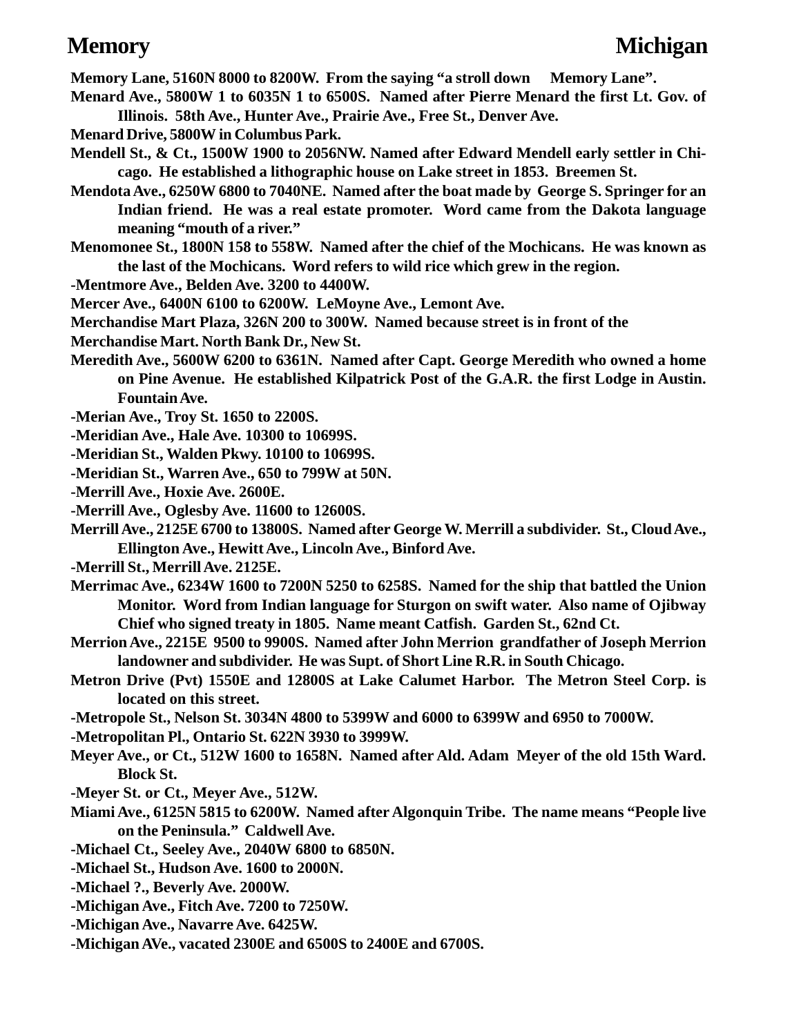**Memory Lane, 5160N 8000 to 8200W. From the saying "a stroll down Memory Lane".**

**Menard Ave., 5800W 1 to 6035N 1 to 6500S. Named after Pierre Menard the first Lt. Gov. of Illinois. 58th Ave., Hunter Ave., Prairie Ave., Free St., Denver Ave.**

**Menard Drive, 5800W in Columbus Park.**

**Mendell St., & Ct., 1500W 1900 to 2056NW. Named after Edward Mendell early settler in Chicago. He established a lithographic house on Lake street in 1853. Breemen St.**

**Mendota Ave., 6250W 6800 to 7040NE. Named after the boat made by George S. Springer for an Indian friend. He was a real estate promoter. Word came from the Dakota language meaning "mouth of a river."**

**Menomonee St., 1800N 158 to 558W. Named after the chief of the Mochicans. He was known as the last of the Mochicans. Word refers to wild rice which grew in the region.**

**-Mentmore Ave., Belden Ave. 3200 to 4400W.**

**Mercer Ave., 6400N 6100 to 6200W. LeMoyne Ave., Lemont Ave.**

**Merchandise Mart Plaza, 326N 200 to 300W. Named because street is in front of the Merchandise Mart. North Bank Dr., New St.**

**Meredith Ave., 5600W 6200 to 6361N. Named after Capt. George Meredith who owned a home on Pine Avenue. He established Kilpatrick Post of the G.A.R. the first Lodge in Austin. Fountain Ave.**

**-Merian Ave., Troy St. 1650 to 2200S.**

**-Meridian Ave., Hale Ave. 10300 to 10699S.**

**-Meridian St., Walden Pkwy. 10100 to 10699S.**

**-Meridian St., Warren Ave., 650 to 799W at 50N.**

**-Merrill Ave., Hoxie Ave. 2600E.**

**-Merrill Ave., Oglesby Ave. 11600 to 12600S.**

**Merrill Ave., 2125E 6700 to 13800S. Named after George W. Merrill a subdivider. St., Cloud Ave., Ellington Ave., Hewitt Ave., Lincoln Ave., Binford Ave.**

**-Merrill St., Merrill Ave. 2125E.**

**Merrimac Ave., 6234W 1600 to 7200N 5250 to 6258S. Named for the ship that battled the Union Monitor. Word from Indian language for Sturgon on swift water. Also name of Ojibway Chief who signed treaty in 1805. Name meant Catfish. Garden St., 62nd Ct.**

**Merrion Ave., 2215E 9500 to 9900S. Named after John Merrion grandfather of Joseph Merrion landowner and subdivider. He was Supt. of Short Line R.R. in South Chicago.**

**Metron Drive (Pvt) 1550E and 12800S at Lake Calumet Harbor. The Metron Steel Corp. is located on this street.**

**-Metropole St., Nelson St. 3034N 4800 to 5399W and 6000 to 6399W and 6950 to 7000W.**

**-Metropolitan Pl., Ontario St. 622N 3930 to 3999W.**

**Meyer Ave., or Ct., 512W 1600 to 1658N. Named after Ald. Adam Meyer of the old 15th Ward. Block St.**

**-Meyer St. or Ct., Meyer Ave., 512W.**

**Miami Ave., 6125N 5815 to 6200W. Named after Algonquin Tribe. The name means "People live on the Peninsula." Caldwell Ave.**

**-Michael Ct., Seeley Ave., 2040W 6800 to 6850N.**

**-Michael St., Hudson Ave. 1600 to 2000N.**

**-Michael ?., Beverly Ave. 2000W.**

**-Michigan Ave., Fitch Ave. 7200 to 7250W.**

**-Michigan Ave., Navarre Ave. 6425W.**

**-Michigan AVe., vacated 2300E and 6500S to 2400E and 6700S.**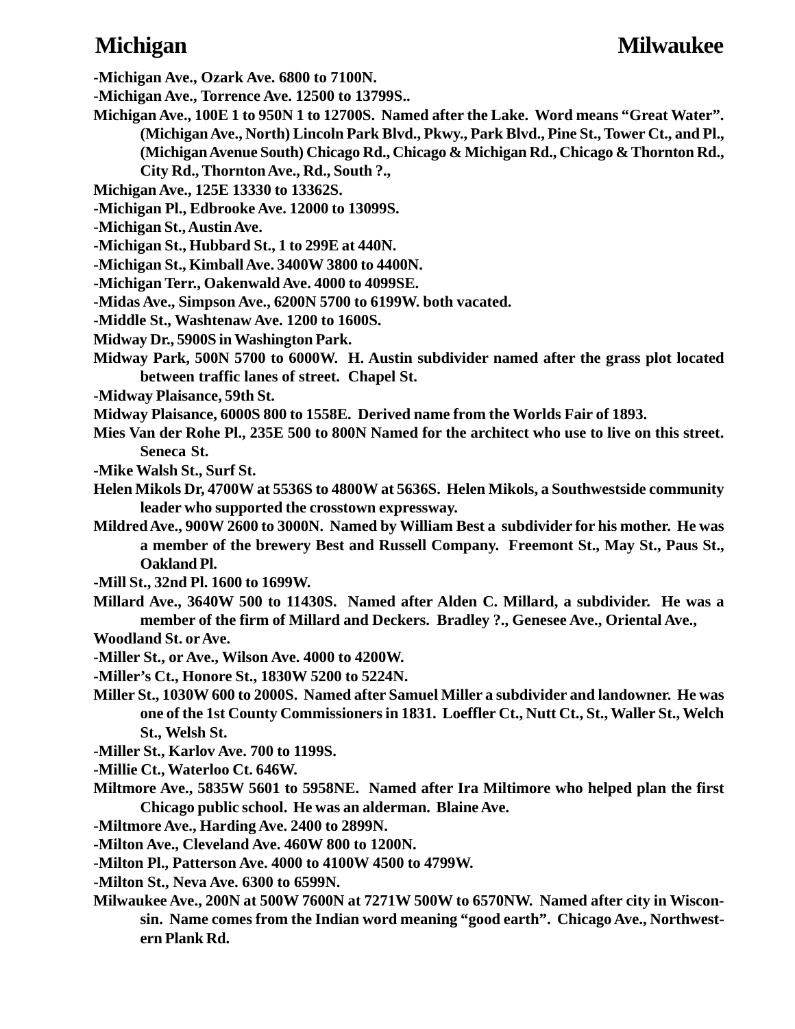**-Michigan Ave., Ozark Ave. 6800 to 7100N.**

**-Michigan Ave., Torrence Ave. 12500 to 13799S..**

**Michigan Ave., 100E 1 to 950N 1 to 12700S. Named after the Lake. Word means "Great Water". (Michigan Ave., North) Lincoln Park Blvd., Pkwy., Park Blvd., Pine St., Tower Ct., and Pl., (Michigan Avenue South) Chicago Rd., Chicago & Michigan Rd., Chicago & Thornton Rd., City Rd., Thornton Ave., Rd., South ?.,**

**Michigan Ave., 125E 13330 to 13362S.**

**-Michigan Pl., Edbrooke Ave. 12000 to 13099S.**

**-Michigan St., Austin Ave.**

**-Michigan St., Hubbard St., 1 to 299E at 440N.**

**-Michigan St., Kimball Ave. 3400W 3800 to 4400N.**

**-Michigan Terr., Oakenwald Ave. 4000 to 4099SE.**

**-Midas Ave., Simpson Ave., 6200N 5700 to 6199W. both vacated.**

**-Middle St., Washtenaw Ave. 1200 to 1600S.**

**Midway Dr., 5900S in Washington Park.**

**Midway Park, 500N 5700 to 6000W. H. Austin subdivider named after the grass plot located between traffic lanes of street. Chapel St.**

**-Midway Plaisance, 59th St.**

**Midway Plaisance, 6000S 800 to 1558E. Derived name from the Worlds Fair of 1893.**

**Mies Van der Rohe Pl., 235E 500 to 800N Named for the architect who use to live on this street. Seneca St.**

**-Mike Walsh St., Surf St.**

**Helen Mikols Dr, 4700W at 5536S to 4800W at 5636S. Helen Mikols, a Southwestside community leader who supported the crosstown expressway.**

**Mildred Ave., 900W 2600 to 3000N. Named by William Best a subdivider for his mother. He was a member of the brewery Best and Russell Company. Freemont St., May St., Paus St., Oakland Pl.**

**-Mill St., 32nd Pl. 1600 to 1699W.**

**Millard Ave., 3640W 500 to 11430S. Named after Alden C. Millard, a subdivider. He was a member of the firm of Millard and Deckers. Bradley ?., Genesee Ave., Oriental Ave., Woodland St. or Ave.**

**-Miller St., or Ave., Wilson Ave. 4000 to 4200W.**

**-Miller's Ct., Honore St., 1830W 5200 to 5224N.**

**Miller St., 1030W 600 to 2000S. Named after Samuel Miller a subdivider and landowner. He was one of the 1st County Commissioners in 1831. Loeffler Ct., Nutt Ct., St., Waller St., Welch St., Welsh St.**

**-Miller St., Karlov Ave. 700 to 1199S.**

**-Millie Ct., Waterloo Ct. 646W.**

**Miltmore Ave., 5835W 5601 to 5958NE. Named after Ira Miltimore who helped plan the first Chicago public school. He was an alderman. Blaine Ave.**

**-Miltmore Ave., Harding Ave. 2400 to 2899N.**

**-Milton Ave., Cleveland Ave. 460W 800 to 1200N.**

**-Milton Pl., Patterson Ave. 4000 to 4100W 4500 to 4799W.**

**-Milton St., Neva Ave. 6300 to 6599N.**

**Milwaukee Ave., 200N at 500W 7600N at 7271W 500W to 6570NW. Named after city in Wisconsin. Name comes from the Indian word meaning "good earth". Chicago Ave., Northwestern Plank Rd.**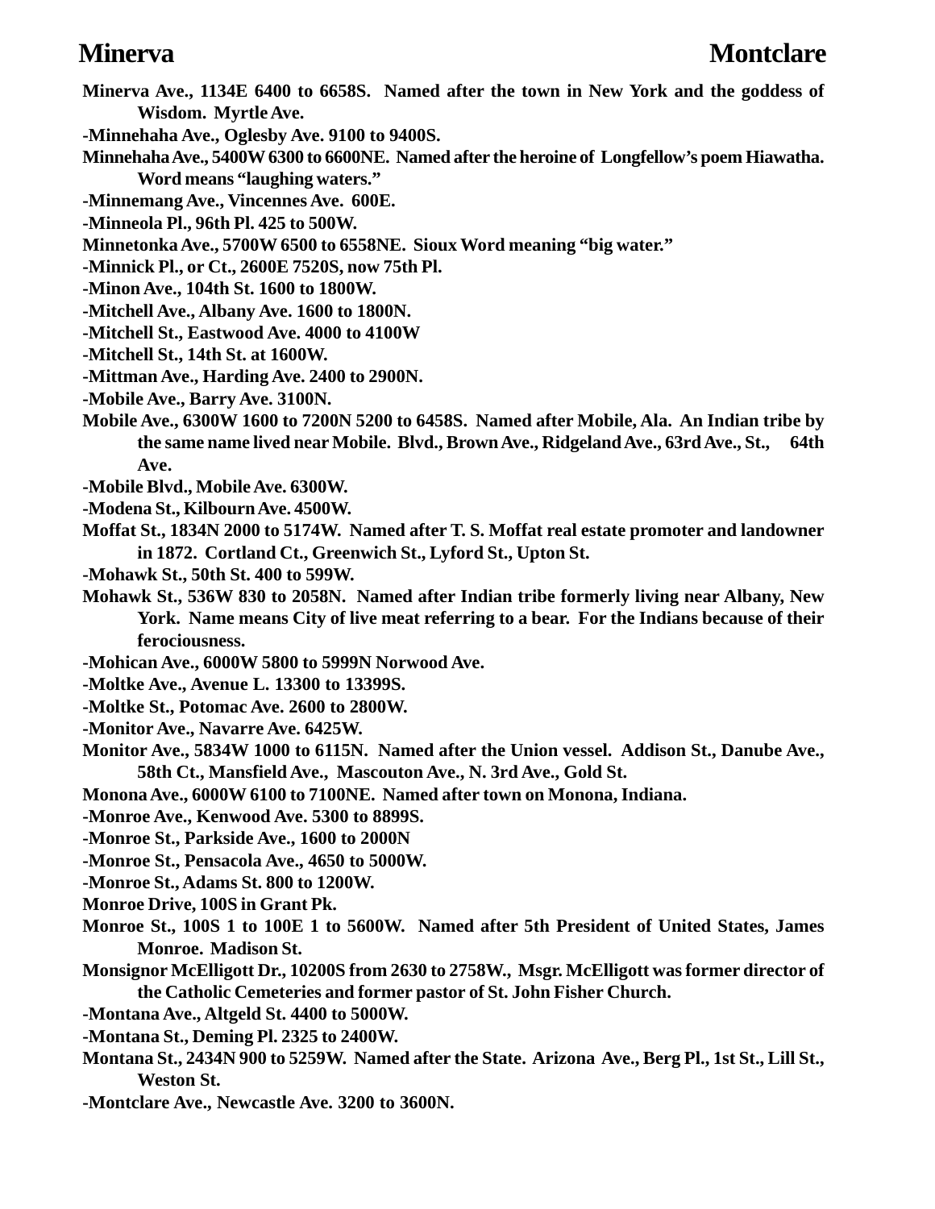**Minerva Ave., 1134E 6400 to 6658S. Named after the town in New York and the goddess of Wisdom. Myrtle Ave.**

**-Minnehaha Ave., Oglesby Ave. 9100 to 9400S.**

**Minnehaha Ave., 5400W 6300 to 6600NE. Named after the heroine of Longfellow's poem Hiawatha. Word means "laughing waters."**

**-Minnemang Ave., Vincennes Ave. 600E.**

**-Minneola Pl., 96th Pl. 425 to 500W.**

**Minnetonka Ave., 5700W 6500 to 6558NE. Sioux Word meaning "big water."**

**-Minnick Pl., or Ct., 2600E 7520S, now 75th Pl.**

**-Minon Ave., 104th St. 1600 to 1800W.**

**-Mitchell Ave., Albany Ave. 1600 to 1800N.**

**-Mitchell St., Eastwood Ave. 4000 to 4100W**

**-Mitchell St., 14th St. at 1600W.**

**-Mittman Ave., Harding Ave. 2400 to 2900N.**

**-Mobile Ave., Barry Ave. 3100N.**

**Mobile Ave., 6300W 1600 to 7200N 5200 to 6458S. Named after Mobile, Ala. An Indian tribe by the same name lived near Mobile. Blvd., Brown Ave., Ridgeland Ave., 63rd Ave., St., 64th Ave.**

**-Mobile Blvd., Mobile Ave. 6300W.**

**-Modena St., Kilbourn Ave. 4500W.**

**Moffat St., 1834N 2000 to 5174W. Named after T. S. Moffat real estate promoter and landowner in 1872. Cortland Ct., Greenwich St., Lyford St., Upton St.**

**-Mohawk St., 50th St. 400 to 599W.**

**Mohawk St., 536W 830 to 2058N. Named after Indian tribe formerly living near Albany, New York. Name means City of live meat referring to a bear. For the Indians because of their ferociousness.**

**-Mohican Ave., 6000W 5800 to 5999N Norwood Ave.**

**-Moltke Ave., Avenue L. 13300 to 13399S.**

**-Moltke St., Potomac Ave. 2600 to 2800W.**

**-Monitor Ave., Navarre Ave. 6425W.**

**Monitor Ave., 5834W 1000 to 6115N. Named after the Union vessel. Addison St., Danube Ave., 58th Ct., Mansfield Ave., Mascouton Ave., N. 3rd Ave., Gold St.**

**Monona Ave., 6000W 6100 to 7100NE. Named after town on Monona, Indiana.**

**-Monroe Ave., Kenwood Ave. 5300 to 8899S.**

**-Monroe St., Parkside Ave., 1600 to 2000N**

**-Monroe St., Pensacola Ave., 4650 to 5000W.**

**-Monroe St., Adams St. 800 to 1200W.**

**Monroe Drive, 100S in Grant Pk.**

**Monroe St., 100S 1 to 100E 1 to 5600W. Named after 5th President of United States, James Monroe. Madison St.**

**Monsignor McElligott Dr., 10200S from 2630 to 2758W., Msgr. McElligott was former director of the Catholic Cemeteries and former pastor of St. John Fisher Church.**

**-Montana Ave., Altgeld St. 4400 to 5000W.**

**-Montana St., Deming Pl. 2325 to 2400W.**

**Montana St., 2434N 900 to 5259W. Named after the State. Arizona Ave., Berg Pl., 1st St., Lill St., Weston St.**

**-Montclare Ave., Newcastle Ave. 3200 to 3600N.**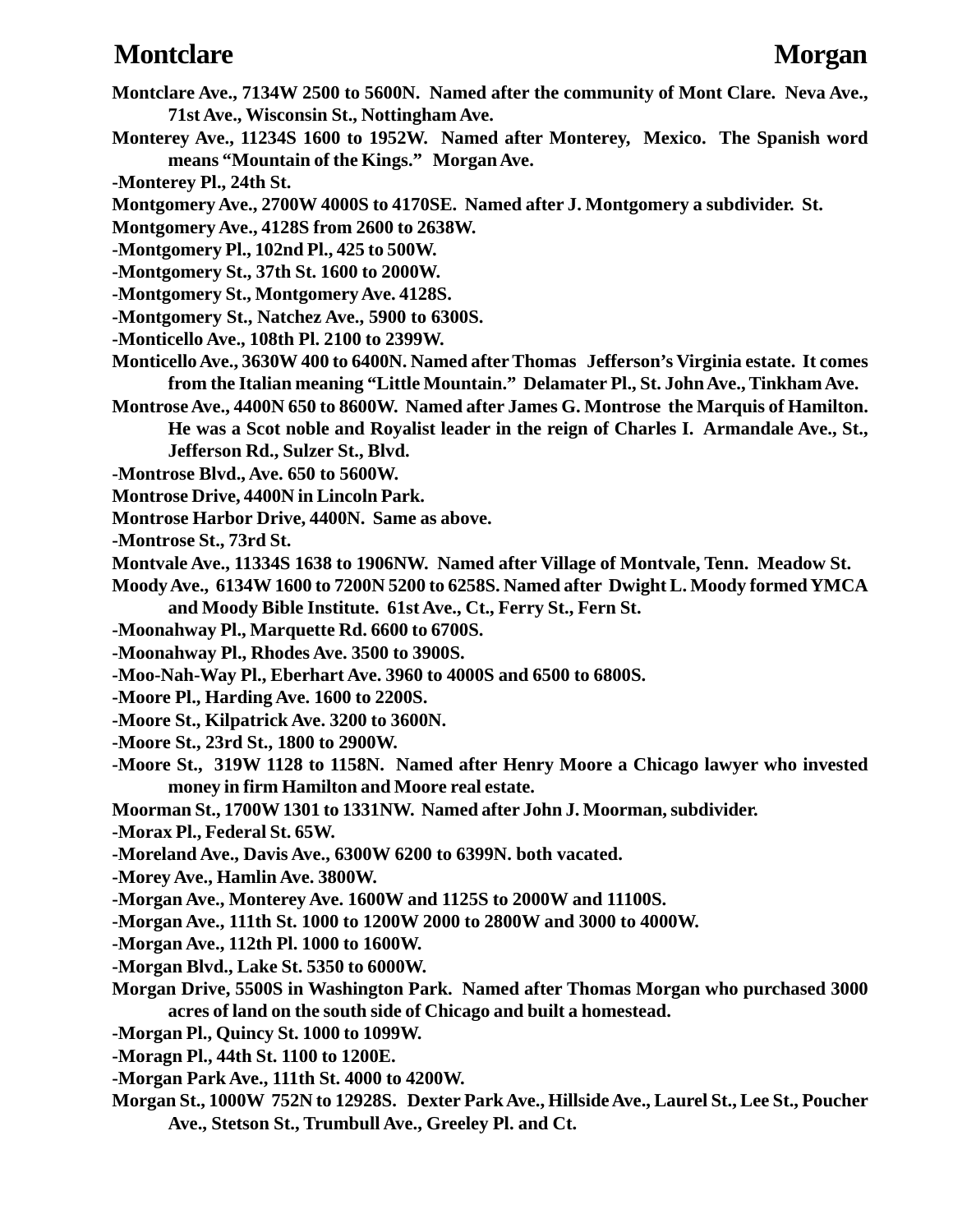**Montclare Ave., 7134W 2500 to 5600N. Named after the community of Mont Clare. Neva Ave., 71st Ave., Wisconsin St., Nottingham Ave.**

**Monterey Ave., 11234S 1600 to 1952W. Named after Monterey, Mexico. The Spanish word means "Mountain of the Kings." Morgan Ave.**

**-Monterey Pl., 24th St.**

**Montgomery Ave., 2700W 4000S to 4170SE. Named after J. Montgomery a subdivider. St.**

**Montgomery Ave., 4128S from 2600 to 2638W.**

**-Montgomery Pl., 102nd Pl., 425 to 500W.**

**-Montgomery St., 37th St. 1600 to 2000W.**

**-Montgomery St., Montgomery Ave. 4128S.**

**-Montgomery St., Natchez Ave., 5900 to 6300S.**

**-Monticello Ave., 108th Pl. 2100 to 2399W.**

**Monticello Ave., 3630W 400 to 6400N. Named after Thomas Jefferson's Virginia estate. It comes from the Italian meaning "Little Mountain." Delamater Pl., St. John Ave., Tinkham Ave.**

**Montrose Ave., 4400N 650 to 8600W. Named after James G. Montrose the Marquis of Hamilton. He was a Scot noble and Royalist leader in the reign of Charles I. Armandale Ave., St., Jefferson Rd., Sulzer St., Blvd.**

**-Montrose Blvd., Ave. 650 to 5600W.**

**Montrose Drive, 4400N in Lincoln Park.**

**Montrose Harbor Drive, 4400N. Same as above.**

**-Montrose St., 73rd St.**

**Montvale Ave., 11334S 1638 to 1906NW. Named after Village of Montvale, Tenn. Meadow St.**

**Moody Ave., 6134W 1600 to 7200N 5200 to 6258S. Named after Dwight L. Moody formed YMCA and Moody Bible Institute. 61st Ave., Ct., Ferry St., Fern St.**

**-Moonahway Pl., Marquette Rd. 6600 to 6700S.**

**-Moonahway Pl., Rhodes Ave. 3500 to 3900S.**

**-Moo-Nah-Way Pl., Eberhart Ave. 3960 to 4000S and 6500 to 6800S.**

**-Moore Pl., Harding Ave. 1600 to 2200S.**

**-Moore St., Kilpatrick Ave. 3200 to 3600N.**

**-Moore St., 23rd St., 1800 to 2900W.**

**-Moore St., 319W 1128 to 1158N. Named after Henry Moore a Chicago lawyer who invested money in firm Hamilton and Moore real estate.**

**Moorman St., 1700W 1301 to 1331NW. Named after John J. Moorman, subdivider.**

**-Morax Pl., Federal St. 65W.**

**-Moreland Ave., Davis Ave., 6300W 6200 to 6399N. both vacated.**

**-Morey Ave., Hamlin Ave. 3800W.**

**-Morgan Ave., Monterey Ave. 1600W and 1125S to 2000W and 11100S.**

**-Morgan Ave., 111th St. 1000 to 1200W 2000 to 2800W and 3000 to 4000W.**

**-Morgan Ave., 112th Pl. 1000 to 1600W.**

**-Morgan Blvd., Lake St. 5350 to 6000W.**

**Morgan Drive, 5500S in Washington Park. Named after Thomas Morgan who purchased 3000 acres of land on the south side of Chicago and built a homestead.**

**-Morgan Pl., Quincy St. 1000 to 1099W.**

**-Moragn Pl., 44th St. 1100 to 1200E.**

**-Morgan Park Ave., 111th St. 4000 to 4200W.**

**Morgan St., 1000W 752N to 12928S. Dexter Park Ave., Hillside Ave., Laurel St., Lee St., Poucher Ave., Stetson St., Trumbull Ave., Greeley Pl. and Ct.**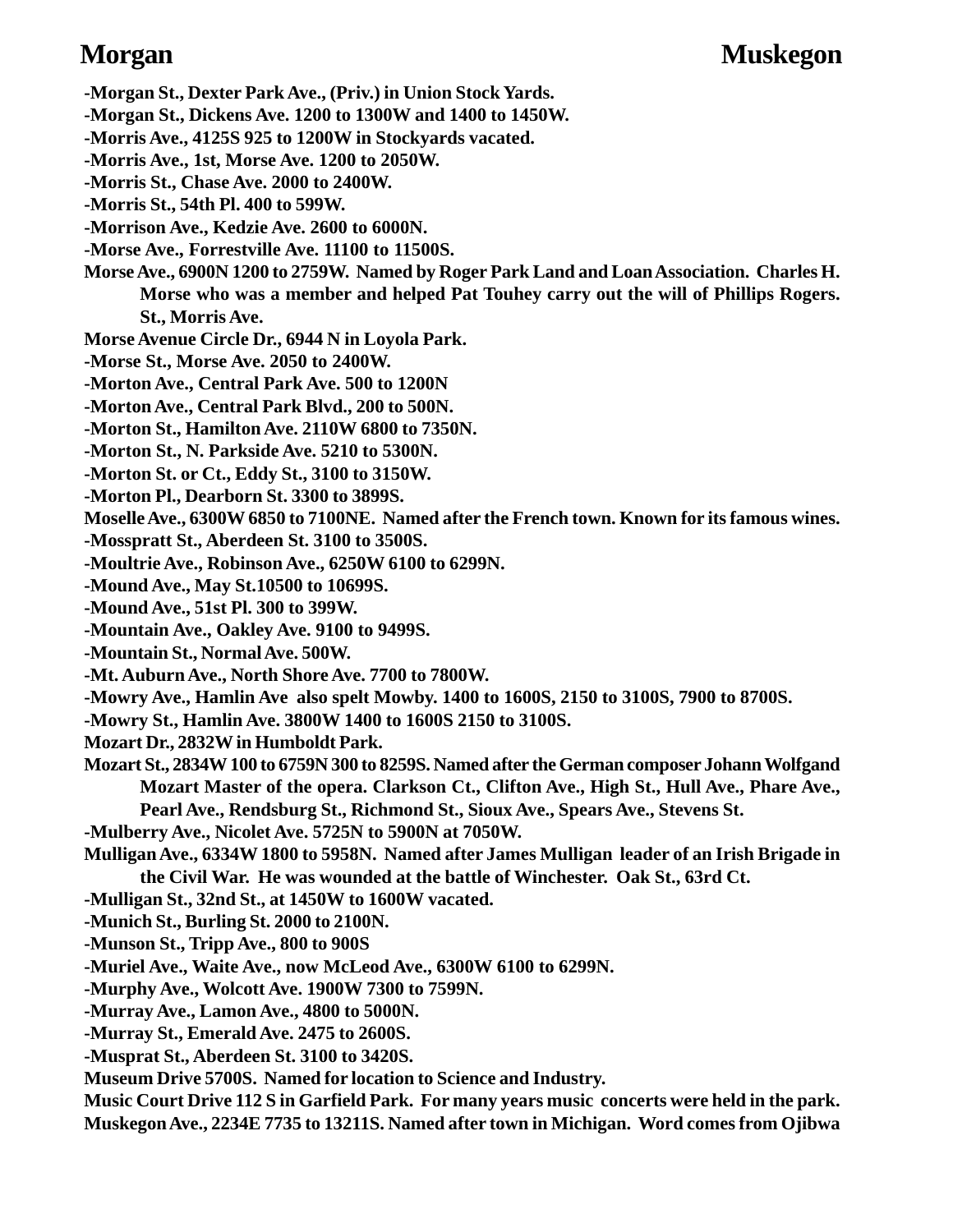**-Morgan St., Dexter Park Ave., (Priv.) in Union Stock Yards.**

**-Morgan St., Dickens Ave. 1200 to 1300W and 1400 to 1450W.**

**-Morris Ave., 4125S 925 to 1200W in Stockyards vacated.**

**-Morris Ave., 1st, Morse Ave. 1200 to 2050W.**

**-Morris St., Chase Ave. 2000 to 2400W.**

**-Morris St., 54th Pl. 400 to 599W.**

**-Morrison Ave., Kedzie Ave. 2600 to 6000N.**

**-Morse Ave., Forrestville Ave. 11100 to 11500S.**

**Morse Ave., 6900N 1200 to 2759W. Named by Roger Park Land and Loan Association. Charles H. Morse who was a member and helped Pat Touhey carry out the will of Phillips Rogers. St., Morris Ave.**

**Morse Avenue Circle Dr., 6944 N in Loyola Park.**

**-Morse St., Morse Ave. 2050 to 2400W.**

**-Morton Ave., Central Park Ave. 500 to 1200N**

**-Morton Ave., Central Park Blvd., 200 to 500N.**

**-Morton St., Hamilton Ave. 2110W 6800 to 7350N.**

**-Morton St., N. Parkside Ave. 5210 to 5300N.**

**-Morton St. or Ct., Eddy St., 3100 to 3150W.**

**-Morton Pl., Dearborn St. 3300 to 3899S.**

**Moselle Ave., 6300W 6850 to 7100NE. Named after the French town. Known for its famous wines.**

**-Mosspratt St., Aberdeen St. 3100 to 3500S.**

**-Moultrie Ave., Robinson Ave., 6250W 6100 to 6299N.**

**-Mound Ave., May St.10500 to 10699S.**

**-Mound Ave., 51st Pl. 300 to 399W.**

**-Mountain Ave., Oakley Ave. 9100 to 9499S.**

**-Mountain St., Normal Ave. 500W.**

**-Mt. Auburn Ave., North Shore Ave. 7700 to 7800W.**

**-Mowry Ave., Hamlin Ave also spelt Mowby. 1400 to 1600S, 2150 to 3100S, 7900 to 8700S.**

**-Mowry St., Hamlin Ave. 3800W 1400 to 1600S 2150 to 3100S.**

**Mozart Dr., 2832W in Humboldt Park.**

**Mozart St., 2834W 100 to 6759N 300 to 8259S. Named after the German composer Johann Wolfgand Mozart Master of the opera. Clarkson Ct., Clifton Ave., High St., Hull Ave., Phare Ave., Pearl Ave., Rendsburg St., Richmond St., Sioux Ave., Spears Ave., Stevens St.**

**-Mulberry Ave., Nicolet Ave. 5725N to 5900N at 7050W.**

**Mulligan Ave., 6334W 1800 to 5958N. Named after James Mulligan leader of an Irish Brigade in the Civil War. He was wounded at the battle of Winchester. Oak St., 63rd Ct.**

**-Mulligan St., 32nd St., at 1450W to 1600W vacated.**

**-Munich St., Burling St. 2000 to 2100N.**

**-Munson St., Tripp Ave., 800 to 900S**

**-Muriel Ave., Waite Ave., now McLeod Ave., 6300W 6100 to 6299N.**

**-Murphy Ave., Wolcott Ave. 1900W 7300 to 7599N.**

**-Murray Ave., Lamon Ave., 4800 to 5000N.**

**-Murray St., Emerald Ave. 2475 to 2600S.**

**-Musprat St., Aberdeen St. 3100 to 3420S.**

**Museum Drive 5700S. Named for location to Science and Industry.**

**Music Court Drive 112 S in Garfield Park. For many years music concerts were held in the park.**

**Muskegon Ave., 2234E 7735 to 13211S. Named after town in Michigan. Word comes from Ojibwa**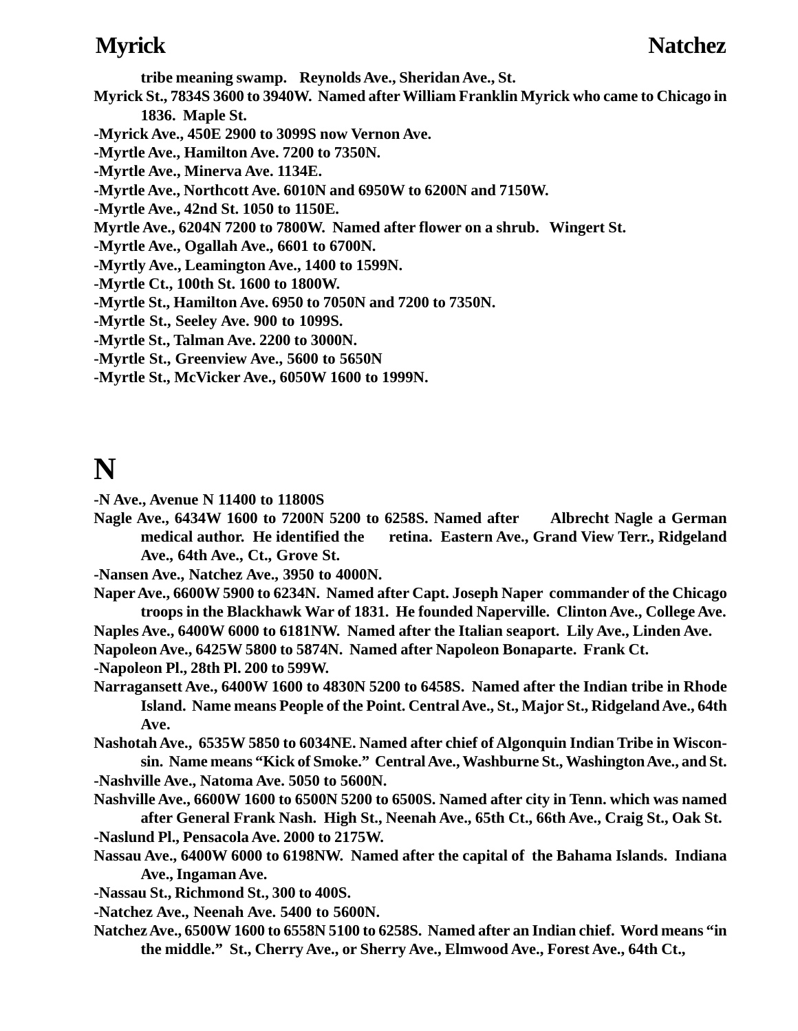**tribe meaning swamp. Reynolds Ave., Sheridan Ave., St.**

**Myrick St., 7834S 3600 to 3940W. Named after William Franklin Myrick who came to Chicago in 1836. Maple St.**

**-Myrick Ave., 450E 2900 to 3099S now Vernon Ave.**

**-Myrtle Ave., Hamilton Ave. 7200 to 7350N.**

**-Myrtle Ave., Minerva Ave. 1134E.**

**-Myrtle Ave., Northcott Ave. 6010N and 6950W to 6200N and 7150W.**

**-Myrtle Ave., 42nd St. 1050 to 1150E.**

**Myrtle Ave., 6204N 7200 to 7800W. Named after flower on a shrub. Wingert St.**

**-Myrtle Ave., Ogallah Ave., 6601 to 6700N.**

**-Myrtly Ave., Leamington Ave., 1400 to 1599N.**

**-Myrtle Ct., 100th St. 1600 to 1800W.**

**-Myrtle St., Hamilton Ave. 6950 to 7050N and 7200 to 7350N.**

**-Myrtle St., Seeley Ave. 900 to 1099S.**

**-Myrtle St., Talman Ave. 2200 to 3000N.**

**-Myrtle St., Greenview Ave., 5600 to 5650N**

**-Myrtle St., McVicker Ave., 6050W 1600 to 1999N.**

# N

**-N Ave., Avenue N 11400 to 11800S**

**Nagle Ave., 6434W 1600 to 7200N 5200 to 6258S. Named after Albrecht Nagle a German medical author. He identified the retina. Eastern Ave., Grand View Terr., Ridgeland Ave., 64th Ave., Ct., Grove St.**

**-Nansen Ave., Natchez Ave., 3950 to 4000N.**

**Naper Ave., 6600W 5900 to 6234N. Named after Capt. Joseph Naper commander of the Chicago troops in the Blackhawk War of 1831. He founded Naperville. Clinton Ave., College Ave.**

**Naples Ave., 6400W 6000 to 6181NW. Named after the Italian seaport. Lily Ave., Linden Ave.**

**Napoleon Ave., 6425W 5800 to 5874N. Named after Napoleon Bonaparte. Frank Ct.**

**-Napoleon Pl., 28th Pl. 200 to 599W.**

**Narragansett Ave., 6400W 1600 to 4830N 5200 to 6458S. Named after the Indian tribe in Rhode Island. Name means People of the Point. Central Ave., St., Major St., Ridgeland Ave., 64th Ave.**

**Nashotah Ave., 6535W 5850 to 6034NE. Named after chief of Algonquin Indian Tribe in Wisconsin. Name means "Kick of Smoke." Central Ave., Washburne St., Washington Ave., and St.**

**-Nashville Ave., Natoma Ave. 5050 to 5600N.**

**Nashville Ave., 6600W 1600 to 6500N 5200 to 6500S. Named after city in Tenn. which was named after General Frank Nash. High St., Neenah Ave., 65th Ct., 66th Ave., Craig St., Oak St.**

**-Naslund Pl., Pensacola Ave. 2000 to 2175W.**

**Nassau Ave., 6400W 6000 to 6198NW. Named after the capital of the Bahama Islands. Indiana Ave., Ingaman Ave.**

**-Nassau St., Richmond St., 300 to 400S.**

**-Natchez Ave., Neenah Ave. 5400 to 5600N.**

**Natchez Ave., 6500W 1600 to 6558N 5100 to 6258S. Named after an Indian chief. Word means "in the middle." St., Cherry Ave., or Sherry Ave., Elmwood Ave., Forest Ave., 64th Ct.,**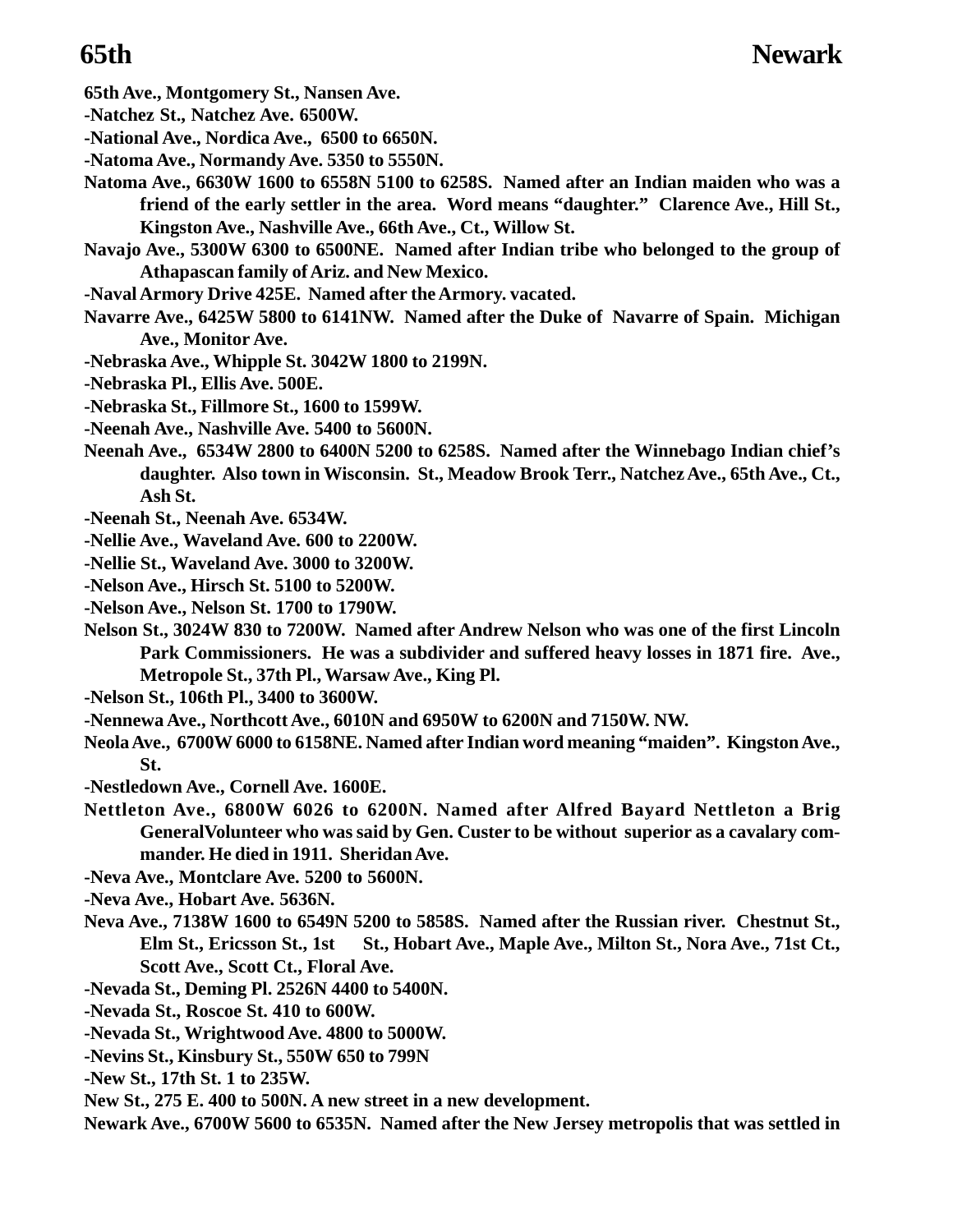**65th Ave., Montgomery St., Nansen Ave.**

**-Natchez St., Natchez Ave. 6500W.**

**-National Ave., Nordica Ave., 6500 to 6650N.**

**-Natoma Ave., Normandy Ave. 5350 to 5550N.**

**Natoma Ave., 6630W 1600 to 6558N 5100 to 6258S. Named after an Indian maiden who was a friend of the early settler in the area. Word means "daughter." Clarence Ave., Hill St., Kingston Ave., Nashville Ave., 66th Ave., Ct., Willow St.**

**Navajo Ave., 5300W 6300 to 6500NE. Named after Indian tribe who belonged to the group of Athapascan family of Ariz. and New Mexico.**

**-Naval Armory Drive 425E. Named after the Armory. vacated.**

**Navarre Ave., 6425W 5800 to 6141NW. Named after the Duke of Navarre of Spain. Michigan Ave., Monitor Ave.**

**-Nebraska Ave., Whipple St. 3042W 1800 to 2199N.**

**-Nebraska Pl., Ellis Ave. 500E.**

**-Nebraska St., Fillmore St., 1600 to 1599W.**

**-Neenah Ave., Nashville Ave. 5400 to 5600N.**

**Neenah Ave., 6534W 2800 to 6400N 5200 to 6258S. Named after the Winnebago Indian chief's daughter. Also town in Wisconsin. St., Meadow Brook Terr., Natchez Ave., 65th Ave., Ct., Ash St.**

**-Neenah St., Neenah Ave. 6534W.**

**-Nellie Ave., Waveland Ave. 600 to 2200W.**

**-Nellie St., Waveland Ave. 3000 to 3200W.**

**-Nelson Ave., Hirsch St. 5100 to 5200W.**

**-Nelson Ave., Nelson St. 1700 to 1790W.**

**Nelson St., 3024W 830 to 7200W. Named after Andrew Nelson who was one of the first Lincoln Park Commissioners. He was a subdivider and suffered heavy losses in 1871 fire. Ave., Metropole St., 37th Pl., Warsaw Ave., King Pl.**

**-Nelson St., 106th Pl., 3400 to 3600W.**

**-Nennewa Ave., Northcott Ave., 6010N and 6950W to 6200N and 7150W. NW.**

**Neola Ave., 6700W 6000 to 6158NE. Named after Indian word meaning "maiden". Kingston Ave., St.**

**-Nestledown Ave., Cornell Ave. 1600E.**

**Nettleton Ave., 6800W 6026 to 6200N. Named after Alfred Bayard Nettleton a Brig GeneralVolunteer who was said by Gen. Custer to be without superior as a cavalary commander. He died in 1911. Sheridan Ave.**

**-Neva Ave., Montclare Ave. 5200 to 5600N.**

**-Neva Ave., Hobart Ave. 5636N.**

**Neva Ave., 7138W 1600 to 6549N 5200 to 5858S. Named after the Russian river. Chestnut St., Elm St., Ericsson St., 1st St., Hobart Ave., Maple Ave., Milton St., Nora Ave., 71st Ct., Scott Ave., Scott Ct., Floral Ave.**

**-Nevada St., Deming Pl. 2526N 4400 to 5400N.**

**-Nevada St., Roscoe St. 410 to 600W.**

**-Nevada St., Wrightwood Ave. 4800 to 5000W.**

**-Nevins St., Kinsbury St., 550W 650 to 799N**

**-New St., 17th St. 1 to 235W.**

**New St., 275 E. 400 to 500N. A new street in a new development.**

**Newark Ave., 6700W 5600 to 6535N. Named after the New Jersey metropolis that was settled in**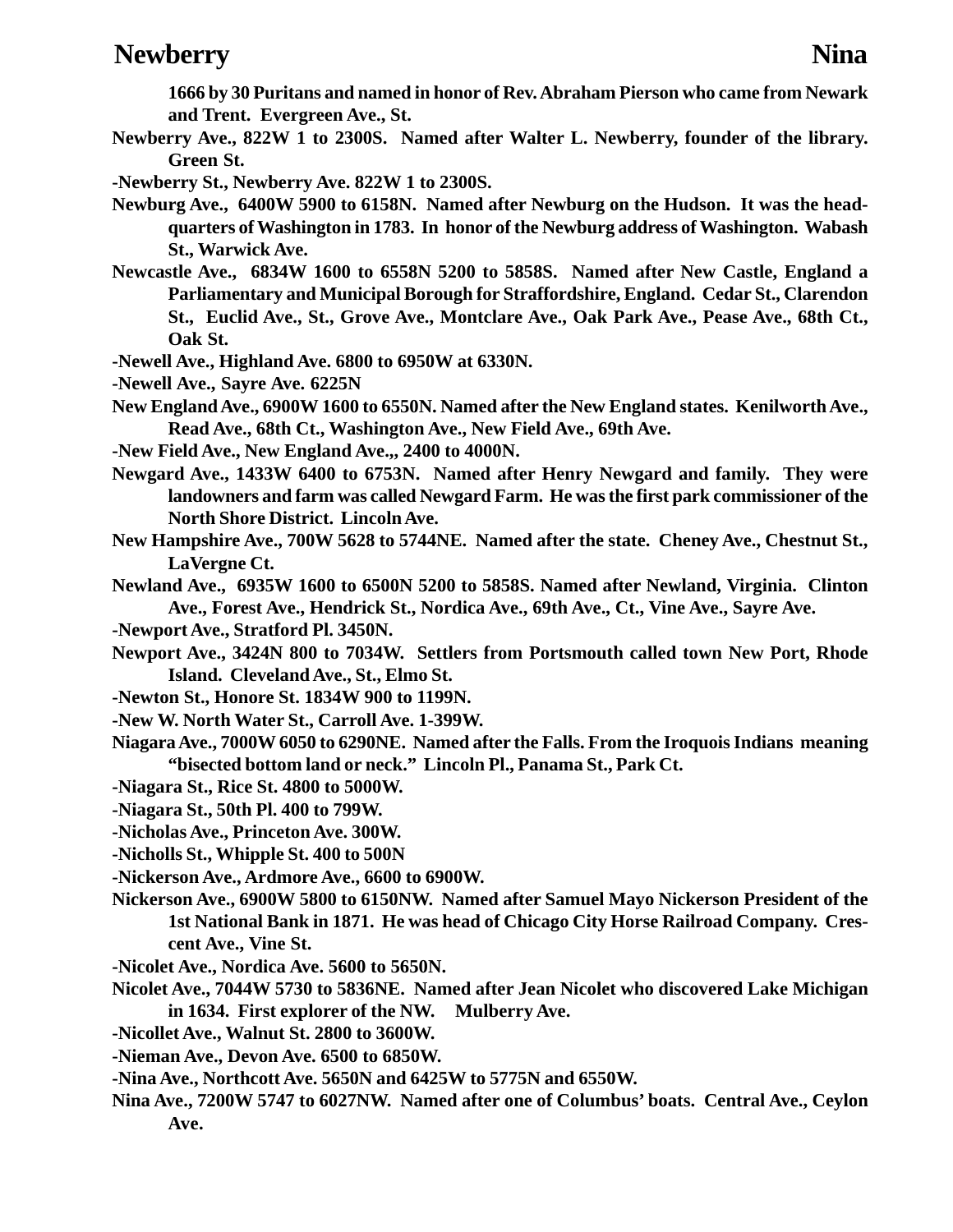**1666 by 30 Puritans and named in honor of Rev. Abraham Pierson who came from Newark and Trent. Evergreen Ave., St.**

**Newberry Ave., 822W 1 to 2300S. Named after Walter L. Newberry, founder of the library. Green St.**

**-Newberry St., Newberry Ave. 822W 1 to 2300S.**

**Newburg Ave., 6400W 5900 to 6158N. Named after Newburg on the Hudson. It was the headquarters of Washington in 1783. In honor of the Newburg address of Washington. Wabash St., Warwick Ave.**

**Newcastle Ave., 6834W 1600 to 6558N 5200 to 5858S. Named after New Castle, England a Parliamentary and Municipal Borough for Straffordshire, England. Cedar St., Clarendon St., Euclid Ave., St., Grove Ave., Montclare Ave., Oak Park Ave., Pease Ave., 68th Ct., Oak St.**

**-Newell Ave., Highland Ave. 6800 to 6950W at 6330N.**

**-Newell Ave., Sayre Ave. 6225N**

**New England Ave., 6900W 1600 to 6550N. Named after the New England states. Kenilworth Ave., Read Ave., 68th Ct., Washington Ave., New Field Ave., 69th Ave.**

**-New Field Ave., New England Ave.,, 2400 to 4000N.**

**Newgard Ave., 1433W 6400 to 6753N. Named after Henry Newgard and family. They were landowners and farm was called Newgard Farm. He was the first park commissioner of the North Shore District. Lincoln Ave.**

**New Hampshire Ave., 700W 5628 to 5744NE. Named after the state. Cheney Ave., Chestnut St., LaVergne Ct.**

**Newland Ave., 6935W 1600 to 6500N 5200 to 5858S. Named after Newland, Virginia. Clinton Ave., Forest Ave., Hendrick St., Nordica Ave., 69th Ave., Ct., Vine Ave., Sayre Ave.**

**-Newport Ave., Stratford Pl. 3450N.**

**Newport Ave., 3424N 800 to 7034W. Settlers from Portsmouth called town New Port, Rhode Island. Cleveland Ave., St., Elmo St.**

**-Newton St., Honore St. 1834W 900 to 1199N.**

**-New W. North Water St., Carroll Ave. 1-399W.**

**Niagara Ave., 7000W 6050 to 6290NE. Named after the Falls. From the Iroquois Indians meaning "bisected bottom land or neck." Lincoln Pl., Panama St., Park Ct.**

**-Niagara St., Rice St. 4800 to 5000W.**

**-Niagara St., 50th Pl. 400 to 799W.**

**-Nicholas Ave., Princeton Ave. 300W.**

**-Nicholls St., Whipple St. 400 to 500N**

**-Nickerson Ave., Ardmore Ave., 6600 to 6900W.**

**Nickerson Ave., 6900W 5800 to 6150NW. Named after Samuel Mayo Nickerson President of the 1st National Bank in 1871. He was head of Chicago City Horse Railroad Company. Crescent Ave., Vine St.**

**-Nicolet Ave., Nordica Ave. 5600 to 5650N.**

**Nicolet Ave., 7044W 5730 to 5836NE. Named after Jean Nicolet who discovered Lake Michigan in 1634. First explorer of the NW. Mulberry Ave.**

**-Nicollet Ave., Walnut St. 2800 to 3600W.**

**-Nieman Ave., Devon Ave. 6500 to 6850W.**

**-Nina Ave., Northcott Ave. 5650N and 6425W to 5775N and 6550W.**

**Nina Ave., 7200W 5747 to 6027NW. Named after one of Columbus' boats. Central Ave., Ceylon Ave.**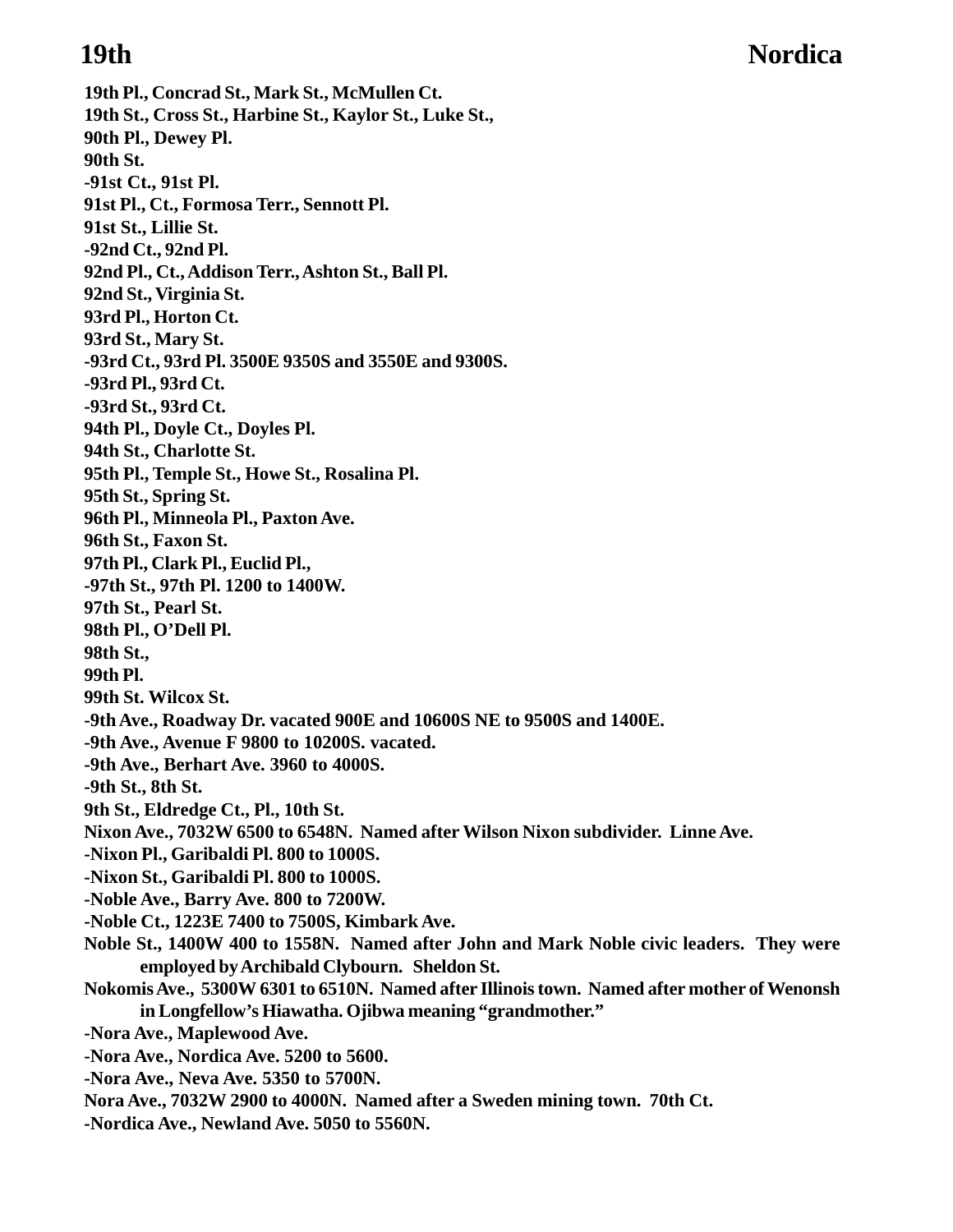**19th Pl., Concrad St., Mark St., McMullen Ct.**
**19th St., Cross St., Harbine St., Kaylor St., Luke St.,**
**90th Pl., Dewey Pl.**
**90th St.**
**-91st Ct., 91st Pl.**
**91st Pl., Ct., Formosa Terr., Sennott Pl.**
**91st St., Lillie St.**
**-92nd Ct., 92nd Pl.**
**92nd Pl., Ct., Addison Terr., Ashton St., Ball Pl.**
**92nd St., Virginia St.**
**93rd Pl., Horton Ct.**
**93rd St., Mary St.**
**-93rd Ct., 93rd Pl. 3500E 9350S and 3550E and 9300S.**
**-93rd Pl., 93rd Ct.**
**-93rd St., 93rd Ct.**
**94th Pl., Doyle Ct., Doyles Pl.**
**94th St., Charlotte St.**
**95th Pl., Temple St., Howe St., Rosalina Pl.**
**95th St., Spring St.**
**96th Pl., Minneola Pl., Paxton Ave.**
**96th St., Faxon St.**
**97th Pl., Clark Pl., Euclid Pl.,**
**-97th St., 97th Pl. 1200 to 1400W.**
**97th St., Pearl St.**
**98th Pl., O'Dell Pl.**
**98th St.,**
**99th Pl.**
**99th St. Wilcox St.**
**-9th Ave., Roadway Dr. vacated 900E and 10600S NE to 9500S and 1400E.**
**-9th Ave., Avenue F 9800 to 10200S. vacated.**
**-9th Ave., Berhart Ave. 3960 to 4000S.**
**-9th St., 8th St.**
**9th St., Eldredge Ct., Pl., 10th St.**
**Nixon Ave., 7032W 6500 to 6548N. Named after Wilson Nixon subdivider. Linne Ave.**
**-Nixon Pl., Garibaldi Pl. 800 to 1000S.**
**-Nixon St., Garibaldi Pl. 800 to 1000S.**
**-Noble Ave., Barry Ave. 800 to 7200W.**
**-Noble Ct., 1223E 7400 to 7500S, Kimbark Ave.**
**Noble St., 1400W 400 to 1558N. Named after John and Mark Noble civic leaders. They were employed by Archibald Clybourn. Sheldon St.**
**Nokomis Ave., 5300W 6301 to 6510N. Named after Illinois town. Named after mother of Wenonsh in Longfellow's Hiawatha. Ojibwa meaning "grandmother."**
**-Nora Ave., Maplewood Ave.**
**-Nora Ave., Nordica Ave. 5200 to 5600.**
**-Nora Ave., Neva Ave. 5350 to 5700N.**
**Nora Ave., 7032W 2900 to 4000N. Named after a Sweden mining town. 70th Ct.**
**-Nordica Ave., Newland Ave. 5050 to 5560N.**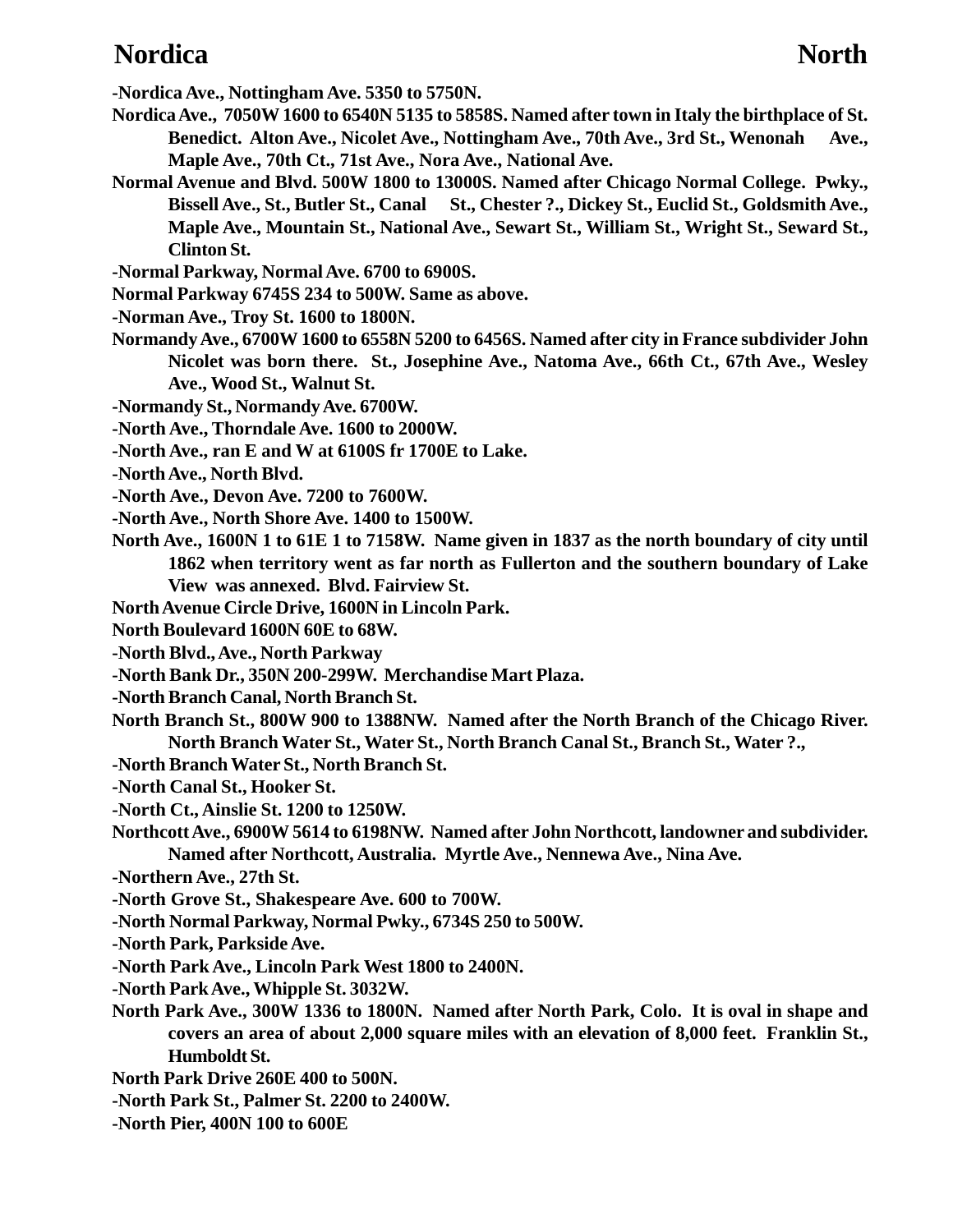**-Nordica Ave., Nottingham Ave. 5350 to 5750N.**

**Nordica Ave., 7050W 1600 to 6540N 5135 to 5858S. Named after town in Italy the birthplace of St. Benedict. Alton Ave., Nicolet Ave., Nottingham Ave., 70th Ave., 3rd St., Wenonah Ave., Maple Ave., 70th Ct., 71st Ave., Nora Ave., National Ave.**

**Normal Avenue and Blvd. 500W 1800 to 13000S. Named after Chicago Normal College. Pwky., Bissell Ave., St., Butler St., Canal St., Chester ?., Dickey St., Euclid St., Goldsmith Ave., Maple Ave., Mountain St., National Ave., Sewart St., William St., Wright St., Seward St., Clinton St.**

**-Normal Parkway, Normal Ave. 6700 to 6900S.**

**Normal Parkway 6745S 234 to 500W. Same as above.**

**-Norman Ave., Troy St. 1600 to 1800N.**

**Normandy Ave., 6700W 1600 to 6558N 5200 to 6456S. Named after city in France subdivider John Nicolet was born there. St., Josephine Ave., Natoma Ave., 66th Ct., 67th Ave., Wesley Ave., Wood St., Walnut St.**

**-Normandy St., Normandy Ave. 6700W.**

**-North Ave., Thorndale Ave. 1600 to 2000W.**

**-North Ave., ran E and W at 6100S fr 1700E to Lake.**

**-North Ave., North Blvd.**

**-North Ave., Devon Ave. 7200 to 7600W.**

**-North Ave., North Shore Ave. 1400 to 1500W.**

**North Ave., 1600N 1 to 61E 1 to 7158W. Name given in 1837 as the north boundary of city until 1862 when territory went as far north as Fullerton and the southern boundary of Lake View was annexed. Blvd. Fairview St.**

**North Avenue Circle Drive, 1600N in Lincoln Park.**

**North Boulevard 1600N 60E to 68W.**

**-North Blvd., Ave., North Parkway**

**-North Bank Dr., 350N 200-299W. Merchandise Mart Plaza.**

**-North Branch Canal, North Branch St.**

**North Branch St., 800W 900 to 1388NW. Named after the North Branch of the Chicago River. North Branch Water St., Water St., North Branch Canal St., Branch St., Water ?.,**

**-North Branch Water St., North Branch St.**

**-North Canal St., Hooker St.**

**-North Ct., Ainslie St. 1200 to 1250W.**

**Northcott Ave., 6900W 5614 to 6198NW. Named after John Northcott, landowner and subdivider. Named after Northcott, Australia. Myrtle Ave., Nennewa Ave., Nina Ave.**

**-Northern Ave., 27th St.**

**-North Grove St., Shakespeare Ave. 600 to 700W.**

**-North Normal Parkway, Normal Pwky., 6734S 250 to 500W.**

**-North Park, Parkside Ave.**

**-North Park Ave., Lincoln Park West 1800 to 2400N.**

**-North Park Ave., Whipple St. 3032W.**

**North Park Ave., 300W 1336 to 1800N. Named after North Park, Colo. It is oval in shape and covers an area of about 2,000 square miles with an elevation of 8,000 feet. Franklin St., Humboldt St.**

**North Park Drive 260E 400 to 500N.**

**-North Park St., Palmer St. 2200 to 2400W.**

**-North Pier, 400N 100 to 600E**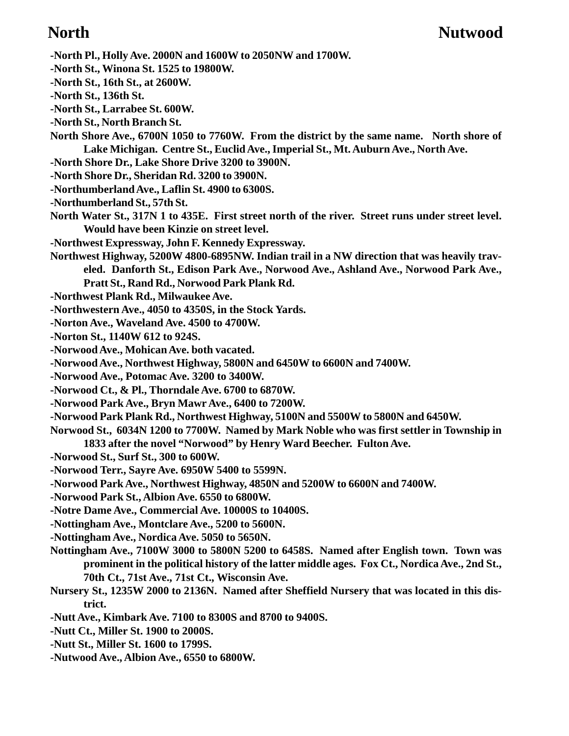-North Pl., Holly Ave. 2000N and 1600W to 2050NW and 1700W.

-North St., Winona St. 1525 to 19800W.

-North St., 16th St., at 2600W.

-North St., 136th St.

-North St., Larrabee St. 600W.

-North St., North Branch St.

North Shore Ave., 6700N 1050 to 7760W. From the district by the same name. North shore of Lake Michigan. Centre St., Euclid Ave., Imperial St., Mt. Auburn Ave., North Ave.

-North Shore Dr., Lake Shore Drive 3200 to 3900N.

-North Shore Dr., Sheridan Rd. 3200 to 3900N.

-Northumberland Ave., Laflin St. 4900 to 6300S.

-Northumberland St., 57th St.

North Water St., 317N 1 to 435E. First street north of the river. Street runs under street level. Would have been Kinzie on street level.

-Northwest Expressway, John F. Kennedy Expressway.

Northwest Highway, 5200W 4800-6895NW. Indian trail in a NW direction that was heavily traveled. Danforth St., Edison Park Ave., Norwood Ave., Ashland Ave., Norwood Park Ave., Pratt St., Rand Rd., Norwood Park Plank Rd.

-Northwest Plank Rd., Milwaukee Ave.

-Northwestern Ave., 4050 to 4350S, in the Stock Yards.

-Norton Ave., Waveland Ave. 4500 to 4700W.

-Norton St., 1140W 612 to 924S.

-Norwood Ave., Mohican Ave. both vacated.

-Norwood Ave., Northwest Highway, 5800N and 6450W to 6600N and 7400W.

-Norwood Ave., Potomac Ave. 3200 to 3400W.

-Norwood Ct., & Pl., Thorndale Ave. 6700 to 6870W.

-Norwood Park Ave., Bryn Mawr Ave., 6400 to 7200W.

-Norwood Park Plank Rd., Northwest Highway, 5100N and 5500W to 5800N and 6450W.

Norwood St., 6034N 1200 to 7700W. Named by Mark Noble who was first settler in Township in 1833 after the novel "Norwood" by Henry Ward Beecher. Fulton Ave.

-Norwood St., Surf St., 300 to 600W.

-Norwood Terr., Sayre Ave. 6950W 5400 to 5599N.

-Norwood Park Ave., Northwest Highway, 4850N and 5200W to 6600N and 7400W.

-Norwood Park St., Albion Ave. 6550 to 6800W.

-Notre Dame Ave., Commercial Ave. 10000S to 10400S.

-Nottingham Ave., Montclare Ave., 5200 to 5600N.

-Nottingham Ave., Nordica Ave. 5050 to 5650N.

Nottingham Ave., 7100W 3000 to 5800N 5200 to 6458S. Named after English town. Town was prominent in the political history of the latter middle ages. Fox Ct., Nordica Ave., 2nd St., 70th Ct., 71st Ave., 71st Ct., Wisconsin Ave.

Nursery St., 1235W 2000 to 2136N. Named after Sheffield Nursery that was located in this district.

-Nutt Ave., Kimbark Ave. 7100 to 8300S and 8700 to 9400S.

-Nutt Ct., Miller St. 1900 to 2000S.

-Nutt St., Miller St. 1600 to 1799S.

-Nutwood Ave., Albion Ave., 6550 to 6800W.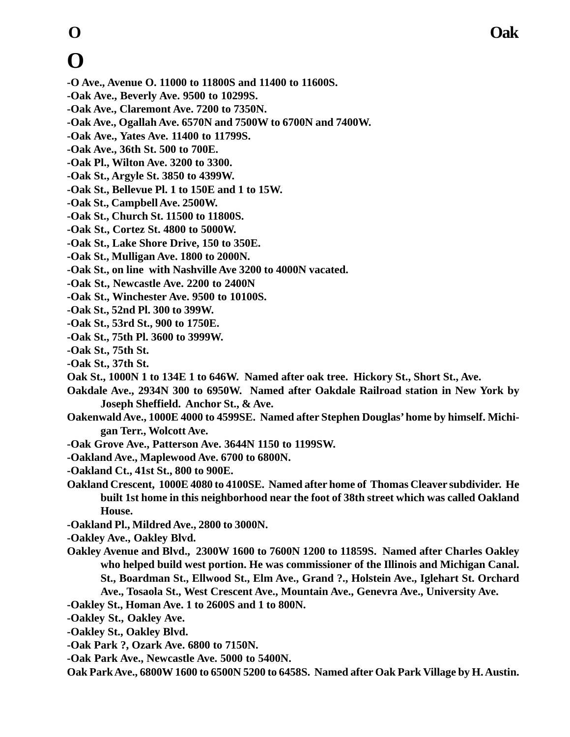# O

-O Ave., Avenue O. 11000 to 11800S and 11400 to 11600S.

-Oak Ave., Beverly Ave. 9500 to 10299S.

-Oak Ave., Claremont Ave. 7200 to 7350N.

-Oak Ave., Ogallah Ave. 6570N and 7500W to 6700N and 7400W.

-Oak Ave., Yates Ave. 11400 to 11799S.

-Oak Ave., 36th St. 500 to 700E.

-Oak Pl., Wilton Ave. 3200 to 3300.

-Oak St., Argyle St. 3850 to 4399W.

-Oak St., Bellevue Pl. 1 to 150E and 1 to 15W.

-Oak St., Campbell Ave. 2500W.

-Oak St., Church St. 11500 to 11800S.

-Oak St., Cortez St. 4800 to 5000W.

-Oak St., Lake Shore Drive, 150 to 350E.

-Oak St., Mulligan Ave. 1800 to 2000N.

-Oak St., on line with Nashville Ave 3200 to 4000N vacated.

-Oak St., Newcastle Ave. 2200 to 2400N

-Oak St., Winchester Ave. 9500 to 10100S.

-Oak St., 52nd Pl. 300 to 399W.

-Oak St., 53rd St., 900 to 1750E.

-Oak St., 75th Pl. 3600 to 3999W.

-Oak St., 75th St.

-Oak St., 37th St.

Oak St., 1000N 1 to 134E 1 to 646W. Named after oak tree. Hickory St., Short St., Ave.

Oakdale Ave., 2934N 300 to 6950W. Named after Oakdale Railroad station in New York by Joseph Sheffield. Anchor St., & Ave.

Oakenwald Ave., 1000E 4000 to 4599SE. Named after Stephen Douglas' home by himself. Michigan Terr., Wolcott Ave.

-Oak Grove Ave., Patterson Ave. 3644N 1150 to 1199SW.

-Oakland Ave., Maplewood Ave. 6700 to 6800N.

-Oakland Ct., 41st St., 800 to 900E.

Oakland Crescent, 1000E 4080 to 4100SE. Named after home of Thomas Cleaver subdivider. He built 1st home in this neighborhood near the foot of 38th street which was called Oakland House.

-Oakland Pl., Mildred Ave., 2800 to 3000N.

-Oakley Ave., Oakley Blvd.

Oakley Avenue and Blvd., 2300W 1600 to 7600N 1200 to 11859S. Named after Charles Oakley who helped build west portion. He was commissioner of the Illinois and Michigan Canal. St., Boardman St., Ellwood St., Elm Ave., Grand ?., Holstein Ave., Iglehart St. Orchard Ave., Tosaola St., West Crescent Ave., Mountain Ave., Genevra Ave., University Ave.

-Oakley St., Homan Ave. 1 to 2600S and 1 to 800N.

-Oakley St., Oakley Ave.

-Oakley St., Oakley Blvd.

-Oak Park ?, Ozark Ave. 6800 to 7150N.

-Oak Park Ave., Newcastle Ave. 5000 to 5400N.

Oak Park Ave., 6800W 1600 to 6500N 5200 to 6458S. Named after Oak Park Village by H. Austin.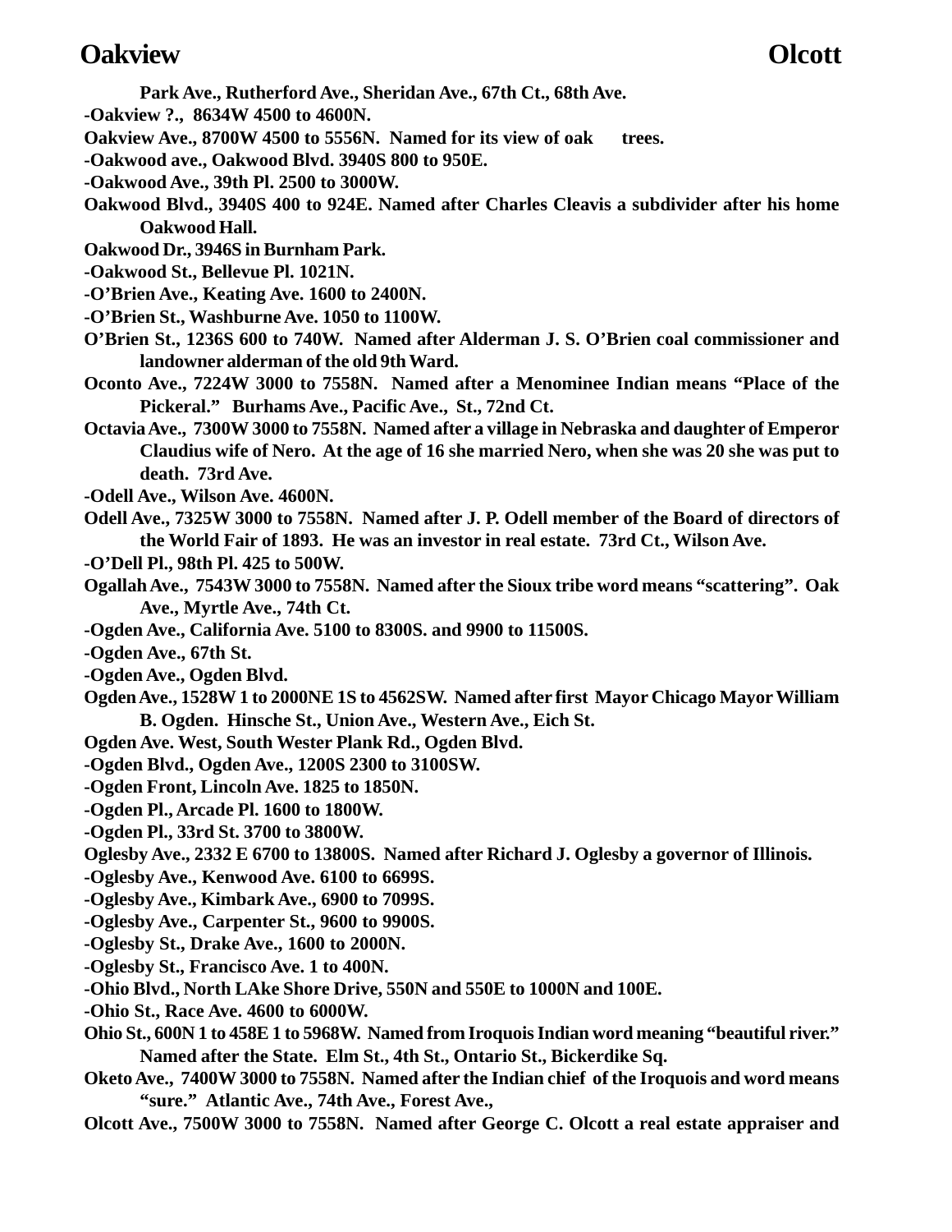Park Ave., Rutherford Ave., Sheridan Ave., 67th Ct., 68th Ave.

-Oakview ?., 8634W 4500 to 4600N.

Oakview Ave., 8700W 4500 to 5556N. Named for its view of oak trees.

-Oakwood ave., Oakwood Blvd. 3940S 800 to 950E.

-Oakwood Ave., 39th Pl. 2500 to 3000W.

Oakwood Blvd., 3940S 400 to 924E. Named after Charles Cleavis a subdivider after his home Oakwood Hall.

Oakwood Dr., 3946S in Burnham Park.

-Oakwood St., Bellevue Pl. 1021N.

-O'Brien Ave., Keating Ave. 1600 to 2400N.

-O'Brien St., Washburne Ave. 1050 to 1100W.

O'Brien St., 1236S 600 to 740W. Named after Alderman J. S. O'Brien coal commissioner and landowner alderman of the old 9th Ward.

Oconto Ave., 7224W 3000 to 7558N. Named after a Menominee Indian means "Place of the Pickeral." Burhams Ave., Pacific Ave., St., 72nd Ct.

Octavia Ave., 7300W 3000 to 7558N. Named after a village in Nebraska and daughter of Emperor Claudius wife of Nero. At the age of 16 she married Nero, when she was 20 she was put to death. 73rd Ave.

-Odell Ave., Wilson Ave. 4600N.

Odell Ave., 7325W 3000 to 7558N. Named after J. P. Odell member of the Board of directors of the World Fair of 1893. He was an investor in real estate. 73rd Ct., Wilson Ave.

-O'Dell Pl., 98th Pl. 425 to 500W.

Ogallah Ave., 7543W 3000 to 7558N. Named after the Sioux tribe word means "scattering". Oak Ave., Myrtle Ave., 74th Ct.

-Ogden Ave., California Ave. 5100 to 8300S. and 9900 to 11500S.

-Ogden Ave., 67th St.

-Ogden Ave., Ogden Blvd.

Ogden Ave., 1528W 1 to 2000NE 1S to 4562SW. Named after first Mayor Chicago Mayor William B. Ogden. Hinsche St., Union Ave., Western Ave., Eich St.

Ogden Ave. West, South Wester Plank Rd., Ogden Blvd.

-Ogden Blvd., Ogden Ave., 1200S 2300 to 3100SW.

-Ogden Front, Lincoln Ave. 1825 to 1850N.

-Ogden Pl., Arcade Pl. 1600 to 1800W.

-Ogden Pl., 33rd St. 3700 to 3800W.

Oglesby Ave., 2332 E 6700 to 13800S. Named after Richard J. Oglesby a governor of Illinois.

-Oglesby Ave., Kenwood Ave. 6100 to 6699S.

-Oglesby Ave., Kimbark Ave., 6900 to 7099S.

-Oglesby Ave., Carpenter St., 9600 to 9900S.

-Oglesby St., Drake Ave., 1600 to 2000N.

-Oglesby St., Francisco Ave. 1 to 400N.

-Ohio Blvd., North LAke Shore Drive, 550N and 550E to 1000N and 100E.

-Ohio St., Race Ave. 4600 to 6000W.

Ohio St., 600N 1 to 458E 1 to 5968W. Named from Iroquois Indian word meaning "beautiful river." Named after the State. Elm St., 4th St., Ontario St., Bickerdike Sq.

Oketo Ave., 7400W 3000 to 7558N. Named after the Indian chief of the Iroquois and word means "sure." Atlantic Ave., 74th Ave., Forest Ave.,

Olcott Ave., 7500W 3000 to 7558N. Named after George C. Olcott a real estate appraiser and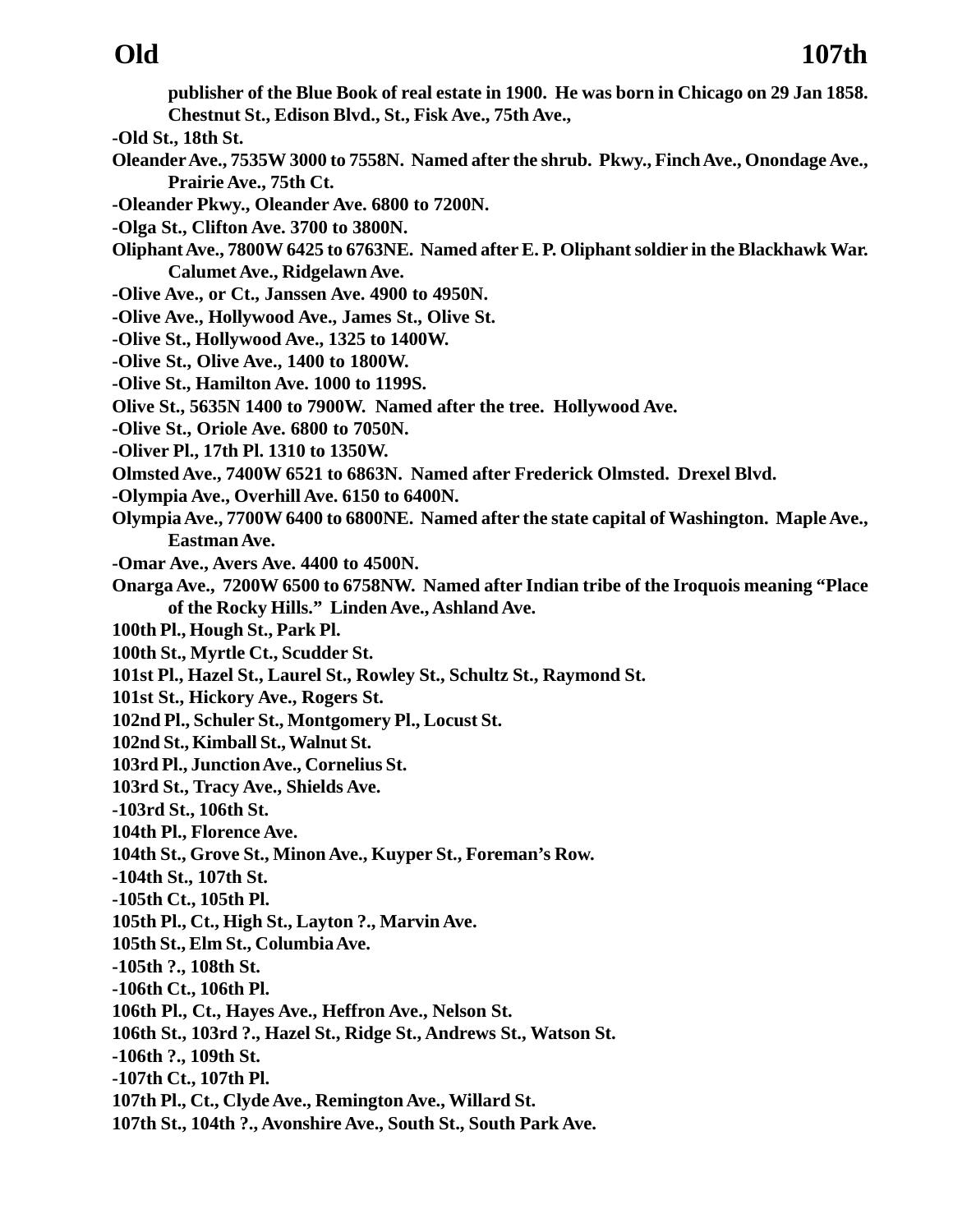**publisher of the Blue Book of real estate in 1900. He was born in Chicago on 29 Jan 1858. Chestnut St., Edison Blvd., St., Fisk Ave., 75th Ave.,**

**-Old St., 18th St.**

**Oleander Ave., 7535W 3000 to 7558N. Named after the shrub. Pkwy., Finch Ave., Onondage Ave., Prairie Ave., 75th Ct.**

**-Oleander Pkwy., Oleander Ave. 6800 to 7200N.**

**-Olga St., Clifton Ave. 3700 to 3800N.**

**Oliphant Ave., 7800W 6425 to 6763NE. Named after E. P. Oliphant soldier in the Blackhawk War. Calumet Ave., Ridgelawn Ave.**

**-Olive Ave., or Ct., Janssen Ave. 4900 to 4950N.**

**-Olive Ave., Hollywood Ave., James St., Olive St.**

**-Olive St., Hollywood Ave., 1325 to 1400W.**

**-Olive St., Olive Ave., 1400 to 1800W.**

**-Olive St., Hamilton Ave. 1000 to 1199S.**

**Olive St., 5635N 1400 to 7900W. Named after the tree. Hollywood Ave.**

**-Olive St., Oriole Ave. 6800 to 7050N.**

**-Oliver Pl., 17th Pl. 1310 to 1350W.**

**Olmsted Ave., 7400W 6521 to 6863N. Named after Frederick Olmsted. Drexel Blvd.**

**-Olympia Ave., Overhill Ave. 6150 to 6400N.**

**Olympia Ave., 7700W 6400 to 6800NE. Named after the state capital of Washington. Maple Ave., Eastman Ave.**

**-Omar Ave., Avers Ave. 4400 to 4500N.**

**Onarga Ave., 7200W 6500 to 6758NW. Named after Indian tribe of the Iroquois meaning "Place of the Rocky Hills." Linden Ave., Ashland Ave.**

**100th Pl., Hough St., Park Pl.**

**100th St., Myrtle Ct., Scudder St.**

**101st Pl., Hazel St., Laurel St., Rowley St., Schultz St., Raymond St.**

**101st St., Hickory Ave., Rogers St.**

**102nd Pl., Schuler St., Montgomery Pl., Locust St.**

**102nd St., Kimball St., Walnut St.**

**103rd Pl., Junction Ave., Cornelius St.**

**103rd St., Tracy Ave., Shields Ave.**

**-103rd St., 106th St.**

**104th Pl., Florence Ave.**

**104th St., Grove St., Minon Ave., Kuyper St., Foreman's Row.**

**-104th St., 107th St.**

**-105th Ct., 105th Pl.**

**105th Pl., Ct., High St., Layton ?., Marvin Ave.**

**105th St., Elm St., Columbia Ave.**

**-105th ?., 108th St.**

**-106th Ct., 106th Pl.**

**106th Pl., Ct., Hayes Ave., Heffron Ave., Nelson St.**

**106th St., 103rd ?., Hazel St., Ridge St., Andrews St., Watson St.**

**-106th ?., 109th St.**

**-107th Ct., 107th Pl.**

**107th Pl., Ct., Clyde Ave., Remington Ave., Willard St.**

**107th St., 104th ?., Avonshire Ave., South St., South Park Ave.**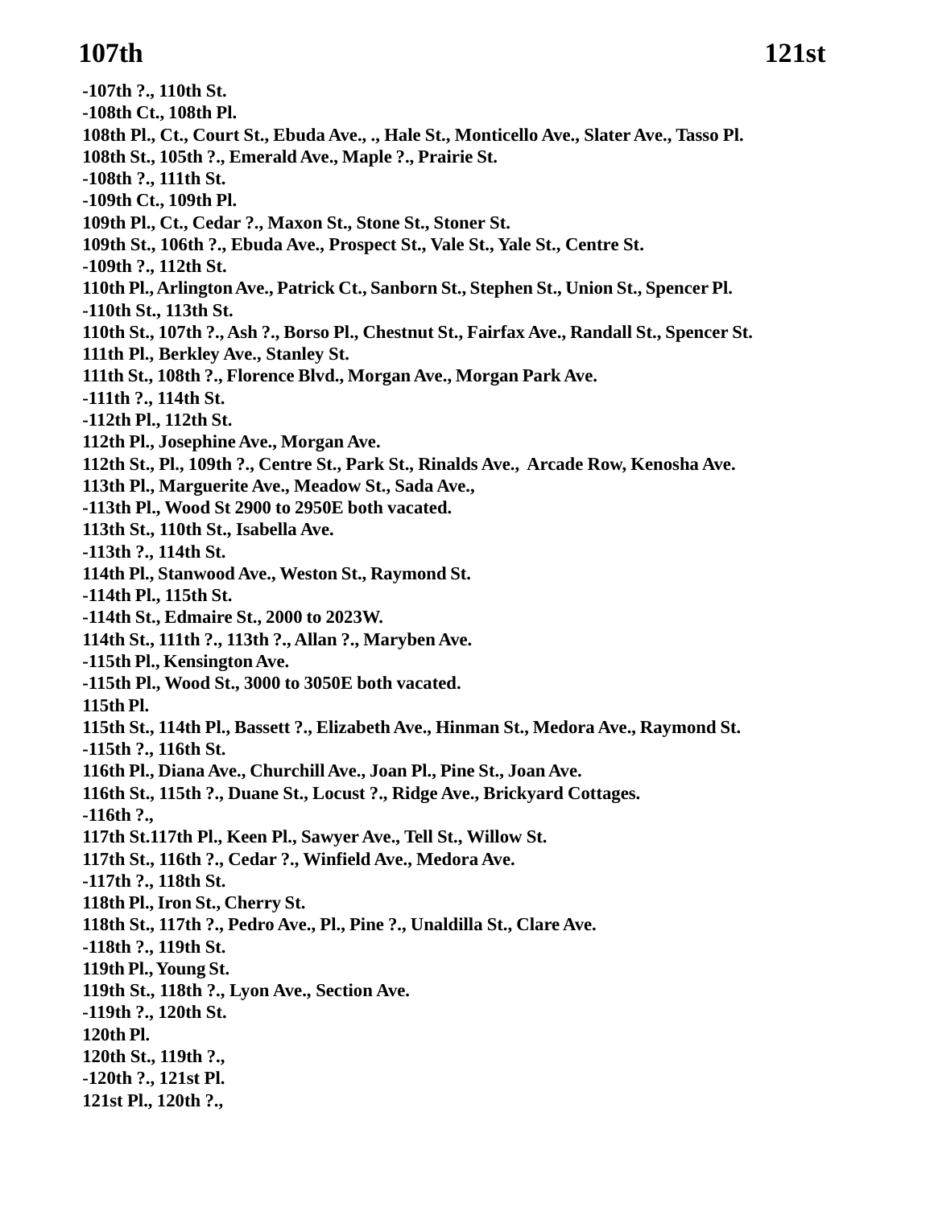-107th ?., 110th St.
-108th Ct., 108th Pl.
108th Pl., Ct., Court St., Ebuda Ave., ., Hale St., Monticello Ave., Slater Ave., Tasso Pl.
108th St., 105th ?., Emerald Ave., Maple ?., Prairie St.
-108th ?., 111th St.
-109th Ct., 109th Pl.
109th Pl., Ct., Cedar ?., Maxon St., Stone St., Stoner St.
109th St., 106th ?., Ebuda Ave., Prospect St., Vale St., Yale St., Centre St.
-109th ?., 112th St.
110th Pl., Arlington Ave., Patrick Ct., Sanborn St., Stephen St., Union St., Spencer Pl.
-110th St., 113th St.
110th St., 107th ?., Ash ?., Borso Pl., Chestnut St., Fairfax Ave., Randall St., Spencer St.
111th Pl., Berkley Ave., Stanley St.
111th St., 108th ?., Florence Blvd., Morgan Ave., Morgan Park Ave.
-111th ?., 114th St.
-112th Pl., 112th St.
112th Pl., Josephine Ave., Morgan Ave.
112th St., Pl., 109th ?., Centre St., Park St., Rinalds Ave., Arcade Row, Kenosha Ave.
113th Pl., Marguerite Ave., Meadow St., Sada Ave.,
-113th Pl., Wood St 2900 to 2950E both vacated.
113th St., 110th St., Isabella Ave.
-113th ?., 114th St.
114th Pl., Stanwood Ave., Weston St., Raymond St.
-114th Pl., 115th St.
-114th St., Edmaire St., 2000 to 2023W.
114th St., 111th ?., 113th ?., Allan ?., Maryben Ave.
-115th Pl., Kensington Ave.
-115th Pl., Wood St., 3000 to 3050E both vacated.
115th Pl.
115th St., 114th Pl., Bassett ?., Elizabeth Ave., Hinman St., Medora Ave., Raymond St.
-115th ?., 116th St.
116th Pl., Diana Ave., Churchill Ave., Joan Pl., Pine St., Joan Ave.
116th St., 115th ?., Duane St., Locust ?., Ridge Ave., Brickyard Cottages.
-116th ?.,
117th St.117th Pl., Keen Pl., Sawyer Ave., Tell St., Willow St.
117th St., 116th ?., Cedar ?., Winfield Ave., Medora Ave.
-117th ?., 118th St.
118th Pl., Iron St., Cherry St.
118th St., 117th ?., Pedro Ave., Pl., Pine ?., Unaldilla St., Clare Ave.
-118th ?., 119th St.
119th Pl., Young St.
119th St., 118th ?., Lyon Ave., Section Ave.
-119th ?., 120th St.
120th Pl.
120th St., 119th ?.,
-120th ?., 121st Pl.
121st Pl., 120th ?.,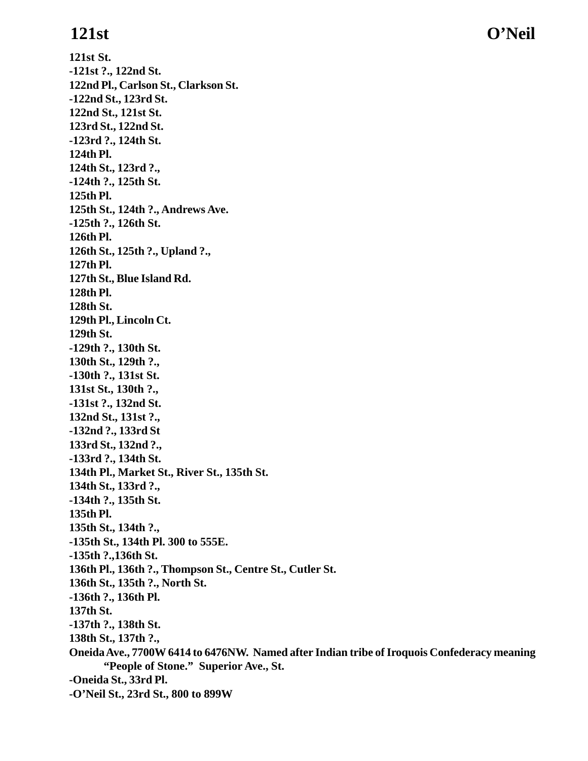**121st St.**
**-121st ?., 122nd St.**
**122nd Pl., Carlson St., Clarkson St.**
**-122nd St., 123rd St.**
**122nd St., 121st St.**
**123rd St., 122nd St.**
**-123rd ?., 124th St.**
**124th Pl.**
**124th St., 123rd ?.,**
**-124th ?., 125th St.**
**125th Pl.**
**125th St., 124th ?., Andrews Ave.**
**-125th ?., 126th St.**
**126th Pl.**
**126th St., 125th ?., Upland ?.,**
**127th Pl.**
**127th St., Blue Island Rd.**
**128th Pl.**
**128th St.**
**129th Pl., Lincoln Ct.**
**129th St.**
**-129th ?., 130th St.**
**130th St., 129th ?.,**
**-130th ?., 131st St.**
**131st St., 130th ?.,**
**-131st ?., 132nd St.**
**132nd St., 131st ?.,**
**-132nd ?., 133rd St**
**133rd St., 132nd ?.,**
**-133rd ?., 134th St.**
**134th Pl., Market St., River St., 135th St.**
**134th St., 133rd ?.,**
**-134th ?., 135th St.**
**135th Pl.**
**135th St., 134th ?.,**
**-135th St., 134th Pl. 300 to 555E.**
**-135th ?.,136th St.**
**136th Pl., 136th ?., Thompson St., Centre St., Cutler St.**
**136th St., 135th ?., North St.**
**-136th ?., 136th Pl.**
**137th St.**
**-137th ?., 138th St.**
**138th St., 137th ?.,**
**Oneida Ave., 7700W 6414 to 6476NW. Named after Indian tribe of Iroquois Confederacy meaning "People of Stone." Superior Ave., St.**
**-Oneida St., 33rd Pl.**
**-O'Neil St., 23rd St., 800 to 899W**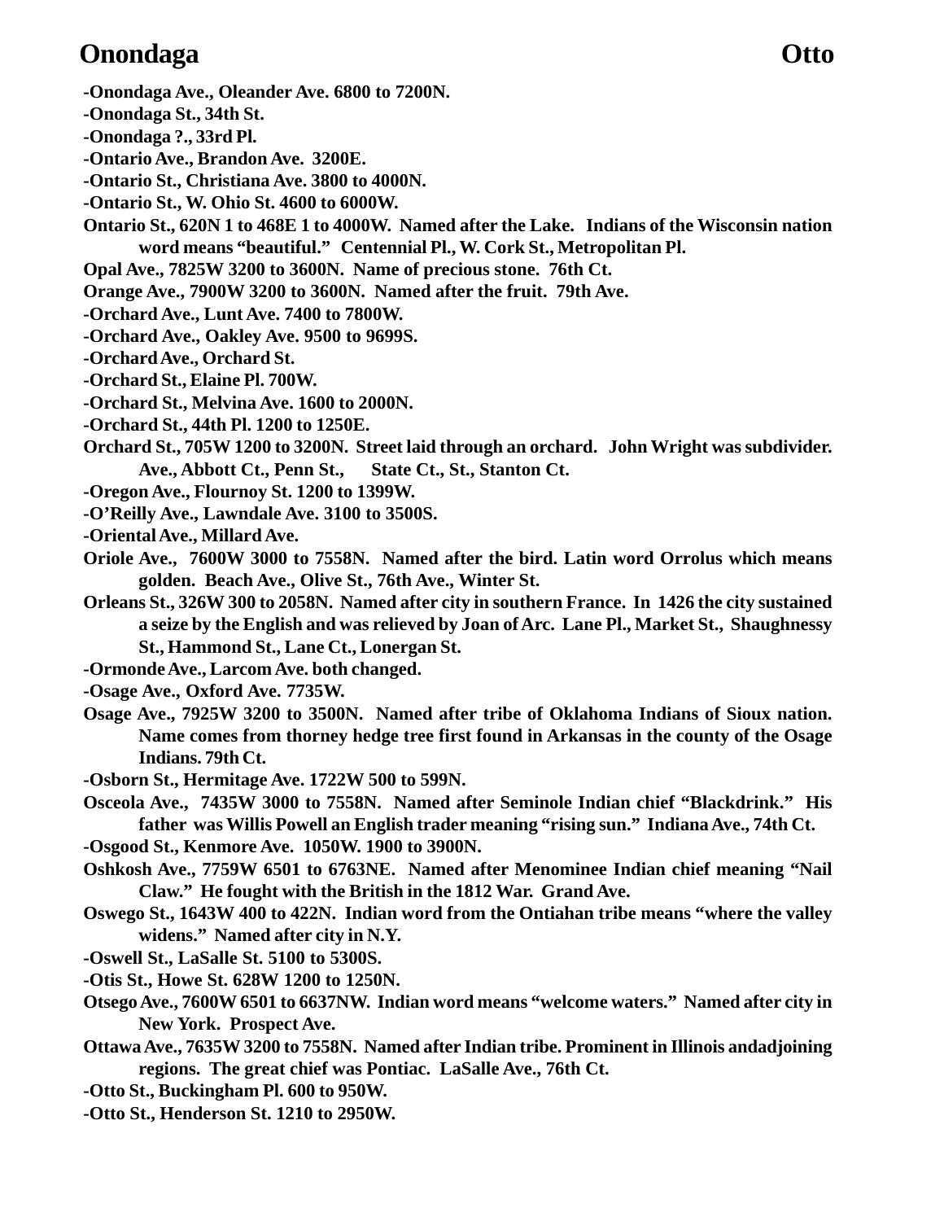-Onondaga Ave., Oleander Ave. 6800 to 7200N.

-Onondaga St., 34th St.

-Onondaga ?., 33rd Pl.

-Ontario Ave., Brandon Ave. 3200E.

-Ontario St., Christiana Ave. 3800 to 4000N.

-Ontario St., W. Ohio St. 4600 to 6000W.

Ontario St., 620N 1 to 468E 1 to 4000W. Named after the Lake. Indians of the Wisconsin nation word means "beautiful." Centennial Pl., W. Cork St., Metropolitan Pl.

Opal Ave., 7825W 3200 to 3600N. Name of precious stone. 76th Ct.

Orange Ave., 7900W 3200 to 3600N. Named after the fruit. 79th Ave.

-Orchard Ave., Lunt Ave. 7400 to 7800W.

-Orchard Ave., Oakley Ave. 9500 to 9699S.

-Orchard Ave., Orchard St.

-Orchard St., Elaine Pl. 700W.

-Orchard St., Melvina Ave. 1600 to 2000N.

-Orchard St., 44th Pl. 1200 to 1250E.

Orchard St., 705W 1200 to 3200N. Street laid through an orchard. John Wright was subdivider. Ave., Abbott Ct., Penn St., State Ct., St., Stanton Ct.

-Oregon Ave., Flournoy St. 1200 to 1399W.

-O'Reilly Ave., Lawndale Ave. 3100 to 3500S.

-Oriental Ave., Millard Ave.

Oriole Ave., 7600W 3000 to 7558N. Named after the bird. Latin word Orrolus which means golden. Beach Ave., Olive St., 76th Ave., Winter St.

Orleans St., 326W 300 to 2058N. Named after city in southern France. In 1426 the city sustained a seize by the English and was relieved by Joan of Arc. Lane Pl., Market St., Shaughnessy St., Hammond St., Lane Ct., Lonergan St.

-Ormonde Ave., Larcom Ave. both changed.

-Osage Ave., Oxford Ave. 7735W.

Osage Ave., 7925W 3200 to 3500N. Named after tribe of Oklahoma Indians of Sioux nation. Name comes from thorney hedge tree first found in Arkansas in the county of the Osage Indians. 79th Ct.

-Osborn St., Hermitage Ave. 1722W 500 to 599N.

Osceola Ave., 7435W 3000 to 7558N. Named after Seminole Indian chief "Blackdrink." His father was Willis Powell an English trader meaning "rising sun." Indiana Ave., 74th Ct.

-Osgood St., Kenmore Ave. 1050W. 1900 to 3900N.

Oshkosh Ave., 7759W 6501 to 6763NE. Named after Menominee Indian chief meaning "Nail Claw." He fought with the British in the 1812 War. Grand Ave.

Oswego St., 1643W 400 to 422N. Indian word from the Ontiahan tribe means "where the valley widens." Named after city in N.Y.

-Oswell St., LaSalle St. 5100 to 5300S.

-Otis St., Howe St. 628W 1200 to 1250N.

Otsego Ave., 7600W 6501 to 6637NW. Indian word means "welcome waters." Named after city in New York. Prospect Ave.

Ottawa Ave., 7635W 3200 to 7558N. Named after Indian tribe. Prominent in Illinois andadjoining regions. The great chief was Pontiac. LaSalle Ave., 76th Ct.

-Otto St., Buckingham Pl. 600 to 950W.

-Otto St., Henderson St. 1210 to 2950W.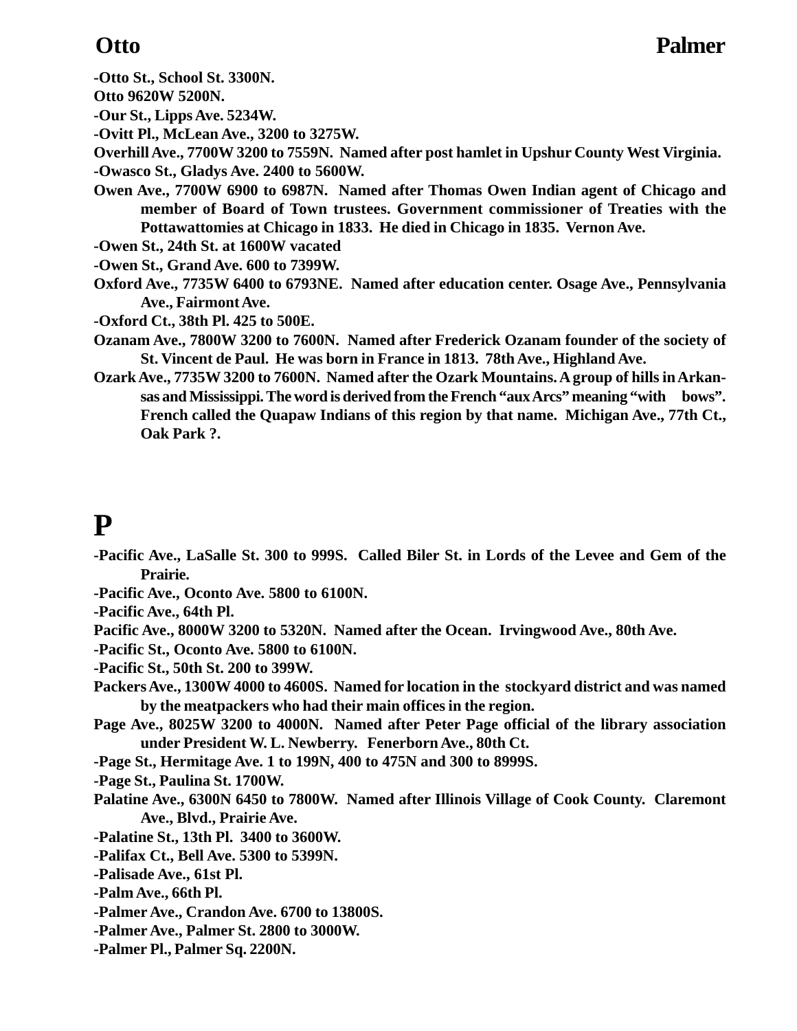**-Otto St., School St. 3300N.**

**Otto 9620W 5200N.**

**-Our St., Lipps Ave. 5234W.**

**-Ovitt Pl., McLean Ave., 3200 to 3275W.**

**Overhill Ave., 7700W 3200 to 7559N. Named after post hamlet in Upshur County West Virginia.**

**-Owasco St., Gladys Ave. 2400 to 5600W.**

**Owen Ave., 7700W 6900 to 6987N. Named after Thomas Owen Indian agent of Chicago and member of Board of Town trustees. Government commissioner of Treaties with the Pottawattomies at Chicago in 1833. He died in Chicago in 1835. Vernon Ave.**

**-Owen St., 24th St. at 1600W vacated**

**-Owen St., Grand Ave. 600 to 7399W.**

**Oxford Ave., 7735W 6400 to 6793NE. Named after education center. Osage Ave., Pennsylvania Ave., Fairmont Ave.**

**-Oxford Ct., 38th Pl. 425 to 500E.**

**Ozanam Ave., 7800W 3200 to 7600N. Named after Frederick Ozanam founder of the society of St. Vincent de Paul. He was born in France in 1813. 78th Ave., Highland Ave.**

**Ozark Ave., 7735W 3200 to 7600N. Named after the Ozark Mountains. A group of hills in Arkansas and Mississippi. The word is derived from the French "aux Arcs" meaning "with bows". French called the Quapaw Indians of this region by that name. Michigan Ave., 77th Ct., Oak Park ?.**

# P

**-Pacific Ave., LaSalle St. 300 to 999S. Called Biler St. in Lords of the Levee and Gem of the Prairie.**

**-Pacific Ave., Oconto Ave. 5800 to 6100N.**

**-Pacific Ave., 64th Pl.**

**Pacific Ave., 8000W 3200 to 5320N. Named after the Ocean. Irvingwood Ave., 80th Ave.**

**-Pacific St., Oconto Ave. 5800 to 6100N.**

**-Pacific St., 50th St. 200 to 399W.**

**Packers Ave., 1300W 4000 to 4600S. Named for location in the stockyard district and was named by the meatpackers who had their main offices in the region.**

**Page Ave., 8025W 3200 to 4000N. Named after Peter Page official of the library association under President W. L. Newberry. Fenerborn Ave., 80th Ct.**

**-Page St., Hermitage Ave. 1 to 199N, 400 to 475N and 300 to 8999S.**

**-Page St., Paulina St. 1700W.**

**Palatine Ave., 6300N 6450 to 7800W. Named after Illinois Village of Cook County. Claremont Ave., Blvd., Prairie Ave.**

**-Palatine St., 13th Pl. 3400 to 3600W.**

**-Palifax Ct., Bell Ave. 5300 to 5399N.**

**-Palisade Ave., 61st Pl.**

**-Palm Ave., 66th Pl.**

**-Palmer Ave., Crandon Ave. 6700 to 13800S.**

**-Palmer Ave., Palmer St. 2800 to 3000W.**

**-Palmer Pl., Palmer Sq. 2200N.**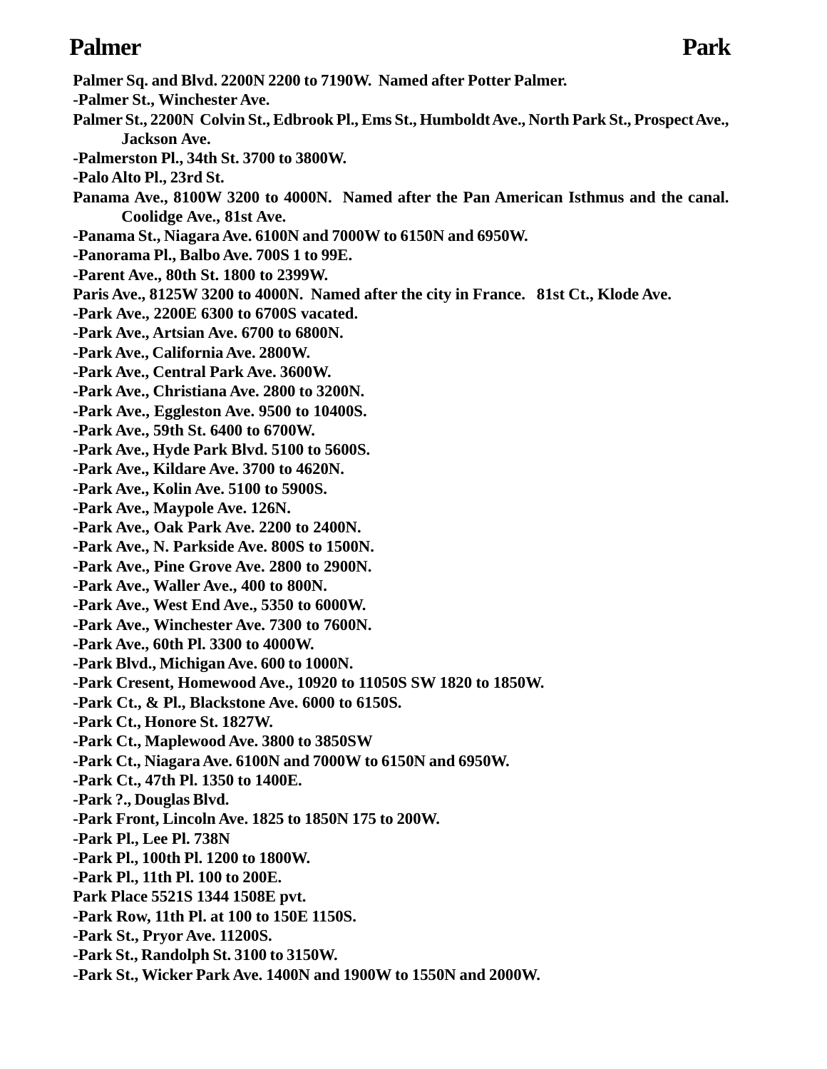**Palmer Sq. and Blvd. 2200N 2200 to 7190W. Named after Potter Palmer.**

**-Palmer St., Winchester Ave.**

**Palmer St., 2200N Colvin St., Edbrook Pl., Ems St., Humboldt Ave., North Park St., Prospect Ave., Jackson Ave.**

**-Palmerston Pl., 34th St. 3700 to 3800W.**

**-Palo Alto Pl., 23rd St.**

**Panama Ave., 8100W 3200 to 4000N. Named after the Pan American Isthmus and the canal. Coolidge Ave., 81st Ave.**

**-Panama St., Niagara Ave. 6100N and 7000W to 6150N and 6950W.**

**-Panorama Pl., Balbo Ave. 700S 1 to 99E.**

**-Parent Ave., 80th St. 1800 to 2399W.**

**Paris Ave., 8125W 3200 to 4000N. Named after the city in France. 81st Ct., Klode Ave.**

**-Park Ave., 2200E 6300 to 6700S vacated.**

**-Park Ave., Artsian Ave. 6700 to 6800N.**

**-Park Ave., California Ave. 2800W.**

**-Park Ave., Central Park Ave. 3600W.**

**-Park Ave., Christiana Ave. 2800 to 3200N.**

**-Park Ave., Eggleston Ave. 9500 to 10400S.**

**-Park Ave., 59th St. 6400 to 6700W.**

**-Park Ave., Hyde Park Blvd. 5100 to 5600S.**

**-Park Ave., Kildare Ave. 3700 to 4620N.**

**-Park Ave., Kolin Ave. 5100 to 5900S.**

**-Park Ave., Maypole Ave. 126N.**

**-Park Ave., Oak Park Ave. 2200 to 2400N.**

**-Park Ave., N. Parkside Ave. 800S to 1500N.**

**-Park Ave., Pine Grove Ave. 2800 to 2900N.**

**-Park Ave., Waller Ave., 400 to 800N.**

**-Park Ave., West End Ave., 5350 to 6000W.**

**-Park Ave., Winchester Ave. 7300 to 7600N.**

**-Park Ave., 60th Pl. 3300 to 4000W.**

**-Park Blvd., Michigan Ave. 600 to 1000N.**

**-Park Cresent, Homewood Ave., 10920 to 11050S SW 1820 to 1850W.**

**-Park Ct., & Pl., Blackstone Ave. 6000 to 6150S.**

**-Park Ct., Honore St. 1827W.**

**-Park Ct., Maplewood Ave. 3800 to 3850SW**

**-Park Ct., Niagara Ave. 6100N and 7000W to 6150N and 6950W.**

**-Park Ct., 47th Pl. 1350 to 1400E.**

**-Park ?., Douglas Blvd.**

**-Park Front, Lincoln Ave. 1825 to 1850N 175 to 200W.**

**-Park Pl., Lee Pl. 738N**

**-Park Pl., 100th Pl. 1200 to 1800W.**

**-Park Pl., 11th Pl. 100 to 200E.**

**Park Place 5521S 1344 1508E pvt.**

**-Park Row, 11th Pl. at 100 to 150E 1150S.**

**-Park St., Pryor Ave. 11200S.**

**-Park St., Randolph St. 3100 to 3150W.**

**-Park St., Wicker Park Ave. 1400N and 1900W to 1550N and 2000W.**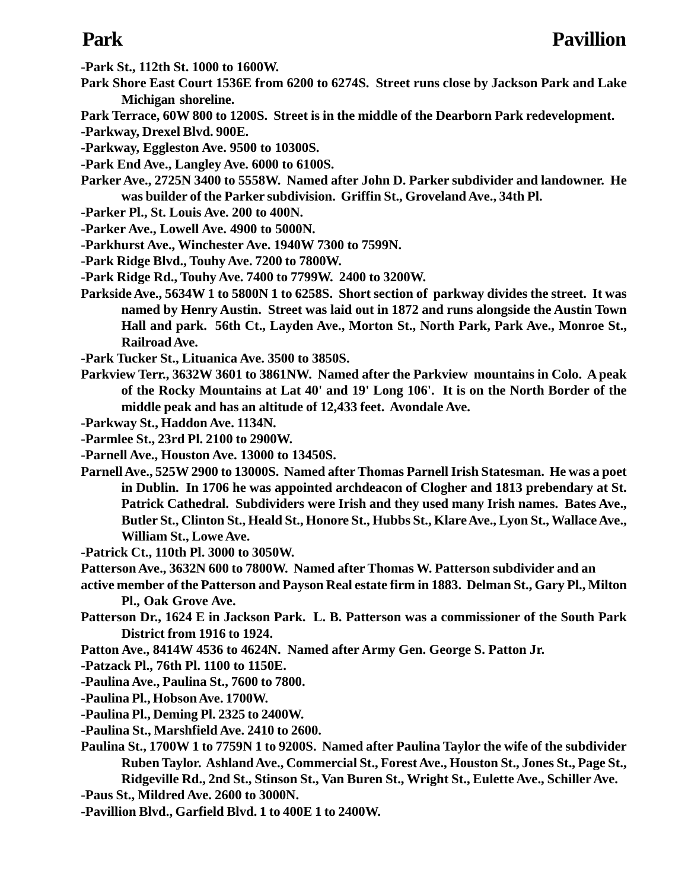-Park St., 112th St. 1000 to 1600W.

Park Shore East Court 1536E from 6200 to 6274S. Street runs close by Jackson Park and Lake Michigan shoreline.

Park Terrace, 60W 800 to 1200S. Street is in the middle of the Dearborn Park redevelopment.

-Parkway, Drexel Blvd. 900E.

-Parkway, Eggleston Ave. 9500 to 10300S.

-Park End Ave., Langley Ave. 6000 to 6100S.

Parker Ave., 2725N 3400 to 5558W. Named after John D. Parker subdivider and landowner. He was builder of the Parker subdivision. Griffin St., Groveland Ave., 34th Pl.

-Parker Pl., St. Louis Ave. 200 to 400N.

-Parker Ave., Lowell Ave. 4900 to 5000N.

-Parkhurst Ave., Winchester Ave. 1940W 7300 to 7599N.

-Park Ridge Blvd., Touhy Ave. 7200 to 7800W.

-Park Ridge Rd., Touhy Ave. 7400 to 7799W. 2400 to 3200W.

Parkside Ave., 5634W 1 to 5800N 1 to 6258S. Short section of parkway divides the street. It was named by Henry Austin. Street was laid out in 1872 and runs alongside the Austin Town Hall and park. 56th Ct., Layden Ave., Morton St., North Park, Park Ave., Monroe St., Railroad Ave.

-Park Tucker St., Lituanica Ave. 3500 to 3850S.

Parkview Terr., 3632W 3601 to 3861NW. Named after the Parkview mountains in Colo. A peak of the Rocky Mountains at Lat 40' and 19' Long 106'. It is on the North Border of the middle peak and has an altitude of 12,433 feet. Avondale Ave.

-Parkway St., Haddon Ave. 1134N.

-Parmlee St., 23rd Pl. 2100 to 2900W.

-Parnell Ave., Houston Ave. 13000 to 13450S.

Parnell Ave., 525W 2900 to 13000S. Named after Thomas Parnell Irish Statesman. He was a poet in Dublin. In 1706 he was appointed archdeacon of Clogher and 1813 prebendary at St. Patrick Cathedral. Subdividers were Irish and they used many Irish names. Bates Ave., Butler St., Clinton St., Heald St., Honore St., Hubbs St., Klare Ave., Lyon St., Wallace Ave., William St., Lowe Ave.

-Patrick Ct., 110th Pl. 3000 to 3050W.

Patterson Ave., 3632N 600 to 7800W. Named after Thomas W. Patterson subdivider and an active member of the Patterson and Payson Real estate firm in 1883. Delman St., Gary Pl., Milton Pl., Oak Grove Ave.

Patterson Dr., 1624 E in Jackson Park. L. B. Patterson was a commissioner of the South Park District from 1916 to 1924.

Patton Ave., 8414W 4536 to 4624N. Named after Army Gen. George S. Patton Jr.

-Patzack Pl., 76th Pl. 1100 to 1150E.

-Paulina Ave., Paulina St., 7600 to 7800.

-Paulina Pl., Hobson Ave. 1700W.

-Paulina Pl., Deming Pl. 2325 to 2400W.

-Paulina St., Marshfield Ave. 2410 to 2600.

Paulina St., 1700W 1 to 7759N 1 to 9200S. Named after Paulina Taylor the wife of the subdivider Ruben Taylor. Ashland Ave., Commercial St., Forest Ave., Houston St., Jones St., Page St., Ridgeville Rd., 2nd St., Stinson St., Van Buren St., Wright St., Eulette Ave., Schiller Ave.

-Paus St., Mildred Ave. 2600 to 3000N.

-Pavillion Blvd., Garfield Blvd. 1 to 400E 1 to 2400W.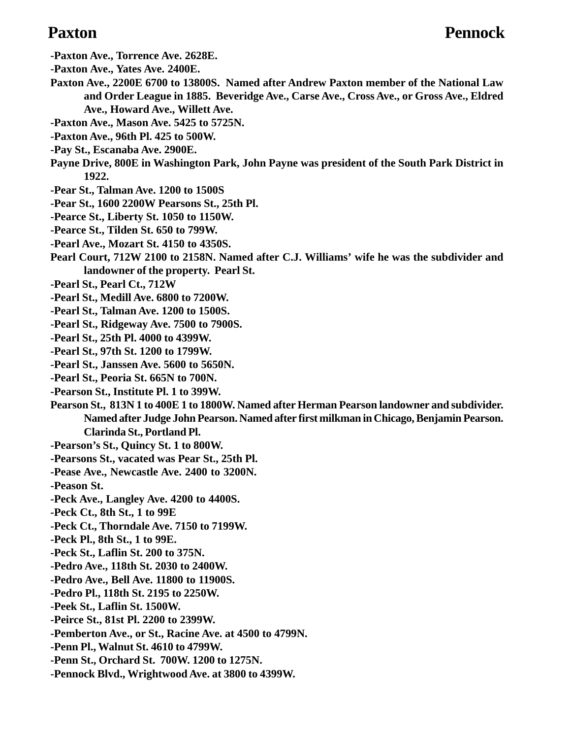-Paxton Ave., Torrence Ave. 2628E.

-Paxton Ave., Yates Ave. 2400E.

Paxton Ave., 2200E 6700 to 13800S. Named after Andrew Paxton member of the National Law and Order League in 1885. Beveridge Ave., Carse Ave., Cross Ave., or Gross Ave., Eldred Ave., Howard Ave., Willett Ave.

-Paxton Ave., Mason Ave. 5425 to 5725N.

-Paxton Ave., 96th Pl. 425 to 500W.

-Pay St., Escanaba Ave. 2900E.

Payne Drive, 800E in Washington Park, John Payne was president of the South Park District in 1922.

-Pear St., Talman Ave. 1200 to 1500S

-Pear St., 1600 2200W Pearsons St., 25th Pl.

-Pearce St., Liberty St. 1050 to 1150W.

-Pearce St., Tilden St. 650 to 799W.

-Pearl Ave., Mozart St. 4150 to 4350S.

Pearl Court, 712W 2100 to 2158N. Named after C.J. Williams' wife he was the subdivider and landowner of the property. Pearl St.

-Pearl St., Pearl Ct., 712W

-Pearl St., Medill Ave. 6800 to 7200W.

-Pearl St., Talman Ave. 1200 to 1500S.

-Pearl St., Ridgeway Ave. 7500 to 7900S.

-Pearl St., 25th Pl. 4000 to 4399W.

-Pearl St., 97th St. 1200 to 1799W.

-Pearl St., Janssen Ave. 5600 to 5650N.

-Pearl St., Peoria St. 665N to 700N.

-Pearson St., Institute Pl. 1 to 399W.

Pearson St., 813N 1 to 400E 1 to 1800W. Named after Herman Pearson landowner and subdivider. Named after Judge John Pearson. Named after first milkman in Chicago, Benjamin Pearson. Clarinda St., Portland Pl.

-Pearson's St., Quincy St. 1 to 800W.

-Pearsons St., vacated was Pear St., 25th Pl.

-Pease Ave., Newcastle Ave. 2400 to 3200N.

-Peason St.

-Peck Ave., Langley Ave. 4200 to 4400S.

-Peck Ct., 8th St., 1 to 99E

-Peck Ct., Thorndale Ave. 7150 to 7199W.

-Peck Pl., 8th St., 1 to 99E.

-Peck St., Laflin St. 200 to 375N.

-Pedro Ave., 118th St. 2030 to 2400W.

-Pedro Ave., Bell Ave. 11800 to 11900S.

-Pedro Pl., 118th St. 2195 to 2250W.

-Peek St., Laflin St. 1500W.

-Peirce St., 81st Pl. 2200 to 2399W.

-Pemberton Ave., or St., Racine Ave. at 4500 to 4799N.

-Penn Pl., Walnut St. 4610 to 4799W.

-Penn St., Orchard St. 700W. 1200 to 1275N.

-Pennock Blvd., Wrightwood Ave. at 3800 to 4399W.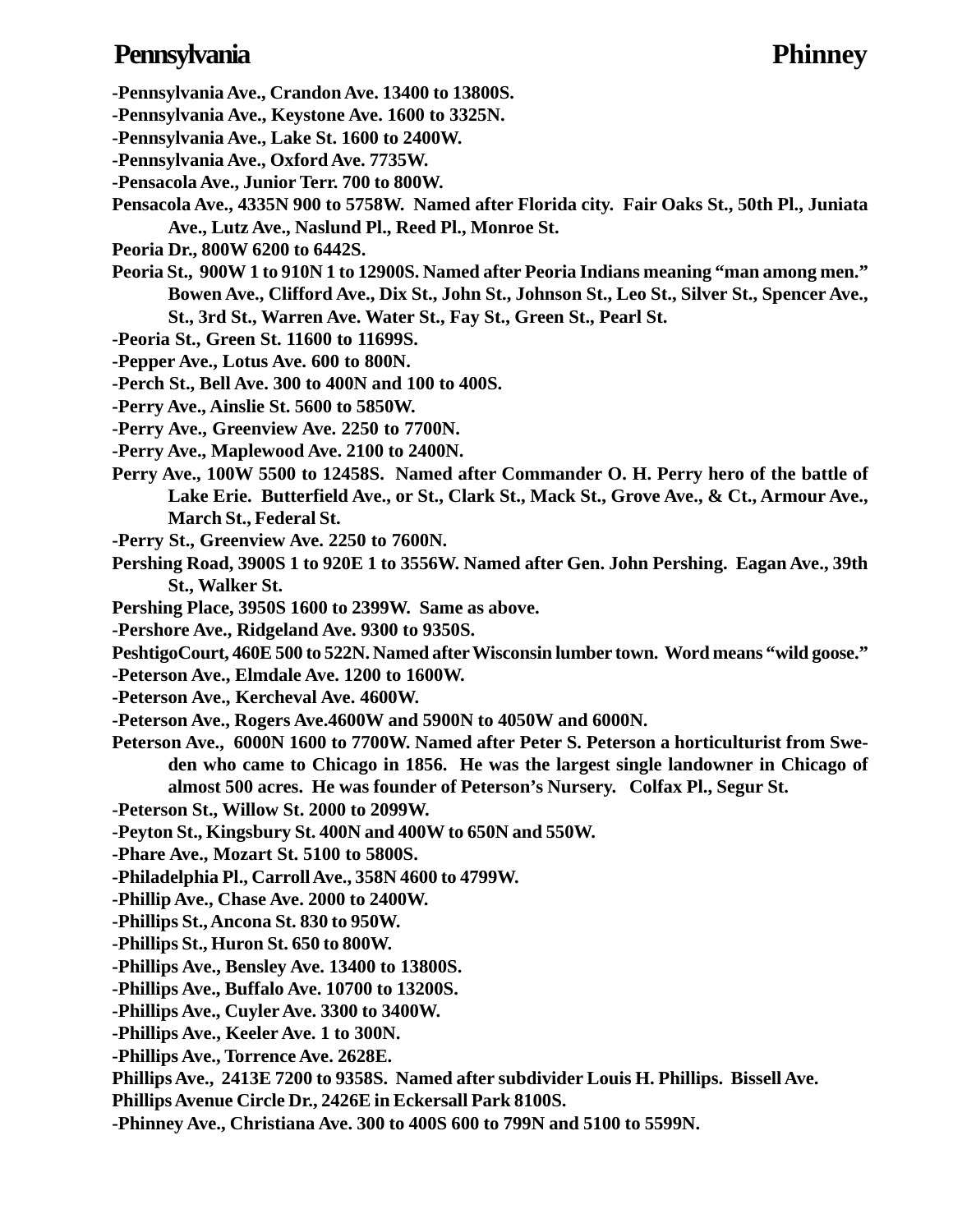**-Pennsylvania Ave., Crandon Ave. 13400 to 13800S.**

**-Pennsylvania Ave., Keystone Ave. 1600 to 3325N.**

**-Pennsylvania Ave., Lake St. 1600 to 2400W.**

**-Pennsylvania Ave., Oxford Ave. 7735W.**

**-Pensacola Ave., Junior Terr. 700 to 800W.**

**Pensacola Ave., 4335N 900 to 5758W. Named after Florida city. Fair Oaks St., 50th Pl., Juniata Ave., Lutz Ave., Naslund Pl., Reed Pl., Monroe St.**

**Peoria Dr., 800W 6200 to 6442S.**

**Peoria St., 900W 1 to 910N 1 to 12900S. Named after Peoria Indians meaning "man among men." Bowen Ave., Clifford Ave., Dix St., John St., Johnson St., Leo St., Silver St., Spencer Ave., St., 3rd St., Warren Ave. Water St., Fay St., Green St., Pearl St.**

**-Peoria St., Green St. 11600 to 11699S.**

**-Pepper Ave., Lotus Ave. 600 to 800N.**

**-Perch St., Bell Ave. 300 to 400N and 100 to 400S.**

**-Perry Ave., Ainslie St. 5600 to 5850W.**

**-Perry Ave., Greenview Ave. 2250 to 7700N.**

**-Perry Ave., Maplewood Ave. 2100 to 2400N.**

**Perry Ave., 100W 5500 to 12458S. Named after Commander O. H. Perry hero of the battle of Lake Erie. Butterfield Ave., or St., Clark St., Mack St., Grove Ave., & Ct., Armour Ave., March St., Federal St.**

**-Perry St., Greenview Ave. 2250 to 7600N.**

**Pershing Road, 3900S 1 to 920E 1 to 3556W. Named after Gen. John Pershing. Eagan Ave., 39th St., Walker St.**

**Pershing Place, 3950S 1600 to 2399W. Same as above.**

**-Pershore Ave., Ridgeland Ave. 9300 to 9350S.**

**PeshtigoCourt, 460E 500 to 522N. Named after Wisconsin lumber town. Word means "wild goose."**

**-Peterson Ave., Elmdale Ave. 1200 to 1600W.**

**-Peterson Ave., Kercheval Ave. 4600W.**

**-Peterson Ave., Rogers Ave.4600W and 5900N to 4050W and 6000N.**

**Peterson Ave., 6000N 1600 to 7700W. Named after Peter S. Peterson a horticulturist from Sweden who came to Chicago in 1856. He was the largest single landowner in Chicago of almost 500 acres. He was founder of Peterson's Nursery. Colfax Pl., Segur St.**

**-Peterson St., Willow St. 2000 to 2099W.**

**-Peyton St., Kingsbury St. 400N and 400W to 650N and 550W.**

**-Phare Ave., Mozart St. 5100 to 5800S.**

**-Philadelphia Pl., Carroll Ave., 358N 4600 to 4799W.**

**-Phillip Ave., Chase Ave. 2000 to 2400W.**

**-Phillips St., Ancona St. 830 to 950W.**

**-Phillips St., Huron St. 650 to 800W.**

**-Phillips Ave., Bensley Ave. 13400 to 13800S.**

**-Phillips Ave., Buffalo Ave. 10700 to 13200S.**

**-Phillips Ave., Cuyler Ave. 3300 to 3400W.**

**-Phillips Ave., Keeler Ave. 1 to 300N.**

**-Phillips Ave., Torrence Ave. 2628E.**

**Phillips Ave., 2413E 7200 to 9358S. Named after subdivider Louis H. Phillips. Bissell Ave.**

**Phillips Avenue Circle Dr., 2426E in Eckersall Park 8100S.**

**-Phinney Ave., Christiana Ave. 300 to 400S 600 to 799N and 5100 to 5599N.**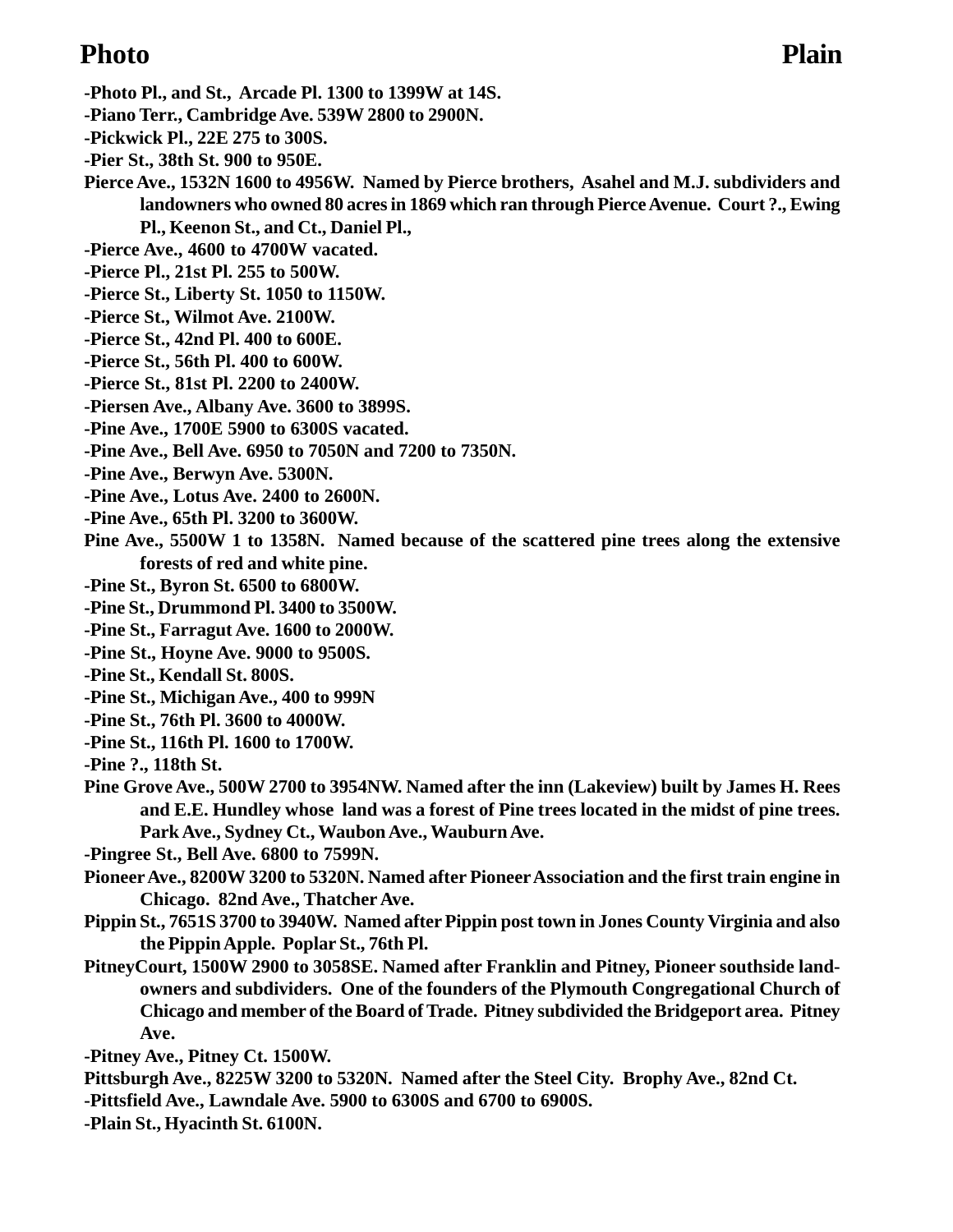-Photo Pl., and St., Arcade Pl. 1300 to 1399W at 14S.

-Piano Terr., Cambridge Ave. 539W 2800 to 2900N.

-Pickwick Pl., 22E 275 to 300S.

-Pier St., 38th St. 900 to 950E.

Pierce Ave., 1532N 1600 to 4956W. Named by Pierce brothers, Asahel and M.J. subdividers and landowners who owned 80 acres in 1869 which ran through Pierce Avenue. Court ?., Ewing Pl., Keenon St., and Ct., Daniel Pl.,

-Pierce Ave., 4600 to 4700W vacated.

-Pierce Pl., 21st Pl. 255 to 500W.

-Pierce St., Liberty St. 1050 to 1150W.

-Pierce St., Wilmot Ave. 2100W.

-Pierce St., 42nd Pl. 400 to 600E.

-Pierce St., 56th Pl. 400 to 600W.

-Pierce St., 81st Pl. 2200 to 2400W.

-Piersen Ave., Albany Ave. 3600 to 3899S.

-Pine Ave., 1700E 5900 to 6300S vacated.

-Pine Ave., Bell Ave. 6950 to 7050N and 7200 to 7350N.

-Pine Ave., Berwyn Ave. 5300N.

-Pine Ave., Lotus Ave. 2400 to 2600N.

-Pine Ave., 65th Pl. 3200 to 3600W.

Pine Ave., 5500W 1 to 1358N. Named because of the scattered pine trees along the extensive forests of red and white pine.

-Pine St., Byron St. 6500 to 6800W.

-Pine St., Drummond Pl. 3400 to 3500W.

-Pine St., Farragut Ave. 1600 to 2000W.

-Pine St., Hoyne Ave. 9000 to 9500S.

-Pine St., Kendall St. 800S.

-Pine St., Michigan Ave., 400 to 999N

-Pine St., 76th Pl. 3600 to 4000W.

-Pine St., 116th Pl. 1600 to 1700W.

-Pine ?., 118th St.

Pine Grove Ave., 500W 2700 to 3954NW. Named after the inn (Lakeview) built by James H. Rees and E.E. Hundley whose land was a forest of Pine trees located in the midst of pine trees. Park Ave., Sydney Ct., Waubon Ave., Wauburn Ave.

-Pingree St., Bell Ave. 6800 to 7599N.

Pioneer Ave., 8200W 3200 to 5320N. Named after Pioneer Association and the first train engine in Chicago. 82nd Ave., Thatcher Ave.

Pippin St., 7651S 3700 to 3940W. Named after Pippin post town in Jones County Virginia and also the Pippin Apple. Poplar St., 76th Pl.

PitneyCourt, 1500W 2900 to 3058SE. Named after Franklin and Pitney, Pioneer southside landowners and subdividers. One of the founders of the Plymouth Congregational Church of Chicago and member of the Board of Trade. Pitney subdivided the Bridgeport area. Pitney Ave.

-Pitney Ave., Pitney Ct. 1500W.

Pittsburgh Ave., 8225W 3200 to 5320N. Named after the Steel City. Brophy Ave., 82nd Ct.

-Pittsfield Ave., Lawndale Ave. 5900 to 6300S and 6700 to 6900S.

-Plain St., Hyacinth St. 6100N.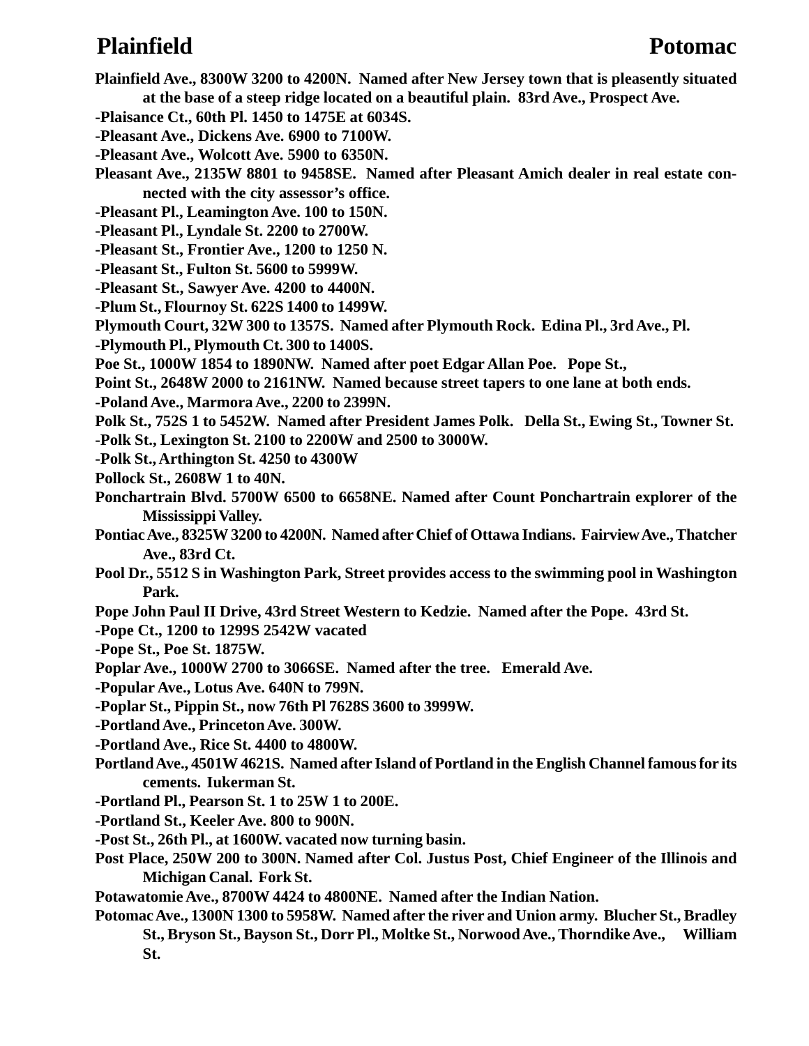**Plainfield Ave., 8300W 3200 to 4200N. Named after New Jersey town that is pleasently situated at the base of a steep ridge located on a beautiful plain. 83rd Ave., Prospect Ave.**

**-Plaisance Ct., 60th Pl. 1450 to 1475E at 6034S.**

**-Pleasant Ave., Dickens Ave. 6900 to 7100W.**

**-Pleasant Ave., Wolcott Ave. 5900 to 6350N.**

**Pleasant Ave., 2135W 8801 to 9458SE. Named after Pleasant Amich dealer in real estate connected with the city assessor's office.**

**-Pleasant Pl., Leamington Ave. 100 to 150N.**

**-Pleasant Pl., Lyndale St. 2200 to 2700W.**

**-Pleasant St., Frontier Ave., 1200 to 1250 N.**

**-Pleasant St., Fulton St. 5600 to 5999W.**

**-Pleasant St., Sawyer Ave. 4200 to 4400N.**

**-Plum St., Flournoy St. 622S 1400 to 1499W.**

**Plymouth Court, 32W 300 to 1357S. Named after Plymouth Rock. Edina Pl., 3rd Ave., Pl.**

**-Plymouth Pl., Plymouth Ct. 300 to 1400S.**

**Poe St., 1000W 1854 to 1890NW. Named after poet Edgar Allan Poe. Pope St.,**

**Point St., 2648W 2000 to 2161NW. Named because street tapers to one lane at both ends.**

**-Poland Ave., Marmora Ave., 2200 to 2399N.**

**Polk St., 752S 1 to 5452W. Named after President James Polk. Della St., Ewing St., Towner St.**

**-Polk St., Lexington St. 2100 to 2200W and 2500 to 3000W.**

**-Polk St., Arthington St. 4250 to 4300W**

**Pollock St., 2608W 1 to 40N.**

**Ponchartrain Blvd. 5700W 6500 to 6658NE. Named after Count Ponchartrain explorer of the Mississippi Valley.**

**Pontiac Ave., 8325W 3200 to 4200N. Named after Chief of Ottawa Indians. Fairview Ave., Thatcher Ave., 83rd Ct.**

**Pool Dr., 5512 S in Washington Park, Street provides access to the swimming pool in Washington Park.**

**Pope John Paul II Drive, 43rd Street Western to Kedzie. Named after the Pope. 43rd St.**

**-Pope Ct., 1200 to 1299S 2542W vacated**

**-Pope St., Poe St. 1875W.**

**Poplar Ave., 1000W 2700 to 3066SE. Named after the tree. Emerald Ave.**

**-Popular Ave., Lotus Ave. 640N to 799N.**

**-Poplar St., Pippin St., now 76th Pl 7628S 3600 to 3999W.**

**-Portland Ave., Princeton Ave. 300W.**

**-Portland Ave., Rice St. 4400 to 4800W.**

**Portland Ave., 4501W 4621S. Named after Island of Portland in the English Channel famous for its cements. Iukerman St.**

**-Portland Pl., Pearson St. 1 to 25W 1 to 200E.**

**-Portland St., Keeler Ave. 800 to 900N.**

**-Post St., 26th Pl., at 1600W. vacated now turning basin.**

**Post Place, 250W 200 to 300N. Named after Col. Justus Post, Chief Engineer of the Illinois and Michigan Canal. Fork St.**

**Potawatomie Ave., 8700W 4424 to 4800NE. Named after the Indian Nation.**

**Potomac Ave., 1300N 1300 to 5958W. Named after the river and Union army. Blucher St., Bradley St., Bryson St., Bayson St., Dorr Pl., Moltke St., Norwood Ave., Thorndike Ave., William St.**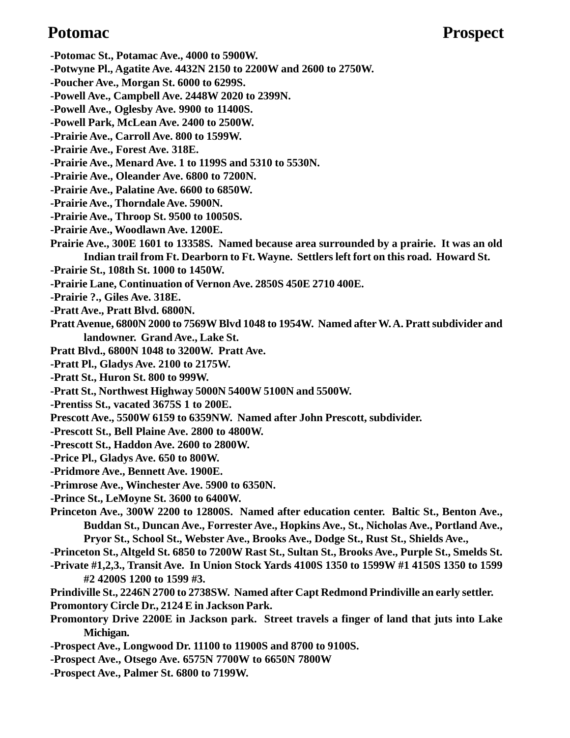-Potomac St., Potamac Ave., 4000 to 5900W.
-Potwyne Pl., Agatite Ave. 4432N 2150 to 2200W and 2600 to 2750W.
-Poucher Ave., Morgan St. 6000 to 6299S.
-Powell Ave., Campbell Ave. 2448W 2020 to 2399N.
-Powell Ave., Oglesby Ave. 9900 to 11400S.
-Powell Park, McLean Ave. 2400 to 2500W.
-Prairie Ave., Carroll Ave. 800 to 1599W.
-Prairie Ave., Forest Ave. 318E.
-Prairie Ave., Menard Ave. 1 to 1199S and 5310 to 5530N.
-Prairie Ave., Oleander Ave. 6800 to 7200N.
-Prairie Ave., Palatine Ave. 6600 to 6850W.
-Prairie Ave., Thorndale Ave. 5900N.
-Prairie Ave., Throop St. 9500 to 10050S.
-Prairie Ave., Woodlawn Ave. 1200E.
Prairie Ave., 300E 1601 to 13358S. Named because area surrounded by a prairie. It was an old Indian trail from Ft. Dearborn to Ft. Wayne. Settlers left fort on this road. Howard St.
-Prairie St., 108th St. 1000 to 1450W.
-Prairie Lane, Continuation of Vernon Ave. 2850S 450E 2710 400E.
-Prairie ?., Giles Ave. 318E.
-Pratt Ave., Pratt Blvd. 6800N.
Pratt Avenue, 6800N 2000 to 7569W Blvd 1048 to 1954W. Named after W. A. Pratt subdivider and landowner. Grand Ave., Lake St.
Pratt Blvd., 6800N 1048 to 3200W. Pratt Ave.
-Pratt Pl., Gladys Ave. 2100 to 2175W.
-Pratt St., Huron St. 800 to 999W.
-Pratt St., Northwest Highway 5000N 5400W 5100N and 5500W.
-Prentiss St., vacated 3675S 1 to 200E.
Prescott Ave., 5500W 6159 to 6359NW. Named after John Prescott, subdivider.
-Prescott St., Bell Plaine Ave. 2800 to 4800W.
-Prescott St., Haddon Ave. 2600 to 2800W.
-Price Pl., Gladys Ave. 650 to 800W.
-Pridmore Ave., Bennett Ave. 1900E.
-Primrose Ave., Winchester Ave. 5900 to 6350N.
-Prince St., LeMoyne St. 3600 to 6400W.
Princeton Ave., 300W 2200 to 12800S. Named after education center. Baltic St., Benton Ave., Buddan St., Duncan Ave., Forrester Ave., Hopkins Ave., St., Nicholas Ave., Portland Ave., Pryor St., School St., Webster Ave., Brooks Ave., Dodge St., Rust St., Shields Ave.,
-Princeton St., Altgeld St. 6850 to 7200W Rast St., Sultan St., Brooks Ave., Purple St., Smelds St.
-Private #1,2,3., Transit Ave. In Union Stock Yards 4100S 1350 to 1599W #1 4150S 1350 to 1599 #2 4200S 1200 to 1599 #3.
Prindiville St., 2246N 2700 to 2738SW. Named after Capt Redmond Prindiville an early settler.
Promontory Circle Dr., 2124 E in Jackson Park.
Promontory Drive 2200E in Jackson park. Street travels a finger of land that juts into Lake Michigan.
-Prospect Ave., Longwood Dr. 11100 to 11900S and 8700 to 9100S.
-Prospect Ave., Otsego Ave. 6575N 7700W to 6650N 7800W
-Prospect Ave., Palmer St. 6800 to 7199W.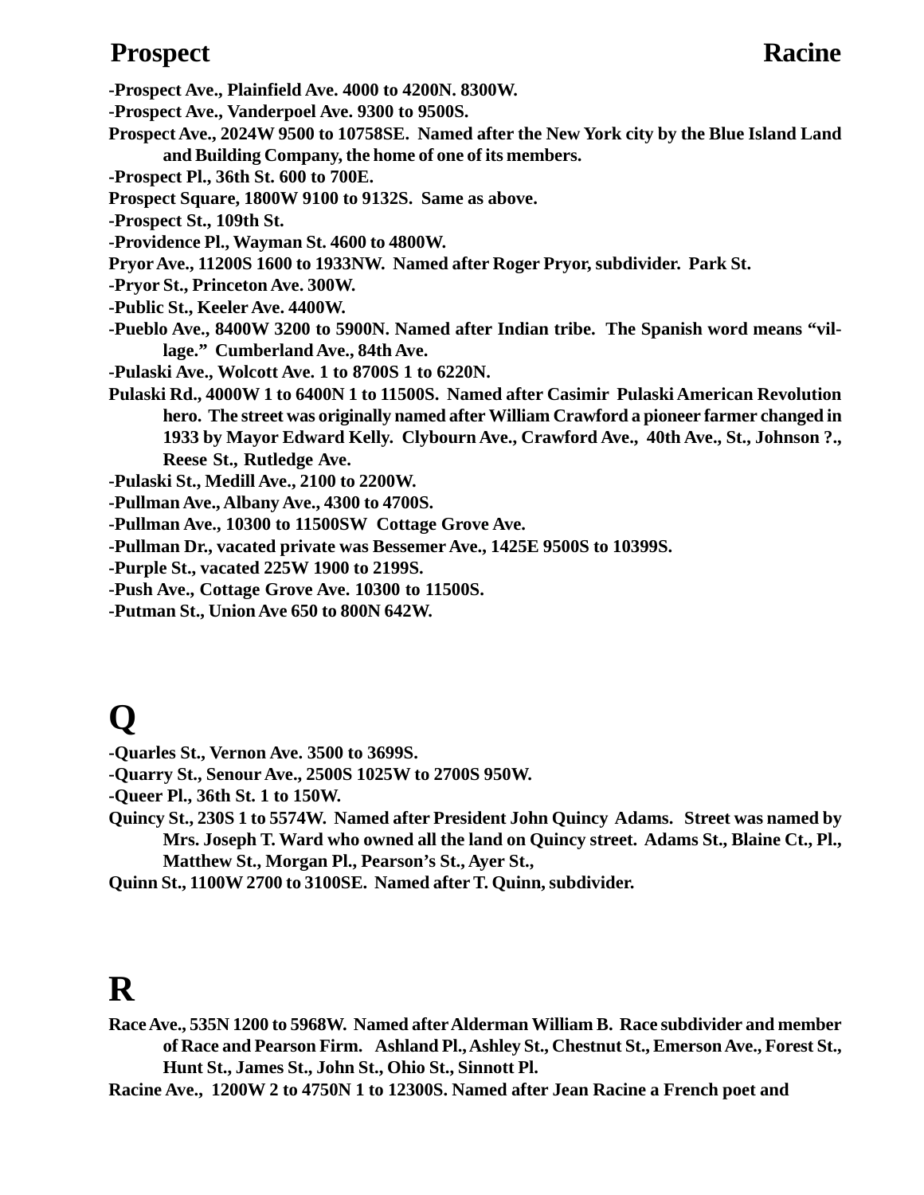**-Prospect Ave., Plainfield Ave. 4000 to 4200N. 8300W.**

**-Prospect Ave., Vanderpoel Ave. 9300 to 9500S.**

**Prospect Ave., 2024W 9500 to 10758SE. Named after the New York city by the Blue Island Land and Building Company, the home of one of its members.**

**-Prospect Pl., 36th St. 600 to 700E.**

**Prospect Square, 1800W 9100 to 9132S. Same as above.**

**-Prospect St., 109th St.**

**-Providence Pl., Wayman St. 4600 to 4800W.**

**Pryor Ave., 11200S 1600 to 1933NW. Named after Roger Pryor, subdivider. Park St.**

**-Pryor St., Princeton Ave. 300W.**

**-Public St., Keeler Ave. 4400W.**

**-Pueblo Ave., 8400W 3200 to 5900N. Named after Indian tribe. The Spanish word means "village." Cumberland Ave., 84th Ave.**

**-Pulaski Ave., Wolcott Ave. 1 to 8700S 1 to 6220N.**

**Pulaski Rd., 4000W 1 to 6400N 1 to 11500S. Named after Casimir Pulaski American Revolution hero. The street was originally named after William Crawford a pioneer farmer changed in 1933 by Mayor Edward Kelly. Clybourn Ave., Crawford Ave., 40th Ave., St., Johnson ?., Reese St., Rutledge Ave.**

**-Pulaski St., Medill Ave., 2100 to 2200W.**

**-Pullman Ave., Albany Ave., 4300 to 4700S.**

**-Pullman Ave., 10300 to 11500SW Cottage Grove Ave.**

**-Pullman Dr., vacated private was Bessemer Ave., 1425E 9500S to 10399S.**

**-Purple St., vacated 225W 1900 to 2199S.**

**-Push Ave., Cottage Grove Ave. 10300 to 11500S.**

**-Putman St., Union Ave 650 to 800N 642W.**

# Q

**-Quarles St., Vernon Ave. 3500 to 3699S.**

**-Quarry St., Senour Ave., 2500S 1025W to 2700S 950W.**

**-Queer Pl., 36th St. 1 to 150W.**

**Quincy St., 230S 1 to 5574W. Named after President John Quincy Adams. Street was named by Mrs. Joseph T. Ward who owned all the land on Quincy street. Adams St., Blaine Ct., Pl., Matthew St., Morgan Pl., Pearson's St., Ayer St.,**

**Quinn St., 1100W 2700 to 3100SE. Named after T. Quinn, subdivider.**

# R

**Race Ave., 535N 1200 to 5968W. Named after Alderman William B. Race subdivider and member of Race and Pearson Firm. Ashland Pl., Ashley St., Chestnut St., Emerson Ave., Forest St., Hunt St., James St., John St., Ohio St., Sinnott Pl.**

**Racine Ave., 1200W 2 to 4750N 1 to 12300S. Named after Jean Racine a French poet and**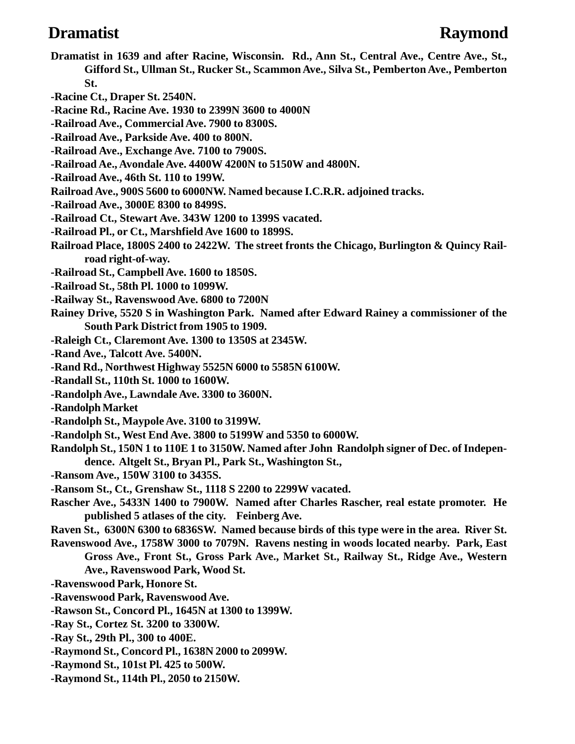**Dramatist in 1639 and after Racine, Wisconsin. Rd., Ann St., Central Ave., Centre Ave., St., Gifford St., Ullman St., Rucker St., Scammon Ave., Silva St., Pemberton Ave., Pemberton St.**

**-Racine Ct., Draper St. 2540N.**

**-Racine Rd., Racine Ave. 1930 to 2399N 3600 to 4000N**

**-Railroad Ave., Commercial Ave. 7900 to 8300S.**

**-Railroad Ave., Parkside Ave. 400 to 800N.**

**-Railroad Ave., Exchange Ave. 7100 to 7900S.**

**-Railroad Ae., Avondale Ave. 4400W 4200N to 5150W and 4800N.**

**-Railroad Ave., 46th St. 110 to 199W.**

**Railroad Ave., 900S 5600 to 6000NW. Named because I.C.R.R. adjoined tracks.**

**-Railroad Ave., 3000E 8300 to 8499S.**

**-Railroad Ct., Stewart Ave. 343W 1200 to 1399S vacated.**

**-Railroad Pl., or Ct., Marshfield Ave 1600 to 1899S.**

**Railroad Place, 1800S 2400 to 2422W. The street fronts the Chicago, Burlington & Quincy Railroad right-of-way.**

**-Railroad St., Campbell Ave. 1600 to 1850S.**

**-Railroad St., 58th Pl. 1000 to 1099W.**

**-Railway St., Ravenswood Ave. 6800 to 7200N**

**Rainey Drive, 5520 S in Washington Park. Named after Edward Rainey a commissioner of the South Park District from 1905 to 1909.**

**-Raleigh Ct., Claremont Ave. 1300 to 1350S at 2345W.**

**-Rand Ave., Talcott Ave. 5400N.**

**-Rand Rd., Northwest Highway 5525N 6000 to 5585N 6100W.**

**-Randall St., 110th St. 1000 to 1600W.**

**-Randolph Ave., Lawndale Ave. 3300 to 3600N.**

**-Randolph Market**

**-Randolph St., Maypole Ave. 3100 to 3199W.**

**-Randolph St., West End Ave. 3800 to 5199W and 5350 to 6000W.**

**Randolph St., 150N 1 to 110E 1 to 3150W. Named after John Randolph signer of Dec. of Independence. Altgelt St., Bryan Pl., Park St., Washington St.,**

**-Ransom Ave., 150W 3100 to 3435S.**

**-Ransom St., Ct., Grenshaw St., 1118 S 2200 to 2299W vacated.**

**Rascher Ave., 5433N 1400 to 7900W. Named after Charles Rascher, real estate promoter. He published 5 atlases of the city. Feinberg Ave.**

**Raven St., 6300N 6300 to 6836SW. Named because birds of this type were in the area. River St.**

**Ravenswood Ave., 1758W 3000 to 7079N. Ravens nesting in woods located nearby. Park, East Gross Ave., Front St., Gross Park Ave., Market St., Railway St., Ridge Ave., Western Ave., Ravenswood Park, Wood St.**

**-Ravenswood Park, Honore St.**

**-Ravenswood Park, Ravenswood Ave.**

**-Rawson St., Concord Pl., 1645N at 1300 to 1399W.**

**-Ray St., Cortez St. 3200 to 3300W.**

**-Ray St., 29th Pl., 300 to 400E.**

**-Raymond St., Concord Pl., 1638N 2000 to 2099W.**

**-Raymond St., 101st Pl. 425 to 500W.**

**-Raymond St., 114th Pl., 2050 to 2150W.**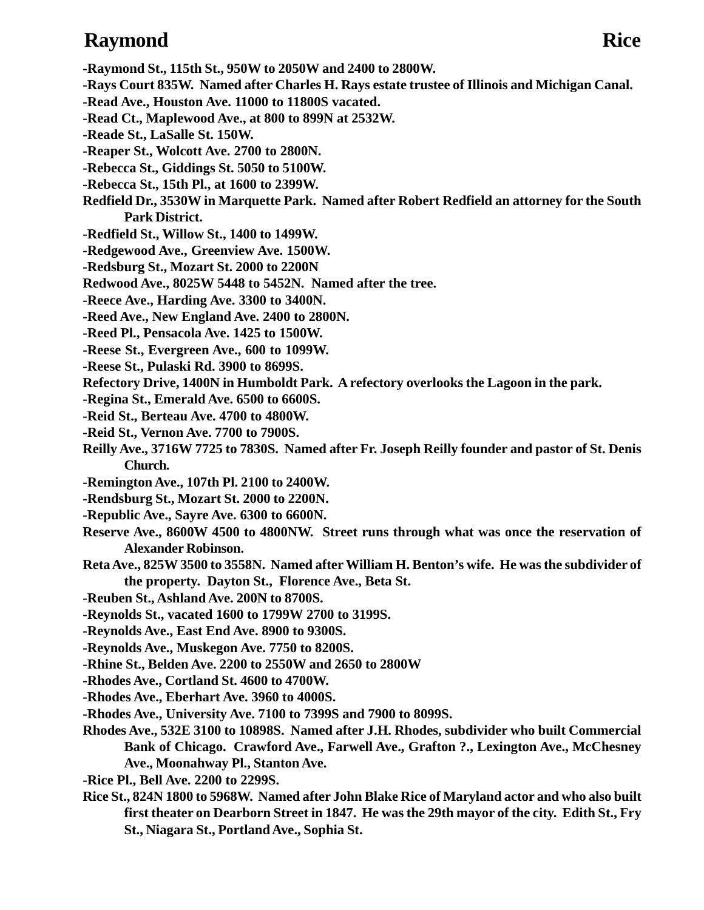**-Raymond St., 115th St., 950W to 2050W and 2400 to 2800W.**

**-Rays Court 835W. Named after Charles H. Rays estate trustee of Illinois and Michigan Canal.**

**-Read Ave., Houston Ave. 11000 to 11800S vacated.**

**-Read Ct., Maplewood Ave., at 800 to 899N at 2532W.**

**-Reade St., LaSalle St. 150W.**

**-Reaper St., Wolcott Ave. 2700 to 2800N.**

**-Rebecca St., Giddings St. 5050 to 5100W.**

**-Rebecca St., 15th Pl., at 1600 to 2399W.**

**Redfield Dr., 3530W in Marquette Park. Named after Robert Redfield an attorney for the South Park District.**

**-Redfield St., Willow St., 1400 to 1499W.**

**-Redgewood Ave., Greenview Ave. 1500W.**

**-Redsburg St., Mozart St. 2000 to 2200N**

**Redwood Ave., 8025W 5448 to 5452N. Named after the tree.**

**-Reece Ave., Harding Ave. 3300 to 3400N.**

**-Reed Ave., New England Ave. 2400 to 2800N.**

**-Reed Pl., Pensacola Ave. 1425 to 1500W.**

**-Reese St., Evergreen Ave., 600 to 1099W.**

**-Reese St., Pulaski Rd. 3900 to 8699S.**

**Refectory Drive, 1400N in Humboldt Park. A refectory overlooks the Lagoon in the park.**

**-Regina St., Emerald Ave. 6500 to 6600S.**

**-Reid St., Berteau Ave. 4700 to 4800W.**

**-Reid St., Vernon Ave. 7700 to 7900S.**

**Reilly Ave., 3716W 7725 to 7830S. Named after Fr. Joseph Reilly founder and pastor of St. Denis Church.**

**-Remington Ave., 107th Pl. 2100 to 2400W.**

**-Rendsburg St., Mozart St. 2000 to 2200N.**

**-Republic Ave., Sayre Ave. 6300 to 6600N.**

**Reserve Ave., 8600W 4500 to 4800NW. Street runs through what was once the reservation of Alexander Robinson.**

**Reta Ave., 825W 3500 to 3558N. Named after William H. Benton's wife. He was the subdivider of the property. Dayton St., Florence Ave., Beta St.**

**-Reuben St., Ashland Ave. 200N to 8700S.**

**-Reynolds St., vacated 1600 to 1799W 2700 to 3199S.**

**-Reynolds Ave., East End Ave. 8900 to 9300S.**

**-Reynolds Ave., Muskegon Ave. 7750 to 8200S.**

**-Rhine St., Belden Ave. 2200 to 2550W and 2650 to 2800W**

**-Rhodes Ave., Cortland St. 4600 to 4700W.**

**-Rhodes Ave., Eberhart Ave. 3960 to 4000S.**

**-Rhodes Ave., University Ave. 7100 to 7399S and 7900 to 8099S.**

**Rhodes Ave., 532E 3100 to 10898S. Named after J.H. Rhodes, subdivider who built Commercial Bank of Chicago. Crawford Ave., Farwell Ave., Grafton ?., Lexington Ave., McChesney Ave., Moonahway Pl., Stanton Ave.**

**-Rice Pl., Bell Ave. 2200 to 2299S.**

**Rice St., 824N 1800 to 5968W. Named after John Blake Rice of Maryland actor and who also built first theater on Dearborn Street in 1847. He was the 29th mayor of the city. Edith St., Fry St., Niagara St., Portland Ave., Sophia St.**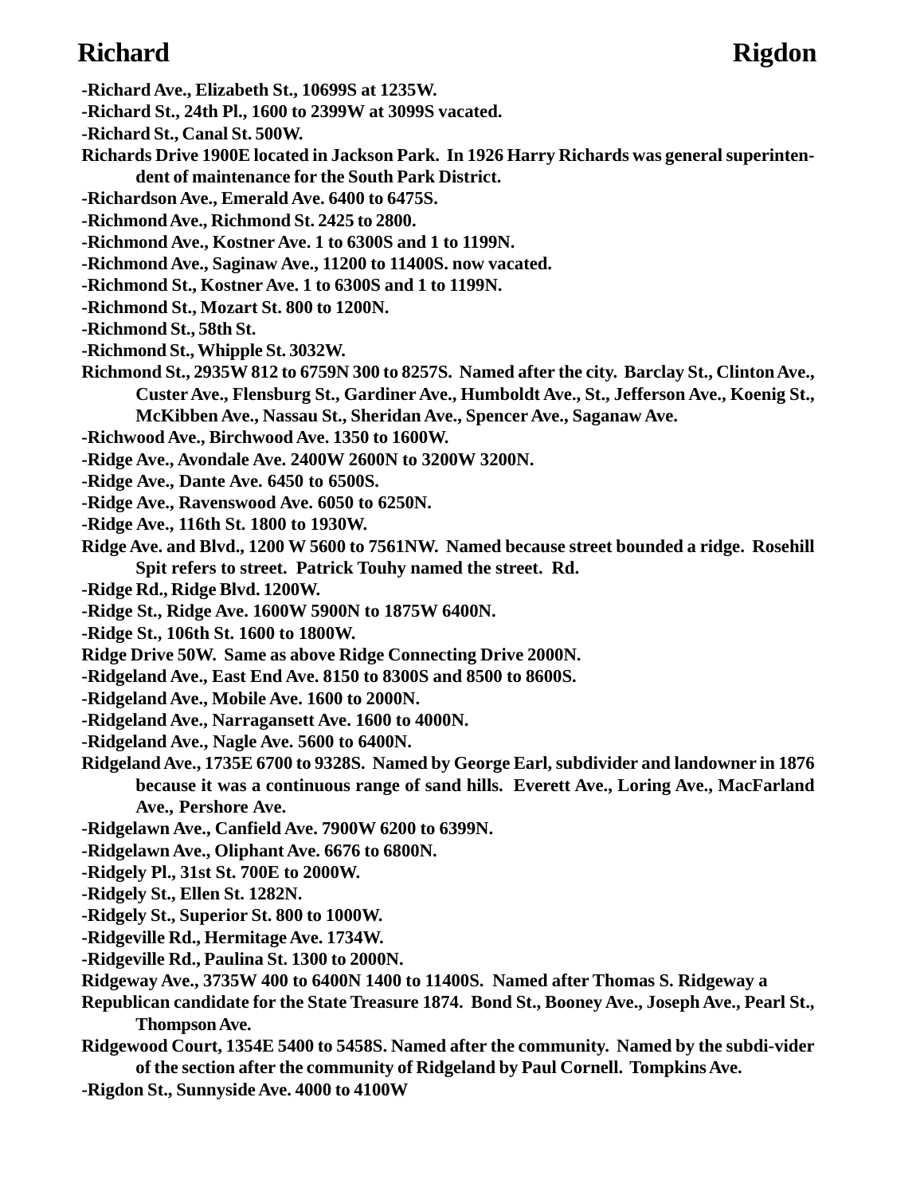**-Richard Ave., Elizabeth St., 10699S at 1235W.**

**-Richard St., 24th Pl., 1600 to 2399W at 3099S vacated.**

**-Richard St., Canal St. 500W.**

**Richards Drive 1900E located in Jackson Park. In 1926 Harry Richards was general superintendent of maintenance for the South Park District.**

**-Richardson Ave., Emerald Ave. 6400 to 6475S.**

**-Richmond Ave., Richmond St. 2425 to 2800.**

**-Richmond Ave., Kostner Ave. 1 to 6300S and 1 to 1199N.**

**-Richmond Ave., Saginaw Ave., 11200 to 11400S. now vacated.**

**-Richmond St., Kostner Ave. 1 to 6300S and 1 to 1199N.**

**-Richmond St., Mozart St. 800 to 1200N.**

**-Richmond St., 58th St.**

**-Richmond St., Whipple St. 3032W.**

**Richmond St., 2935W 812 to 6759N 300 to 8257S. Named after the city. Barclay St., Clinton Ave., Custer Ave., Flensburg St., Gardiner Ave., Humboldt Ave., St., Jefferson Ave., Koenig St., McKibben Ave., Nassau St., Sheridan Ave., Spencer Ave., Saganaw Ave.**

**-Richwood Ave., Birchwood Ave. 1350 to 1600W.**

**-Ridge Ave., Avondale Ave. 2400W 2600N to 3200W 3200N.**

**-Ridge Ave., Dante Ave. 6450 to 6500S.**

**-Ridge Ave., Ravenswood Ave. 6050 to 6250N.**

**-Ridge Ave., 116th St. 1800 to 1930W.**

**Ridge Ave. and Blvd., 1200 W 5600 to 7561NW. Named because street bounded a ridge. Rosehill Spit refers to street. Patrick Touhy named the street. Rd.**

**-Ridge Rd., Ridge Blvd. 1200W.**

**-Ridge St., Ridge Ave. 1600W 5900N to 1875W 6400N.**

**-Ridge St., 106th St. 1600 to 1800W.**

**Ridge Drive 50W. Same as above Ridge Connecting Drive 2000N.**

**-Ridgeland Ave., East End Ave. 8150 to 8300S and 8500 to 8600S.**

**-Ridgeland Ave., Mobile Ave. 1600 to 2000N.**

**-Ridgeland Ave., Narragansett Ave. 1600 to 4000N.**

**-Ridgeland Ave., Nagle Ave. 5600 to 6400N.**

**Ridgeland Ave., 1735E 6700 to 9328S. Named by George Earl, subdivider and landowner in 1876 because it was a continuous range of sand hills. Everett Ave., Loring Ave., MacFarland Ave., Pershore Ave.**

**-Ridgelawn Ave., Canfield Ave. 7900W 6200 to 6399N.**

**-Ridgelawn Ave., Oliphant Ave. 6676 to 6800N.**

**-Ridgely Pl., 31st St. 700E to 2000W.**

**-Ridgely St., Ellen St. 1282N.**

**-Ridgely St., Superior St. 800 to 1000W.**

**-Ridgeville Rd., Hermitage Ave. 1734W.**

**-Ridgeville Rd., Paulina St. 1300 to 2000N.**

**Ridgeway Ave., 3735W 400 to 6400N 1400 to 11400S. Named after Thomas S. Ridgeway a Republican candidate for the State Treasure 1874. Bond St., Booney Ave., Joseph Ave., Pearl St., Thompson Ave.**

**Ridgewood Court, 1354E 5400 to 5458S. Named after the community. Named by the subdi-vider of the section after the community of Ridgeland by Paul Cornell. Tompkins Ave.**

**-Rigdon St., Sunnyside Ave. 4000 to 4100W**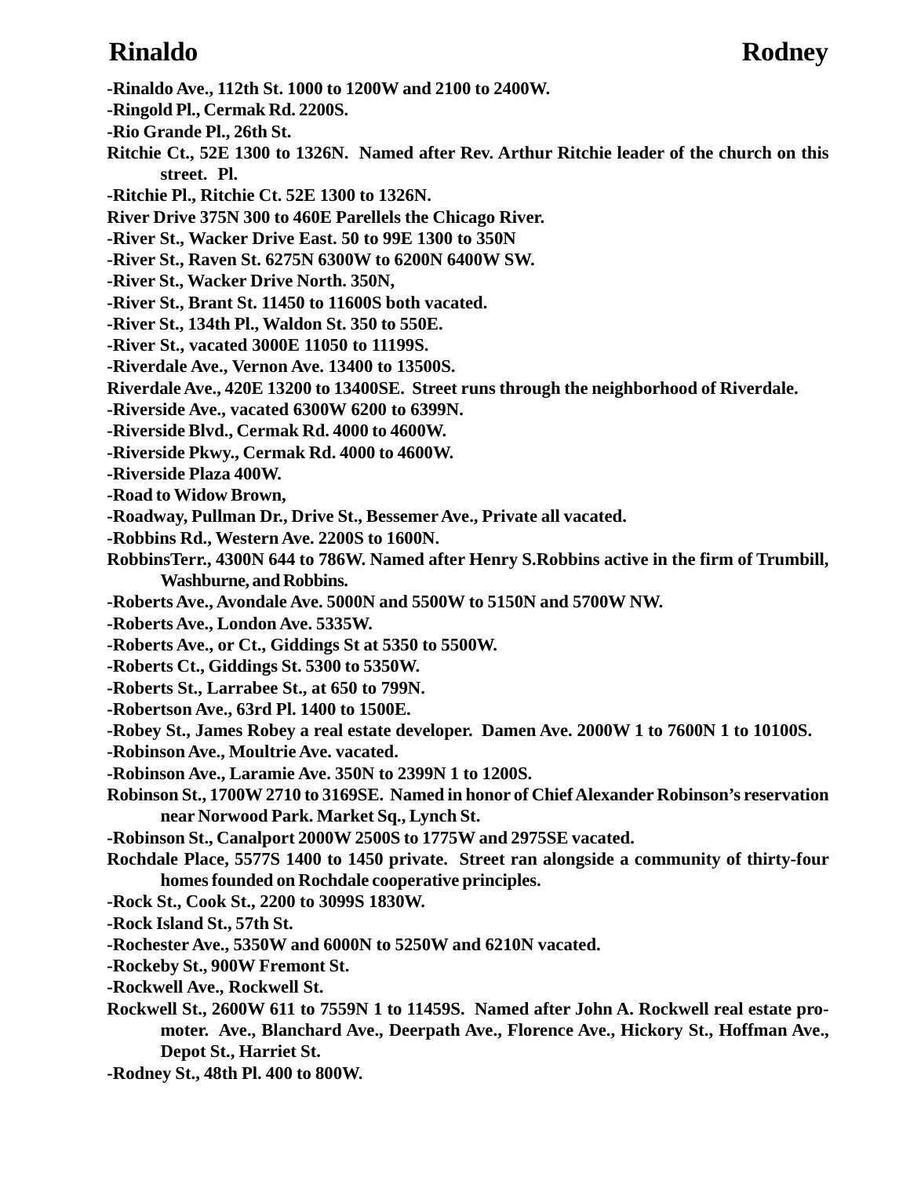**-Rinaldo Ave., 112th St. 1000 to 1200W and 2100 to 2400W.**

**-Ringold Pl., Cermak Rd. 2200S.**

**-Rio Grande Pl., 26th St.**

**Ritchie Ct., 52E 1300 to 1326N. Named after Rev. Arthur Ritchie leader of the church on this street. Pl.**

**-Ritchie Pl., Ritchie Ct. 52E 1300 to 1326N.**

**River Drive 375N 300 to 460E Parellels the Chicago River.**

**-River St., Wacker Drive East. 50 to 99E 1300 to 350N**

**-River St., Raven St. 6275N 6300W to 6200N 6400W SW.**

**-River St., Wacker Drive North. 350N,**

**-River St., Brant St. 11450 to 11600S both vacated.**

**-River St., 134th Pl., Waldon St. 350 to 550E.**

**-River St., vacated 3000E 11050 to 11199S.**

**-Riverdale Ave., Vernon Ave. 13400 to 13500S.**

**Riverdale Ave., 420E 13200 to 13400SE. Street runs through the neighborhood of Riverdale.**

**-Riverside Ave., vacated 6300W 6200 to 6399N.**

**-Riverside Blvd., Cermak Rd. 4000 to 4600W.**

**-Riverside Pkwy., Cermak Rd. 4000 to 4600W.**

**-Riverside Plaza 400W.**

**-Road to Widow Brown,**

**-Roadway, Pullman Dr., Drive St., Bessemer Ave., Private all vacated.**

**-Robbins Rd., Western Ave. 2200S to 1600N.**

**RobbinsTerr., 4300N 644 to 786W. Named after Henry S.Robbins active in the firm of Trumbill, Washburne, and Robbins.**

**-Roberts Ave., Avondale Ave. 5000N and 5500W to 5150N and 5700W NW.**

**-Roberts Ave., London Ave. 5335W.**

**-Roberts Ave., or Ct., Giddings St at 5350 to 5500W.**

**-Roberts Ct., Giddings St. 5300 to 5350W.**

**-Roberts St., Larrabee St., at 650 to 799N.**

**-Robertson Ave., 63rd Pl. 1400 to 1500E.**

**-Robey St., James Robey a real estate developer. Damen Ave. 2000W 1 to 7600N 1 to 10100S.**

**-Robinson Ave., Moultrie Ave. vacated.**

**-Robinson Ave., Laramie Ave. 350N to 2399N 1 to 1200S.**

**Robinson St., 1700W 2710 to 3169SE. Named in honor of Chief Alexander Robinson's reservation near Norwood Park. Market Sq., Lynch St.**

**-Robinson St., Canalport 2000W 2500S to 1775W and 2975SE vacated.**

**Rochdale Place, 5577S 1400 to 1450 private. Street ran alongside a community of thirty-four homes founded on Rochdale cooperative principles.**

**-Rock St., Cook St., 2200 to 3099S 1830W.**

**-Rock Island St., 57th St.**

**-Rochester Ave., 5350W and 6000N to 5250W and 6210N vacated.**

**-Rockeby St., 900W Fremont St.**

**-Rockwell Ave., Rockwell St.**

**Rockwell St., 2600W 611 to 7559N 1 to 11459S. Named after John A. Rockwell real estate promoter. Ave., Blanchard Ave., Deerpath Ave., Florence Ave., Hickory St., Hoffman Ave., Depot St., Harriet St.**

**-Rodney St., 48th Pl. 400 to 800W.**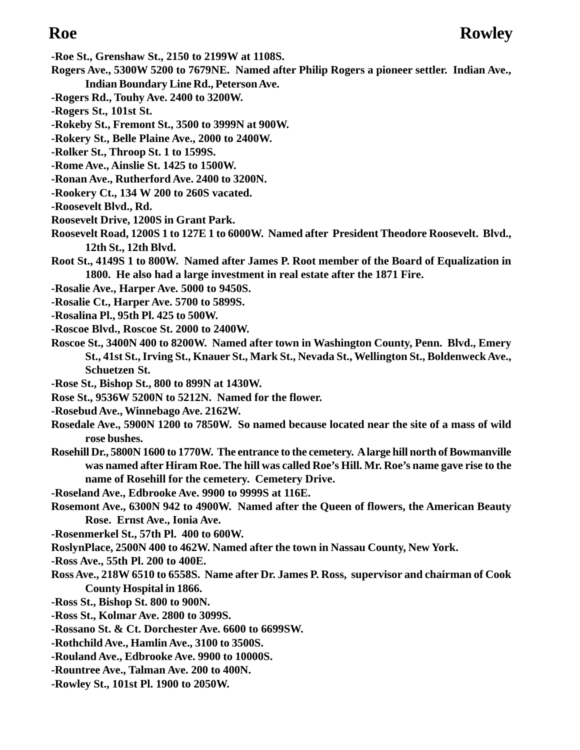**-Roe St., Grenshaw St., 2150 to 2199W at 1108S.**

**Rogers Ave., 5300W 5200 to 7679NE. Named after Philip Rogers a pioneer settler. Indian Ave., Indian Boundary Line Rd., Peterson Ave.**

**-Rogers Rd., Touhy Ave. 2400 to 3200W.**

**-Rogers St., 101st St.**

**-Rokeby St., Fremont St., 3500 to 3999N at 900W.**

**-Rokery St., Belle Plaine Ave., 2000 to 2400W.**

**-Rolker St., Throop St. 1 to 1599S.**

**-Rome Ave., Ainslie St. 1425 to 1500W.**

**-Ronan Ave., Rutherford Ave. 2400 to 3200N.**

**-Rookery Ct., 134 W 200 to 260S vacated.**

**-Roosevelt Blvd., Rd.**

**Roosevelt Drive, 1200S in Grant Park.**

**Roosevelt Road, 1200S 1 to 127E 1 to 6000W. Named after President Theodore Roosevelt. Blvd., 12th St., 12th Blvd.**

**Root St., 4149S 1 to 800W. Named after James P. Root member of the Board of Equalization in 1800. He also had a large investment in real estate after the 1871 Fire.**

**-Rosalie Ave., Harper Ave. 5000 to 9450S.**

**-Rosalie Ct., Harper Ave. 5700 to 5899S.**

**-Rosalina Pl., 95th Pl. 425 to 500W.**

**-Roscoe Blvd., Roscoe St. 2000 to 2400W.**

**Roscoe St., 3400N 400 to 8200W. Named after town in Washington County, Penn. Blvd., Emery St., 41st St., Irving St., Knauer St., Mark St., Nevada St., Wellington St., Boldenweck Ave., Schuetzen St.**

**-Rose St., Bishop St., 800 to 899N at 1430W.**

**Rose St., 9536W 5200N to 5212N. Named for the flower.**

**-Rosebud Ave., Winnebago Ave. 2162W.**

**Rosedale Ave., 5900N 1200 to 7850W. So named because located near the site of a mass of wild rose bushes.**

**Rosehill Dr., 5800N 1600 to 1770W. The entrance to the cemetery. A large hill north of Bowmanville was named after Hiram Roe. The hill was called Roe's Hill. Mr. Roe's name gave rise to the name of Rosehill for the cemetery. Cemetery Drive.**

**-Roseland Ave., Edbrooke Ave. 9900 to 9999S at 116E.**

**Rosemont Ave., 6300N 942 to 4900W. Named after the Queen of flowers, the American Beauty Rose. Ernst Ave., Ionia Ave.**

**-Rosenmerkel St., 57th Pl. 400 to 600W.**

**RoslynPlace, 2500N 400 to 462W. Named after the town in Nassau County, New York.**

**-Ross Ave., 55th Pl. 200 to 400E.**

**Ross Ave., 218W 6510 to 6558S. Name after Dr. James P. Ross, supervisor and chairman of Cook County Hospital in 1866.**

**-Ross St., Bishop St. 800 to 900N.**

**-Ross St., Kolmar Ave. 2800 to 3099S.**

**-Rossano St. & Ct. Dorchester Ave. 6600 to 6699SW.**

**-Rothchild Ave., Hamlin Ave., 3100 to 3500S.**

**-Rouland Ave., Edbrooke Ave. 9900 to 10000S.**

**-Rountree Ave., Talman Ave. 200 to 400N.**

**-Rowley St., 101st Pl. 1900 to 2050W.**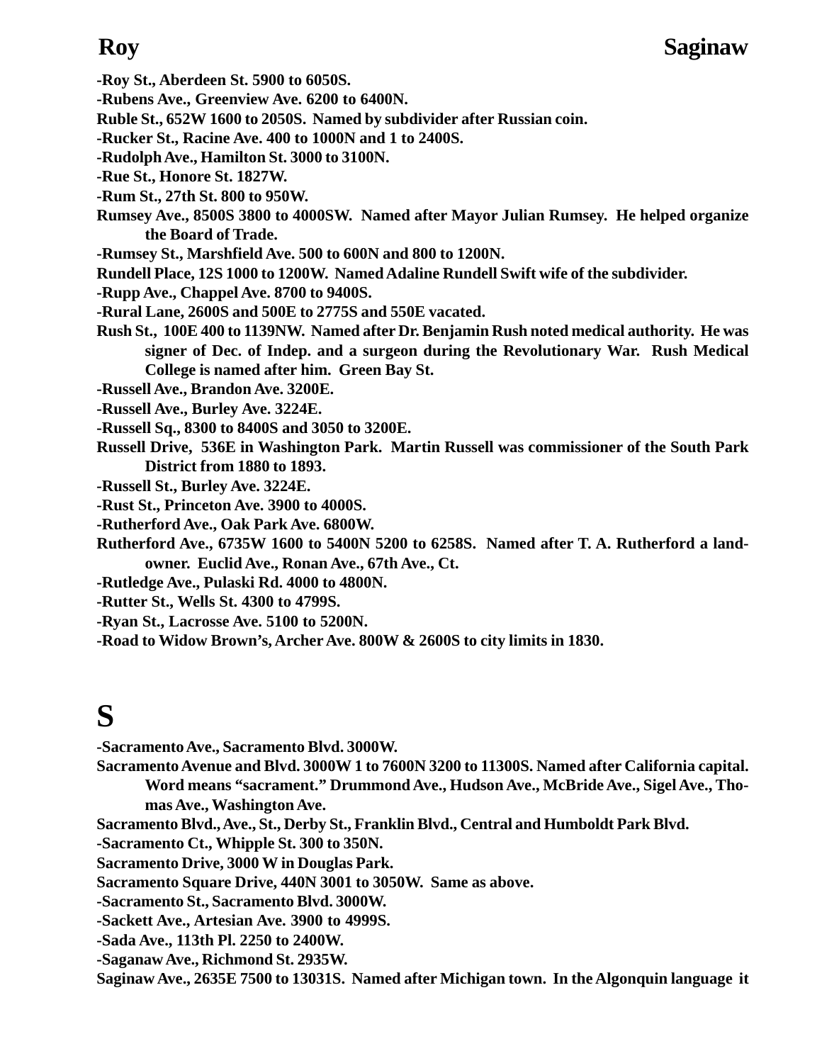-Roy St., Aberdeen St. 5900 to 6050S.

-Rubens Ave., Greenview Ave. 6200 to 6400N.

Ruble St., 652W 1600 to 2050S. Named by subdivider after Russian coin.

-Rucker St., Racine Ave. 400 to 1000N and 1 to 2400S.

-Rudolph Ave., Hamilton St. 3000 to 3100N.

-Rue St., Honore St. 1827W.

-Rum St., 27th St. 800 to 950W.

Rumsey Ave., 8500S 3800 to 4000SW. Named after Mayor Julian Rumsey. He helped organize the Board of Trade.

-Rumsey St., Marshfield Ave. 500 to 600N and 800 to 1200N.

Rundell Place, 12S 1000 to 1200W. Named Adaline Rundell Swift wife of the subdivider.

-Rupp Ave., Chappel Ave. 8700 to 9400S.

-Rural Lane, 2600S and 500E to 2775S and 550E vacated.

Rush St., 100E 400 to 1139NW. Named after Dr. Benjamin Rush noted medical authority. He was signer of Dec. of Indep. and a surgeon during the Revolutionary War. Rush Medical College is named after him. Green Bay St.

-Russell Ave., Brandon Ave. 3200E.

-Russell Ave., Burley Ave. 3224E.

-Russell Sq., 8300 to 8400S and 3050 to 3200E.

Russell Drive, 536E in Washington Park. Martin Russell was commissioner of the South Park District from 1880 to 1893.

-Russell St., Burley Ave. 3224E.

-Rust St., Princeton Ave. 3900 to 4000S.

-Rutherford Ave., Oak Park Ave. 6800W.

Rutherford Ave., 6735W 1600 to 5400N 5200 to 6258S. Named after T. A. Rutherford a land-owner. Euclid Ave., Ronan Ave., 67th Ave., Ct.

-Rutledge Ave., Pulaski Rd. 4000 to 4800N.

-Rutter St., Wells St. 4300 to 4799S.

-Ryan St., Lacrosse Ave. 5100 to 5200N.

-Road to Widow Brown's, Archer Ave. 800W & 2600S to city limits in 1830.

# S

-Sacramento Ave., Sacramento Blvd. 3000W.

Sacramento Avenue and Blvd. 3000W 1 to 7600N 3200 to 11300S. Named after California capital. Word means "sacrament." Drummond Ave., Hudson Ave., McBride Ave., Sigel Ave., Thomas Ave., Washington Ave.

Sacramento Blvd., Ave., St., Derby St., Franklin Blvd., Central and Humboldt Park Blvd.

-Sacramento Ct., Whipple St. 300 to 350N.

Sacramento Drive, 3000 W in Douglas Park.

Sacramento Square Drive, 440N 3001 to 3050W. Same as above.

-Sacramento St., Sacramento Blvd. 3000W.

-Sackett Ave., Artesian Ave. 3900 to 4999S.

-Sada Ave., 113th Pl. 2250 to 2400W.

-Saganaw Ave., Richmond St. 2935W.

Saginaw Ave., 2635E 7500 to 13031S. Named after Michigan town. In the Algonquin language it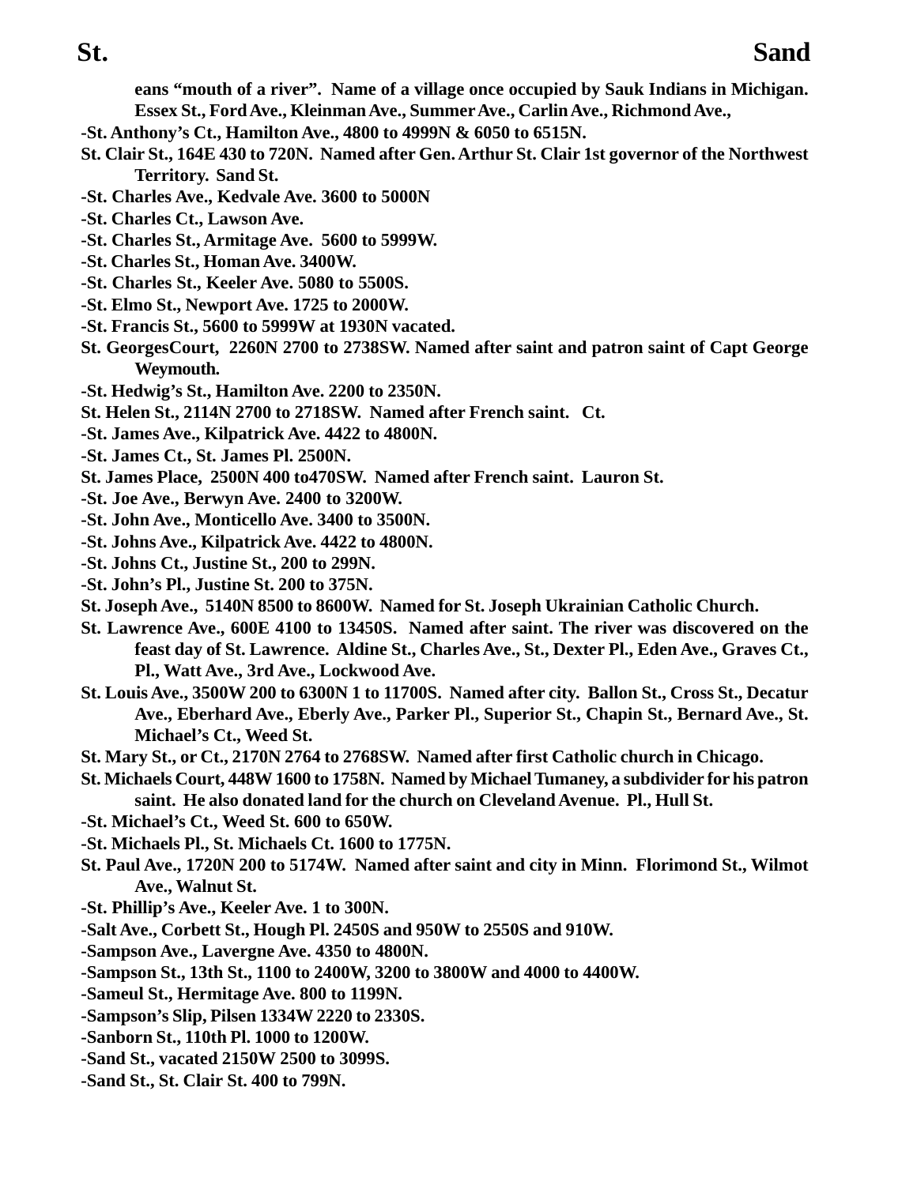eans "mouth of a river". Name of a village once occupied by Sauk Indians in Michigan. Essex St., Ford Ave., Kleinman Ave., Summer Ave., Carlin Ave., Richmond Ave.,

-St. Anthony's Ct., Hamilton Ave., 4800 to 4999N & 6050 to 6515N.

St. Clair St., 164E 430 to 720N. Named after Gen. Arthur St. Clair 1st governor of the Northwest Territory. Sand St.

-St. Charles Ave., Kedvale Ave. 3600 to 5000N

-St. Charles Ct., Lawson Ave.

-St. Charles St., Armitage Ave. 5600 to 5999W.

-St. Charles St., Homan Ave. 3400W.

-St. Charles St., Keeler Ave. 5080 to 5500S.

-St. Elmo St., Newport Ave. 1725 to 2000W.

-St. Francis St., 5600 to 5999W at 1930N vacated.

St. GeorgesCourt, 2260N 2700 to 2738SW. Named after saint and patron saint of Capt George Weymouth.

-St. Hedwig's St., Hamilton Ave. 2200 to 2350N.

St. Helen St., 2114N 2700 to 2718SW. Named after French saint. Ct.

-St. James Ave., Kilpatrick Ave. 4422 to 4800N.

-St. James Ct., St. James Pl. 2500N.

St. James Place, 2500N 400 to470SW. Named after French saint. Lauron St.

-St. Joe Ave., Berwyn Ave. 2400 to 3200W.

-St. John Ave., Monticello Ave. 3400 to 3500N.

-St. Johns Ave., Kilpatrick Ave. 4422 to 4800N.

-St. Johns Ct., Justine St., 200 to 299N.

-St. John's Pl., Justine St. 200 to 375N.

St. Joseph Ave., 5140N 8500 to 8600W. Named for St. Joseph Ukrainian Catholic Church.

St. Lawrence Ave., 600E 4100 to 13450S. Named after saint. The river was discovered on the feast day of St. Lawrence. Aldine St., Charles Ave., St., Dexter Pl., Eden Ave., Graves Ct., Pl., Watt Ave., 3rd Ave., Lockwood Ave.

St. Louis Ave., 3500W 200 to 6300N 1 to 11700S. Named after city. Ballon St., Cross St., Decatur Ave., Eberhard Ave., Eberly Ave., Parker Pl., Superior St., Chapin St., Bernard Ave., St. Michael's Ct., Weed St.

St. Mary St., or Ct., 2170N 2764 to 2768SW. Named after first Catholic church in Chicago.

St. Michaels Court, 448W 1600 to 1758N. Named by Michael Tumaney, a subdivider for his patron saint. He also donated land for the church on Cleveland Avenue. Pl., Hull St.

-St. Michael's Ct., Weed St. 600 to 650W.

-St. Michaels Pl., St. Michaels Ct. 1600 to 1775N.

St. Paul Ave., 1720N 200 to 5174W. Named after saint and city in Minn. Florimond St., Wilmot Ave., Walnut St.

-St. Phillip's Ave., Keeler Ave. 1 to 300N.

-Salt Ave., Corbett St., Hough Pl. 2450S and 950W to 2550S and 910W.

-Sampson Ave., Lavergne Ave. 4350 to 4800N.

-Sampson St., 13th St., 1100 to 2400W, 3200 to 3800W and 4000 to 4400W.

-Sameul St., Hermitage Ave. 800 to 1199N.

-Sampson's Slip, Pilsen 1334W 2220 to 2330S.

-Sanborn St., 110th Pl. 1000 to 1200W.

-Sand St., vacated 2150W 2500 to 3099S.

-Sand St., St. Clair St. 400 to 799N.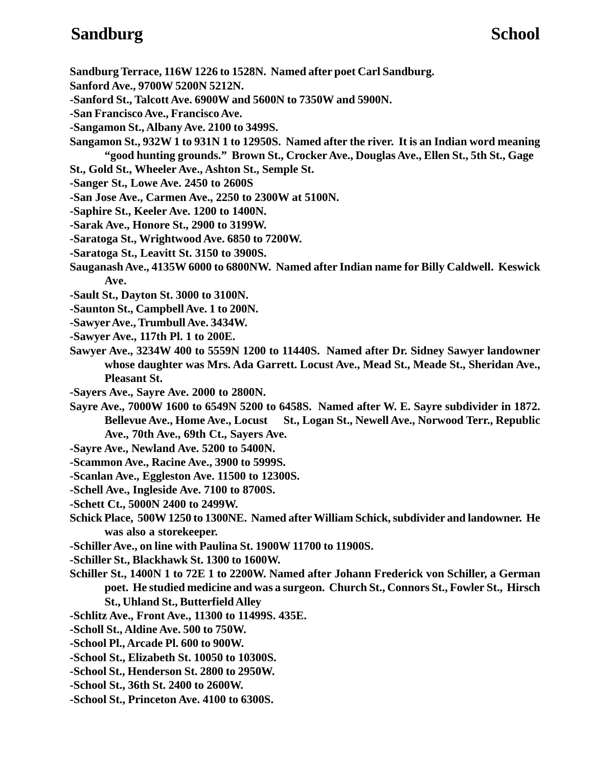**Sandburg Terrace, 116W 1226 to 1528N. Named after poet Carl Sandburg.**

**Sanford Ave., 9700W 5200N 5212N.**

**-Sanford St., Talcott Ave. 6900W and 5600N to 7350W and 5900N.**

**-San Francisco Ave., Francisco Ave.**

**-Sangamon St., Albany Ave. 2100 to 3499S.**

**Sangamon St., 932W 1 to 931N 1 to 12950S. Named after the river. It is an Indian word meaning "good hunting grounds." Brown St., Crocker Ave., Douglas Ave., Ellen St., 5th St., Gage St., Gold St., Wheeler Ave., Ashton St., Semple St.**

**-Sanger St., Lowe Ave. 2450 to 2600S**

**-San Jose Ave., Carmen Ave., 2250 to 2300W at 5100N.**

**-Saphire St., Keeler Ave. 1200 to 1400N.**

**-Sarak Ave., Honore St., 2900 to 3199W.**

**-Saratoga St., Wrightwood Ave. 6850 to 7200W.**

**-Saratoga St., Leavitt St. 3150 to 3900S.**

**Sauganash Ave., 4135W 6000 to 6800NW. Named after Indian name for Billy Caldwell. Keswick Ave.**

**-Sault St., Dayton St. 3000 to 3100N.**

**-Saunton St., Campbell Ave. 1 to 200N.**

**-Sawyer Ave., Trumbull Ave. 3434W.**

**-Sawyer Ave., 117th Pl. 1 to 200E.**

**Sawyer Ave., 3234W 400 to 5559N 1200 to 11440S. Named after Dr. Sidney Sawyer landowner whose daughter was Mrs. Ada Garrett. Locust Ave., Mead St., Meade St., Sheridan Ave., Pleasant St.**

**-Sayers Ave., Sayre Ave. 2000 to 2800N.**

**Sayre Ave., 7000W 1600 to 6549N 5200 to 6458S. Named after W. E. Sayre subdivider in 1872. Bellevue Ave., Home Ave., Locust St., Logan St., Newell Ave., Norwood Terr., Republic Ave., 70th Ave., 69th Ct., Sayers Ave.**

**-Sayre Ave., Newland Ave. 5200 to 5400N.**

**-Scammon Ave., Racine Ave., 3900 to 5999S.**

**-Scanlan Ave., Eggleston Ave. 11500 to 12300S.**

**-Schell Ave., Ingleside Ave. 7100 to 8700S.**

**-Schett Ct., 5000N 2400 to 2499W.**

**Schick Place, 500W 1250 to 1300NE. Named after William Schick, subdivider and landowner. He was also a storekeeper.**

**-Schiller Ave., on line with Paulina St. 1900W 11700 to 11900S.**

**-Schiller St., Blackhawk St. 1300 to 1600W.**

**Schiller St., 1400N 1 to 72E 1 to 2200W. Named after Johann Frederick von Schiller, a German poet. He studied medicine and was a surgeon. Church St., Connors St., Fowler St., Hirsch St., Uhland St., Butterfield Alley**

**-Schlitz Ave., Front Ave., 11300 to 11499S. 435E.**

**-Scholl St., Aldine Ave. 500 to 750W.**

**-School Pl., Arcade Pl. 600 to 900W.**

**-School St., Elizabeth St. 10050 to 10300S.**

**-School St., Henderson St. 2800 to 2950W.**

**-School St., 36th St. 2400 to 2600W.**

**-School St., Princeton Ave. 4100 to 6300S.**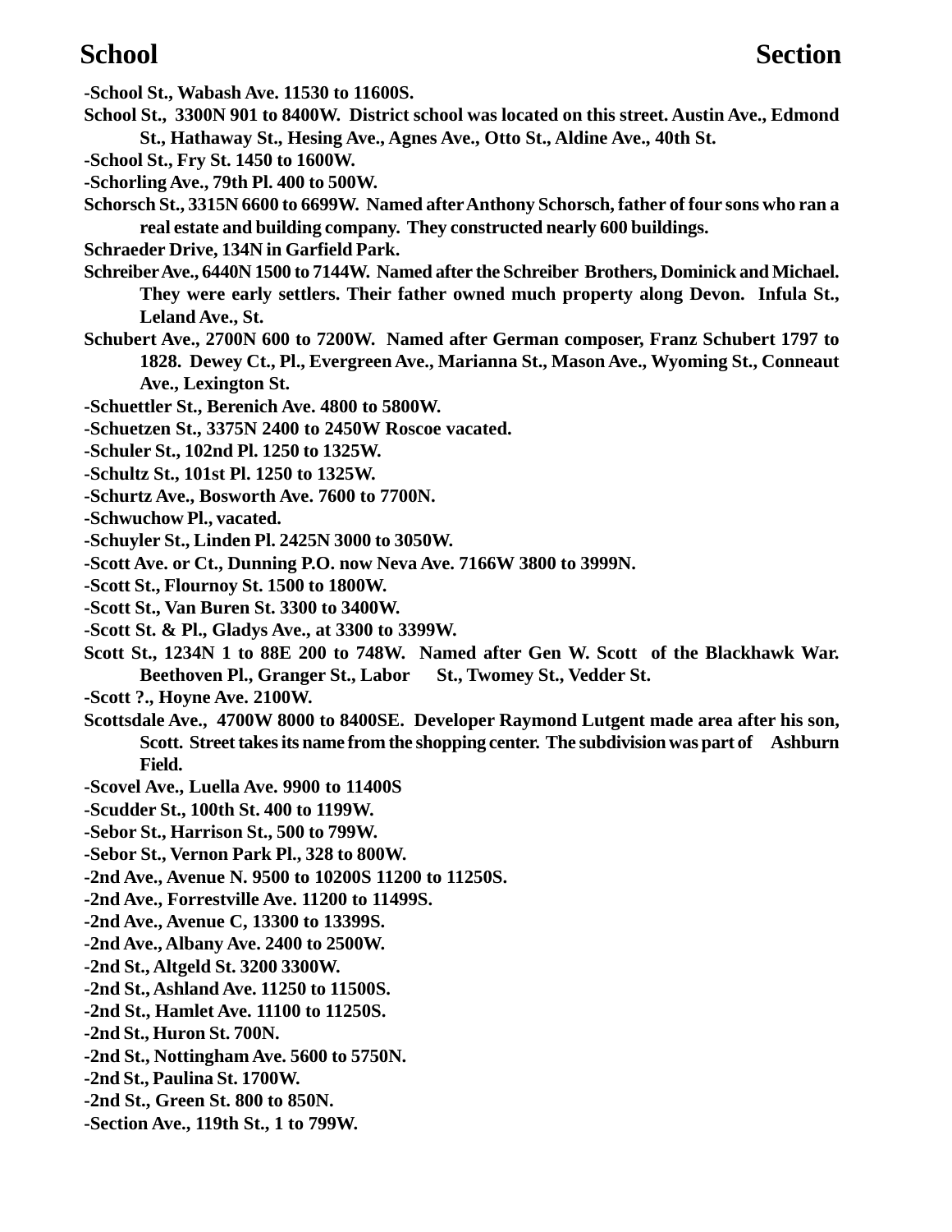**-School St., Wabash Ave. 11530 to 11600S.**

**School St., 3300N 901 to 8400W. District school was located on this street. Austin Ave., Edmond St., Hathaway St., Hesing Ave., Agnes Ave., Otto St., Aldine Ave., 40th St.**

**-School St., Fry St. 1450 to 1600W.**

**-Schorling Ave., 79th Pl. 400 to 500W.**

**Schorsch St., 3315N 6600 to 6699W. Named after Anthony Schorsch, father of four sons who ran a real estate and building company. They constructed nearly 600 buildings.**

**Schraeder Drive, 134N in Garfield Park.**

**Schreiber Ave., 6440N 1500 to 7144W. Named after the Schreiber Brothers, Dominick and Michael. They were early settlers. Their father owned much property along Devon. Infula St., Leland Ave., St.**

**Schubert Ave., 2700N 600 to 7200W. Named after German composer, Franz Schubert 1797 to 1828. Dewey Ct., Pl., Evergreen Ave., Marianna St., Mason Ave., Wyoming St., Conneaut Ave., Lexington St.**

**-Schuettler St., Berenich Ave. 4800 to 5800W.**

**-Schuetzen St., 3375N 2400 to 2450W Roscoe vacated.**

**-Schuler St., 102nd Pl. 1250 to 1325W.**

**-Schultz St., 101st Pl. 1250 to 1325W.**

**-Schurtz Ave., Bosworth Ave. 7600 to 7700N.**

**-Schwuchow Pl., vacated.**

**-Schuyler St., Linden Pl. 2425N 3000 to 3050W.**

**-Scott Ave. or Ct., Dunning P.O. now Neva Ave. 7166W 3800 to 3999N.**

**-Scott St., Flournoy St. 1500 to 1800W.**

**-Scott St., Van Buren St. 3300 to 3400W.**

**-Scott St. & Pl., Gladys Ave., at 3300 to 3399W.**

**Scott St., 1234N 1 to 88E 200 to 748W. Named after Gen W. Scott of the Blackhawk War. Beethoven Pl., Granger St., Labor St., Twomey St., Vedder St.**

**-Scott ?., Hoyne Ave. 2100W.**

**Scottsdale Ave., 4700W 8000 to 8400SE. Developer Raymond Lutgent made area after his son, Scott. Street takes its name from the shopping center. The subdivision was part of Ashburn Field.**

**-Scovel Ave., Luella Ave. 9900 to 11400S**

**-Scudder St., 100th St. 400 to 1199W.**

**-Sebor St., Harrison St., 500 to 799W.**

**-Sebor St., Vernon Park Pl., 328 to 800W.**

**-2nd Ave., Avenue N. 9500 to 10200S 11200 to 11250S.**

**-2nd Ave., Forrestville Ave. 11200 to 11499S.**

**-2nd Ave., Avenue C, 13300 to 13399S.**

**-2nd Ave., Albany Ave. 2400 to 2500W.**

**-2nd St., Altgeld St. 3200 3300W.**

**-2nd St., Ashland Ave. 11250 to 11500S.**

**-2nd St., Hamlet Ave. 11100 to 11250S.**

**-2nd St., Huron St. 700N.**

**-2nd St., Nottingham Ave. 5600 to 5750N.**

**-2nd St., Paulina St. 1700W.**

**-2nd St., Green St. 800 to 850N.**

**-Section Ave., 119th St., 1 to 799W.**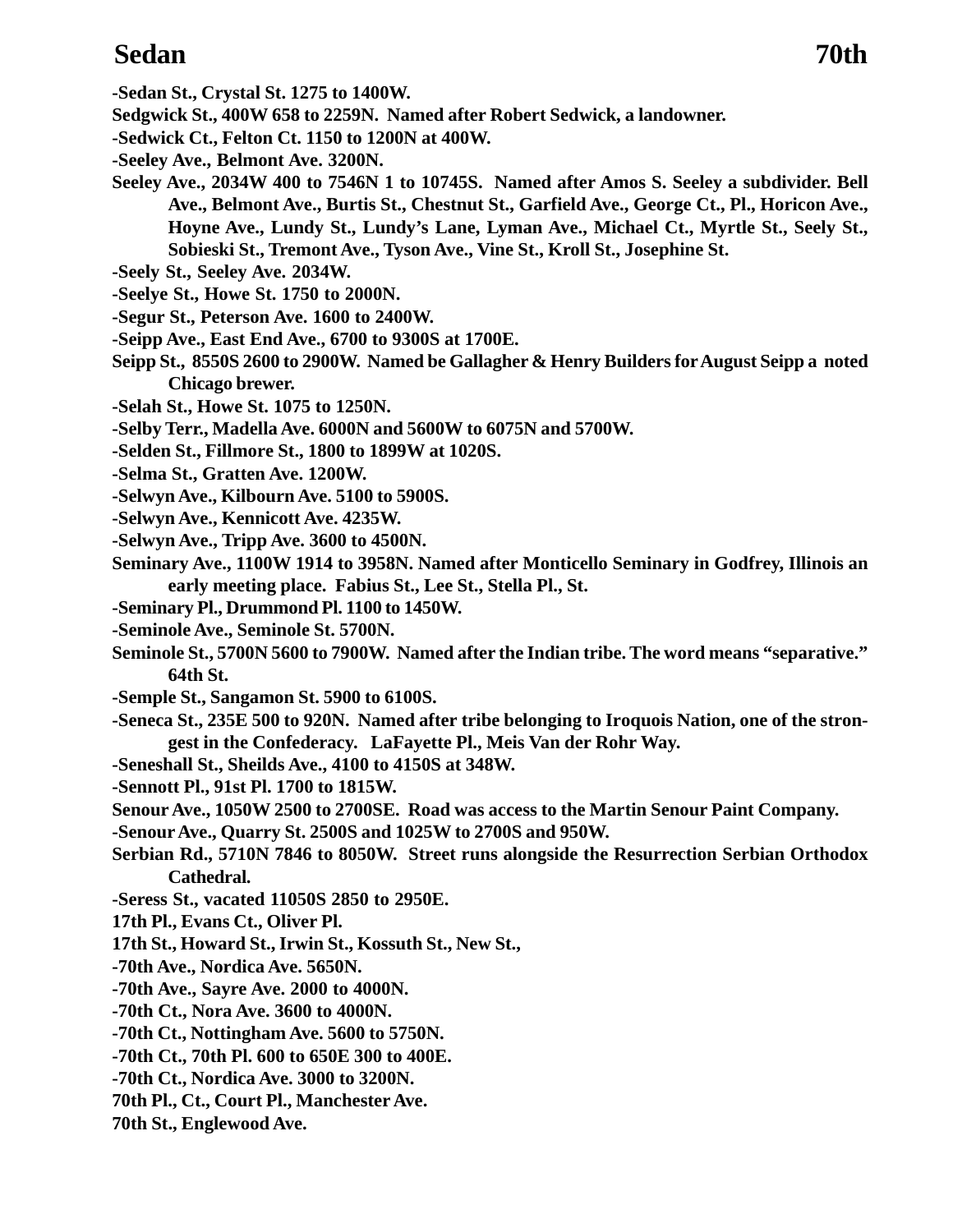-Sedan St., Crystal St. 1275 to 1400W.

Sedgwick St., 400W 658 to 2259N. Named after Robert Sedwick, a landowner.

-Sedwick Ct., Felton Ct. 1150 to 1200N at 400W.

-Seeley Ave., Belmont Ave. 3200N.

Seeley Ave., 2034W 400 to 7546N 1 to 10745S. Named after Amos S. Seeley a subdivider. Bell Ave., Belmont Ave., Burtis St., Chestnut St., Garfield Ave., George Ct., Pl., Horicon Ave., Hoyne Ave., Lundy St., Lundy's Lane, Lyman Ave., Michael Ct., Myrtle St., Seely St., Sobieski St., Tremont Ave., Tyson Ave., Vine St., Kroll St., Josephine St.

-Seely St., Seeley Ave. 2034W.

-Seelye St., Howe St. 1750 to 2000N.

-Segur St., Peterson Ave. 1600 to 2400W.

-Seipp Ave., East End Ave., 6700 to 9300S at 1700E.

Seipp St., 8550S 2600 to 2900W. Named be Gallagher & Henry Builders for August Seipp a noted Chicago brewer.

-Selah St., Howe St. 1075 to 1250N.

-Selby Terr., Madella Ave. 6000N and 5600W to 6075N and 5700W.

-Selden St., Fillmore St., 1800 to 1899W at 1020S.

-Selma St., Gratten Ave. 1200W.

-Selwyn Ave., Kilbourn Ave. 5100 to 5900S.

-Selwyn Ave., Kennicott Ave. 4235W.

-Selwyn Ave., Tripp Ave. 3600 to 4500N.

Seminary Ave., 1100W 1914 to 3958N. Named after Monticello Seminary in Godfrey, Illinois an early meeting place. Fabius St., Lee St., Stella Pl., St.

-Seminary Pl., Drummond Pl. 1100 to 1450W.

-Seminole Ave., Seminole St. 5700N.

Seminole St., 5700N 5600 to 7900W. Named after the Indian tribe. The word means "separative." 64th St.

-Semple St., Sangamon St. 5900 to 6100S.

-Seneca St., 235E 500 to 920N. Named after tribe belonging to Iroquois Nation, one of the strongest in the Confederacy. LaFayette Pl., Meis Van der Rohr Way.

-Seneshall St., Sheilds Ave., 4100 to 4150S at 348W.

-Sennott Pl., 91st Pl. 1700 to 1815W.

Senour Ave., 1050W 2500 to 2700SE. Road was access to the Martin Senour Paint Company.

-Senour Ave., Quarry St. 2500S and 1025W to 2700S and 950W.

Serbian Rd., 5710N 7846 to 8050W. Street runs alongside the Resurrection Serbian Orthodox Cathedral.

-Seress St., vacated 11050S 2850 to 2950E.

17th Pl., Evans Ct., Oliver Pl.

17th St., Howard St., Irwin St., Kossuth St., New St.,

-70th Ave., Nordica Ave. 5650N.

-70th Ave., Sayre Ave. 2000 to 4000N.

-70th Ct., Nora Ave. 3600 to 4000N.

-70th Ct., Nottingham Ave. 5600 to 5750N.

-70th Ct., 70th Pl. 600 to 650E 300 to 400E.

-70th Ct., Nordica Ave. 3000 to 3200N.

70th Pl., Ct., Court Pl., Manchester Ave.

70th St., Englewood Ave.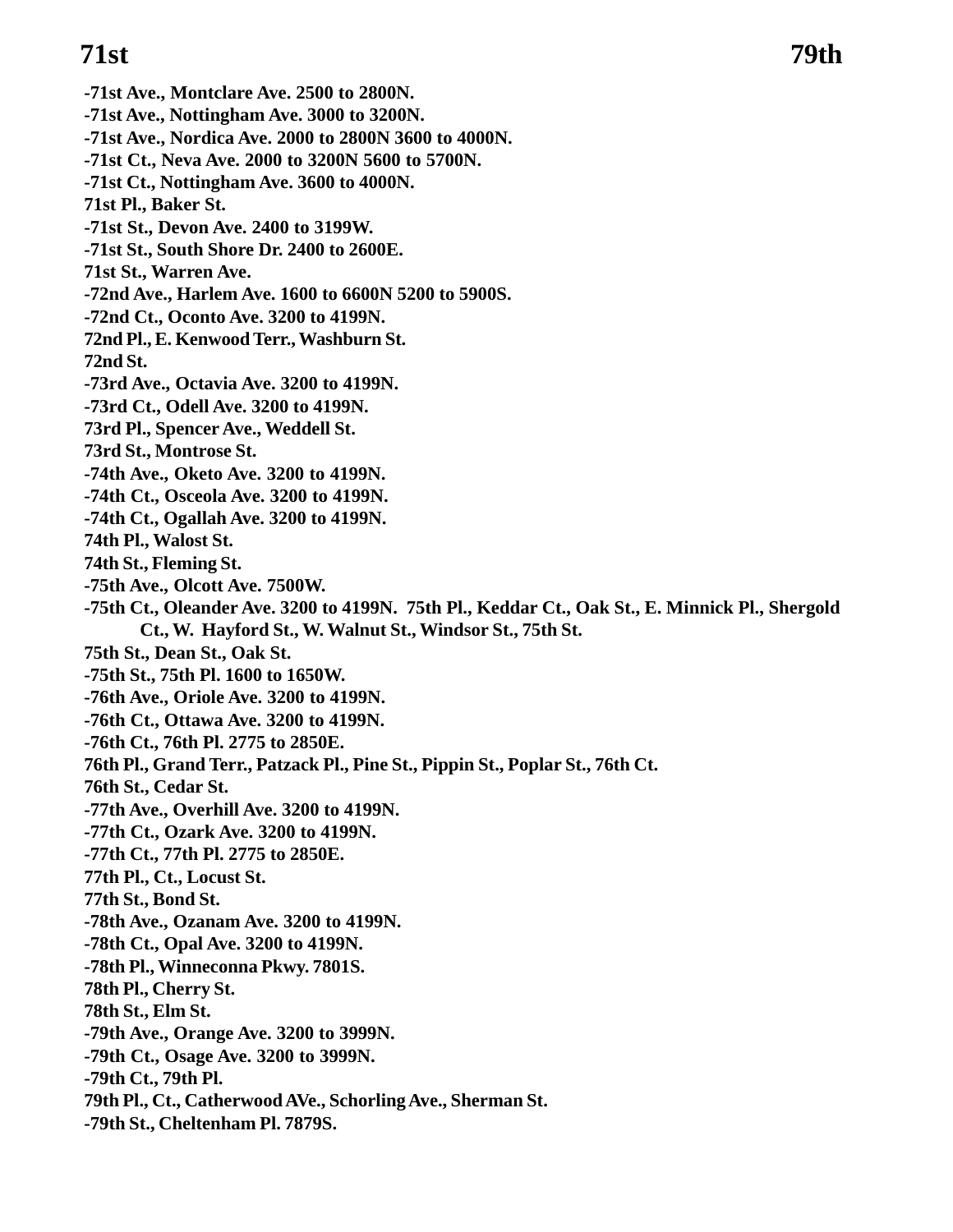-71st Ave., Montclare Ave. 2500 to 2800N.

-71st Ave., Nottingham Ave. 3000 to 3200N.

-71st Ave., Nordica Ave. 2000 to 2800N 3600 to 4000N.

-71st Ct., Neva Ave. 2000 to 3200N 5600 to 5700N.

-71st Ct., Nottingham Ave. 3600 to 4000N.

71st Pl., Baker St.

-71st St., Devon Ave. 2400 to 3199W.

-71st St., South Shore Dr. 2400 to 2600E.

71st St., Warren Ave.

-72nd Ave., Harlem Ave. 1600 to 6600N 5200 to 5900S.

-72nd Ct., Oconto Ave. 3200 to 4199N.

72nd Pl., E. Kenwood Terr., Washburn St.

72nd St.

-73rd Ave., Octavia Ave. 3200 to 4199N.

-73rd Ct., Odell Ave. 3200 to 4199N.

73rd Pl., Spencer Ave., Weddell St.

73rd St., Montrose St.

-74th Ave., Oketo Ave. 3200 to 4199N.

-74th Ct., Osceola Ave. 3200 to 4199N.

-74th Ct., Ogallah Ave. 3200 to 4199N.

74th Pl., Walost St.

74th St., Fleming St.

-75th Ave., Olcott Ave. 7500W.

-75th Ct., Oleander Ave. 3200 to 4199N. 75th Pl., Keddar Ct., Oak St., E. Minnick Pl., Shergold Ct., W. Hayford St., W. Walnut St., Windsor St., 75th St.

75th St., Dean St., Oak St.

-75th St., 75th Pl. 1600 to 1650W.

-76th Ave., Oriole Ave. 3200 to 4199N.

-76th Ct., Ottawa Ave. 3200 to 4199N.

-76th Ct., 76th Pl. 2775 to 2850E.

76th Pl., Grand Terr., Patzack Pl., Pine St., Pippin St., Poplar St., 76th Ct.

76th St., Cedar St.

-77th Ave., Overhill Ave. 3200 to 4199N.

-77th Ct., Ozark Ave. 3200 to 4199N.

-77th Ct., 77th Pl. 2775 to 2850E.

77th Pl., Ct., Locust St.

77th St., Bond St.

-78th Ave., Ozanam Ave. 3200 to 4199N.

-78th Ct., Opal Ave. 3200 to 4199N.

-78th Pl., Winneconna Pkwy. 7801S.

78th Pl., Cherry St.

78th St., Elm St.

-79th Ave., Orange Ave. 3200 to 3999N.

-79th Ct., Osage Ave. 3200 to 3999N.

-79th Ct., 79th Pl.

79th Pl., Ct., Catherwood AVe., Schorling Ave., Sherman St.

-79th St., Cheltenham Pl. 7879S.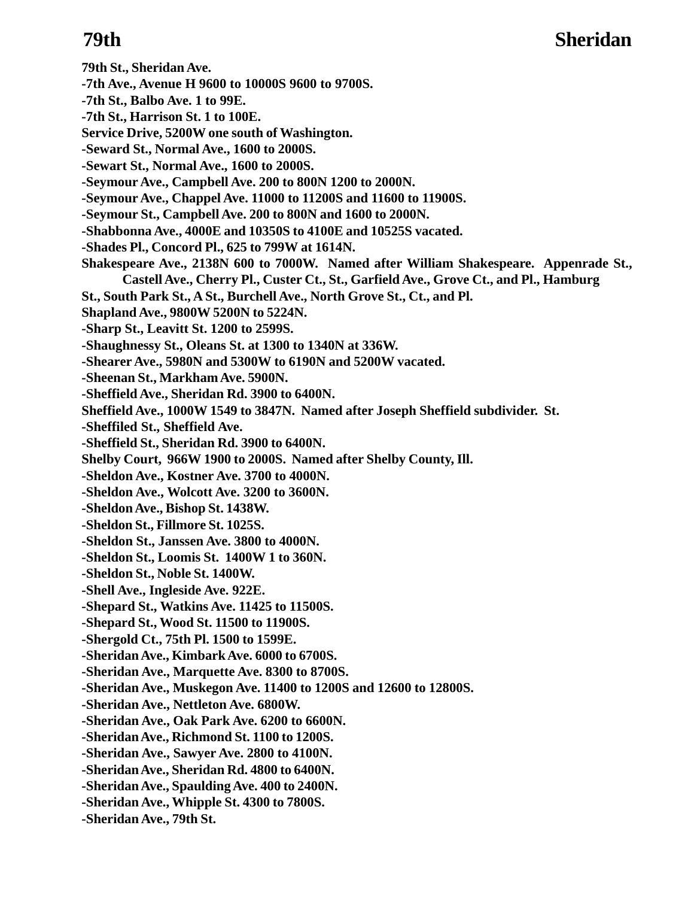**79th St., Sheridan Ave.**

**-7th Ave., Avenue H 9600 to 10000S 9600 to 9700S.**

**-7th St., Balbo Ave. 1 to 99E.**

**-7th St., Harrison St. 1 to 100E.**

**Service Drive, 5200W one south of Washington.**

**-Seward St., Normal Ave., 1600 to 2000S.**

**-Sewart St., Normal Ave., 1600 to 2000S.**

**-Seymour Ave., Campbell Ave. 200 to 800N 1200 to 2000N.**

**-Seymour Ave., Chappel Ave. 11000 to 11200S and 11600 to 11900S.**

**-Seymour St., Campbell Ave. 200 to 800N and 1600 to 2000N.**

**-Shabbonna Ave., 4000E and 10350S to 4100E and 10525S vacated.**

**-Shades Pl., Concord Pl., 625 to 799W at 1614N.**

**Shakespeare Ave., 2138N 600 to 7000W. Named after William Shakespeare. Appenrade St., Castell Ave., Cherry Pl., Custer Ct., St., Garfield Ave., Grove Ct., and Pl., Hamburg St., South Park St., A St., Burchell Ave., North Grove St., Ct., and Pl.**

**Shapland Ave., 9800W 5200N to 5224N.**

**-Sharp St., Leavitt St. 1200 to 2599S.**

**-Shaughnessy St., Oleans St. at 1300 to 1340N at 336W.**

**-Shearer Ave., 5980N and 5300W to 6190N and 5200W vacated.**

**-Sheenan St., Markham Ave. 5900N.**

**-Sheffield Ave., Sheridan Rd. 3900 to 6400N.**

**Sheffield Ave., 1000W 1549 to 3847N. Named after Joseph Sheffield subdivider. St.**

**-Sheffiled St., Sheffield Ave.**

**-Sheffield St., Sheridan Rd. 3900 to 6400N.**

**Shelby Court, 966W 1900 to 2000S. Named after Shelby County, Ill.**

**-Sheldon Ave., Kostner Ave. 3700 to 4000N.**

**-Sheldon Ave., Wolcott Ave. 3200 to 3600N.**

**-Sheldon Ave., Bishop St. 1438W.**

**-Sheldon St., Fillmore St. 1025S.**

**-Sheldon St., Janssen Ave. 3800 to 4000N.**

**-Sheldon St., Loomis St. 1400W 1 to 360N.**

**-Sheldon St., Noble St. 1400W.**

**-Shell Ave., Ingleside Ave. 922E.**

**-Shepard St., Watkins Ave. 11425 to 11500S.**

**-Shepard St., Wood St. 11500 to 11900S.**

**-Shergold Ct., 75th Pl. 1500 to 1599E.**

**-Sheridan Ave., Kimbark Ave. 6000 to 6700S.**

**-Sheridan Ave., Marquette Ave. 8300 to 8700S.**

**-Sheridan Ave., Muskegon Ave. 11400 to 1200S and 12600 to 12800S.**

**-Sheridan Ave., Nettleton Ave. 6800W.**

**-Sheridan Ave., Oak Park Ave. 6200 to 6600N.**

**-Sheridan Ave., Richmond St. 1100 to 1200S.**

**-Sheridan Ave., Sawyer Ave. 2800 to 4100N.**

**-Sheridan Ave., Sheridan Rd. 4800 to 6400N.**

**-Sheridan Ave., Spaulding Ave. 400 to 2400N.**

**-Sheridan Ave., Whipple St. 4300 to 7800S.**

**-Sheridan Ave., 79th St.**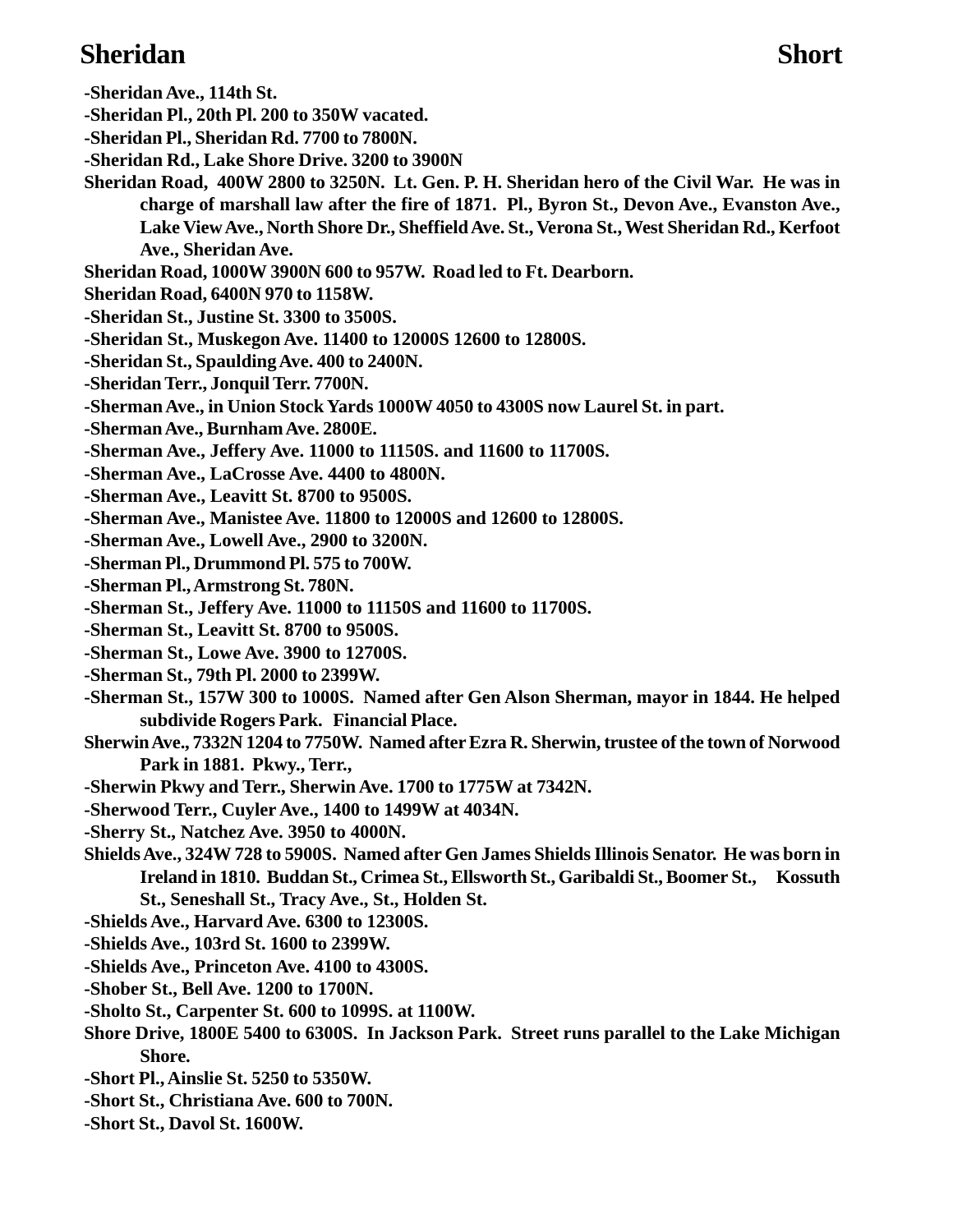-Sheridan Ave., 114th St.

-Sheridan Pl., 20th Pl. 200 to 350W vacated.

-Sheridan Pl., Sheridan Rd. 7700 to 7800N.

-Sheridan Rd., Lake Shore Drive. 3200 to 3900N

Sheridan Road, 400W 2800 to 3250N. Lt. Gen. P. H. Sheridan hero of the Civil War. He was in charge of marshall law after the fire of 1871. Pl., Byron St., Devon Ave., Evanston Ave., Lake View Ave., North Shore Dr., Sheffield Ave. St., Verona St., West Sheridan Rd., Kerfoot Ave., Sheridan Ave.

Sheridan Road, 1000W 3900N 600 to 957W. Road led to Ft. Dearborn.

Sheridan Road, 6400N 970 to 1158W.

-Sheridan St., Justine St. 3300 to 3500S.

-Sheridan St., Muskegon Ave. 11400 to 12000S 12600 to 12800S.

-Sheridan St., Spaulding Ave. 400 to 2400N.

-Sheridan Terr., Jonquil Terr. 7700N.

-Sherman Ave., in Union Stock Yards 1000W 4050 to 4300S now Laurel St. in part.

-Sherman Ave., Burnham Ave. 2800E.

-Sherman Ave., Jeffery Ave. 11000 to 11150S. and 11600 to 11700S.

-Sherman Ave., LaCrosse Ave. 4400 to 4800N.

-Sherman Ave., Leavitt St. 8700 to 9500S.

-Sherman Ave., Manistee Ave. 11800 to 12000S and 12600 to 12800S.

-Sherman Ave., Lowell Ave., 2900 to 3200N.

-Sherman Pl., Drummond Pl. 575 to 700W.

-Sherman Pl., Armstrong St. 780N.

-Sherman St., Jeffery Ave. 11000 to 11150S and 11600 to 11700S.

-Sherman St., Leavitt St. 8700 to 9500S.

-Sherman St., Lowe Ave. 3900 to 12700S.

-Sherman St., 79th Pl. 2000 to 2399W.

-Sherman St., 157W 300 to 1000S. Named after Gen Alson Sherman, mayor in 1844. He helped subdivide Rogers Park. Financial Place.

Sherwin Ave., 7332N 1204 to 7750W. Named after Ezra R. Sherwin, trustee of the town of Norwood Park in 1881. Pkwy., Terr.,

-Sherwin Pkwy and Terr., Sherwin Ave. 1700 to 1775W at 7342N.

-Sherwood Terr., Cuyler Ave., 1400 to 1499W at 4034N.

-Sherry St., Natchez Ave. 3950 to 4000N.

Shields Ave., 324W 728 to 5900S. Named after Gen James Shields Illinois Senator. He was born in Ireland in 1810. Buddan St., Crimea St., Ellsworth St., Garibaldi St., Boomer St., Kossuth St., Seneshall St., Tracy Ave., St., Holden St.

-Shields Ave., Harvard Ave. 6300 to 12300S.

-Shields Ave., 103rd St. 1600 to 2399W.

-Shields Ave., Princeton Ave. 4100 to 4300S.

-Shober St., Bell Ave. 1200 to 1700N.

-Sholto St., Carpenter St. 600 to 1099S. at 1100W.

Shore Drive, 1800E 5400 to 6300S. In Jackson Park. Street runs parallel to the Lake Michigan Shore.

-Short Pl., Ainslie St. 5250 to 5350W.

-Short St., Christiana Ave. 600 to 700N.

-Short St., Davol St. 1600W.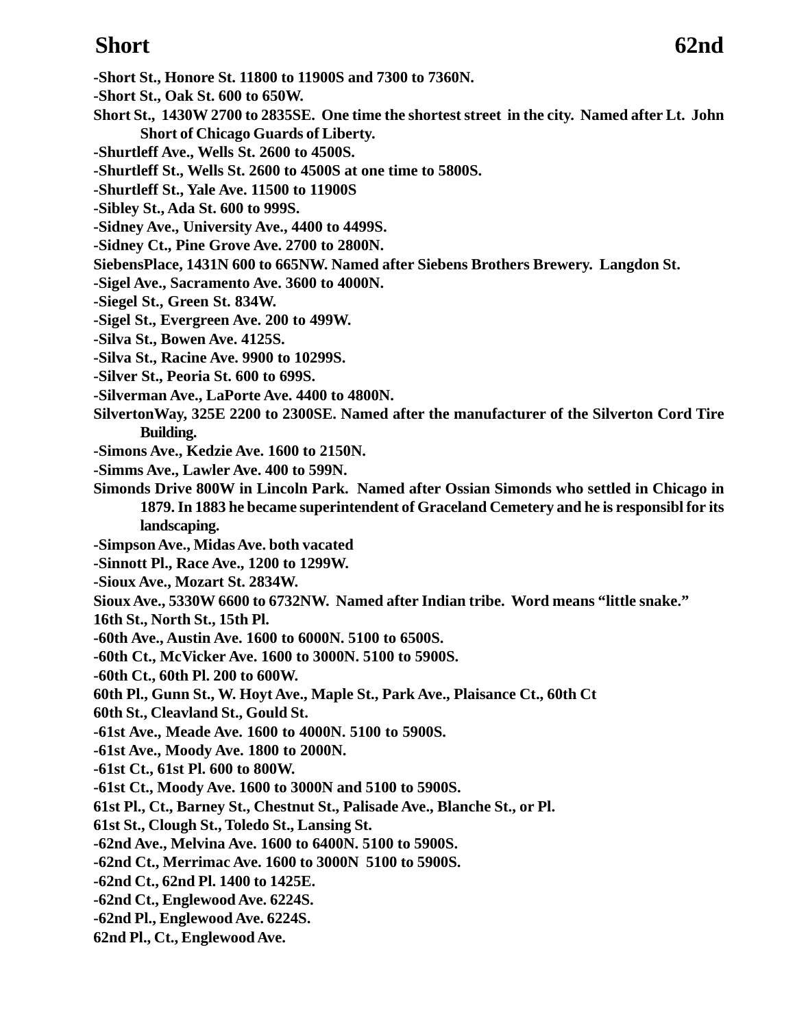-Short St., Honore St. 11800 to 11900S and 7300 to 7360N.

-Short St., Oak St. 600 to 650W.

Short St., 1430W 2700 to 2835SE. One time the shortest street in the city. Named after Lt. John Short of Chicago Guards of Liberty.

-Shurtleff Ave., Wells St. 2600 to 4500S.

-Shurtleff St., Wells St. 2600 to 4500S at one time to 5800S.

-Shurtleff St., Yale Ave. 11500 to 11900S

-Sibley St., Ada St. 600 to 999S.

-Sidney Ave., University Ave., 4400 to 4499S.

-Sidney Ct., Pine Grove Ave. 2700 to 2800N.

SiebensPlace, 1431N 600 to 665NW. Named after Siebens Brothers Brewery. Langdon St.

-Sigel Ave., Sacramento Ave. 3600 to 4000N.

-Siegel St., Green St. 834W.

-Sigel St., Evergreen Ave. 200 to 499W.

-Silva St., Bowen Ave. 4125S.

-Silva St., Racine Ave. 9900 to 10299S.

-Silver St., Peoria St. 600 to 699S.

-Silverman Ave., LaPorte Ave. 4400 to 4800N.

SilvertonWay, 325E 2200 to 2300SE. Named after the manufacturer of the Silverton Cord Tire Building.

-Simons Ave., Kedzie Ave. 1600 to 2150N.

-Simms Ave., Lawler Ave. 400 to 599N.

Simonds Drive 800W in Lincoln Park. Named after Ossian Simonds who settled in Chicago in 1879. In 1883 he became superintendent of Graceland Cemetery and he is responsibl for its landscaping.

-Simpson Ave., Midas Ave. both vacated

-Sinnott Pl., Race Ave., 1200 to 1299W.

-Sioux Ave., Mozart St. 2834W.

Sioux Ave., 5330W 6600 to 6732NW. Named after Indian tribe. Word means "little snake."

16th St., North St., 15th Pl.

-60th Ave., Austin Ave. 1600 to 6000N. 5100 to 6500S.

-60th Ct., McVicker Ave. 1600 to 3000N. 5100 to 5900S.

-60th Ct., 60th Pl. 200 to 600W.

60th Pl., Gunn St., W. Hoyt Ave., Maple St., Park Ave., Plaisance Ct., 60th Ct

60th St., Cleavland St., Gould St.

-61st Ave., Meade Ave. 1600 to 4000N. 5100 to 5900S.

-61st Ave., Moody Ave. 1800 to 2000N.

-61st Ct., 61st Pl. 600 to 800W.

-61st Ct., Moody Ave. 1600 to 3000N and 5100 to 5900S.

61st Pl., Ct., Barney St., Chestnut St., Palisade Ave., Blanche St., or Pl.

61st St., Clough St., Toledo St., Lansing St.

-62nd Ave., Melvina Ave. 1600 to 6400N. 5100 to 5900S.

-62nd Ct., Merrimac Ave. 1600 to 3000N 5100 to 5900S.

-62nd Ct., 62nd Pl. 1400 to 1425E.

-62nd Ct., Englewood Ave. 6224S.

-62nd Pl., Englewood Ave. 6224S.

62nd Pl., Ct., Englewood Ave.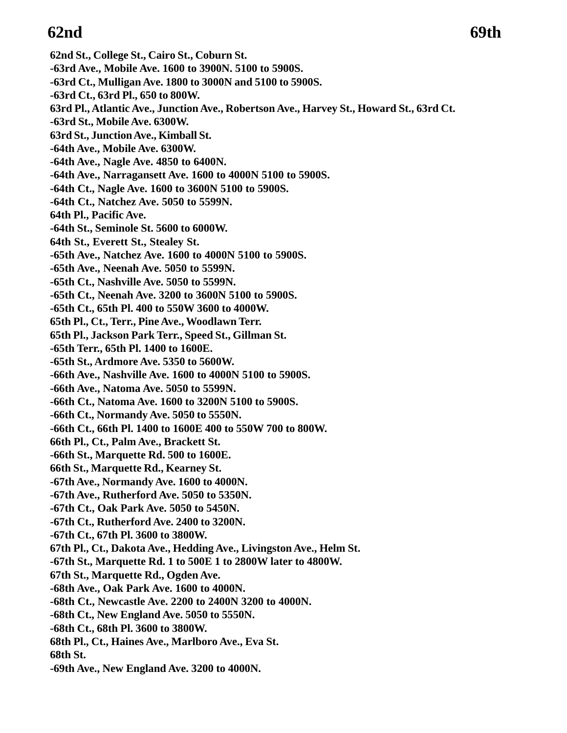62nd St., College St., Cairo St., Coburn St.

-63rd Ave., Mobile Ave. 1600 to 3900N. 5100 to 5900S.

-63rd Ct., Mulligan Ave. 1800 to 3000N and 5100 to 5900S.

-63rd Ct., 63rd Pl., 650 to 800W.

63rd Pl., Atlantic Ave., Junction Ave., Robertson Ave., Harvey St., Howard St., 63rd Ct.

-63rd St., Mobile Ave. 6300W.

63rd St., Junction Ave., Kimball St.

-64th Ave., Mobile Ave. 6300W.

-64th Ave., Nagle Ave. 4850 to 6400N.

-64th Ave., Narragansett Ave. 1600 to 4000N 5100 to 5900S.

-64th Ct., Nagle Ave. 1600 to 3600N 5100 to 5900S.

-64th Ct., Natchez Ave. 5050 to 5599N.

64th Pl., Pacific Ave.

-64th St., Seminole St. 5600 to 6000W.

64th St., Everett St., Stealey St.

-65th Ave., Natchez Ave. 1600 to 4000N 5100 to 5900S.

-65th Ave., Neenah Ave. 5050 to 5599N.

-65th Ct., Nashville Ave. 5050 to 5599N.

-65th Ct., Neenah Ave. 3200 to 3600N 5100 to 5900S.

-65th Ct., 65th Pl. 400 to 550W 3600 to 4000W.

65th Pl., Ct., Terr., Pine Ave., Woodlawn Terr.

65th Pl., Jackson Park Terr., Speed St., Gillman St.

-65th Terr., 65th Pl. 1400 to 1600E.

-65th St., Ardmore Ave. 5350 to 5600W.

-66th Ave., Nashville Ave. 1600 to 4000N 5100 to 5900S.

-66th Ave., Natoma Ave. 5050 to 5599N.

-66th Ct., Natoma Ave. 1600 to 3200N 5100 to 5900S.

-66th Ct., Normandy Ave. 5050 to 5550N.

-66th Ct., 66th Pl. 1400 to 1600E 400 to 550W 700 to 800W.

66th Pl., Ct., Palm Ave., Brackett St.

-66th St., Marquette Rd. 500 to 1600E.

66th St., Marquette Rd., Kearney St.

-67th Ave., Normandy Ave. 1600 to 4000N.

-67th Ave., Rutherford Ave. 5050 to 5350N.

-67th Ct., Oak Park Ave. 5050 to 5450N.

-67th Ct., Rutherford Ave. 2400 to 3200N.

-67th Ct., 67th Pl. 3600 to 3800W.

67th Pl., Ct., Dakota Ave., Hedding Ave., Livingston Ave., Helm St.

-67th St., Marquette Rd. 1 to 500E 1 to 2800W later to 4800W.

67th St., Marquette Rd., Ogden Ave.

-68th Ave., Oak Park Ave. 1600 to 4000N.

-68th Ct., Newcastle Ave. 2200 to 2400N 3200 to 4000N.

-68th Ct., New England Ave. 5050 to 5550N.

-68th Ct., 68th Pl. 3600 to 3800W.

68th Pl., Ct., Haines Ave., Marlboro Ave., Eva St.

68th St.

-69th Ave., New England Ave. 3200 to 4000N.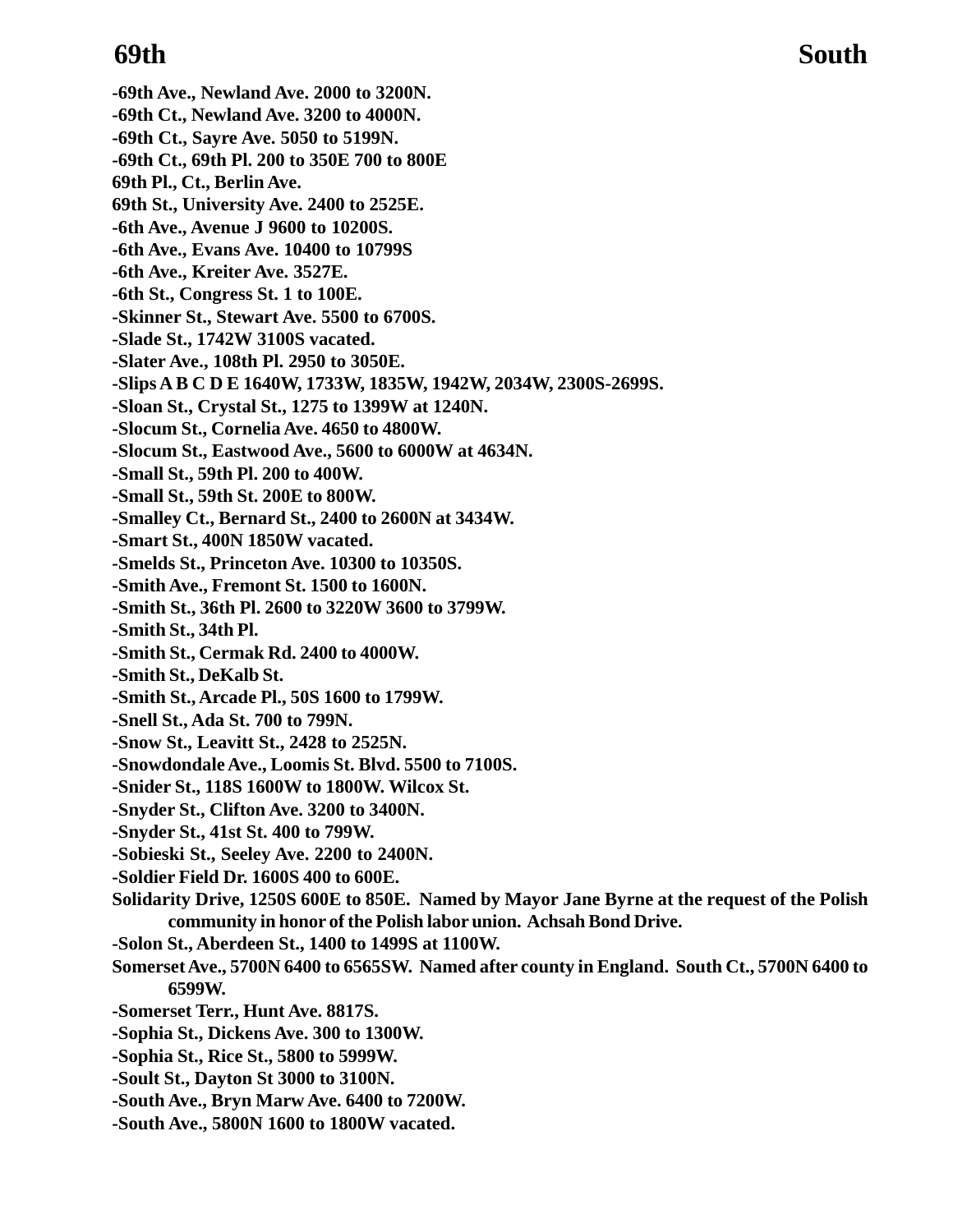**-69th Ave., Newland Ave. 2000 to 3200N.**
**-69th Ct., Newland Ave. 3200 to 4000N.**
**-69th Ct., Sayre Ave. 5050 to 5199N.**
**-69th Ct., 69th Pl. 200 to 350E 700 to 800E**
**69th Pl., Ct., Berlin Ave.**
**69th St., University Ave. 2400 to 2525E.**
**-6th Ave., Avenue J 9600 to 10200S.**
**-6th Ave., Evans Ave. 10400 to 10799S**
**-6th Ave., Kreiter Ave. 3527E.**
**-6th St., Congress St. 1 to 100E.**
**-Skinner St., Stewart Ave. 5500 to 6700S.**
**-Slade St., 1742W 3100S vacated.**
**-Slater Ave., 108th Pl. 2950 to 3050E.**
**-Slips A B C D E 1640W, 1733W, 1835W, 1942W, 2034W, 2300S-2699S.**
**-Sloan St., Crystal St., 1275 to 1399W at 1240N.**
**-Slocum St., Cornelia Ave. 4650 to 4800W.**
**-Slocum St., Eastwood Ave., 5600 to 6000W at 4634N.**
**-Small St., 59th Pl. 200 to 400W.**
**-Small St., 59th St. 200E to 800W.**
**-Smalley Ct., Bernard St., 2400 to 2600N at 3434W.**
**-Smart St., 400N 1850W vacated.**
**-Smelds St., Princeton Ave. 10300 to 10350S.**
**-Smith Ave., Fremont St. 1500 to 1600N.**
**-Smith St., 36th Pl. 2600 to 3220W 3600 to 3799W.**
**-Smith St., 34th Pl.**
**-Smith St., Cermak Rd. 2400 to 4000W.**
**-Smith St., DeKalb St.**
**-Smith St., Arcade Pl., 50S 1600 to 1799W.**
**-Snell St., Ada St. 700 to 799N.**
**-Snow St., Leavitt St., 2428 to 2525N.**
**-Snowdondale Ave., Loomis St. Blvd. 5500 to 7100S.**
**-Snider St., 118S 1600W to 1800W. Wilcox St.**
**-Snyder St., Clifton Ave. 3200 to 3400N.**
**-Snyder St., 41st St. 400 to 799W.**
**-Sobieski St., Seeley Ave. 2200 to 2400N.**
**-Soldier Field Dr. 1600S 400 to 600E.**
**Solidarity Drive, 1250S 600E to 850E. Named by Mayor Jane Byrne at the request of the Polish community in honor of the Polish labor union. Achsah Bond Drive.**
**-Solon St., Aberdeen St., 1400 to 1499S at 1100W.**
**Somerset Ave., 5700N 6400 to 6565SW. Named after county in England. South Ct., 5700N 6400 to 6599W.**
**-Somerset Terr., Hunt Ave. 8817S.**
**-Sophia St., Dickens Ave. 300 to 1300W.**
**-Sophia St., Rice St., 5800 to 5999W.**
**-Soult St., Dayton St 3000 to 3100N.**
**-South Ave., Bryn Marw Ave. 6400 to 7200W.**
**-South Ave., 5800N 1600 to 1800W vacated.**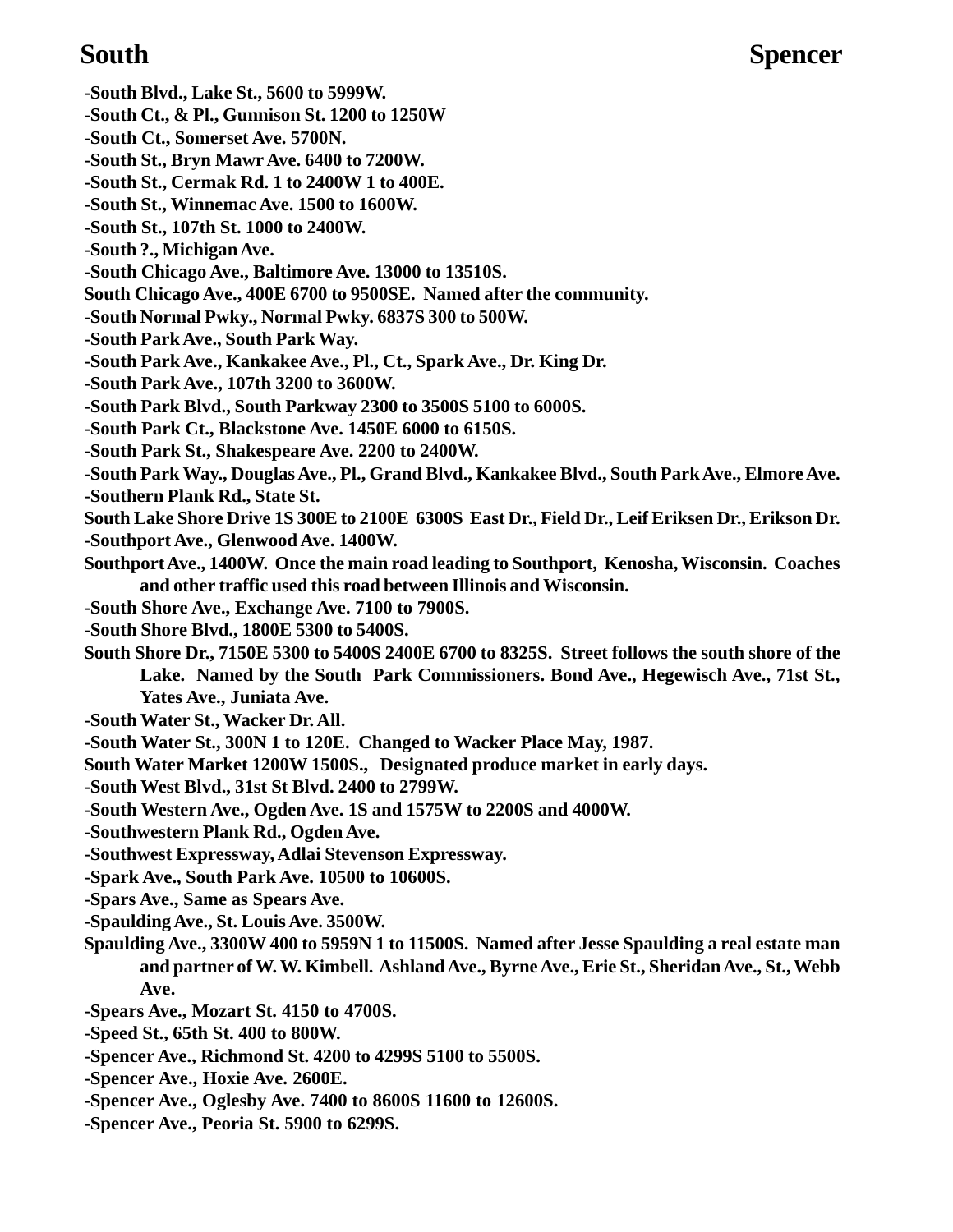-South Blvd., Lake St., 5600 to 5999W.

-South Ct., & Pl., Gunnison St. 1200 to 1250W

-South Ct., Somerset Ave. 5700N.

-South St., Bryn Mawr Ave. 6400 to 7200W.

-South St., Cermak Rd. 1 to 2400W 1 to 400E.

-South St., Winnemac Ave. 1500 to 1600W.

-South St., 107th St. 1000 to 2400W.

-South ?., Michigan Ave.

-South Chicago Ave., Baltimore Ave. 13000 to 13510S.

South Chicago Ave., 400E 6700 to 9500SE. Named after the community.

-South Normal Pwky., Normal Pwky. 6837S 300 to 500W.

-South Park Ave., South Park Way.

-South Park Ave., Kankakee Ave., Pl., Ct., Spark Ave., Dr. King Dr.

-South Park Ave., 107th 3200 to 3600W.

-South Park Blvd., South Parkway 2300 to 3500S 5100 to 6000S.

-South Park Ct., Blackstone Ave. 1450E 6000 to 6150S.

-South Park St., Shakespeare Ave. 2200 to 2400W.

-South Park Way., Douglas Ave., Pl., Grand Blvd., Kankakee Blvd., South Park Ave., Elmore Ave.

-Southern Plank Rd., State St.

South Lake Shore Drive 1S 300E to 2100E 6300S East Dr., Field Dr., Leif Eriksen Dr., Erikson Dr.

-Southport Ave., Glenwood Ave. 1400W.

Southport Ave., 1400W. Once the main road leading to Southport, Kenosha, Wisconsin. Coaches and other traffic used this road between Illinois and Wisconsin.

-South Shore Ave., Exchange Ave. 7100 to 7900S.

-South Shore Blvd., 1800E 5300 to 5400S.

South Shore Dr., 7150E 5300 to 5400S 2400E 6700 to 8325S. Street follows the south shore of the Lake. Named by the South Park Commissioners. Bond Ave., Hegewisch Ave., 71st St., Yates Ave., Juniata Ave.

-South Water St., Wacker Dr. All.

-South Water St., 300N 1 to 120E. Changed to Wacker Place May, 1987.

South Water Market 1200W 1500S., Designated produce market in early days.

-South West Blvd., 31st St Blvd. 2400 to 2799W.

-South Western Ave., Ogden Ave. 1S and 1575W to 2200S and 4000W.

-Southwestern Plank Rd., Ogden Ave.

-Southwest Expressway, Adlai Stevenson Expressway.

-Spark Ave., South Park Ave. 10500 to 10600S.

-Spars Ave., Same as Spears Ave.

-Spaulding Ave., St. Louis Ave. 3500W.

Spaulding Ave., 3300W 400 to 5959N 1 to 11500S. Named after Jesse Spaulding a real estate man and partner of W. W. Kimbell. Ashland Ave., Byrne Ave., Erie St., Sheridan Ave., St., Webb Ave.

-Spears Ave., Mozart St. 4150 to 4700S.

-Speed St., 65th St. 400 to 800W.

-Spencer Ave., Richmond St. 4200 to 4299S 5100 to 5500S.

-Spencer Ave., Hoxie Ave. 2600E.

-Spencer Ave., Oglesby Ave. 7400 to 8600S 11600 to 12600S.

-Spencer Ave., Peoria St. 5900 to 6299S.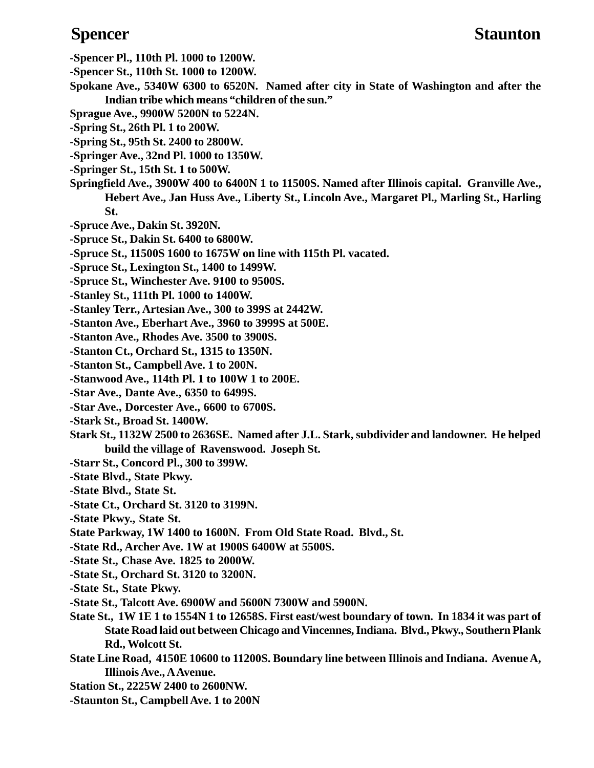-Spencer Pl., 110th Pl. 1000 to 1200W.

-Spencer St., 110th St. 1000 to 1200W.

Spokane Ave., 5340W 6300 to 6520N. Named after city in State of Washington and after the Indian tribe which means "children of the sun."

Sprague Ave., 9900W 5200N to 5224N.

-Spring St., 26th Pl. 1 to 200W.

-Spring St., 95th St. 2400 to 2800W.

-Springer Ave., 32nd Pl. 1000 to 1350W.

-Springer St., 15th St. 1 to 500W.

Springfield Ave., 3900W 400 to 6400N 1 to 11500S. Named after Illinois capital. Granville Ave., Hebert Ave., Jan Huss Ave., Liberty St., Lincoln Ave., Margaret Pl., Marling St., Harling St.

-Spruce Ave., Dakin St. 3920N.

-Spruce St., Dakin St. 6400 to 6800W.

-Spruce St., 11500S 1600 to 1675W on line with 115th Pl. vacated.

-Spruce St., Lexington St., 1400 to 1499W.

-Spruce St., Winchester Ave. 9100 to 9500S.

-Stanley St., 111th Pl. 1000 to 1400W.

-Stanley Terr., Artesian Ave., 300 to 399S at 2442W.

-Stanton Ave., Eberhart Ave., 3960 to 3999S at 500E.

-Stanton Ave., Rhodes Ave. 3500 to 3900S.

-Stanton Ct., Orchard St., 1315 to 1350N.

-Stanton St., Campbell Ave. 1 to 200N.

-Stanwood Ave., 114th Pl. 1 to 100W 1 to 200E.

-Star Ave., Dante Ave., 6350 to 6499S.

-Star Ave., Dorcester Ave., 6600 to 6700S.

-Stark St., Broad St. 1400W.

Stark St., 1132W 2500 to 2636SE. Named after J.L. Stark, subdivider and landowner. He helped build the village of Ravenswood. Joseph St.

-Starr St., Concord Pl., 300 to 399W.

-State Blvd., State Pkwy.

-State Blvd., State St.

-State Ct., Orchard St. 3120 to 3199N.

-State Pkwy., State St.

State Parkway, 1W 1400 to 1600N. From Old State Road. Blvd., St.

-State Rd., Archer Ave. 1W at 1900S 6400W at 5500S.

-State St., Chase Ave. 1825 to 2000W.

-State St., Orchard St. 3120 to 3200N.

-State St., State Pkwy.

-State St., Talcott Ave. 6900W and 5600N 7300W and 5900N.

State St., 1W 1E 1 to 1554N 1 to 12658S. First east/west boundary of town. In 1834 it was part of State Road laid out between Chicago and Vincennes, Indiana. Blvd., Pkwy., Southern Plank Rd., Wolcott St.

State Line Road, 4150E 10600 to 11200S. Boundary line between Illinois and Indiana. Avenue A, Illinois Ave., A Avenue.

Station St., 2225W 2400 to 2600NW.

-Staunton St., Campbell Ave. 1 to 200N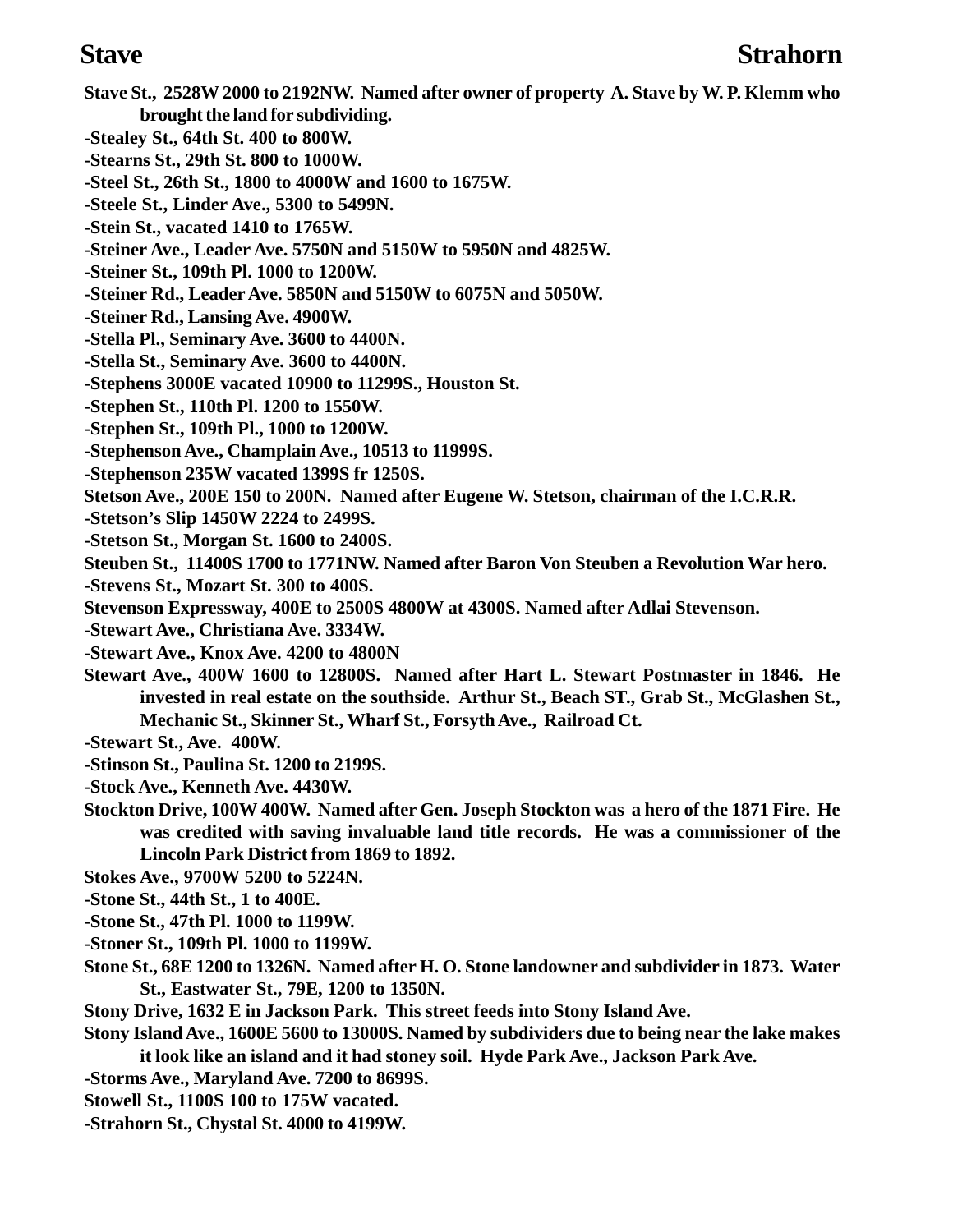**Stave St., 2528W 2000 to 2192NW. Named after owner of property A. Stave by W. P. Klemm who brought the land for subdividing.**

**-Stealey St., 64th St. 400 to 800W.**

**-Stearns St., 29th St. 800 to 1000W.**

**-Steel St., 26th St., 1800 to 4000W and 1600 to 1675W.**

**-Steele St., Linder Ave., 5300 to 5499N.**

**-Stein St., vacated 1410 to 1765W.**

**-Steiner Ave., Leader Ave. 5750N and 5150W to 5950N and 4825W.**

**-Steiner St., 109th Pl. 1000 to 1200W.**

**-Steiner Rd., Leader Ave. 5850N and 5150W to 6075N and 5050W.**

**-Steiner Rd., Lansing Ave. 4900W.**

**-Stella Pl., Seminary Ave. 3600 to 4400N.**

**-Stella St., Seminary Ave. 3600 to 4400N.**

**-Stephens 3000E vacated 10900 to 11299S., Houston St.**

**-Stephen St., 110th Pl. 1200 to 1550W.**

**-Stephen St., 109th Pl., 1000 to 1200W.**

**-Stephenson Ave., Champlain Ave., 10513 to 11999S.**

**-Stephenson 235W vacated 1399S fr 1250S.**

**Stetson Ave., 200E 150 to 200N. Named after Eugene W. Stetson, chairman of the I.C.R.R.**

**-Stetson's Slip 1450W 2224 to 2499S.**

**-Stetson St., Morgan St. 1600 to 2400S.**

**Steuben St., 11400S 1700 to 1771NW. Named after Baron Von Steuben a Revolution War hero.**

**-Stevens St., Mozart St. 300 to 400S.**

**Stevenson Expressway, 400E to 2500S 4800W at 4300S. Named after Adlai Stevenson.**

**-Stewart Ave., Christiana Ave. 3334W.**

**-Stewart Ave., Knox Ave. 4200 to 4800N**

**Stewart Ave., 400W 1600 to 12800S. Named after Hart L. Stewart Postmaster in 1846. He invested in real estate on the southside. Arthur St., Beach ST., Grab St., McGlashen St., Mechanic St., Skinner St., Wharf St., Forsyth Ave., Railroad Ct.**

**-Stewart St., Ave. 400W.**

**-Stinson St., Paulina St. 1200 to 2199S.**

**-Stock Ave., Kenneth Ave. 4430W.**

**Stockton Drive, 100W 400W. Named after Gen. Joseph Stockton was a hero of the 1871 Fire. He was credited with saving invaluable land title records. He was a commissioner of the Lincoln Park District from 1869 to 1892.**

**Stokes Ave., 9700W 5200 to 5224N.**

**-Stone St., 44th St., 1 to 400E.**

**-Stone St., 47th Pl. 1000 to 1199W.**

**-Stoner St., 109th Pl. 1000 to 1199W.**

**Stone St., 68E 1200 to 1326N. Named after H. O. Stone landowner and subdivider in 1873. Water St., Eastwater St., 79E, 1200 to 1350N.**

**Stony Drive, 1632 E in Jackson Park. This street feeds into Stony Island Ave.**

**Stony Island Ave., 1600E 5600 to 13000S. Named by subdividers due to being near the lake makes it look like an island and it had stoney soil. Hyde Park Ave., Jackson Park Ave.**

**-Storms Ave., Maryland Ave. 7200 to 8699S.**

**Stowell St., 1100S 100 to 175W vacated.**

**-Strahorn St., Chystal St. 4000 to 4199W.**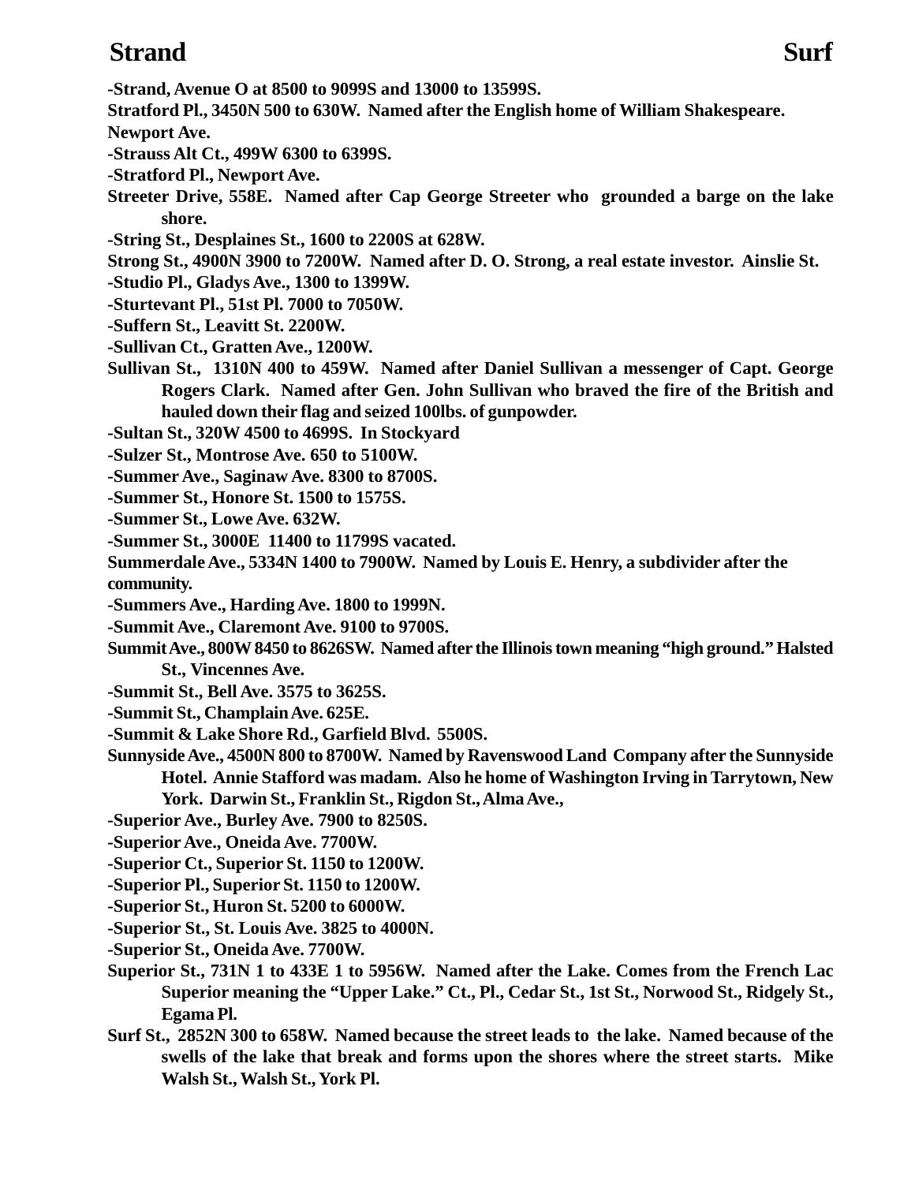**-Strand, Avenue O at 8500 to 9099S and 13000 to 13599S.**

**Stratford Pl., 3450N 500 to 630W. Named after the English home of William Shakespeare. Newport Ave.**

**-Strauss Alt Ct., 499W 6300 to 6399S.**

**-Stratford Pl., Newport Ave.**

**Streeter Drive, 558E. Named after Cap George Streeter who grounded a barge on the lake shore.**

**-String St., Desplaines St., 1600 to 2200S at 628W.**

**Strong St., 4900N 3900 to 7200W. Named after D. O. Strong, a real estate investor. Ainslie St.**

**-Studio Pl., Gladys Ave., 1300 to 1399W.**

**-Sturtevant Pl., 51st Pl. 7000 to 7050W.**

**-Suffern St., Leavitt St. 2200W.**

**-Sullivan Ct., Gratten Ave., 1200W.**

**Sullivan St., 1310N 400 to 459W. Named after Daniel Sullivan a messenger of Capt. George Rogers Clark. Named after Gen. John Sullivan who braved the fire of the British and hauled down their flag and seized 100lbs. of gunpowder.**

**-Sultan St., 320W 4500 to 4699S. In Stockyard**

**-Sulzer St., Montrose Ave. 650 to 5100W.**

**-Summer Ave., Saginaw Ave. 8300 to 8700S.**

**-Summer St., Honore St. 1500 to 1575S.**

**-Summer St., Lowe Ave. 632W.**

**-Summer St., 3000E 11400 to 11799S vacated.**

**Summerdale Ave., 5334N 1400 to 7900W. Named by Louis E. Henry, a subdivider after the community.**

**-Summers Ave., Harding Ave. 1800 to 1999N.**

**-Summit Ave., Claremont Ave. 9100 to 9700S.**

**Summit Ave., 800W 8450 to 8626SW. Named after the Illinois town meaning "high ground." Halsted St., Vincennes Ave.**

**-Summit St., Bell Ave. 3575 to 3625S.**

**-Summit St., Champlain Ave. 625E.**

**-Summit & Lake Shore Rd., Garfield Blvd. 5500S.**

**Sunnyside Ave., 4500N 800 to 8700W. Named by Ravenswood Land Company after the Sunnyside Hotel. Annie Stafford was madam. Also he home of Washington Irving in Tarrytown, New York. Darwin St., Franklin St., Rigdon St., Alma Ave.,**

**-Superior Ave., Burley Ave. 7900 to 8250S.**

**-Superior Ave., Oneida Ave. 7700W.**

**-Superior Ct., Superior St. 1150 to 1200W.**

**-Superior Pl., Superior St. 1150 to 1200W.**

**-Superior St., Huron St. 5200 to 6000W.**

**-Superior St., St. Louis Ave. 3825 to 4000N.**

**-Superior St., Oneida Ave. 7700W.**

**Superior St., 731N 1 to 433E 1 to 5956W. Named after the Lake. Comes from the French Lac Superior meaning the "Upper Lake." Ct., Pl., Cedar St., 1st St., Norwood St., Ridgely St., Egama Pl.**

**Surf St., 2852N 300 to 658W. Named because the street leads to the lake. Named because of the swells of the lake that break and forms upon the shores where the street starts. Mike Walsh St., Walsh St., York Pl.**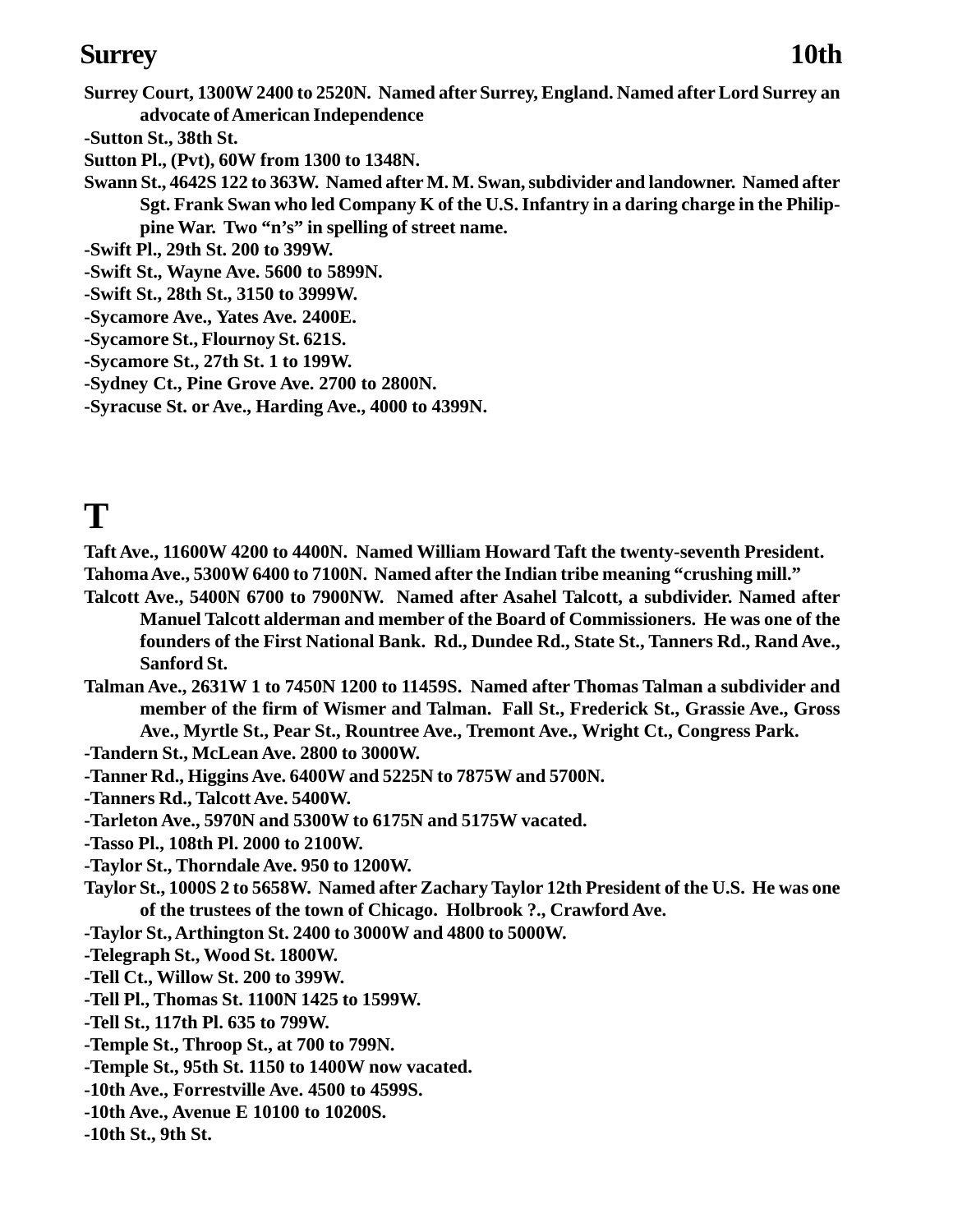**Surrey Court, 1300W 2400 to 2520N. Named after Surrey, England. Named after Lord Surrey an advocate of American Independence**

**-Sutton St., 38th St.**

**Sutton Pl., (Pvt), 60W from 1300 to 1348N.**

**Swann St., 4642S 122 to 363W. Named after M. M. Swan, subdivider and landowner. Named after Sgt. Frank Swan who led Company K of the U.S. Infantry in a daring charge in the Philippine War. Two "n's" in spelling of street name.**

**-Swift Pl., 29th St. 200 to 399W.**

**-Swift St., Wayne Ave. 5600 to 5899N.**

**-Swift St., 28th St., 3150 to 3999W.**

**-Sycamore Ave., Yates Ave. 2400E.**

**-Sycamore St., Flournoy St. 621S.**

**-Sycamore St., 27th St. 1 to 199W.**

**-Sydney Ct., Pine Grove Ave. 2700 to 2800N.**

**-Syracuse St. or Ave., Harding Ave., 4000 to 4399N.**

# T

**Taft Ave., 11600W 4200 to 4400N. Named William Howard Taft the twenty-seventh President.**

**Tahoma Ave., 5300W 6400 to 7100N. Named after the Indian tribe meaning "crushing mill."**

**Talcott Ave., 5400N 6700 to 7900NW. Named after Asahel Talcott, a subdivider. Named after Manuel Talcott alderman and member of the Board of Commissioners. He was one of the founders of the First National Bank. Rd., Dundee Rd., State St., Tanners Rd., Rand Ave., Sanford St.**

**Talman Ave., 2631W 1 to 7450N 1200 to 11459S. Named after Thomas Talman a subdivider and member of the firm of Wismer and Talman. Fall St., Frederick St., Grassie Ave., Gross Ave., Myrtle St., Pear St., Rountree Ave., Tremont Ave., Wright Ct., Congress Park.**

**-Tandern St., McLean Ave. 2800 to 3000W.**

**-Tanner Rd., Higgins Ave. 6400W and 5225N to 7875W and 5700N.**

**-Tanners Rd., Talcott Ave. 5400W.**

**-Tarleton Ave., 5970N and 5300W to 6175N and 5175W vacated.**

**-Tasso Pl., 108th Pl. 2000 to 2100W.**

**-Taylor St., Thorndale Ave. 950 to 1200W.**

**Taylor St., 1000S 2 to 5658W. Named after Zachary Taylor 12th President of the U.S. He was one of the trustees of the town of Chicago. Holbrook ?., Crawford Ave.**

**-Taylor St., Arthington St. 2400 to 3000W and 4800 to 5000W.**

**-Telegraph St., Wood St. 1800W.**

**-Tell Ct., Willow St. 200 to 399W.**

**-Tell Pl., Thomas St. 1100N 1425 to 1599W.**

**-Tell St., 117th Pl. 635 to 799W.**

**-Temple St., Throop St., at 700 to 799N.**

**-Temple St., 95th St. 1150 to 1400W now vacated.**

**-10th Ave., Forrestville Ave. 4500 to 4599S.**

**-10th Ave., Avenue E 10100 to 10200S.**

**-10th St., 9th St.**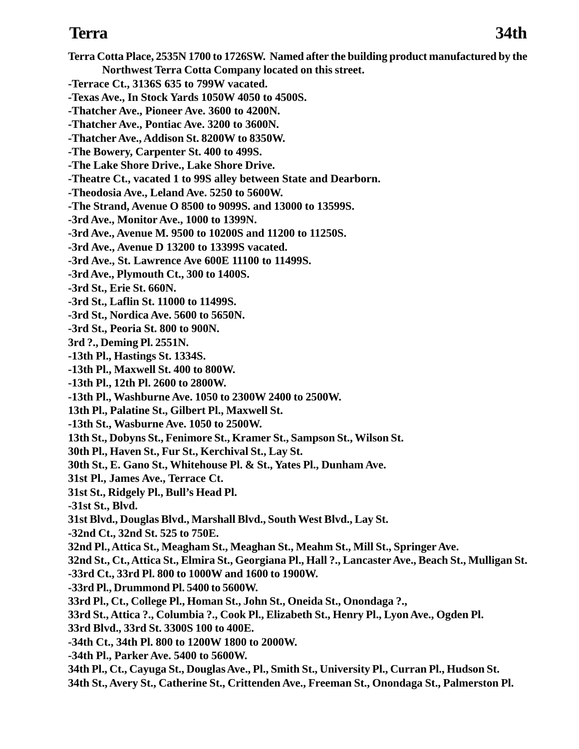**Terra Cotta Place, 2535N 1700 to 1726SW. Named after the building product manufactured by the Northwest Terra Cotta Company located on this street.**

**-Terrace Ct., 3136S 635 to 799W vacated.**

**-Texas Ave., In Stock Yards 1050W 4050 to 4500S.**

**-Thatcher Ave., Pioneer Ave. 3600 to 4200N.**

**-Thatcher Ave., Pontiac Ave. 3200 to 3600N.**

**-Thatcher Ave., Addison St. 8200W to 8350W.**

**-The Bowery, Carpenter St. 400 to 499S.**

**-The Lake Shore Drive., Lake Shore Drive.**

**-Theatre Ct., vacated 1 to 99S alley between State and Dearborn.**

**-Theodosia Ave., Leland Ave. 5250 to 5600W.**

**-The Strand, Avenue O 8500 to 9099S. and 13000 to 13599S.**

**-3rd Ave., Monitor Ave., 1000 to 1399N.**

**-3rd Ave., Avenue M. 9500 to 10200S and 11200 to 11250S.**

**-3rd Ave., Avenue D 13200 to 13399S vacated.**

**-3rd Ave., St. Lawrence Ave 600E 11100 to 11499S.**

**-3rd Ave., Plymouth Ct., 300 to 1400S.**

**-3rd St., Erie St. 660N.**

**-3rd St., Laflin St. 11000 to 11499S.**

**-3rd St., Nordica Ave. 5600 to 5650N.**

**-3rd St., Peoria St. 800 to 900N.**

**3rd ?., Deming Pl. 2551N.**

**-13th Pl., Hastings St. 1334S.**

**-13th Pl., Maxwell St. 400 to 800W.**

**-13th Pl., 12th Pl. 2600 to 2800W.**

**-13th Pl., Washburne Ave. 1050 to 2300W 2400 to 2500W.**

**13th Pl., Palatine St., Gilbert Pl., Maxwell St.**

**-13th St., Wasburne Ave. 1050 to 2500W.**

**13th St., Dobyns St., Fenimore St., Kramer St., Sampson St., Wilson St.**

**30th Pl., Haven St., Fur St., Kerchival St., Lay St.**

**30th St., E. Gano St., Whitehouse Pl. & St., Yates Pl., Dunham Ave.**

**31st Pl., James Ave., Terrace Ct.**

**31st St., Ridgely Pl., Bull's Head Pl.**

**-31st St., Blvd.**

**31st Blvd., Douglas Blvd., Marshall Blvd., South West Blvd., Lay St.**

**-32nd Ct., 32nd St. 525 to 750E.**

**32nd Pl., Attica St., Meagham St., Meaghan St., Meahm St., Mill St., Springer Ave.**

**32nd St., Ct., Attica St., Elmira St., Georgiana Pl., Hall ?., Lancaster Ave., Beach St., Mulligan St.**

**-33rd Ct., 33rd Pl. 800 to 1000W and 1600 to 1900W.**

**-33rd Pl., Drummond Pl. 5400 to 5600W.**

**33rd Pl., Ct., College Pl., Homan St., John St., Oneida St., Onondaga ?.,**

**33rd St., Attica ?., Columbia ?., Cook Pl., Elizabeth St., Henry Pl., Lyon Ave., Ogden Pl.**

**33rd Blvd., 33rd St. 3300S 100 to 400E.**

**-34th Ct., 34th Pl. 800 to 1200W 1800 to 2000W.**

**-34th Pl., Parker Ave. 5400 to 5600W.**

**34th Pl., Ct., Cayuga St., Douglas Ave., Pl., Smith St., University Pl., Curran Pl., Hudson St.**

**34th St., Avery St., Catherine St., Crittenden Ave., Freeman St., Onondaga St., Palmerston Pl.**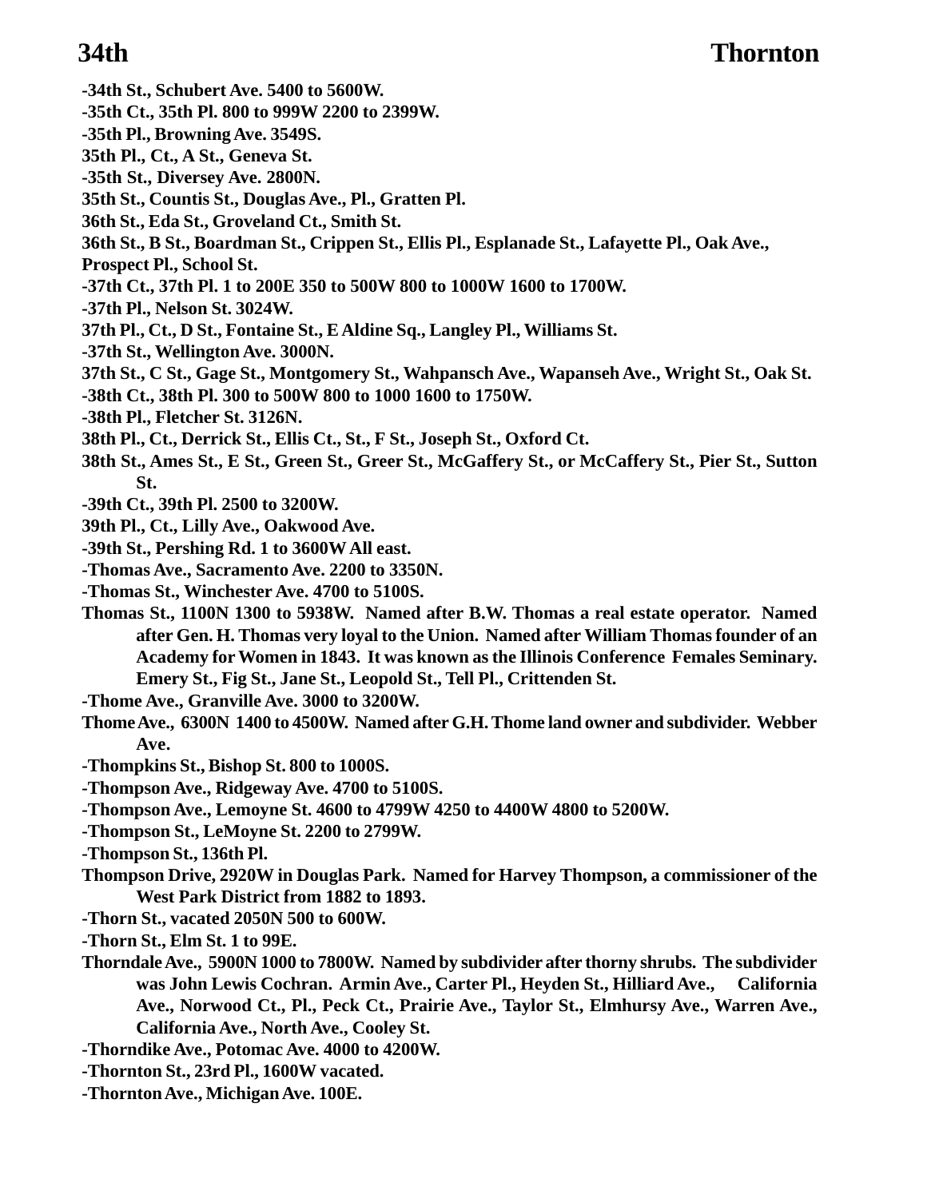**-34th St., Schubert Ave. 5400 to 5600W.**

**-35th Ct., 35th Pl. 800 to 999W 2200 to 2399W.**

**-35th Pl., Browning Ave. 3549S.**

**35th Pl., Ct., A St., Geneva St.**

**-35th St., Diversey Ave. 2800N.**

**35th St., Countis St., Douglas Ave., Pl., Gratten Pl.**

**36th St., Eda St., Groveland Ct., Smith St.**

**36th St., B St., Boardman St., Crippen St., Ellis Pl., Esplanade St., Lafayette Pl., Oak Ave., Prospect Pl., School St.**

**-37th Ct., 37th Pl. 1 to 200E 350 to 500W 800 to 1000W 1600 to 1700W.**

**-37th Pl., Nelson St. 3024W.**

**37th Pl., Ct., D St., Fontaine St., E Aldine Sq., Langley Pl., Williams St.**

**-37th St., Wellington Ave. 3000N.**

**37th St., C St., Gage St., Montgomery St., Wahpansch Ave., Wapanseh Ave., Wright St., Oak St.**

**-38th Ct., 38th Pl. 300 to 500W 800 to 1000 1600 to 1750W.**

**-38th Pl., Fletcher St. 3126N.**

**38th Pl., Ct., Derrick St., Ellis Ct., St., F St., Joseph St., Oxford Ct.**

**38th St., Ames St., E St., Green St., Greer St., McGaffery St., or McCaffery St., Pier St., Sutton St.**

**-39th Ct., 39th Pl. 2500 to 3200W.**

**39th Pl., Ct., Lilly Ave., Oakwood Ave.**

**-39th St., Pershing Rd. 1 to 3600W All east.**

**-Thomas Ave., Sacramento Ave. 2200 to 3350N.**

**-Thomas St., Winchester Ave. 4700 to 5100S.**

**Thomas St., 1100N 1300 to 5938W. Named after B.W. Thomas a real estate operator. Named after Gen. H. Thomas very loyal to the Union. Named after William Thomas founder of an Academy for Women in 1843. It was known as the Illinois Conference Females Seminary. Emery St., Fig St., Jane St., Leopold St., Tell Pl., Crittenden St.**

**-Thome Ave., Granville Ave. 3000 to 3200W.**

**Thome Ave., 6300N 1400 to 4500W. Named after G.H. Thome land owner and subdivider. Webber Ave.**

**-Thompkins St., Bishop St. 800 to 1000S.**

**-Thompson Ave., Ridgeway Ave. 4700 to 5100S.**

**-Thompson Ave., Lemoyne St. 4600 to 4799W 4250 to 4400W 4800 to 5200W.**

**-Thompson St., LeMoyne St. 2200 to 2799W.**

**-Thompson St., 136th Pl.**

**Thompson Drive, 2920W in Douglas Park. Named for Harvey Thompson, a commissioner of the West Park District from 1882 to 1893.**

**-Thorn St., vacated 2050N 500 to 600W.**

**-Thorn St., Elm St. 1 to 99E.**

**Thorndale Ave., 5900N 1000 to 7800W. Named by subdivider after thorny shrubs. The subdivider was John Lewis Cochran. Armin Ave., Carter Pl., Heyden St., Hilliard Ave., California Ave., Norwood Ct., Pl., Peck Ct., Prairie Ave., Taylor St., Elmhursy Ave., Warren Ave., California Ave., North Ave., Cooley St.**

**-Thorndike Ave., Potomac Ave. 4000 to 4200W.**

**-Thornton St., 23rd Pl., 1600W vacated.**

**-Thornton Ave., Michigan Ave. 100E.**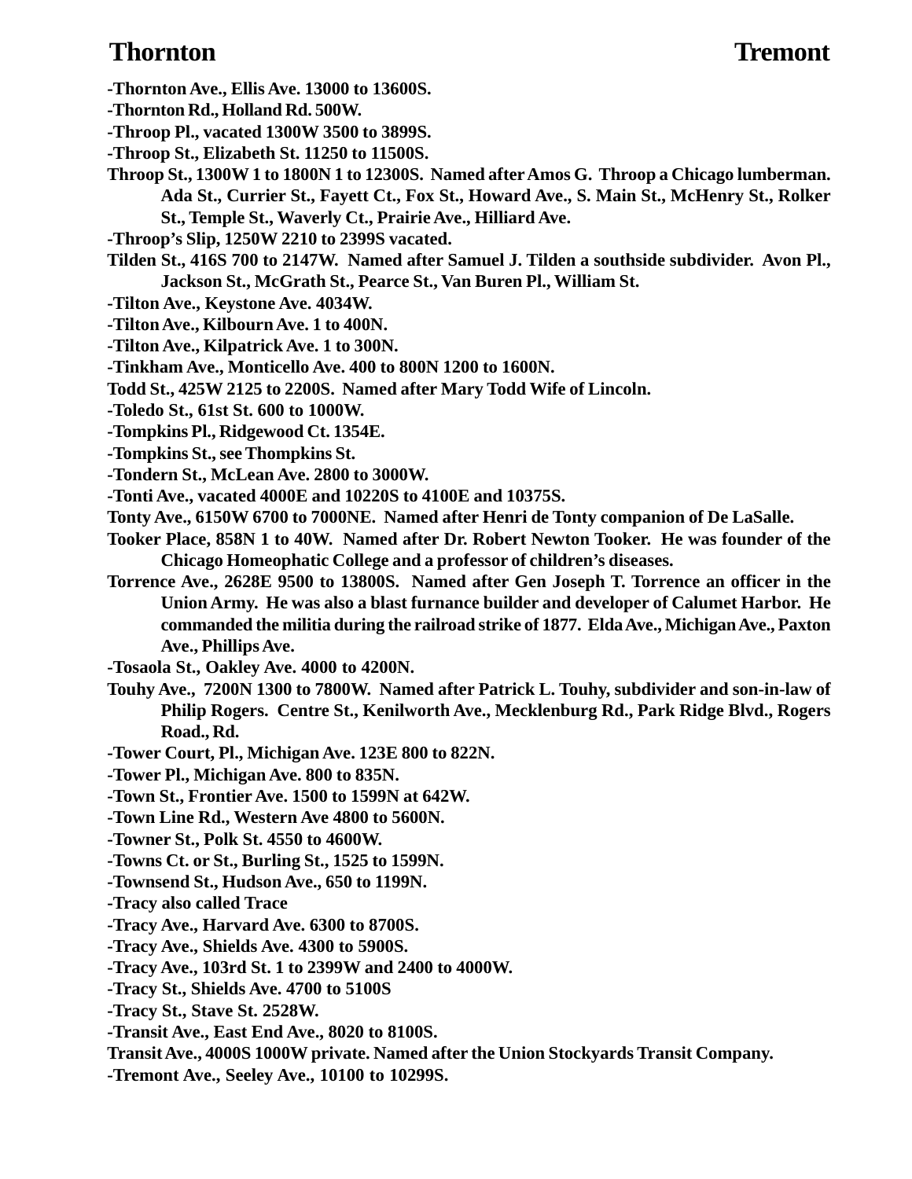-Thornton Ave., Ellis Ave. 13000 to 13600S.

-Thornton Rd., Holland Rd. 500W.

-Throop Pl., vacated 1300W 3500 to 3899S.

-Throop St., Elizabeth St. 11250 to 11500S.

Throop St., 1300W 1 to 1800N 1 to 12300S. Named after Amos G. Throop a Chicago lumberman. Ada St., Currier St., Fayett Ct., Fox St., Howard Ave., S. Main St., McHenry St., Rolker St., Temple St., Waverly Ct., Prairie Ave., Hilliard Ave.

-Throop's Slip, 1250W 2210 to 2399S vacated.

Tilden St., 416S 700 to 2147W. Named after Samuel J. Tilden a southside subdivider. Avon Pl., Jackson St., McGrath St., Pearce St., Van Buren Pl., William St.

-Tilton Ave., Keystone Ave. 4034W.

-Tilton Ave., Kilbourn Ave. 1 to 400N.

-Tilton Ave., Kilpatrick Ave. 1 to 300N.

-Tinkham Ave., Monticello Ave. 400 to 800N 1200 to 1600N.

Todd St., 425W 2125 to 2200S. Named after Mary Todd Wife of Lincoln.

-Toledo St., 61st St. 600 to 1000W.

-Tompkins Pl., Ridgewood Ct. 1354E.

-Tompkins St., see Thompkins St.

-Tondern St., McLean Ave. 2800 to 3000W.

-Tonti Ave., vacated 4000E and 10220S to 4100E and 10375S.

Tonty Ave., 6150W 6700 to 7000NE. Named after Henri de Tonty companion of De LaSalle.

Tooker Place, 858N 1 to 40W. Named after Dr. Robert Newton Tooker. He was founder of the Chicago Homeophatic College and a professor of children's diseases.

Torrence Ave., 2628E 9500 to 13800S. Named after Gen Joseph T. Torrence an officer in the Union Army. He was also a blast furnance builder and developer of Calumet Harbor. He commanded the militia during the railroad strike of 1877. Elda Ave., Michigan Ave., Paxton Ave., Phillips Ave.

-Tosaola St., Oakley Ave. 4000 to 4200N.

Touhy Ave., 7200N 1300 to 7800W. Named after Patrick L. Touhy, subdivider and son-in-law of Philip Rogers. Centre St., Kenilworth Ave., Mecklenburg Rd., Park Ridge Blvd., Rogers Road., Rd.

-Tower Court, Pl., Michigan Ave. 123E 800 to 822N.

-Tower Pl., Michigan Ave. 800 to 835N.

-Town St., Frontier Ave. 1500 to 1599N at 642W.

-Town Line Rd., Western Ave 4800 to 5600N.

-Towner St., Polk St. 4550 to 4600W.

-Towns Ct. or St., Burling St., 1525 to 1599N.

-Townsend St., Hudson Ave., 650 to 1199N.

-Tracy also called Trace

-Tracy Ave., Harvard Ave. 6300 to 8700S.

-Tracy Ave., Shields Ave. 4300 to 5900S.

-Tracy Ave., 103rd St. 1 to 2399W and 2400 to 4000W.

-Tracy St., Shields Ave. 4700 to 5100S

-Tracy St., Stave St. 2528W.

-Transit Ave., East End Ave., 8020 to 8100S.

Transit Ave., 4000S 1000W private. Named after the Union Stockyards Transit Company.

-Tremont Ave., Seeley Ave., 10100 to 10299S.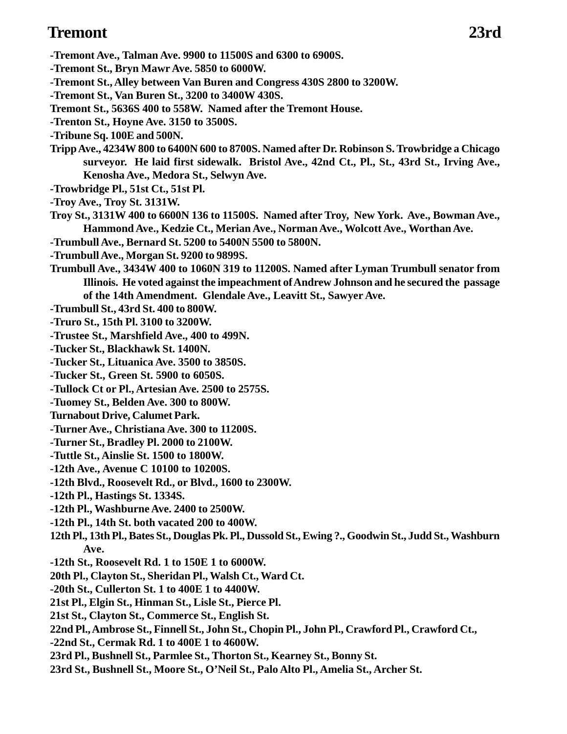**Tremont 23rd**

-Tremont Ave., Talman Ave. 9900 to 11500S and 6300 to 6900S.

-Tremont St., Bryn Mawr Ave. 5850 to 6000W.

-Tremont St., Alley between Van Buren and Congress 430S 2800 to 3200W.

-Tremont St., Van Buren St., 3200 to 3400W 430S.

Tremont St., 5636S 400 to 558W. Named after the Tremont House.

-Trenton St., Hoyne Ave. 3150 to 3500S.

-Tribune Sq. 100E and 500N.

Tripp Ave., 4234W 800 to 6400N 600 to 8700S. Named after Dr. Robinson S. Trowbridge a Chicago surveyor. He laid first sidewalk. Bristol Ave., 42nd Ct., Pl., St., 43rd St., Irving Ave., Kenosha Ave., Medora St., Selwyn Ave.

-Trowbridge Pl., 51st Ct., 51st Pl.

-Troy Ave., Troy St. 3131W.

Troy St., 3131W 400 to 6600N 136 to 11500S. Named after Troy, New York. Ave., Bowman Ave., Hammond Ave., Kedzie Ct., Merian Ave., Norman Ave., Wolcott Ave., Worthan Ave.

-Trumbull Ave., Bernard St. 5200 to 5400N 5500 to 5800N.

-Trumbull Ave., Morgan St. 9200 to 9899S.

Trumbull Ave., 3434W 400 to 1060N 319 to 11200S. Named after Lyman Trumbull senator from Illinois. He voted against the impeachment of Andrew Johnson and he secured the passage of the 14th Amendment. Glendale Ave., Leavitt St., Sawyer Ave.

-Trumbull St., 43rd St. 400 to 800W.

-Truro St., 15th Pl. 3100 to 3200W.

-Trustee St., Marshfield Ave., 400 to 499N.

-Tucker St., Blackhawk St. 1400N.

-Tucker St., Lituanica Ave. 3500 to 3850S.

-Tucker St., Green St. 5900 to 6050S.

-Tullock Ct or Pl., Artesian Ave. 2500 to 2575S.

-Tuomey St., Belden Ave. 300 to 800W.

Turnabout Drive, Calumet Park.

-Turner Ave., Christiana Ave. 300 to 11200S.

-Turner St., Bradley Pl. 2000 to 2100W.

-Tuttle St., Ainslie St. 1500 to 1800W.

-12th Ave., Avenue C 10100 to 10200S.

-12th Blvd., Roosevelt Rd., or Blvd., 1600 to 2300W.

-12th Pl., Hastings St. 1334S.

-12th Pl., Washburne Ave. 2400 to 2500W.

-12th Pl., 14th St. both vacated 200 to 400W.

12th Pl., 13th Pl., Bates St., Douglas Pk. Pl., Dussold St., Ewing ?., Goodwin St., Judd St., Washburn Ave.

-12th St., Roosevelt Rd. 1 to 150E 1 to 6000W.

20th Pl., Clayton St., Sheridan Pl., Walsh Ct., Ward Ct.

-20th St., Cullerton St. 1 to 400E 1 to 4400W.

21st Pl., Elgin St., Hinman St., Lisle St., Pierce Pl.

21st St., Clayton St., Commerce St., English St.

22nd Pl., Ambrose St., Finnell St., John St., Chopin Pl., John Pl., Crawford Pl., Crawford Ct.,

-22nd St., Cermak Rd. 1 to 400E 1 to 4600W.

23rd Pl., Bushnell St., Parmlee St., Thorton St., Kearney St., Bonny St.

23rd St., Bushnell St., Moore St., O'Neil St., Palo Alto Pl., Amelia St., Archer St.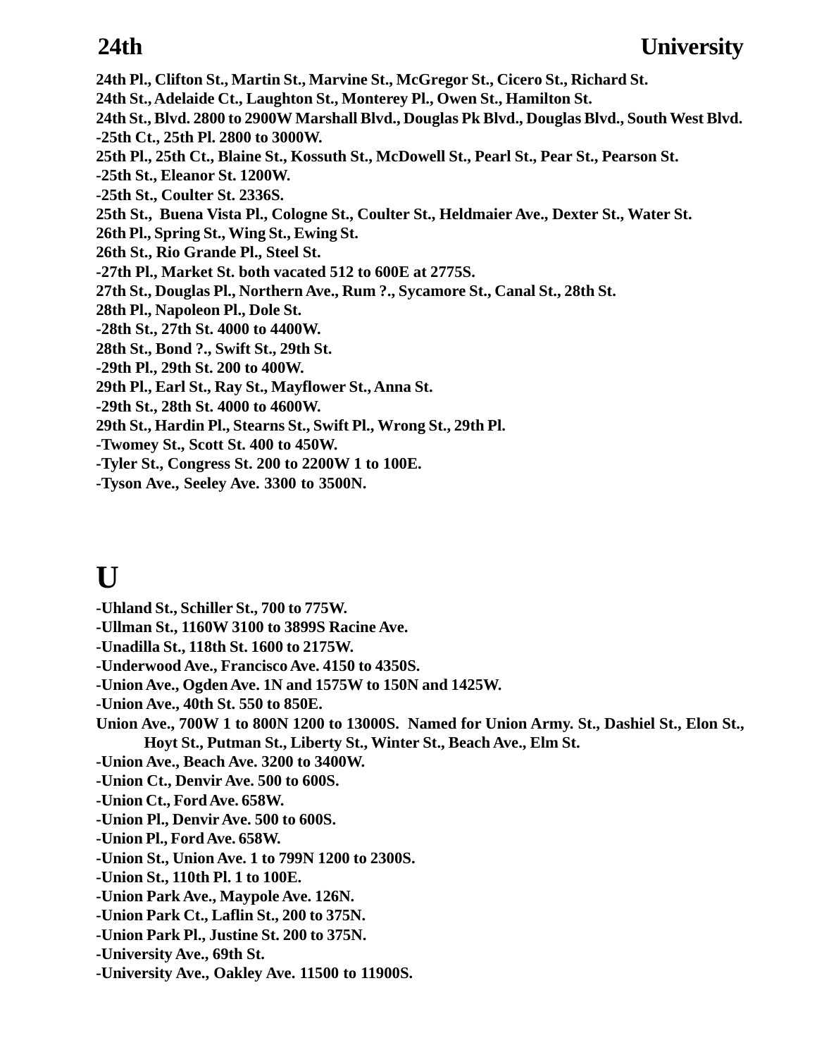**24th Pl., Clifton St., Martin St., Marvine St., McGregor St., Cicero St., Richard St.**
**24th St., Adelaide Ct., Laughton St., Monterey Pl., Owen St., Hamilton St.**
**24th St., Blvd. 2800 to 2900W Marshall Blvd., Douglas Pk Blvd., Douglas Blvd., South West Blvd.**
**-25th Ct., 25th Pl. 2800 to 3000W.**
**25th Pl., 25th Ct., Blaine St., Kossuth St., McDowell St., Pearl St., Pear St., Pearson St.**
**-25th St., Eleanor St. 1200W.**
**-25th St., Coulter St. 2336S.**
**25th St., Buena Vista Pl., Cologne St., Coulter St., Heldmaier Ave., Dexter St., Water St.**
**26th Pl., Spring St., Wing St., Ewing St.**
**26th St., Rio Grande Pl., Steel St.**
**-27th Pl., Market St. both vacated 512 to 600E at 2775S.**
**27th St., Douglas Pl., Northern Ave., Rum ?., Sycamore St., Canal St., 28th St.**
**28th Pl., Napoleon Pl., Dole St.**
**-28th St., 27th St. 4000 to 4400W.**
**28th St., Bond ?., Swift St., 29th St.**
**-29th Pl., 29th St. 200 to 400W.**
**29th Pl., Earl St., Ray St., Mayflower St., Anna St.**
**-29th St., 28th St. 4000 to 4600W.**
**29th St., Hardin Pl., Stearns St., Swift Pl., Wrong St., 29th Pl.**
**-Twomey St., Scott St. 400 to 450W.**
**-Tyler St., Congress St. 200 to 2200W 1 to 100E.**
**-Tyson Ave., Seeley Ave. 3300 to 3500N.**

# U

**-Uhland St., Schiller St., 700 to 775W.**
**-Ullman St., 1160W 3100 to 3899S Racine Ave.**
**-Unadilla St., 118th St. 1600 to 2175W.**
**-Underwood Ave., Francisco Ave. 4150 to 4350S.**
**-Union Ave., Ogden Ave. 1N and 1575W to 150N and 1425W.**
**-Union Ave., 40th St. 550 to 850E.**
**Union Ave., 700W 1 to 800N 1200 to 13000S. Named for Union Army. St., Dashiel St., Elon St., Hoyt St., Putman St., Liberty St., Winter St., Beach Ave., Elm St.**
**-Union Ave., Beach Ave. 3200 to 3400W.**
**-Union Ct., Denvir Ave. 500 to 600S.**
**-Union Ct., Ford Ave. 658W.**
**-Union Pl., Denvir Ave. 500 to 600S.**
**-Union Pl., Ford Ave. 658W.**
**-Union St., Union Ave. 1 to 799N 1200 to 2300S.**
**-Union St., 110th Pl. 1 to 100E.**
**-Union Park Ave., Maypole Ave. 126N.**
**-Union Park Ct., Laflin St., 200 to 375N.**
**-Union Park Pl., Justine St. 200 to 375N.**
**-University Ave., 69th St.**
**-University Ave., Oakley Ave. 11500 to 11900S.**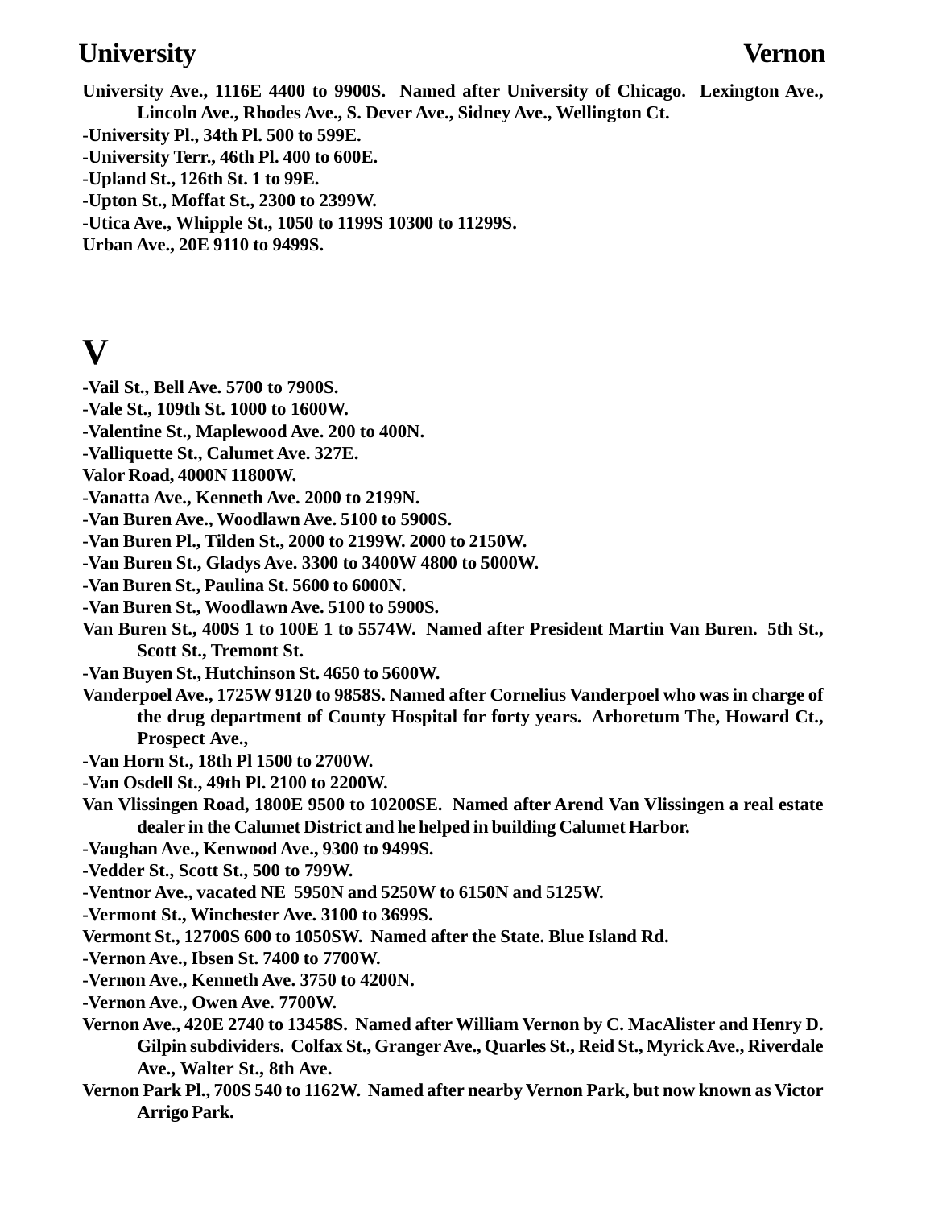**University Ave., 1116E 4400 to 9900S. Named after University of Chicago. Lexington Ave., Lincoln Ave., Rhodes Ave., S. Dever Ave., Sidney Ave., Wellington Ct.**

**-University Pl., 34th Pl. 500 to 599E.**

**-University Terr., 46th Pl. 400 to 600E.**

**-Upland St., 126th St. 1 to 99E.**

**-Upton St., Moffat St., 2300 to 2399W.**

**-Utica Ave., Whipple St., 1050 to 1199S 10300 to 11299S.**

**Urban Ave., 20E 9110 to 9499S.**

# V

**-Vail St., Bell Ave. 5700 to 7900S.**

**-Vale St., 109th St. 1000 to 1600W.**

**-Valentine St., Maplewood Ave. 200 to 400N.**

**-Valliquette St., Calumet Ave. 327E.**

**Valor Road, 4000N 11800W.**

**-Vanatta Ave., Kenneth Ave. 2000 to 2199N.**

**-Van Buren Ave., Woodlawn Ave. 5100 to 5900S.**

**-Van Buren Pl., Tilden St., 2000 to 2199W. 2000 to 2150W.**

**-Van Buren St., Gladys Ave. 3300 to 3400W 4800 to 5000W.**

**-Van Buren St., Paulina St. 5600 to 6000N.**

**-Van Buren St., Woodlawn Ave. 5100 to 5900S.**

**Van Buren St., 400S 1 to 100E 1 to 5574W. Named after President Martin Van Buren. 5th St., Scott St., Tremont St.**

**-Van Buyen St., Hutchinson St. 4650 to 5600W.**

**Vanderpoel Ave., 1725W 9120 to 9858S. Named after Cornelius Vanderpoel who was in charge of the drug department of County Hospital for forty years. Arboretum The, Howard Ct., Prospect Ave.,**

**-Van Horn St., 18th Pl 1500 to 2700W.**

**-Van Osdell St., 49th Pl. 2100 to 2200W.**

**Van Vlissingen Road, 1800E 9500 to 10200SE. Named after Arend Van Vlissingen a real estate dealer in the Calumet District and he helped in building Calumet Harbor.**

**-Vaughan Ave., Kenwood Ave., 9300 to 9499S.**

**-Vedder St., Scott St., 500 to 799W.**

**-Ventnor Ave., vacated NE 5950N and 5250W to 6150N and 5125W.**

**-Vermont St., Winchester Ave. 3100 to 3699S.**

**Vermont St., 12700S 600 to 1050SW. Named after the State. Blue Island Rd.**

**-Vernon Ave., Ibsen St. 7400 to 7700W.**

**-Vernon Ave., Kenneth Ave. 3750 to 4200N.**

**-Vernon Ave., Owen Ave. 7700W.**

**Vernon Ave., 420E 2740 to 13458S. Named after William Vernon by C. MacAlister and Henry D. Gilpin subdividers. Colfax St., Granger Ave., Quarles St., Reid St., Myrick Ave., Riverdale Ave., Walter St., 8th Ave.**

**Vernon Park Pl., 700S 540 to 1162W. Named after nearby Vernon Park, but now known as Victor Arrigo Park.**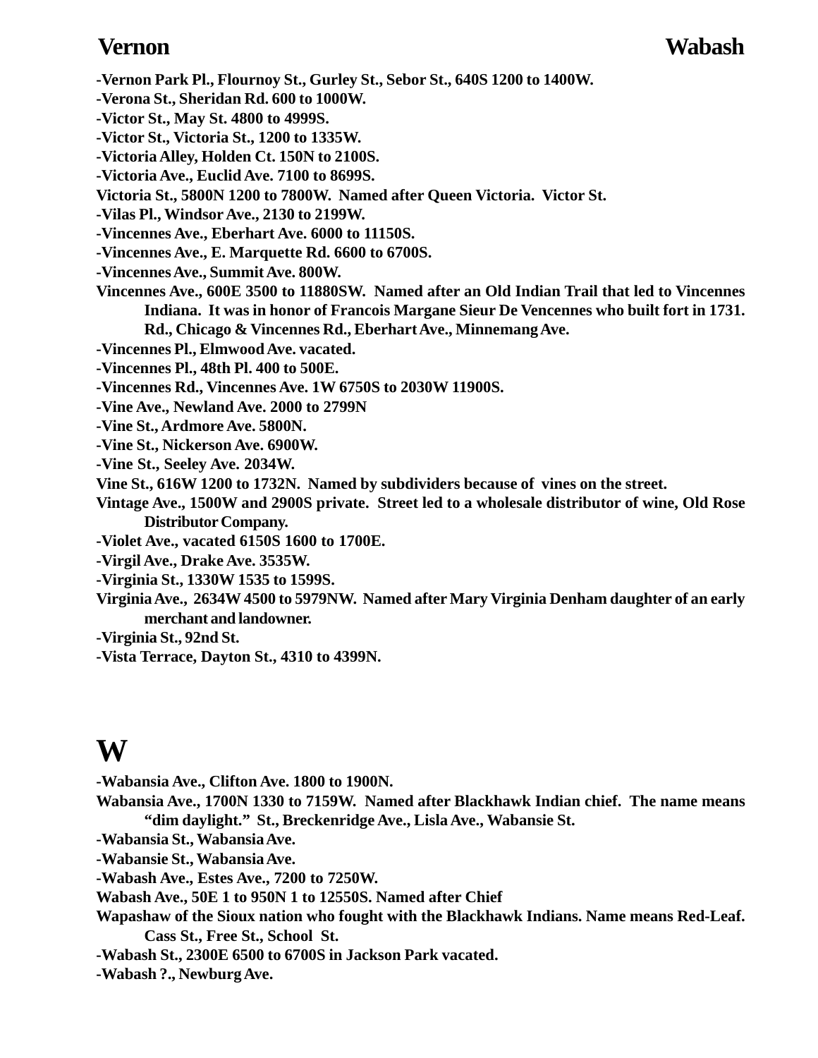**-Vernon Park Pl., Flournoy St., Gurley St., Sebor St., 640S 1200 to 1400W.**
**-Verona St., Sheridan Rd. 600 to 1000W.**
**-Victor St., May St. 4800 to 4999S.**
**-Victor St., Victoria St., 1200 to 1335W.**
**-Victoria Alley, Holden Ct. 150N to 2100S.**
**-Victoria Ave., Euclid Ave. 7100 to 8699S.**
**Victoria St., 5800N 1200 to 7800W. Named after Queen Victoria. Victor St.**
**-Vilas Pl., Windsor Ave., 2130 to 2199W.**
**-Vincennes Ave., Eberhart Ave. 6000 to 11150S.**
**-Vincennes Ave., E. Marquette Rd. 6600 to 6700S.**
**-Vincennes Ave., Summit Ave. 800W.**
**Vincennes Ave., 600E 3500 to 11880SW. Named after an Old Indian Trail that led to Vincennes Indiana. It was in honor of Francois Margane Sieur De Vencennes who built fort in 1731. Rd., Chicago & Vincennes Rd., Eberhart Ave., Minnemang Ave.**
**-Vincennes Pl., Elmwood Ave. vacated.**
**-Vincennes Pl., 48th Pl. 400 to 500E.**
**-Vincennes Rd., Vincennes Ave. 1W 6750S to 2030W 11900S.**
**-Vine Ave., Newland Ave. 2000 to 2799N**
**-Vine St., Ardmore Ave. 5800N.**
**-Vine St., Nickerson Ave. 6900W.**
**-Vine St., Seeley Ave. 2034W.**
**Vine St., 616W 1200 to 1732N. Named by subdividers because of vines on the street.**
**Vintage Ave., 1500W and 2900S private. Street led to a wholesale distributor of wine, Old Rose Distributor Company.**
**-Violet Ave., vacated 6150S 1600 to 1700E.**
**-Virgil Ave., Drake Ave. 3535W.**
**-Virginia St., 1330W 1535 to 1599S.**
**Virginia Ave., 2634W 4500 to 5979NW. Named after Mary Virginia Denham daughter of an early merchant and landowner.**
**-Virginia St., 92nd St.**
**-Vista Terrace, Dayton St., 4310 to 4399N.**

# W

**-Wabansia Ave., Clifton Ave. 1800 to 1900N.**
**Wabansia Ave., 1700N 1330 to 7159W. Named after Blackhawk Indian chief. The name means "dim daylight." St., Breckenridge Ave., Lisla Ave., Wabansie St.**
**-Wabansia St., Wabansia Ave.**
**-Wabansie St., Wabansia Ave.**
**-Wabash Ave., Estes Ave., 7200 to 7250W.**
**Wabash Ave., 50E 1 to 950N 1 to 12550S. Named after Chief Wapashaw of the Sioux nation who fought with the Blackhawk Indians. Name means Red-Leaf. Cass St., Free St., School St.**
**-Wabash St., 2300E 6500 to 6700S in Jackson Park vacated.**
**-Wabash ?., Newburg Ave.**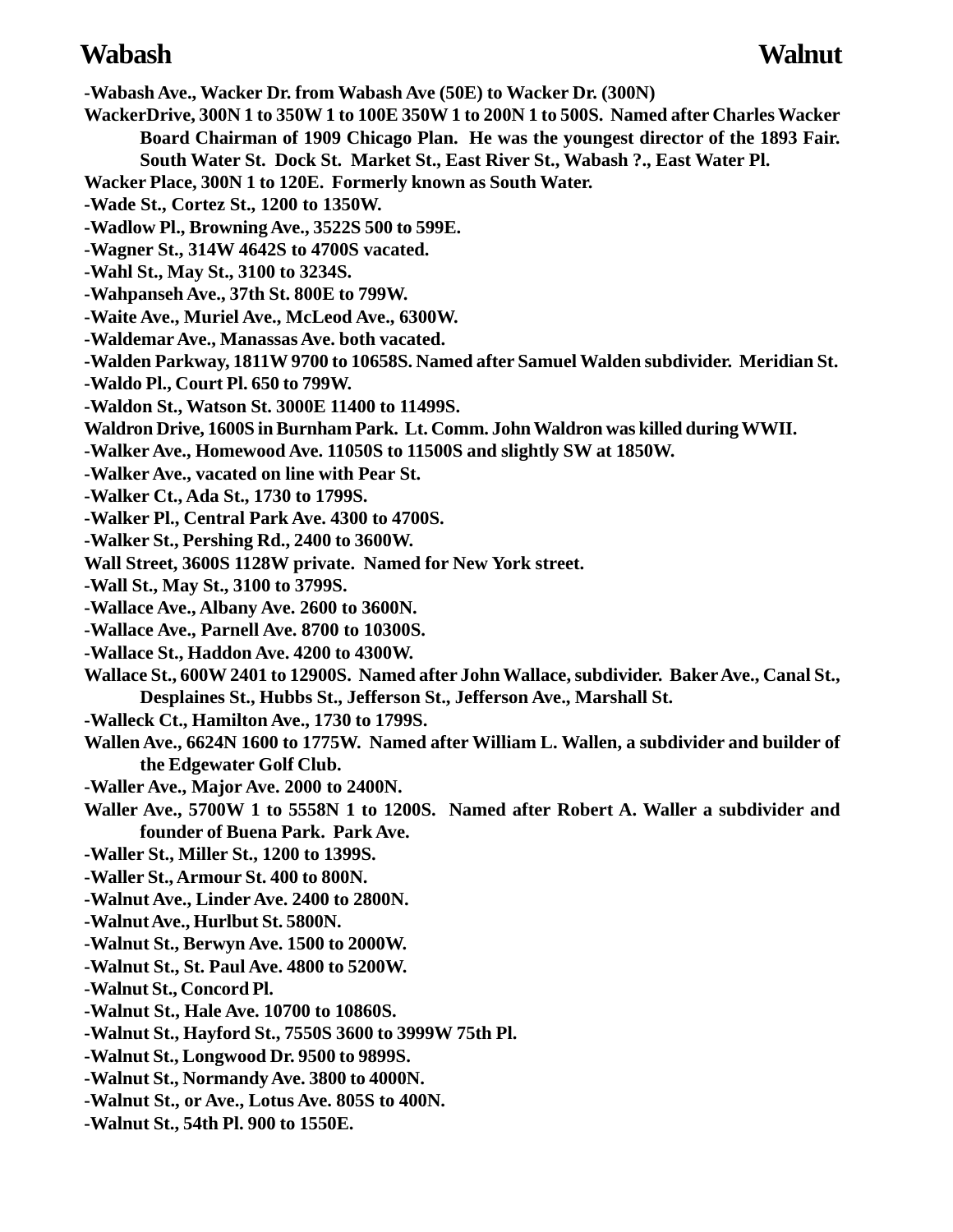-Wabash Ave., Wacker Dr. from Wabash Ave (50E) to Wacker Dr. (300N)

WackerDrive, 300N 1 to 350W 1 to 100E 350W 1 to 200N 1 to 500S. Named after Charles Wacker Board Chairman of 1909 Chicago Plan. He was the youngest director of the 1893 Fair. South Water St. Dock St. Market St., East River St., Wabash ?., East Water Pl.

Wacker Place, 300N 1 to 120E. Formerly known as South Water.

-Wade St., Cortez St., 1200 to 1350W.

-Wadlow Pl., Browning Ave., 3522S 500 to 599E.

-Wagner St., 314W 4642S to 4700S vacated.

-Wahl St., May St., 3100 to 3234S.

-Wahpanseh Ave., 37th St. 800E to 799W.

-Waite Ave., Muriel Ave., McLeod Ave., 6300W.

-Waldemar Ave., Manassas Ave. both vacated.

-Walden Parkway, 1811W 9700 to 10658S. Named after Samuel Walden subdivider. Meridian St.

-Waldo Pl., Court Pl. 650 to 799W.

-Waldon St., Watson St. 3000E 11400 to 11499S.

Waldron Drive, 1600S in Burnham Park. Lt. Comm. John Waldron was killed during WWII.

-Walker Ave., Homewood Ave. 11050S to 11500S and slightly SW at 1850W.

-Walker Ave., vacated on line with Pear St.

-Walker Ct., Ada St., 1730 to 1799S.

-Walker Pl., Central Park Ave. 4300 to 4700S.

-Walker St., Pershing Rd., 2400 to 3600W.

Wall Street, 3600S 1128W private. Named for New York street.

-Wall St., May St., 3100 to 3799S.

-Wallace Ave., Albany Ave. 2600 to 3600N.

-Wallace Ave., Parnell Ave. 8700 to 10300S.

-Wallace St., Haddon Ave. 4200 to 4300W.

Wallace St., 600W 2401 to 12900S. Named after John Wallace, subdivider. Baker Ave., Canal St., Desplaines St., Hubbs St., Jefferson St., Jefferson Ave., Marshall St.

-Walleck Ct., Hamilton Ave., 1730 to 1799S.

Wallen Ave., 6624N 1600 to 1775W. Named after William L. Wallen, a subdivider and builder of the Edgewater Golf Club.

-Waller Ave., Major Ave. 2000 to 2400N.

Waller Ave., 5700W 1 to 5558N 1 to 1200S. Named after Robert A. Waller a subdivider and founder of Buena Park. Park Ave.

-Waller St., Miller St., 1200 to 1399S.

-Waller St., Armour St. 400 to 800N.

-Walnut Ave., Linder Ave. 2400 to 2800N.

-Walnut Ave., Hurlbut St. 5800N.

-Walnut St., Berwyn Ave. 1500 to 2000W.

-Walnut St., St. Paul Ave. 4800 to 5200W.

-Walnut St., Concord Pl.

-Walnut St., Hale Ave. 10700 to 10860S.

-Walnut St., Hayford St., 7550S 3600 to 3999W 75th Pl.

-Walnut St., Longwood Dr. 9500 to 9899S.

-Walnut St., Normandy Ave. 3800 to 4000N.

-Walnut St., or Ave., Lotus Ave. 805S to 400N.

-Walnut St., 54th Pl. 900 to 1550E.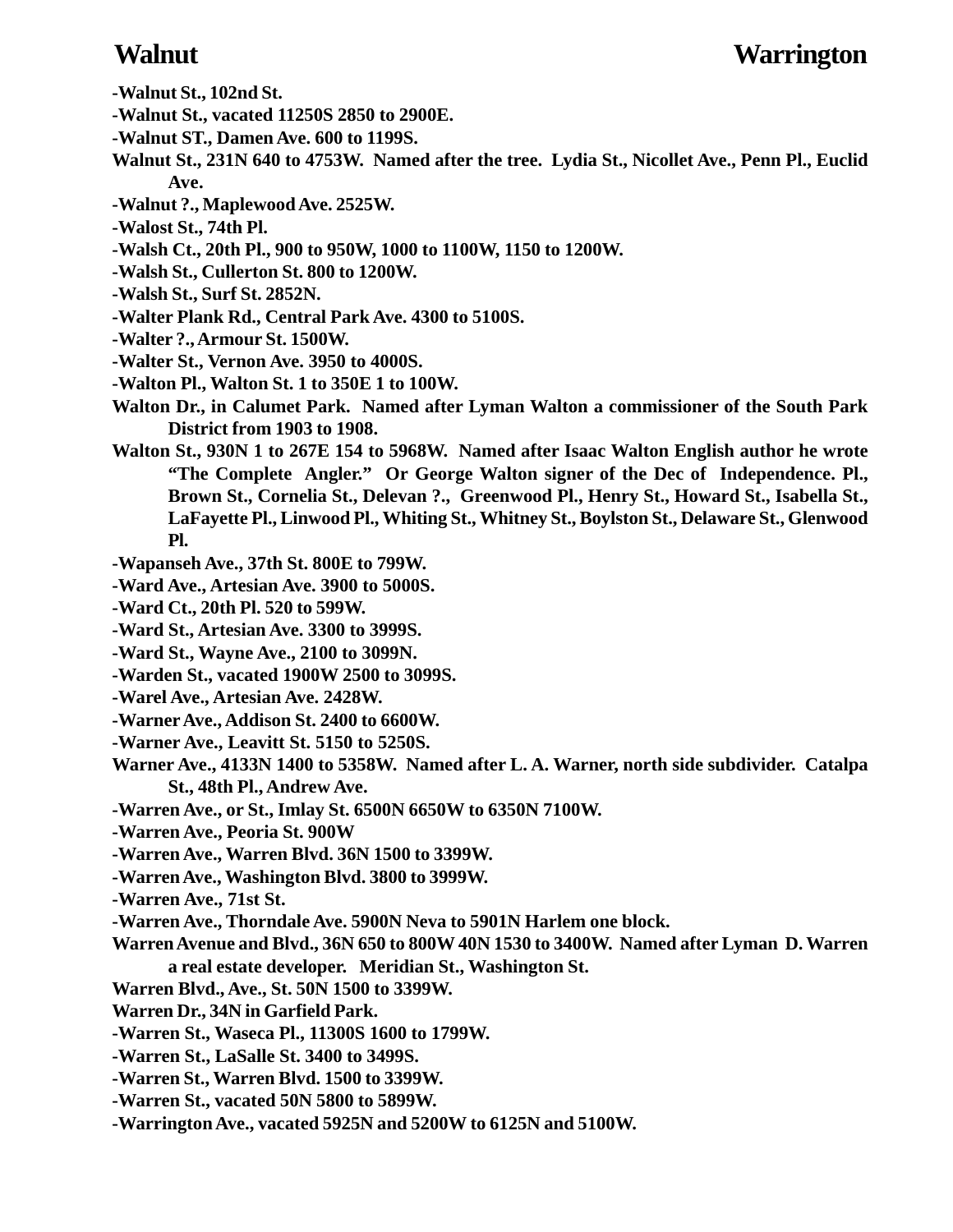**-Walnut St., 102nd St.**

**-Walnut St., vacated 11250S 2850 to 2900E.**

**-Walnut ST., Damen Ave. 600 to 1199S.**

**Walnut St., 231N 640 to 4753W. Named after the tree. Lydia St., Nicollet Ave., Penn Pl., Euclid Ave.**

**-Walnut ?., Maplewood Ave. 2525W.**

**-Walost St., 74th Pl.**

**-Walsh Ct., 20th Pl., 900 to 950W, 1000 to 1100W, 1150 to 1200W.**

**-Walsh St., Cullerton St. 800 to 1200W.**

**-Walsh St., Surf St. 2852N.**

**-Walter Plank Rd., Central Park Ave. 4300 to 5100S.**

**-Walter ?., Armour St. 1500W.**

**-Walter St., Vernon Ave. 3950 to 4000S.**

**-Walton Pl., Walton St. 1 to 350E 1 to 100W.**

**Walton Dr., in Calumet Park. Named after Lyman Walton a commissioner of the South Park District from 1903 to 1908.**

**Walton St., 930N 1 to 267E 154 to 5968W. Named after Isaac Walton English author he wrote "The Complete Angler." Or George Walton signer of the Dec of Independence. Pl., Brown St., Cornelia St., Delevan ?., Greenwood Pl., Henry St., Howard St., Isabella St., LaFayette Pl., Linwood Pl., Whiting St., Whitney St., Boylston St., Delaware St., Glenwood Pl.**

**-Wapanseh Ave., 37th St. 800E to 799W.**

**-Ward Ave., Artesian Ave. 3900 to 5000S.**

**-Ward Ct., 20th Pl. 520 to 599W.**

**-Ward St., Artesian Ave. 3300 to 3999S.**

**-Ward St., Wayne Ave., 2100 to 3099N.**

**-Warden St., vacated 1900W 2500 to 3099S.**

**-Warel Ave., Artesian Ave. 2428W.**

**-Warner Ave., Addison St. 2400 to 6600W.**

**-Warner Ave., Leavitt St. 5150 to 5250S.**

**Warner Ave., 4133N 1400 to 5358W. Named after L. A. Warner, north side subdivider. Catalpa St., 48th Pl., Andrew Ave.**

**-Warren Ave., or St., Imlay St. 6500N 6650W to 6350N 7100W.**

**-Warren Ave., Peoria St. 900W**

**-Warren Ave., Warren Blvd. 36N 1500 to 3399W.**

**-Warren Ave., Washington Blvd. 3800 to 3999W.**

**-Warren Ave., 71st St.**

**-Warren Ave., Thorndale Ave. 5900N Neva to 5901N Harlem one block.**

**Warren Avenue and Blvd., 36N 650 to 800W 40N 1530 to 3400W. Named after Lyman D. Warren a real estate developer. Meridian St., Washington St.**

**Warren Blvd., Ave., St. 50N 1500 to 3399W.**

**Warren Dr., 34N in Garfield Park.**

**-Warren St., Waseca Pl., 11300S 1600 to 1799W.**

**-Warren St., LaSalle St. 3400 to 3499S.**

**-Warren St., Warren Blvd. 1500 to 3399W.**

**-Warren St., vacated 50N 5800 to 5899W.**

**-Warrington Ave., vacated 5925N and 5200W to 6125N and 5100W.**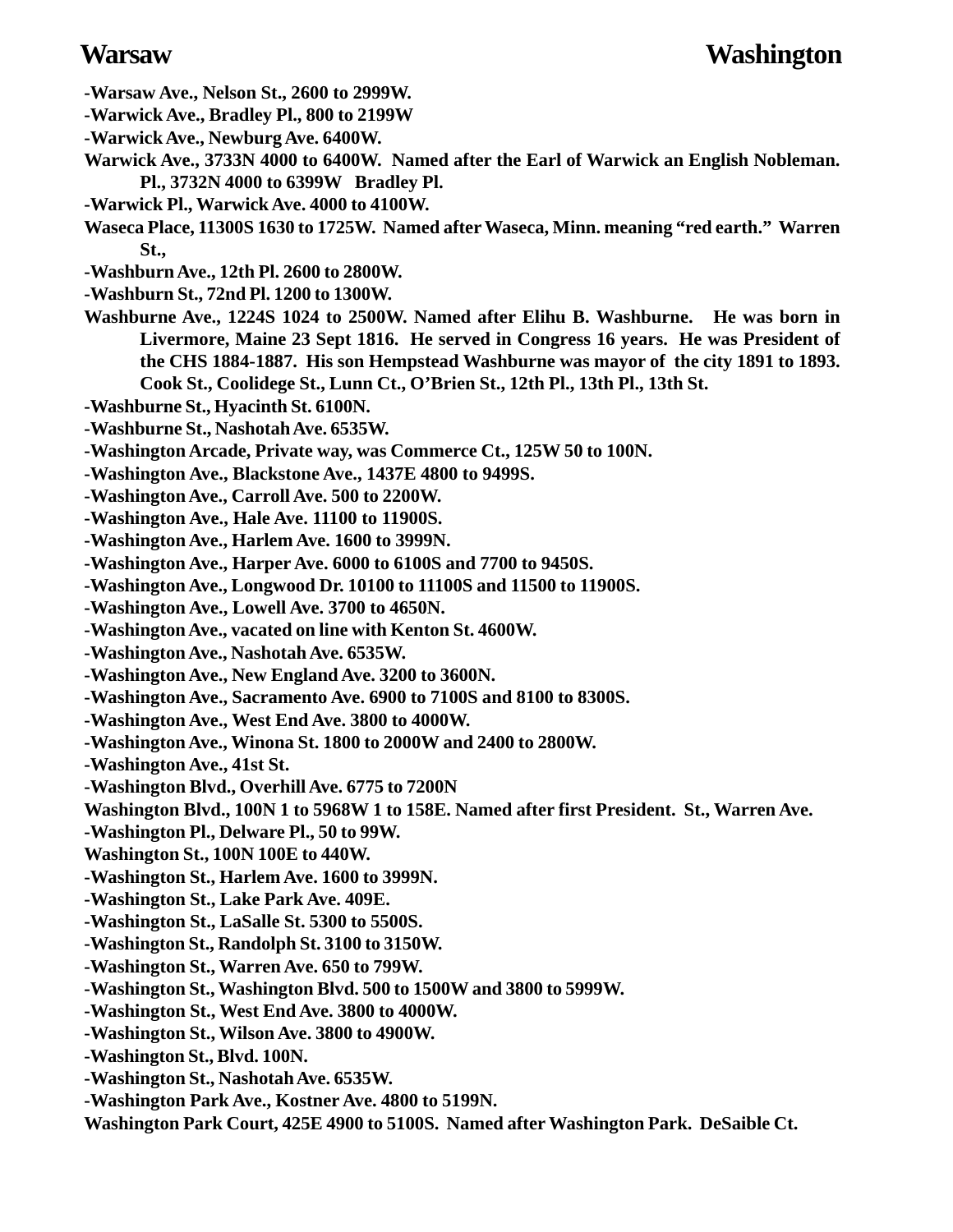-Warsaw Ave., Nelson St., 2600 to 2999W.

-Warwick Ave., Bradley Pl., 800 to 2199W

-Warwick Ave., Newburg Ave. 6400W.

Warwick Ave., 3733N 4000 to 6400W. Named after the Earl of Warwick an English Nobleman. Pl., 3732N 4000 to 6399W Bradley Pl.

-Warwick Pl., Warwick Ave. 4000 to 4100W.

Waseca Place, 11300S 1630 to 1725W. Named after Waseca, Minn. meaning "red earth." Warren St.,

-Washburn Ave., 12th Pl. 2600 to 2800W.

-Washburn St., 72nd Pl. 1200 to 1300W.

Washburne Ave., 1224S 1024 to 2500W. Named after Elihu B. Washburne. He was born in Livermore, Maine 23 Sept 1816. He served in Congress 16 years. He was President of the CHS 1884-1887. His son Hempstead Washburne was mayor of the city 1891 to 1893. Cook St., Coolidege St., Lunn Ct., O'Brien St., 12th Pl., 13th Pl., 13th St.

-Washburne St., Hyacinth St. 6100N.

-Washburne St., Nashotah Ave. 6535W.

-Washington Arcade, Private way, was Commerce Ct., 125W 50 to 100N.

-Washington Ave., Blackstone Ave., 1437E 4800 to 9499S.

-Washington Ave., Carroll Ave. 500 to 2200W.

-Washington Ave., Hale Ave. 11100 to 11900S.

-Washington Ave., Harlem Ave. 1600 to 3999N.

-Washington Ave., Harper Ave. 6000 to 6100S and 7700 to 9450S.

-Washington Ave., Longwood Dr. 10100 to 11100S and 11500 to 11900S.

-Washington Ave., Lowell Ave. 3700 to 4650N.

-Washington Ave., vacated on line with Kenton St. 4600W.

-Washington Ave., Nashotah Ave. 6535W.

-Washington Ave., New England Ave. 3200 to 3600N.

-Washington Ave., Sacramento Ave. 6900 to 7100S and 8100 to 8300S.

-Washington Ave., West End Ave. 3800 to 4000W.

-Washington Ave., Winona St. 1800 to 2000W and 2400 to 2800W.

-Washington Ave., 41st St.

-Washington Blvd., Overhill Ave. 6775 to 7200N

Washington Blvd., 100N 1 to 5968W 1 to 158E. Named after first President. St., Warren Ave.

-Washington Pl., Delware Pl., 50 to 99W.

Washington St., 100N 100E to 440W.

-Washington St., Harlem Ave. 1600 to 3999N.

-Washington St., Lake Park Ave. 409E.

-Washington St., LaSalle St. 5300 to 5500S.

-Washington St., Randolph St. 3100 to 3150W.

-Washington St., Warren Ave. 650 to 799W.

-Washington St., Washington Blvd. 500 to 1500W and 3800 to 5999W.

-Washington St., West End Ave. 3800 to 4000W.

-Washington St., Wilson Ave. 3800 to 4900W.

-Washington St., Blvd. 100N.

-Washington St., Nashotah Ave. 6535W.

-Washington Park Ave., Kostner Ave. 4800 to 5199N.

Washington Park Court, 425E 4900 to 5100S. Named after Washington Park. DeSaible Ct.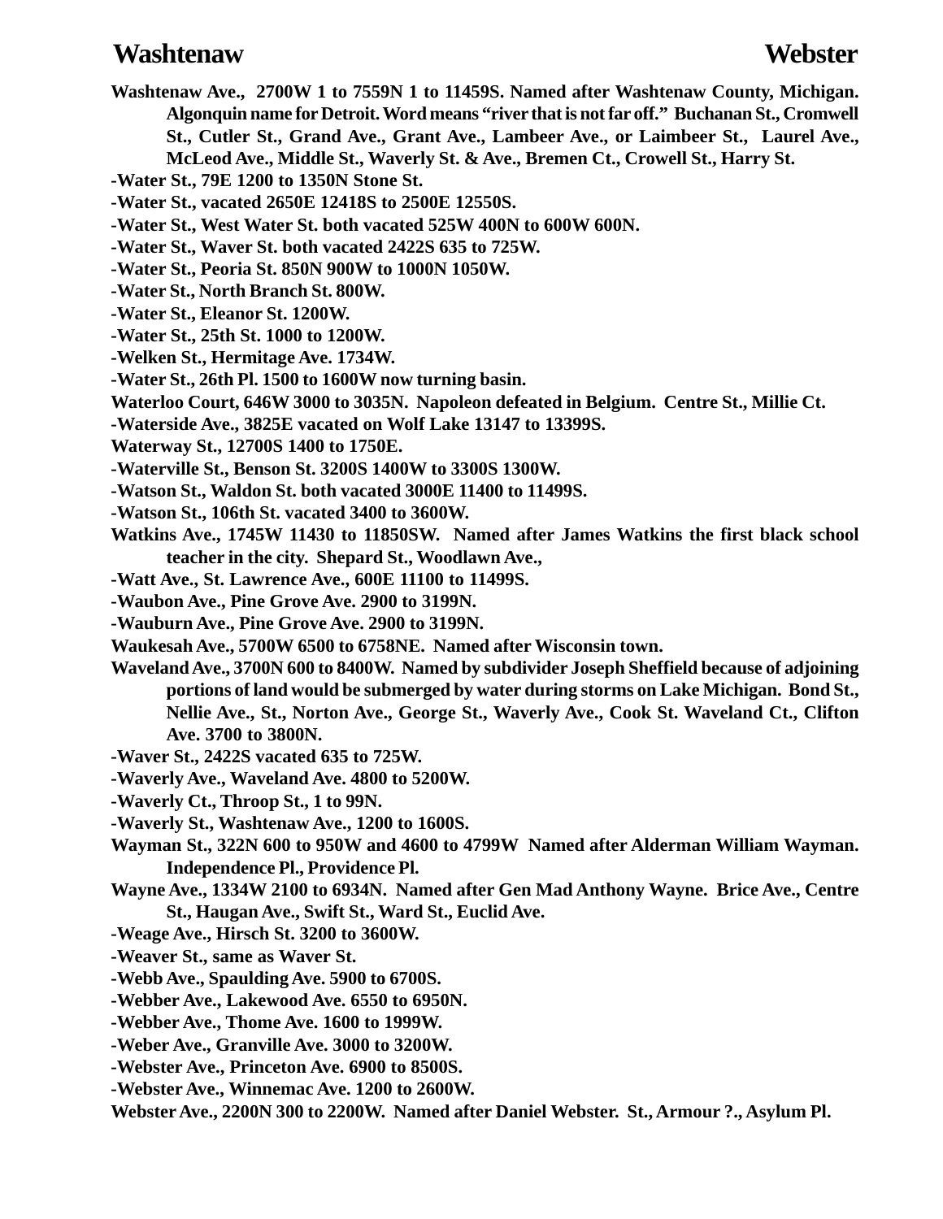**Washtenaw Ave.,** 2700W 1 to 7559N 1 to 11459S. Named after Washtenaw County, Michigan. Algonquin name for Detroit. Word means "river that is not far off." Buchanan St., Cromwell St., Cutler St., Grand Ave., Grant Ave., Lambeer Ave., or Laimbeer St., Laurel Ave., McLeod Ave., Middle St., Waverly St. & Ave., Bremen Ct., Crowell St., Harry St.

-Water St., 79E 1200 to 1350N Stone St.

-Water St., vacated 2650E 12418S to 2500E 12550S.

-Water St., West Water St. both vacated 525W 400N to 600W 600N.

-Water St., Waver St. both vacated 2422S 635 to 725W.

-Water St., Peoria St. 850N 900W to 1000N 1050W.

-Water St., North Branch St. 800W.

-Water St., Eleanor St. 1200W.

-Water St., 25th St. 1000 to 1200W.

-Welken St., Hermitage Ave. 1734W.

-Water St., 26th Pl. 1500 to 1600W now turning basin.

**Waterloo Court,** 646W 3000 to 3035N. Napoleon defeated in Belgium. Centre St., Millie Ct.

-Waterside Ave., 3825E vacated on Wolf Lake 13147 to 13399S.

**Waterway St.,** 12700S 1400 to 1750E.

-Waterville St., Benson St. 3200S 1400W to 3300S 1300W.

-Watson St., Waldon St. both vacated 3000E 11400 to 11499S.

-Watson St., 106th St. vacated 3400 to 3600W.

**Watkins Ave.,** 1745W 11430 to 11850SW. Named after James Watkins the first black school teacher in the city. Shepard St., Woodlawn Ave.,

-Watt Ave., St. Lawrence Ave., 600E 11100 to 11499S.

-Waubon Ave., Pine Grove Ave. 2900 to 3199N.

-Wauburn Ave., Pine Grove Ave. 2900 to 3199N.

**Waukesah Ave.,** 5700W 6500 to 6758NE. Named after Wisconsin town.

**Waveland Ave.,** 3700N 600 to 8400W. Named by subdivider Joseph Sheffield because of adjoining portions of land would be submerged by water during storms on Lake Michigan. Bond St., Nellie Ave., St., Norton Ave., George St., Waverly Ave., Cook St. Waveland Ct., Clifton Ave. 3700 to 3800N.

-Waver St., 2422S vacated 635 to 725W.

-Waverly Ave., Waveland Ave. 4800 to 5200W.

-Waverly Ct., Throop St., 1 to 99N.

-Waverly St., Washtenaw Ave., 1200 to 1600S.

**Wayman St.,** 322N 600 to 950W and 4600 to 4799W Named after Alderman William Wayman. Independence Pl., Providence Pl.

**Wayne Ave.,** 1334W 2100 to 6934N. Named after Gen Mad Anthony Wayne. Brice Ave., Centre St., Haugan Ave., Swift St., Ward St., Euclid Ave.

-Weage Ave., Hirsch St. 3200 to 3600W.

-Weaver St., same as Waver St.

-Webb Ave., Spaulding Ave. 5900 to 6700S.

-Webber Ave., Lakewood Ave. 6550 to 6950N.

-Webber Ave., Thome Ave. 1600 to 1999W.

-Weber Ave., Granville Ave. 3000 to 3200W.

-Webster Ave., Princeton Ave. 6900 to 8500S.

-Webster Ave., Winnemac Ave. 1200 to 2600W.

**Webster Ave.,** 2200N 300 to 2200W. Named after Daniel Webster. St., Armour ?., Asylum Pl.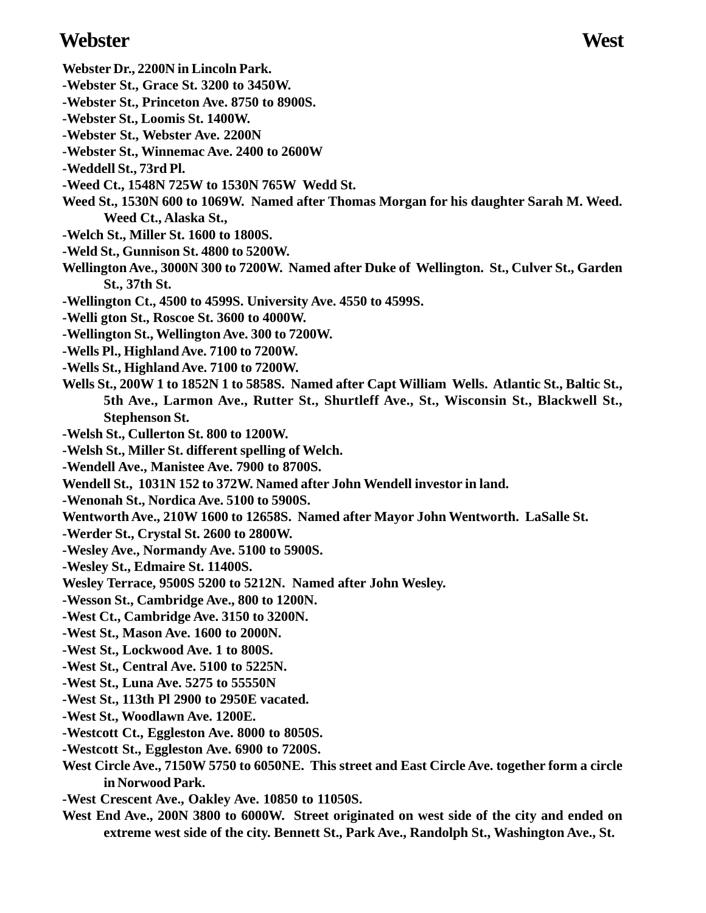**Webster Dr., 2200N in Lincoln Park.**

**-Webster St., Grace St. 3200 to 3450W.**

**-Webster St., Princeton Ave. 8750 to 8900S.**

**-Webster St., Loomis St. 1400W.**

**-Webster St., Webster Ave. 2200N**

**-Webster St., Winnemac Ave. 2400 to 2600W**

**-Weddell St., 73rd Pl.**

**-Weed Ct., 1548N 725W to 1530N 765W Wedd St.**

**Weed St., 1530N 600 to 1069W. Named after Thomas Morgan for his daughter Sarah M. Weed. Weed Ct., Alaska St.,**

**-Welch St., Miller St. 1600 to 1800S.**

**-Weld St., Gunnison St. 4800 to 5200W.**

**Wellington Ave., 3000N 300 to 7200W. Named after Duke of Wellington. St., Culver St., Garden St., 37th St.**

**-Wellington Ct., 4500 to 4599S. University Ave. 4550 to 4599S.**

**-Welli gton St., Roscoe St. 3600 to 4000W.**

**-Wellington St., Wellington Ave. 300 to 7200W.**

**-Wells Pl., Highland Ave. 7100 to 7200W.**

**-Wells St., Highland Ave. 7100 to 7200W.**

**Wells St., 200W 1 to 1852N 1 to 5858S. Named after Capt William Wells. Atlantic St., Baltic St., 5th Ave., Larmon Ave., Rutter St., Shurtleff Ave., St., Wisconsin St., Blackwell St., Stephenson St.**

**-Welsh St., Cullerton St. 800 to 1200W.**

**-Welsh St., Miller St. different spelling of Welch.**

**-Wendell Ave., Manistee Ave. 7900 to 8700S.**

**Wendell St., 1031N 152 to 372W. Named after John Wendell investor in land.**

**-Wenonah St., Nordica Ave. 5100 to 5900S.**

**Wentworth Ave., 210W 1600 to 12658S. Named after Mayor John Wentworth. LaSalle St.**

**-Werder St., Crystal St. 2600 to 2800W.**

**-Wesley Ave., Normandy Ave. 5100 to 5900S.**

**-Wesley St., Edmaire St. 11400S.**

**Wesley Terrace, 9500S 5200 to 5212N. Named after John Wesley.**

**-Wesson St., Cambridge Ave., 800 to 1200N.**

**-West Ct., Cambridge Ave. 3150 to 3200N.**

**-West St., Mason Ave. 1600 to 2000N.**

**-West St., Lockwood Ave. 1 to 800S.**

**-West St., Central Ave. 5100 to 5225N.**

**-West St., Luna Ave. 5275 to 55550N**

**-West St., 113th Pl 2900 to 2950E vacated.**

**-West St., Woodlawn Ave. 1200E.**

**-Westcott Ct., Eggleston Ave. 8000 to 8050S.**

**-Westcott St., Eggleston Ave. 6900 to 7200S.**

**West Circle Ave., 7150W 5750 to 6050NE. This street and East Circle Ave. together form a circle in Norwood Park.**

**-West Crescent Ave., Oakley Ave. 10850 to 11050S.**

**West End Ave., 200N 3800 to 6000W. Street originated on west side of the city and ended on extreme west side of the city. Bennett St., Park Ave., Randolph St., Washington Ave., St.**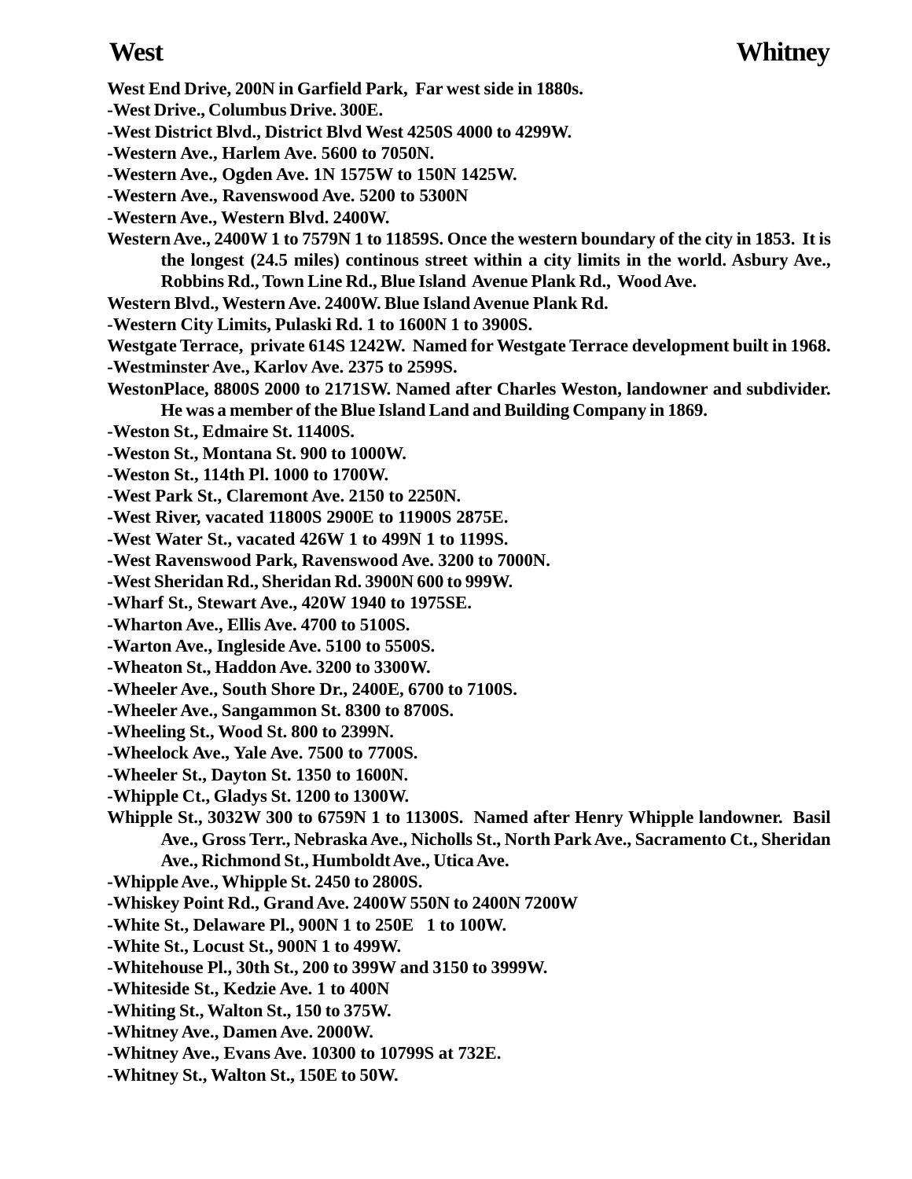West End Drive, 200N in Garfield Park, Far west side in 1880s.

-West Drive., Columbus Drive. 300E.

-West District Blvd., District Blvd West 4250S 4000 to 4299W.

-Western Ave., Harlem Ave. 5600 to 7050N.

-Western Ave., Ogden Ave. 1N 1575W to 150N 1425W.

-Western Ave., Ravenswood Ave. 5200 to 5300N

-Western Ave., Western Blvd. 2400W.

Western Ave., 2400W 1 to 7579N 1 to 11859S. Once the western boundary of the city in 1853. It is the longest (24.5 miles) continous street within a city limits in the world. Asbury Ave., Robbins Rd., Town Line Rd., Blue Island Avenue Plank Rd., Wood Ave.

Western Blvd., Western Ave. 2400W. Blue Island Avenue Plank Rd.

-Western City Limits, Pulaski Rd. 1 to 1600N 1 to 3900S.

Westgate Terrace, private 614S 1242W. Named for Westgate Terrace development built in 1968.

-Westminster Ave., Karlov Ave. 2375 to 2599S.

WestonPlace, 8800S 2000 to 2171SW. Named after Charles Weston, landowner and subdivider. He was a member of the Blue Island Land and Building Company in 1869.

-Weston St., Edmaire St. 11400S.

-Weston St., Montana St. 900 to 1000W.

-Weston St., 114th Pl. 1000 to 1700W.

-West Park St., Claremont Ave. 2150 to 2250N.

-West River, vacated 11800S 2900E to 11900S 2875E.

-West Water St., vacated 426W 1 to 499N 1 to 1199S.

-West Ravenswood Park, Ravenswood Ave. 3200 to 7000N.

-West Sheridan Rd., Sheridan Rd. 3900N 600 to 999W.

-Wharf St., Stewart Ave., 420W 1940 to 1975SE.

-Wharton Ave., Ellis Ave. 4700 to 5100S.

-Warton Ave., Ingleside Ave. 5100 to 5500S.

-Wheaton St., Haddon Ave. 3200 to 3300W.

-Wheeler Ave., South Shore Dr., 2400E, 6700 to 7100S.

-Wheeler Ave., Sangammon St. 8300 to 8700S.

-Wheeling St., Wood St. 800 to 2399N.

-Wheelock Ave., Yale Ave. 7500 to 7700S.

-Wheeler St., Dayton St. 1350 to 1600N.

-Whipple Ct., Gladys St. 1200 to 1300W.

Whipple St., 3032W 300 to 6759N 1 to 11300S. Named after Henry Whipple landowner. Basil Ave., Gross Terr., Nebraska Ave., Nicholls St., North Park Ave., Sacramento Ct., Sheridan Ave., Richmond St., Humboldt Ave., Utica Ave.

-Whipple Ave., Whipple St. 2450 to 2800S.

-Whiskey Point Rd., Grand Ave. 2400W 550N to 2400N 7200W

-White St., Delaware Pl., 900N 1 to 250E 1 to 100W.

-White St., Locust St., 900N 1 to 499W.

-Whitehouse Pl., 30th St., 200 to 399W and 3150 to 3999W.

-Whiteside St., Kedzie Ave. 1 to 400N

-Whiting St., Walton St., 150 to 375W.

-Whitney Ave., Damen Ave. 2000W.

-Whitney Ave., Evans Ave. 10300 to 10799S at 732E.

-Whitney St., Walton St., 150E to 50W.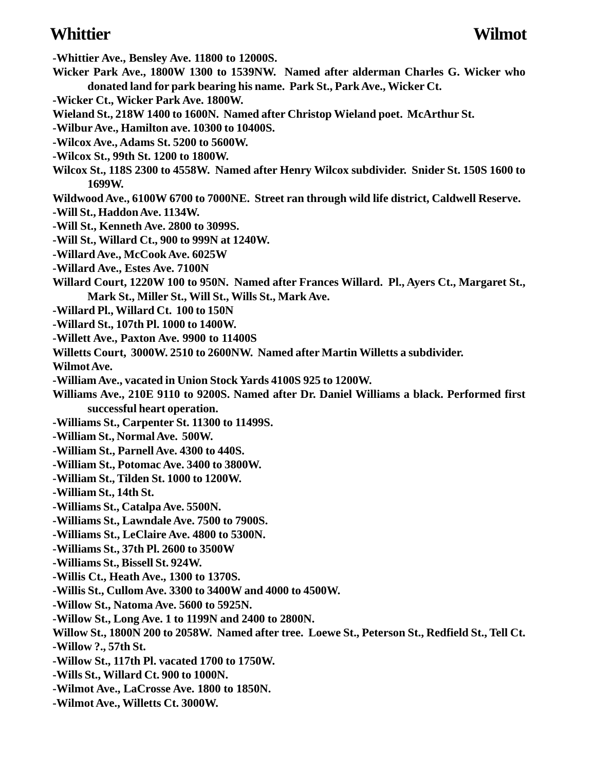-Whittier Ave., Bensley Ave. 11800 to 12000S.

Wicker Park Ave., 1800W 1300 to 1539NW. Named after alderman Charles G. Wicker who donated land for park bearing his name. Park St., Park Ave., Wicker Ct.

-Wicker Ct., Wicker Park Ave. 1800W.

Wieland St., 218W 1400 to 1600N. Named after Christop Wieland poet. McArthur St.

-Wilbur Ave., Hamilton ave. 10300 to 10400S.

-Wilcox Ave., Adams St. 5200 to 5600W.

-Wilcox St., 99th St. 1200 to 1800W.

Wilcox St., 118S 2300 to 4558W. Named after Henry Wilcox subdivider. Snider St. 150S 1600 to 1699W.

Wildwood Ave., 6100W 6700 to 7000NE. Street ran through wild life district, Caldwell Reserve.

-Will St., Haddon Ave. 1134W.

-Will St., Kenneth Ave. 2800 to 3099S.

-Will St., Willard Ct., 900 to 999N at 1240W.

-Willard Ave., McCook Ave. 6025W

-Willard Ave., Estes Ave. 7100N

Willard Court, 1220W 100 to 950N. Named after Frances Willard. Pl., Ayers Ct., Margaret St., Mark St., Miller St., Will St., Wills St., Mark Ave.

-Willard Pl., Willard Ct. 100 to 150N

-Willard St., 107th Pl. 1000 to 1400W.

-Willett Ave., Paxton Ave. 9900 to 11400S

Willetts Court, 3000W. 2510 to 2600NW. Named after Martin Willetts a subdivider.

Wilmot Ave.

-William Ave., vacated in Union Stock Yards 4100S 925 to 1200W.

Williams Ave., 210E 9110 to 9200S. Named after Dr. Daniel Williams a black. Performed first successful heart operation.

-Williams St., Carpenter St. 11300 to 11499S.

-William St., Normal Ave. 500W.

-William St., Parnell Ave. 4300 to 440S.

-William St., Potomac Ave. 3400 to 3800W.

-William St., Tilden St. 1000 to 1200W.

-William St., 14th St.

-Williams St., Catalpa Ave. 5500N.

-Williams St., Lawndale Ave. 7500 to 7900S.

-Williams St., LeClaire Ave. 4800 to 5300N.

-Williams St., 37th Pl. 2600 to 3500W

-Williams St., Bissell St. 924W.

-Willis Ct., Heath Ave., 1300 to 1370S.

-Willis St., Cullom Ave. 3300 to 3400W and 4000 to 4500W.

-Willow St., Natoma Ave. 5600 to 5925N.

-Willow St., Long Ave. 1 to 1199N and 2400 to 2800N.

Willow St., 1800N 200 to 2058W. Named after tree. Loewe St., Peterson St., Redfield St., Tell Ct.

-Willow ?., 57th St.

-Willow St., 117th Pl. vacated 1700 to 1750W.

-Wills St., Willard Ct. 900 to 1000N.

-Wilmot Ave., LaCrosse Ave. 1800 to 1850N.

-Wilmot Ave., Willetts Ct. 3000W.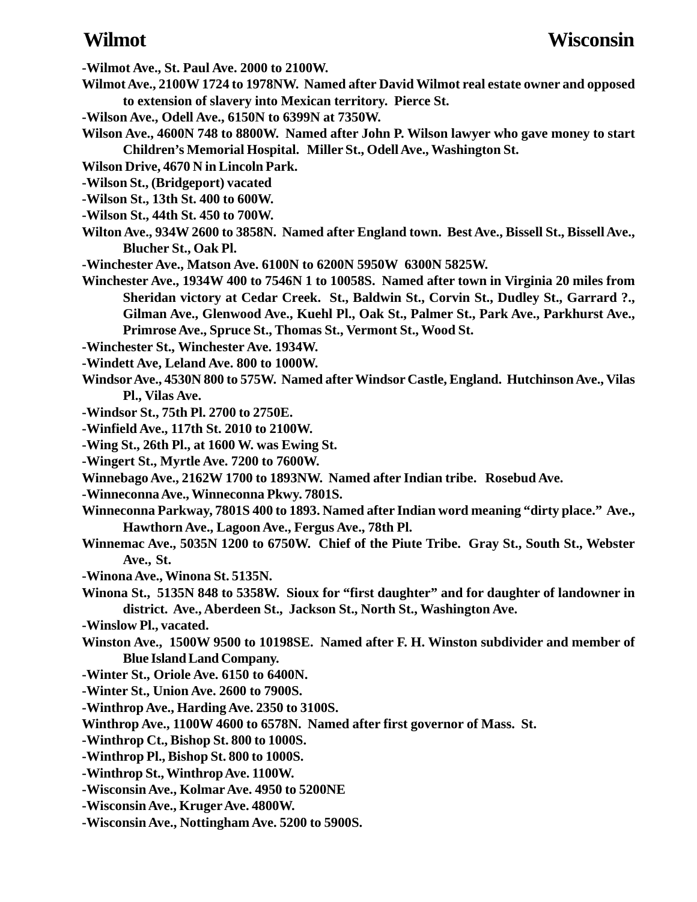**-Wilmot Ave., St. Paul Ave. 2000 to 2100W.**

**Wilmot Ave., 2100W 1724 to 1978NW. Named after David Wilmot real estate owner and opposed to extension of slavery into Mexican territory. Pierce St.**

**-Wilson Ave., Odell Ave., 6150N to 6399N at 7350W.**

**Wilson Ave., 4600N 748 to 8800W. Named after John P. Wilson lawyer who gave money to start Children's Memorial Hospital. Miller St., Odell Ave., Washington St.**

**Wilson Drive, 4670 N in Lincoln Park.**

**-Wilson St., (Bridgeport) vacated**

**-Wilson St., 13th St. 400 to 600W.**

**-Wilson St., 44th St. 450 to 700W.**

**Wilton Ave., 934W 2600 to 3858N. Named after England town. Best Ave., Bissell St., Bissell Ave., Blucher St., Oak Pl.**

**-Winchester Ave., Matson Ave. 6100N to 6200N 5950W 6300N 5825W.**

**Winchester Ave., 1934W 400 to 7546N 1 to 10058S. Named after town in Virginia 20 miles from Sheridan victory at Cedar Creek. St., Baldwin St., Corvin St., Dudley St., Garrard ?., Gilman Ave., Glenwood Ave., Kuehl Pl., Oak St., Palmer St., Park Ave., Parkhurst Ave., Primrose Ave., Spruce St., Thomas St., Vermont St., Wood St.**

**-Winchester St., Winchester Ave. 1934W.**

**-Windett Ave, Leland Ave. 800 to 1000W.**

**Windsor Ave., 4530N 800 to 575W. Named after Windsor Castle, England. Hutchinson Ave., Vilas Pl., Vilas Ave.**

**-Windsor St., 75th Pl. 2700 to 2750E.**

**-Winfield Ave., 117th St. 2010 to 2100W.**

**-Wing St., 26th Pl., at 1600 W. was Ewing St.**

**-Wingert St., Myrtle Ave. 7200 to 7600W.**

**Winnebago Ave., 2162W 1700 to 1893NW. Named after Indian tribe. Rosebud Ave.**

**-Winneconna Ave., Winneconna Pkwy. 7801S.**

**Winneconna Parkway, 7801S 400 to 1893. Named after Indian word meaning "dirty place." Ave., Hawthorn Ave., Lagoon Ave., Fergus Ave., 78th Pl.**

**Winnemac Ave., 5035N 1200 to 6750W. Chief of the Piute Tribe. Gray St., South St., Webster Ave., St.**

**-Winona Ave., Winona St. 5135N.**

**Winona St., 5135N 848 to 5358W. Sioux for "first daughter" and for daughter of landowner in district. Ave., Aberdeen St., Jackson St., North St., Washington Ave.**

**-Winslow Pl., vacated.**

**Winston Ave., 1500W 9500 to 10198SE. Named after F. H. Winston subdivider and member of Blue Island Land Company.**

**-Winter St., Oriole Ave. 6150 to 6400N.**

**-Winter St., Union Ave. 2600 to 7900S.**

**-Winthrop Ave., Harding Ave. 2350 to 3100S.**

**Winthrop Ave., 1100W 4600 to 6578N. Named after first governor of Mass. St.**

**-Winthrop Ct., Bishop St. 800 to 1000S.**

**-Winthrop Pl., Bishop St. 800 to 1000S.**

**-Winthrop St., Winthrop Ave. 1100W.**

**-Wisconsin Ave., Kolmar Ave. 4950 to 5200NE**

**-Wisconsin Ave., Kruger Ave. 4800W.**

**-Wisconsin Ave., Nottingham Ave. 5200 to 5900S.**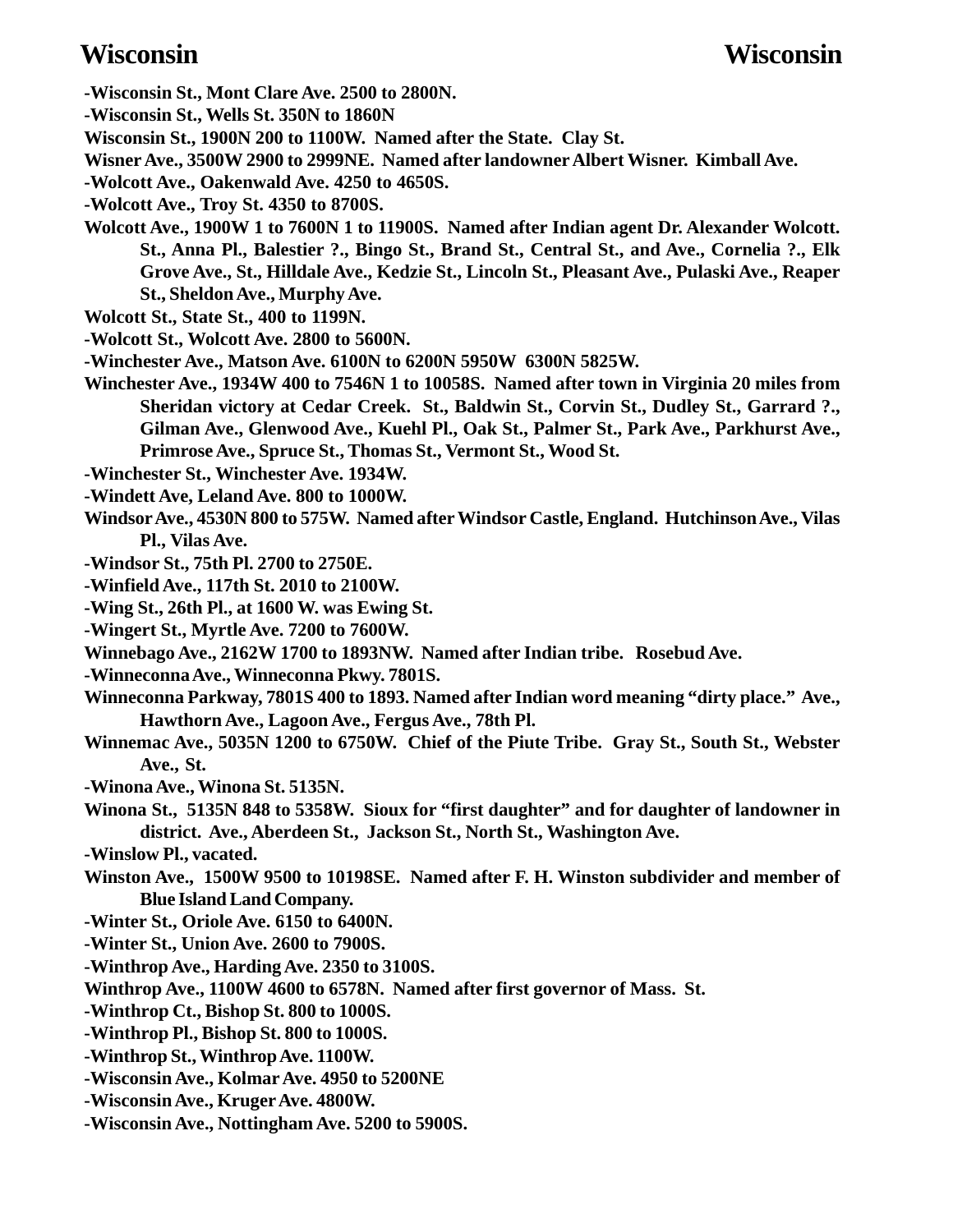**-Wisconsin St., Mont Clare Ave. 2500 to 2800N.**

**-Wisconsin St., Wells St. 350N to 1860N**

**Wisconsin St., 1900N 200 to 1100W. Named after the State. Clay St.**

**Wisner Ave., 3500W 2900 to 2999NE. Named after landowner Albert Wisner. Kimball Ave.**

**-Wolcott Ave., Oakenwald Ave. 4250 to 4650S.**

**-Wolcott Ave., Troy St. 4350 to 8700S.**

**Wolcott Ave., 1900W 1 to 7600N 1 to 11900S. Named after Indian agent Dr. Alexander Wolcott. St., Anna Pl., Balestier ?., Bingo St., Brand St., Central St., and Ave., Cornelia ?., Elk Grove Ave., St., Hilldale Ave., Kedzie St., Lincoln St., Pleasant Ave., Pulaski Ave., Reaper St., Sheldon Ave., Murphy Ave.**

**Wolcott St., State St., 400 to 1199N.**

**-Wolcott St., Wolcott Ave. 2800 to 5600N.**

**-Winchester Ave., Matson Ave. 6100N to 6200N 5950W 6300N 5825W.**

**Winchester Ave., 1934W 400 to 7546N 1 to 10058S. Named after town in Virginia 20 miles from Sheridan victory at Cedar Creek. St., Baldwin St., Corvin St., Dudley St., Garrard ?., Gilman Ave., Glenwood Ave., Kuehl Pl., Oak St., Palmer St., Park Ave., Parkhurst Ave., Primrose Ave., Spruce St., Thomas St., Vermont St., Wood St.**

**-Winchester St., Winchester Ave. 1934W.**

**-Windett Ave, Leland Ave. 800 to 1000W.**

**Windsor Ave., 4530N 800 to 575W. Named after Windsor Castle, England. Hutchinson Ave., Vilas Pl., Vilas Ave.**

**-Windsor St., 75th Pl. 2700 to 2750E.**

**-Winfield Ave., 117th St. 2010 to 2100W.**

**-Wing St., 26th Pl., at 1600 W. was Ewing St.**

**-Wingert St., Myrtle Ave. 7200 to 7600W.**

**Winnebago Ave., 2162W 1700 to 1893NW. Named after Indian tribe. Rosebud Ave.**

**-Winneconna Ave., Winneconna Pkwy. 7801S.**

**Winneconna Parkway, 7801S 400 to 1893. Named after Indian word meaning "dirty place." Ave., Hawthorn Ave., Lagoon Ave., Fergus Ave., 78th Pl.**

**Winnemac Ave., 5035N 1200 to 6750W. Chief of the Piute Tribe. Gray St., South St., Webster Ave., St.**

**-Winona Ave., Winona St. 5135N.**

**Winona St., 5135N 848 to 5358W. Sioux for "first daughter" and for daughter of landowner in district. Ave., Aberdeen St., Jackson St., North St., Washington Ave.**

**-Winslow Pl., vacated.**

**Winston Ave., 1500W 9500 to 10198SE. Named after F. H. Winston subdivider and member of Blue Island Land Company.**

**-Winter St., Oriole Ave. 6150 to 6400N.**

**-Winter St., Union Ave. 2600 to 7900S.**

**-Winthrop Ave., Harding Ave. 2350 to 3100S.**

**Winthrop Ave., 1100W 4600 to 6578N. Named after first governor of Mass. St.**

**-Winthrop Ct., Bishop St. 800 to 1000S.**

**-Winthrop Pl., Bishop St. 800 to 1000S.**

**-Winthrop St., Winthrop Ave. 1100W.**

**-Wisconsin Ave., Kolmar Ave. 4950 to 5200NE**

**-Wisconsin Ave., Kruger Ave. 4800W.**

**-Wisconsin Ave., Nottingham Ave. 5200 to 5900S.**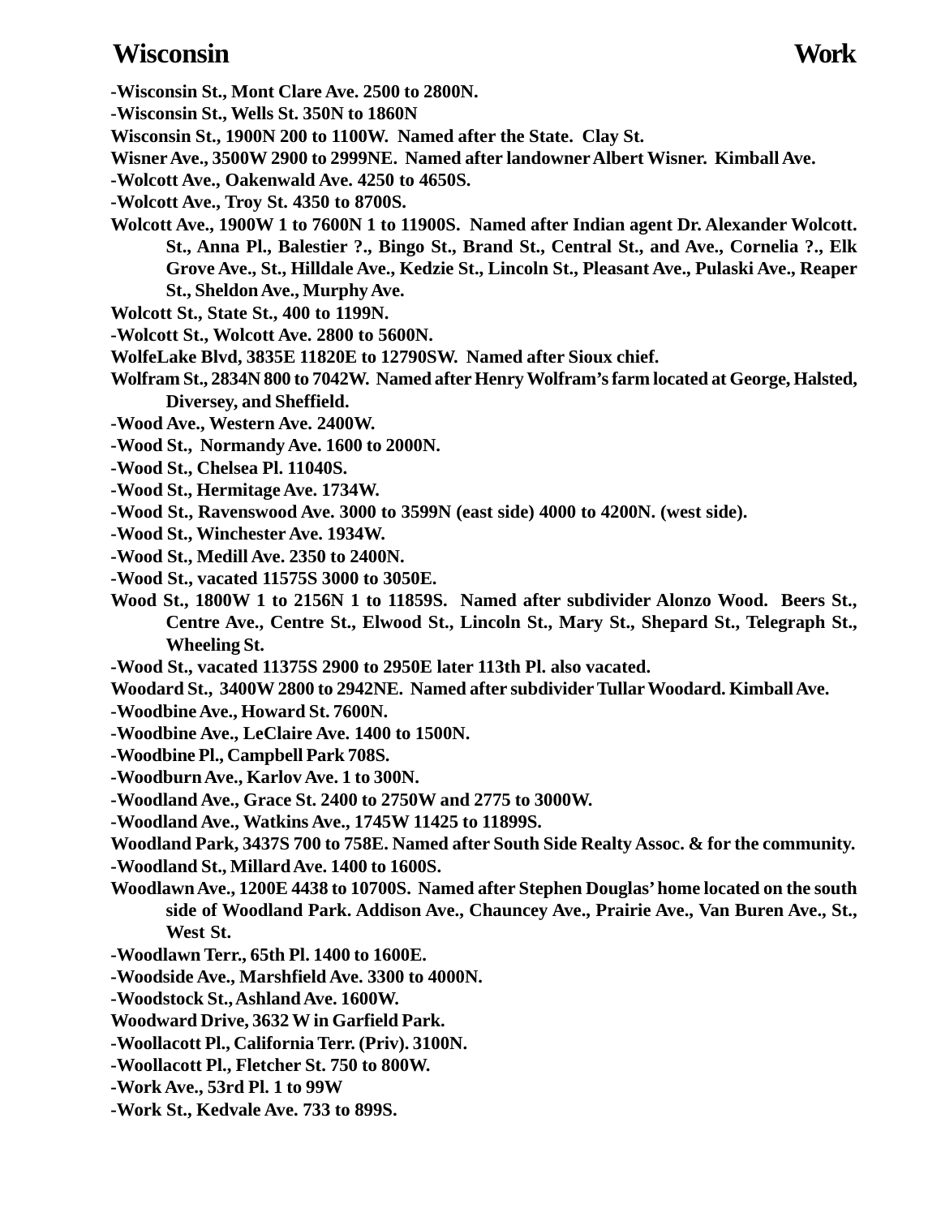-Wisconsin St., Mont Clare Ave. 2500 to 2800N.

-Wisconsin St., Wells St. 350N to 1860N

Wisconsin St., 1900N 200 to 1100W. Named after the State. Clay St.

Wisner Ave., 3500W 2900 to 2999NE. Named after landowner Albert Wisner. Kimball Ave.

-Wolcott Ave., Oakenwald Ave. 4250 to 4650S.

-Wolcott Ave., Troy St. 4350 to 8700S.

Wolcott Ave., 1900W 1 to 7600N 1 to 11900S. Named after Indian agent Dr. Alexander Wolcott. St., Anna Pl., Balestier ?., Bingo St., Brand St., Central St., and Ave., Cornelia ?., Elk Grove Ave., St., Hilldale Ave., Kedzie St., Lincoln St., Pleasant Ave., Pulaski Ave., Reaper St., Sheldon Ave., Murphy Ave.

Wolcott St., State St., 400 to 1199N.

-Wolcott St., Wolcott Ave. 2800 to 5600N.

WolfeLake Blvd, 3835E 11820E to 12790SW. Named after Sioux chief.

Wolfram St., 2834N 800 to 7042W. Named after Henry Wolfram's farm located at George, Halsted, Diversey, and Sheffield.

-Wood Ave., Western Ave. 2400W.

-Wood St., Normandy Ave. 1600 to 2000N.

-Wood St., Chelsea Pl. 11040S.

-Wood St., Hermitage Ave. 1734W.

-Wood St., Ravenswood Ave. 3000 to 3599N (east side) 4000 to 4200N. (west side).

-Wood St., Winchester Ave. 1934W.

-Wood St., Medill Ave. 2350 to 2400N.

-Wood St., vacated 11575S 3000 to 3050E.

Wood St., 1800W 1 to 2156N 1 to 11859S. Named after subdivider Alonzo Wood. Beers St., Centre Ave., Centre St., Elwood St., Lincoln St., Mary St., Shepard St., Telegraph St., Wheeling St.

-Wood St., vacated 11375S 2900 to 2950E later 113th Pl. also vacated.

Woodard St., 3400W 2800 to 2942NE. Named after subdivider Tullar Woodard. Kimball Ave.

-Woodbine Ave., Howard St. 7600N.

-Woodbine Ave., LeClaire Ave. 1400 to 1500N.

-Woodbine Pl., Campbell Park 708S.

-Woodburn Ave., Karlov Ave. 1 to 300N.

-Woodland Ave., Grace St. 2400 to 2750W and 2775 to 3000W.

-Woodland Ave., Watkins Ave., 1745W 11425 to 11899S.

Woodland Park, 3437S 700 to 758E. Named after South Side Realty Assoc. & for the community.

-Woodland St., Millard Ave. 1400 to 1600S.

Woodlawn Ave., 1200E 4438 to 10700S. Named after Stephen Douglas' home located on the south side of Woodland Park. Addison Ave., Chauncey Ave., Prairie Ave., Van Buren Ave., St., West St.

-Woodlawn Terr., 65th Pl. 1400 to 1600E.

-Woodside Ave., Marshfield Ave. 3300 to 4000N.

-Woodstock St., Ashland Ave. 1600W.

Woodward Drive, 3632 W in Garfield Park.

-Woollacott Pl., California Terr. (Priv). 3100N.

-Woollacott Pl., Fletcher St. 750 to 800W.

-Work Ave., 53rd Pl. 1 to 99W

-Work St., Kedvale Ave. 733 to 899S.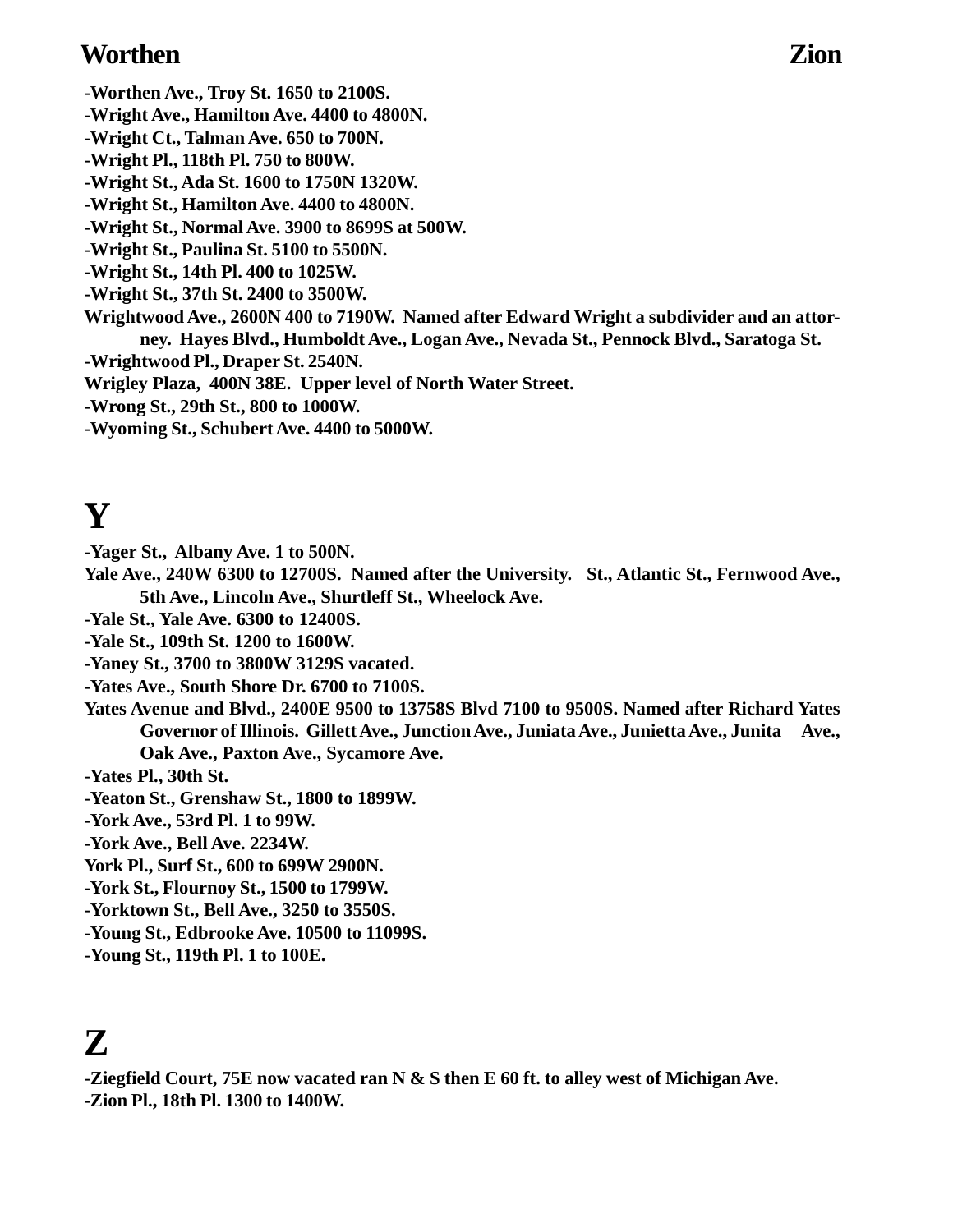-Worthen Ave., Troy St. 1650 to 2100S.
-Wright Ave., Hamilton Ave. 4400 to 4800N.
-Wright Ct., Talman Ave. 650 to 700N.
-Wright Pl., 118th Pl. 750 to 800W.
-Wright St., Ada St. 1600 to 1750N 1320W.
-Wright St., Hamilton Ave. 4400 to 4800N.
-Wright St., Normal Ave. 3900 to 8699S at 500W.
-Wright St., Paulina St. 5100 to 5500N.
-Wright St., 14th Pl. 400 to 1025W.
-Wright St., 37th St. 2400 to 3500W.
Wrightwood Ave., 2600N 400 to 7190W. Named after Edward Wright a subdivider and an attorney. Hayes Blvd., Humboldt Ave., Logan Ave., Nevada St., Pennock Blvd., Saratoga St.
-Wrightwood Pl., Draper St. 2540N.
Wrigley Plaza, 400N 38E. Upper level of North Water Street.
-Wrong St., 29th St., 800 to 1000W.
-Wyoming St., Schubert Ave. 4400 to 5000W.

# Y

-Yager St., Albany Ave. 1 to 500N.
Yale Ave., 240W 6300 to 12700S. Named after the University. St., Atlantic St., Fernwood Ave., 5th Ave., Lincoln Ave., Shurtleff St., Wheelock Ave.
-Yale St., Yale Ave. 6300 to 12400S.
-Yale St., 109th St. 1200 to 1600W.
-Yaney St., 3700 to 3800W 3129S vacated.
-Yates Ave., South Shore Dr. 6700 to 7100S.
Yates Avenue and Blvd., 2400E 9500 to 13758S Blvd 7100 to 9500S. Named after Richard Yates Governor of Illinois. Gillett Ave., Junction Ave., Juniata Ave., Junietta Ave., Junita Ave., Oak Ave., Paxton Ave., Sycamore Ave.
-Yates Pl., 30th St.
-Yeaton St., Grenshaw St., 1800 to 1899W.
-York Ave., 53rd Pl. 1 to 99W.
-York Ave., Bell Ave. 2234W.
York Pl., Surf St., 600 to 699W 2900N.
-York St., Flournoy St., 1500 to 1799W.
-Yorktown St., Bell Ave., 3250 to 3550S.
-Young St., Edbrooke Ave. 10500 to 11099S.
-Young St., 119th Pl. 1 to 100E.

# Z

-Ziegfield Court, 75E now vacated ran N & S then E 60 ft. to alley west of Michigan Ave.
-Zion Pl., 18th Pl. 1300 to 1400W.